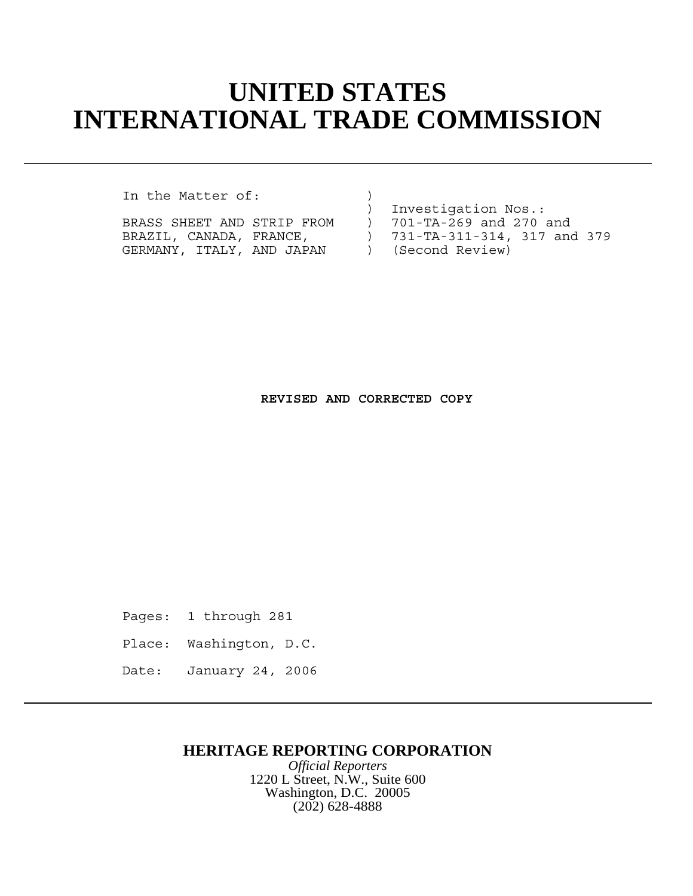# UNITED STATES
# INTERNATIONAL TRADE COMMISSION

---

```
In the Matter of:              )
                               )  Investigation Nos.:
BRASS SHEET AND STRIP FROM     )  701-TA-269 and 270 and
BRAZIL, CANADA, FRANCE,        )  731-TA-311-314, 317 and 379
GERMANY, ITALY, AND JAPAN      )  (Second Review)
```

**REVISED AND CORRECTED COPY**

Pages: 1 through 281

Place: Washington, D.C.

Date: January 24, 2006

---

**HERITAGE REPORTING CORPORATION**

*Official Reporters*

1220 L Street, N.W., Suite 600

Washington, D.C. 20005

(202) 628-4888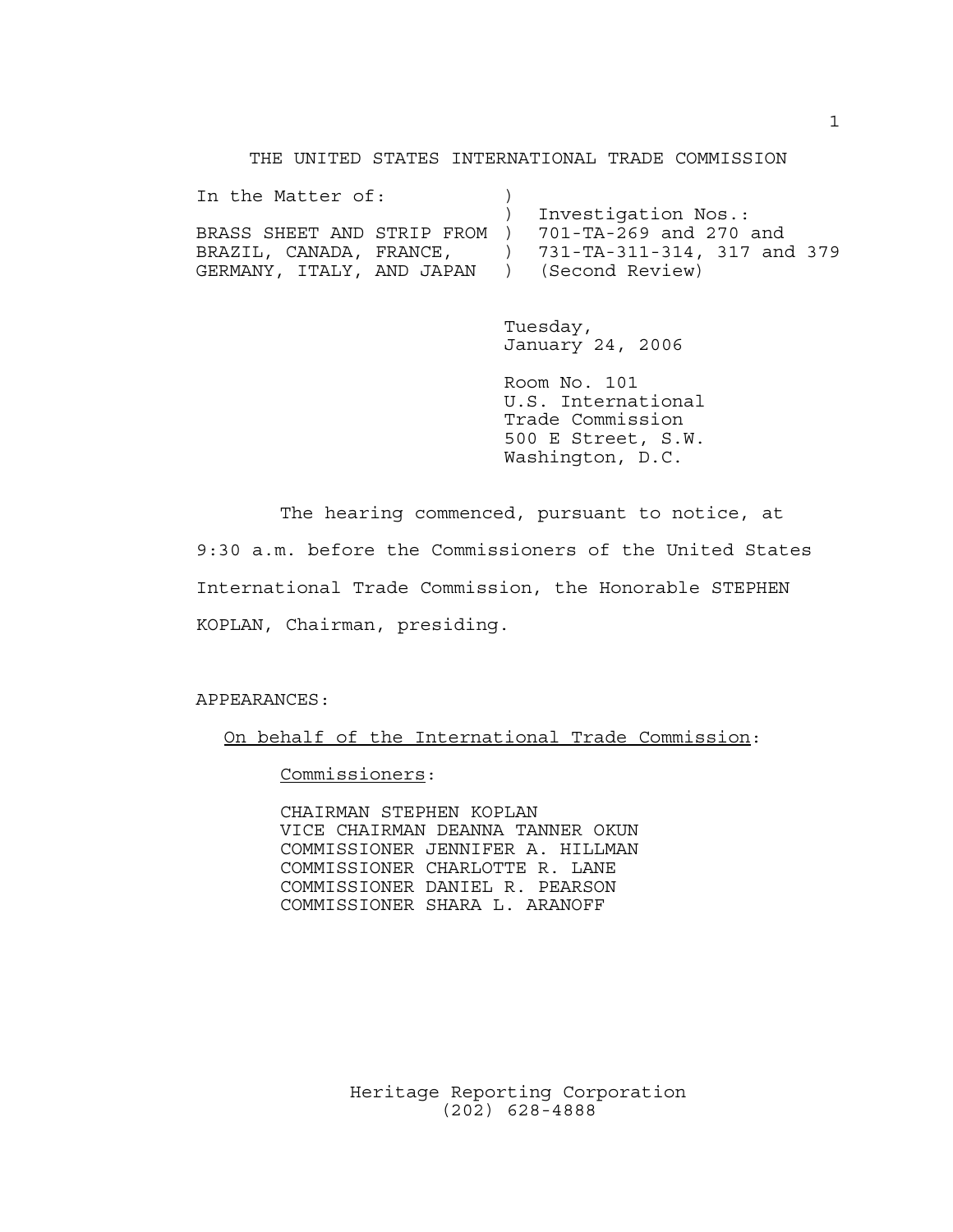THE UNITED STATES INTERNATIONAL TRADE COMMISSION

```
In the Matter of:            )
                             )  Investigation Nos.:
BRASS SHEET AND STRIP FROM   )  701-TA-269 and 270 and
BRAZIL, CANADA, FRANCE,      )  731-TA-311-314, 317 and 379
GERMANY, ITALY, AND JAPAN    )  (Second Review)
```

Tuesday,
January 24, 2006

Room No. 101
U.S. International
Trade Commission
500 E Street, S.W.
Washington, D.C.

The hearing commenced, pursuant to notice, at 9:30 a.m. before the Commissioners of the United States International Trade Commission, the Honorable STEPHEN KOPLAN, Chairman, presiding.

APPEARANCES:

On behalf of the International Trade Commission:

Commissioners:

CHAIRMAN STEPHEN KOPLAN
VICE CHAIRMAN DEANNA TANNER OKUN
COMMISSIONER JENNIFER A. HILLMAN
COMMISSIONER CHARLOTTE R. LANE
COMMISSIONER DANIEL R. PEARSON
COMMISSIONER SHARA L. ARANOFF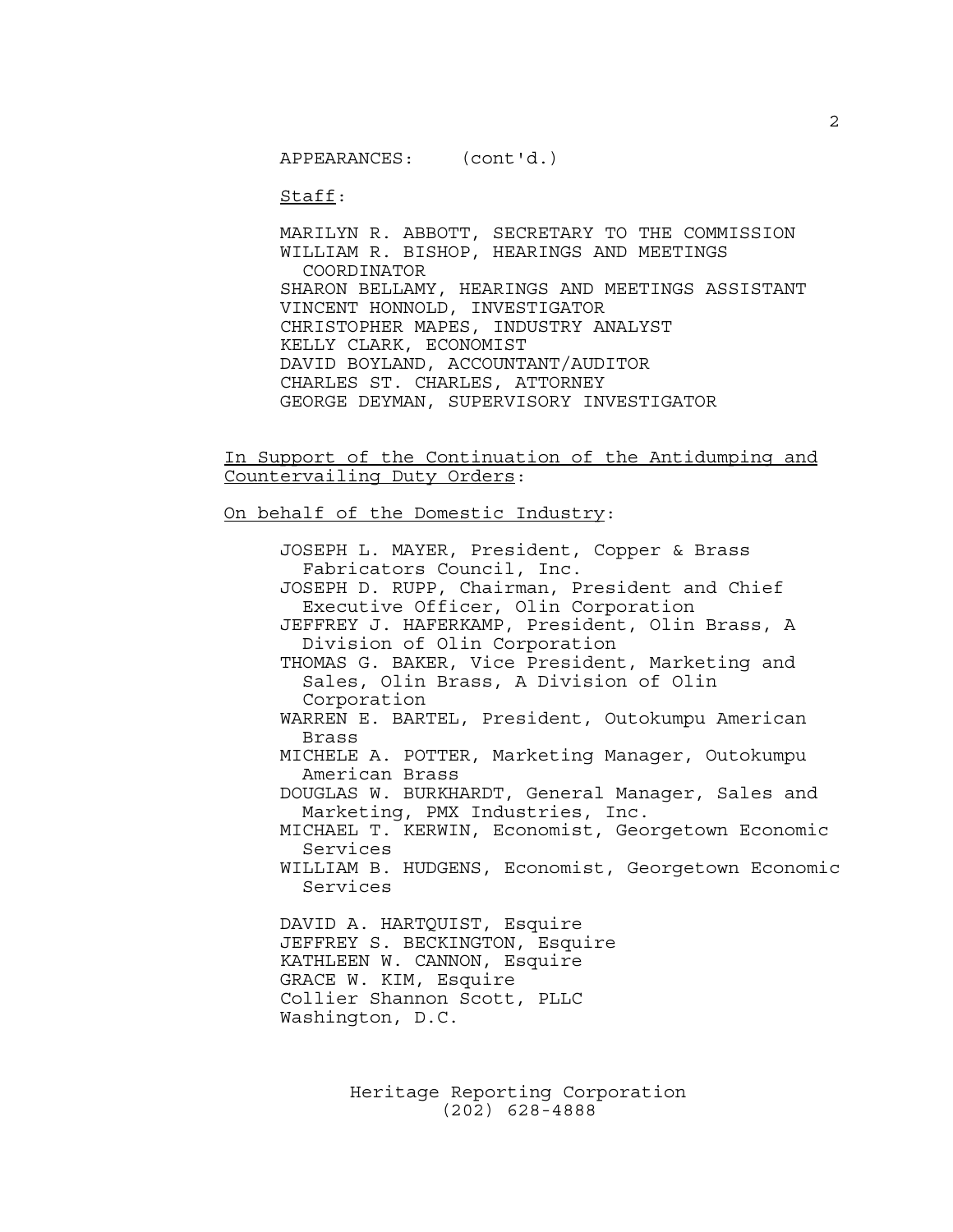APPEARANCES: (cont'd.)

<u>Staff</u>:

MARILYN R. ABBOTT, SECRETARY TO THE COMMISSION
WILLIAM R. BISHOP, HEARINGS AND MEETINGS COORDINATOR
SHARON BELLAMY, HEARINGS AND MEETINGS ASSISTANT
VINCENT HONNOLD, INVESTIGATOR
CHRISTOPHER MAPES, INDUSTRY ANALYST
KELLY CLARK, ECONOMIST
DAVID BOYLAND, ACCOUNTANT/AUDITOR
CHARLES ST. CHARLES, ATTORNEY
GEORGE DEYMAN, SUPERVISORY INVESTIGATOR

<u>In Support of the Continuation of the Antidumping and Countervailing Duty Orders</u>:

<u>On behalf of the Domestic Industry</u>:

JOSEPH L. MAYER, President, Copper & Brass Fabricators Council, Inc.
JOSEPH D. RUPP, Chairman, President and Chief Executive Officer, Olin Corporation
JEFFREY J. HAFERKAMP, President, Olin Brass, A Division of Olin Corporation
THOMAS G. BAKER, Vice President, Marketing and Sales, Olin Brass, A Division of Olin Corporation
WARREN E. BARTEL, President, Outokumpu American Brass
MICHELE A. POTTER, Marketing Manager, Outokumpu American Brass
DOUGLAS W. BURKHARDT, General Manager, Sales and Marketing, PMX Industries, Inc.
MICHAEL T. KERWIN, Economist, Georgetown Economic Services
WILLIAM B. HUDGENS, Economist, Georgetown Economic Services

DAVID A. HARTQUIST, Esquire
JEFFREY S. BECKINGTON, Esquire
KATHLEEN W. CANNON, Esquire
GRACE W. KIM, Esquire
Collier Shannon Scott, PLLC
Washington, D.C.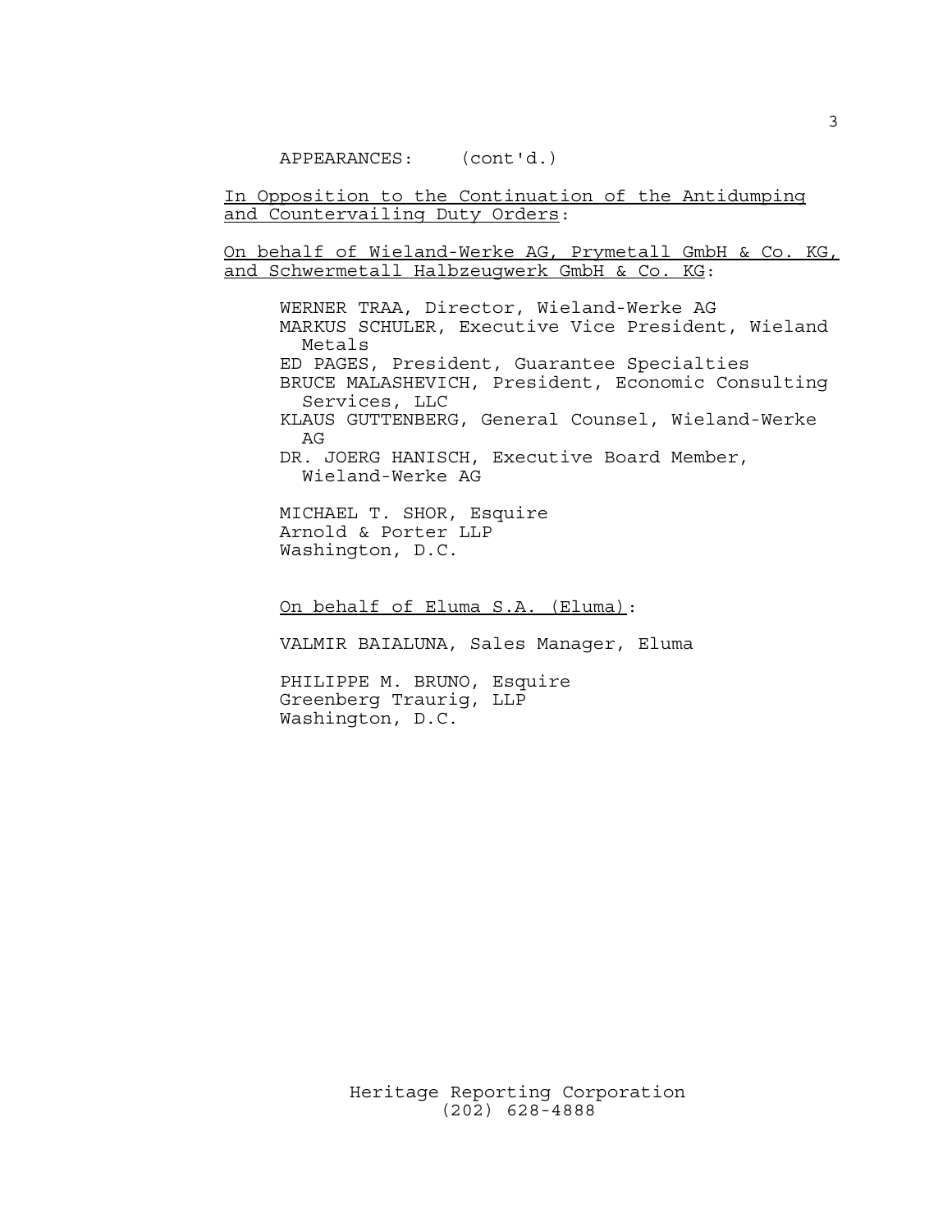APPEARANCES: (cont'd.)

In Opposition to the Continuation of the Antidumping and Countervailing Duty Orders:

On behalf of Wieland-Werke AG, Prymetall GmbH & Co. KG, and Schwermetall Halbzeugwerk GmbH & Co. KG:

WERNER TRAA, Director, Wieland-Werke AG
MARKUS SCHULER, Executive Vice President, Wieland Metals
ED PAGES, President, Guarantee Specialties
BRUCE MALASHEVICH, President, Economic Consulting Services, LLC
KLAUS GUTTENBERG, General Counsel, Wieland-Werke AG
DR. JOERG HANISCH, Executive Board Member, Wieland-Werke AG

MICHAEL T. SHOR, Esquire
Arnold & Porter LLP
Washington, D.C.

On behalf of Eluma S.A. (Eluma):

VALMIR BAIALUNA, Sales Manager, Eluma

PHILIPPE M. BRUNO, Esquire
Greenberg Traurig, LLP
Washington, D.C.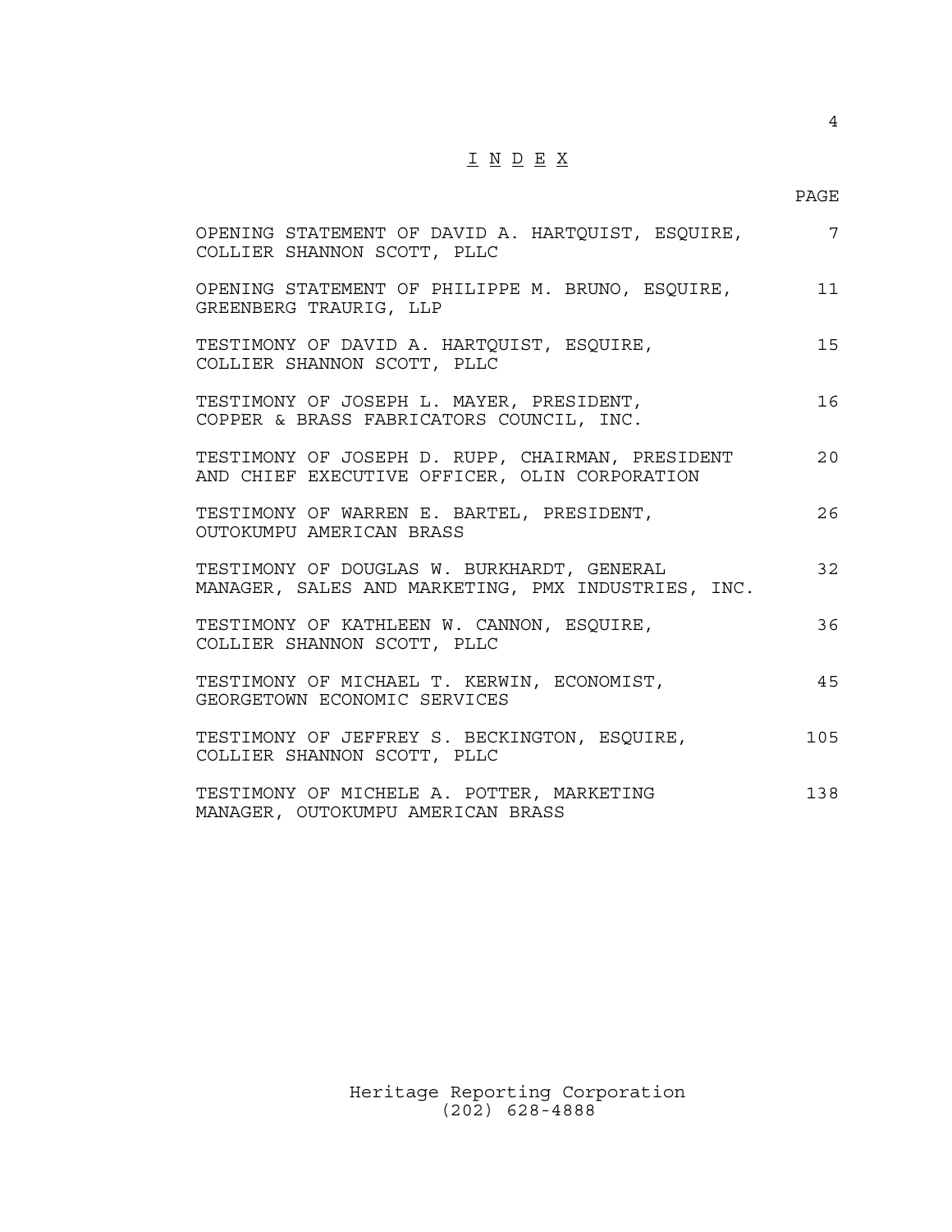# I N D E X

| | PAGE |
|---|---|
| OPENING STATEMENT OF DAVID A. HARTQUIST, ESQUIRE, COLLIER SHANNON SCOTT, PLLC | 7 |
| OPENING STATEMENT OF PHILIPPE M. BRUNO, ESQUIRE, GREENBERG TRAURIG, LLP | 11 |
| TESTIMONY OF DAVID A. HARTQUIST, ESQUIRE, COLLIER SHANNON SCOTT, PLLC | 15 |
| TESTIMONY OF JOSEPH L. MAYER, PRESIDENT, COPPER & BRASS FABRICATORS COUNCIL, INC. | 16 |
| TESTIMONY OF JOSEPH D. RUPP, CHAIRMAN, PRESIDENT AND CHIEF EXECUTIVE OFFICER, OLIN CORPORATION | 20 |
| TESTIMONY OF WARREN E. BARTEL, PRESIDENT, OUTOKUMPU AMERICAN BRASS | 26 |
| TESTIMONY OF DOUGLAS W. BURKHARDT, GENERAL MANAGER, SALES AND MARKETING, PMX INDUSTRIES, INC. | 32 |
| TESTIMONY OF KATHLEEN W. CANNON, ESQUIRE, COLLIER SHANNON SCOTT, PLLC | 36 |
| TESTIMONY OF MICHAEL T. KERWIN, ECONOMIST, GEORGETOWN ECONOMIC SERVICES | 45 |
| TESTIMONY OF JEFFREY S. BECKINGTON, ESQUIRE, COLLIER SHANNON SCOTT, PLLC | 105 |
| TESTIMONY OF MICHELE A. POTTER, MARKETING MANAGER, OUTOKUMPU AMERICAN BRASS | 138 |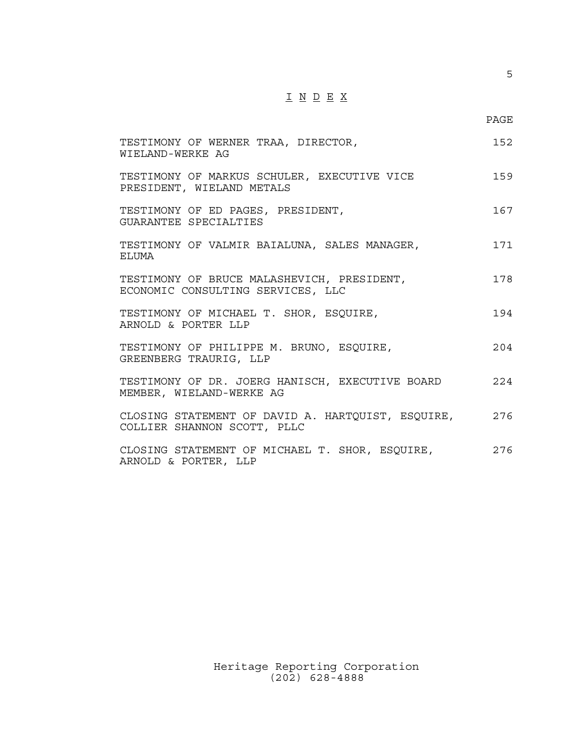# I N D E X

| | PAGE |
|---|---|
| TESTIMONY OF WERNER TRAA, DIRECTOR, WIELAND-WERKE AG | 152 |
| TESTIMONY OF MARKUS SCHULER, EXECUTIVE VICE PRESIDENT, WIELAND METALS | 159 |
| TESTIMONY OF ED PAGES, PRESIDENT, GUARANTEE SPECIALTIES | 167 |
| TESTIMONY OF VALMIR BAIALUNA, SALES MANAGER, ELUMA | 171 |
| TESTIMONY OF BRUCE MALASHEVICH, PRESIDENT, ECONOMIC CONSULTING SERVICES, LLC | 178 |
| TESTIMONY OF MICHAEL T. SHOR, ESQUIRE, ARNOLD & PORTER LLP | 194 |
| TESTIMONY OF PHILIPPE M. BRUNO, ESQUIRE, GREENBERG TRAURIG, LLP | 204 |
| TESTIMONY OF DR. JOERG HANISCH, EXECUTIVE BOARD MEMBER, WIELAND-WERKE AG | 224 |
| CLOSING STATEMENT OF DAVID A. HARTQUIST, ESQUIRE, COLLIER SHANNON SCOTT, PLLC | 276 |
| CLOSING STATEMENT OF MICHAEL T. SHOR, ESQUIRE, ARNOLD & PORTER, LLP | 276 |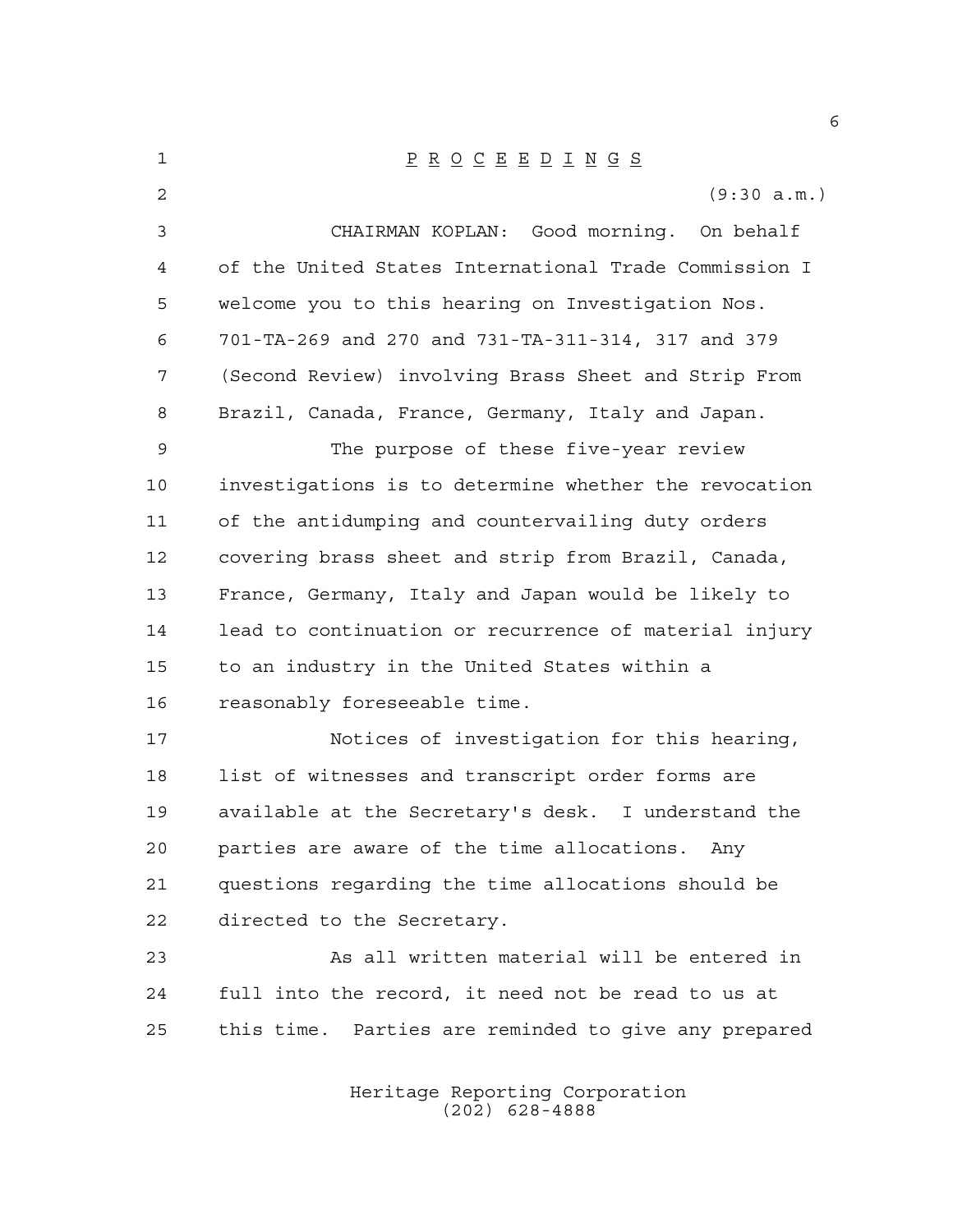P R O C E E D I N G S

(9:30 a.m.)

CHAIRMAN KOPLAN: Good morning. On behalf of the United States International Trade Commission I welcome you to this hearing on Investigation Nos. 701-TA-269 and 270 and 731-TA-311-314, 317 and 379 (Second Review) involving Brass Sheet and Strip From Brazil, Canada, France, Germany, Italy and Japan.

The purpose of these five-year review investigations is to determine whether the revocation of the antidumping and countervailing duty orders covering brass sheet and strip from Brazil, Canada, France, Germany, Italy and Japan would be likely to lead to continuation or recurrence of material injury to an industry in the United States within a reasonably foreseeable time.

Notices of investigation for this hearing, list of witnesses and transcript order forms are available at the Secretary's desk. I understand the parties are aware of the time allocations. Any questions regarding the time allocations should be directed to the Secretary.

As all written material will be entered in full into the record, it need not be read to us at this time. Parties are reminded to give any prepared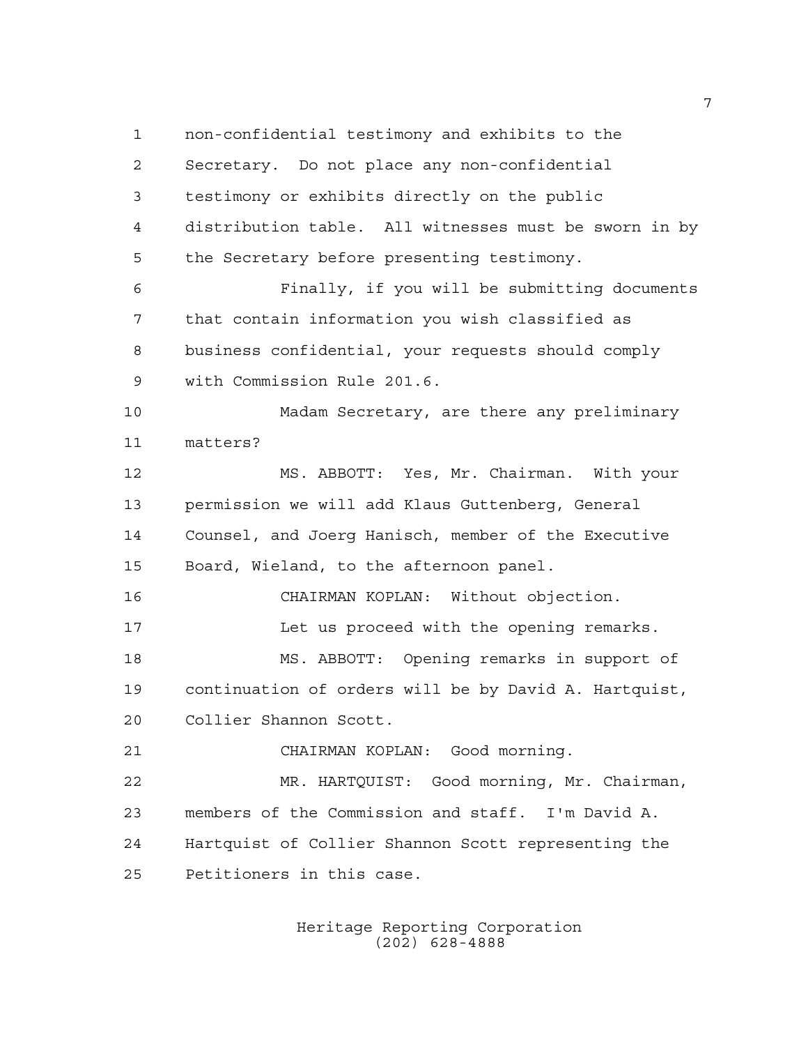non-confidential testimony and exhibits to the Secretary. Do not place any non-confidential testimony or exhibits directly on the public distribution table. All witnesses must be sworn in by the Secretary before presenting testimony.

Finally, if you will be submitting documents that contain information you wish classified as business confidential, your requests should comply with Commission Rule 201.6.

Madam Secretary, are there any preliminary matters?

MS. ABBOTT: Yes, Mr. Chairman. With your permission we will add Klaus Guttenberg, General Counsel, and Joerg Hanisch, member of the Executive Board, Wieland, to the afternoon panel.

CHAIRMAN KOPLAN: Without objection.

Let us proceed with the opening remarks.

MS. ABBOTT: Opening remarks in support of continuation of orders will be by David A. Hartquist, Collier Shannon Scott.

CHAIRMAN KOPLAN: Good morning.

MR. HARTQUIST: Good morning, Mr. Chairman, members of the Commission and staff. I'm David A. Hartquist of Collier Shannon Scott representing the Petitioners in this case.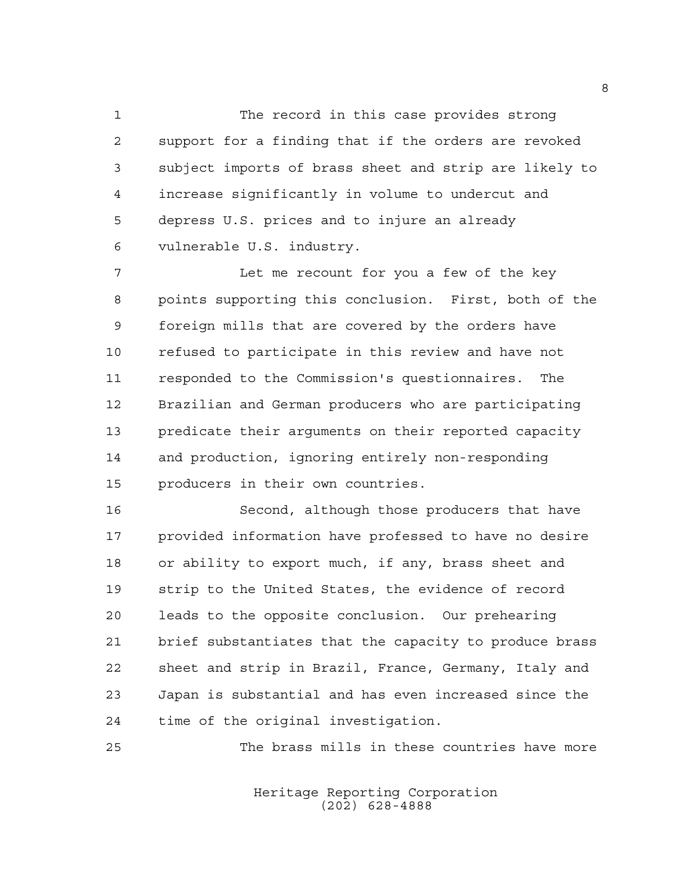The record in this case provides strong support for a finding that if the orders are revoked subject imports of brass sheet and strip are likely to increase significantly in volume to undercut and depress U.S. prices and to injure an already vulnerable U.S. industry.

Let me recount for you a few of the key points supporting this conclusion. First, both of the foreign mills that are covered by the orders have refused to participate in this review and have not responded to the Commission's questionnaires. The Brazilian and German producers who are participating predicate their arguments on their reported capacity and production, ignoring entirely non-responding producers in their own countries.

Second, although those producers that have provided information have professed to have no desire or ability to export much, if any, brass sheet and strip to the United States, the evidence of record leads to the opposite conclusion. Our prehearing brief substantiates that the capacity to produce brass sheet and strip in Brazil, France, Germany, Italy and Japan is substantial and has even increased since the time of the original investigation.

The brass mills in these countries have more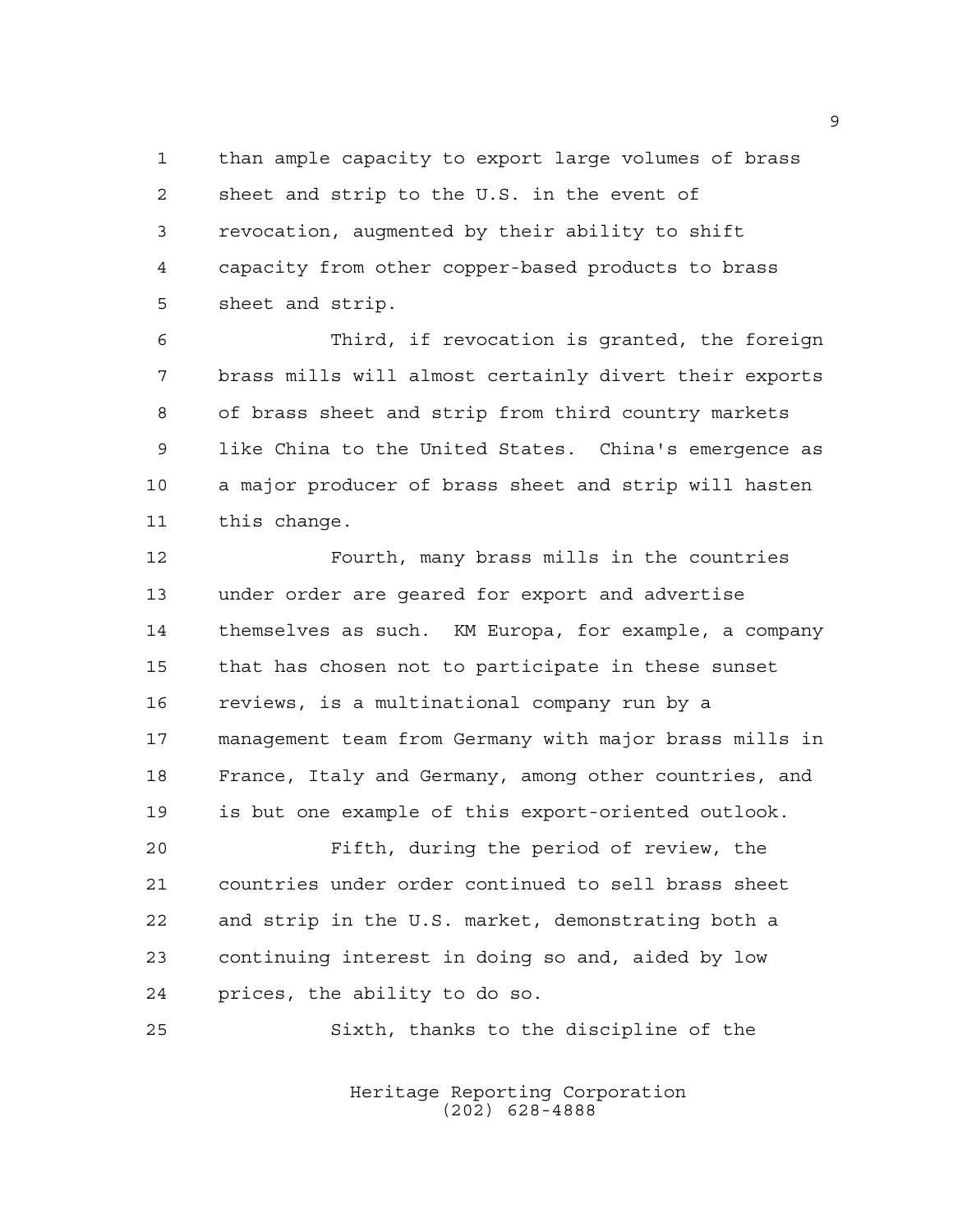than ample capacity to export large volumes of brass sheet and strip to the U.S. in the event of revocation, augmented by their ability to shift capacity from other copper-based products to brass sheet and strip.

Third, if revocation is granted, the foreign brass mills will almost certainly divert their exports of brass sheet and strip from third country markets like China to the United States. China's emergence as a major producer of brass sheet and strip will hasten this change.

Fourth, many brass mills in the countries under order are geared for export and advertise themselves as such. KM Europa, for example, a company that has chosen not to participate in these sunset reviews, is a multinational company run by a management team from Germany with major brass mills in France, Italy and Germany, among other countries, and is but one example of this export-oriented outlook.

Fifth, during the period of review, the countries under order continued to sell brass sheet and strip in the U.S. market, demonstrating both a continuing interest in doing so and, aided by low prices, the ability to do so.

Sixth, thanks to the discipline of the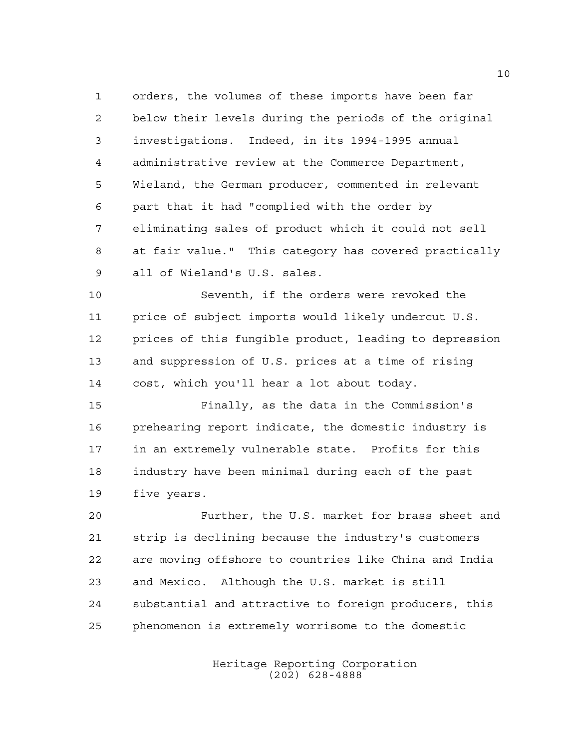orders, the volumes of these imports have been far below their levels during the periods of the original investigations. Indeed, in its 1994-1995 annual administrative review at the Commerce Department, Wieland, the German producer, commented in relevant part that it had "complied with the order by eliminating sales of product which it could not sell at fair value." This category has covered practically all of Wieland's U.S. sales.

Seventh, if the orders were revoked the price of subject imports would likely undercut U.S. prices of this fungible product, leading to depression and suppression of U.S. prices at a time of rising cost, which you'll hear a lot about today.

Finally, as the data in the Commission's prehearing report indicate, the domestic industry is in an extremely vulnerable state. Profits for this industry have been minimal during each of the past five years.

Further, the U.S. market for brass sheet and strip is declining because the industry's customers are moving offshore to countries like China and India and Mexico. Although the U.S. market is still substantial and attractive to foreign producers, this phenomenon is extremely worrisome to the domestic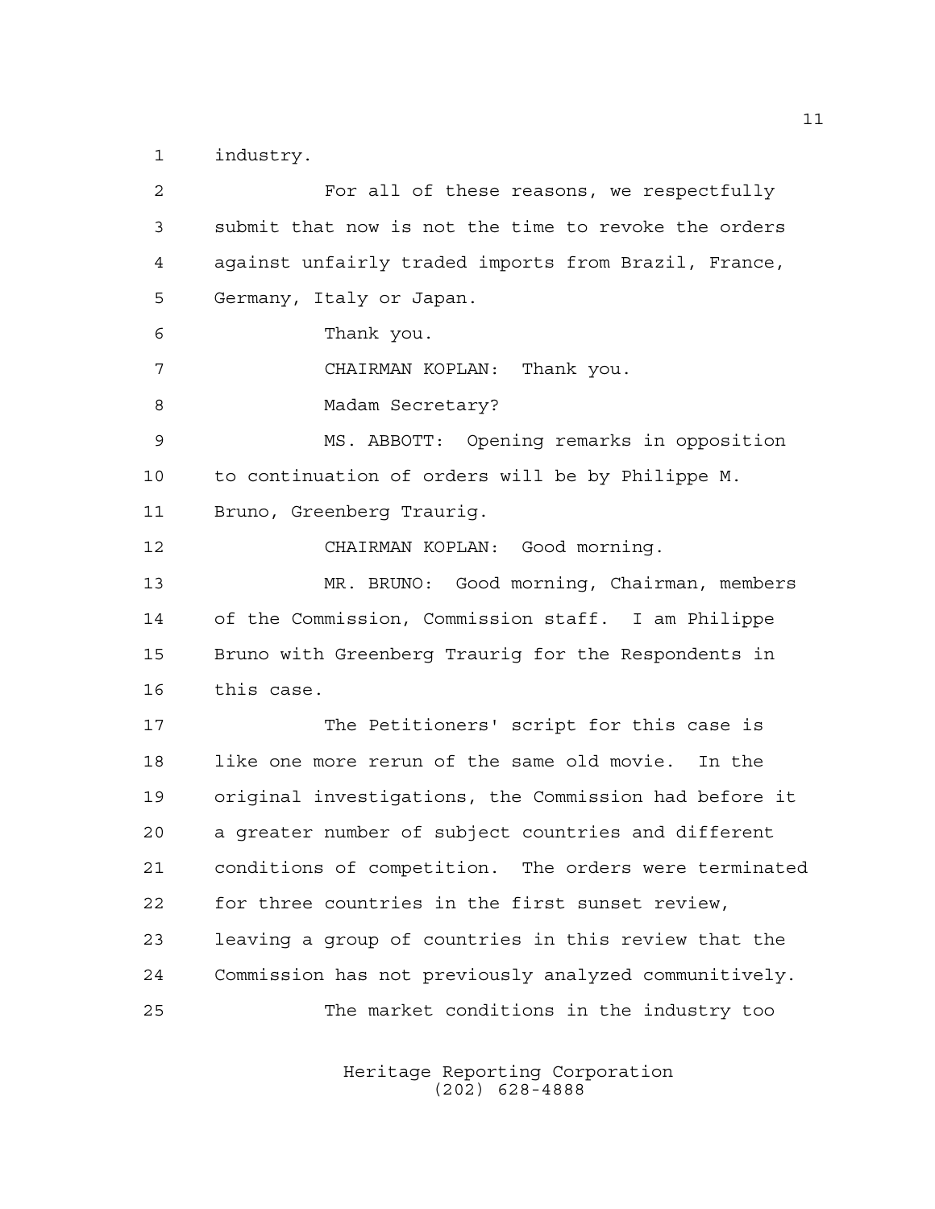industry.

For all of these reasons, we respectfully submit that now is not the time to revoke the orders against unfairly traded imports from Brazil, France, Germany, Italy or Japan.

Thank you.

CHAIRMAN KOPLAN: Thank you.

Madam Secretary?

MS. ABBOTT: Opening remarks in opposition to continuation of orders will be by Philippe M. Bruno, Greenberg Traurig.

CHAIRMAN KOPLAN: Good morning.

MR. BRUNO: Good morning, Chairman, members of the Commission, Commission staff. I am Philippe Bruno with Greenberg Traurig for the Respondents in this case.

The Petitioners' script for this case is like one more rerun of the same old movie. In the original investigations, the Commission had before it a greater number of subject countries and different conditions of competition. The orders were terminated for three countries in the first sunset review, leaving a group of countries in this review that the Commission has not previously analyzed communitively.

The market conditions in the industry too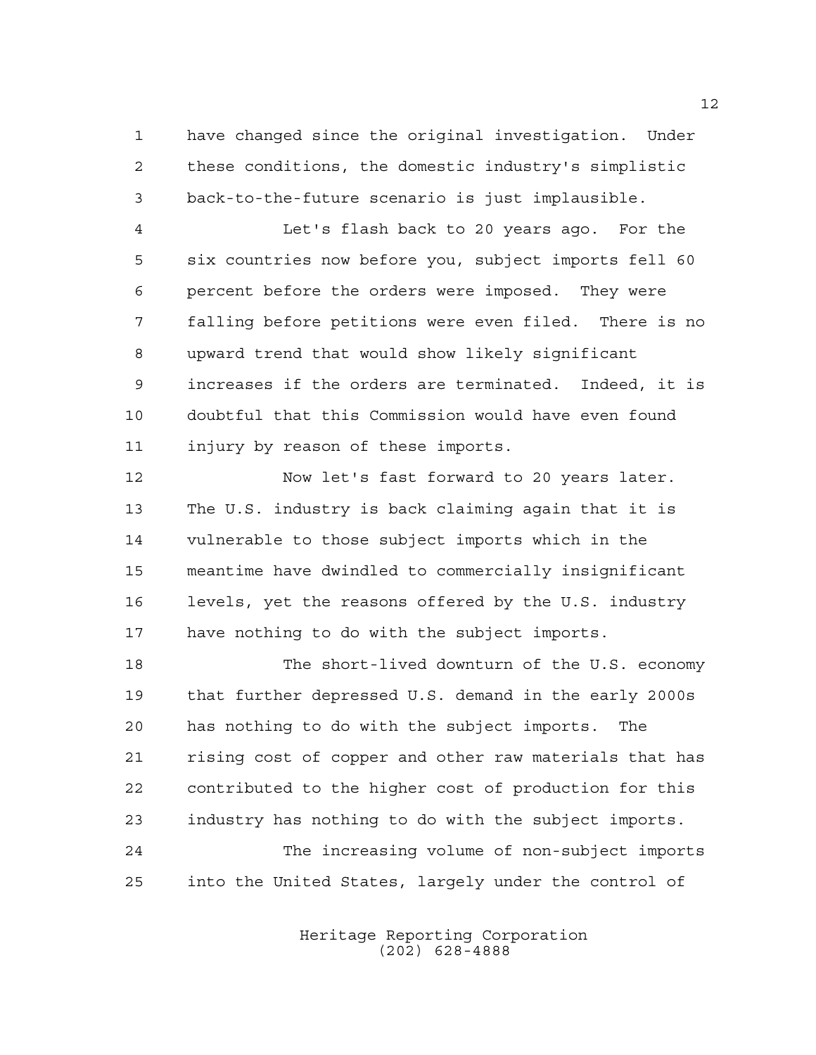have changed since the original investigation. Under these conditions, the domestic industry's simplistic back-to-the-future scenario is just implausible.

Let's flash back to 20 years ago. For the six countries now before you, subject imports fell 60 percent before the orders were imposed. They were falling before petitions were even filed. There is no upward trend that would show likely significant increases if the orders are terminated. Indeed, it is doubtful that this Commission would have even found injury by reason of these imports.

Now let's fast forward to 20 years later. The U.S. industry is back claiming again that it is vulnerable to those subject imports which in the meantime have dwindled to commercially insignificant levels, yet the reasons offered by the U.S. industry have nothing to do with the subject imports.

The short-lived downturn of the U.S. economy that further depressed U.S. demand in the early 2000s has nothing to do with the subject imports. The rising cost of copper and other raw materials that has contributed to the higher cost of production for this industry has nothing to do with the subject imports.

The increasing volume of non-subject imports into the United States, largely under the control of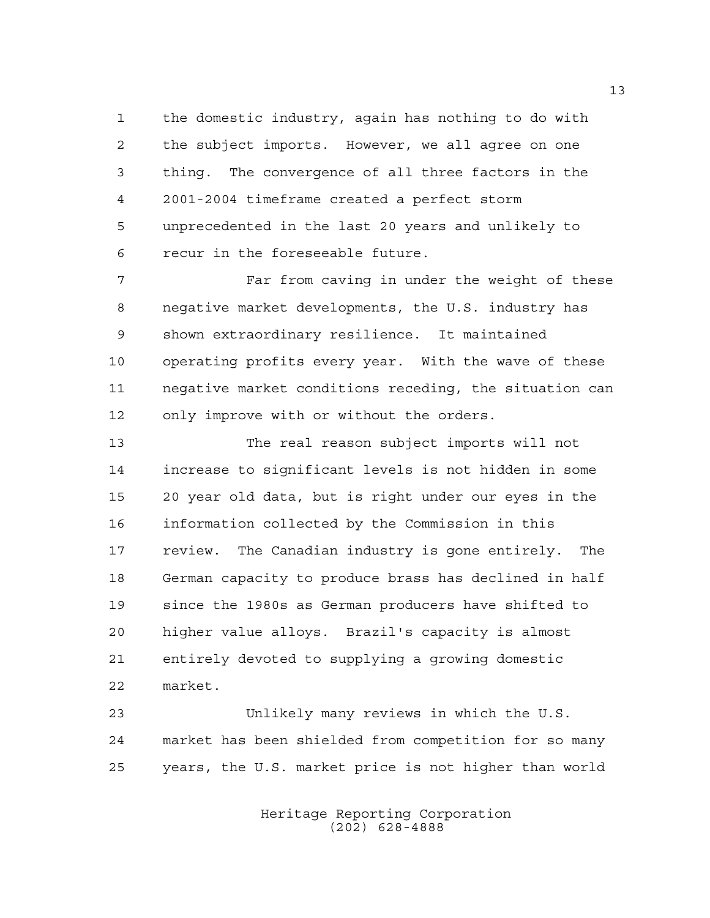the domestic industry, again has nothing to do with the subject imports. However, we all agree on one thing. The convergence of all three factors in the 2001-2004 timeframe created a perfect storm unprecedented in the last 20 years and unlikely to recur in the foreseeable future.

Far from caving in under the weight of these negative market developments, the U.S. industry has shown extraordinary resilience. It maintained operating profits every year. With the wave of these negative market conditions receding, the situation can only improve with or without the orders.

The real reason subject imports will not increase to significant levels is not hidden in some 20 year old data, but is right under our eyes in the information collected by the Commission in this review. The Canadian industry is gone entirely. The German capacity to produce brass has declined in half since the 1980s as German producers have shifted to higher value alloys. Brazil's capacity is almost entirely devoted to supplying a growing domestic market.

Unlikely many reviews in which the U.S. market has been shielded from competition for so many years, the U.S. market price is not higher than world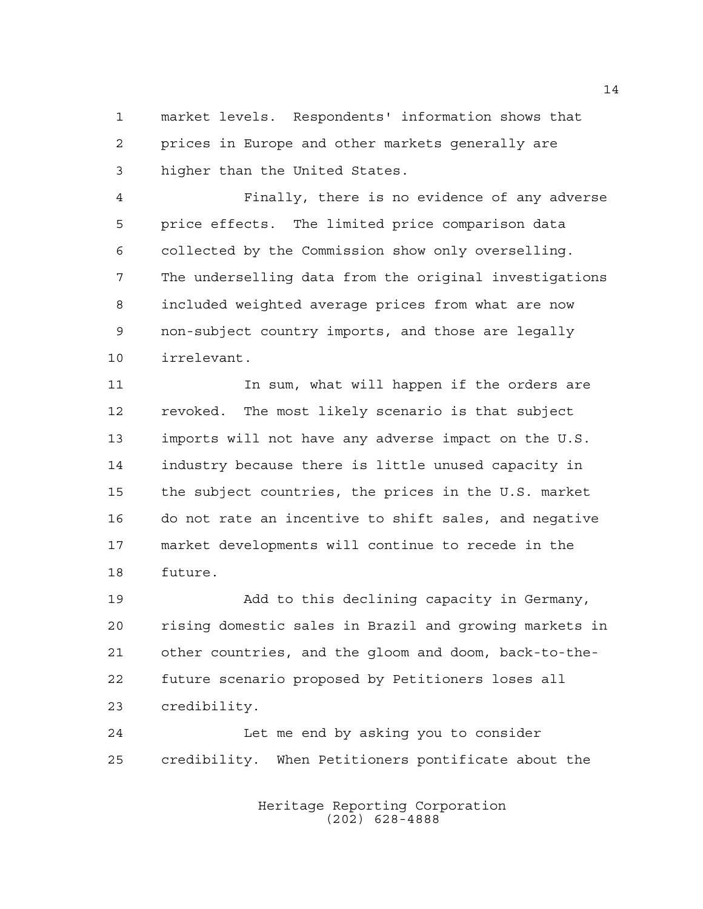market levels. Respondents' information shows that prices in Europe and other markets generally are higher than the United States.

Finally, there is no evidence of any adverse price effects. The limited price comparison data collected by the Commission show only overselling. The underselling data from the original investigations included weighted average prices from what are now non-subject country imports, and those are legally irrelevant.

In sum, what will happen if the orders are revoked. The most likely scenario is that subject imports will not have any adverse impact on the U.S. industry because there is little unused capacity in the subject countries, the prices in the U.S. market do not rate an incentive to shift sales, and negative market developments will continue to recede in the future.

Add to this declining capacity in Germany, rising domestic sales in Brazil and growing markets in other countries, and the gloom and doom, back-to-the-future scenario proposed by Petitioners loses all credibility.

Let me end by asking you to consider credibility. When Petitioners pontificate about the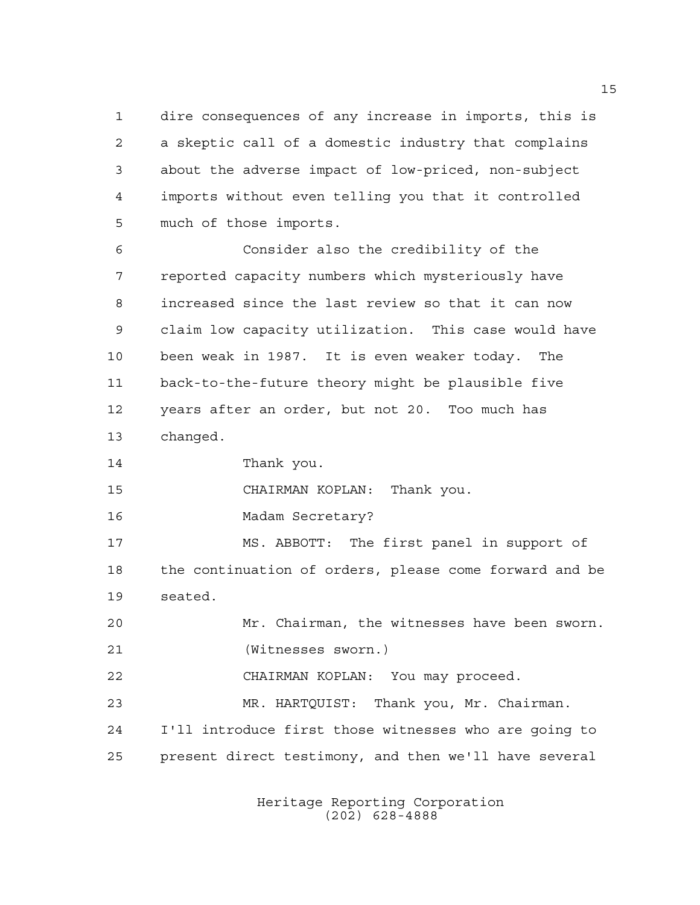dire consequences of any increase in imports, this is a skeptic call of a domestic industry that complains about the adverse impact of low-priced, non-subject imports without even telling you that it controlled much of those imports.

Consider also the credibility of the reported capacity numbers which mysteriously have increased since the last review so that it can now claim low capacity utilization. This case would have been weak in 1987. It is even weaker today. The back-to-the-future theory might be plausible five years after an order, but not 20. Too much has changed.

Thank you.

CHAIRMAN KOPLAN: Thank you.

Madam Secretary?

MS. ABBOTT: The first panel in support of the continuation of orders, please come forward and be seated.

Mr. Chairman, the witnesses have been sworn.

(Witnesses sworn.)

CHAIRMAN KOPLAN: You may proceed.

MR. HARTQUIST: Thank you, Mr. Chairman. I'll introduce first those witnesses who are going to present direct testimony, and then we'll have several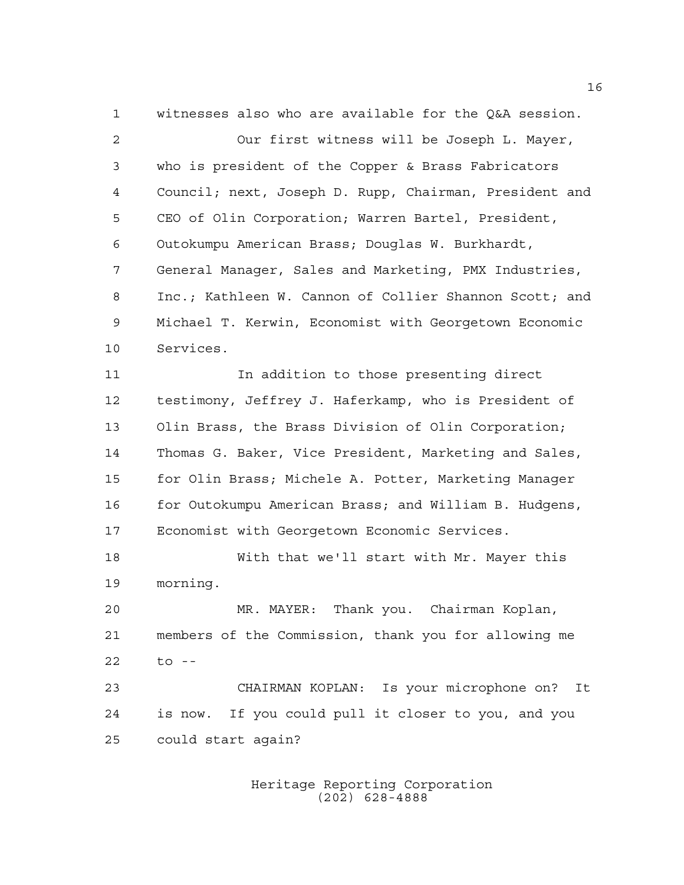witnesses also who are available for the Q&A session.

Our first witness will be Joseph L. Mayer, who is president of the Copper & Brass Fabricators Council; next, Joseph D. Rupp, Chairman, President and CEO of Olin Corporation; Warren Bartel, President, Outokumpu American Brass; Douglas W. Burkhardt, General Manager, Sales and Marketing, PMX Industries, Inc.; Kathleen W. Cannon of Collier Shannon Scott; and Michael T. Kerwin, Economist with Georgetown Economic Services.

In addition to those presenting direct testimony, Jeffrey J. Haferkamp, who is President of Olin Brass, the Brass Division of Olin Corporation; Thomas G. Baker, Vice President, Marketing and Sales, for Olin Brass; Michele A. Potter, Marketing Manager for Outokumpu American Brass; and William B. Hudgens, Economist with Georgetown Economic Services.

With that we'll start with Mr. Mayer this morning.

MR. MAYER: Thank you. Chairman Koplan, members of the Commission, thank you for allowing me to --

CHAIRMAN KOPLAN: Is your microphone on? It is now. If you could pull it closer to you, and you could start again?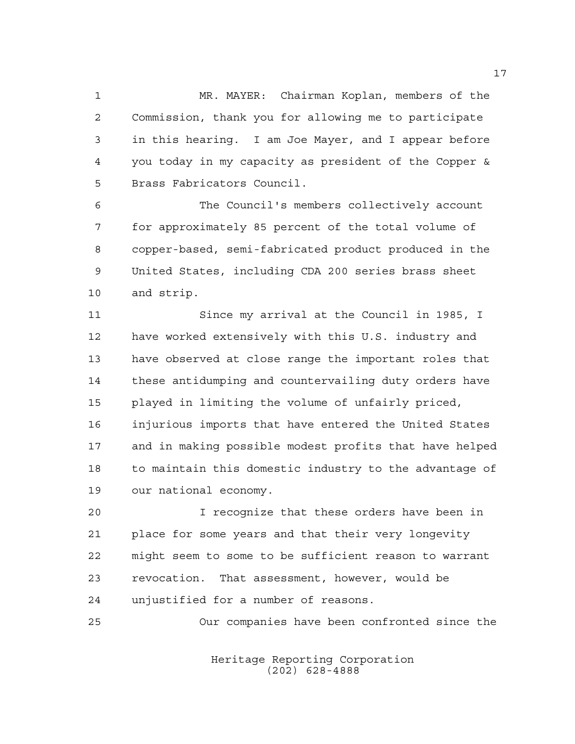MR. MAYER: Chairman Koplan, members of the Commission, thank you for allowing me to participate in this hearing. I am Joe Mayer, and I appear before you today in my capacity as president of the Copper & Brass Fabricators Council.

The Council's members collectively account for approximately 85 percent of the total volume of copper-based, semi-fabricated product produced in the United States, including CDA 200 series brass sheet and strip.

Since my arrival at the Council in 1985, I have worked extensively with this U.S. industry and have observed at close range the important roles that these antidumping and countervailing duty orders have played in limiting the volume of unfairly priced, injurious imports that have entered the United States and in making possible modest profits that have helped to maintain this domestic industry to the advantage of our national economy.

I recognize that these orders have been in place for some years and that their very longevity might seem to some to be sufficient reason to warrant revocation. That assessment, however, would be unjustified for a number of reasons.

Our companies have been confronted since the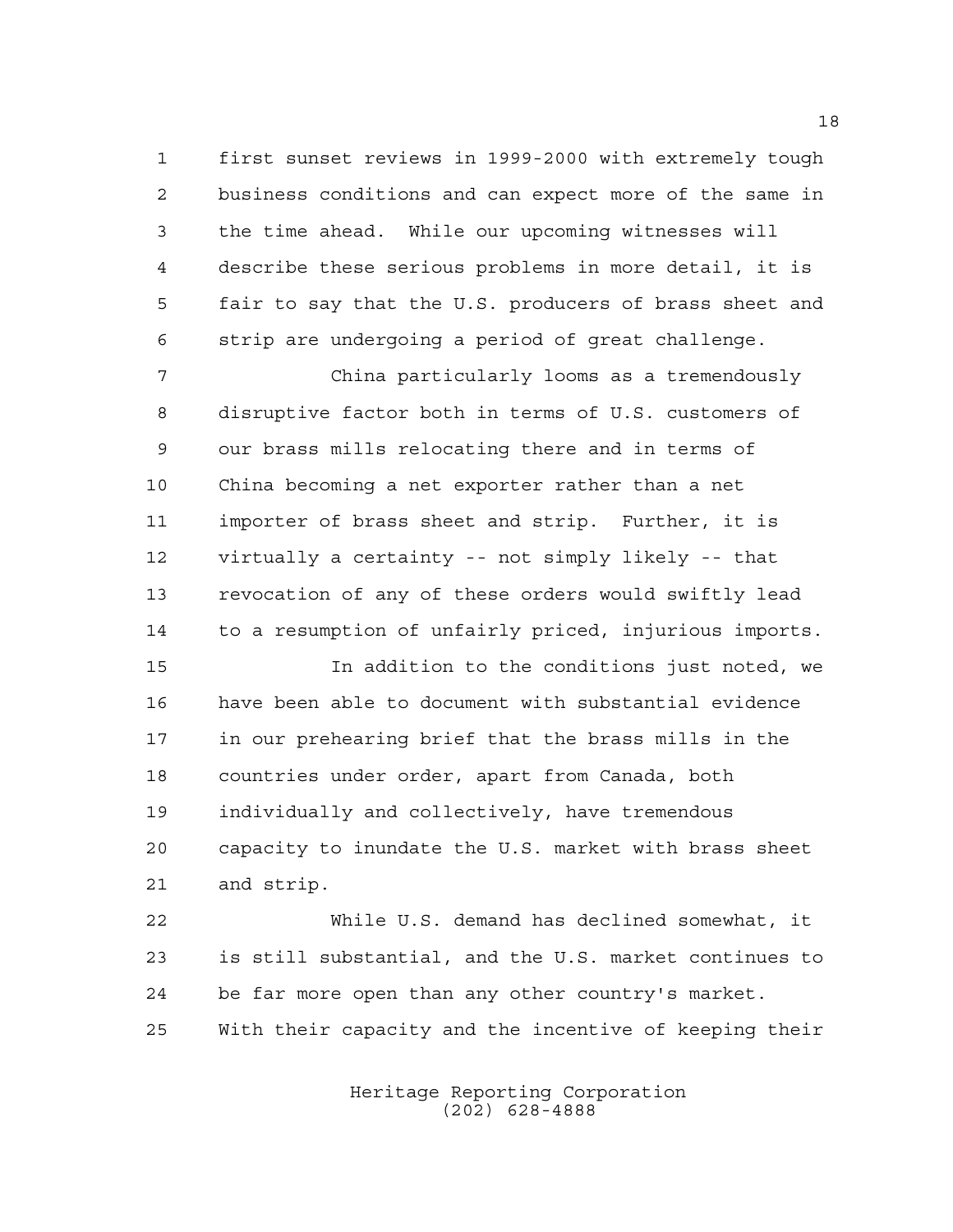first sunset reviews in 1999-2000 with extremely tough business conditions and can expect more of the same in the time ahead. While our upcoming witnesses will describe these serious problems in more detail, it is fair to say that the U.S. producers of brass sheet and strip are undergoing a period of great challenge.

China particularly looms as a tremendously disruptive factor both in terms of U.S. customers of our brass mills relocating there and in terms of China becoming a net exporter rather than a net importer of brass sheet and strip. Further, it is virtually a certainty -- not simply likely -- that revocation of any of these orders would swiftly lead to a resumption of unfairly priced, injurious imports.

In addition to the conditions just noted, we have been able to document with substantial evidence in our prehearing brief that the brass mills in the countries under order, apart from Canada, both individually and collectively, have tremendous capacity to inundate the U.S. market with brass sheet and strip.

While U.S. demand has declined somewhat, it is still substantial, and the U.S. market continues to be far more open than any other country's market. With their capacity and the incentive of keeping their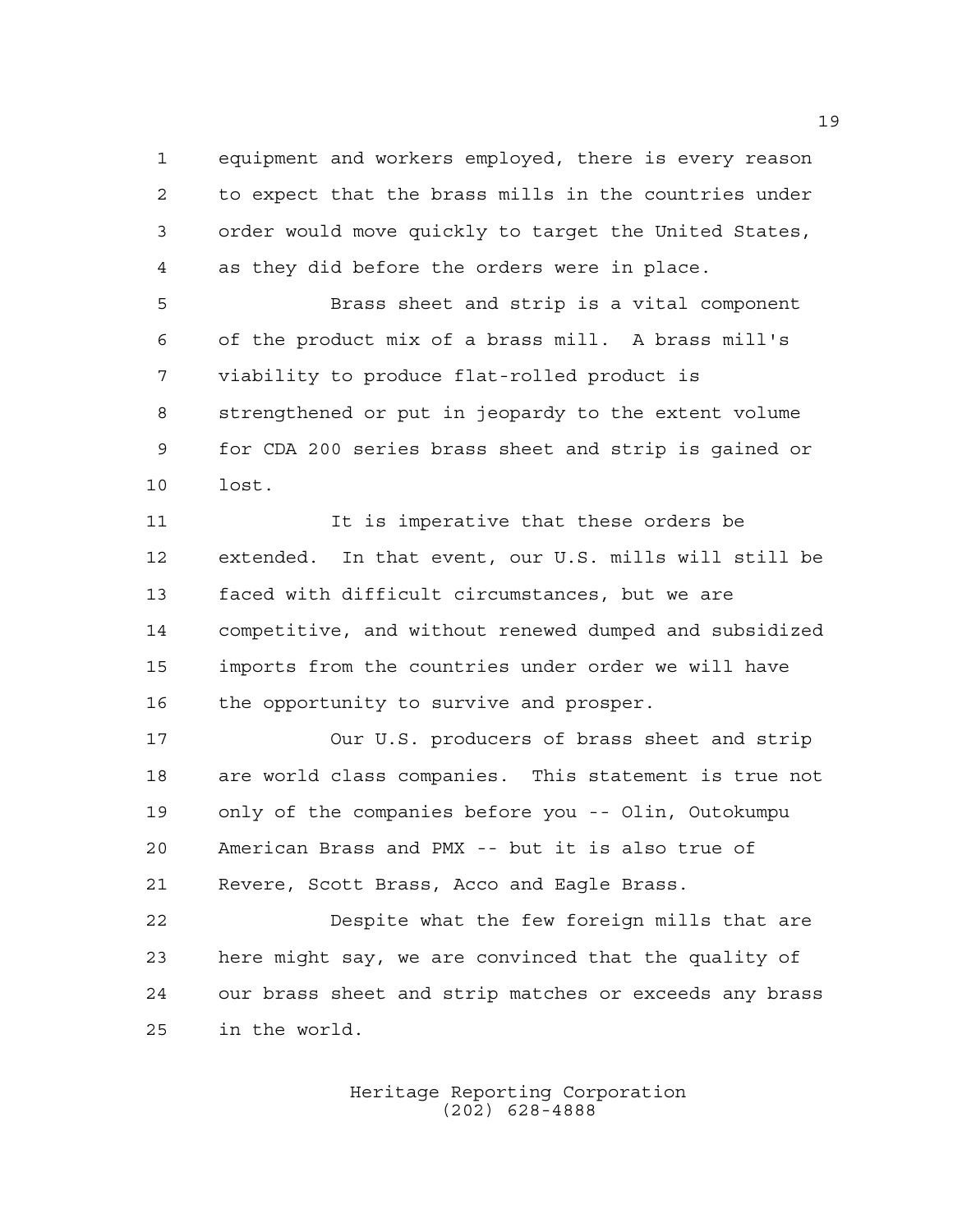equipment and workers employed, there is every reason to expect that the brass mills in the countries under order would move quickly to target the United States, as they did before the orders were in place.

Brass sheet and strip is a vital component of the product mix of a brass mill. A brass mill's viability to produce flat-rolled product is strengthened or put in jeopardy to the extent volume for CDA 200 series brass sheet and strip is gained or lost.

It is imperative that these orders be extended. In that event, our U.S. mills will still be faced with difficult circumstances, but we are competitive, and without renewed dumped and subsidized imports from the countries under order we will have the opportunity to survive and prosper.

Our U.S. producers of brass sheet and strip are world class companies. This statement is true not only of the companies before you -- Olin, Outokumpu American Brass and PMX -- but it is also true of Revere, Scott Brass, Acco and Eagle Brass.

Despite what the few foreign mills that are here might say, we are convinced that the quality of our brass sheet and strip matches or exceeds any brass in the world.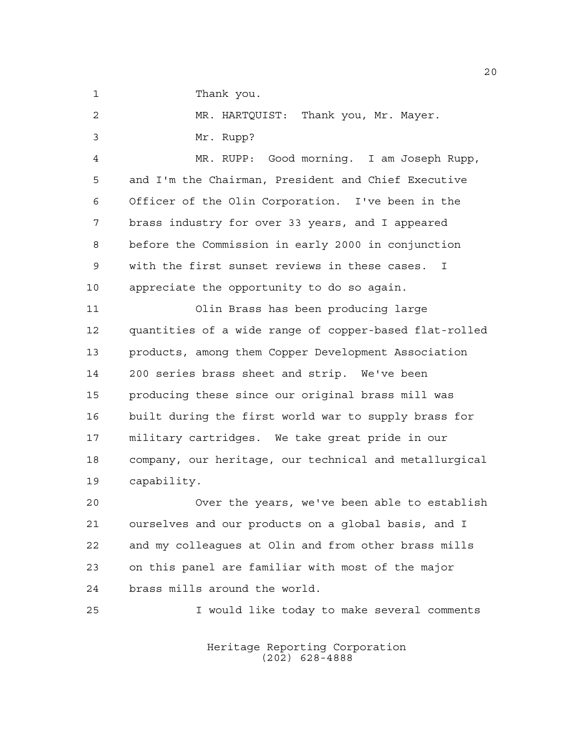Thank you.

MR. HARTQUIST: Thank you, Mr. Mayer.

Mr. Rupp?

MR. RUPP: Good morning. I am Joseph Rupp, and I'm the Chairman, President and Chief Executive Officer of the Olin Corporation. I've been in the brass industry for over 33 years, and I appeared before the Commission in early 2000 in conjunction with the first sunset reviews in these cases. I appreciate the opportunity to do so again.

Olin Brass has been producing large quantities of a wide range of copper-based flat-rolled products, among them Copper Development Association 200 series brass sheet and strip. We've been producing these since our original brass mill was built during the first world war to supply brass for military cartridges. We take great pride in our company, our heritage, our technical and metallurgical capability.

Over the years, we've been able to establish ourselves and our products on a global basis, and I and my colleagues at Olin and from other brass mills on this panel are familiar with most of the major brass mills around the world.

I would like today to make several comments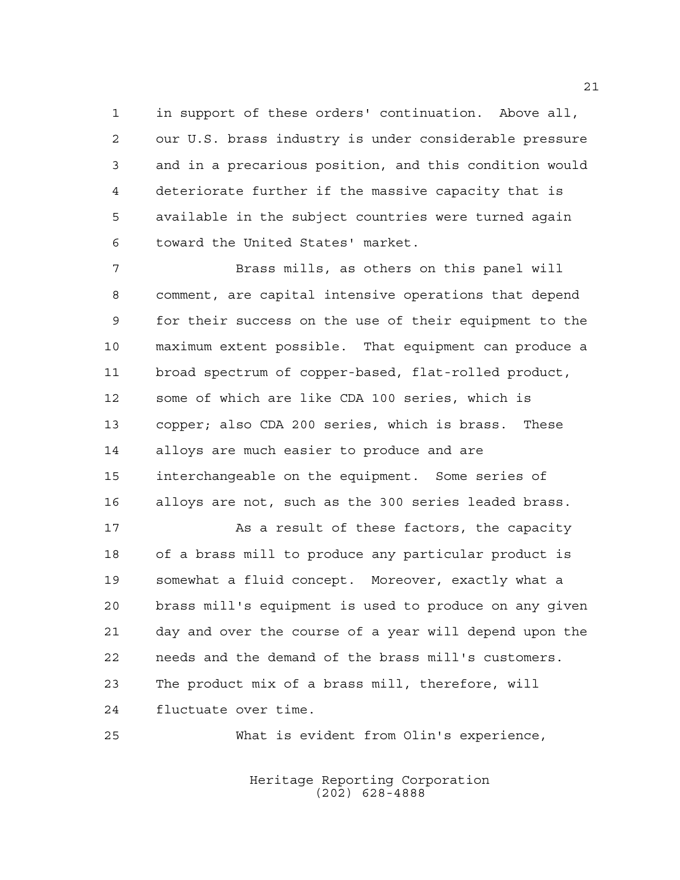in support of these orders' continuation. Above all, our U.S. brass industry is under considerable pressure and in a precarious position, and this condition would deteriorate further if the massive capacity that is available in the subject countries were turned again toward the United States' market.

Brass mills, as others on this panel will comment, are capital intensive operations that depend for their success on the use of their equipment to the maximum extent possible. That equipment can produce a broad spectrum of copper-based, flat-rolled product, some of which are like CDA 100 series, which is copper; also CDA 200 series, which is brass. These alloys are much easier to produce and are interchangeable on the equipment. Some series of alloys are not, such as the 300 series leaded brass.

As a result of these factors, the capacity of a brass mill to produce any particular product is somewhat a fluid concept. Moreover, exactly what a brass mill's equipment is used to produce on any given day and over the course of a year will depend upon the needs and the demand of the brass mill's customers. The product mix of a brass mill, therefore, will fluctuate over time.

What is evident from Olin's experience,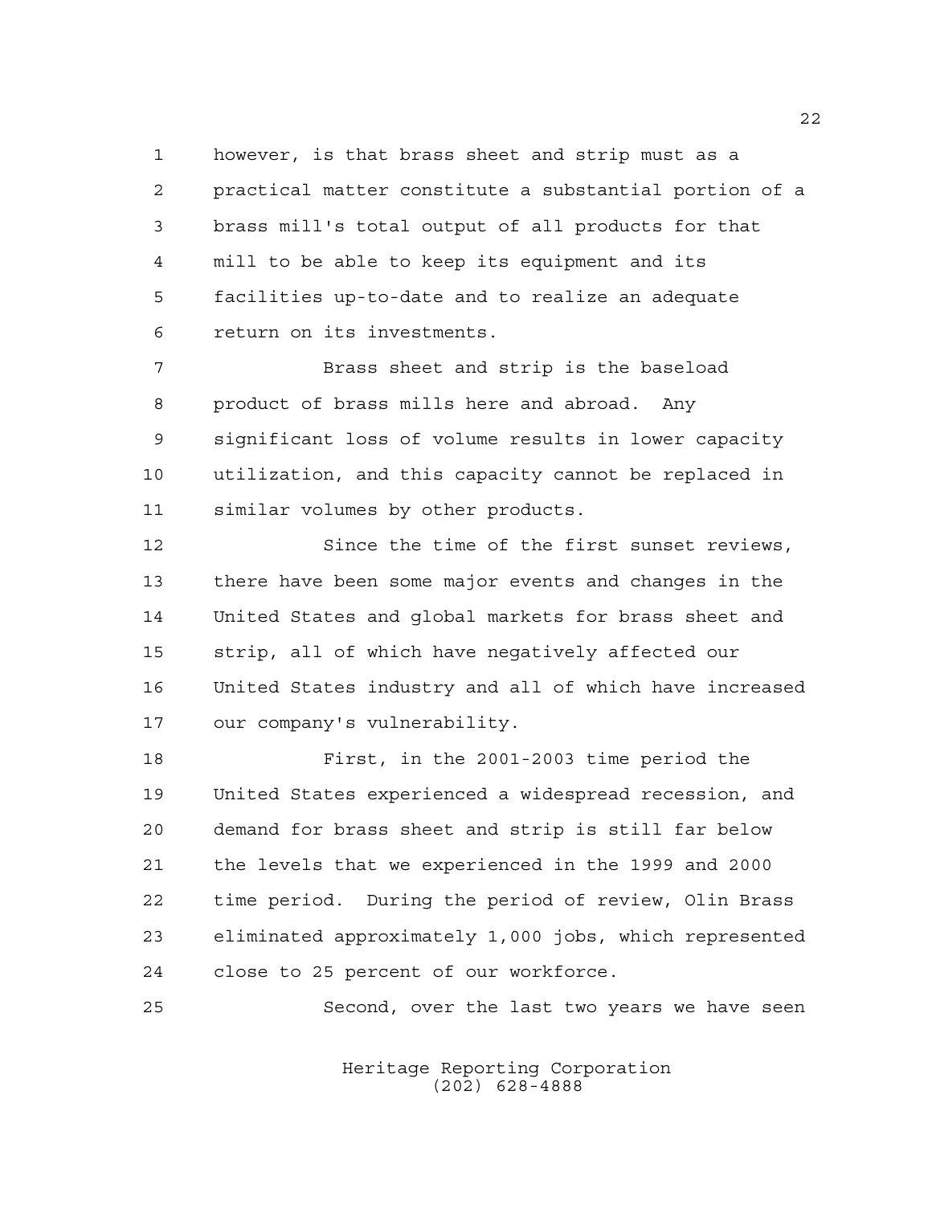however, is that brass sheet and strip must as a practical matter constitute a substantial portion of a brass mill's total output of all products for that mill to be able to keep its equipment and its facilities up-to-date and to realize an adequate return on its investments.

Brass sheet and strip is the baseload product of brass mills here and abroad. Any significant loss of volume results in lower capacity utilization, and this capacity cannot be replaced in similar volumes by other products.

Since the time of the first sunset reviews, there have been some major events and changes in the United States and global markets for brass sheet and strip, all of which have negatively affected our United States industry and all of which have increased our company's vulnerability.

First, in the 2001-2003 time period the United States experienced a widespread recession, and demand for brass sheet and strip is still far below the levels that we experienced in the 1999 and 2000 time period. During the period of review, Olin Brass eliminated approximately 1,000 jobs, which represented close to 25 percent of our workforce.

Second, over the last two years we have seen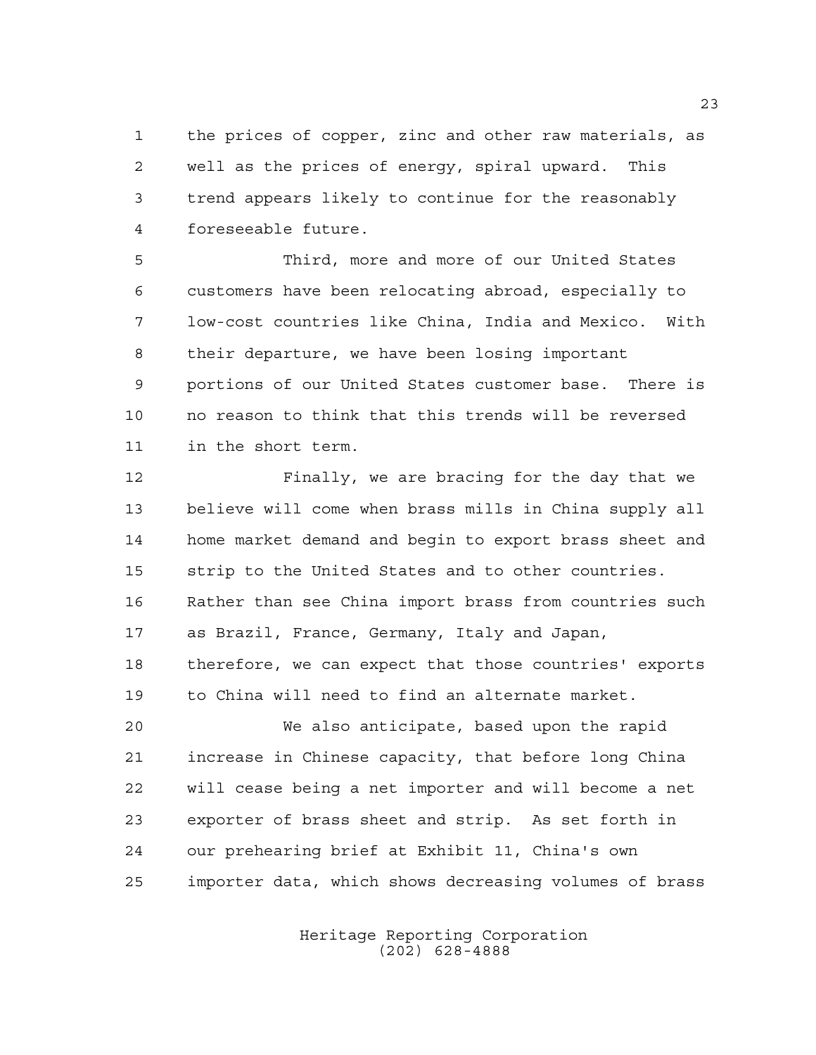the prices of copper, zinc and other raw materials, as well as the prices of energy, spiral upward. This trend appears likely to continue for the reasonably foreseeable future.

Third, more and more of our United States customers have been relocating abroad, especially to low-cost countries like China, India and Mexico. With their departure, we have been losing important portions of our United States customer base. There is no reason to think that this trends will be reversed in the short term.

Finally, we are bracing for the day that we believe will come when brass mills in China supply all home market demand and begin to export brass sheet and strip to the United States and to other countries. Rather than see China import brass from countries such as Brazil, France, Germany, Italy and Japan, therefore, we can expect that those countries' exports to China will need to find an alternate market.

We also anticipate, based upon the rapid increase in Chinese capacity, that before long China will cease being a net importer and will become a net exporter of brass sheet and strip. As set forth in our prehearing brief at Exhibit 11, China's own importer data, which shows decreasing volumes of brass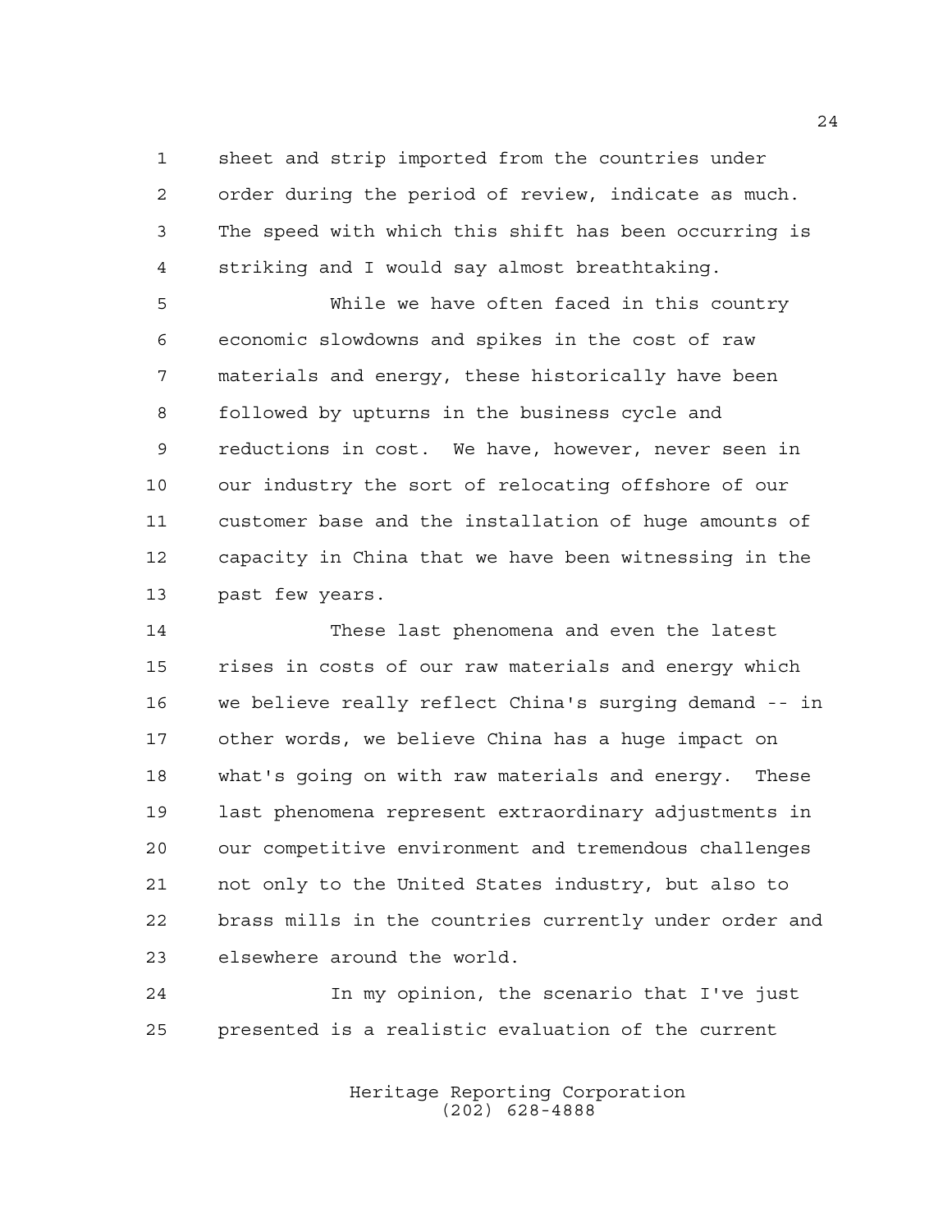sheet and strip imported from the countries under order during the period of review, indicate as much. The speed with which this shift has been occurring is striking and I would say almost breathtaking.

While we have often faced in this country economic slowdowns and spikes in the cost of raw materials and energy, these historically have been followed by upturns in the business cycle and reductions in cost. We have, however, never seen in our industry the sort of relocating offshore of our customer base and the installation of huge amounts of capacity in China that we have been witnessing in the past few years.

These last phenomena and even the latest rises in costs of our raw materials and energy which we believe really reflect China's surging demand -- in other words, we believe China has a huge impact on what's going on with raw materials and energy. These last phenomena represent extraordinary adjustments in our competitive environment and tremendous challenges not only to the United States industry, but also to brass mills in the countries currently under order and elsewhere around the world.

In my opinion, the scenario that I've just presented is a realistic evaluation of the current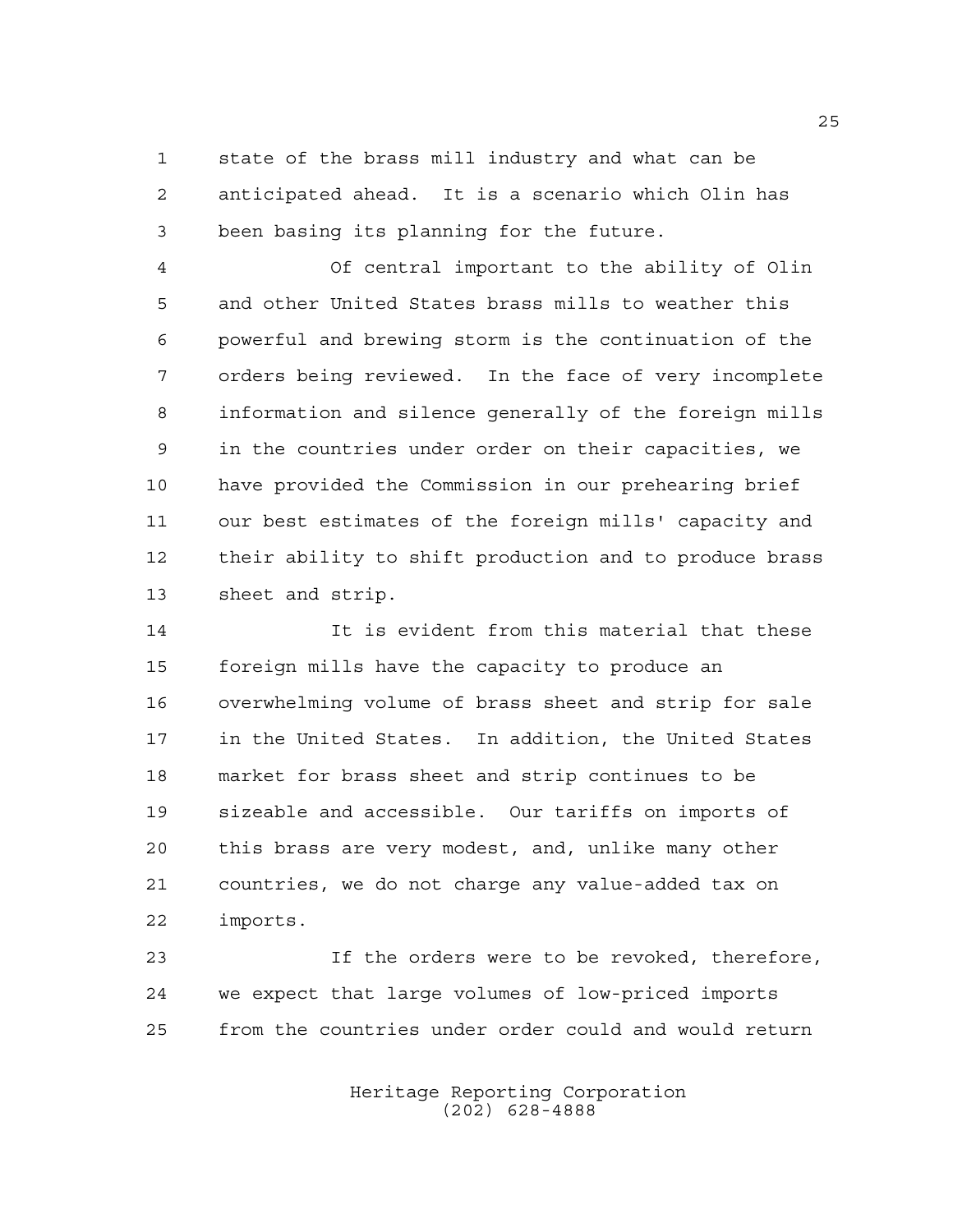state of the brass mill industry and what can be anticipated ahead. It is a scenario which Olin has been basing its planning for the future.

Of central important to the ability of Olin and other United States brass mills to weather this powerful and brewing storm is the continuation of the orders being reviewed. In the face of very incomplete information and silence generally of the foreign mills in the countries under order on their capacities, we have provided the Commission in our prehearing brief our best estimates of the foreign mills' capacity and their ability to shift production and to produce brass sheet and strip.

It is evident from this material that these foreign mills have the capacity to produce an overwhelming volume of brass sheet and strip for sale in the United States. In addition, the United States market for brass sheet and strip continues to be sizeable and accessible. Our tariffs on imports of this brass are very modest, and, unlike many other countries, we do not charge any value-added tax on imports.

If the orders were to be revoked, therefore, we expect that large volumes of low-priced imports from the countries under order could and would return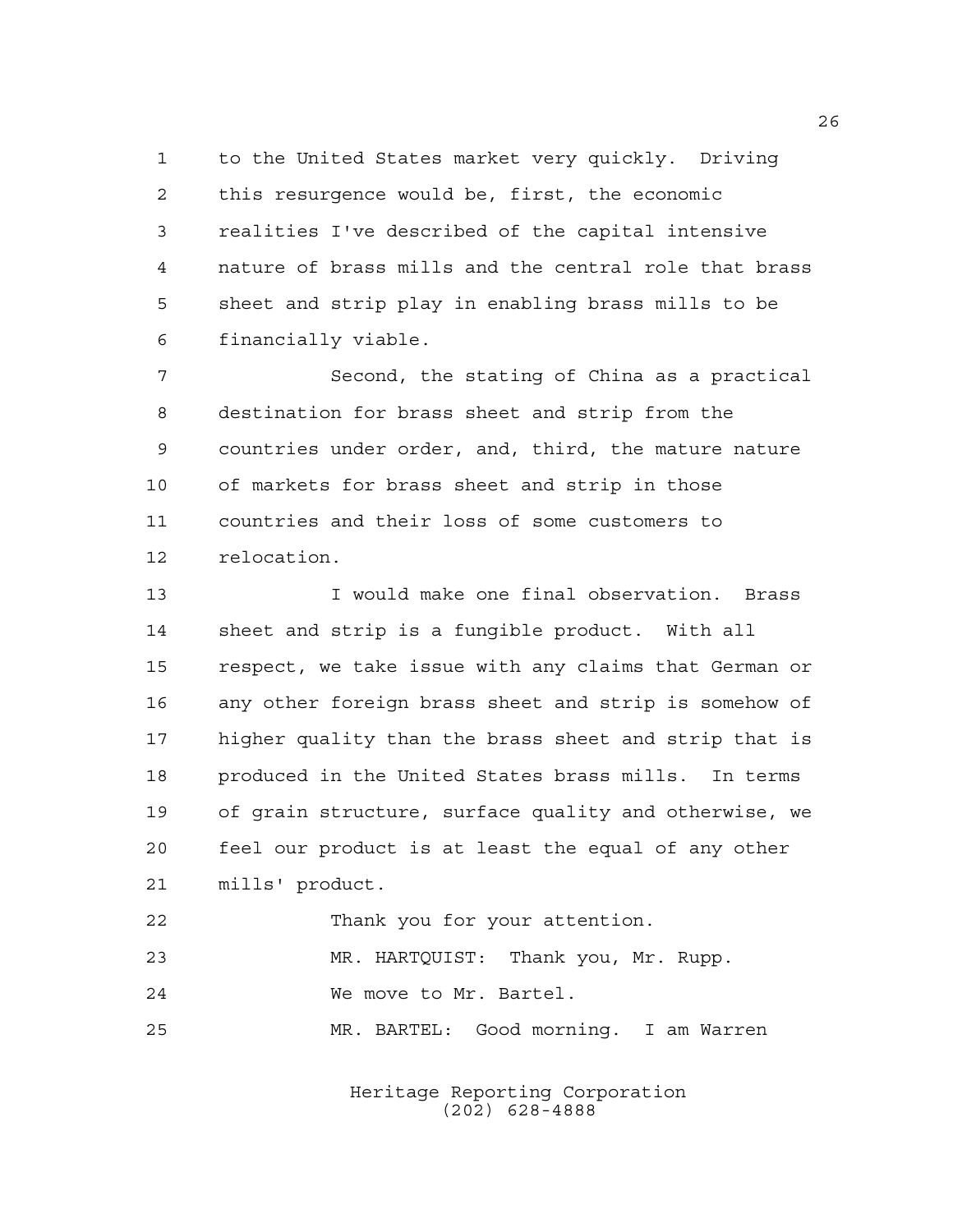to the United States market very quickly. Driving this resurgence would be, first, the economic realities I've described of the capital intensive nature of brass mills and the central role that brass sheet and strip play in enabling brass mills to be financially viable.

Second, the stating of China as a practical destination for brass sheet and strip from the countries under order, and, third, the mature nature of markets for brass sheet and strip in those countries and their loss of some customers to relocation.

I would make one final observation. Brass sheet and strip is a fungible product. With all respect, we take issue with any claims that German or any other foreign brass sheet and strip is somehow of higher quality than the brass sheet and strip that is produced in the United States brass mills. In terms of grain structure, surface quality and otherwise, we feel our product is at least the equal of any other mills' product.

Thank you for your attention.

MR. HARTQUIST: Thank you, Mr. Rupp.

We move to Mr. Bartel.

MR. BARTEL: Good morning. I am Warren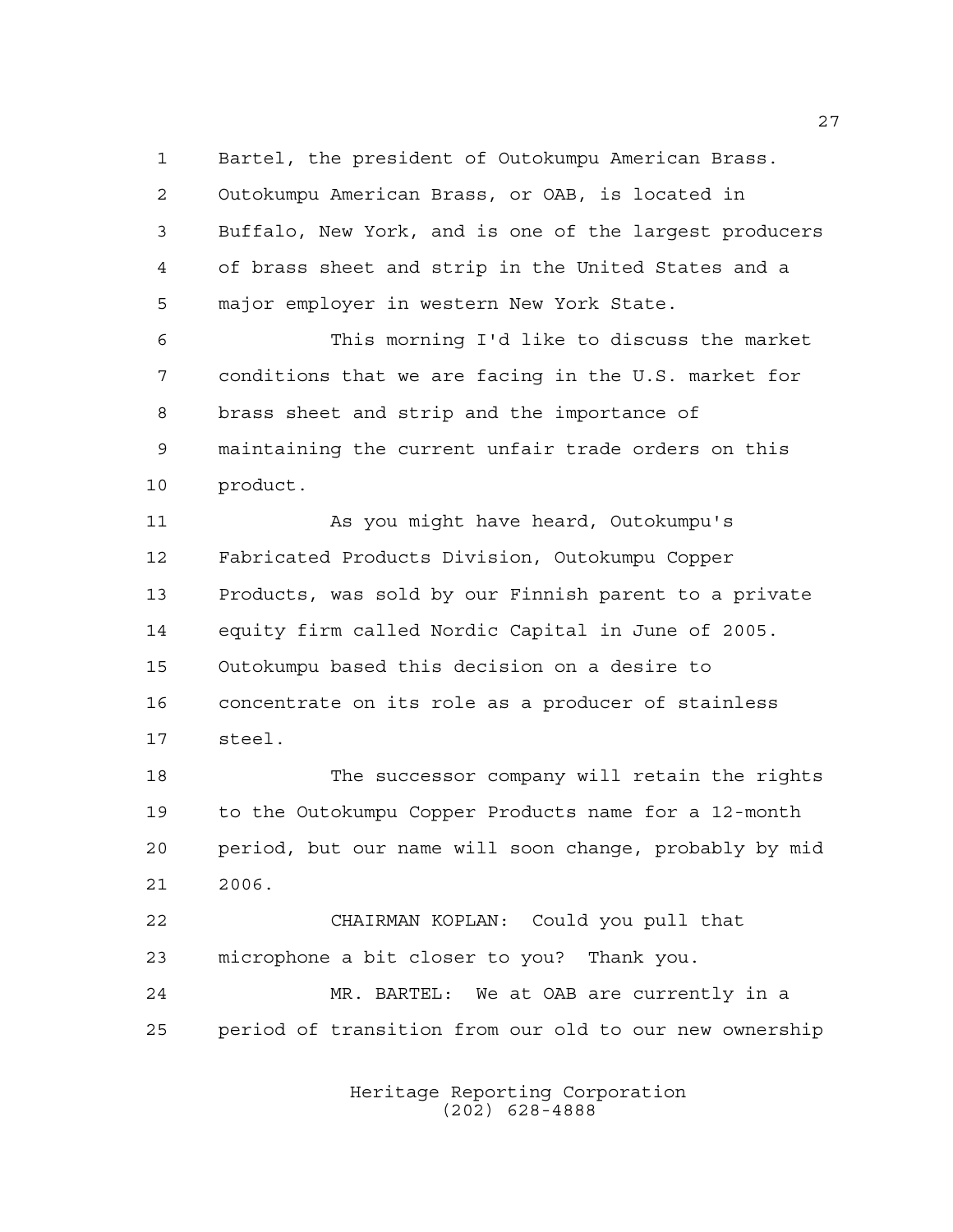Bartel, the president of Outokumpu American Brass. Outokumpu American Brass, or OAB, is located in Buffalo, New York, and is one of the largest producers of brass sheet and strip in the United States and a major employer in western New York State.

This morning I'd like to discuss the market conditions that we are facing in the U.S. market for brass sheet and strip and the importance of maintaining the current unfair trade orders on this product.

As you might have heard, Outokumpu's Fabricated Products Division, Outokumpu Copper Products, was sold by our Finnish parent to a private equity firm called Nordic Capital in June of 2005. Outokumpu based this decision on a desire to concentrate on its role as a producer of stainless steel.

The successor company will retain the rights to the Outokumpu Copper Products name for a 12-month period, but our name will soon change, probably by mid 2006.

CHAIRMAN KOPLAN: Could you pull that microphone a bit closer to you? Thank you.

MR. BARTEL: We at OAB are currently in a period of transition from our old to our new ownership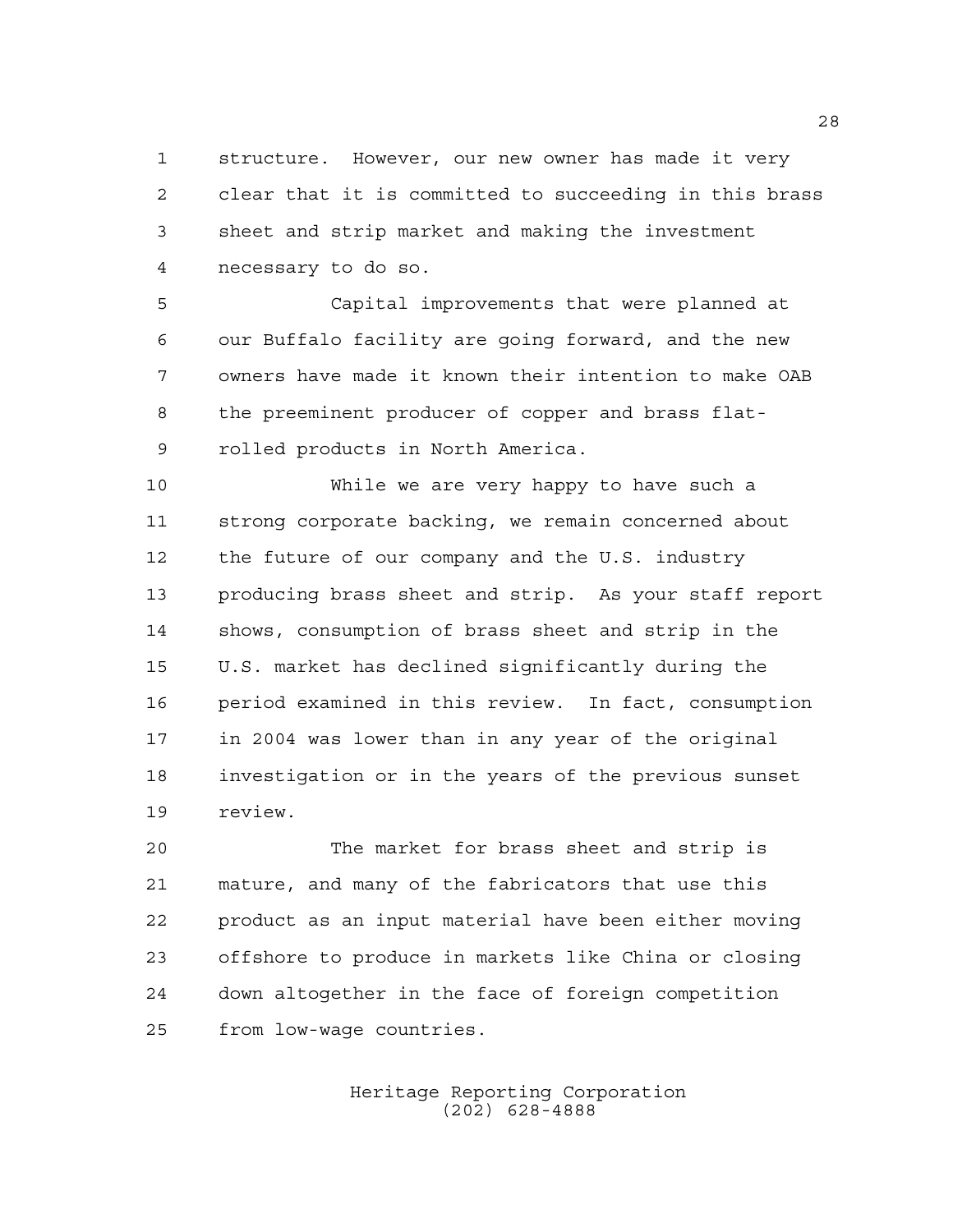structure. However, our new owner has made it very clear that it is committed to succeeding in this brass sheet and strip market and making the investment necessary to do so.

Capital improvements that were planned at our Buffalo facility are going forward, and the new owners have made it known their intention to make OAB the preeminent producer of copper and brass flat-rolled products in North America.

While we are very happy to have such a strong corporate backing, we remain concerned about the future of our company and the U.S. industry producing brass sheet and strip. As your staff report shows, consumption of brass sheet and strip in the U.S. market has declined significantly during the period examined in this review. In fact, consumption in 2004 was lower than in any year of the original investigation or in the years of the previous sunset review.

The market for brass sheet and strip is mature, and many of the fabricators that use this product as an input material have been either moving offshore to produce in markets like China or closing down altogether in the face of foreign competition from low-wage countries.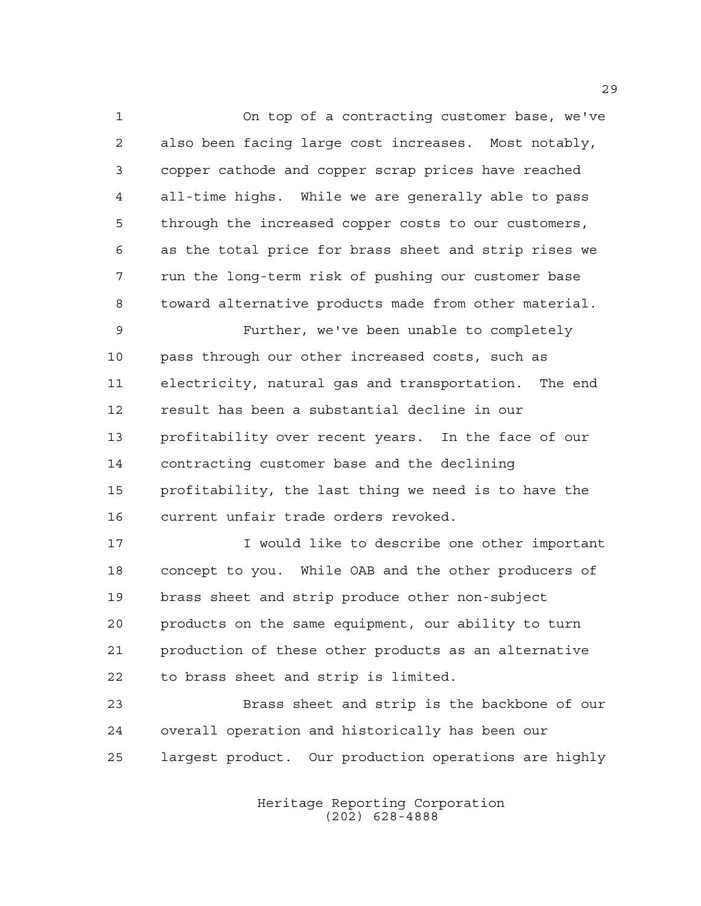On top of a contracting customer base, we've also been facing large cost increases. Most notably, copper cathode and copper scrap prices have reached all-time highs. While we are generally able to pass through the increased copper costs to our customers, as the total price for brass sheet and strip rises we run the long-term risk of pushing our customer base toward alternative products made from other material.

Further, we've been unable to completely pass through our other increased costs, such as electricity, natural gas and transportation. The end result has been a substantial decline in our profitability over recent years. In the face of our contracting customer base and the declining profitability, the last thing we need is to have the current unfair trade orders revoked.

I would like to describe one other important concept to you. While OAB and the other producers of brass sheet and strip produce other non-subject products on the same equipment, our ability to turn production of these other products as an alternative to brass sheet and strip is limited.

Brass sheet and strip is the backbone of our overall operation and historically has been our largest product. Our production operations are highly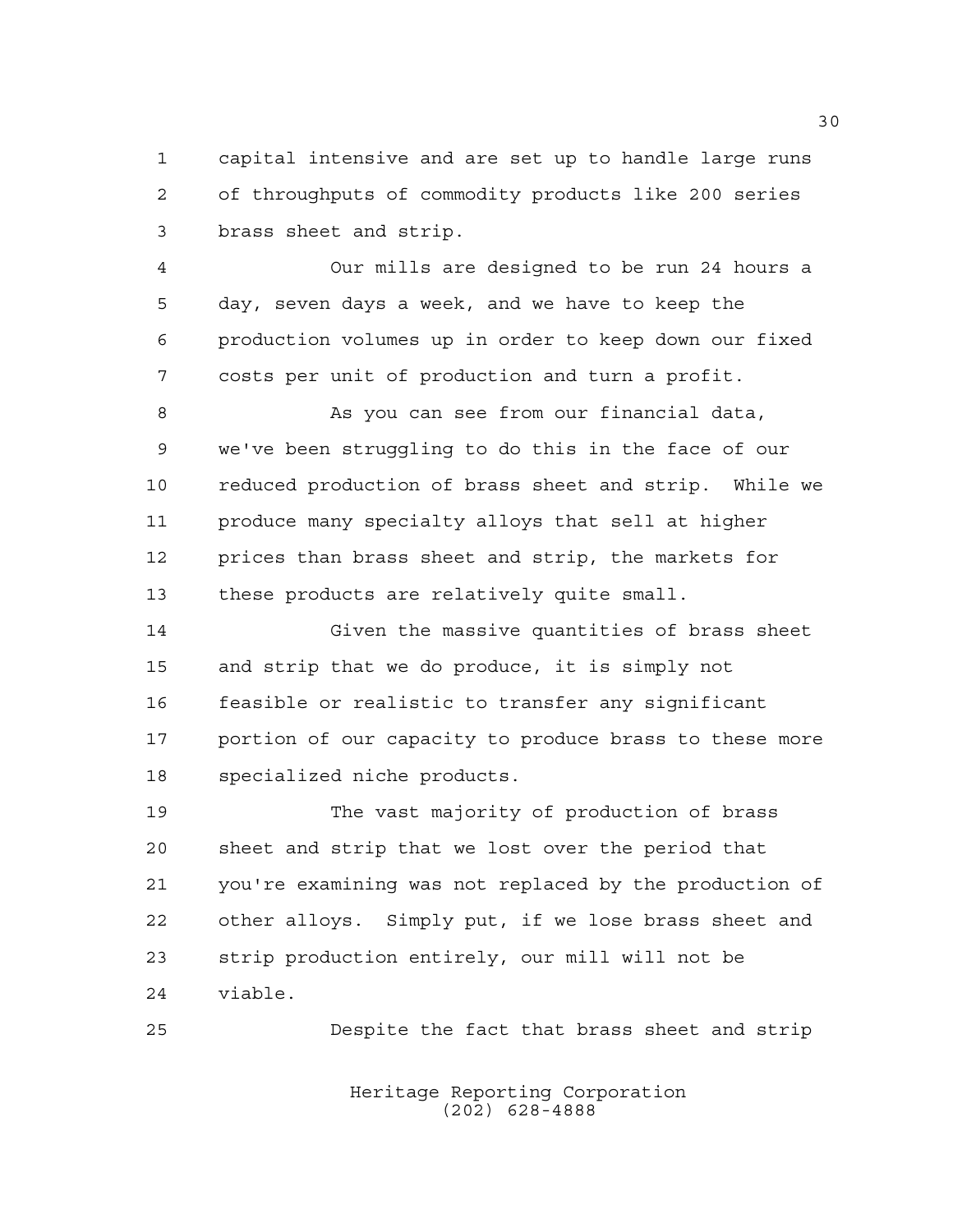capital intensive and are set up to handle large runs of throughputs of commodity products like 200 series brass sheet and strip.

Our mills are designed to be run 24 hours a day, seven days a week, and we have to keep the production volumes up in order to keep down our fixed costs per unit of production and turn a profit.

As you can see from our financial data, we've been struggling to do this in the face of our reduced production of brass sheet and strip. While we produce many specialty alloys that sell at higher prices than brass sheet and strip, the markets for these products are relatively quite small.

Given the massive quantities of brass sheet and strip that we do produce, it is simply not feasible or realistic to transfer any significant portion of our capacity to produce brass to these more specialized niche products.

The vast majority of production of brass sheet and strip that we lost over the period that you're examining was not replaced by the production of other alloys. Simply put, if we lose brass sheet and strip production entirely, our mill will not be viable.

Despite the fact that brass sheet and strip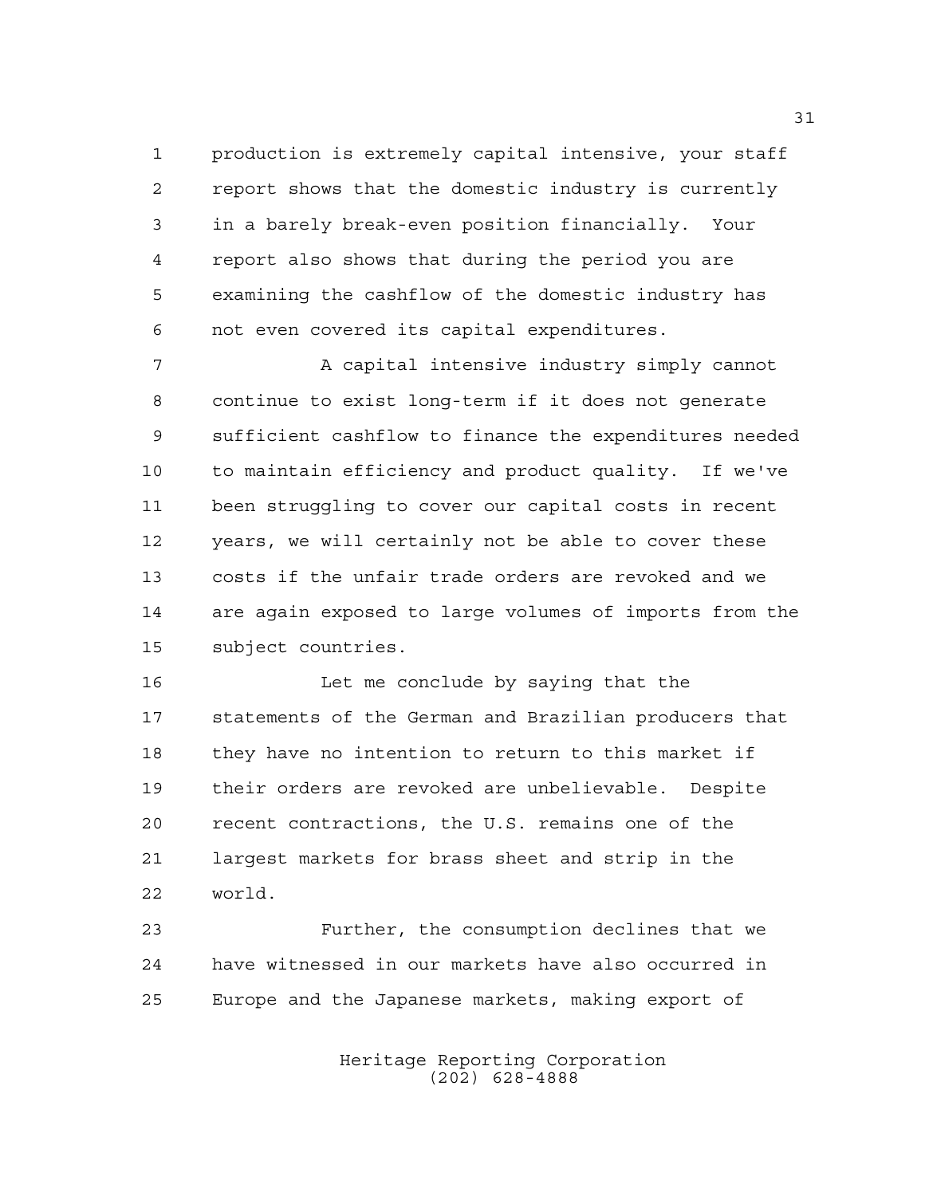production is extremely capital intensive, your staff report shows that the domestic industry is currently in a barely break-even position financially. Your report also shows that during the period you are examining the cashflow of the domestic industry has not even covered its capital expenditures.

A capital intensive industry simply cannot continue to exist long-term if it does not generate sufficient cashflow to finance the expenditures needed to maintain efficiency and product quality. If we've been struggling to cover our capital costs in recent years, we will certainly not be able to cover these costs if the unfair trade orders are revoked and we are again exposed to large volumes of imports from the subject countries.

Let me conclude by saying that the statements of the German and Brazilian producers that they have no intention to return to this market if their orders are revoked are unbelievable. Despite recent contractions, the U.S. remains one of the largest markets for brass sheet and strip in the world.

Further, the consumption declines that we have witnessed in our markets have also occurred in Europe and the Japanese markets, making export of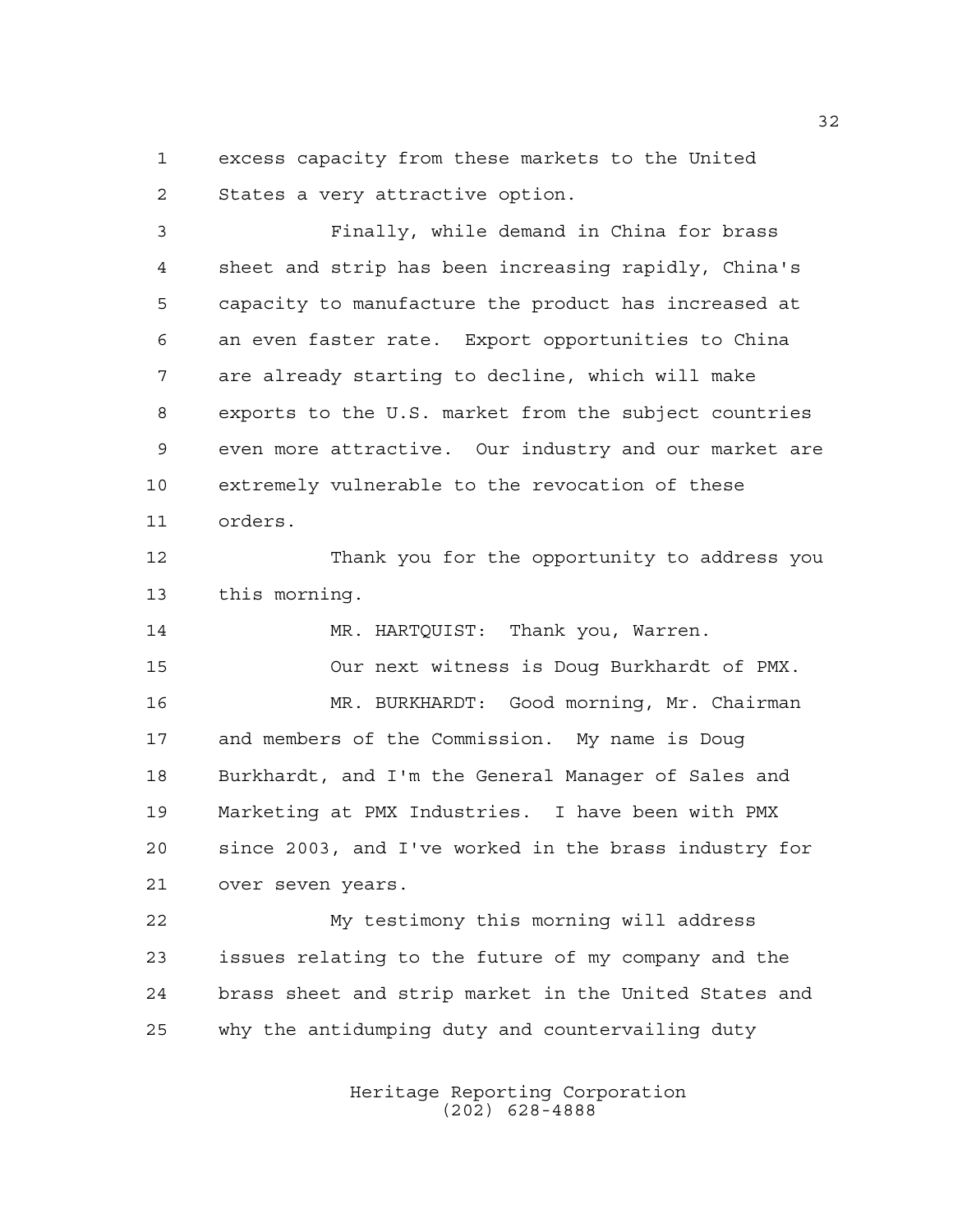excess capacity from these markets to the United States a very attractive option.

Finally, while demand in China for brass sheet and strip has been increasing rapidly, China's capacity to manufacture the product has increased at an even faster rate. Export opportunities to China are already starting to decline, which will make exports to the U.S. market from the subject countries even more attractive. Our industry and our market are extremely vulnerable to the revocation of these orders.

Thank you for the opportunity to address you this morning.

MR. HARTQUIST: Thank you, Warren.

Our next witness is Doug Burkhardt of PMX.

MR. BURKHARDT: Good morning, Mr. Chairman and members of the Commission. My name is Doug Burkhardt, and I'm the General Manager of Sales and Marketing at PMX Industries. I have been with PMX since 2003, and I've worked in the brass industry for over seven years.

My testimony this morning will address issues relating to the future of my company and the brass sheet and strip market in the United States and why the antidumping duty and countervailing duty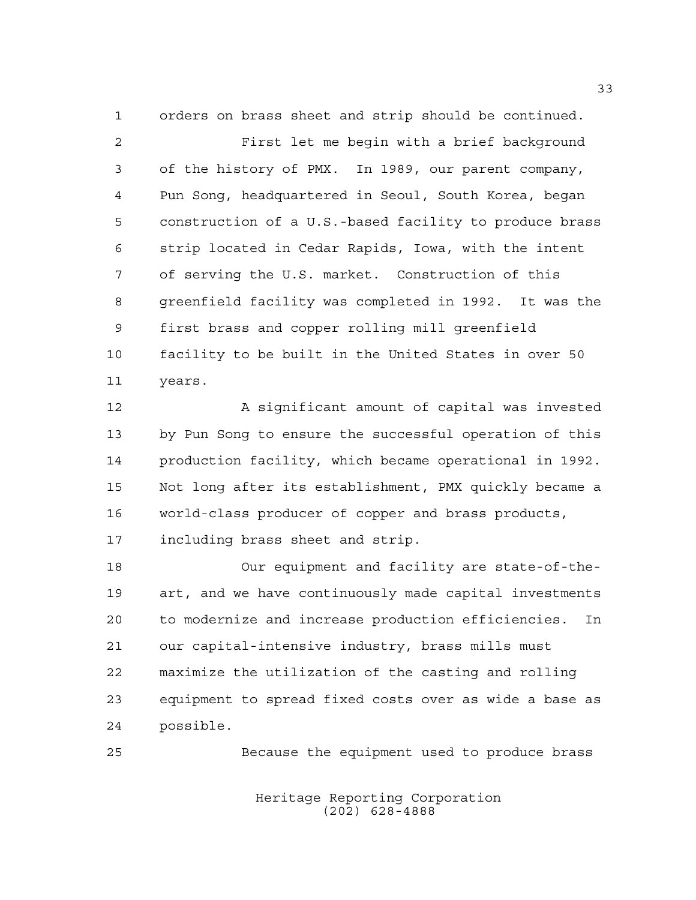orders on brass sheet and strip should be continued.

First let me begin with a brief background of the history of PMX. In 1989, our parent company, Pun Song, headquartered in Seoul, South Korea, began construction of a U.S.-based facility to produce brass strip located in Cedar Rapids, Iowa, with the intent of serving the U.S. market. Construction of this greenfield facility was completed in 1992. It was the first brass and copper rolling mill greenfield facility to be built in the United States in over 50 years.

A significant amount of capital was invested by Pun Song to ensure the successful operation of this production facility, which became operational in 1992. Not long after its establishment, PMX quickly became a world-class producer of copper and brass products, including brass sheet and strip.

Our equipment and facility are state-of-the-art, and we have continuously made capital investments to modernize and increase production efficiencies. In our capital-intensive industry, brass mills must maximize the utilization of the casting and rolling equipment to spread fixed costs over as wide a base as possible.

Because the equipment used to produce brass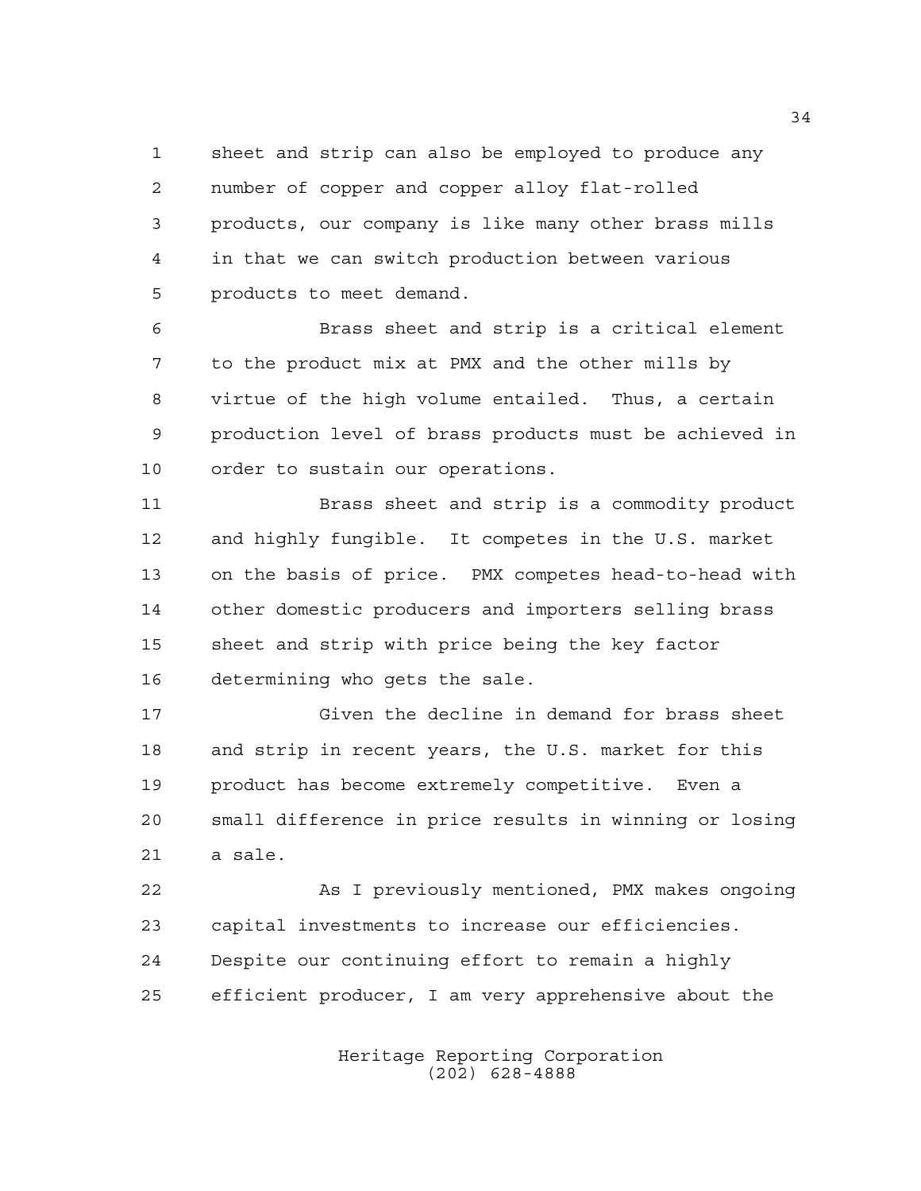sheet and strip can also be employed to produce any number of copper and copper alloy flat-rolled products, our company is like many other brass mills in that we can switch production between various products to meet demand.

Brass sheet and strip is a critical element to the product mix at PMX and the other mills by virtue of the high volume entailed. Thus, a certain production level of brass products must be achieved in order to sustain our operations.

Brass sheet and strip is a commodity product and highly fungible. It competes in the U.S. market on the basis of price. PMX competes head-to-head with other domestic producers and importers selling brass sheet and strip with price being the key factor determining who gets the sale.

Given the decline in demand for brass sheet and strip in recent years, the U.S. market for this product has become extremely competitive. Even a small difference in price results in winning or losing a sale.

As I previously mentioned, PMX makes ongoing capital investments to increase our efficiencies. Despite our continuing effort to remain a highly efficient producer, I am very apprehensive about the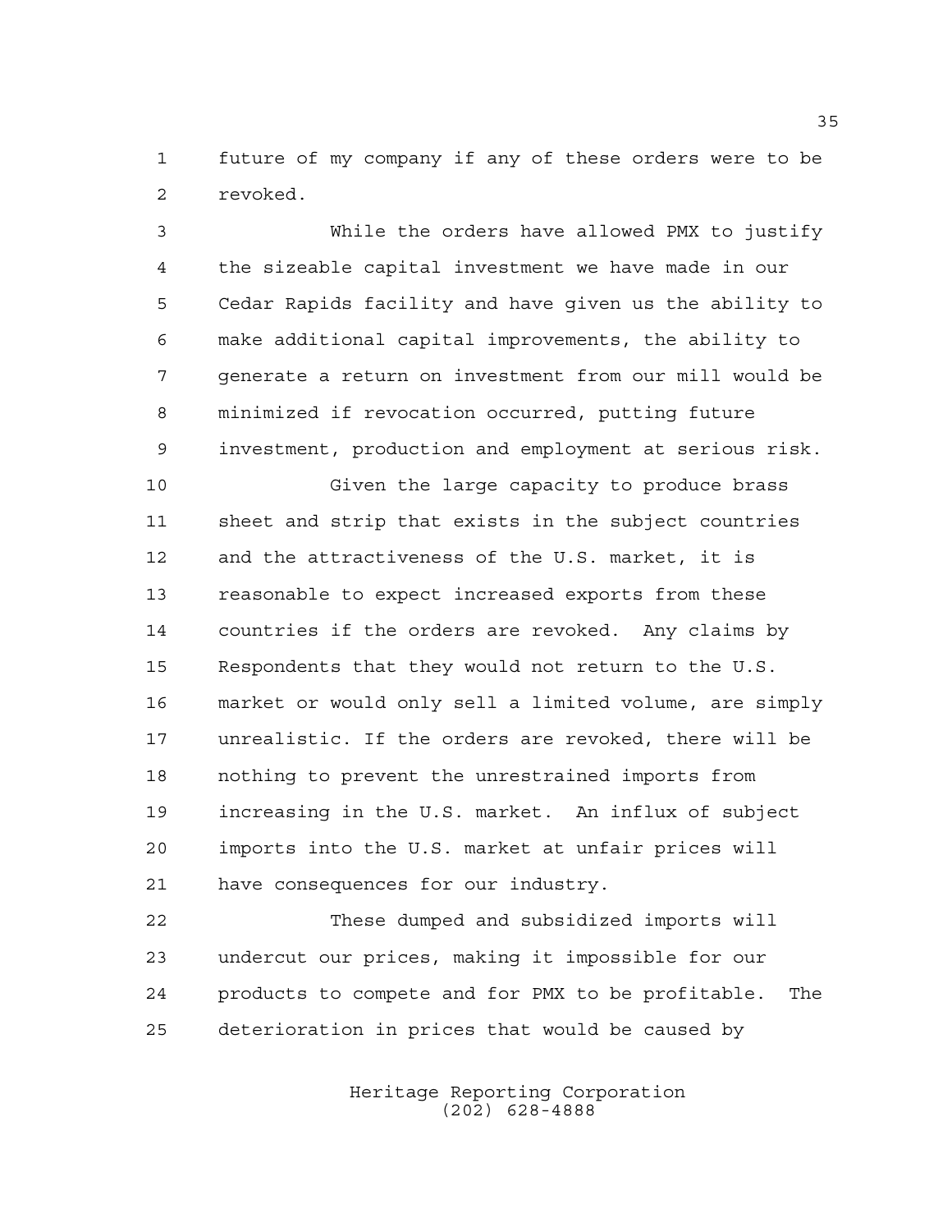future of my company if any of these orders were to be revoked.

While the orders have allowed PMX to justify the sizeable capital investment we have made in our Cedar Rapids facility and have given us the ability to make additional capital improvements, the ability to generate a return on investment from our mill would be minimized if revocation occurred, putting future investment, production and employment at serious risk.

Given the large capacity to produce brass sheet and strip that exists in the subject countries and the attractiveness of the U.S. market, it is reasonable to expect increased exports from these countries if the orders are revoked. Any claims by Respondents that they would not return to the U.S. market or would only sell a limited volume, are simply unrealistic. If the orders are revoked, there will be nothing to prevent the unrestrained imports from increasing in the U.S. market. An influx of subject imports into the U.S. market at unfair prices will have consequences for our industry.

These dumped and subsidized imports will undercut our prices, making it impossible for our products to compete and for PMX to be profitable. The deterioration in prices that would be caused by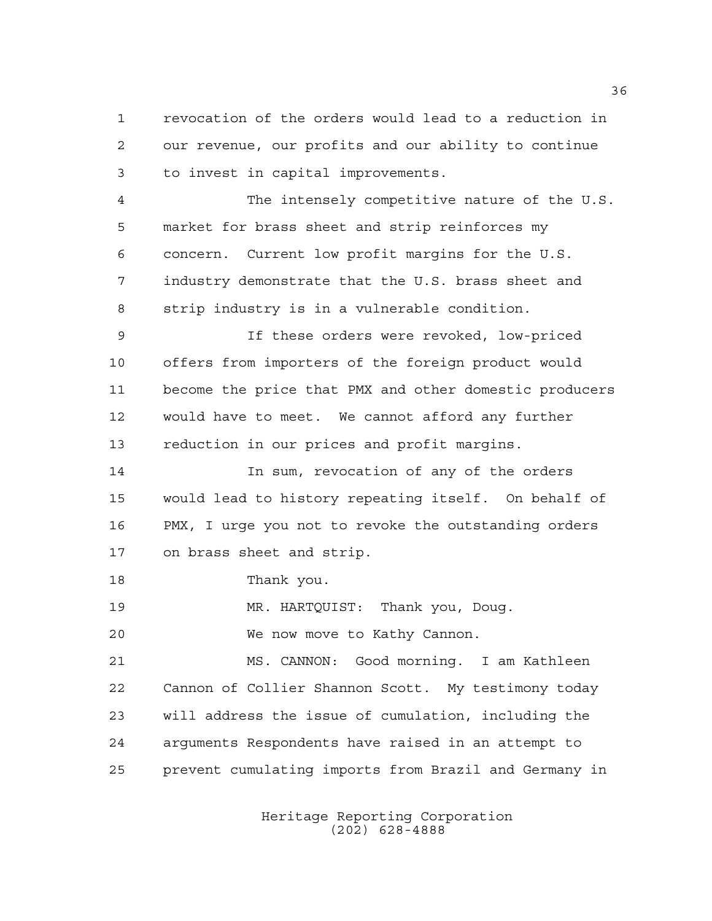revocation of the orders would lead to a reduction in our revenue, our profits and our ability to continue to invest in capital improvements.

The intensely competitive nature of the U.S. market for brass sheet and strip reinforces my concern. Current low profit margins for the U.S. industry demonstrate that the U.S. brass sheet and strip industry is in a vulnerable condition.

If these orders were revoked, low-priced offers from importers of the foreign product would become the price that PMX and other domestic producers would have to meet. We cannot afford any further reduction in our prices and profit margins.

In sum, revocation of any of the orders would lead to history repeating itself. On behalf of PMX, I urge you not to revoke the outstanding orders on brass sheet and strip.

Thank you.

MR. HARTQUIST: Thank you, Doug.

We now move to Kathy Cannon.

MS. CANNON: Good morning. I am Kathleen Cannon of Collier Shannon Scott. My testimony today will address the issue of cumulation, including the arguments Respondents have raised in an attempt to prevent cumulating imports from Brazil and Germany in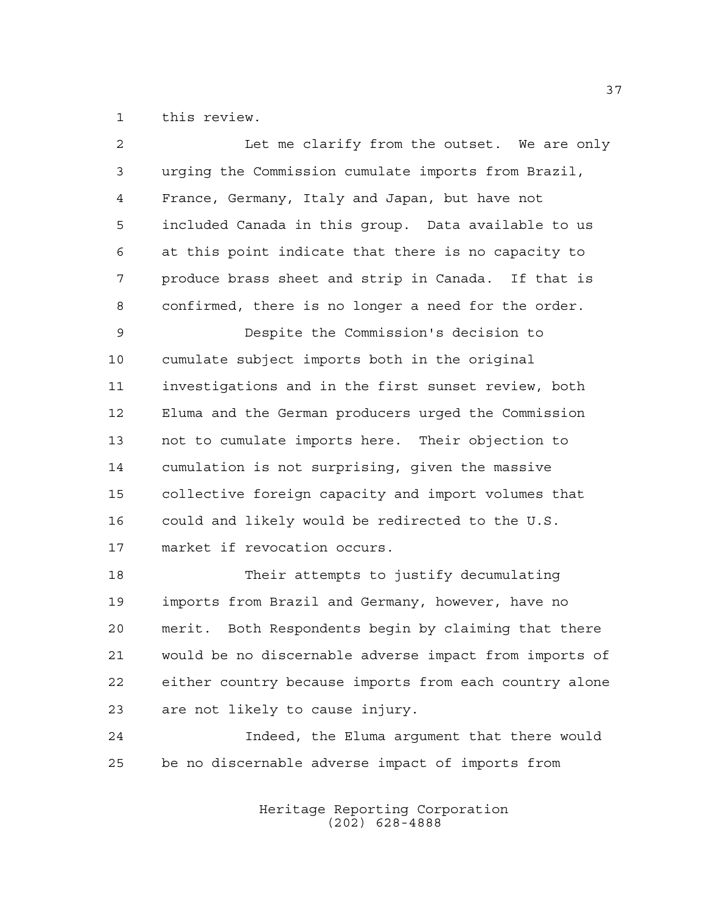this review.

Let me clarify from the outset. We are only urging the Commission cumulate imports from Brazil, France, Germany, Italy and Japan, but have not included Canada in this group. Data available to us at this point indicate that there is no capacity to produce brass sheet and strip in Canada. If that is confirmed, there is no longer a need for the order.

Despite the Commission's decision to cumulate subject imports both in the original investigations and in the first sunset review, both Eluma and the German producers urged the Commission not to cumulate imports here. Their objection to cumulation is not surprising, given the massive collective foreign capacity and import volumes that could and likely would be redirected to the U.S. market if revocation occurs.

Their attempts to justify decumulating imports from Brazil and Germany, however, have no merit. Both Respondents begin by claiming that there would be no discernable adverse impact from imports of either country because imports from each country alone are not likely to cause injury.

Indeed, the Eluma argument that there would be no discernable adverse impact of imports from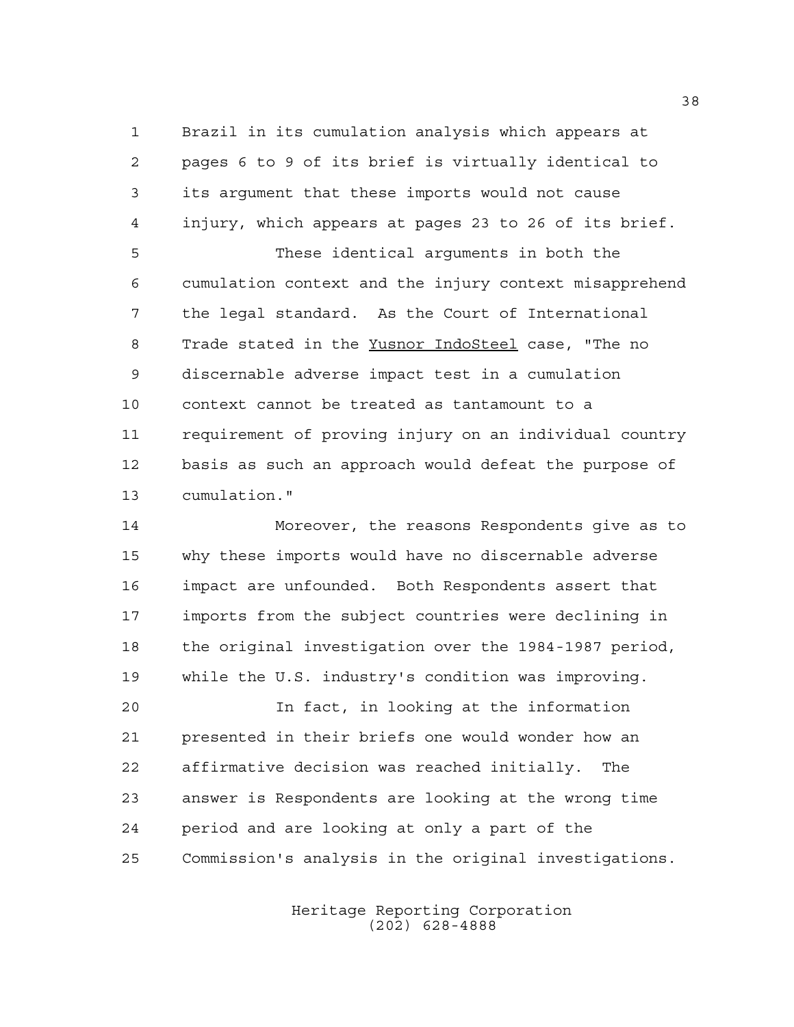Brazil in its cumulation analysis which appears at pages 6 to 9 of its brief is virtually identical to its argument that these imports would not cause injury, which appears at pages 23 to 26 of its brief.

These identical arguments in both the cumulation context and the injury context misapprehend the legal standard. As the Court of International Trade stated in the Yusnor IndoSteel case, "The no discernable adverse impact test in a cumulation context cannot be treated as tantamount to a requirement of proving injury on an individual country basis as such an approach would defeat the purpose of cumulation."

Moreover, the reasons Respondents give as to why these imports would have no discernable adverse impact are unfounded. Both Respondents assert that imports from the subject countries were declining in the original investigation over the 1984-1987 period, while the U.S. industry's condition was improving.

In fact, in looking at the information presented in their briefs one would wonder how an affirmative decision was reached initially. The answer is Respondents are looking at the wrong time period and are looking at only a part of the Commission's analysis in the original investigations.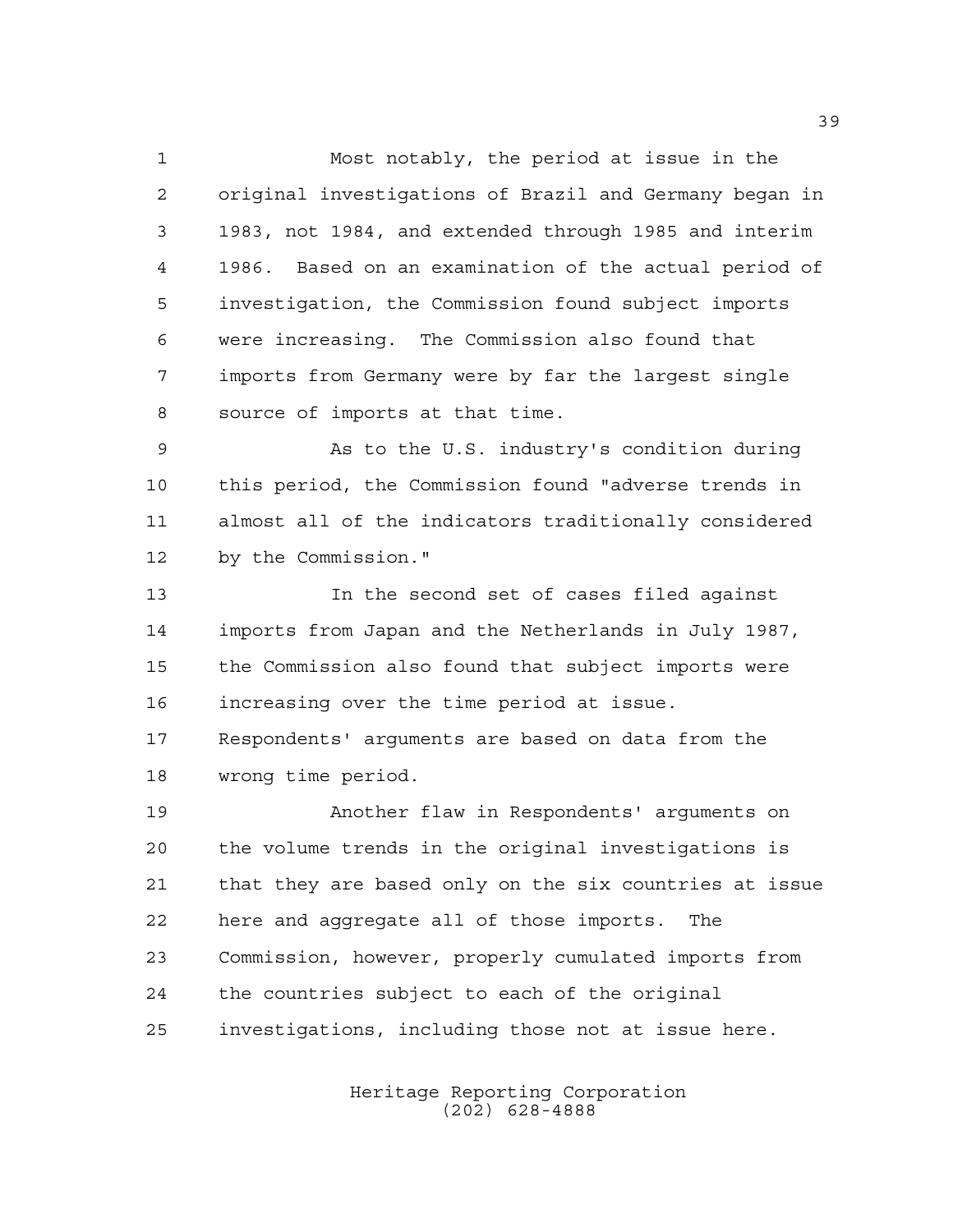Most notably, the period at issue in the original investigations of Brazil and Germany began in 1983, not 1984, and extended through 1985 and interim 1986. Based on an examination of the actual period of investigation, the Commission found subject imports were increasing. The Commission also found that imports from Germany were by far the largest single source of imports at that time.

As to the U.S. industry's condition during this period, the Commission found "adverse trends in almost all of the indicators traditionally considered by the Commission."

In the second set of cases filed against imports from Japan and the Netherlands in July 1987, the Commission also found that subject imports were increasing over the time period at issue. Respondents' arguments are based on data from the wrong time period.

Another flaw in Respondents' arguments on the volume trends in the original investigations is that they are based only on the six countries at issue here and aggregate all of those imports. The Commission, however, properly cumulated imports from the countries subject to each of the original investigations, including those not at issue here.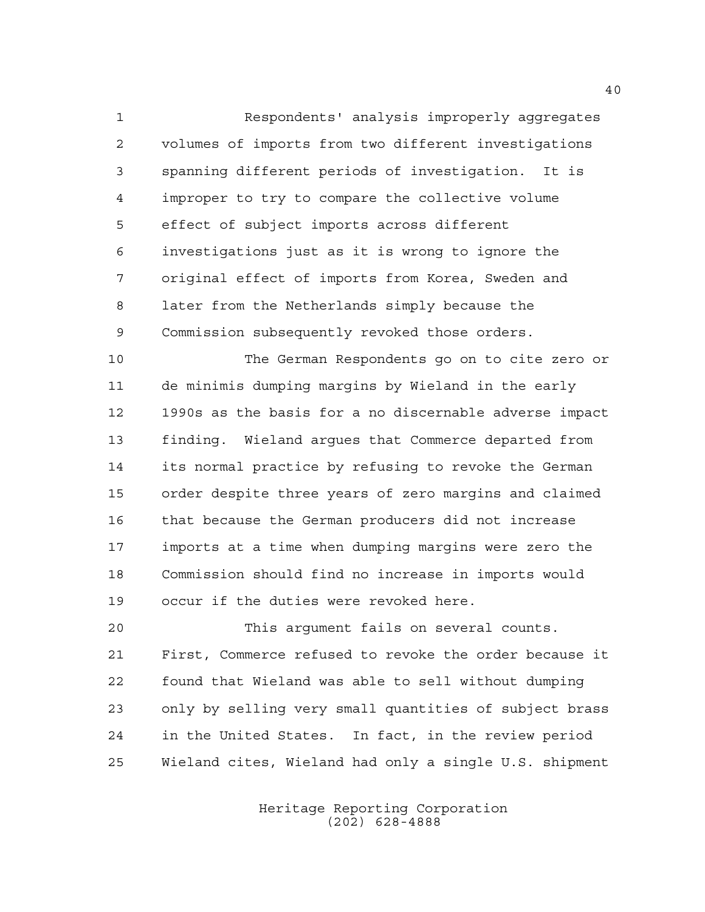Respondents' analysis improperly aggregates volumes of imports from two different investigations spanning different periods of investigation. It is improper to try to compare the collective volume effect of subject imports across different investigations just as it is wrong to ignore the original effect of imports from Korea, Sweden and later from the Netherlands simply because the Commission subsequently revoked those orders.

The German Respondents go on to cite zero or de minimis dumping margins by Wieland in the early 1990s as the basis for a no discernable adverse impact finding. Wieland argues that Commerce departed from its normal practice by refusing to revoke the German order despite three years of zero margins and claimed that because the German producers did not increase imports at a time when dumping margins were zero the Commission should find no increase in imports would occur if the duties were revoked here.

This argument fails on several counts. First, Commerce refused to revoke the order because it found that Wieland was able to sell without dumping only by selling very small quantities of subject brass in the United States. In fact, in the review period Wieland cites, Wieland had only a single U.S. shipment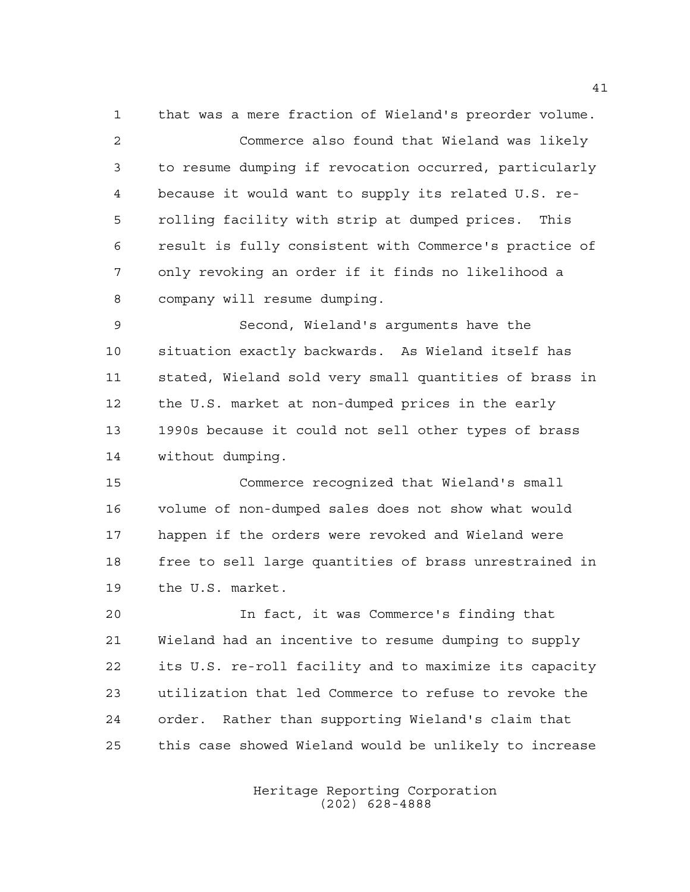that was a mere fraction of Wieland's preorder volume.

Commerce also found that Wieland was likely to resume dumping if revocation occurred, particularly because it would want to supply its related U.S. re-rolling facility with strip at dumped prices. This result is fully consistent with Commerce's practice of only revoking an order if it finds no likelihood a company will resume dumping.

Second, Wieland's arguments have the situation exactly backwards. As Wieland itself has stated, Wieland sold very small quantities of brass in the U.S. market at non-dumped prices in the early 1990s because it could not sell other types of brass without dumping.

Commerce recognized that Wieland's small volume of non-dumped sales does not show what would happen if the orders were revoked and Wieland were free to sell large quantities of brass unrestrained in the U.S. market.

In fact, it was Commerce's finding that Wieland had an incentive to resume dumping to supply its U.S. re-roll facility and to maximize its capacity utilization that led Commerce to refuse to revoke the order. Rather than supporting Wieland's claim that this case showed Wieland would be unlikely to increase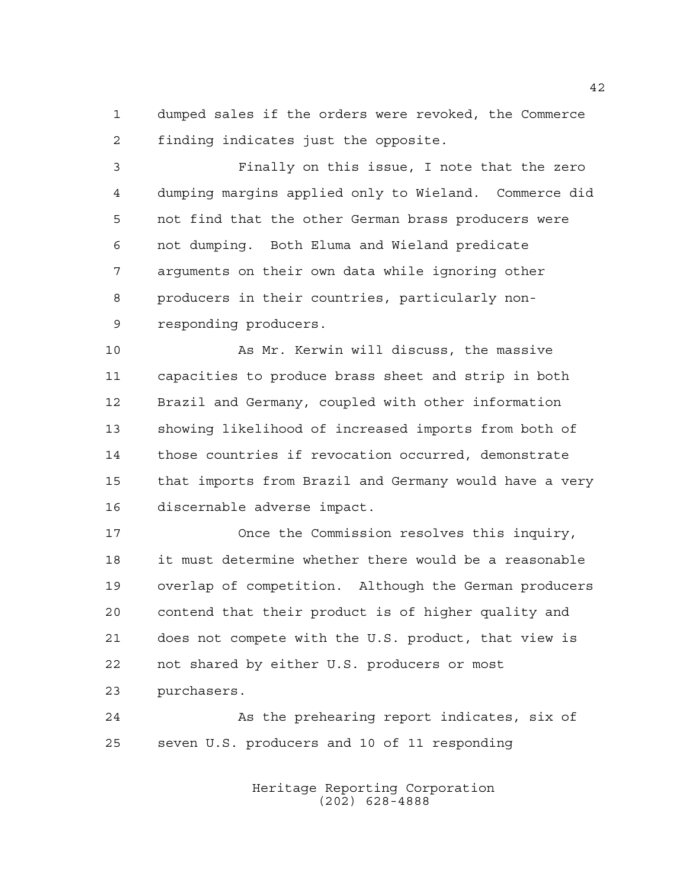dumped sales if the orders were revoked, the Commerce finding indicates just the opposite.

Finally on this issue, I note that the zero dumping margins applied only to Wieland. Commerce did not find that the other German brass producers were not dumping. Both Eluma and Wieland predicate arguments on their own data while ignoring other producers in their countries, particularly non-responding producers.

As Mr. Kerwin will discuss, the massive capacities to produce brass sheet and strip in both Brazil and Germany, coupled with other information showing likelihood of increased imports from both of those countries if revocation occurred, demonstrate that imports from Brazil and Germany would have a very discernable adverse impact.

Once the Commission resolves this inquiry, it must determine whether there would be a reasonable overlap of competition. Although the German producers contend that their product is of higher quality and does not compete with the U.S. product, that view is not shared by either U.S. producers or most purchasers.

As the prehearing report indicates, six of seven U.S. producers and 10 of 11 responding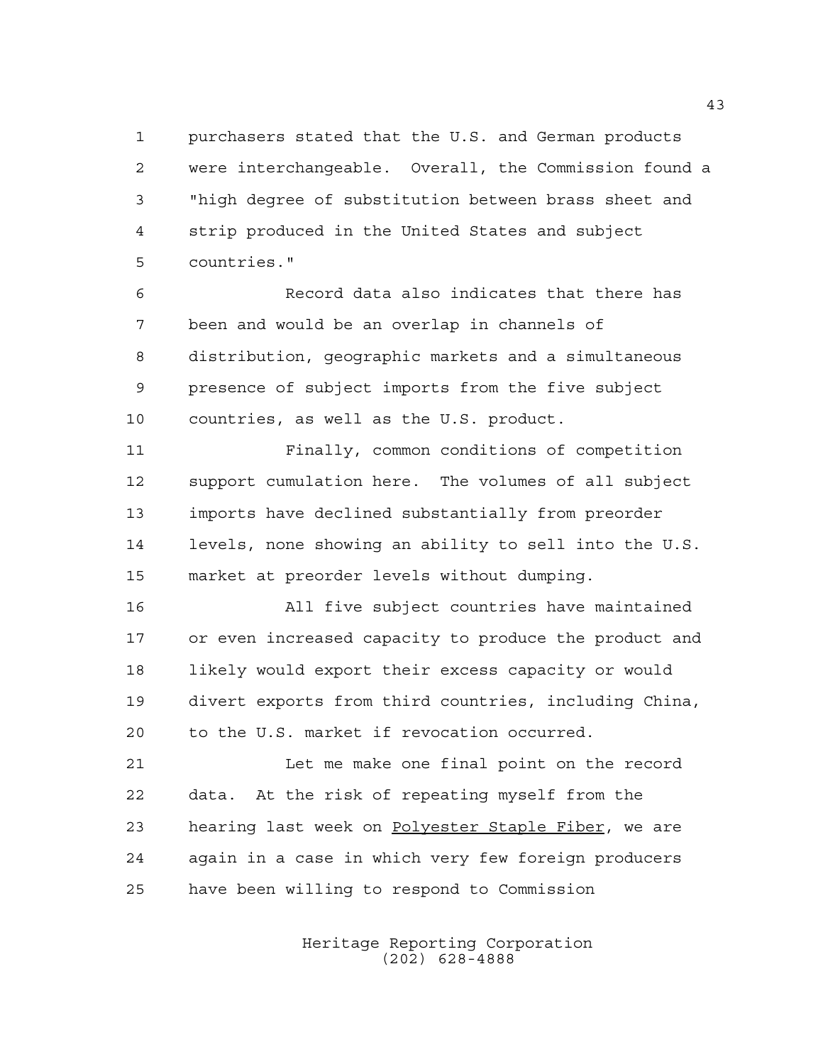purchasers stated that the U.S. and German products were interchangeable. Overall, the Commission found a "high degree of substitution between brass sheet and strip produced in the United States and subject countries."

Record data also indicates that there has been and would be an overlap in channels of distribution, geographic markets and a simultaneous presence of subject imports from the five subject countries, as well as the U.S. product.

Finally, common conditions of competition support cumulation here. The volumes of all subject imports have declined substantially from preorder levels, none showing an ability to sell into the U.S. market at preorder levels without dumping.

All five subject countries have maintained or even increased capacity to produce the product and likely would export their excess capacity or would divert exports from third countries, including China, to the U.S. market if revocation occurred.

Let me make one final point on the record data. At the risk of repeating myself from the hearing last week on Polyester Staple Fiber, we are again in a case in which very few foreign producers have been willing to respond to Commission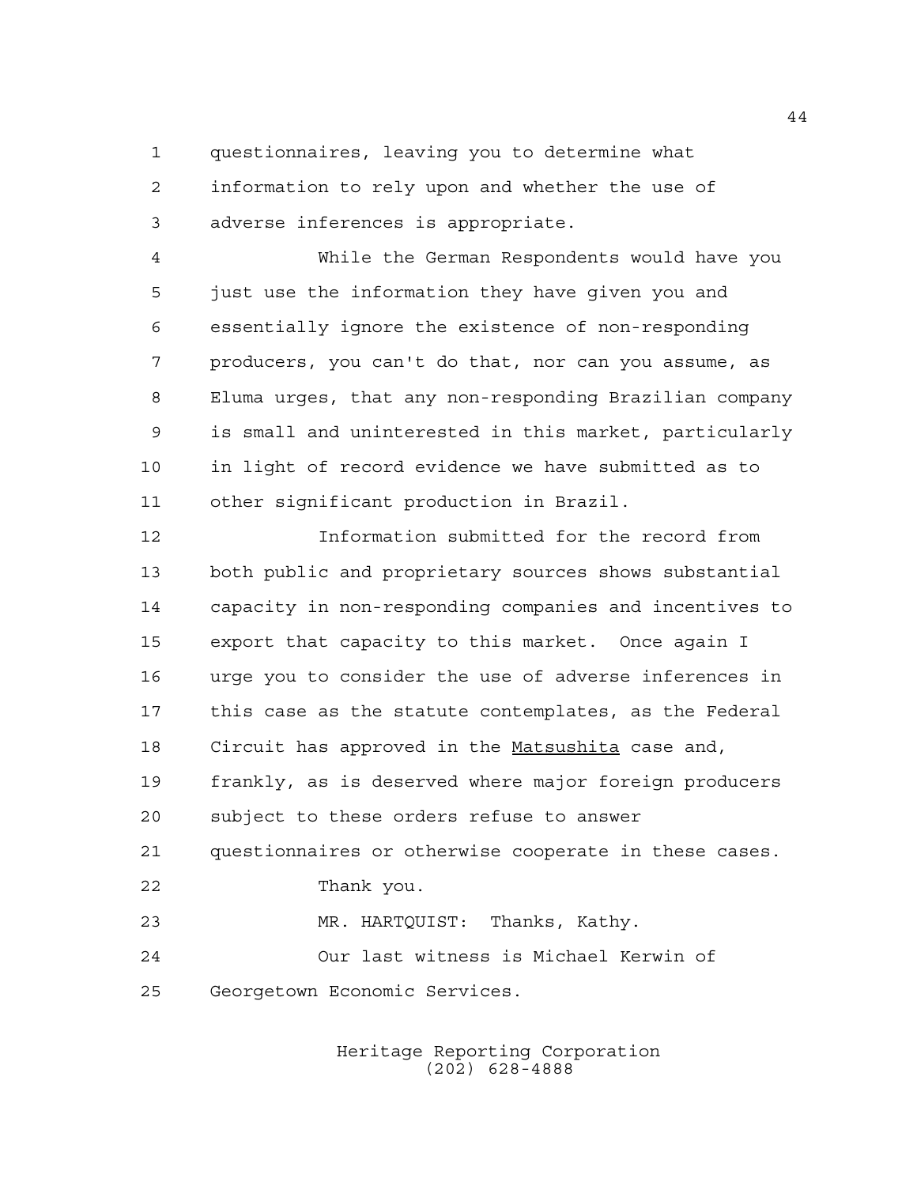questionnaires, leaving you to determine what information to rely upon and whether the use of adverse inferences is appropriate.

While the German Respondents would have you just use the information they have given you and essentially ignore the existence of non-responding producers, you can't do that, nor can you assume, as Eluma urges, that any non-responding Brazilian company is small and uninterested in this market, particularly in light of record evidence we have submitted as to other significant production in Brazil.

Information submitted for the record from both public and proprietary sources shows substantial capacity in non-responding companies and incentives to export that capacity to this market. Once again I urge you to consider the use of adverse inferences in this case as the statute contemplates, as the Federal Circuit has approved in the Matsushita case and, frankly, as is deserved where major foreign producers subject to these orders refuse to answer questionnaires or otherwise cooperate in these cases.

Thank you.

MR. HARTQUIST: Thanks, Kathy.

Our last witness is Michael Kerwin of Georgetown Economic Services.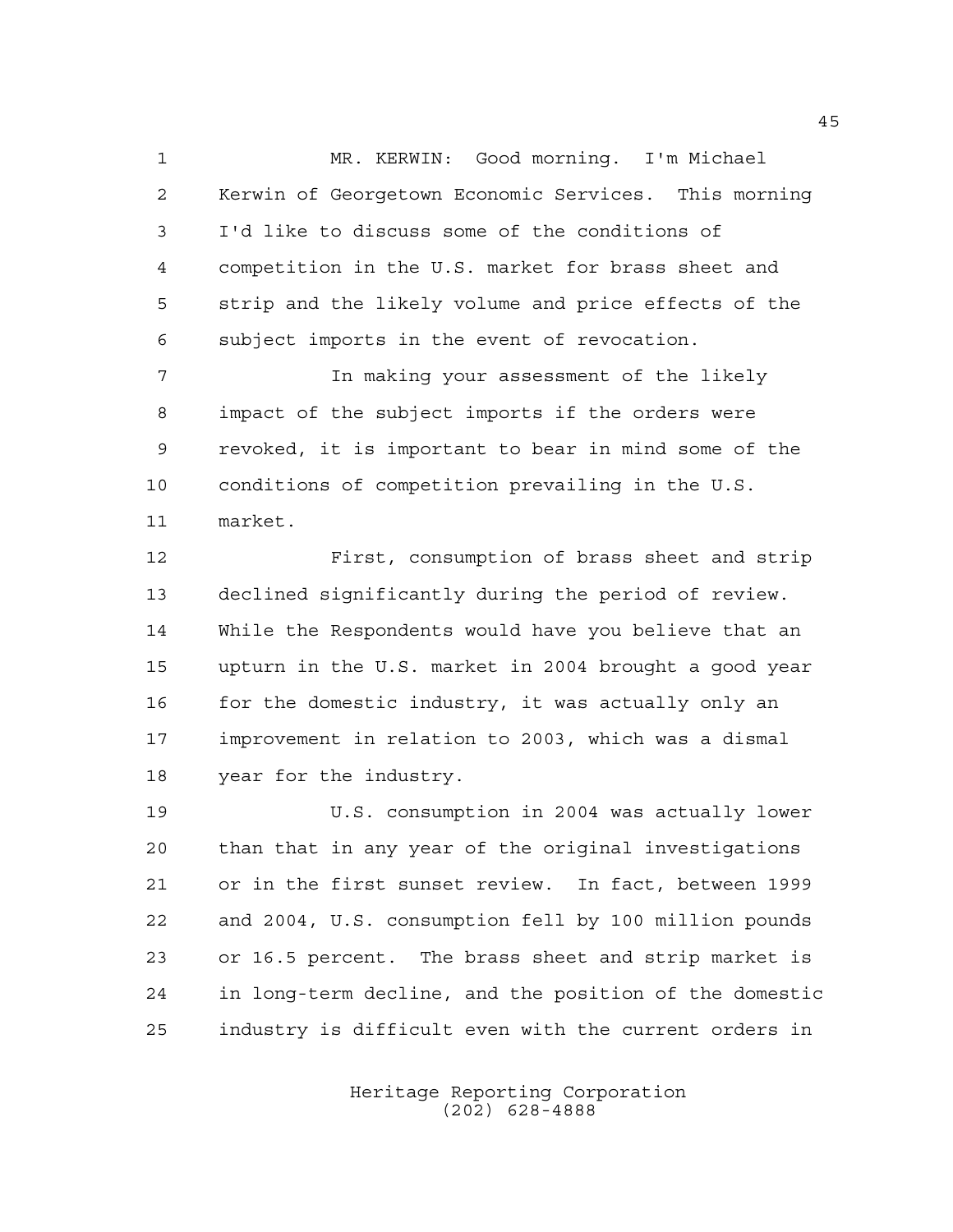MR. KERWIN: Good morning. I'm Michael Kerwin of Georgetown Economic Services. This morning I'd like to discuss some of the conditions of competition in the U.S. market for brass sheet and strip and the likely volume and price effects of the subject imports in the event of revocation.

In making your assessment of the likely impact of the subject imports if the orders were revoked, it is important to bear in mind some of the conditions of competition prevailing in the U.S. market.

First, consumption of brass sheet and strip declined significantly during the period of review. While the Respondents would have you believe that an upturn in the U.S. market in 2004 brought a good year for the domestic industry, it was actually only an improvement in relation to 2003, which was a dismal year for the industry.

U.S. consumption in 2004 was actually lower than that in any year of the original investigations or in the first sunset review. In fact, between 1999 and 2004, U.S. consumption fell by 100 million pounds or 16.5 percent. The brass sheet and strip market is in long-term decline, and the position of the domestic industry is difficult even with the current orders in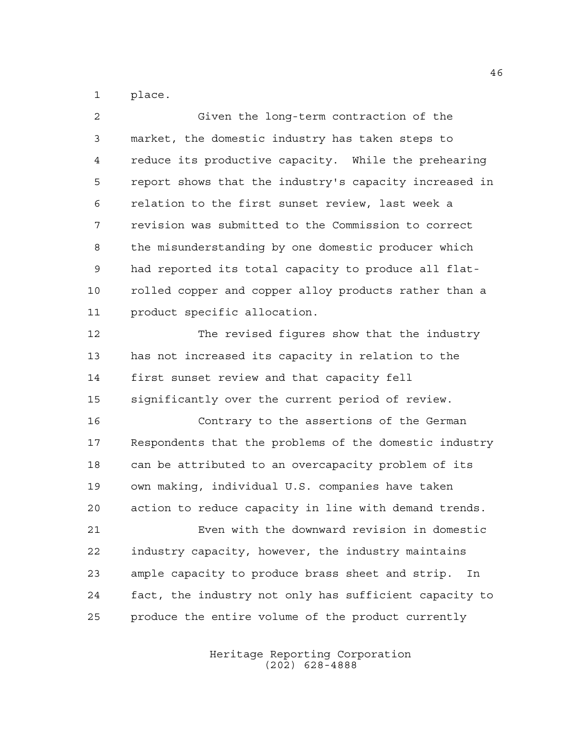place.

Given the long-term contraction of the market, the domestic industry has taken steps to reduce its productive capacity. While the prehearing report shows that the industry's capacity increased in relation to the first sunset review, last week a revision was submitted to the Commission to correct the misunderstanding by one domestic producer which had reported its total capacity to produce all flat-rolled copper and copper alloy products rather than a product specific allocation.

The revised figures show that the industry has not increased its capacity in relation to the first sunset review and that capacity fell significantly over the current period of review.

Contrary to the assertions of the German Respondents that the problems of the domestic industry can be attributed to an overcapacity problem of its own making, individual U.S. companies have taken action to reduce capacity in line with demand trends.

Even with the downward revision in domestic industry capacity, however, the industry maintains ample capacity to produce brass sheet and strip. In fact, the industry not only has sufficient capacity to produce the entire volume of the product currently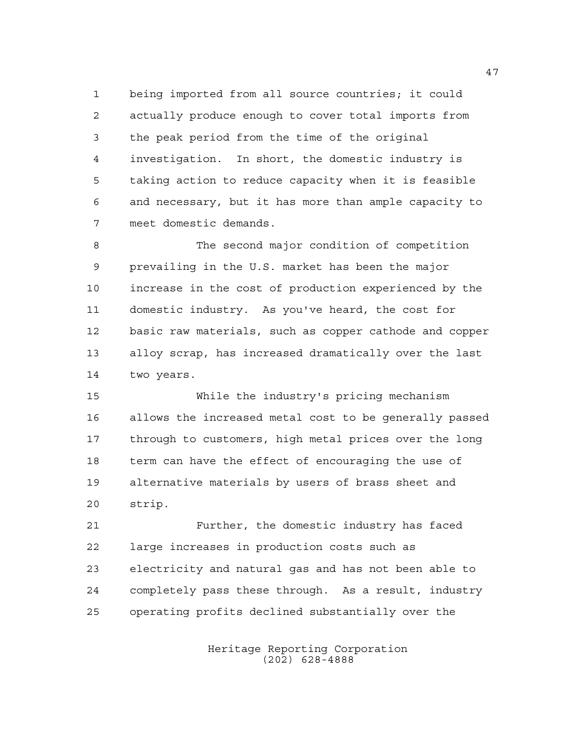being imported from all source countries; it could actually produce enough to cover total imports from the peak period from the time of the original investigation. In short, the domestic industry is taking action to reduce capacity when it is feasible and necessary, but it has more than ample capacity to meet domestic demands.

The second major condition of competition prevailing in the U.S. market has been the major increase in the cost of production experienced by the domestic industry. As you've heard, the cost for basic raw materials, such as copper cathode and copper alloy scrap, has increased dramatically over the last two years.

While the industry's pricing mechanism allows the increased metal cost to be generally passed through to customers, high metal prices over the long term can have the effect of encouraging the use of alternative materials by users of brass sheet and strip.

Further, the domestic industry has faced large increases in production costs such as electricity and natural gas and has not been able to completely pass these through. As a result, industry operating profits declined substantially over the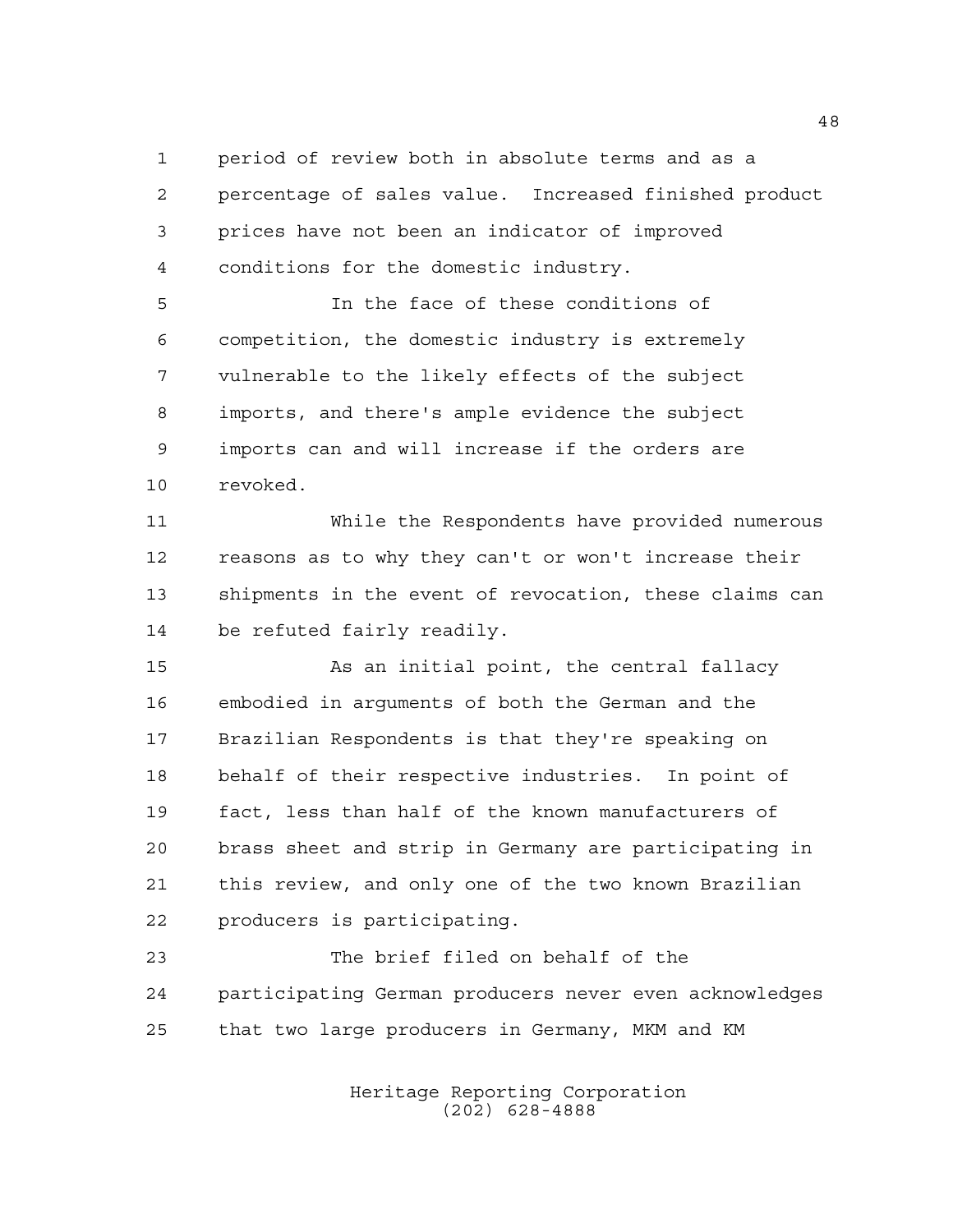period of review both in absolute terms and as a percentage of sales value. Increased finished product prices have not been an indicator of improved conditions for the domestic industry.

In the face of these conditions of competition, the domestic industry is extremely vulnerable to the likely effects of the subject imports, and there's ample evidence the subject imports can and will increase if the orders are revoked.

While the Respondents have provided numerous reasons as to why they can't or won't increase their shipments in the event of revocation, these claims can be refuted fairly readily.

As an initial point, the central fallacy embodied in arguments of both the German and the Brazilian Respondents is that they're speaking on behalf of their respective industries. In point of fact, less than half of the known manufacturers of brass sheet and strip in Germany are participating in this review, and only one of the two known Brazilian producers is participating.

The brief filed on behalf of the participating German producers never even acknowledges that two large producers in Germany, MKM and KM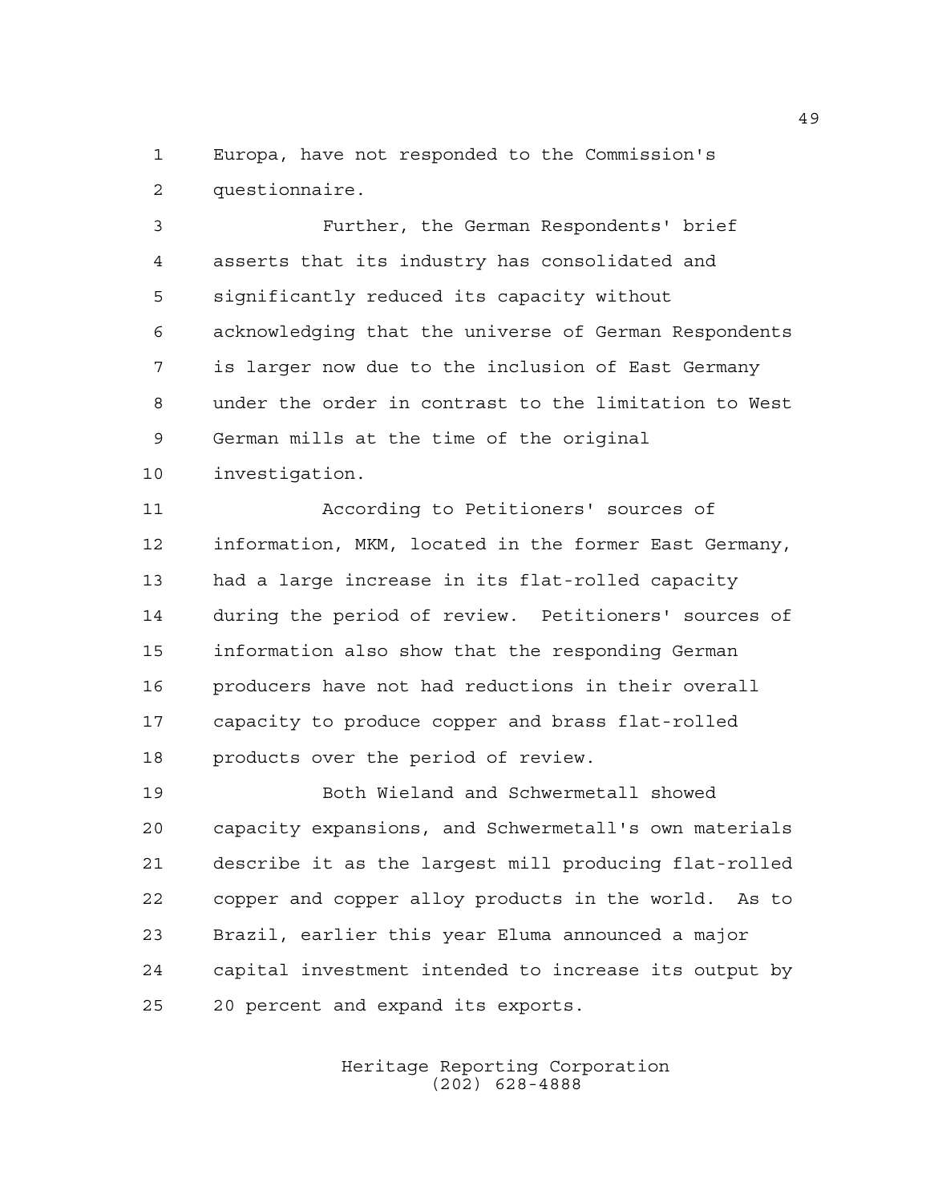Europa, have not responded to the Commission's questionnaire.

Further, the German Respondents' brief asserts that its industry has consolidated and significantly reduced its capacity without acknowledging that the universe of German Respondents is larger now due to the inclusion of East Germany under the order in contrast to the limitation to West German mills at the time of the original investigation.

According to Petitioners' sources of information, MKM, located in the former East Germany, had a large increase in its flat-rolled capacity during the period of review. Petitioners' sources of information also show that the responding German producers have not had reductions in their overall capacity to produce copper and brass flat-rolled products over the period of review.

Both Wieland and Schwermetall showed capacity expansions, and Schwermetall's own materials describe it as the largest mill producing flat-rolled copper and copper alloy products in the world. As to Brazil, earlier this year Eluma announced a major capital investment intended to increase its output by 20 percent and expand its exports.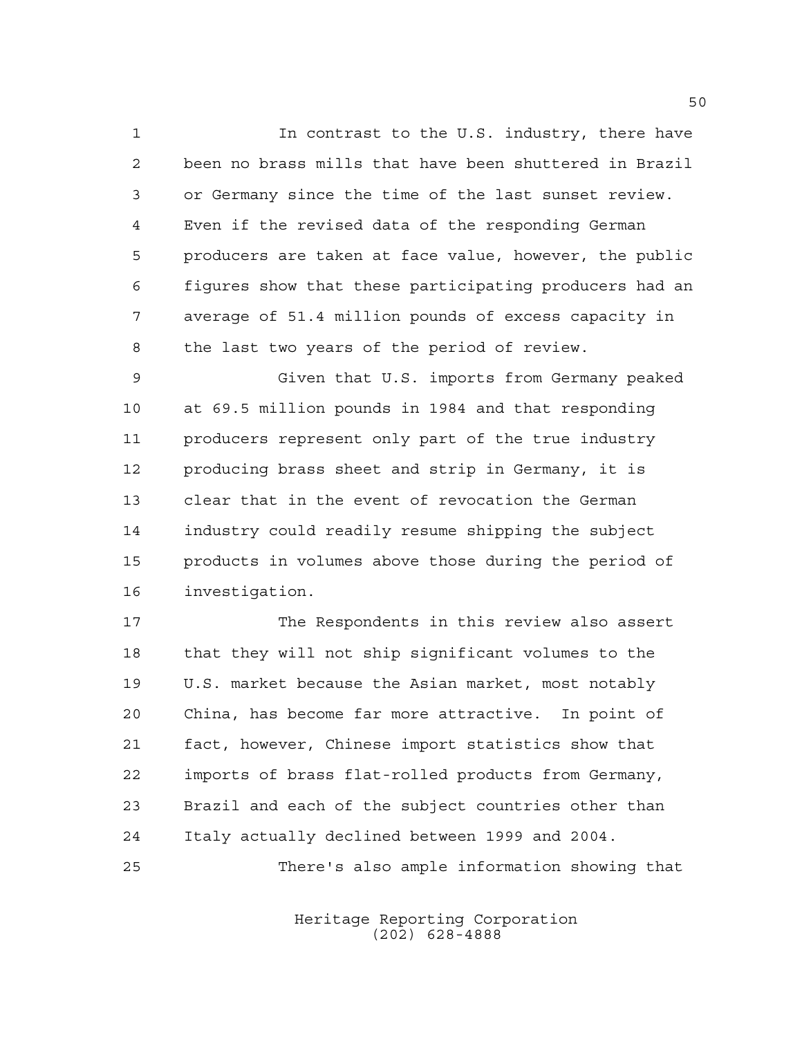In contrast to the U.S. industry, there have been no brass mills that have been shuttered in Brazil or Germany since the time of the last sunset review. Even if the revised data of the responding German producers are taken at face value, however, the public figures show that these participating producers had an average of 51.4 million pounds of excess capacity in the last two years of the period of review.

Given that U.S. imports from Germany peaked at 69.5 million pounds in 1984 and that responding producers represent only part of the true industry producing brass sheet and strip in Germany, it is clear that in the event of revocation the German industry could readily resume shipping the subject products in volumes above those during the period of investigation.

The Respondents in this review also assert that they will not ship significant volumes to the U.S. market because the Asian market, most notably China, has become far more attractive. In point of fact, however, Chinese import statistics show that imports of brass flat-rolled products from Germany, Brazil and each of the subject countries other than Italy actually declined between 1999 and 2004.

There's also ample information showing that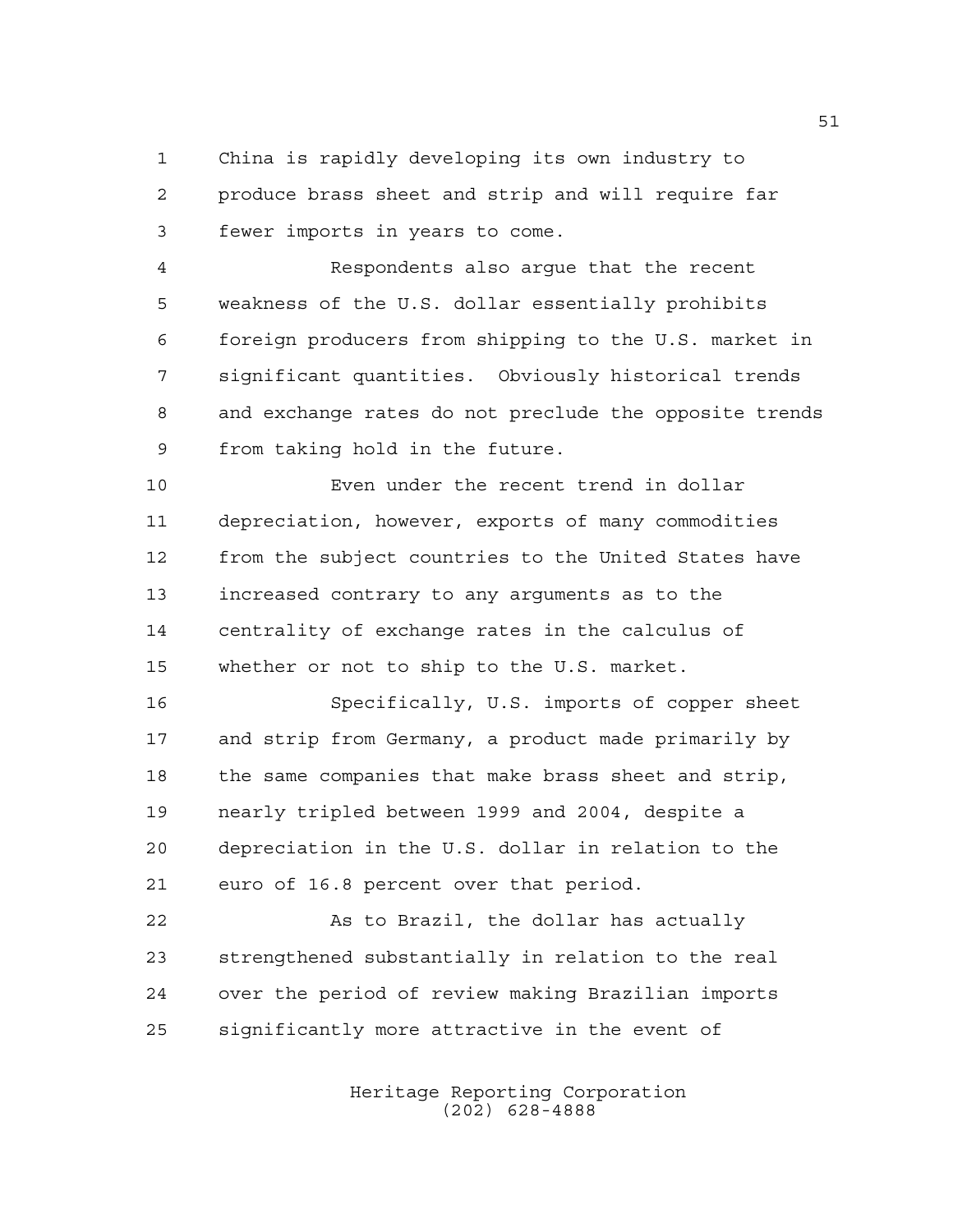China is rapidly developing its own industry to produce brass sheet and strip and will require far fewer imports in years to come.

Respondents also argue that the recent weakness of the U.S. dollar essentially prohibits foreign producers from shipping to the U.S. market in significant quantities. Obviously historical trends and exchange rates do not preclude the opposite trends from taking hold in the future.

Even under the recent trend in dollar depreciation, however, exports of many commodities from the subject countries to the United States have increased contrary to any arguments as to the centrality of exchange rates in the calculus of whether or not to ship to the U.S. market.

Specifically, U.S. imports of copper sheet and strip from Germany, a product made primarily by the same companies that make brass sheet and strip, nearly tripled between 1999 and 2004, despite a depreciation in the U.S. dollar in relation to the euro of 16.8 percent over that period.

As to Brazil, the dollar has actually strengthened substantially in relation to the real over the period of review making Brazilian imports significantly more attractive in the event of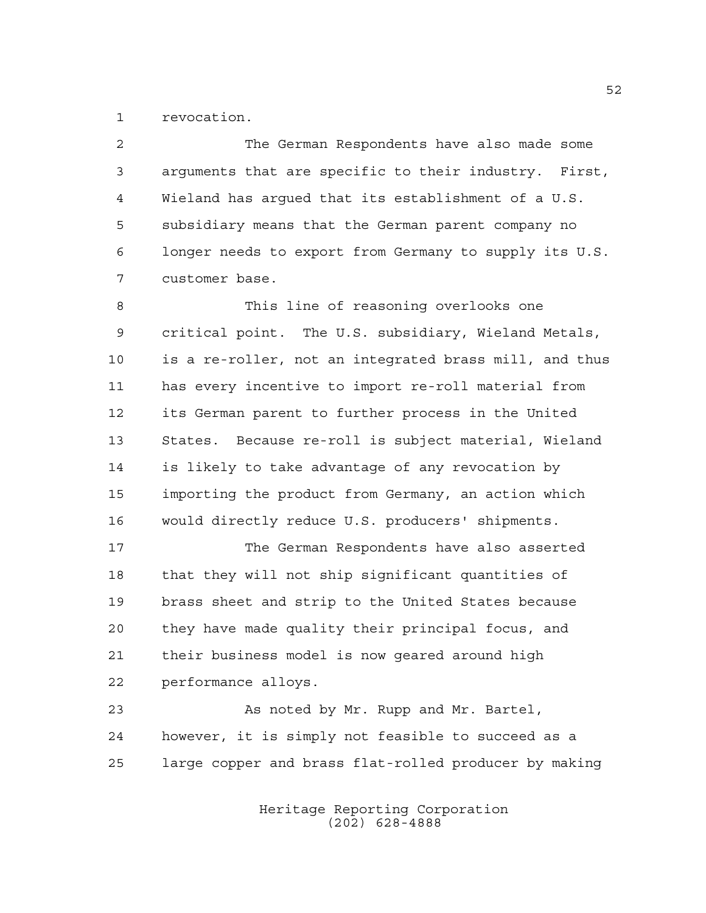revocation.

The German Respondents have also made some arguments that are specific to their industry. First, Wieland has argued that its establishment of a U.S. subsidiary means that the German parent company no longer needs to export from Germany to supply its U.S. customer base.

This line of reasoning overlooks one critical point. The U.S. subsidiary, Wieland Metals, is a re-roller, not an integrated brass mill, and thus has every incentive to import re-roll material from its German parent to further process in the United States. Because re-roll is subject material, Wieland is likely to take advantage of any revocation by importing the product from Germany, an action which would directly reduce U.S. producers' shipments.

The German Respondents have also asserted that they will not ship significant quantities of brass sheet and strip to the United States because they have made quality their principal focus, and their business model is now geared around high performance alloys.

As noted by Mr. Rupp and Mr. Bartel, however, it is simply not feasible to succeed as a large copper and brass flat-rolled producer by making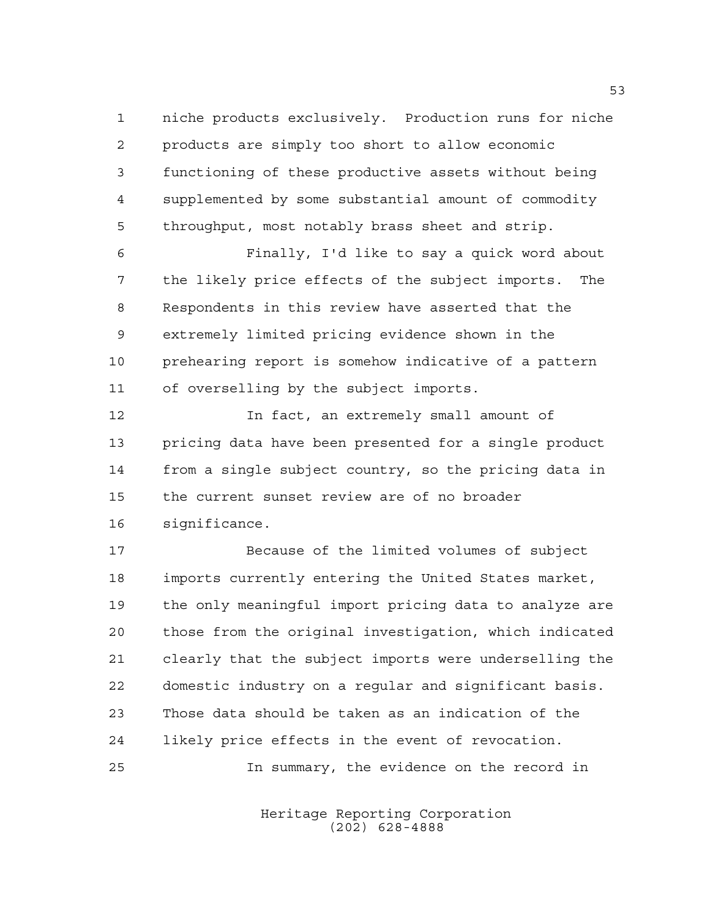niche products exclusively. Production runs for niche products are simply too short to allow economic functioning of these productive assets without being supplemented by some substantial amount of commodity throughput, most notably brass sheet and strip.

Finally, I'd like to say a quick word about the likely price effects of the subject imports. The Respondents in this review have asserted that the extremely limited pricing evidence shown in the prehearing report is somehow indicative of a pattern of overselling by the subject imports.

In fact, an extremely small amount of pricing data have been presented for a single product from a single subject country, so the pricing data in the current sunset review are of no broader significance.

Because of the limited volumes of subject imports currently entering the United States market, the only meaningful import pricing data to analyze are those from the original investigation, which indicated clearly that the subject imports were underselling the domestic industry on a regular and significant basis. Those data should be taken as an indication of the likely price effects in the event of revocation.

In summary, the evidence on the record in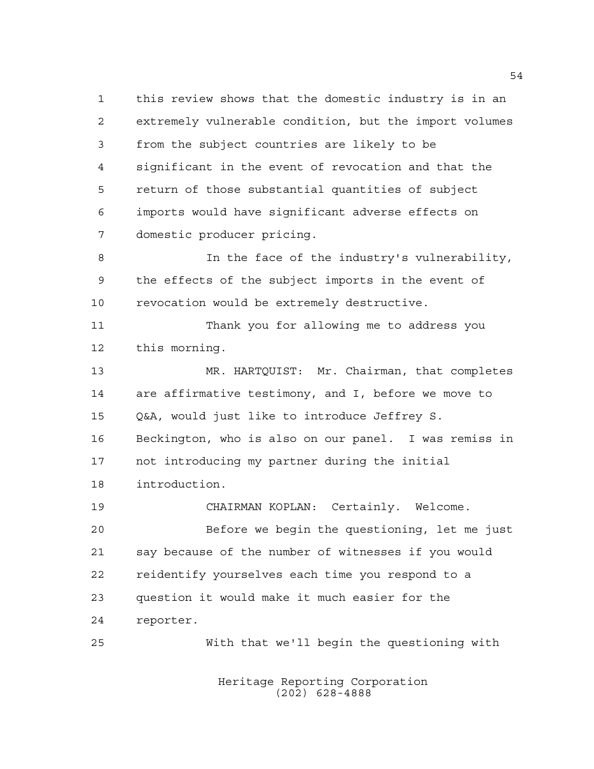this review shows that the domestic industry is in an extremely vulnerable condition, but the import volumes from the subject countries are likely to be significant in the event of revocation and that the return of those substantial quantities of subject imports would have significant adverse effects on domestic producer pricing.

In the face of the industry's vulnerability, the effects of the subject imports in the event of revocation would be extremely destructive.

Thank you for allowing me to address you this morning.

MR. HARTQUIST: Mr. Chairman, that completes are affirmative testimony, and I, before we move to Q&A, would just like to introduce Jeffrey S. Beckington, who is also on our panel. I was remiss in not introducing my partner during the initial introduction.

CHAIRMAN KOPLAN: Certainly. Welcome.

Before we begin the questioning, let me just say because of the number of witnesses if you would reidentify yourselves each time you respond to a question it would make it much easier for the reporter.

With that we'll begin the questioning with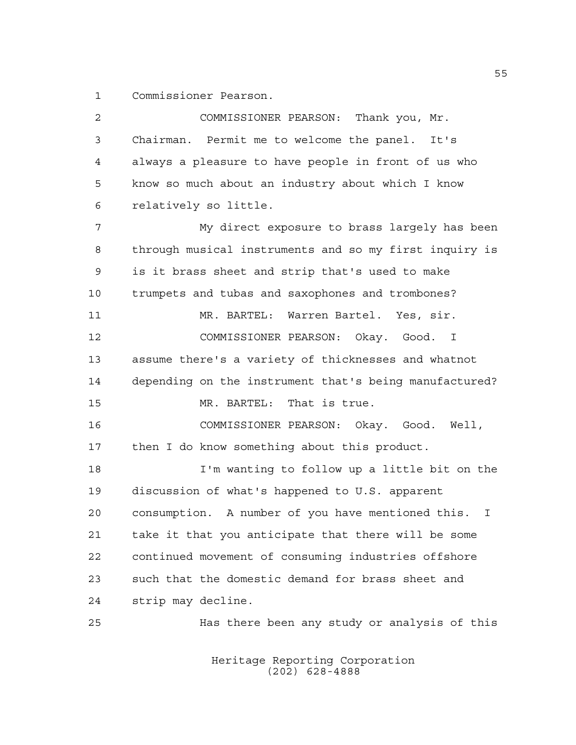Commissioner Pearson.

COMMISSIONER PEARSON: Thank you, Mr. Chairman. Permit me to welcome the panel. It's always a pleasure to have people in front of us who know so much about an industry about which I know relatively so little.

My direct exposure to brass largely has been through musical instruments and so my first inquiry is is it brass sheet and strip that's used to make trumpets and tubas and saxophones and trombones?

MR. BARTEL: Warren Bartel. Yes, sir.

COMMISSIONER PEARSON: Okay. Good. I assume there's a variety of thicknesses and whatnot depending on the instrument that's being manufactured?

MR. BARTEL: That is true.

COMMISSIONER PEARSON: Okay. Good. Well, then I do know something about this product.

I'm wanting to follow up a little bit on the discussion of what's happened to U.S. apparent consumption. A number of you have mentioned this. I take it that you anticipate that there will be some continued movement of consuming industries offshore such that the domestic demand for brass sheet and strip may decline.

Has there been any study or analysis of this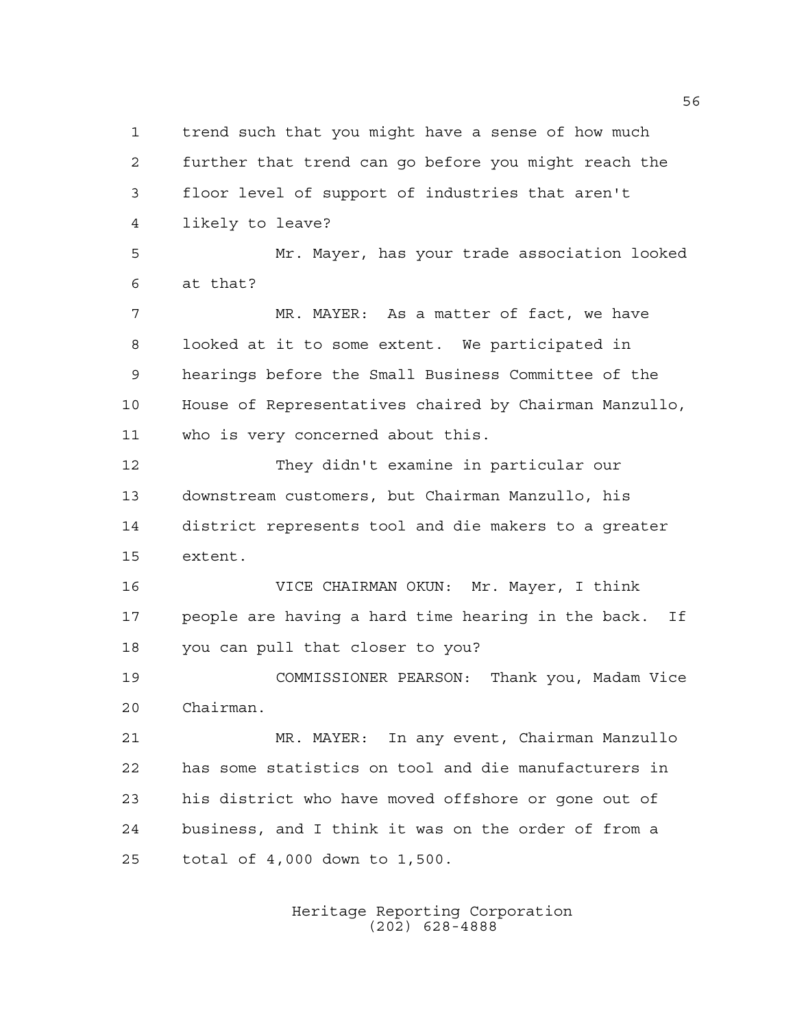trend such that you might have a sense of how much further that trend can go before you might reach the floor level of support of industries that aren't likely to leave?

Mr. Mayer, has your trade association looked at that?

MR. MAYER: As a matter of fact, we have looked at it to some extent. We participated in hearings before the Small Business Committee of the House of Representatives chaired by Chairman Manzullo, who is very concerned about this.

They didn't examine in particular our downstream customers, but Chairman Manzullo, his district represents tool and die makers to a greater extent.

VICE CHAIRMAN OKUN: Mr. Mayer, I think people are having a hard time hearing in the back. If you can pull that closer to you?

COMMISSIONER PEARSON: Thank you, Madam Vice Chairman.

MR. MAYER: In any event, Chairman Manzullo has some statistics on tool and die manufacturers in his district who have moved offshore or gone out of business, and I think it was on the order of from a total of 4,000 down to 1,500.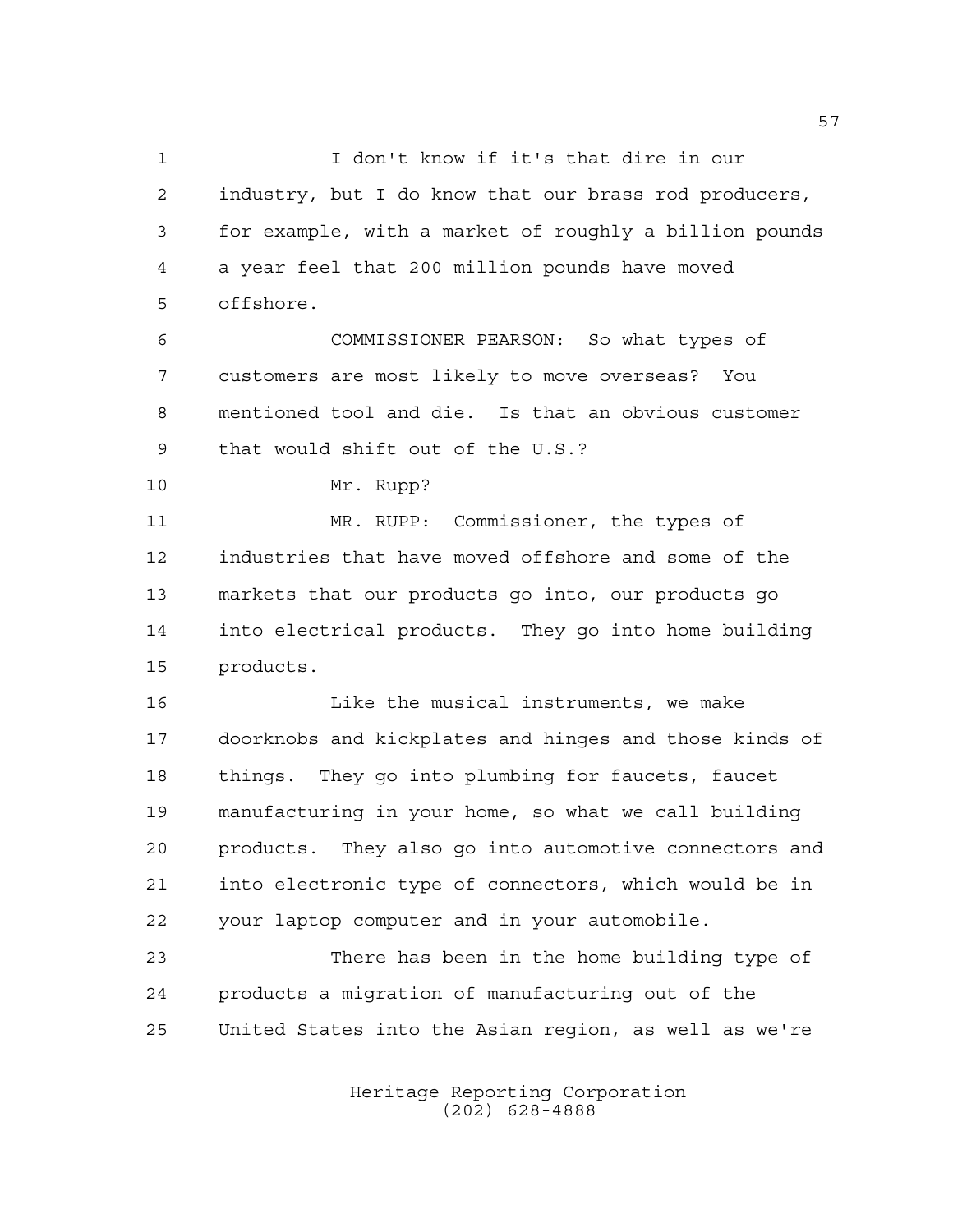I don't know if it's that dire in our industry, but I do know that our brass rod producers, for example, with a market of roughly a billion pounds a year feel that 200 million pounds have moved offshore.

COMMISSIONER PEARSON: So what types of customers are most likely to move overseas? You mentioned tool and die. Is that an obvious customer that would shift out of the U.S.?

Mr. Rupp?

MR. RUPP: Commissioner, the types of industries that have moved offshore and some of the markets that our products go into, our products go into electrical products. They go into home building products.

Like the musical instruments, we make doorknobs and kickplates and hinges and those kinds of things. They go into plumbing for faucets, faucet manufacturing in your home, so what we call building products. They also go into automotive connectors and into electronic type of connectors, which would be in your laptop computer and in your automobile.

There has been in the home building type of products a migration of manufacturing out of the United States into the Asian region, as well as we're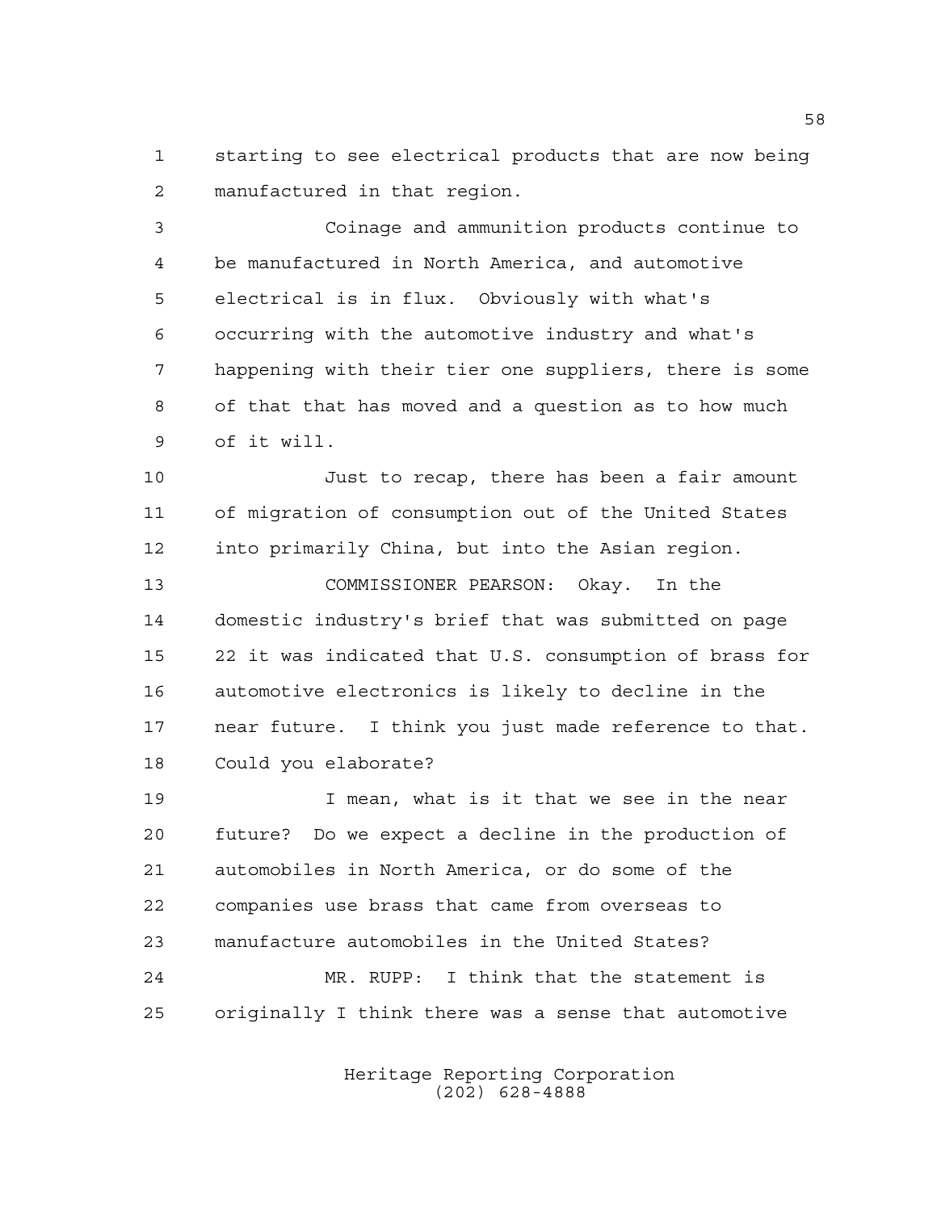starting to see electrical products that are now being manufactured in that region.

Coinage and ammunition products continue to be manufactured in North America, and automotive electrical is in flux. Obviously with what's occurring with the automotive industry and what's happening with their tier one suppliers, there is some of that that has moved and a question as to how much of it will.

Just to recap, there has been a fair amount of migration of consumption out of the United States into primarily China, but into the Asian region.

COMMISSIONER PEARSON: Okay. In the domestic industry's brief that was submitted on page 22 it was indicated that U.S. consumption of brass for automotive electronics is likely to decline in the near future. I think you just made reference to that. Could you elaborate?

I mean, what is it that we see in the near future? Do we expect a decline in the production of automobiles in North America, or do some of the companies use brass that came from overseas to manufacture automobiles in the United States?

MR. RUPP: I think that the statement is originally I think there was a sense that automotive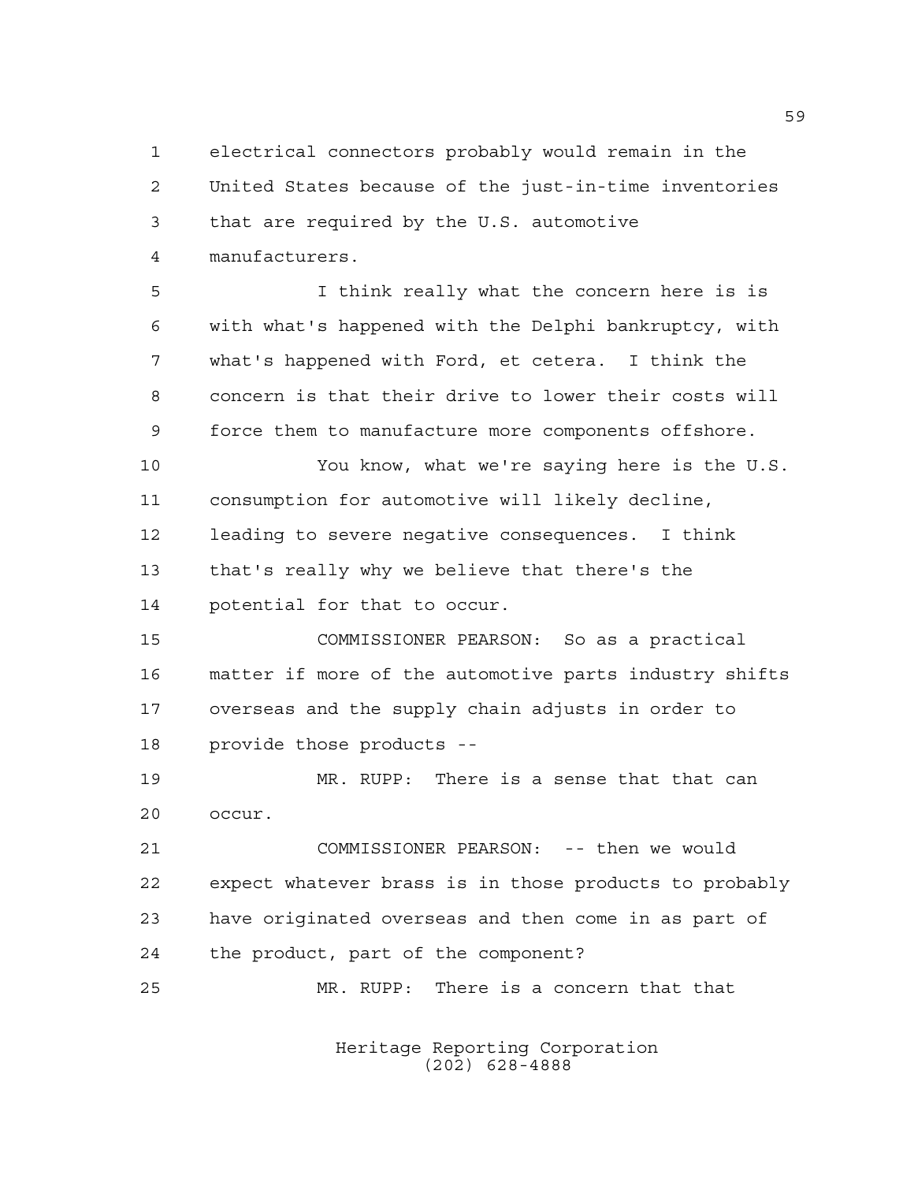electrical connectors probably would remain in the United States because of the just-in-time inventories that are required by the U.S. automotive manufacturers.

I think really what the concern here is is with what's happened with the Delphi bankruptcy, with what's happened with Ford, et cetera. I think the concern is that their drive to lower their costs will force them to manufacture more components offshore.

You know, what we're saying here is the U.S. consumption for automotive will likely decline, leading to severe negative consequences. I think that's really why we believe that there's the potential for that to occur.

COMMISSIONER PEARSON: So as a practical matter if more of the automotive parts industry shifts overseas and the supply chain adjusts in order to provide those products --

MR. RUPP: There is a sense that that can occur.

COMMISSIONER PEARSON: -- then we would expect whatever brass is in those products to probably have originated overseas and then come in as part of the product, part of the component?

MR. RUPP: There is a concern that that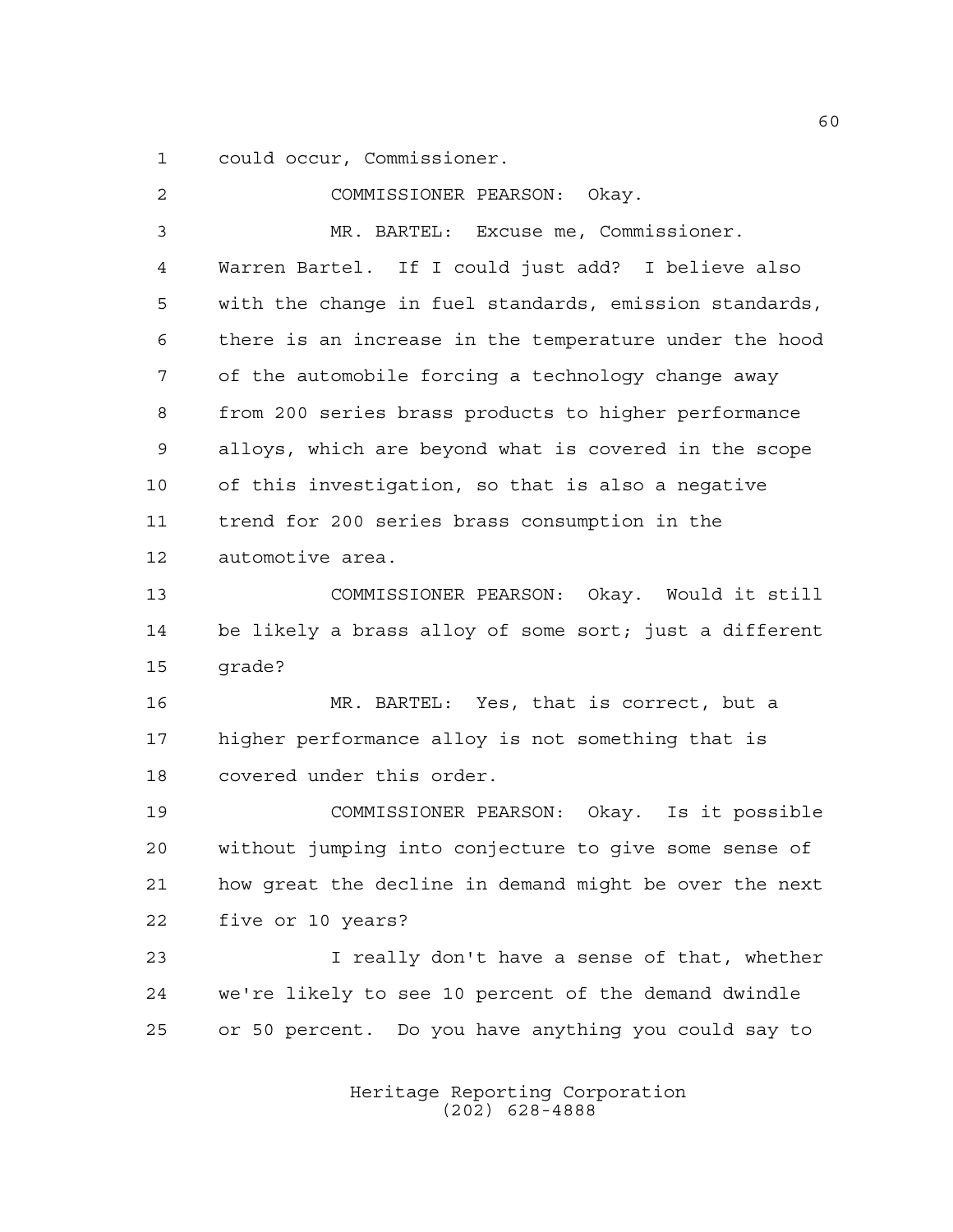could occur, Commissioner.

COMMISSIONER PEARSON: Okay.

MR. BARTEL: Excuse me, Commissioner. Warren Bartel. If I could just add? I believe also with the change in fuel standards, emission standards, there is an increase in the temperature under the hood of the automobile forcing a technology change away from 200 series brass products to higher performance alloys, which are beyond what is covered in the scope of this investigation, so that is also a negative trend for 200 series brass consumption in the automotive area.

COMMISSIONER PEARSON: Okay. Would it still be likely a brass alloy of some sort; just a different grade?

MR. BARTEL: Yes, that is correct, but a higher performance alloy is not something that is covered under this order.

COMMISSIONER PEARSON: Okay. Is it possible without jumping into conjecture to give some sense of how great the decline in demand might be over the next five or 10 years?

I really don't have a sense of that, whether we're likely to see 10 percent of the demand dwindle or 50 percent. Do you have anything you could say to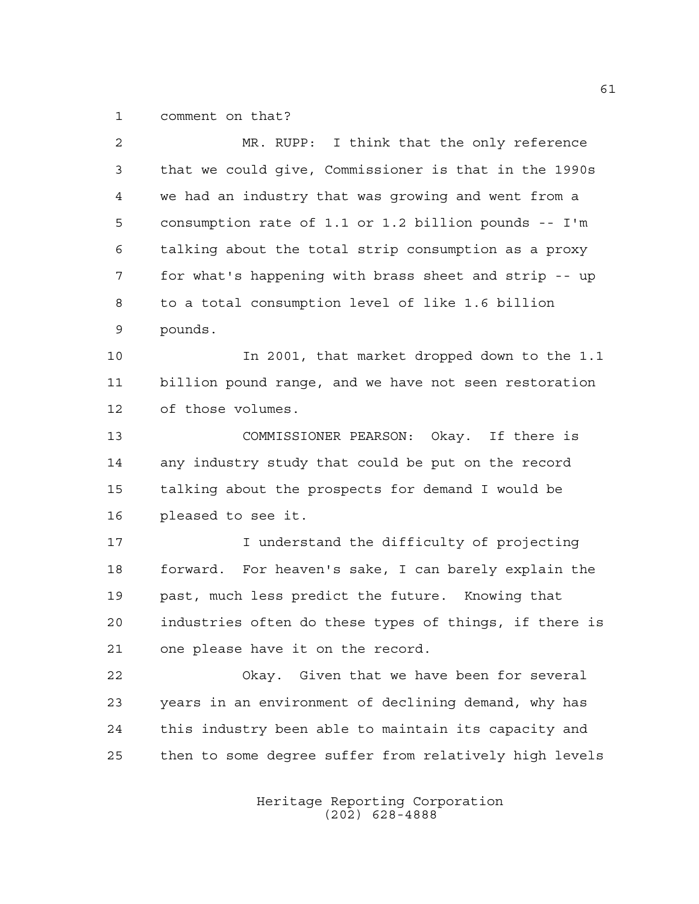comment on that?

MR. RUPP: I think that the only reference that we could give, Commissioner is that in the 1990s we had an industry that was growing and went from a consumption rate of 1.1 or 1.2 billion pounds -- I'm talking about the total strip consumption as a proxy for what's happening with brass sheet and strip -- up to a total consumption level of like 1.6 billion pounds.

In 2001, that market dropped down to the 1.1 billion pound range, and we have not seen restoration of those volumes.

COMMISSIONER PEARSON: Okay. If there is any industry study that could be put on the record talking about the prospects for demand I would be pleased to see it.

I understand the difficulty of projecting forward. For heaven's sake, I can barely explain the past, much less predict the future. Knowing that industries often do these types of things, if there is one please have it on the record.

Okay. Given that we have been for several years in an environment of declining demand, why has this industry been able to maintain its capacity and then to some degree suffer from relatively high levels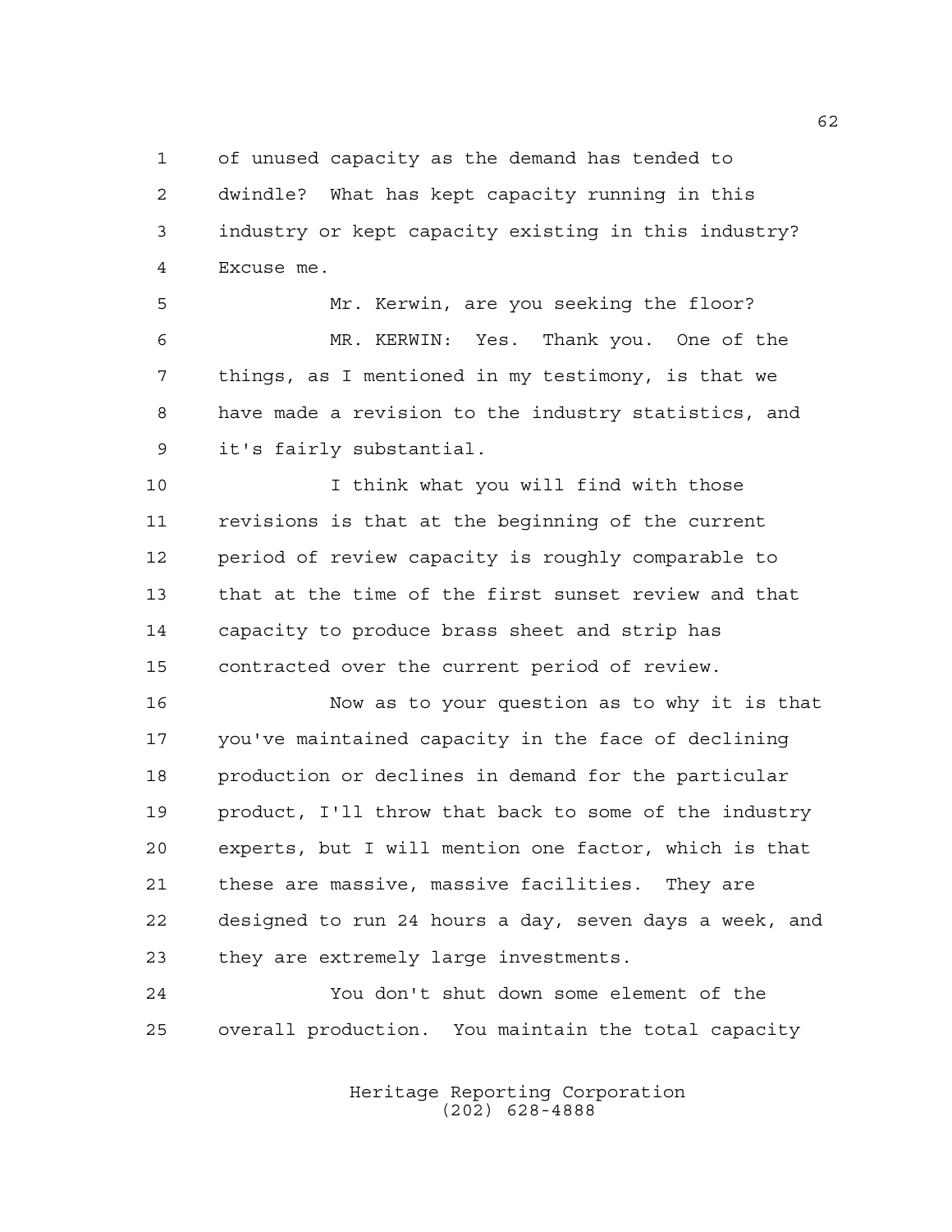of unused capacity as the demand has tended to dwindle? What has kept capacity running in this industry or kept capacity existing in this industry? Excuse me.

Mr. Kerwin, are you seeking the floor?

MR. KERWIN: Yes. Thank you. One of the things, as I mentioned in my testimony, is that we have made a revision to the industry statistics, and it's fairly substantial.

I think what you will find with those revisions is that at the beginning of the current period of review capacity is roughly comparable to that at the time of the first sunset review and that capacity to produce brass sheet and strip has contracted over the current period of review.

Now as to your question as to why it is that you've maintained capacity in the face of declining production or declines in demand for the particular product, I'll throw that back to some of the industry experts, but I will mention one factor, which is that these are massive, massive facilities. They are designed to run 24 hours a day, seven days a week, and they are extremely large investments.

You don't shut down some element of the overall production. You maintain the total capacity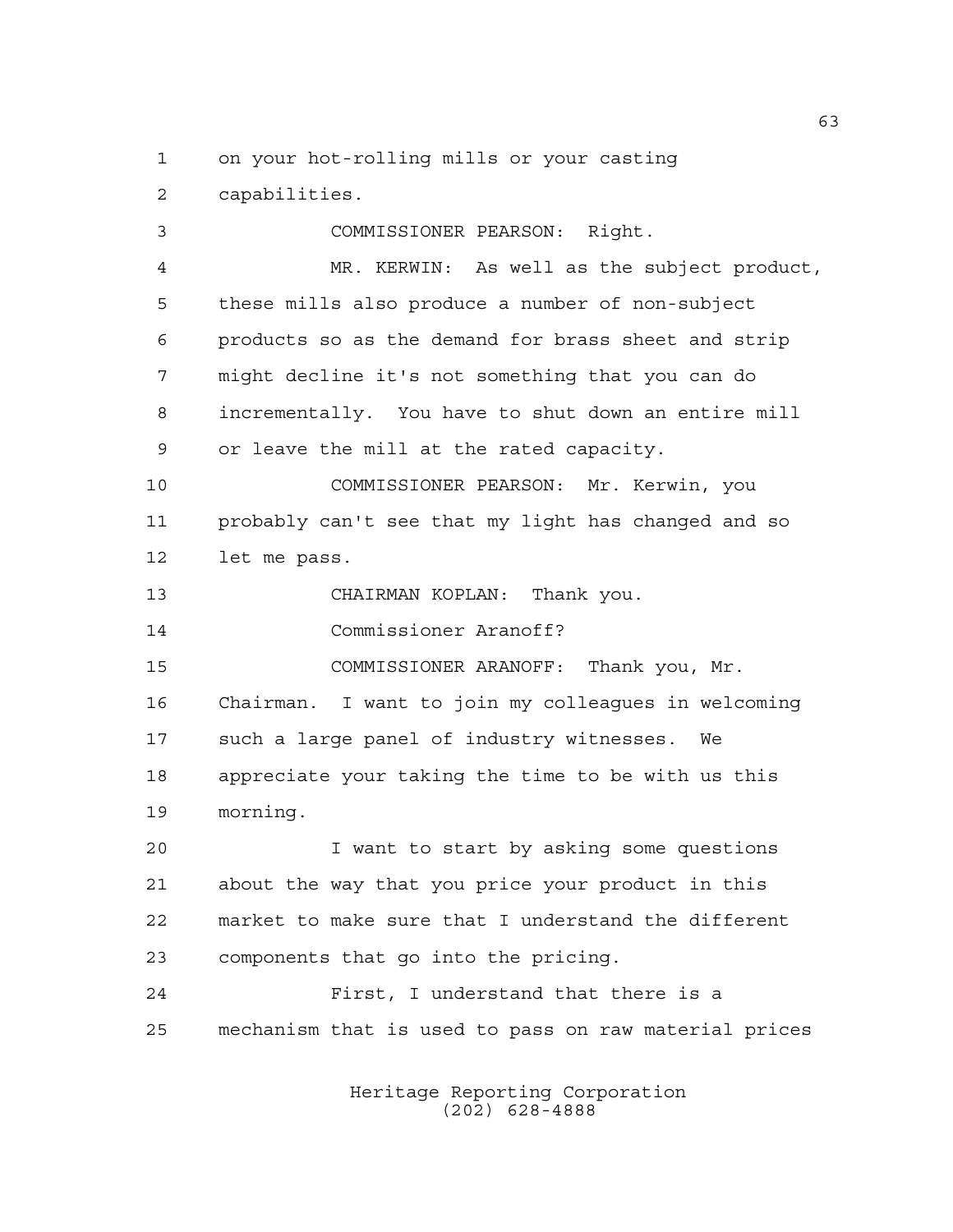on your hot-rolling mills or your casting capabilities.

COMMISSIONER PEARSON: Right.

MR. KERWIN: As well as the subject product, these mills also produce a number of non-subject products so as the demand for brass sheet and strip might decline it's not something that you can do incrementally. You have to shut down an entire mill or leave the mill at the rated capacity.

COMMISSIONER PEARSON: Mr. Kerwin, you probably can't see that my light has changed and so let me pass.

CHAIRMAN KOPLAN: Thank you.

Commissioner Aranoff?

COMMISSIONER ARANOFF: Thank you, Mr. Chairman. I want to join my colleagues in welcoming such a large panel of industry witnesses. We appreciate your taking the time to be with us this morning.

I want to start by asking some questions about the way that you price your product in this market to make sure that I understand the different components that go into the pricing.

First, I understand that there is a mechanism that is used to pass on raw material prices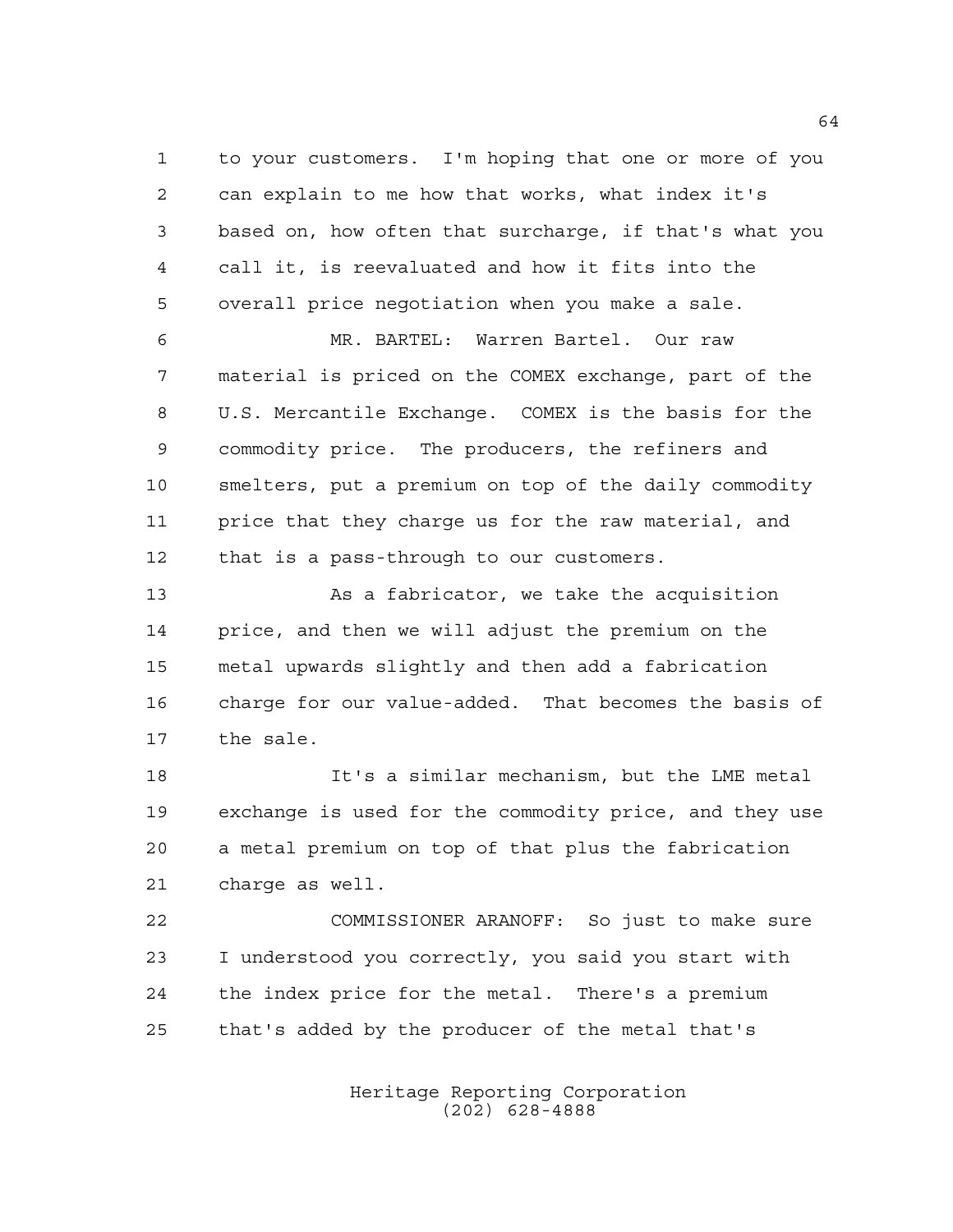to your customers. I'm hoping that one or more of you can explain to me how that works, what index it's based on, how often that surcharge, if that's what you call it, is reevaluated and how it fits into the overall price negotiation when you make a sale.

MR. BARTEL: Warren Bartel. Our raw material is priced on the COMEX exchange, part of the U.S. Mercantile Exchange. COMEX is the basis for the commodity price. The producers, the refiners and smelters, put a premium on top of the daily commodity price that they charge us for the raw material, and that is a pass-through to our customers.

As a fabricator, we take the acquisition price, and then we will adjust the premium on the metal upwards slightly and then add a fabrication charge for our value-added. That becomes the basis of the sale.

It's a similar mechanism, but the LME metal exchange is used for the commodity price, and they use a metal premium on top of that plus the fabrication charge as well.

COMMISSIONER ARANOFF: So just to make sure I understood you correctly, you said you start with the index price for the metal. There's a premium that's added by the producer of the metal that's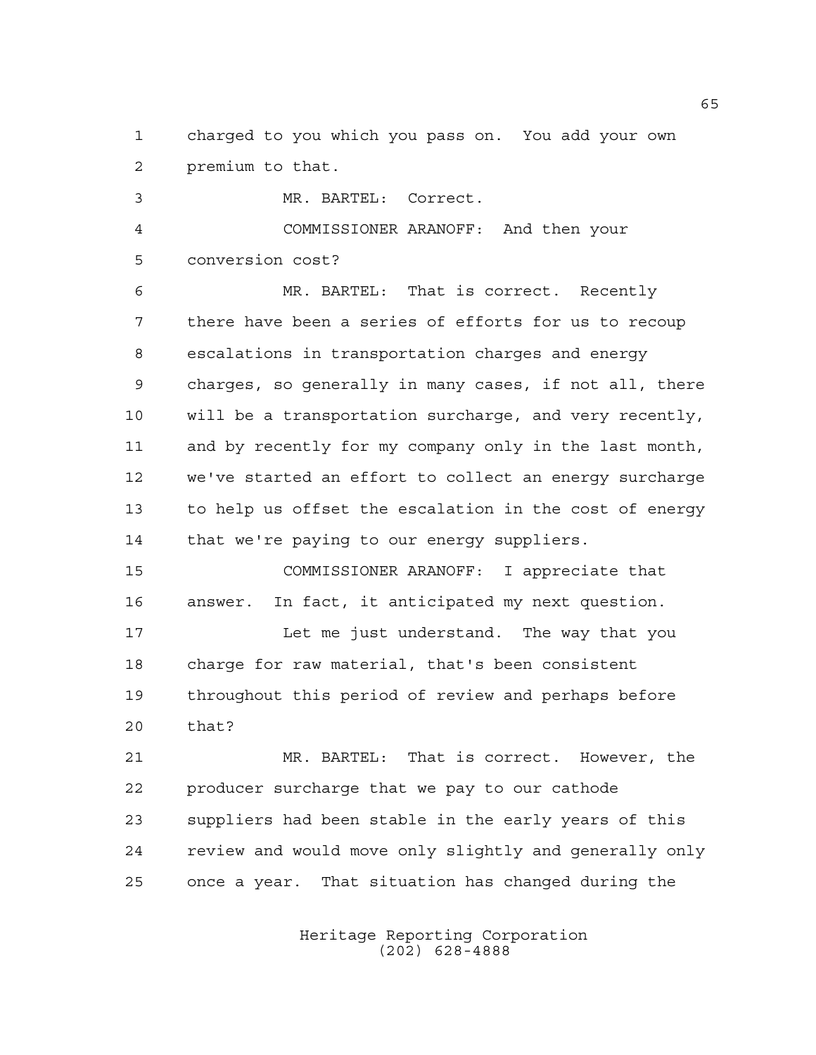charged to you which you pass on. You add your own premium to that.

MR. BARTEL: Correct.

COMMISSIONER ARANOFF: And then your conversion cost?

MR. BARTEL: That is correct. Recently there have been a series of efforts for us to recoup escalations in transportation charges and energy charges, so generally in many cases, if not all, there will be a transportation surcharge, and very recently, and by recently for my company only in the last month, we've started an effort to collect an energy surcharge to help us offset the escalation in the cost of energy that we're paying to our energy suppliers.

COMMISSIONER ARANOFF: I appreciate that answer. In fact, it anticipated my next question.

Let me just understand. The way that you charge for raw material, that's been consistent throughout this period of review and perhaps before that?

MR. BARTEL: That is correct. However, the producer surcharge that we pay to our cathode suppliers had been stable in the early years of this review and would move only slightly and generally only once a year. That situation has changed during the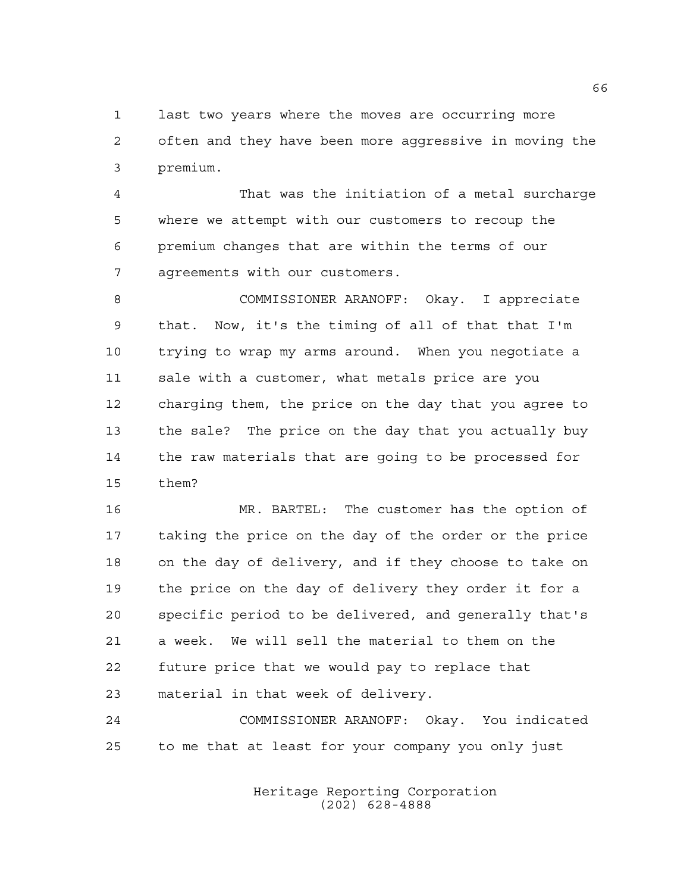last two years where the moves are occurring more often and they have been more aggressive in moving the premium.

That was the initiation of a metal surcharge where we attempt with our customers to recoup the premium changes that are within the terms of our agreements with our customers.

COMMISSIONER ARANOFF: Okay. I appreciate that. Now, it's the timing of all of that that I'm trying to wrap my arms around. When you negotiate a sale with a customer, what metals price are you charging them, the price on the day that you agree to the sale? The price on the day that you actually buy the raw materials that are going to be processed for them?

MR. BARTEL: The customer has the option of taking the price on the day of the order or the price on the day of delivery, and if they choose to take on the price on the day of delivery they order it for a specific period to be delivered, and generally that's a week. We will sell the material to them on the future price that we would pay to replace that material in that week of delivery.

COMMISSIONER ARANOFF: Okay. You indicated to me that at least for your company you only just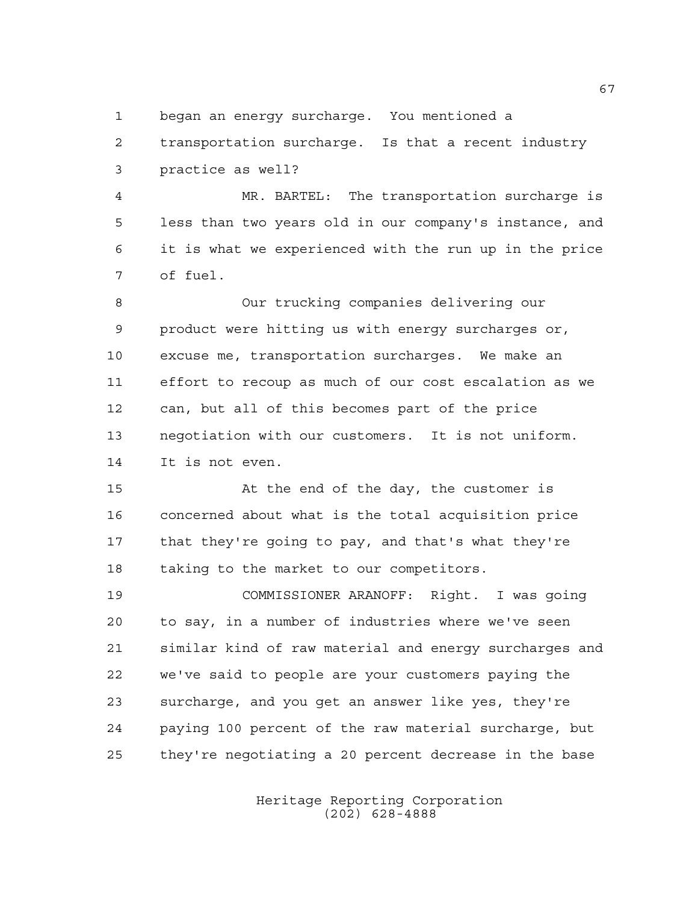began an energy surcharge. You mentioned a transportation surcharge. Is that a recent industry practice as well?

MR. BARTEL: The transportation surcharge is less than two years old in our company's instance, and it is what we experienced with the run up in the price of fuel.

Our trucking companies delivering our product were hitting us with energy surcharges or, excuse me, transportation surcharges. We make an effort to recoup as much of our cost escalation as we can, but all of this becomes part of the price negotiation with our customers. It is not uniform. It is not even.

At the end of the day, the customer is concerned about what is the total acquisition price that they're going to pay, and that's what they're taking to the market to our competitors.

COMMISSIONER ARANOFF: Right. I was going to say, in a number of industries where we've seen similar kind of raw material and energy surcharges and we've said to people are your customers paying the surcharge, and you get an answer like yes, they're paying 100 percent of the raw material surcharge, but they're negotiating a 20 percent decrease in the base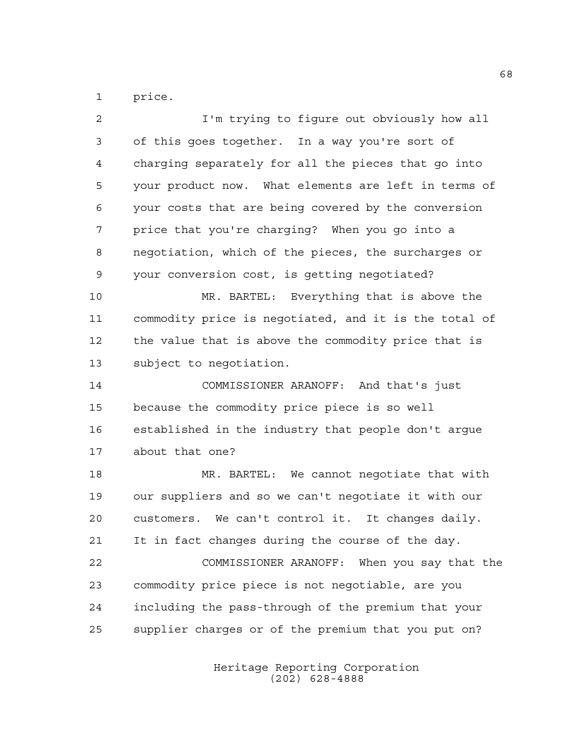price.

I'm trying to figure out obviously how all of this goes together. In a way you're sort of charging separately for all the pieces that go into your product now. What elements are left in terms of your costs that are being covered by the conversion price that you're charging? When you go into a negotiation, which of the pieces, the surcharges or your conversion cost, is getting negotiated?

MR. BARTEL: Everything that is above the commodity price is negotiated, and it is the total of the value that is above the commodity price that is subject to negotiation.

COMMISSIONER ARANOFF: And that's just because the commodity price piece is so well established in the industry that people don't argue about that one?

MR. BARTEL: We cannot negotiate that with our suppliers and so we can't negotiate it with our customers. We can't control it. It changes daily. It in fact changes during the course of the day.

COMMISSIONER ARANOFF: When you say that the commodity price piece is not negotiable, are you including the pass-through of the premium that your supplier charges or of the premium that you put on?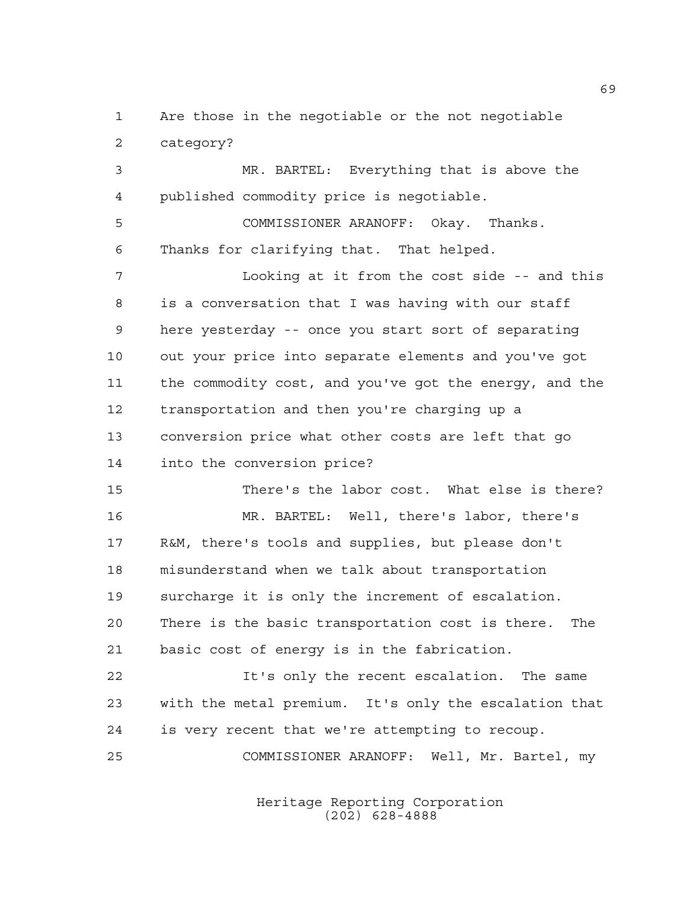Are those in the negotiable or the not negotiable category?

MR. BARTEL: Everything that is above the published commodity price is negotiable.

COMMISSIONER ARANOFF: Okay. Thanks. Thanks for clarifying that. That helped.

Looking at it from the cost side -- and this is a conversation that I was having with our staff here yesterday -- once you start sort of separating out your price into separate elements and you've got the commodity cost, and you've got the energy, and the transportation and then you're charging up a conversion price what other costs are left that go into the conversion price?

There's the labor cost. What else is there?

MR. BARTEL: Well, there's labor, there's R&M, there's tools and supplies, but please don't misunderstand when we talk about transportation surcharge it is only the increment of escalation. There is the basic transportation cost is there. The basic cost of energy is in the fabrication.

It's only the recent escalation. The same with the metal premium. It's only the escalation that is very recent that we're attempting to recoup.

COMMISSIONER ARANOFF: Well, Mr. Bartel, my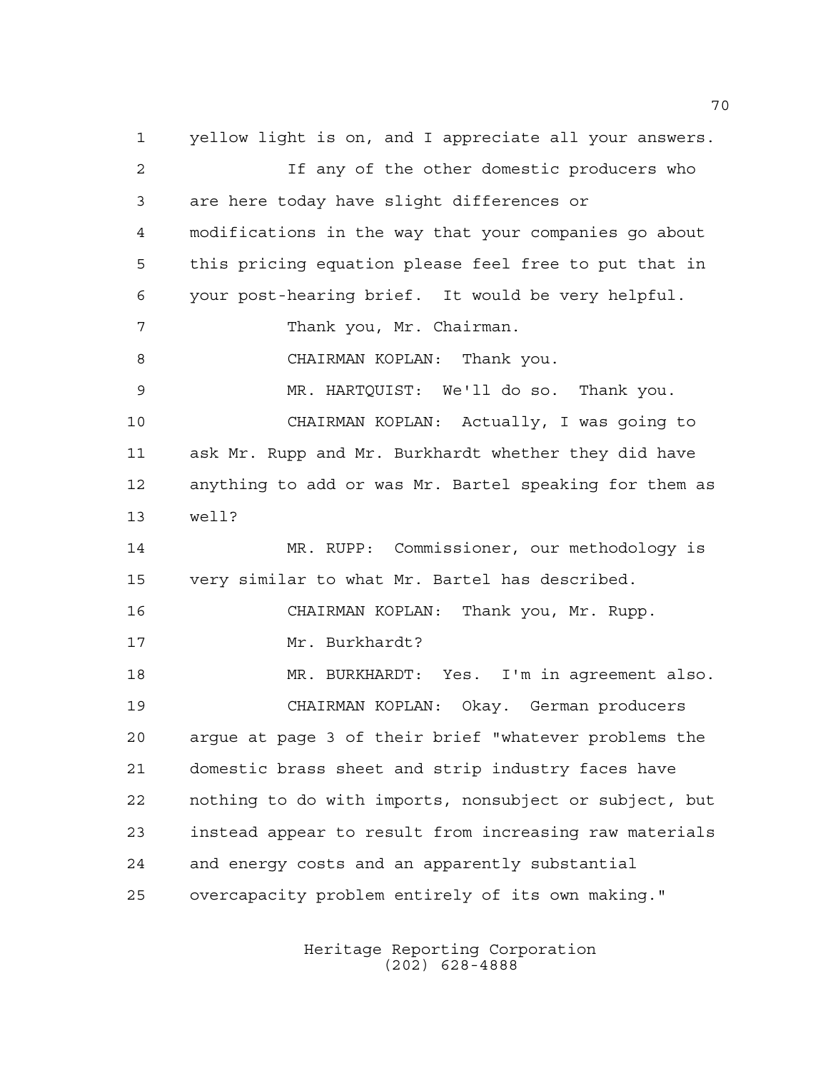yellow light is on, and I appreciate all your answers.

If any of the other domestic producers who are here today have slight differences or modifications in the way that your companies go about this pricing equation please feel free to put that in your post-hearing brief. It would be very helpful.

Thank you, Mr. Chairman.

CHAIRMAN KOPLAN: Thank you.

MR. HARTQUIST: We'll do so. Thank you.

CHAIRMAN KOPLAN: Actually, I was going to ask Mr. Rupp and Mr. Burkhardt whether they did have anything to add or was Mr. Bartel speaking for them as well?

MR. RUPP: Commissioner, our methodology is very similar to what Mr. Bartel has described.

CHAIRMAN KOPLAN: Thank you, Mr. Rupp.

Mr. Burkhardt?

MR. BURKHARDT: Yes. I'm in agreement also.

CHAIRMAN KOPLAN: Okay. German producers argue at page 3 of their brief "whatever problems the domestic brass sheet and strip industry faces have nothing to do with imports, nonsubject or subject, but instead appear to result from increasing raw materials and energy costs and an apparently substantial overcapacity problem entirely of its own making."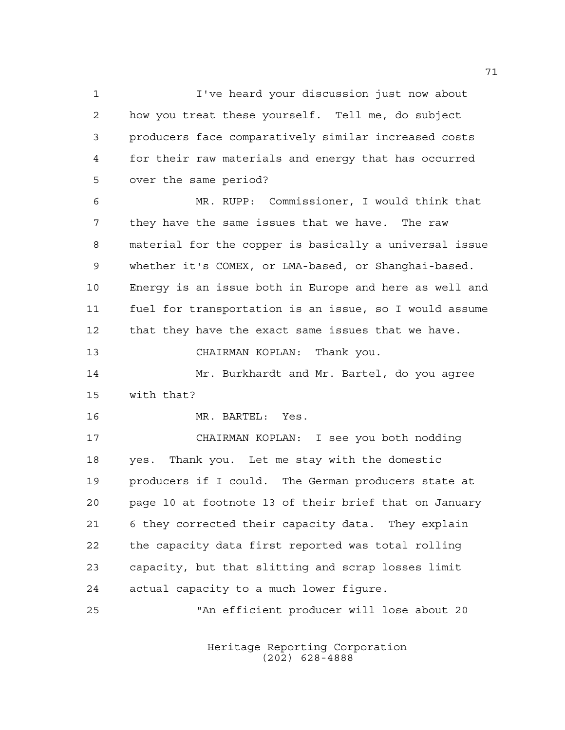I've heard your discussion just now about how you treat these yourself. Tell me, do subject producers face comparatively similar increased costs for their raw materials and energy that has occurred over the same period?

MR. RUPP: Commissioner, I would think that they have the same issues that we have. The raw material for the copper is basically a universal issue whether it's COMEX, or LMA-based, or Shanghai-based. Energy is an issue both in Europe and here as well and fuel for transportation is an issue, so I would assume that they have the exact same issues that we have.

CHAIRMAN KOPLAN: Thank you.

Mr. Burkhardt and Mr. Bartel, do you agree with that?

MR. BARTEL: Yes.

CHAIRMAN KOPLAN: I see you both nodding yes. Thank you. Let me stay with the domestic producers if I could. The German producers state at page 10 at footnote 13 of their brief that on January 6 they corrected their capacity data. They explain the capacity data first reported was total rolling capacity, but that slitting and scrap losses limit actual capacity to a much lower figure.

"An efficient producer will lose about 20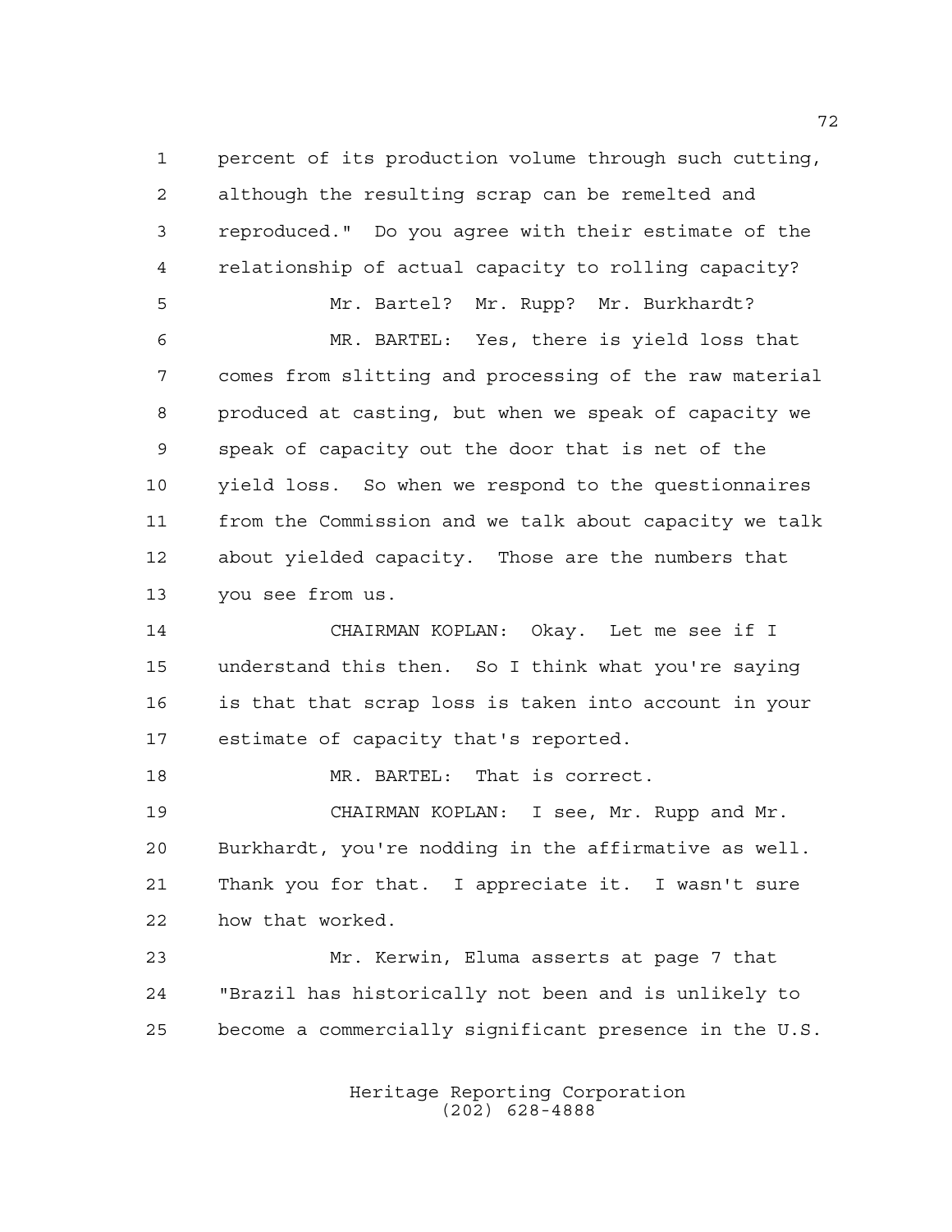percent of its production volume through such cutting, although the resulting scrap can be remelted and reproduced." Do you agree with their estimate of the relationship of actual capacity to rolling capacity?

Mr. Bartel? Mr. Rupp? Mr. Burkhardt?

MR. BARTEL: Yes, there is yield loss that comes from slitting and processing of the raw material produced at casting, but when we speak of capacity we speak of capacity out the door that is net of the yield loss. So when we respond to the questionnaires from the Commission and we talk about capacity we talk about yielded capacity. Those are the numbers that you see from us.

CHAIRMAN KOPLAN: Okay. Let me see if I understand this then. So I think what you're saying is that that scrap loss is taken into account in your estimate of capacity that's reported.

MR. BARTEL: That is correct.

CHAIRMAN KOPLAN: I see, Mr. Rupp and Mr. Burkhardt, you're nodding in the affirmative as well. Thank you for that. I appreciate it. I wasn't sure how that worked.

Mr. Kerwin, Eluma asserts at page 7 that "Brazil has historically not been and is unlikely to become a commercially significant presence in the U.S.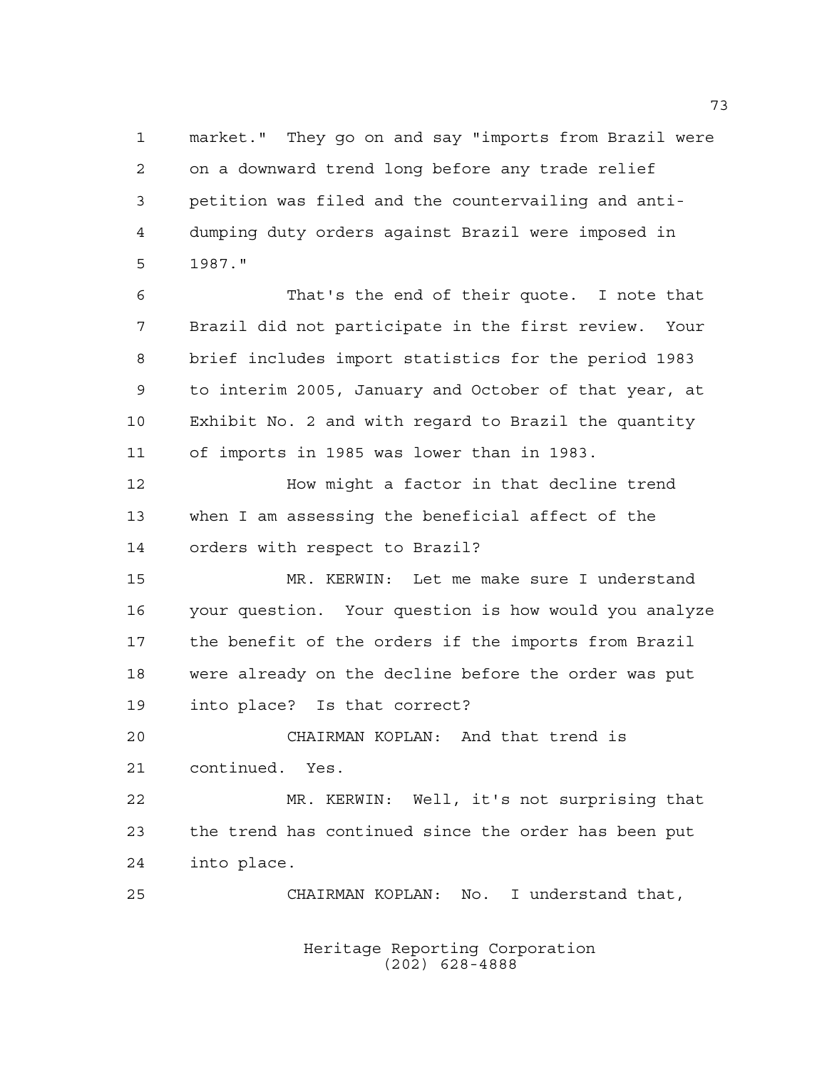market." They go on and say "imports from Brazil were on a downward trend long before any trade relief petition was filed and the countervailing and anti-dumping duty orders against Brazil were imposed in 1987."

That's the end of their quote. I note that Brazil did not participate in the first review. Your brief includes import statistics for the period 1983 to interim 2005, January and October of that year, at Exhibit No. 2 and with regard to Brazil the quantity of imports in 1985 was lower than in 1983.

How might a factor in that decline trend when I am assessing the beneficial affect of the orders with respect to Brazil?

MR. KERWIN: Let me make sure I understand your question. Your question is how would you analyze the benefit of the orders if the imports from Brazil were already on the decline before the order was put into place? Is that correct?

CHAIRMAN KOPLAN: And that trend is continued. Yes.

MR. KERWIN: Well, it's not surprising that the trend has continued since the order has been put into place.

CHAIRMAN KOPLAN: No. I understand that,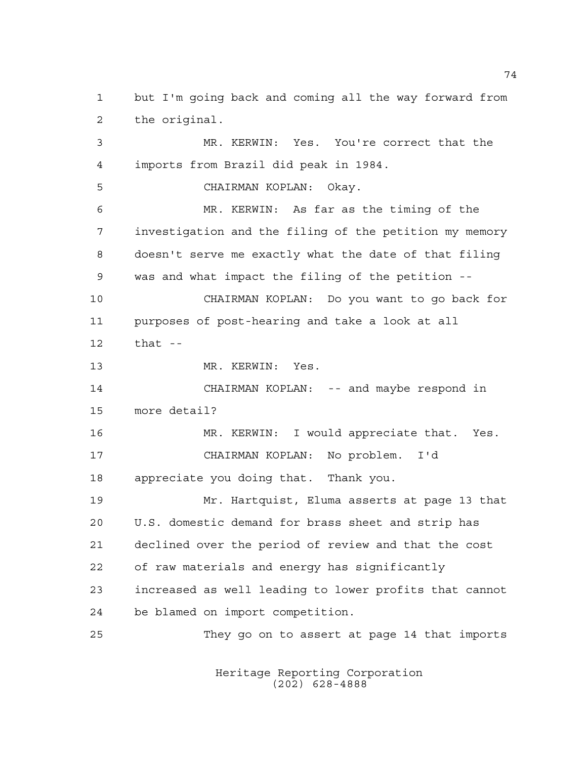but I'm going back and coming all the way forward from the original.

MR. KERWIN: Yes. You're correct that the imports from Brazil did peak in 1984.

CHAIRMAN KOPLAN: Okay.

MR. KERWIN: As far as the timing of the investigation and the filing of the petition my memory doesn't serve me exactly what the date of that filing was and what impact the filing of the petition --

CHAIRMAN KOPLAN: Do you want to go back for purposes of post-hearing and take a look at all that --

MR. KERWIN: Yes.

CHAIRMAN KOPLAN: -- and maybe respond in more detail?

MR. KERWIN: I would appreciate that. Yes.

CHAIRMAN KOPLAN: No problem. I'd appreciate you doing that. Thank you.

Mr. Hartquist, Eluma asserts at page 13 that U.S. domestic demand for brass sheet and strip has declined over the period of review and that the cost of raw materials and energy has significantly increased as well leading to lower profits that cannot be blamed on import competition.

They go on to assert at page 14 that imports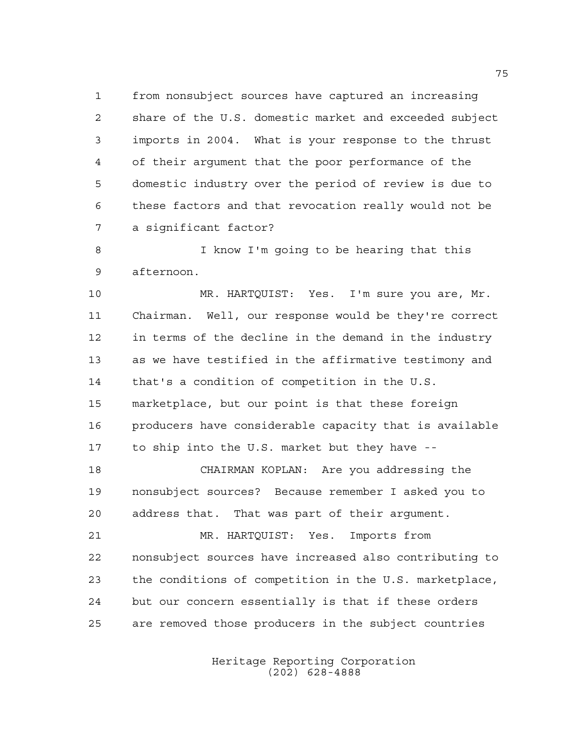from nonsubject sources have captured an increasing share of the U.S. domestic market and exceeded subject imports in 2004. What is your response to the thrust of their argument that the poor performance of the domestic industry over the period of review is due to these factors and that revocation really would not be a significant factor?

I know I'm going to be hearing that this afternoon.

MR. HARTQUIST: Yes. I'm sure you are, Mr. Chairman. Well, our response would be they're correct in terms of the decline in the demand in the industry as we have testified in the affirmative testimony and that's a condition of competition in the U.S. marketplace, but our point is that these foreign producers have considerable capacity that is available to ship into the U.S. market but they have --

CHAIRMAN KOPLAN: Are you addressing the nonsubject sources? Because remember I asked you to address that. That was part of their argument.

MR. HARTQUIST: Yes. Imports from nonsubject sources have increased also contributing to the conditions of competition in the U.S. marketplace, but our concern essentially is that if these orders are removed those producers in the subject countries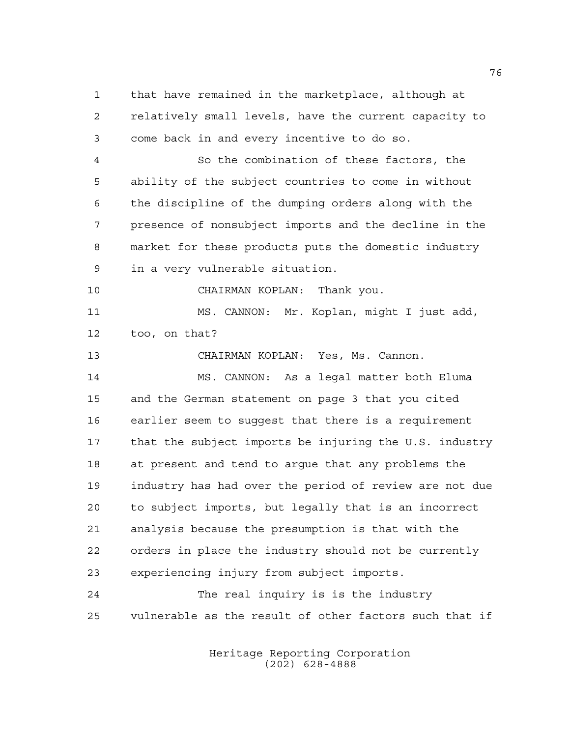that have remained in the marketplace, although at relatively small levels, have the current capacity to come back in and every incentive to do so.

So the combination of these factors, the ability of the subject countries to come in without the discipline of the dumping orders along with the presence of nonsubject imports and the decline in the market for these products puts the domestic industry in a very vulnerable situation.

CHAIRMAN KOPLAN: Thank you.

MS. CANNON: Mr. Koplan, might I just add, too, on that?

CHAIRMAN KOPLAN: Yes, Ms. Cannon.

MS. CANNON: As a legal matter both Eluma and the German statement on page 3 that you cited earlier seem to suggest that there is a requirement that the subject imports be injuring the U.S. industry at present and tend to argue that any problems the industry has had over the period of review are not due to subject imports, but legally that is an incorrect analysis because the presumption is that with the orders in place the industry should not be currently experiencing injury from subject imports.

The real inquiry is is the industry vulnerable as the result of other factors such that if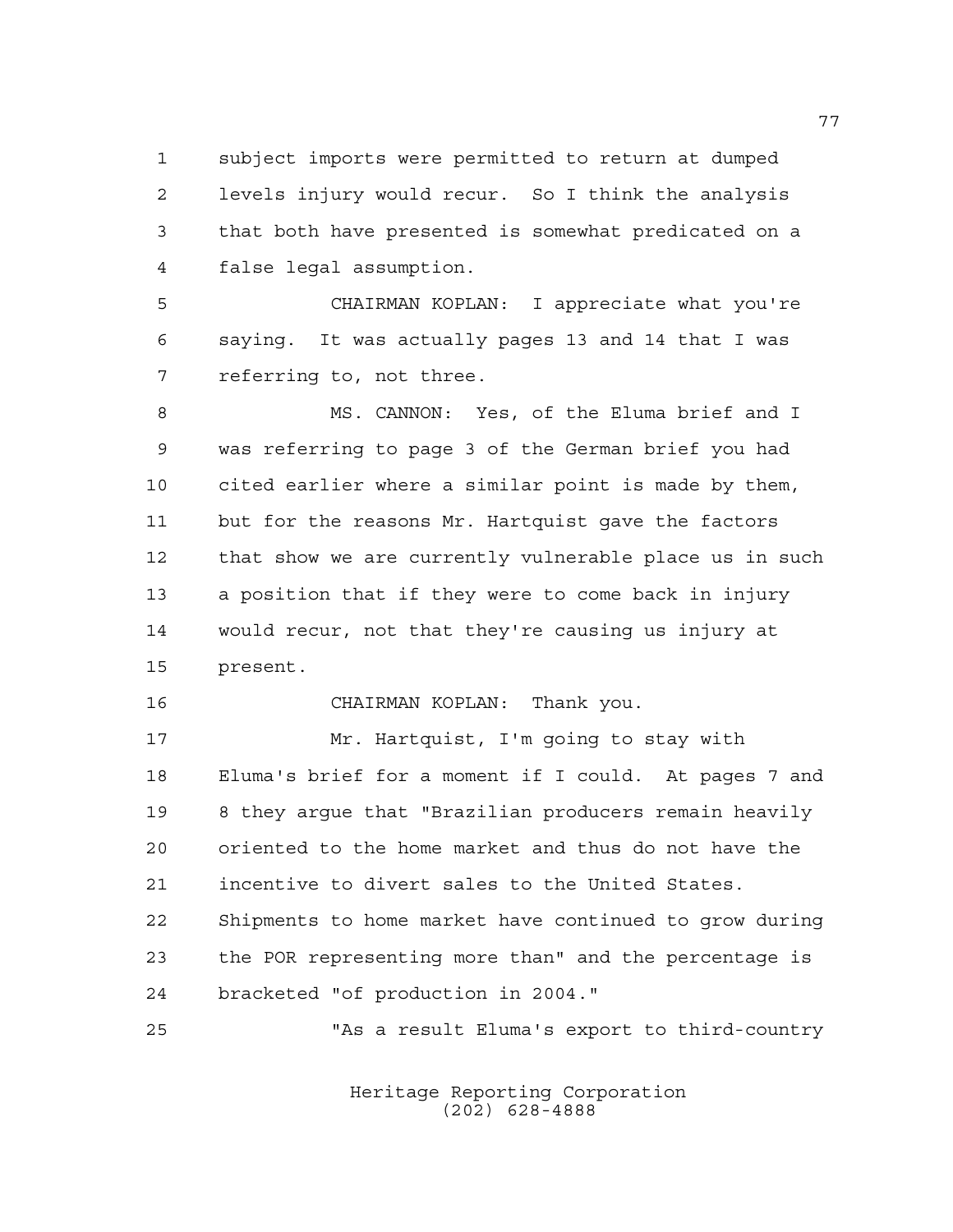subject imports were permitted to return at dumped levels injury would recur. So I think the analysis that both have presented is somewhat predicated on a false legal assumption.

CHAIRMAN KOPLAN: I appreciate what you're saying. It was actually pages 13 and 14 that I was referring to, not three.

MS. CANNON: Yes, of the Eluma brief and I was referring to page 3 of the German brief you had cited earlier where a similar point is made by them, but for the reasons Mr. Hartquist gave the factors that show we are currently vulnerable place us in such a position that if they were to come back in injury would recur, not that they're causing us injury at present.

CHAIRMAN KOPLAN: Thank you.

Mr. Hartquist, I'm going to stay with Eluma's brief for a moment if I could. At pages 7 and 8 they argue that "Brazilian producers remain heavily oriented to the home market and thus do not have the incentive to divert sales to the United States. Shipments to home market have continued to grow during the POR representing more than" and the percentage is bracketed "of production in 2004."

"As a result Eluma's export to third-country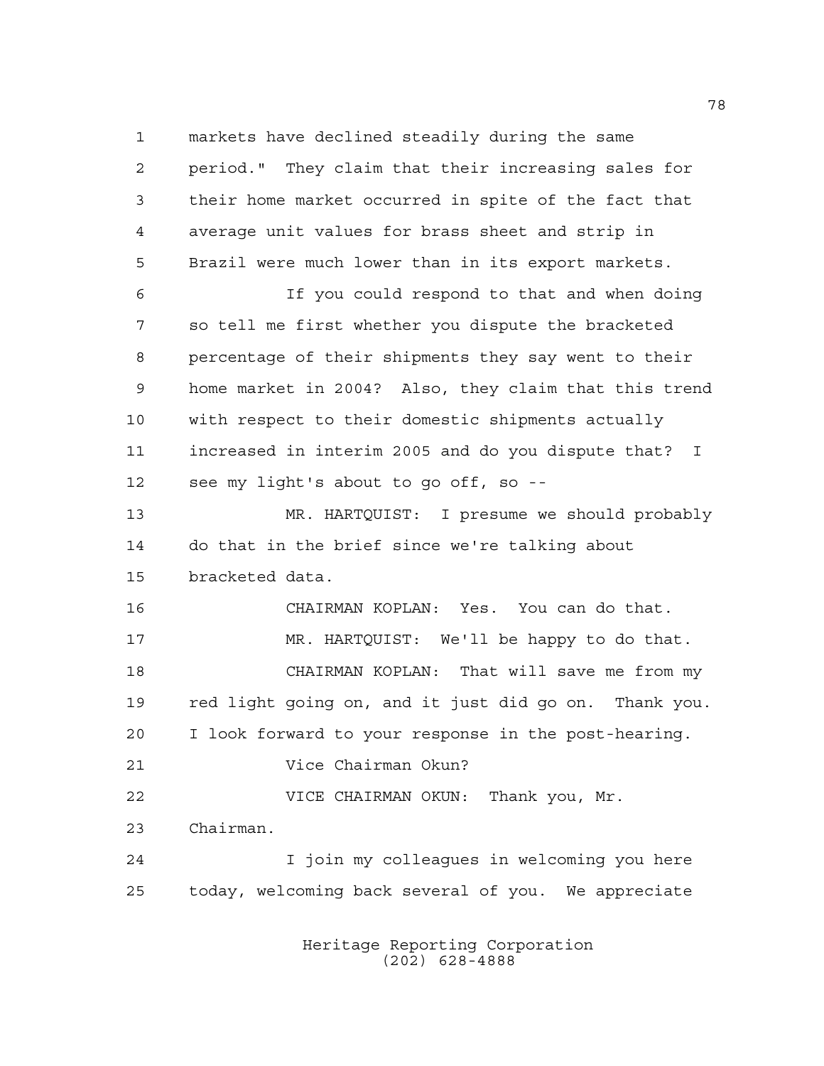markets have declined steadily during the same period." They claim that their increasing sales for their home market occurred in spite of the fact that average unit values for brass sheet and strip in Brazil were much lower than in its export markets.

If you could respond to that and when doing so tell me first whether you dispute the bracketed percentage of their shipments they say went to their home market in 2004? Also, they claim that this trend with respect to their domestic shipments actually increased in interim 2005 and do you dispute that? I see my light's about to go off, so --

MR. HARTQUIST: I presume we should probably do that in the brief since we're talking about bracketed data.

CHAIRMAN KOPLAN: Yes. You can do that.

MR. HARTQUIST: We'll be happy to do that.

CHAIRMAN KOPLAN: That will save me from my red light going on, and it just did go on. Thank you. I look forward to your response in the post-hearing.

Vice Chairman Okun?

VICE CHAIRMAN OKUN: Thank you, Mr. Chairman.

I join my colleagues in welcoming you here today, welcoming back several of you. We appreciate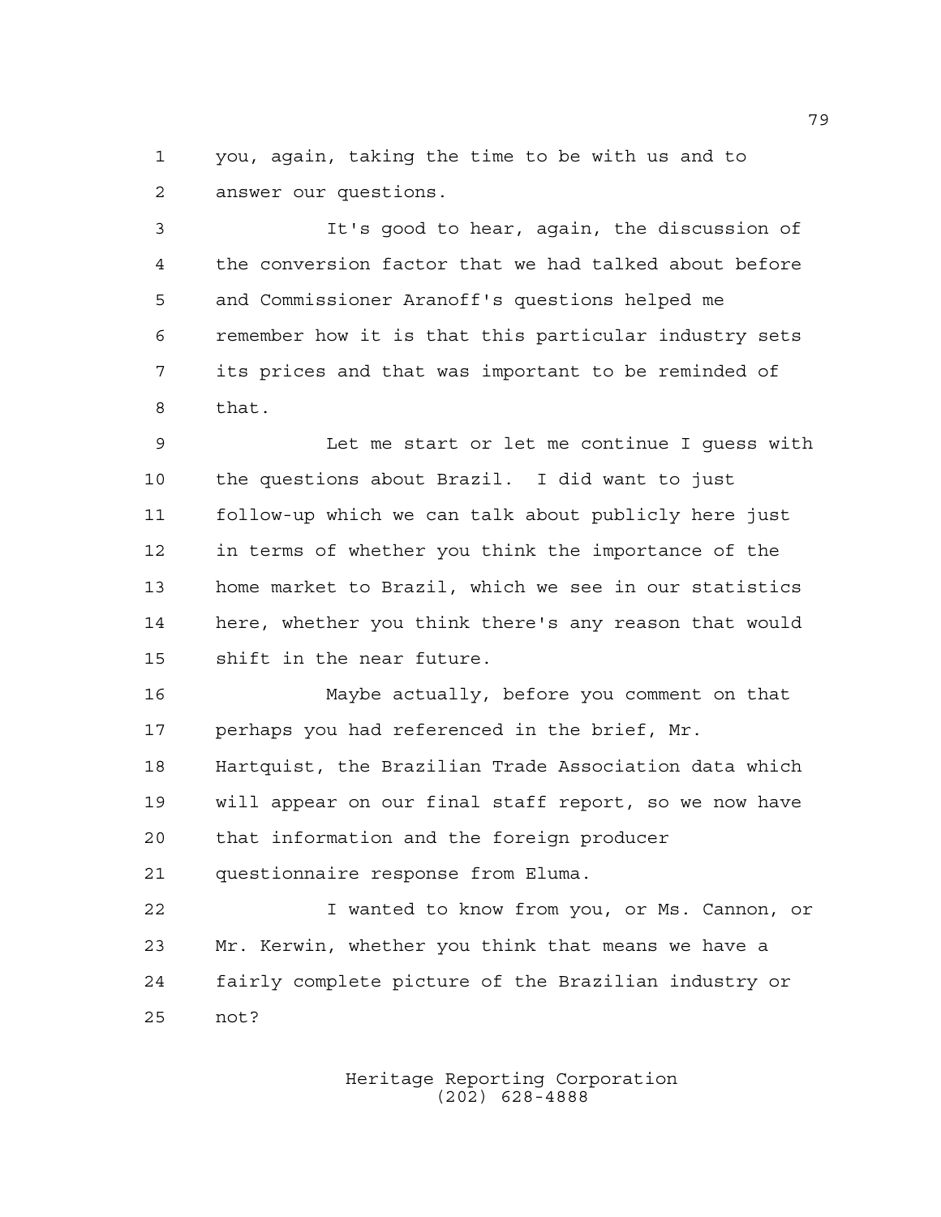you, again, taking the time to be with us and to answer our questions.

It's good to hear, again, the discussion of the conversion factor that we had talked about before and Commissioner Aranoff's questions helped me remember how it is that this particular industry sets its prices and that was important to be reminded of that.

Let me start or let me continue I guess with the questions about Brazil. I did want to just follow-up which we can talk about publicly here just in terms of whether you think the importance of the home market to Brazil, which we see in our statistics here, whether you think there's any reason that would shift in the near future.

Maybe actually, before you comment on that perhaps you had referenced in the brief, Mr. Hartquist, the Brazilian Trade Association data which will appear on our final staff report, so we now have that information and the foreign producer questionnaire response from Eluma.

I wanted to know from you, or Ms. Cannon, or Mr. Kerwin, whether you think that means we have a fairly complete picture of the Brazilian industry or not?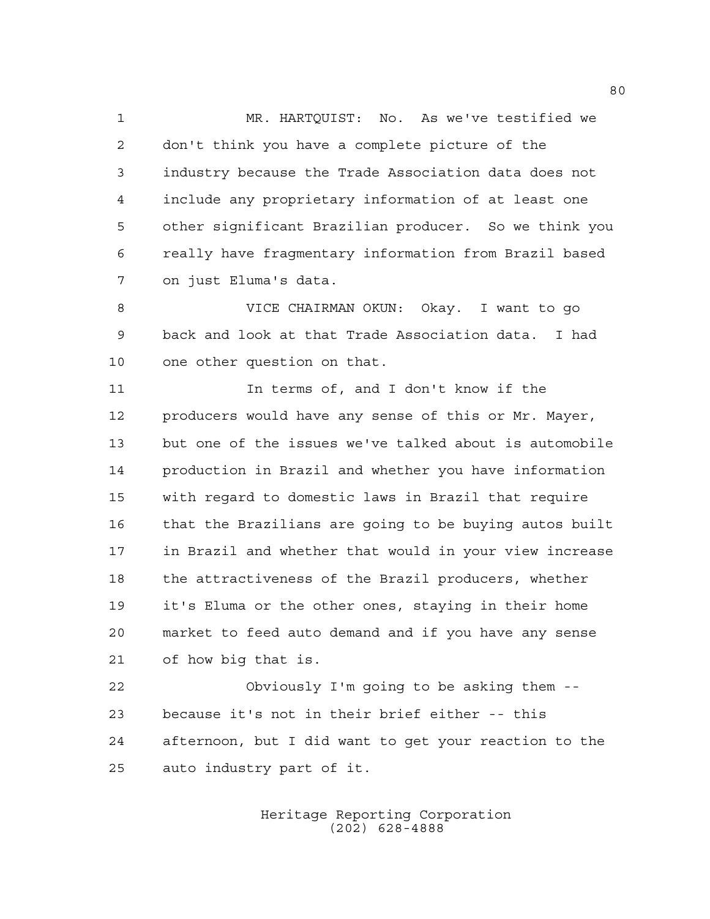MR. HARTQUIST: No. As we've testified we don't think you have a complete picture of the industry because the Trade Association data does not include any proprietary information of at least one other significant Brazilian producer. So we think you really have fragmentary information from Brazil based on just Eluma's data.

VICE CHAIRMAN OKUN: Okay. I want to go back and look at that Trade Association data. I had one other question on that.

In terms of, and I don't know if the producers would have any sense of this or Mr. Mayer, but one of the issues we've talked about is automobile production in Brazil and whether you have information with regard to domestic laws in Brazil that require that the Brazilians are going to be buying autos built in Brazil and whether that would in your view increase the attractiveness of the Brazil producers, whether it's Eluma or the other ones, staying in their home market to feed auto demand and if you have any sense of how big that is.

Obviously I'm going to be asking them -- because it's not in their brief either -- this afternoon, but I did want to get your reaction to the auto industry part of it.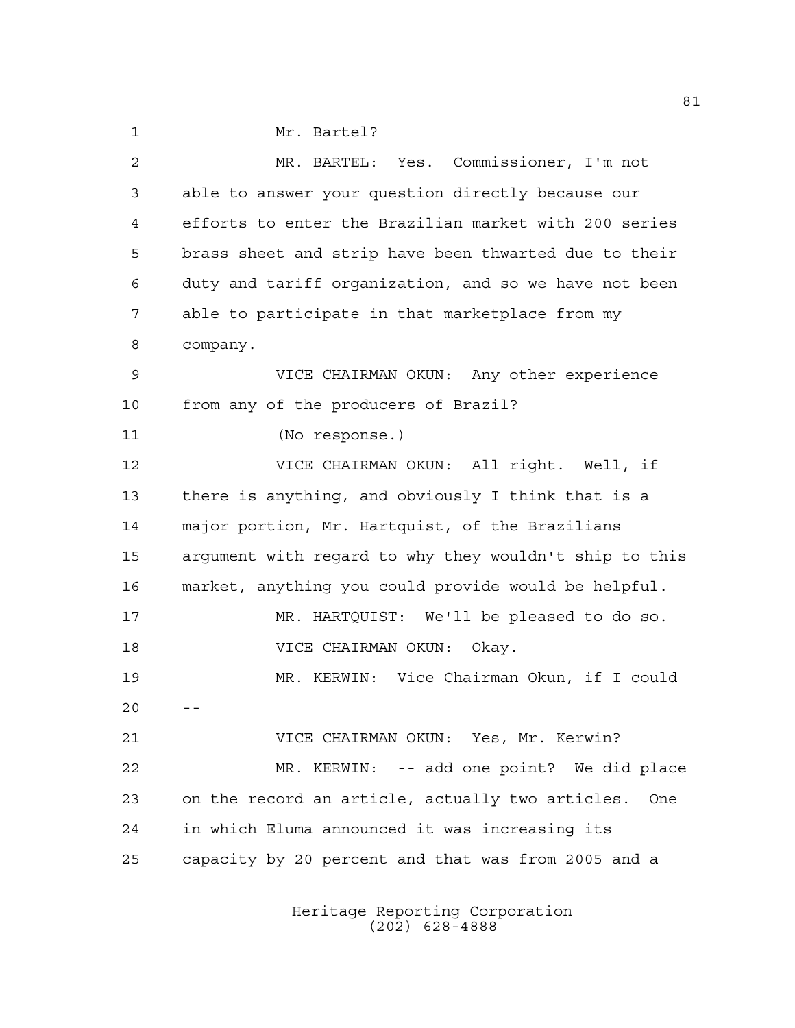Mr. Bartel?

MR. BARTEL: Yes. Commissioner, I'm not able to answer your question directly because our efforts to enter the Brazilian market with 200 series brass sheet and strip have been thwarted due to their duty and tariff organization, and so we have not been able to participate in that marketplace from my company.

VICE CHAIRMAN OKUN: Any other experience from any of the producers of Brazil?

(No response.)

VICE CHAIRMAN OKUN: All right. Well, if there is anything, and obviously I think that is a major portion, Mr. Hartquist, of the Brazilians argument with regard to why they wouldn't ship to this market, anything you could provide would be helpful.

MR. HARTQUIST: We'll be pleased to do so.

VICE CHAIRMAN OKUN: Okay.

MR. KERWIN: Vice Chairman Okun, if I could --

VICE CHAIRMAN OKUN: Yes, Mr. Kerwin?

MR. KERWIN: -- add one point? We did place on the record an article, actually two articles. One in which Eluma announced it was increasing its capacity by 20 percent and that was from 2005 and a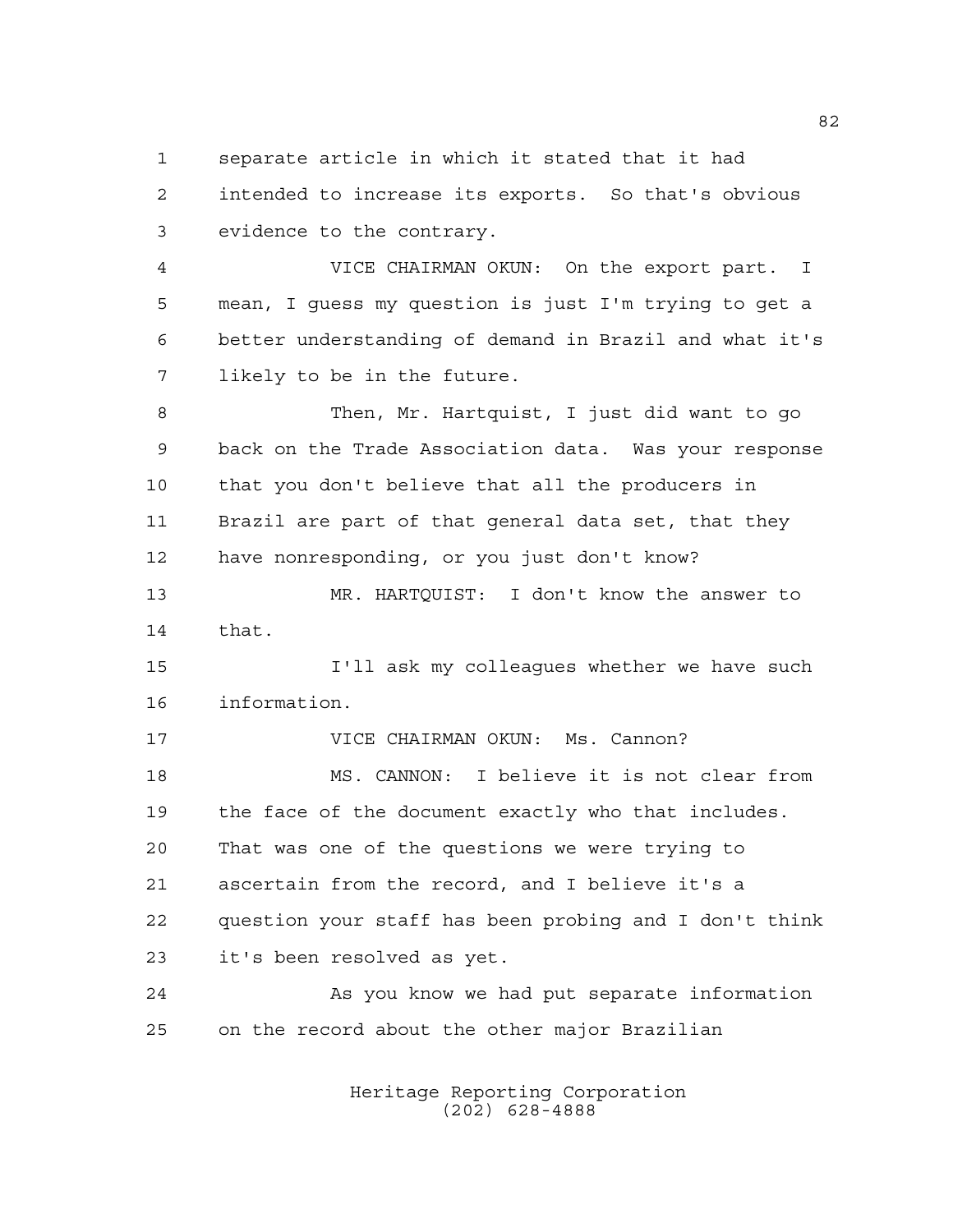separate article in which it stated that it had intended to increase its exports. So that's obvious evidence to the contrary.

VICE CHAIRMAN OKUN: On the export part. I mean, I guess my question is just I'm trying to get a better understanding of demand in Brazil and what it's likely to be in the future.

Then, Mr. Hartquist, I just did want to go back on the Trade Association data. Was your response that you don't believe that all the producers in Brazil are part of that general data set, that they have nonresponding, or you just don't know?

MR. HARTQUIST: I don't know the answer to that.

I'll ask my colleagues whether we have such information.

VICE CHAIRMAN OKUN: Ms. Cannon?

MS. CANNON: I believe it is not clear from the face of the document exactly who that includes. That was one of the questions we were trying to ascertain from the record, and I believe it's a question your staff has been probing and I don't think it's been resolved as yet.

As you know we had put separate information on the record about the other major Brazilian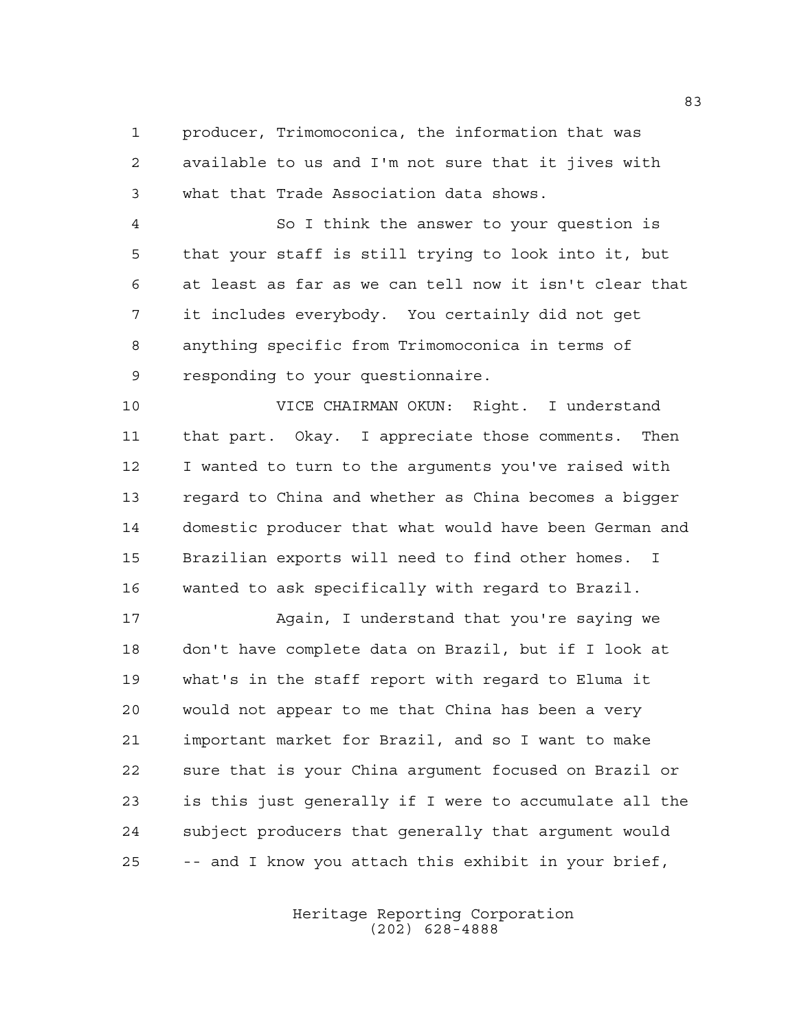producer, Trimomoconica, the information that was available to us and I'm not sure that it jives with what that Trade Association data shows.

So I think the answer to your question is that your staff is still trying to look into it, but at least as far as we can tell now it isn't clear that it includes everybody. You certainly did not get anything specific from Trimomoconica in terms of responding to your questionnaire.

VICE CHAIRMAN OKUN: Right. I understand that part. Okay. I appreciate those comments. Then I wanted to turn to the arguments you've raised with regard to China and whether as China becomes a bigger domestic producer that what would have been German and Brazilian exports will need to find other homes. I wanted to ask specifically with regard to Brazil.

Again, I understand that you're saying we don't have complete data on Brazil, but if I look at what's in the staff report with regard to Eluma it would not appear to me that China has been a very important market for Brazil, and so I want to make sure that is your China argument focused on Brazil or is this just generally if I were to accumulate all the subject producers that generally that argument would -- and I know you attach this exhibit in your brief,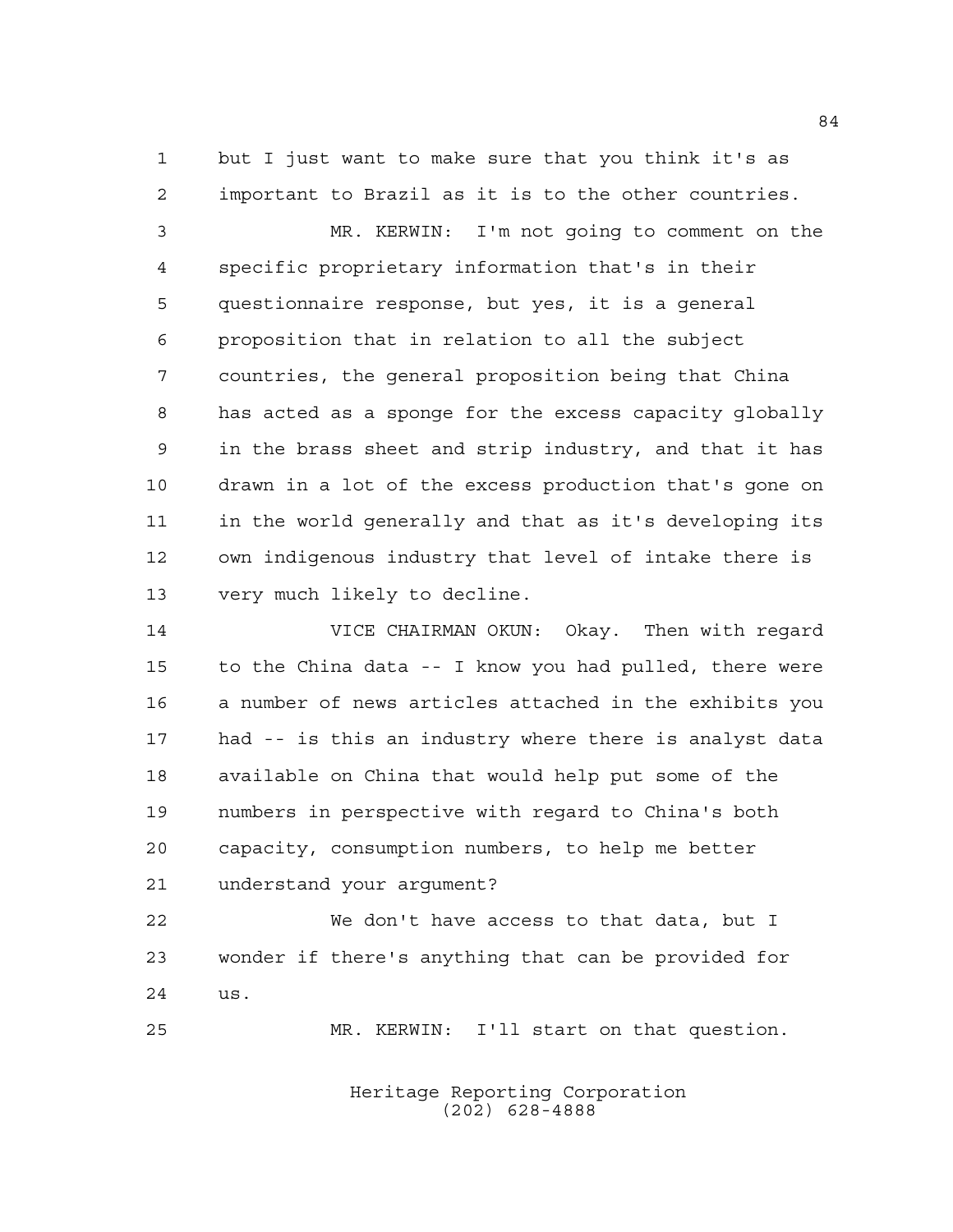but I just want to make sure that you think it's as important to Brazil as it is to the other countries.

MR. KERWIN: I'm not going to comment on the specific proprietary information that's in their questionnaire response, but yes, it is a general proposition that in relation to all the subject countries, the general proposition being that China has acted as a sponge for the excess capacity globally in the brass sheet and strip industry, and that it has drawn in a lot of the excess production that's gone on in the world generally and that as it's developing its own indigenous industry that level of intake there is very much likely to decline.

VICE CHAIRMAN OKUN: Okay. Then with regard to the China data -- I know you had pulled, there were a number of news articles attached in the exhibits you had -- is this an industry where there is analyst data available on China that would help put some of the numbers in perspective with regard to China's both capacity, consumption numbers, to help me better understand your argument?

We don't have access to that data, but I wonder if there's anything that can be provided for us.

MR. KERWIN: I'll start on that question.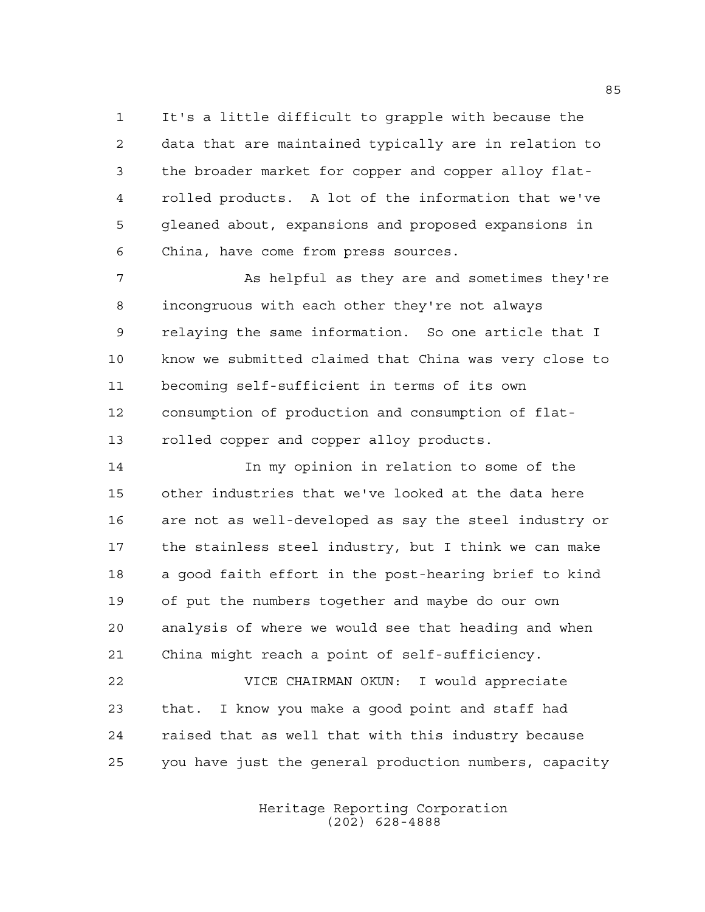It's a little difficult to grapple with because the data that are maintained typically are in relation to the broader market for copper and copper alloy flat-rolled products. A lot of the information that we've gleaned about, expansions and proposed expansions in China, have come from press sources.

As helpful as they are and sometimes they're incongruous with each other they're not always relaying the same information. So one article that I know we submitted claimed that China was very close to becoming self-sufficient in terms of its own consumption of production and consumption of flat-rolled copper and copper alloy products.

In my opinion in relation to some of the other industries that we've looked at the data here are not as well-developed as say the steel industry or the stainless steel industry, but I think we can make a good faith effort in the post-hearing brief to kind of put the numbers together and maybe do our own analysis of where we would see that heading and when China might reach a point of self-sufficiency.

VICE CHAIRMAN OKUN: I would appreciate that. I know you make a good point and staff had raised that as well that with this industry because you have just the general production numbers, capacity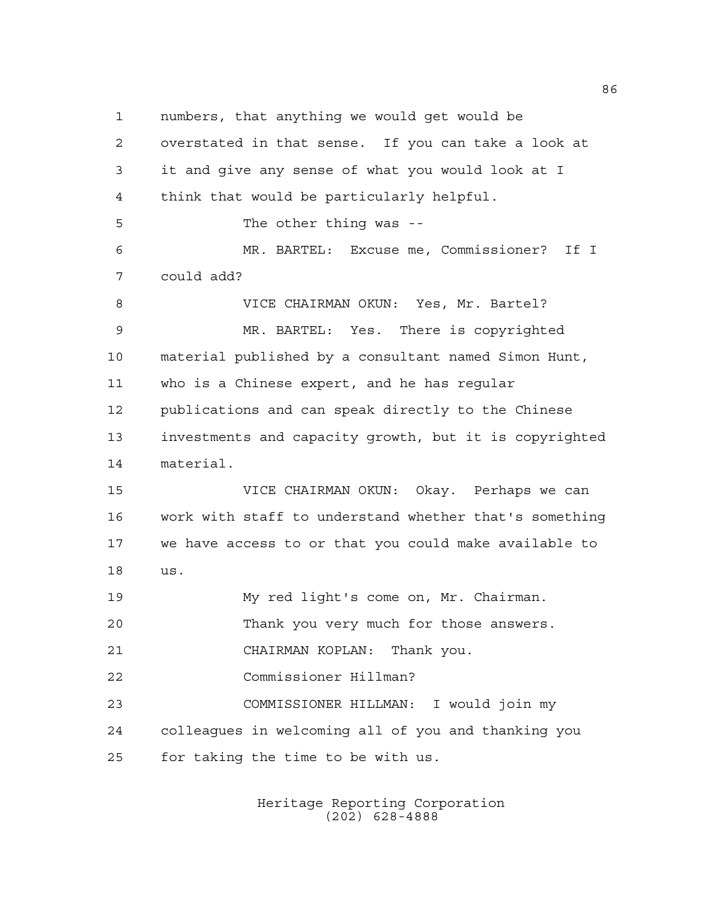numbers, that anything we would get would be overstated in that sense. If you can take a look at it and give any sense of what you would look at I think that would be particularly helpful.

The other thing was --

MR. BARTEL: Excuse me, Commissioner? If I could add?

VICE CHAIRMAN OKUN: Yes, Mr. Bartel?

MR. BARTEL: Yes. There is copyrighted material published by a consultant named Simon Hunt, who is a Chinese expert, and he has regular publications and can speak directly to the Chinese investments and capacity growth, but it is copyrighted material.

VICE CHAIRMAN OKUN: Okay. Perhaps we can work with staff to understand whether that's something we have access to or that you could make available to us.

My red light's come on, Mr. Chairman.

Thank you very much for those answers.

CHAIRMAN KOPLAN: Thank you.

Commissioner Hillman?

COMMISSIONER HILLMAN: I would join my colleagues in welcoming all of you and thanking you for taking the time to be with us.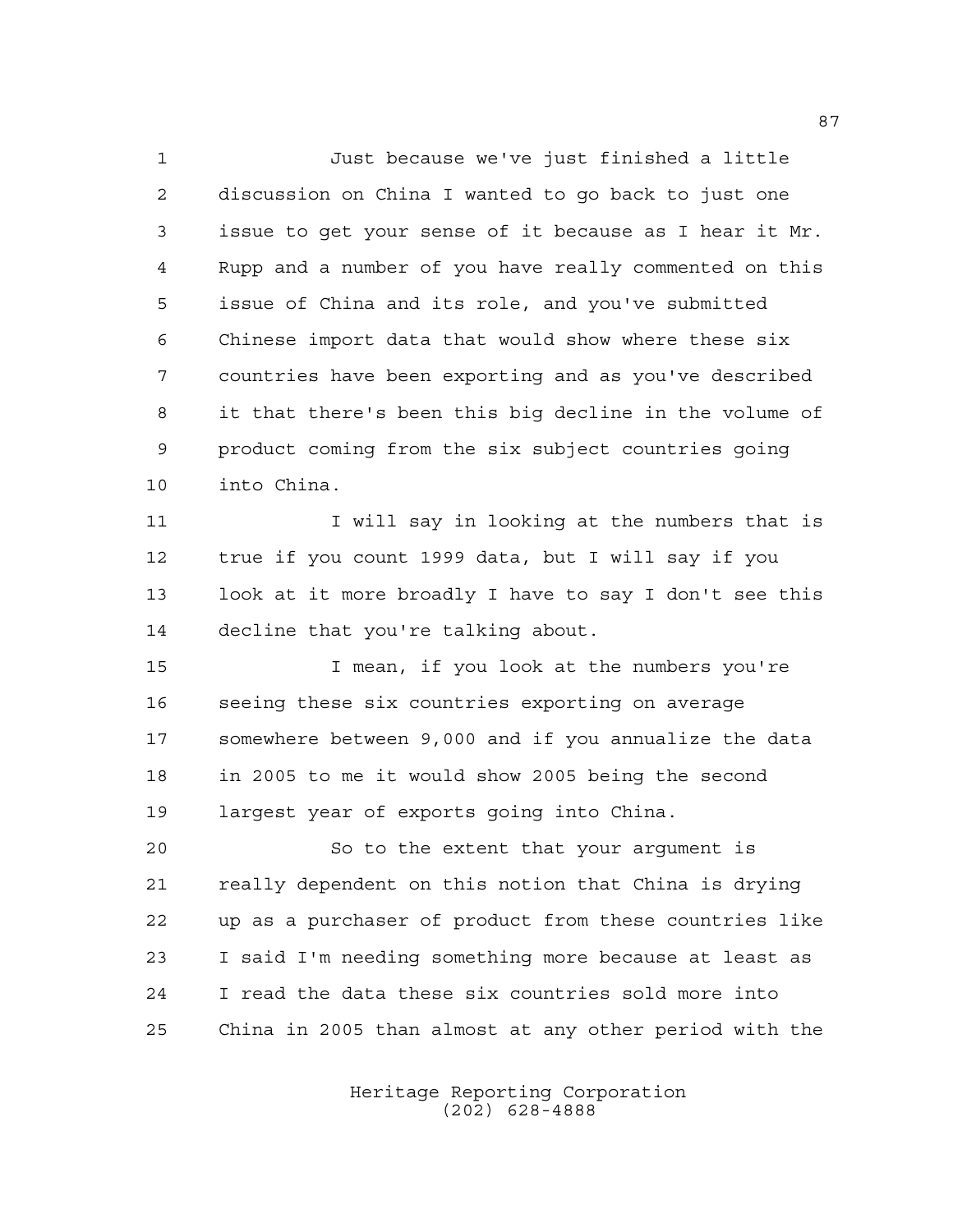Just because we've just finished a little discussion on China I wanted to go back to just one issue to get your sense of it because as I hear it Mr. Rupp and a number of you have really commented on this issue of China and its role, and you've submitted Chinese import data that would show where these six countries have been exporting and as you've described it that there's been this big decline in the volume of product coming from the six subject countries going into China.

I will say in looking at the numbers that is true if you count 1999 data, but I will say if you look at it more broadly I have to say I don't see this decline that you're talking about.

I mean, if you look at the numbers you're seeing these six countries exporting on average somewhere between 9,000 and if you annualize the data in 2005 to me it would show 2005 being the second largest year of exports going into China.

So to the extent that your argument is really dependent on this notion that China is drying up as a purchaser of product from these countries like I said I'm needing something more because at least as I read the data these six countries sold more into China in 2005 than almost at any other period with the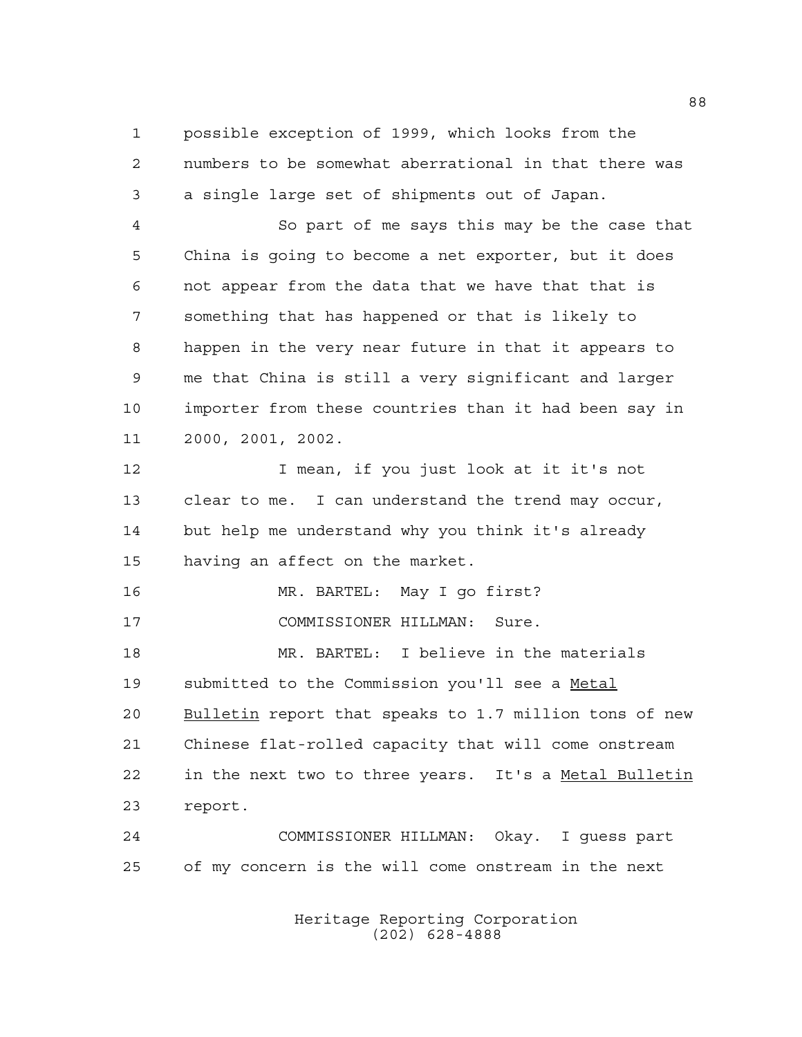possible exception of 1999, which looks from the numbers to be somewhat aberrational in that there was a single large set of shipments out of Japan.

So part of me says this may be the case that China is going to become a net exporter, but it does not appear from the data that we have that that is something that has happened or that is likely to happen in the very near future in that it appears to me that China is still a very significant and larger importer from these countries than it had been say in 2000, 2001, 2002.

I mean, if you just look at it it's not clear to me. I can understand the trend may occur, but help me understand why you think it's already having an affect on the market.

MR. BARTEL: May I go first?

COMMISSIONER HILLMAN: Sure.

MR. BARTEL: I believe in the materials submitted to the Commission you'll see a Metal Bulletin report that speaks to 1.7 million tons of new Chinese flat-rolled capacity that will come onstream in the next two to three years. It's a Metal Bulletin report.

COMMISSIONER HILLMAN: Okay. I guess part of my concern is the will come onstream in the next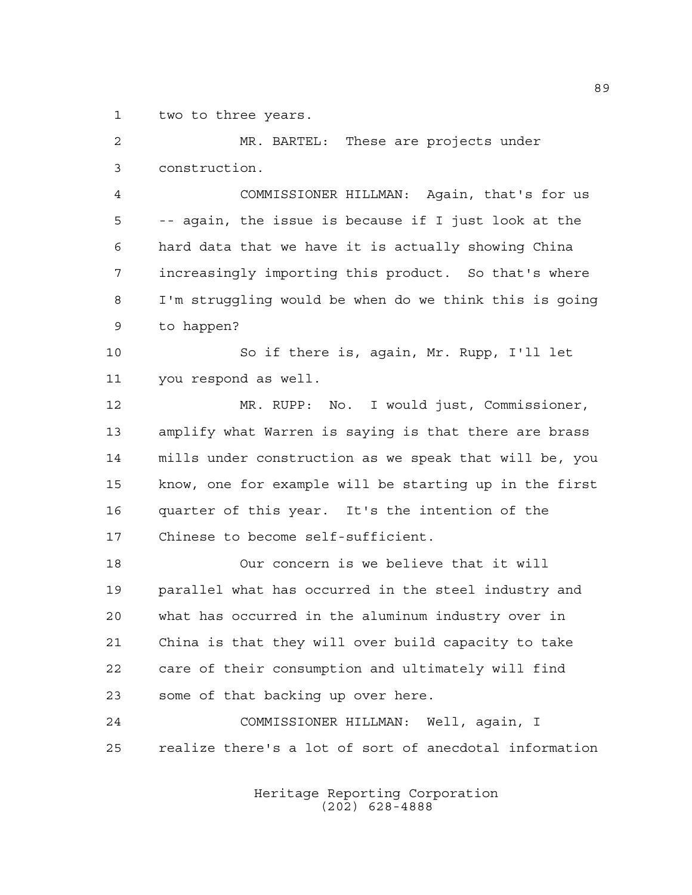two to three years.

MR. BARTEL: These are projects under construction.

COMMISSIONER HILLMAN: Again, that's for us -- again, the issue is because if I just look at the hard data that we have it is actually showing China increasingly importing this product. So that's where I'm struggling would be when do we think this is going to happen?

So if there is, again, Mr. Rupp, I'll let you respond as well.

MR. RUPP: No. I would just, Commissioner, amplify what Warren is saying is that there are brass mills under construction as we speak that will be, you know, one for example will be starting up in the first quarter of this year. It's the intention of the Chinese to become self-sufficient.

Our concern is we believe that it will parallel what has occurred in the steel industry and what has occurred in the aluminum industry over in China is that they will over build capacity to take care of their consumption and ultimately will find some of that backing up over here.

COMMISSIONER HILLMAN: Well, again, I realize there's a lot of sort of anecdotal information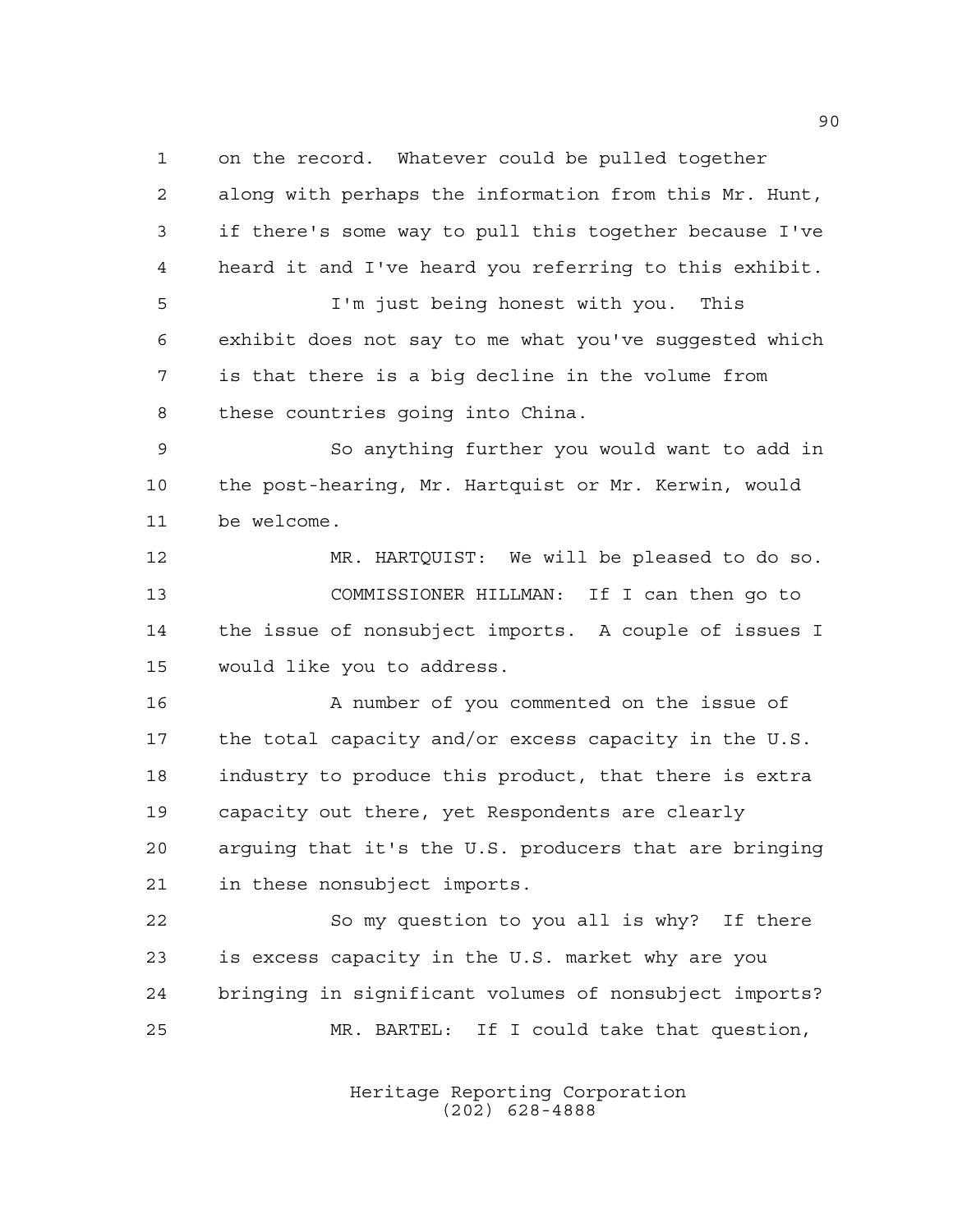on the record. Whatever could be pulled together along with perhaps the information from this Mr. Hunt, if there's some way to pull this together because I've heard it and I've heard you referring to this exhibit.

I'm just being honest with you. This exhibit does not say to me what you've suggested which is that there is a big decline in the volume from these countries going into China.

So anything further you would want to add in the post-hearing, Mr. Hartquist or Mr. Kerwin, would be welcome.

MR. HARTQUIST: We will be pleased to do so.

COMMISSIONER HILLMAN: If I can then go to the issue of nonsubject imports. A couple of issues I would like you to address.

A number of you commented on the issue of the total capacity and/or excess capacity in the U.S. industry to produce this product, that there is extra capacity out there, yet Respondents are clearly arguing that it's the U.S. producers that are bringing in these nonsubject imports.

So my question to you all is why? If there is excess capacity in the U.S. market why are you bringing in significant volumes of nonsubject imports?

MR. BARTEL: If I could take that question,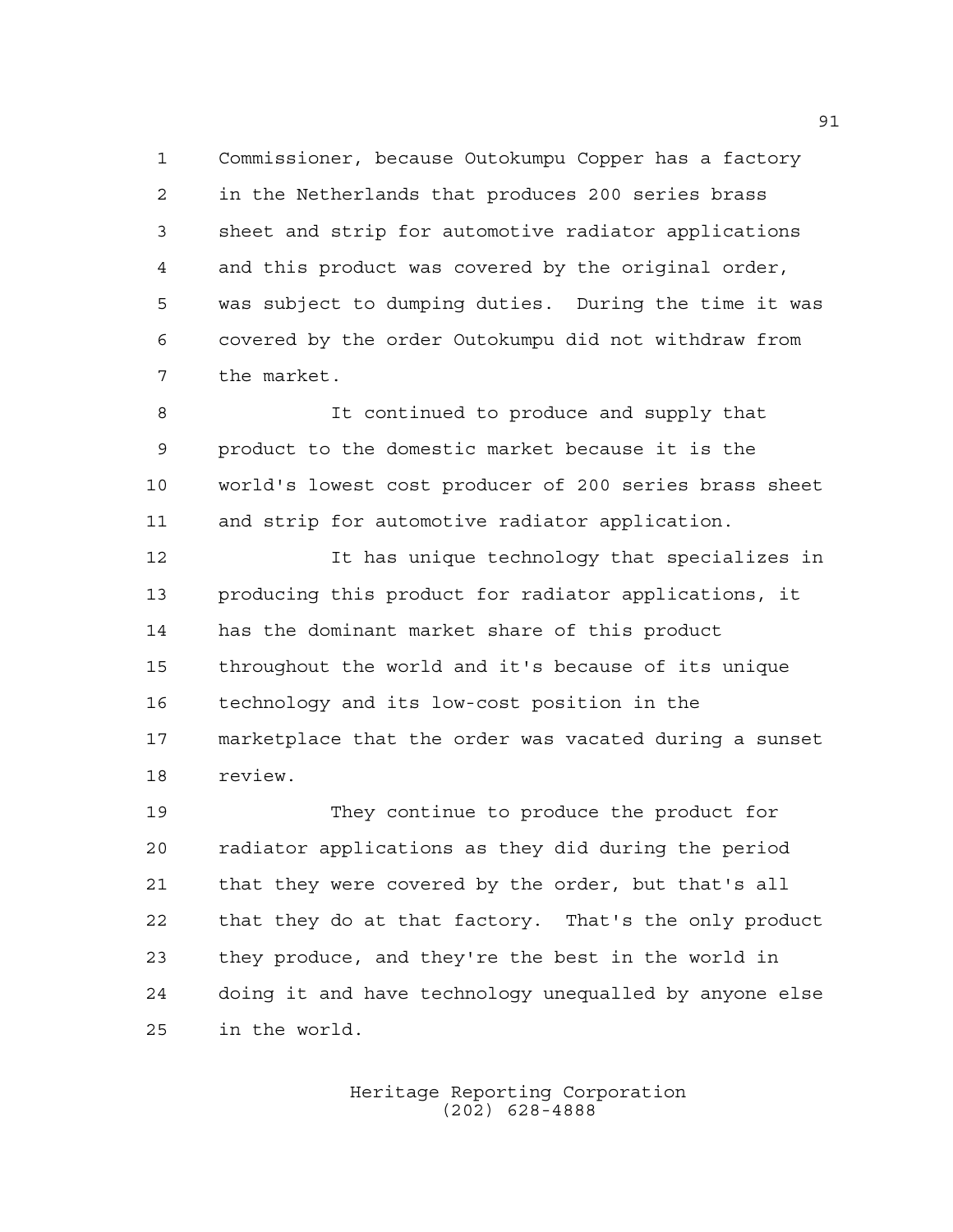Commissioner, because Outokumpu Copper has a factory in the Netherlands that produces 200 series brass sheet and strip for automotive radiator applications and this product was covered by the original order, was subject to dumping duties. During the time it was covered by the order Outokumpu did not withdraw from the market.

It continued to produce and supply that product to the domestic market because it is the world's lowest cost producer of 200 series brass sheet and strip for automotive radiator application.

It has unique technology that specializes in producing this product for radiator applications, it has the dominant market share of this product throughout the world and it's because of its unique technology and its low-cost position in the marketplace that the order was vacated during a sunset review.

They continue to produce the product for radiator applications as they did during the period that they were covered by the order, but that's all that they do at that factory. That's the only product they produce, and they're the best in the world in doing it and have technology unequalled by anyone else in the world.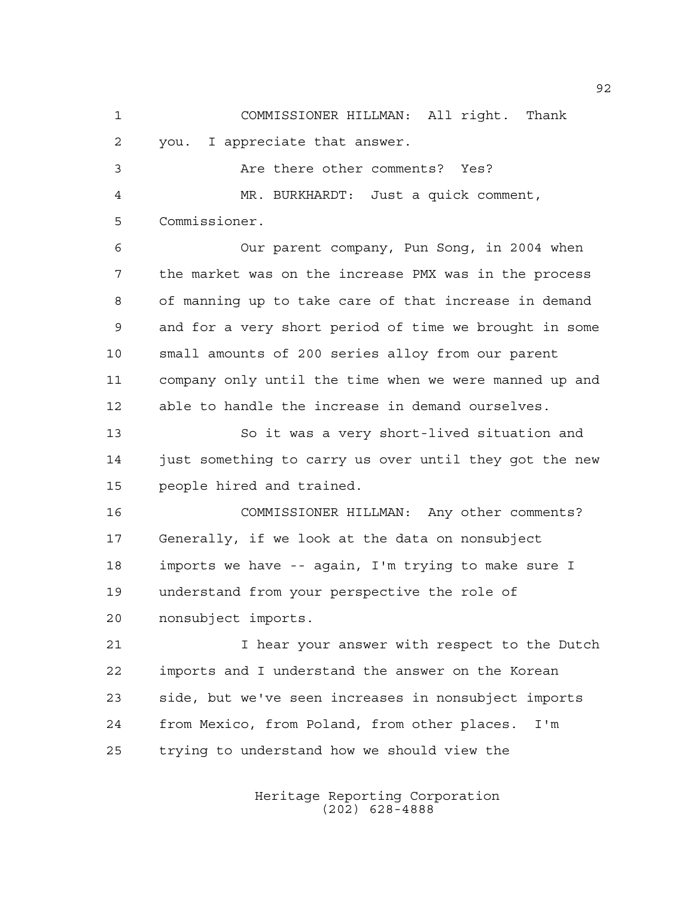COMMISSIONER HILLMAN: All right. Thank you. I appreciate that answer.

Are there other comments? Yes?

MR. BURKHARDT: Just a quick comment, Commissioner.

Our parent company, Pun Song, in 2004 when the market was on the increase PMX was in the process of manning up to take care of that increase in demand and for a very short period of time we brought in some small amounts of 200 series alloy from our parent company only until the time when we were manned up and able to handle the increase in demand ourselves.

So it was a very short-lived situation and just something to carry us over until they got the new people hired and trained.

COMMISSIONER HILLMAN: Any other comments? Generally, if we look at the data on nonsubject imports we have -- again, I'm trying to make sure I understand from your perspective the role of nonsubject imports.

I hear your answer with respect to the Dutch imports and I understand the answer on the Korean side, but we've seen increases in nonsubject imports from Mexico, from Poland, from other places. I'm trying to understand how we should view the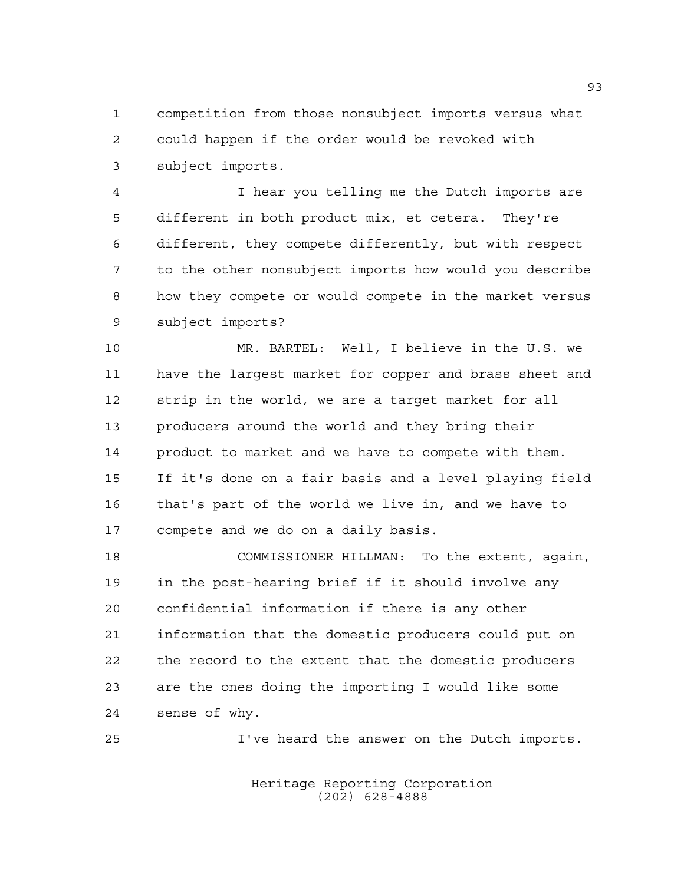competition from those nonsubject imports versus what could happen if the order would be revoked with subject imports.

I hear you telling me the Dutch imports are different in both product mix, et cetera. They're different, they compete differently, but with respect to the other nonsubject imports how would you describe how they compete or would compete in the market versus subject imports?

MR. BARTEL: Well, I believe in the U.S. we have the largest market for copper and brass sheet and strip in the world, we are a target market for all producers around the world and they bring their product to market and we have to compete with them. If it's done on a fair basis and a level playing field that's part of the world we live in, and we have to compete and we do on a daily basis.

COMMISSIONER HILLMAN: To the extent, again, in the post-hearing brief if it should involve any confidential information if there is any other information that the domestic producers could put on the record to the extent that the domestic producers are the ones doing the importing I would like some sense of why.

I've heard the answer on the Dutch imports.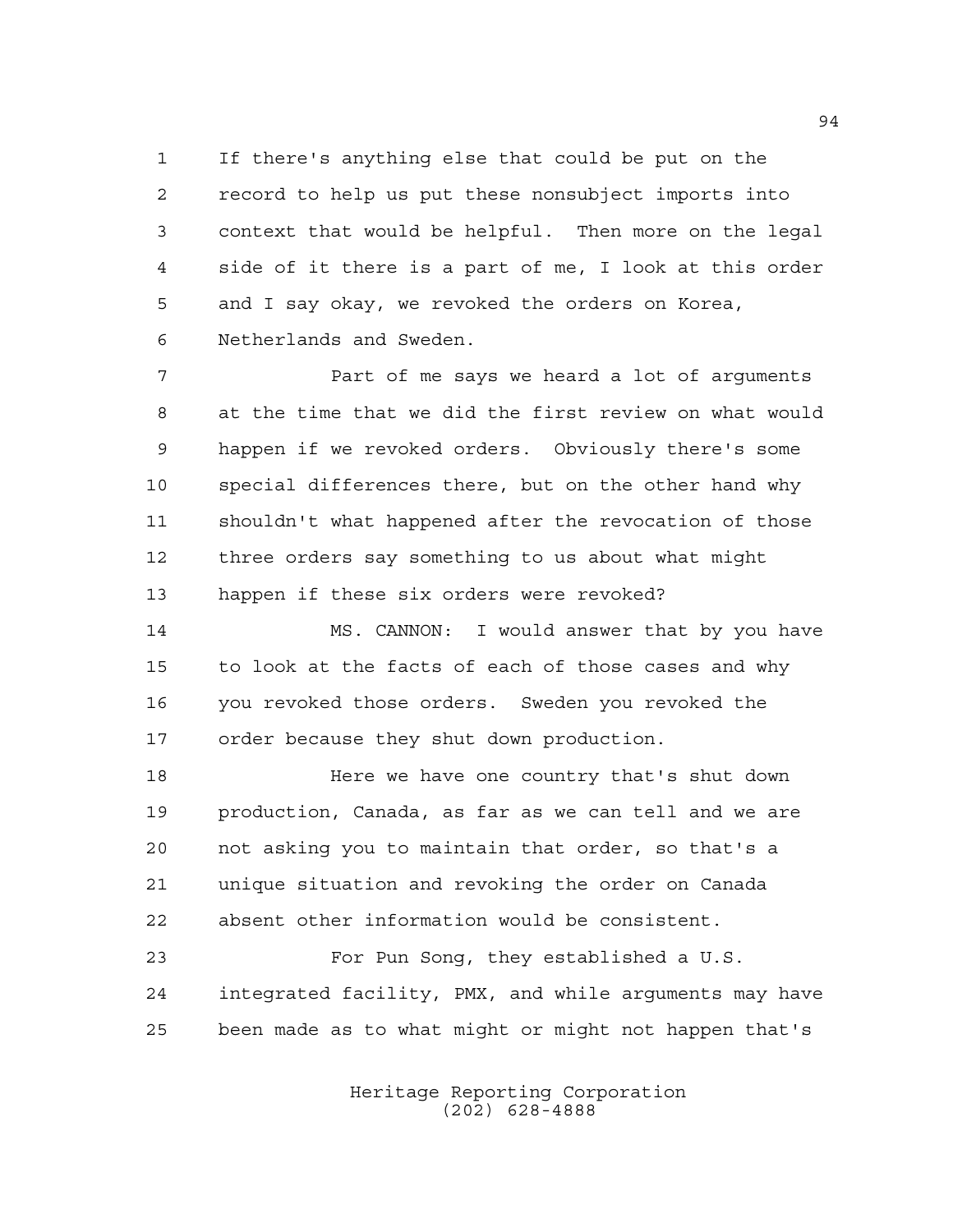If there's anything else that could be put on the record to help us put these nonsubject imports into context that would be helpful. Then more on the legal side of it there is a part of me, I look at this order and I say okay, we revoked the orders on Korea, Netherlands and Sweden.

Part of me says we heard a lot of arguments at the time that we did the first review on what would happen if we revoked orders. Obviously there's some special differences there, but on the other hand why shouldn't what happened after the revocation of those three orders say something to us about what might happen if these six orders were revoked?

MS. CANNON: I would answer that by you have to look at the facts of each of those cases and why you revoked those orders. Sweden you revoked the order because they shut down production.

Here we have one country that's shut down production, Canada, as far as we can tell and we are not asking you to maintain that order, so that's a unique situation and revoking the order on Canada absent other information would be consistent.

For Pun Song, they established a U.S. integrated facility, PMX, and while arguments may have been made as to what might or might not happen that's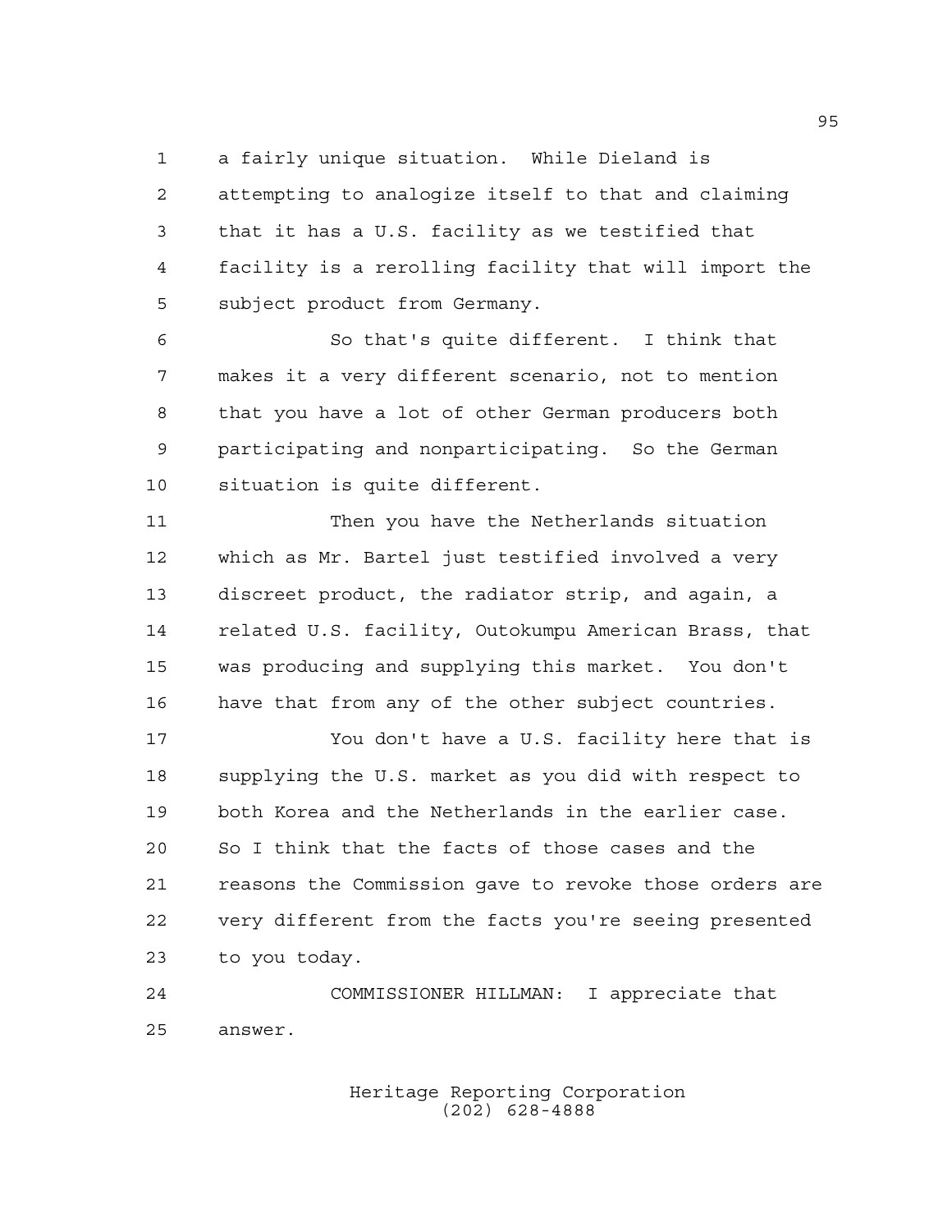a fairly unique situation. While Dieland is attempting to analogize itself to that and claiming that it has a U.S. facility as we testified that facility is a rerolling facility that will import the subject product from Germany.

So that's quite different. I think that makes it a very different scenario, not to mention that you have a lot of other German producers both participating and nonparticipating. So the German situation is quite different.

Then you have the Netherlands situation which as Mr. Bartel just testified involved a very discreet product, the radiator strip, and again, a related U.S. facility, Outokumpu American Brass, that was producing and supplying this market. You don't have that from any of the other subject countries.

You don't have a U.S. facility here that is supplying the U.S. market as you did with respect to both Korea and the Netherlands in the earlier case. So I think that the facts of those cases and the reasons the Commission gave to revoke those orders are very different from the facts you're seeing presented to you today.

COMMISSIONER HILLMAN: I appreciate that answer.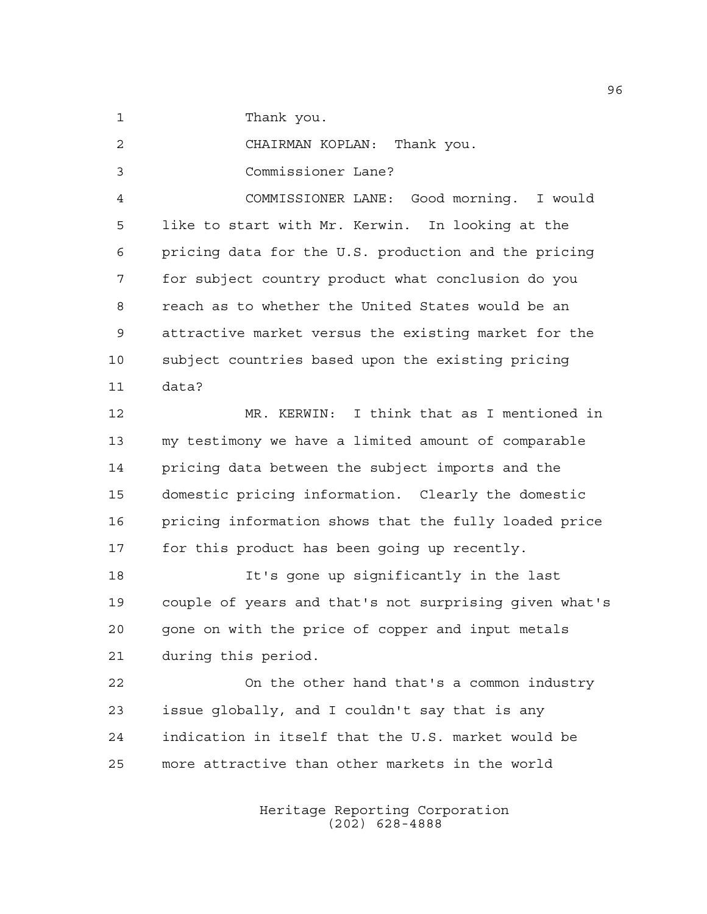Thank you.

CHAIRMAN KOPLAN: Thank you.

Commissioner Lane?

COMMISSIONER LANE: Good morning. I would like to start with Mr. Kerwin. In looking at the pricing data for the U.S. production and the pricing for subject country product what conclusion do you reach as to whether the United States would be an attractive market versus the existing market for the subject countries based upon the existing pricing data?

MR. KERWIN: I think that as I mentioned in my testimony we have a limited amount of comparable pricing data between the subject imports and the domestic pricing information. Clearly the domestic pricing information shows that the fully loaded price for this product has been going up recently.

It's gone up significantly in the last couple of years and that's not surprising given what's gone on with the price of copper and input metals during this period.

On the other hand that's a common industry issue globally, and I couldn't say that is any indication in itself that the U.S. market would be more attractive than other markets in the world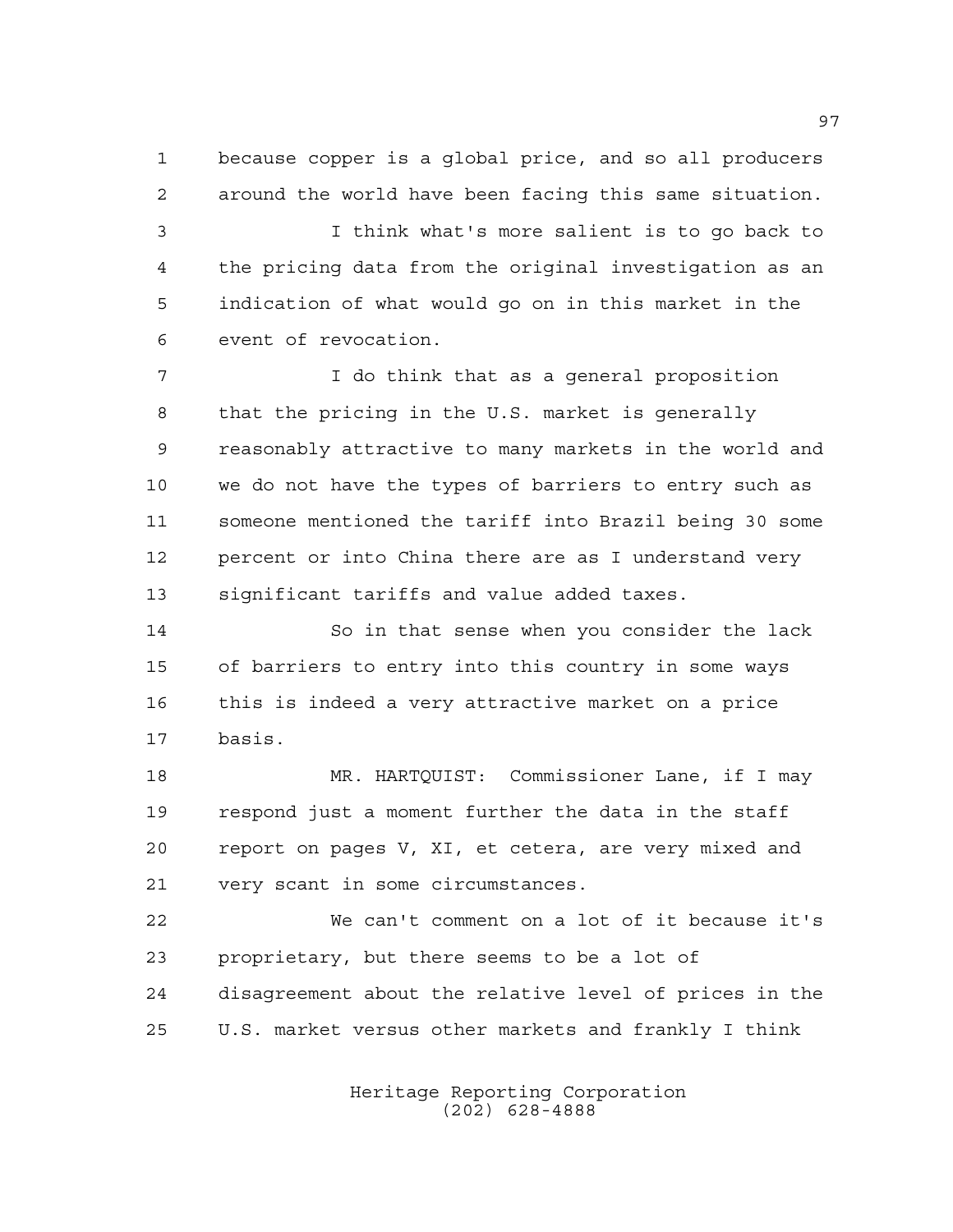because copper is a global price, and so all producers around the world have been facing this same situation.

I think what's more salient is to go back to the pricing data from the original investigation as an indication of what would go on in this market in the event of revocation.

I do think that as a general proposition that the pricing in the U.S. market is generally reasonably attractive to many markets in the world and we do not have the types of barriers to entry such as someone mentioned the tariff into Brazil being 30 some percent or into China there are as I understand very significant tariffs and value added taxes.

So in that sense when you consider the lack of barriers to entry into this country in some ways this is indeed a very attractive market on a price basis.

MR. HARTQUIST: Commissioner Lane, if I may respond just a moment further the data in the staff report on pages V, XI, et cetera, are very mixed and very scant in some circumstances.

We can't comment on a lot of it because it's proprietary, but there seems to be a lot of disagreement about the relative level of prices in the U.S. market versus other markets and frankly I think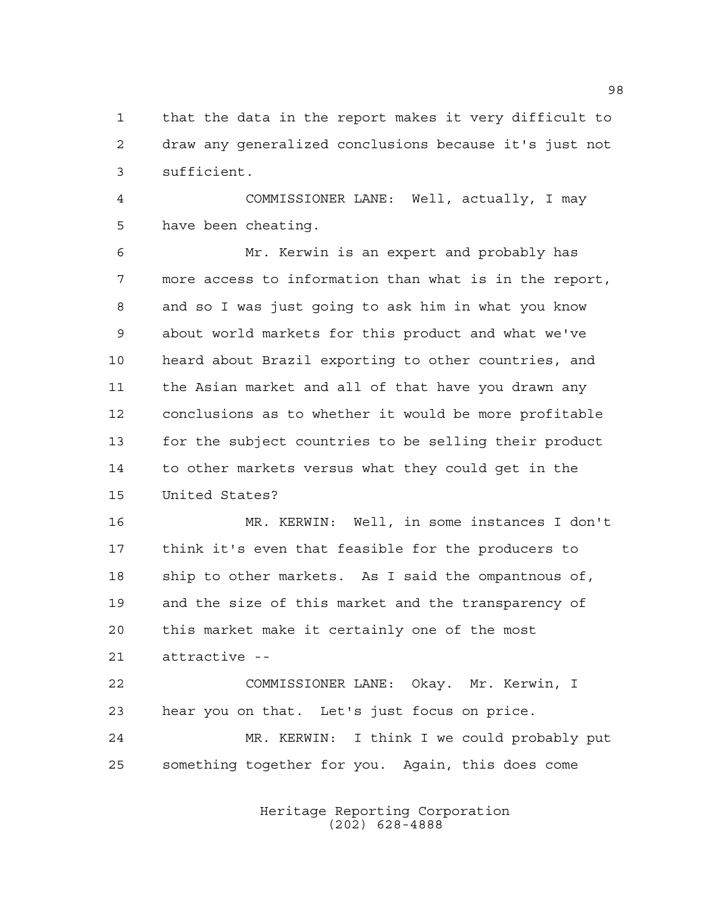that the data in the report makes it very difficult to draw any generalized conclusions because it's just not sufficient.

COMMISSIONER LANE: Well, actually, I may have been cheating.

Mr. Kerwin is an expert and probably has more access to information than what is in the report, and so I was just going to ask him in what you know about world markets for this product and what we've heard about Brazil exporting to other countries, and the Asian market and all of that have you drawn any conclusions as to whether it would be more profitable for the subject countries to be selling their product to other markets versus what they could get in the United States?

MR. KERWIN: Well, in some instances I don't think it's even that feasible for the producers to ship to other markets. As I said the ompantnous of, and the size of this market and the transparency of this market make it certainly one of the most attractive --

COMMISSIONER LANE: Okay. Mr. Kerwin, I hear you on that. Let's just focus on price.

MR. KERWIN: I think I we could probably put something together for you. Again, this does come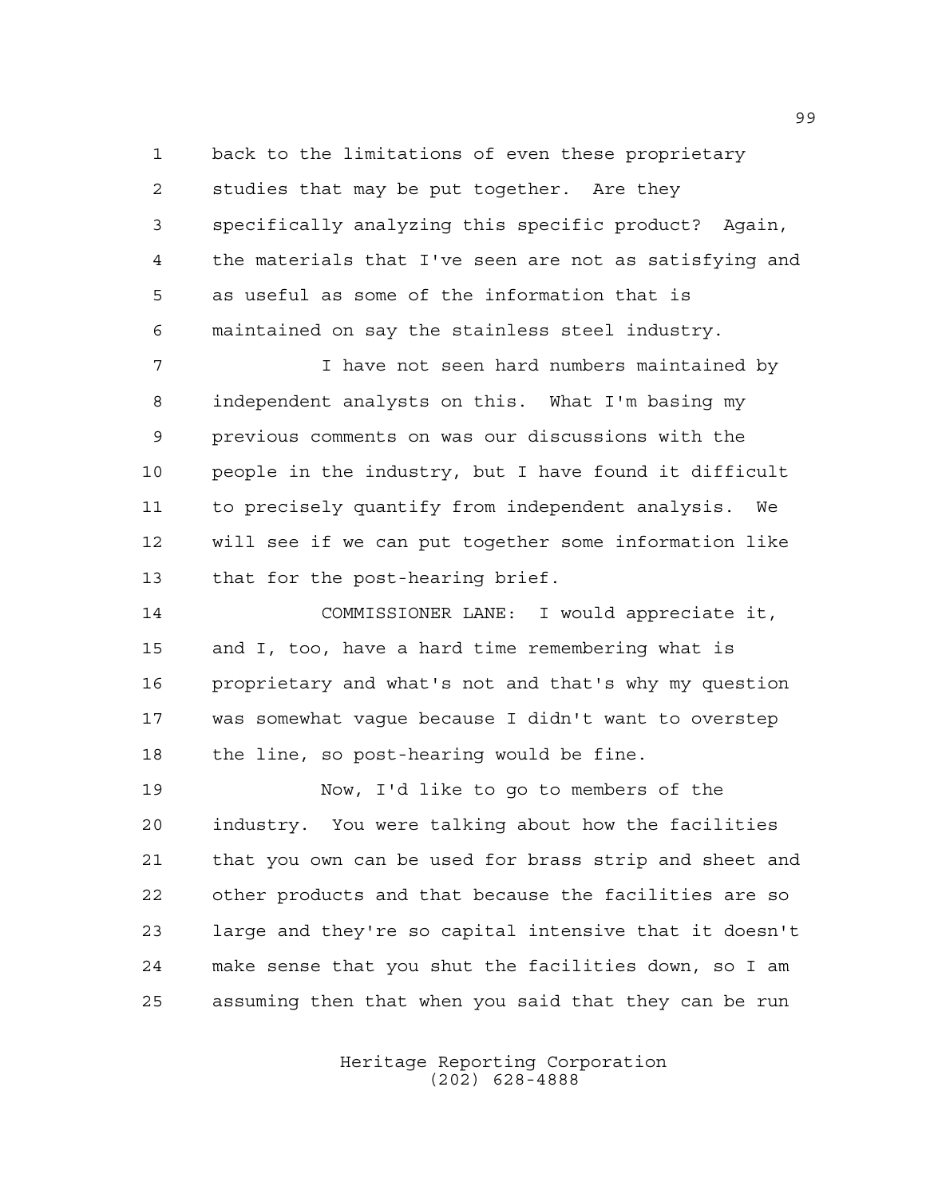back to the limitations of even these proprietary studies that may be put together. Are they specifically analyzing this specific product? Again, the materials that I've seen are not as satisfying and as useful as some of the information that is maintained on say the stainless steel industry.

I have not seen hard numbers maintained by independent analysts on this. What I'm basing my previous comments on was our discussions with the people in the industry, but I have found it difficult to precisely quantify from independent analysis. We will see if we can put together some information like that for the post-hearing brief.

COMMISSIONER LANE: I would appreciate it, and I, too, have a hard time remembering what is proprietary and what's not and that's why my question was somewhat vague because I didn't want to overstep the line, so post-hearing would be fine.

Now, I'd like to go to members of the industry. You were talking about how the facilities that you own can be used for brass strip and sheet and other products and that because the facilities are so large and they're so capital intensive that it doesn't make sense that you shut the facilities down, so I am assuming then that when you said that they can be run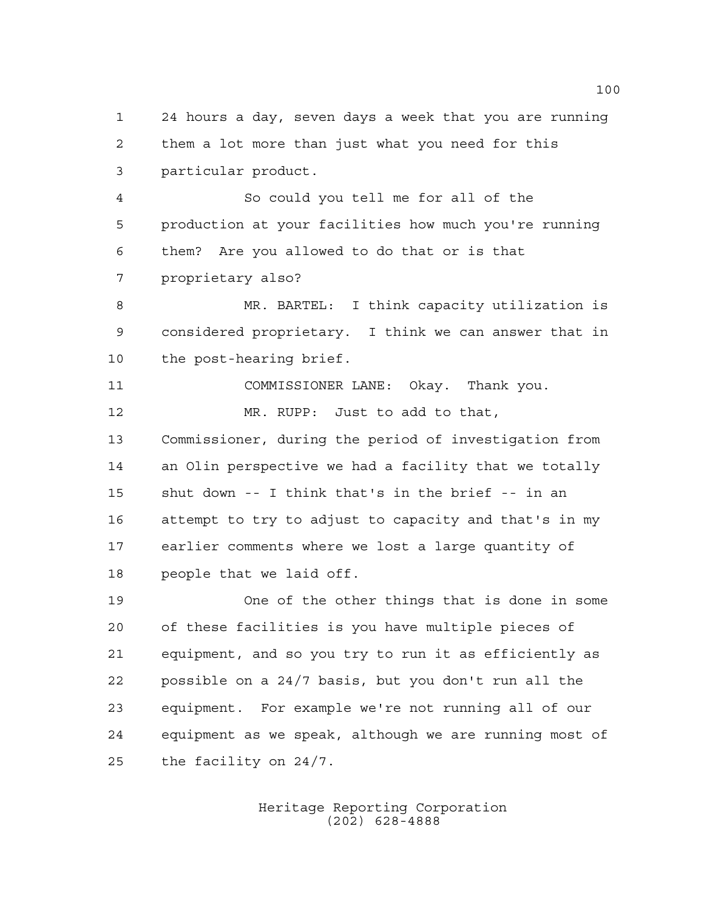24 hours a day, seven days a week that you are running them a lot more than just what you need for this particular product.

So could you tell me for all of the production at your facilities how much you're running them? Are you allowed to do that or is that proprietary also?

MR. BARTEL: I think capacity utilization is considered proprietary. I think we can answer that in the post-hearing brief.

COMMISSIONER LANE: Okay. Thank you.

MR. RUPP: Just to add to that, Commissioner, during the period of investigation from an Olin perspective we had a facility that we totally shut down -- I think that's in the brief -- in an attempt to try to adjust to capacity and that's in my earlier comments where we lost a large quantity of people that we laid off.

One of the other things that is done in some of these facilities is you have multiple pieces of equipment, and so you try to run it as efficiently as possible on a 24/7 basis, but you don't run all the equipment. For example we're not running all of our equipment as we speak, although we are running most of the facility on 24/7.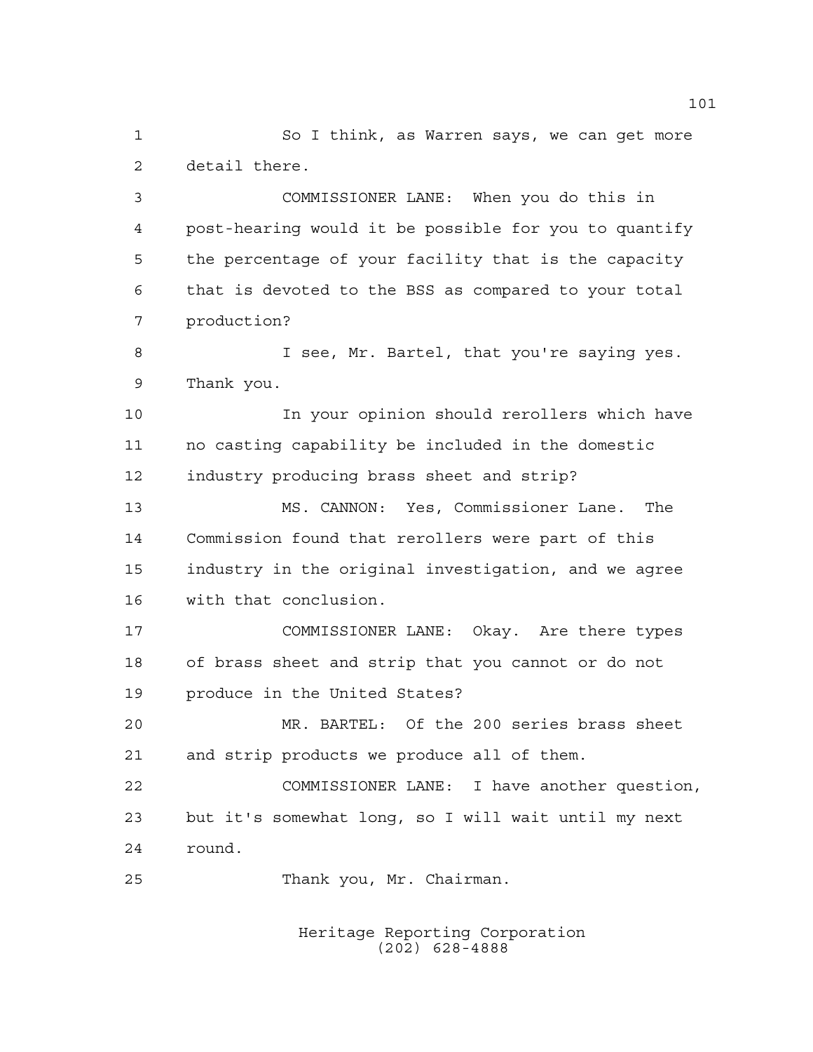So I think, as Warren says, we can get more detail there.

COMMISSIONER LANE: When you do this in post-hearing would it be possible for you to quantify the percentage of your facility that is the capacity that is devoted to the BSS as compared to your total production?

I see, Mr. Bartel, that you're saying yes. Thank you.

In your opinion should rerollers which have no casting capability be included in the domestic industry producing brass sheet and strip?

MS. CANNON: Yes, Commissioner Lane. The Commission found that rerollers were part of this industry in the original investigation, and we agree with that conclusion.

COMMISSIONER LANE: Okay. Are there types of brass sheet and strip that you cannot or do not produce in the United States?

MR. BARTEL: Of the 200 series brass sheet and strip products we produce all of them.

COMMISSIONER LANE: I have another question, but it's somewhat long, so I will wait until my next round.

Thank you, Mr. Chairman.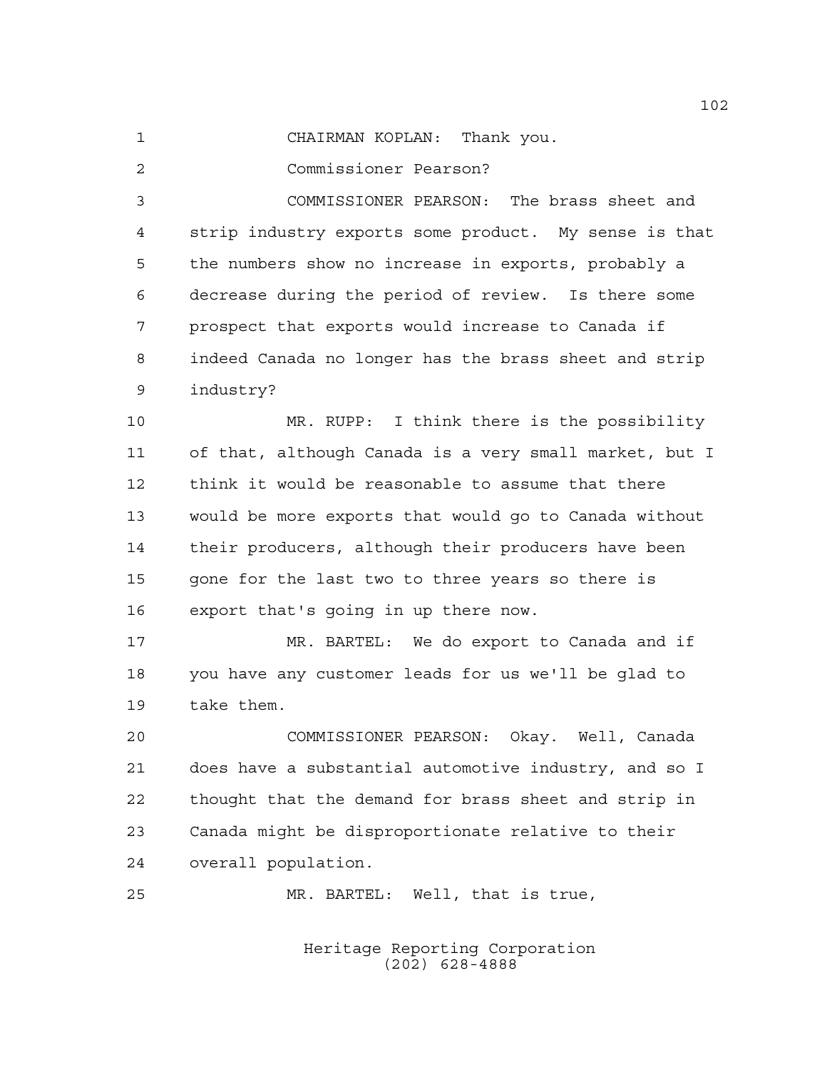CHAIRMAN KOPLAN: Thank you.

Commissioner Pearson?

COMMISSIONER PEARSON: The brass sheet and strip industry exports some product. My sense is that the numbers show no increase in exports, probably a decrease during the period of review. Is there some prospect that exports would increase to Canada if indeed Canada no longer has the brass sheet and strip industry?

MR. RUPP: I think there is the possibility of that, although Canada is a very small market, but I think it would be reasonable to assume that there would be more exports that would go to Canada without their producers, although their producers have been gone for the last two to three years so there is export that's going in up there now.

MR. BARTEL: We do export to Canada and if you have any customer leads for us we'll be glad to take them.

COMMISSIONER PEARSON: Okay. Well, Canada does have a substantial automotive industry, and so I thought that the demand for brass sheet and strip in Canada might be disproportionate relative to their overall population.

MR. BARTEL: Well, that is true,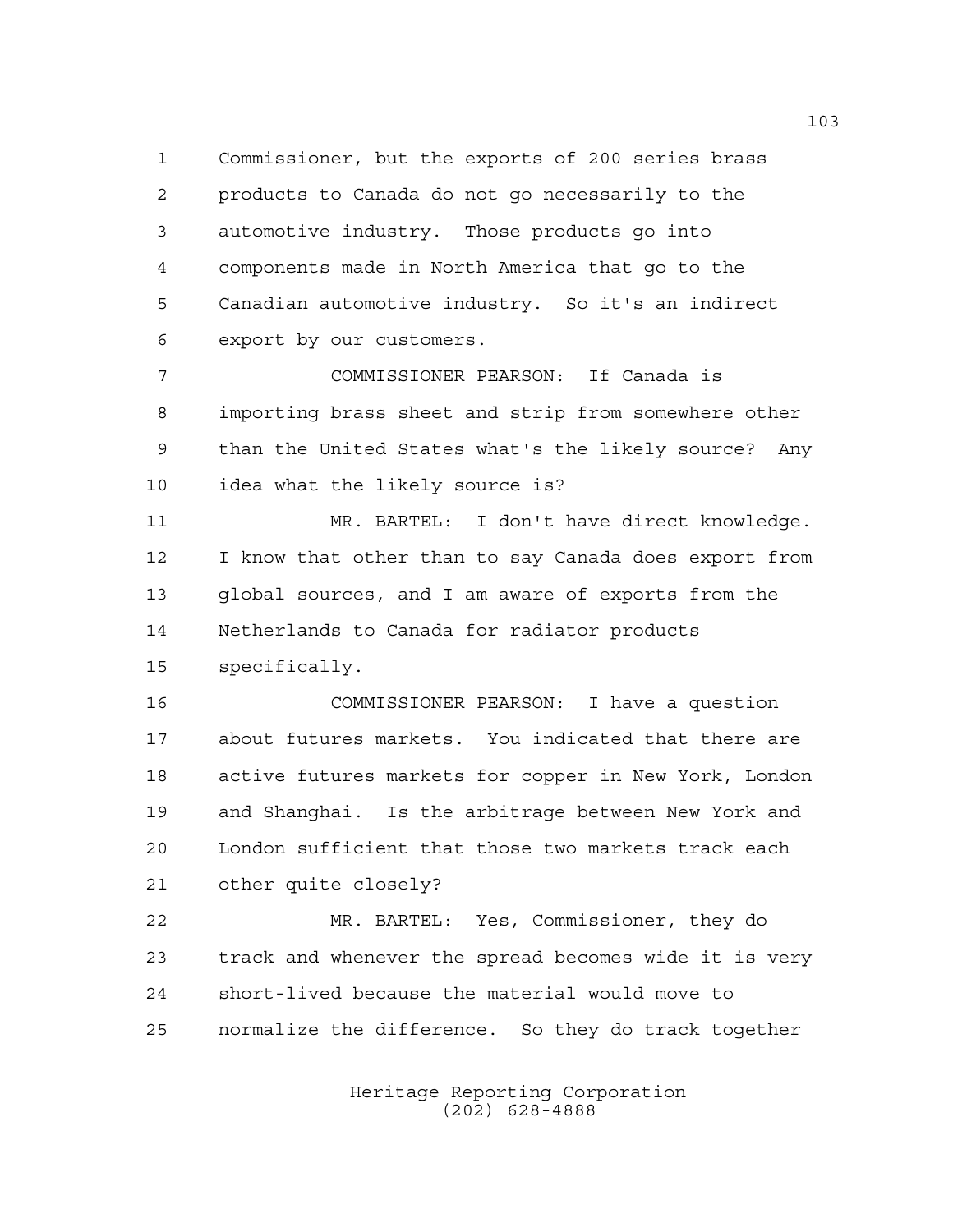Commissioner, but the exports of 200 series brass products to Canada do not go necessarily to the automotive industry. Those products go into components made in North America that go to the Canadian automotive industry. So it's an indirect export by our customers.

COMMISSIONER PEARSON: If Canada is importing brass sheet and strip from somewhere other than the United States what's the likely source? Any idea what the likely source is?

MR. BARTEL: I don't have direct knowledge. I know that other than to say Canada does export from global sources, and I am aware of exports from the Netherlands to Canada for radiator products specifically.

COMMISSIONER PEARSON: I have a question about futures markets. You indicated that there are active futures markets for copper in New York, London and Shanghai. Is the arbitrage between New York and London sufficient that those two markets track each other quite closely?

MR. BARTEL: Yes, Commissioner, they do track and whenever the spread becomes wide it is very short-lived because the material would move to normalize the difference. So they do track together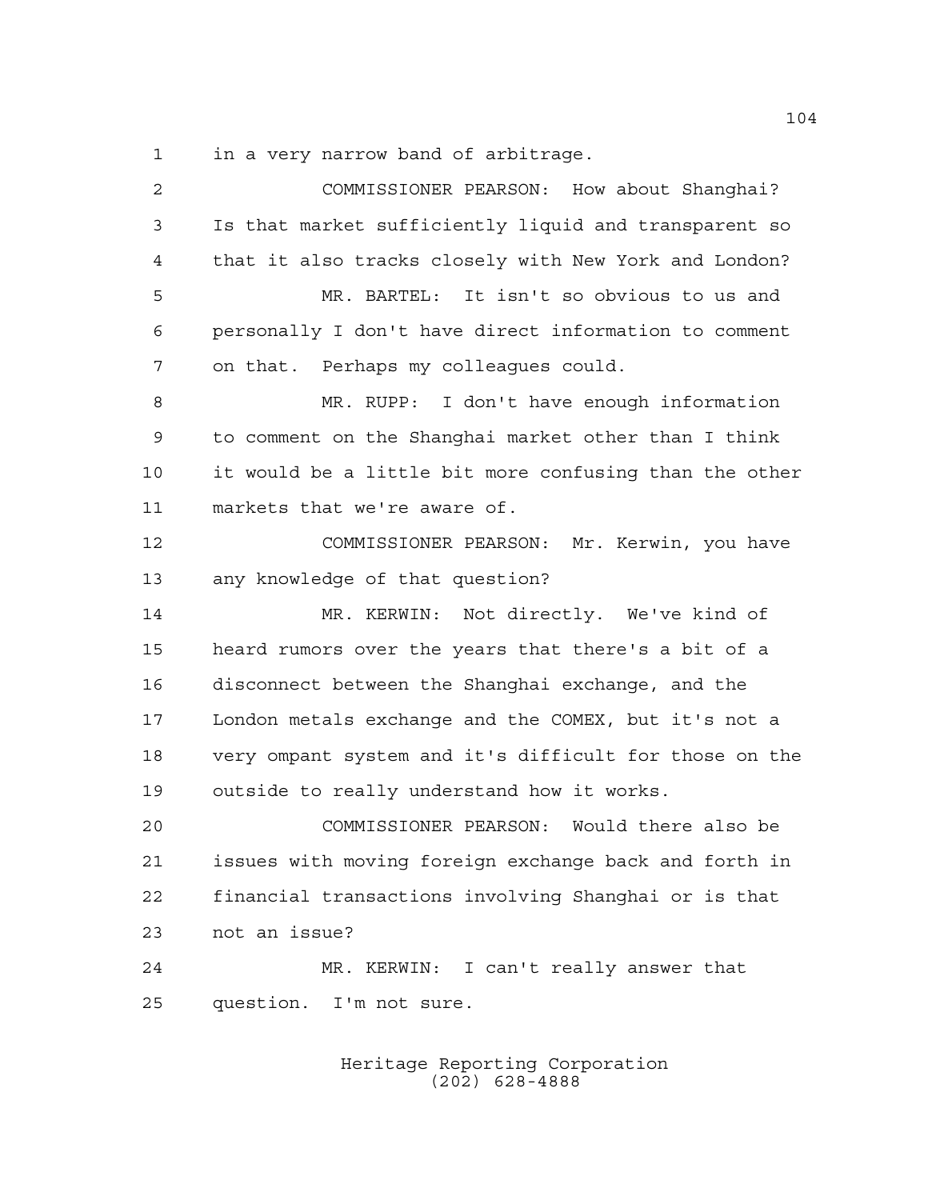in a very narrow band of arbitrage.

COMMISSIONER PEARSON: How about Shanghai? Is that market sufficiently liquid and transparent so that it also tracks closely with New York and London?

MR. BARTEL: It isn't so obvious to us and personally I don't have direct information to comment on that. Perhaps my colleagues could.

MR. RUPP: I don't have enough information to comment on the Shanghai market other than I think it would be a little bit more confusing than the other markets that we're aware of.

COMMISSIONER PEARSON: Mr. Kerwin, you have any knowledge of that question?

MR. KERWIN: Not directly. We've kind of heard rumors over the years that there's a bit of a disconnect between the Shanghai exchange, and the London metals exchange and the COMEX, but it's not a very ompant system and it's difficult for those on the outside to really understand how it works.

COMMISSIONER PEARSON: Would there also be issues with moving foreign exchange back and forth in financial transactions involving Shanghai or is that not an issue?

MR. KERWIN: I can't really answer that question. I'm not sure.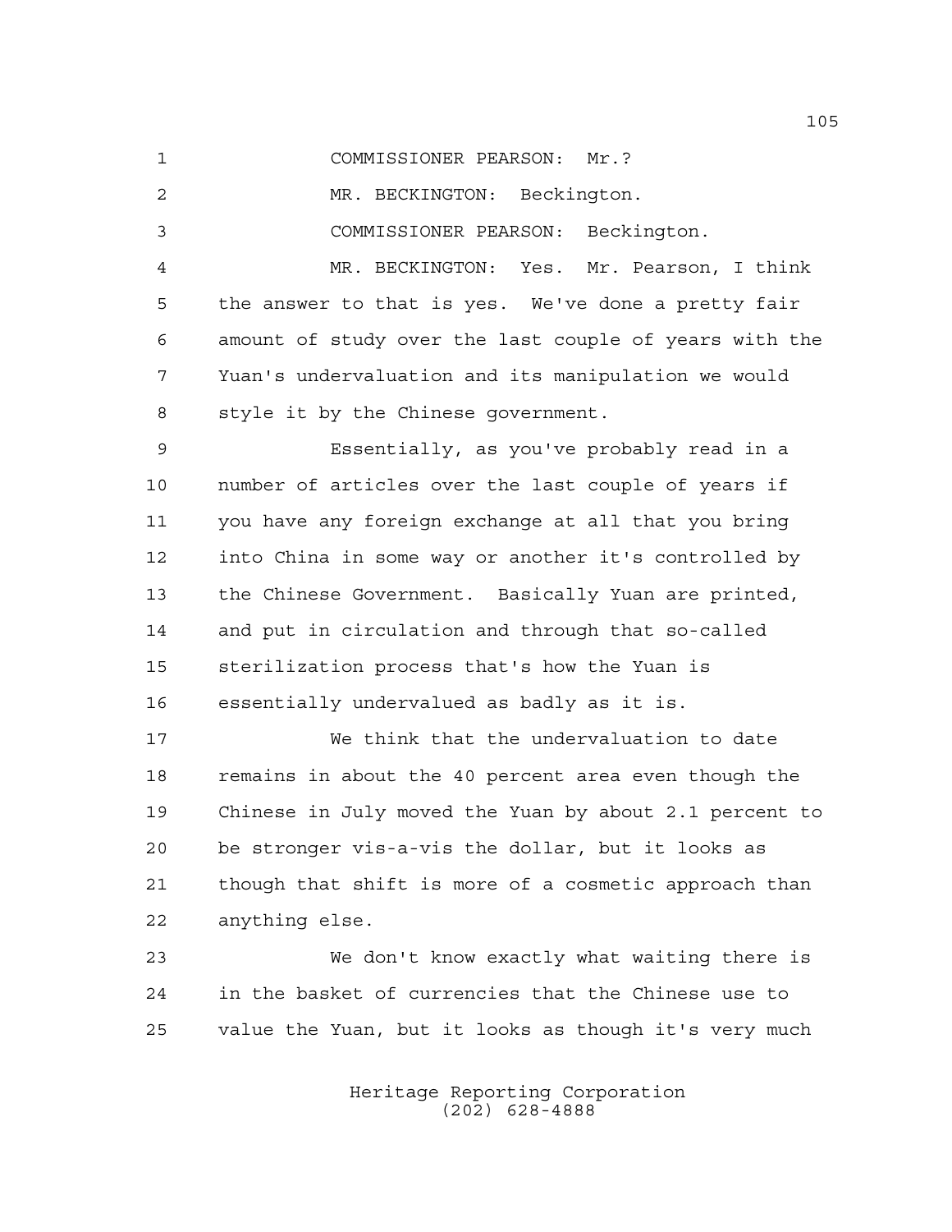COMMISSIONER PEARSON: Mr.?

MR. BECKINGTON: Beckington.

COMMISSIONER PEARSON: Beckington.

MR. BECKINGTON: Yes. Mr. Pearson, I think the answer to that is yes. We've done a pretty fair amount of study over the last couple of years with the Yuan's undervaluation and its manipulation we would style it by the Chinese government.

Essentially, as you've probably read in a number of articles over the last couple of years if you have any foreign exchange at all that you bring into China in some way or another it's controlled by the Chinese Government. Basically Yuan are printed, and put in circulation and through that so-called sterilization process that's how the Yuan is essentially undervalued as badly as it is.

We think that the undervaluation to date remains in about the 40 percent area even though the Chinese in July moved the Yuan by about 2.1 percent to be stronger vis-a-vis the dollar, but it looks as though that shift is more of a cosmetic approach than anything else.

We don't know exactly what waiting there is in the basket of currencies that the Chinese use to value the Yuan, but it looks as though it's very much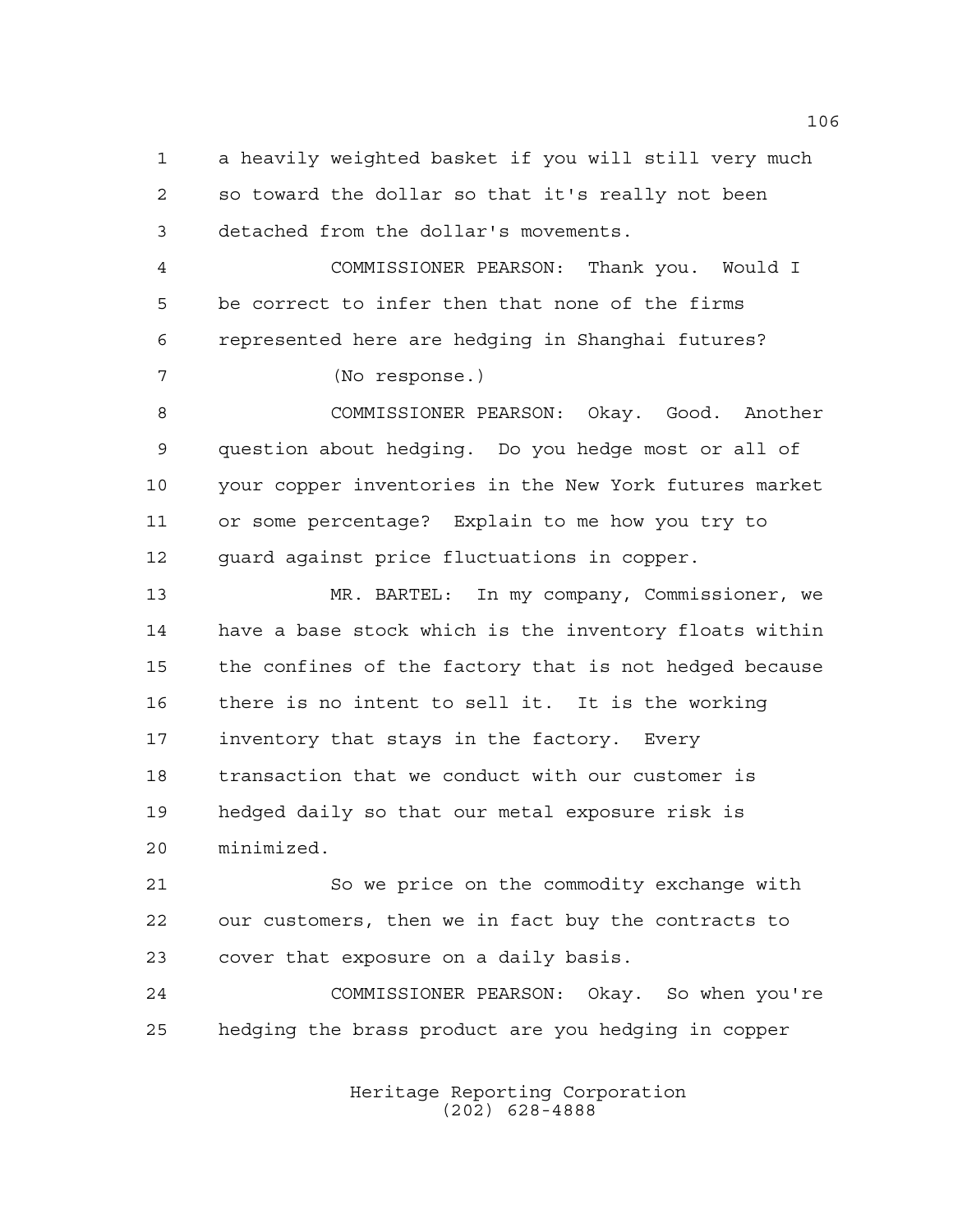a heavily weighted basket if you will still very much so toward the dollar so that it's really not been detached from the dollar's movements.

COMMISSIONER PEARSON: Thank you. Would I be correct to infer then that none of the firms represented here are hedging in Shanghai futures?

(No response.)

COMMISSIONER PEARSON: Okay. Good. Another question about hedging. Do you hedge most or all of your copper inventories in the New York futures market or some percentage? Explain to me how you try to guard against price fluctuations in copper.

MR. BARTEL: In my company, Commissioner, we have a base stock which is the inventory floats within the confines of the factory that is not hedged because there is no intent to sell it. It is the working inventory that stays in the factory. Every transaction that we conduct with our customer is hedged daily so that our metal exposure risk is minimized.

So we price on the commodity exchange with our customers, then we in fact buy the contracts to cover that exposure on a daily basis.

COMMISSIONER PEARSON: Okay. So when you're hedging the brass product are you hedging in copper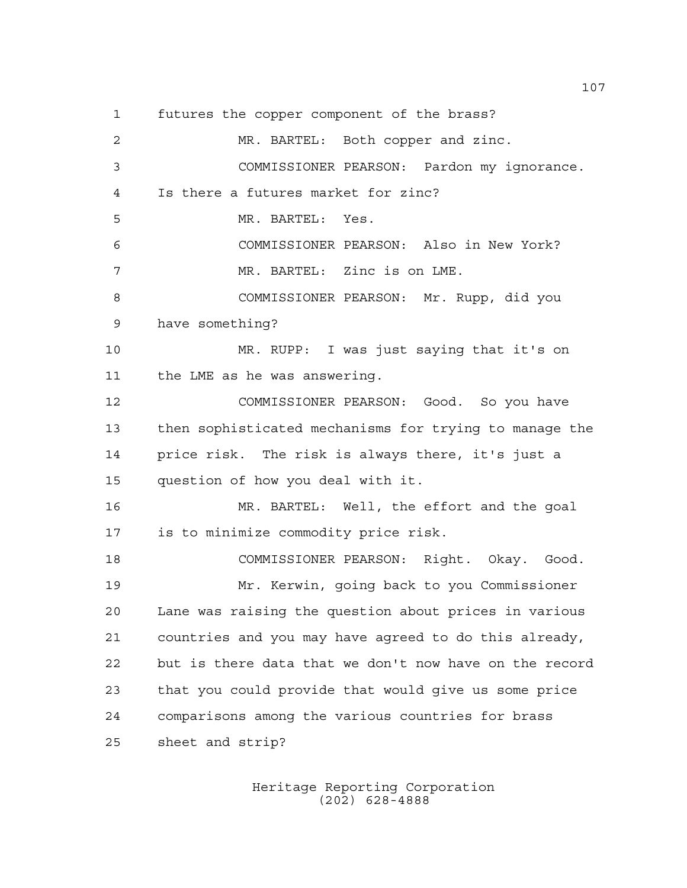futures the copper component of the brass?

MR. BARTEL: Both copper and zinc.

COMMISSIONER PEARSON: Pardon my ignorance. Is there a futures market for zinc?

MR. BARTEL: Yes.

COMMISSIONER PEARSON: Also in New York?

MR. BARTEL: Zinc is on LME.

COMMISSIONER PEARSON: Mr. Rupp, did you have something?

MR. RUPP: I was just saying that it's on the LME as he was answering.

COMMISSIONER PEARSON: Good. So you have then sophisticated mechanisms for trying to manage the price risk. The risk is always there, it's just a question of how you deal with it.

MR. BARTEL: Well, the effort and the goal is to minimize commodity price risk.

COMMISSIONER PEARSON: Right. Okay. Good. Mr. Kerwin, going back to you Commissioner Lane was raising the question about prices in various countries and you may have agreed to do this already, but is there data that we don't now have on the record that you could provide that would give us some price comparisons among the various countries for brass sheet and strip?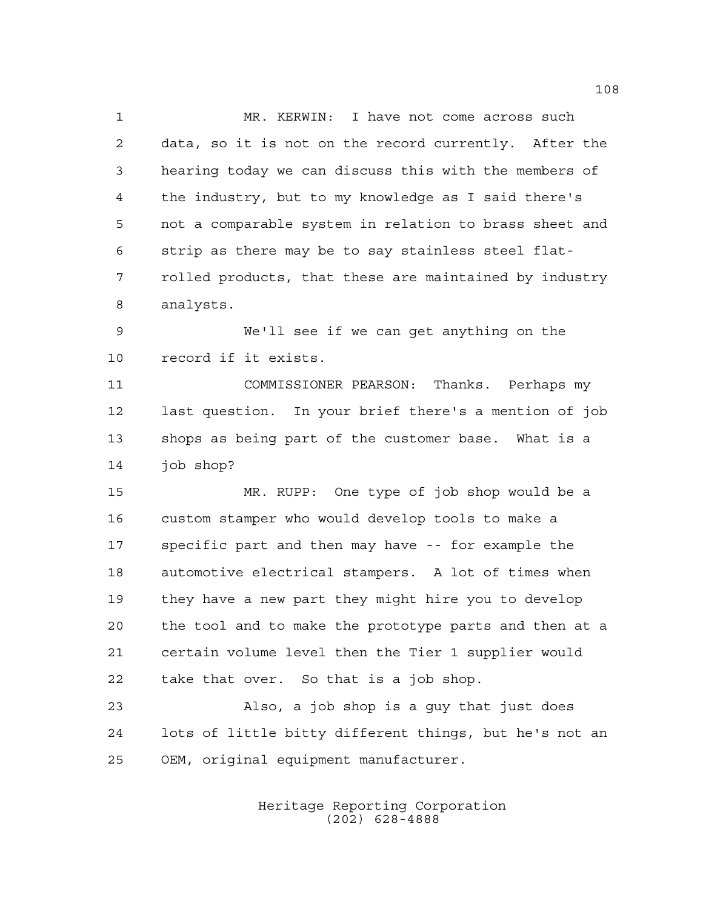MR. KERWIN: I have not come across such data, so it is not on the record currently. After the hearing today we can discuss this with the members of the industry, but to my knowledge as I said there's not a comparable system in relation to brass sheet and strip as there may be to say stainless steel flat-rolled products, that these are maintained by industry analysts.

We'll see if we can get anything on the record if it exists.

COMMISSIONER PEARSON: Thanks. Perhaps my last question. In your brief there's a mention of job shops as being part of the customer base. What is a job shop?

MR. RUPP: One type of job shop would be a custom stamper who would develop tools to make a specific part and then may have -- for example the automotive electrical stampers. A lot of times when they have a new part they might hire you to develop the tool and to make the prototype parts and then at a certain volume level then the Tier 1 supplier would take that over. So that is a job shop.

Also, a job shop is a guy that just does lots of little bitty different things, but he's not an OEM, original equipment manufacturer.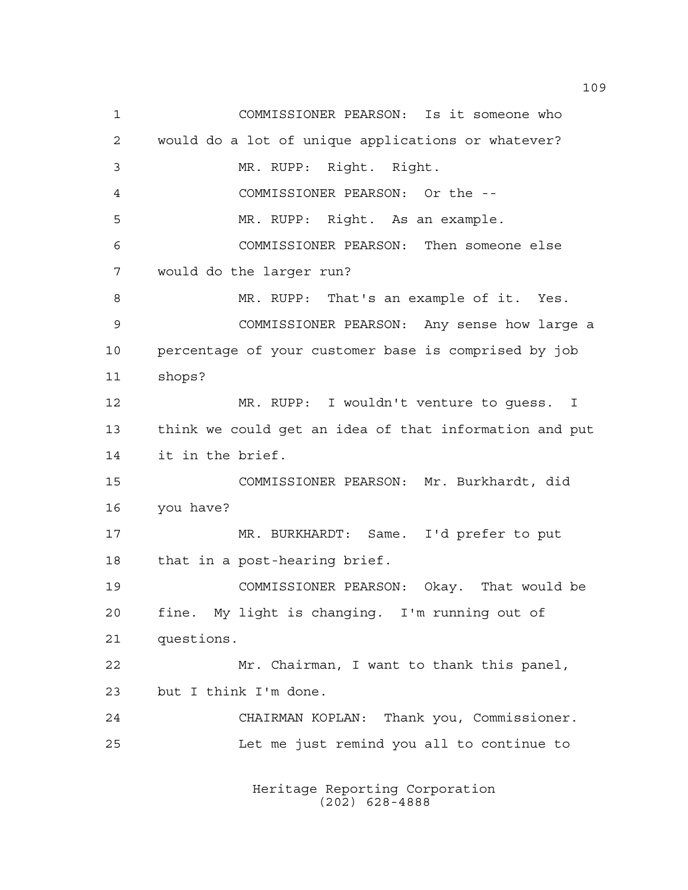COMMISSIONER PEARSON: Is it someone who would do a lot of unique applications or whatever?

MR. RUPP: Right. Right.

COMMISSIONER PEARSON: Or the --

MR. RUPP: Right. As an example.

COMMISSIONER PEARSON: Then someone else would do the larger run?

MR. RUPP: That's an example of it. Yes.

COMMISSIONER PEARSON: Any sense how large a percentage of your customer base is comprised by job shops?

MR. RUPP: I wouldn't venture to guess. I think we could get an idea of that information and put it in the brief.

COMMISSIONER PEARSON: Mr. Burkhardt, did you have?

MR. BURKHARDT: Same. I'd prefer to put that in a post-hearing brief.

COMMISSIONER PEARSON: Okay. That would be fine. My light is changing. I'm running out of questions.

Mr. Chairman, I want to thank this panel, but I think I'm done.

CHAIRMAN KOPLAN: Thank you, Commissioner.

Let me just remind you all to continue to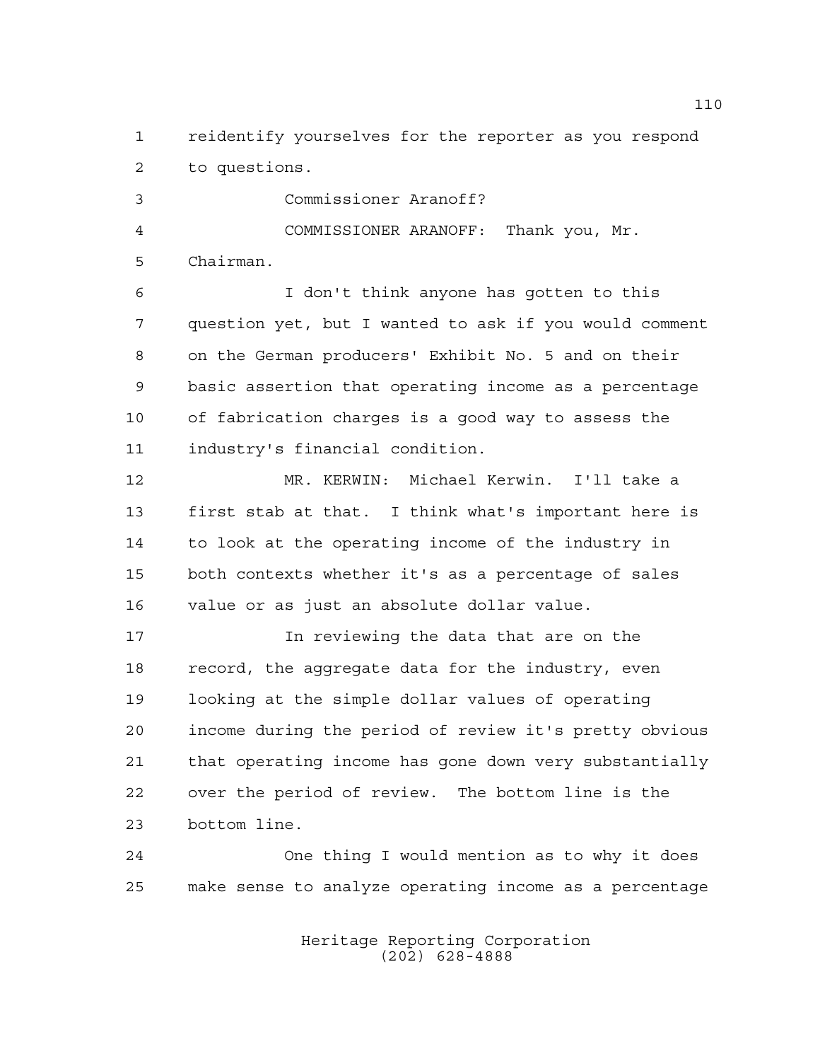reidentify yourselves for the reporter as you respond to questions.

Commissioner Aranoff?

COMMISSIONER ARANOFF: Thank you, Mr. Chairman.

I don't think anyone has gotten to this question yet, but I wanted to ask if you would comment on the German producers' Exhibit No. 5 and on their basic assertion that operating income as a percentage of fabrication charges is a good way to assess the industry's financial condition.

MR. KERWIN: Michael Kerwin. I'll take a first stab at that. I think what's important here is to look at the operating income of the industry in both contexts whether it's as a percentage of sales value or as just an absolute dollar value.

In reviewing the data that are on the record, the aggregate data for the industry, even looking at the simple dollar values of operating income during the period of review it's pretty obvious that operating income has gone down very substantially over the period of review. The bottom line is the bottom line.

One thing I would mention as to why it does make sense to analyze operating income as a percentage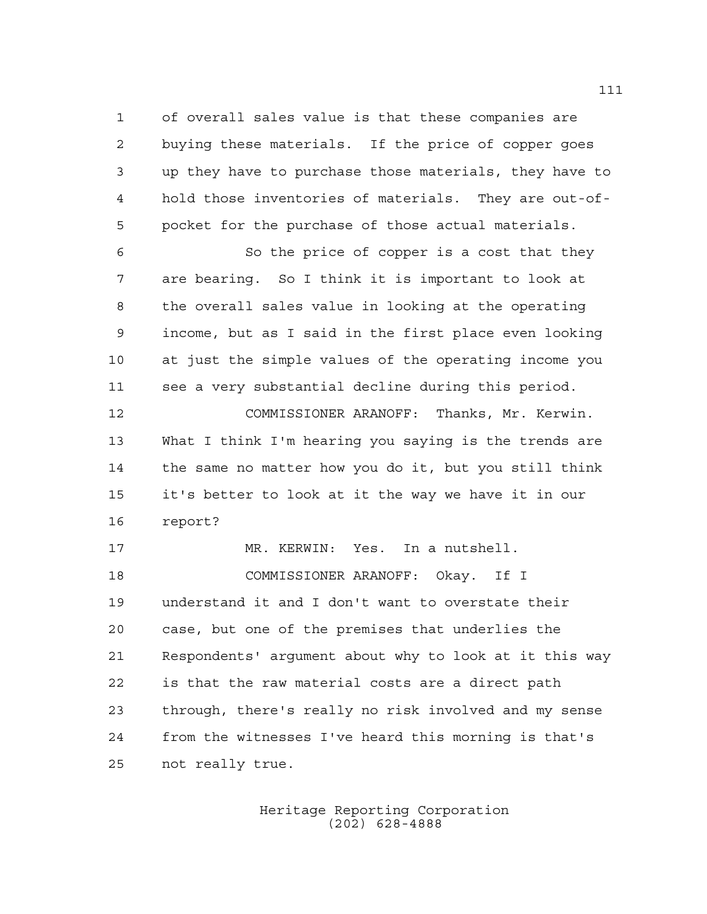of overall sales value is that these companies are buying these materials. If the price of copper goes up they have to purchase those materials, they have to hold those inventories of materials. They are out-of-pocket for the purchase of those actual materials.

So the price of copper is a cost that they are bearing. So I think it is important to look at the overall sales value in looking at the operating income, but as I said in the first place even looking at just the simple values of the operating income you see a very substantial decline during this period.

COMMISSIONER ARANOFF: Thanks, Mr. Kerwin. What I think I'm hearing you saying is the trends are the same no matter how you do it, but you still think it's better to look at it the way we have it in our report?

MR. KERWIN: Yes. In a nutshell.

COMMISSIONER ARANOFF: Okay. If I understand it and I don't want to overstate their case, but one of the premises that underlies the Respondents' argument about why to look at it this way is that the raw material costs are a direct path through, there's really no risk involved and my sense from the witnesses I've heard this morning is that's not really true.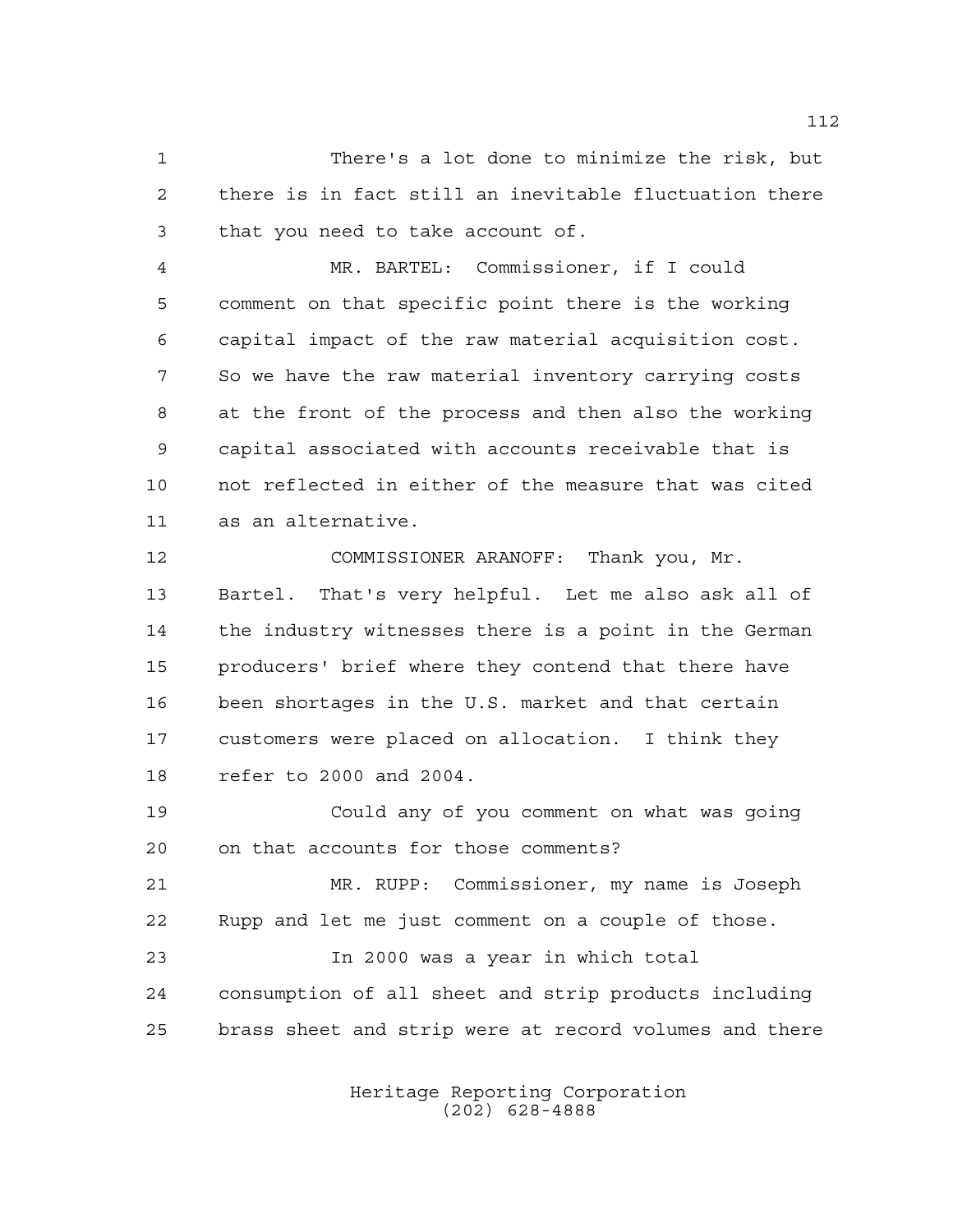There's a lot done to minimize the risk, but there is in fact still an inevitable fluctuation there that you need to take account of.

MR. BARTEL: Commissioner, if I could comment on that specific point there is the working capital impact of the raw material acquisition cost. So we have the raw material inventory carrying costs at the front of the process and then also the working capital associated with accounts receivable that is not reflected in either of the measure that was cited as an alternative.

COMMISSIONER ARANOFF: Thank you, Mr. Bartel. That's very helpful. Let me also ask all of the industry witnesses there is a point in the German producers' brief where they contend that there have been shortages in the U.S. market and that certain customers were placed on allocation. I think they refer to 2000 and 2004.

Could any of you comment on what was going on that accounts for those comments?

MR. RUPP: Commissioner, my name is Joseph Rupp and let me just comment on a couple of those.

In 2000 was a year in which total consumption of all sheet and strip products including brass sheet and strip were at record volumes and there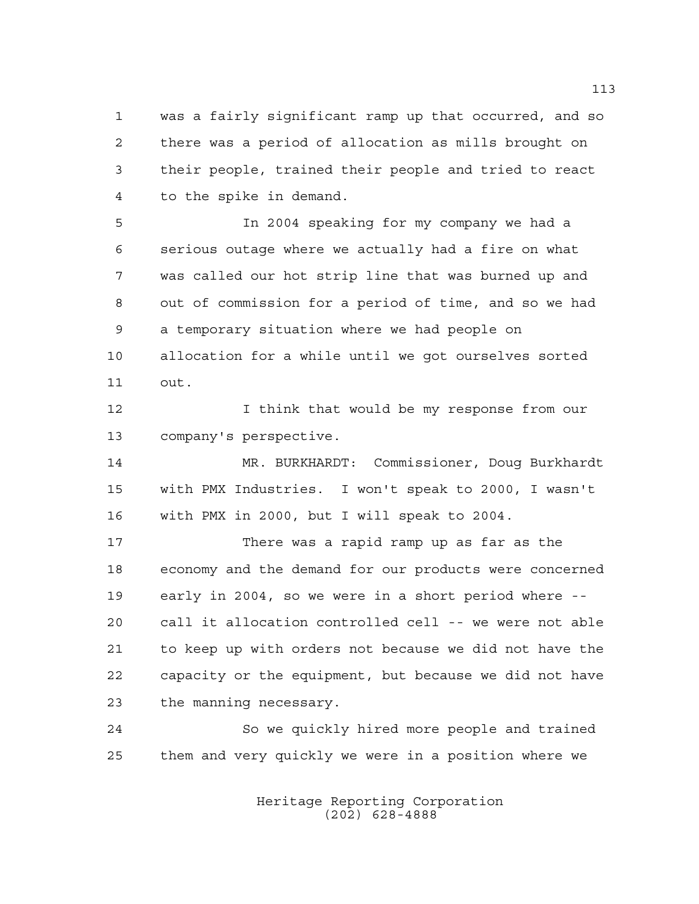was a fairly significant ramp up that occurred, and so there was a period of allocation as mills brought on their people, trained their people and tried to react to the spike in demand.

In 2004 speaking for my company we had a serious outage where we actually had a fire on what was called our hot strip line that was burned up and out of commission for a period of time, and so we had a temporary situation where we had people on allocation for a while until we got ourselves sorted out.

I think that would be my response from our company's perspective.

MR. BURKHARDT: Commissioner, Doug Burkhardt with PMX Industries. I won't speak to 2000, I wasn't with PMX in 2000, but I will speak to 2004.

There was a rapid ramp up as far as the economy and the demand for our products were concerned early in 2004, so we were in a short period where -- call it allocation controlled cell -- we were not able to keep up with orders not because we did not have the capacity or the equipment, but because we did not have the manning necessary.

So we quickly hired more people and trained them and very quickly we were in a position where we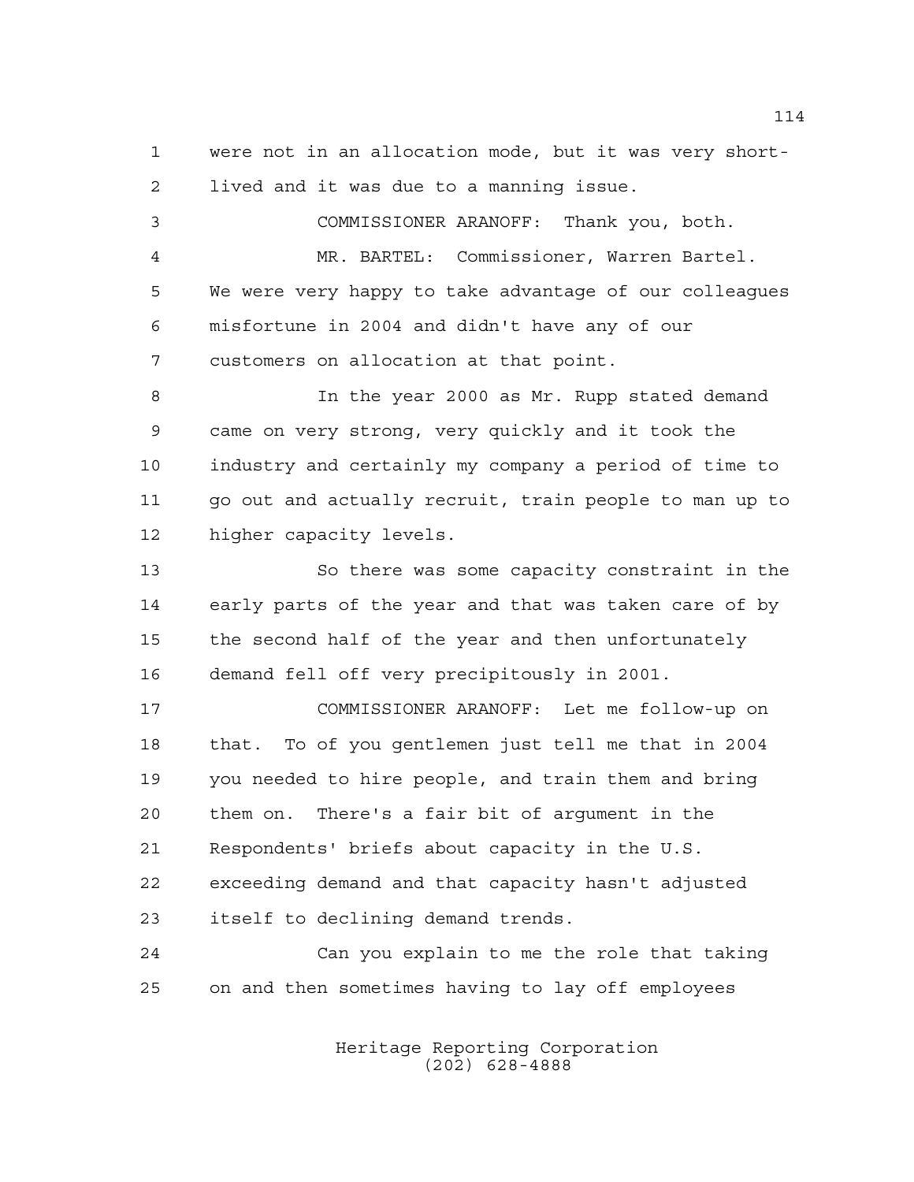were not in an allocation mode, but it was very short-lived and it was due to a manning issue.

COMMISSIONER ARANOFF: Thank you, both.

MR. BARTEL: Commissioner, Warren Bartel. We were very happy to take advantage of our colleagues misfortune in 2004 and didn't have any of our customers on allocation at that point.

In the year 2000 as Mr. Rupp stated demand came on very strong, very quickly and it took the industry and certainly my company a period of time to go out and actually recruit, train people to man up to higher capacity levels.

So there was some capacity constraint in the early parts of the year and that was taken care of by the second half of the year and then unfortunately demand fell off very precipitously in 2001.

COMMISSIONER ARANOFF: Let me follow-up on that. To of you gentlemen just tell me that in 2004 you needed to hire people, and train them and bring them on. There's a fair bit of argument in the Respondents' briefs about capacity in the U.S. exceeding demand and that capacity hasn't adjusted itself to declining demand trends.

Can you explain to me the role that taking on and then sometimes having to lay off employees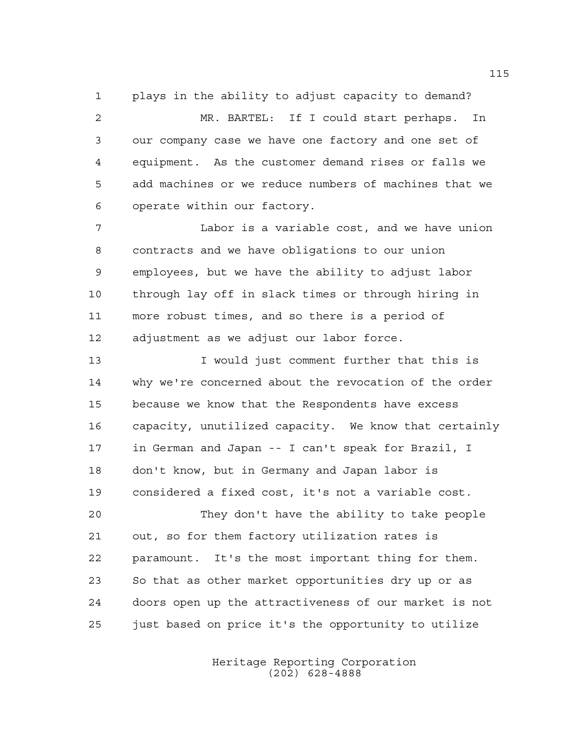plays in the ability to adjust capacity to demand?

MR. BARTEL: If I could start perhaps. In our company case we have one factory and one set of equipment. As the customer demand rises or falls we add machines or we reduce numbers of machines that we operate within our factory.

Labor is a variable cost, and we have union contracts and we have obligations to our union employees, but we have the ability to adjust labor through lay off in slack times or through hiring in more robust times, and so there is a period of adjustment as we adjust our labor force.

I would just comment further that this is why we're concerned about the revocation of the order because we know that the Respondents have excess capacity, unutilized capacity. We know that certainly in German and Japan -- I can't speak for Brazil, I don't know, but in Germany and Japan labor is considered a fixed cost, it's not a variable cost.

They don't have the ability to take people out, so for them factory utilization rates is paramount. It's the most important thing for them. So that as other market opportunities dry up or as doors open up the attractiveness of our market is not just based on price it's the opportunity to utilize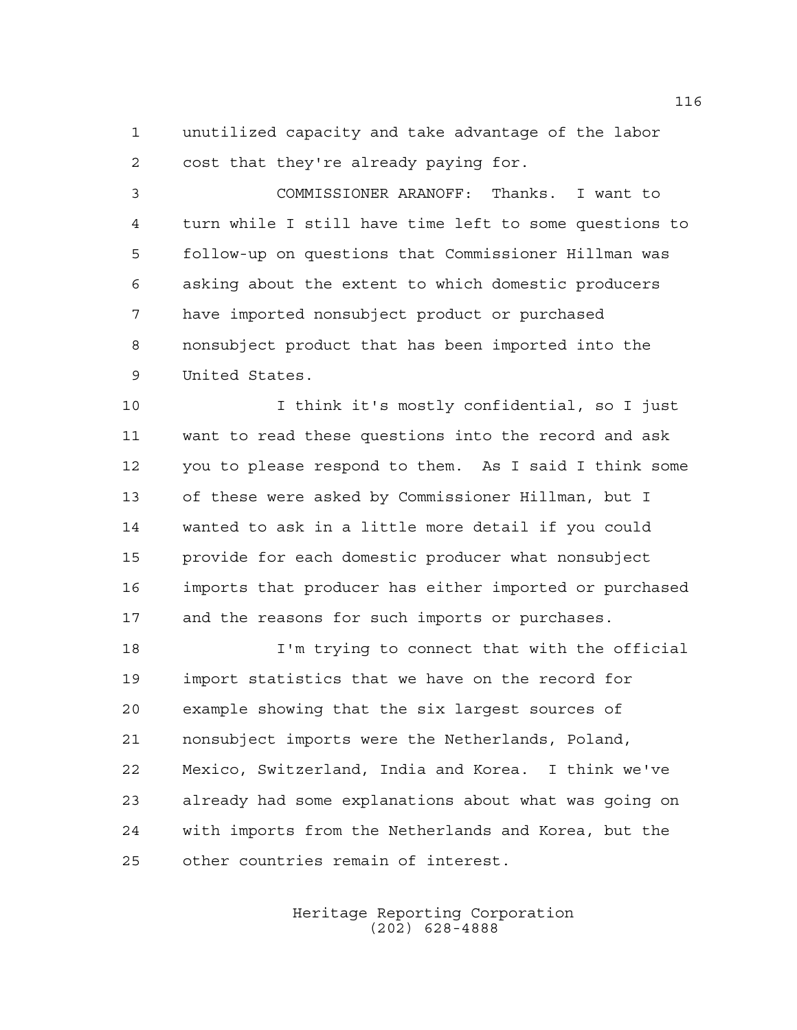unutilized capacity and take advantage of the labor cost that they're already paying for.

COMMISSIONER ARANOFF: Thanks. I want to turn while I still have time left to some questions to follow-up on questions that Commissioner Hillman was asking about the extent to which domestic producers have imported nonsubject product or purchased nonsubject product that has been imported into the United States.

I think it's mostly confidential, so I just want to read these questions into the record and ask you to please respond to them. As I said I think some of these were asked by Commissioner Hillman, but I wanted to ask in a little more detail if you could provide for each domestic producer what nonsubject imports that producer has either imported or purchased and the reasons for such imports or purchases.

I'm trying to connect that with the official import statistics that we have on the record for example showing that the six largest sources of nonsubject imports were the Netherlands, Poland, Mexico, Switzerland, India and Korea. I think we've already had some explanations about what was going on with imports from the Netherlands and Korea, but the other countries remain of interest.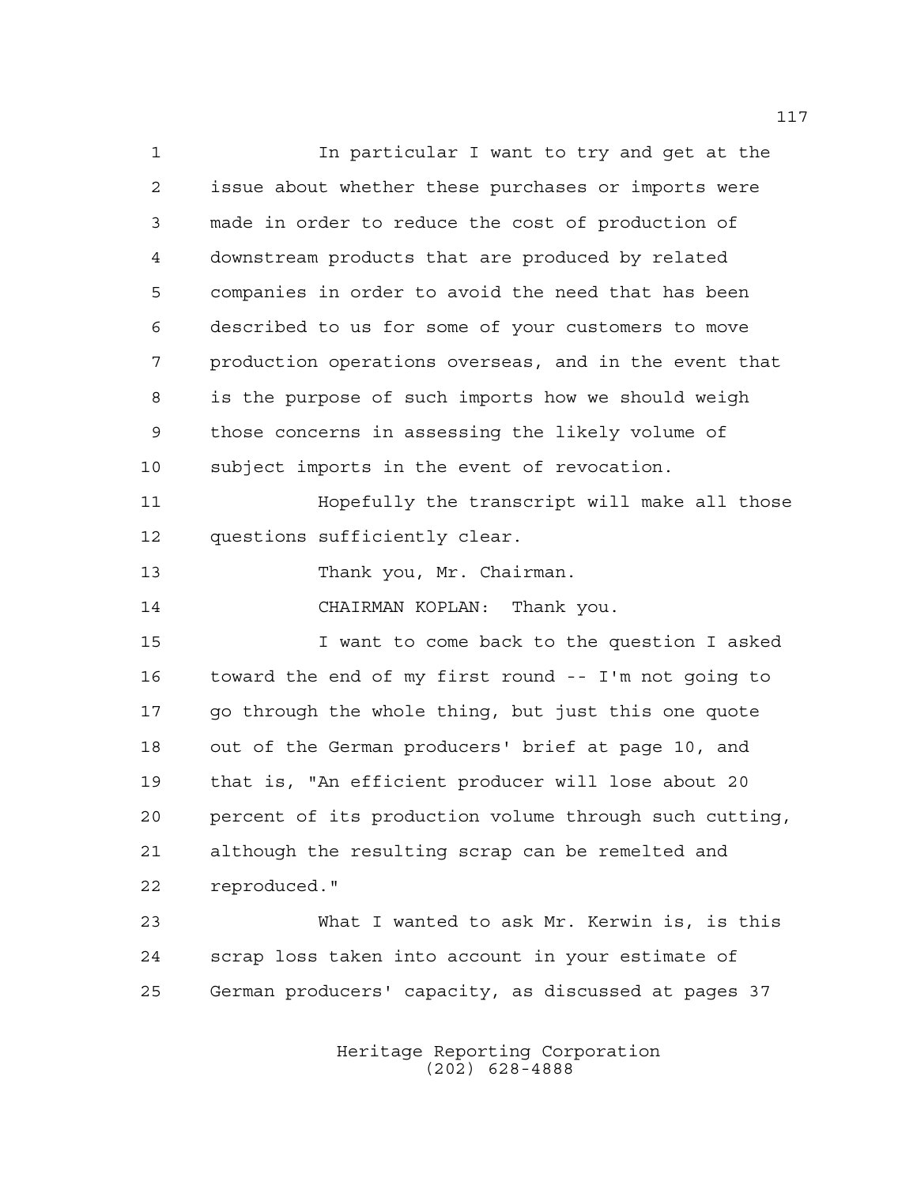In particular I want to try and get at the issue about whether these purchases or imports were made in order to reduce the cost of production of downstream products that are produced by related companies in order to avoid the need that has been described to us for some of your customers to move production operations overseas, and in the event that is the purpose of such imports how we should weigh those concerns in assessing the likely volume of subject imports in the event of revocation.

Hopefully the transcript will make all those questions sufficiently clear.

Thank you, Mr. Chairman.

CHAIRMAN KOPLAN: Thank you.

I want to come back to the question I asked toward the end of my first round -- I'm not going to go through the whole thing, but just this one quote out of the German producers' brief at page 10, and that is, "An efficient producer will lose about 20 percent of its production volume through such cutting, although the resulting scrap can be remelted and reproduced."

What I wanted to ask Mr. Kerwin is, is this scrap loss taken into account in your estimate of German producers' capacity, as discussed at pages 37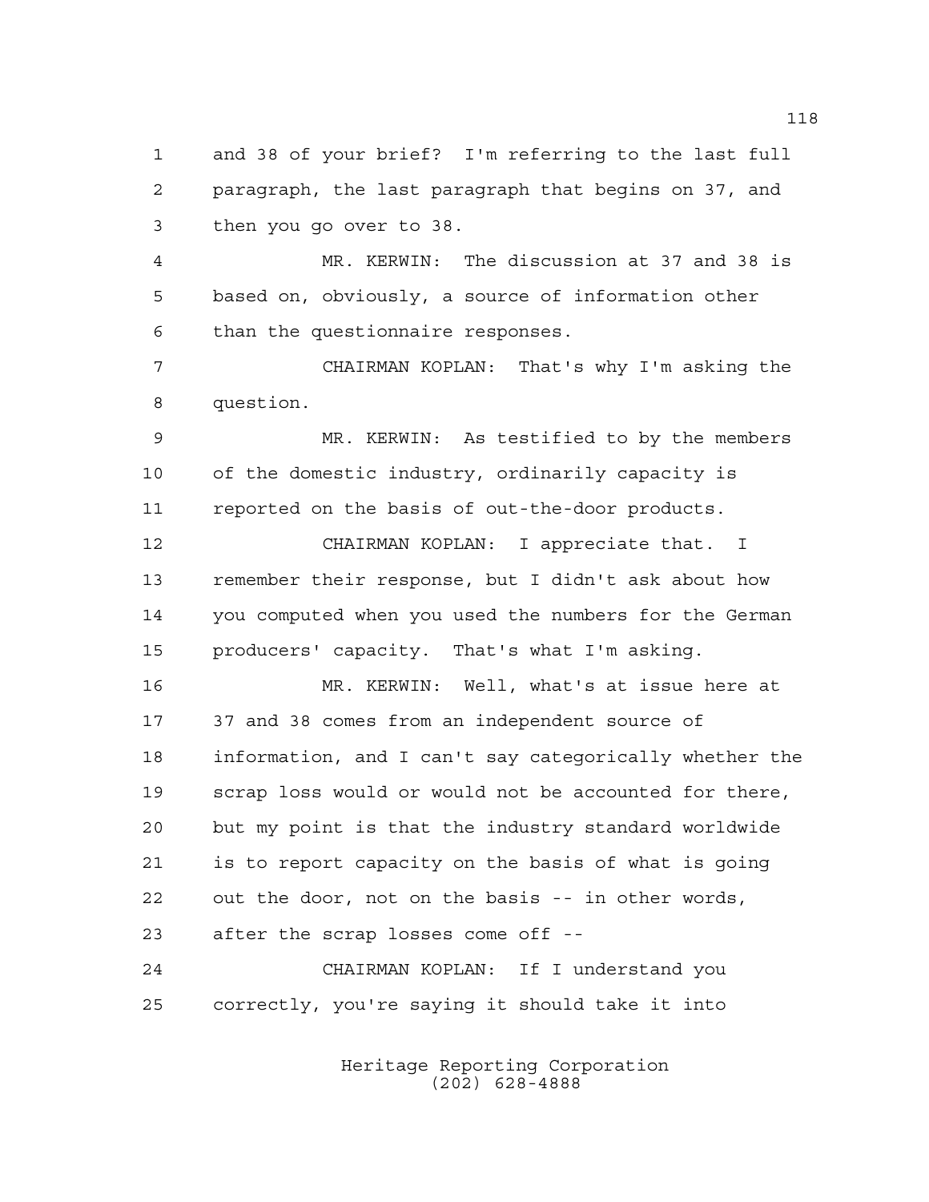and 38 of your brief? I'm referring to the last full paragraph, the last paragraph that begins on 37, and then you go over to 38.

MR. KERWIN: The discussion at 37 and 38 is based on, obviously, a source of information other than the questionnaire responses.

CHAIRMAN KOPLAN: That's why I'm asking the question.

MR. KERWIN: As testified to by the members of the domestic industry, ordinarily capacity is reported on the basis of out-the-door products.

CHAIRMAN KOPLAN: I appreciate that. I remember their response, but I didn't ask about how you computed when you used the numbers for the German producers' capacity. That's what I'm asking.

MR. KERWIN: Well, what's at issue here at 37 and 38 comes from an independent source of information, and I can't say categorically whether the scrap loss would or would not be accounted for there, but my point is that the industry standard worldwide is to report capacity on the basis of what is going out the door, not on the basis -- in other words, after the scrap losses come off --

CHAIRMAN KOPLAN: If I understand you correctly, you're saying it should take it into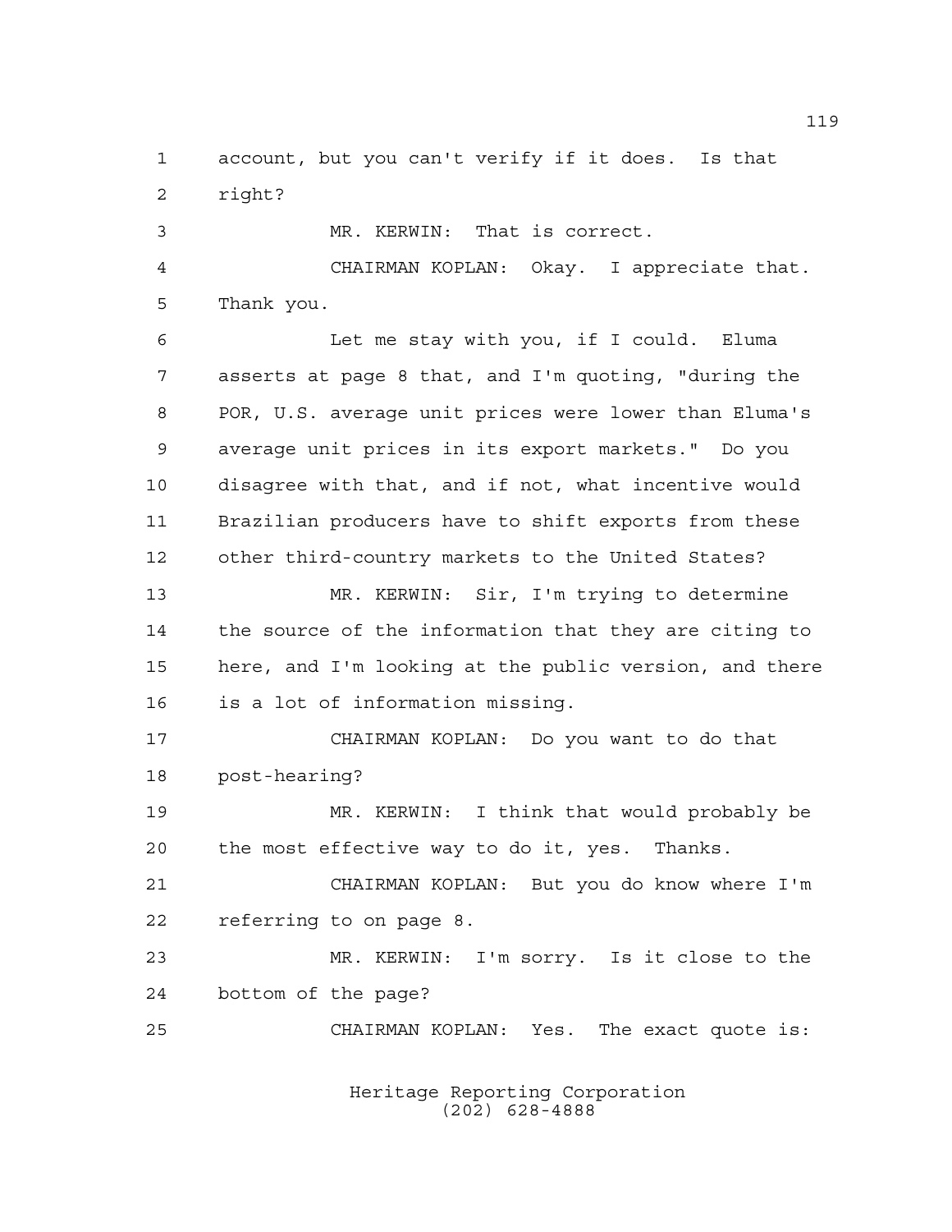account, but you can't verify if it does. Is that right?

MR. KERWIN: That is correct.

CHAIRMAN KOPLAN: Okay. I appreciate that. Thank you.

Let me stay with you, if I could. Eluma asserts at page 8 that, and I'm quoting, "during the POR, U.S. average unit prices were lower than Eluma's average unit prices in its export markets." Do you disagree with that, and if not, what incentive would Brazilian producers have to shift exports from these other third-country markets to the United States?

MR. KERWIN: Sir, I'm trying to determine the source of the information that they are citing to here, and I'm looking at the public version, and there is a lot of information missing.

CHAIRMAN KOPLAN: Do you want to do that post-hearing?

MR. KERWIN: I think that would probably be the most effective way to do it, yes. Thanks.

CHAIRMAN KOPLAN: But you do know where I'm referring to on page 8.

MR. KERWIN: I'm sorry. Is it close to the bottom of the page?

CHAIRMAN KOPLAN: Yes. The exact quote is: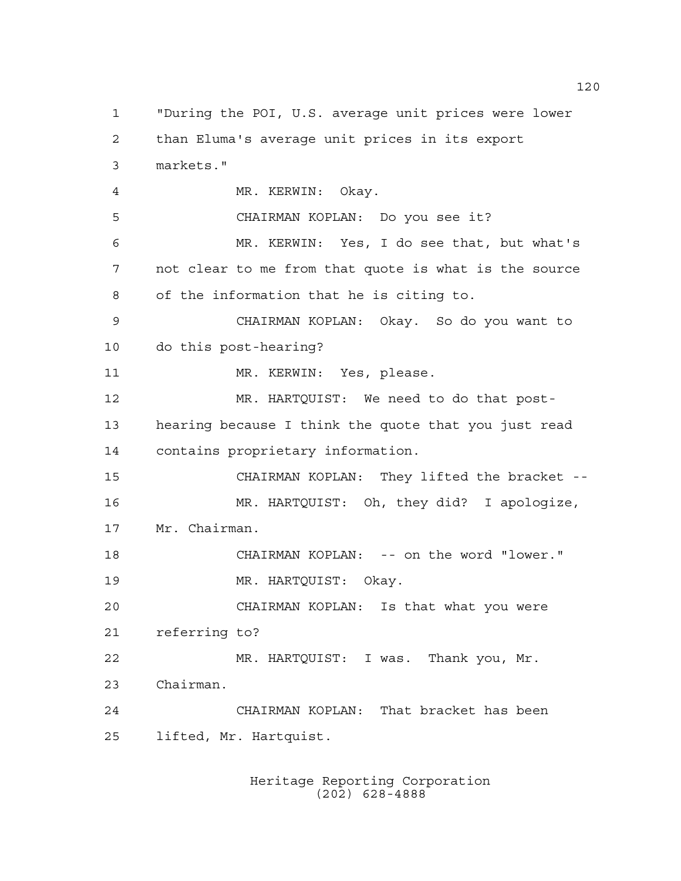"During the POI, U.S. average unit prices were lower than Eluma's average unit prices in its export markets."

MR. KERWIN: Okay.

CHAIRMAN KOPLAN: Do you see it?

MR. KERWIN: Yes, I do see that, but what's not clear to me from that quote is what is the source of the information that he is citing to.

CHAIRMAN KOPLAN: Okay. So do you want to do this post-hearing?

MR. KERWIN: Yes, please.

MR. HARTQUIST: We need to do that post-hearing because I think the quote that you just read contains proprietary information.

CHAIRMAN KOPLAN: They lifted the bracket --

MR. HARTQUIST: Oh, they did? I apologize, Mr. Chairman.

CHAIRMAN KOPLAN: -- on the word "lower."

MR. HARTQUIST: Okay.

CHAIRMAN KOPLAN: Is that what you were referring to?

MR. HARTQUIST: I was. Thank you, Mr. Chairman.

CHAIRMAN KOPLAN: That bracket has been lifted, Mr. Hartquist.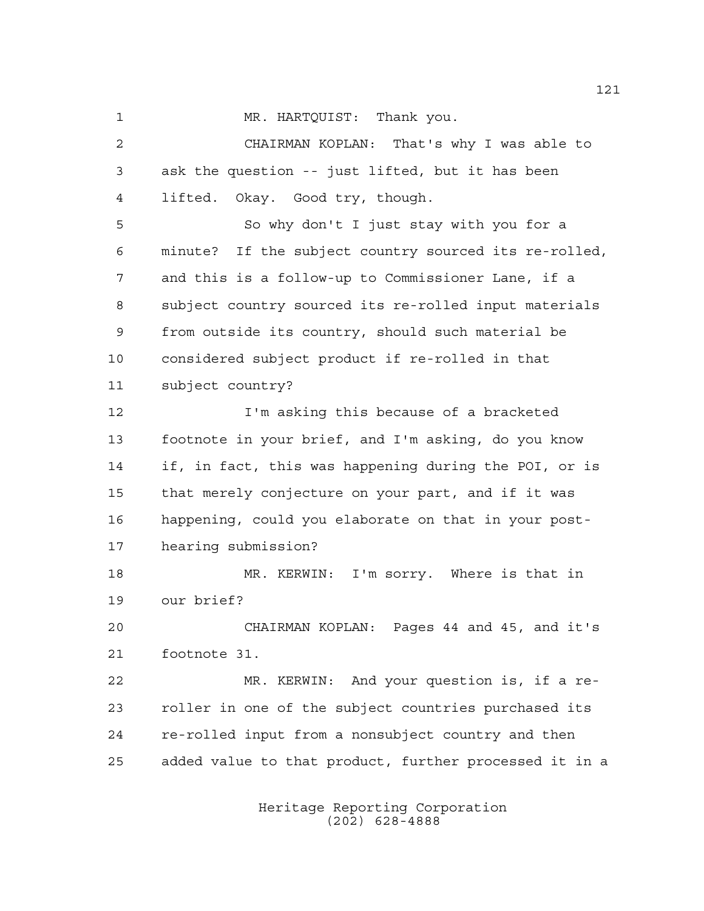1 MR. HARTQUIST: Thank you.

2 CHAIRMAN KOPLAN: That's why I was able to

3 ask the question -- just lifted, but it has been

4 lifted. Okay. Good try, though.

5 So why don't I just stay with you for a

6 minute? If the subject country sourced its re-rolled,

7 and this is a follow-up to Commissioner Lane, if a

8 subject country sourced its re-rolled input materials

9 from outside its country, should such material be

10 considered subject product if re-rolled in that

11 subject country?

12 I'm asking this because of a bracketed

13 footnote in your brief, and I'm asking, do you know

14 if, in fact, this was happening during the POI, or is

15 that merely conjecture on your part, and if it was

16 happening, could you elaborate on that in your post-

17 hearing submission?

18 MR. KERWIN: I'm sorry. Where is that in

19 our brief?

20 CHAIRMAN KOPLAN: Pages 44 and 45, and it's

21 footnote 31.

22 MR. KERWIN: And your question is, if a re-

23 roller in one of the subject countries purchased its

24 re-rolled input from a nonsubject country and then

25 added value to that product, further processed it in a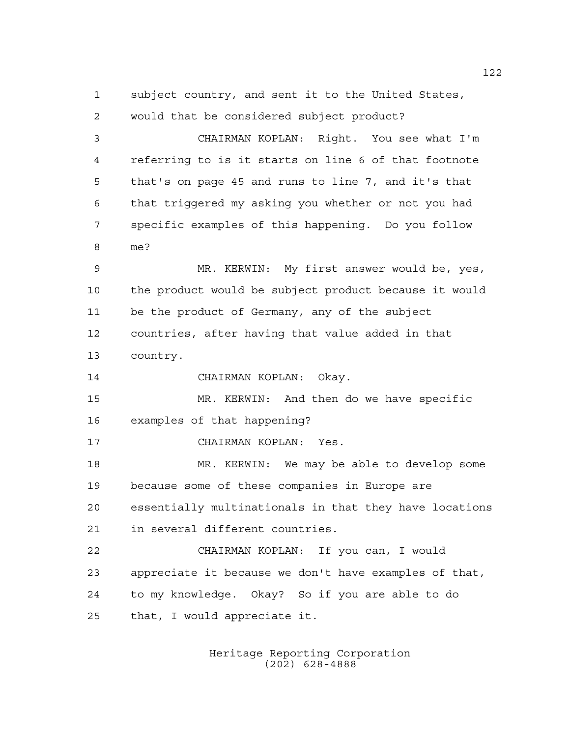subject country, and sent it to the United States, would that be considered subject product?

CHAIRMAN KOPLAN: Right. You see what I'm referring to is it starts on line 6 of that footnote that's on page 45 and runs to line 7, and it's that that triggered my asking you whether or not you had specific examples of this happening. Do you follow me?

MR. KERWIN: My first answer would be, yes, the product would be subject product because it would be the product of Germany, any of the subject countries, after having that value added in that country.

CHAIRMAN KOPLAN: Okay.

MR. KERWIN: And then do we have specific examples of that happening?

CHAIRMAN KOPLAN: Yes.

MR. KERWIN: We may be able to develop some because some of these companies in Europe are essentially multinationals in that they have locations in several different countries.

CHAIRMAN KOPLAN: If you can, I would appreciate it because we don't have examples of that, to my knowledge. Okay? So if you are able to do that, I would appreciate it.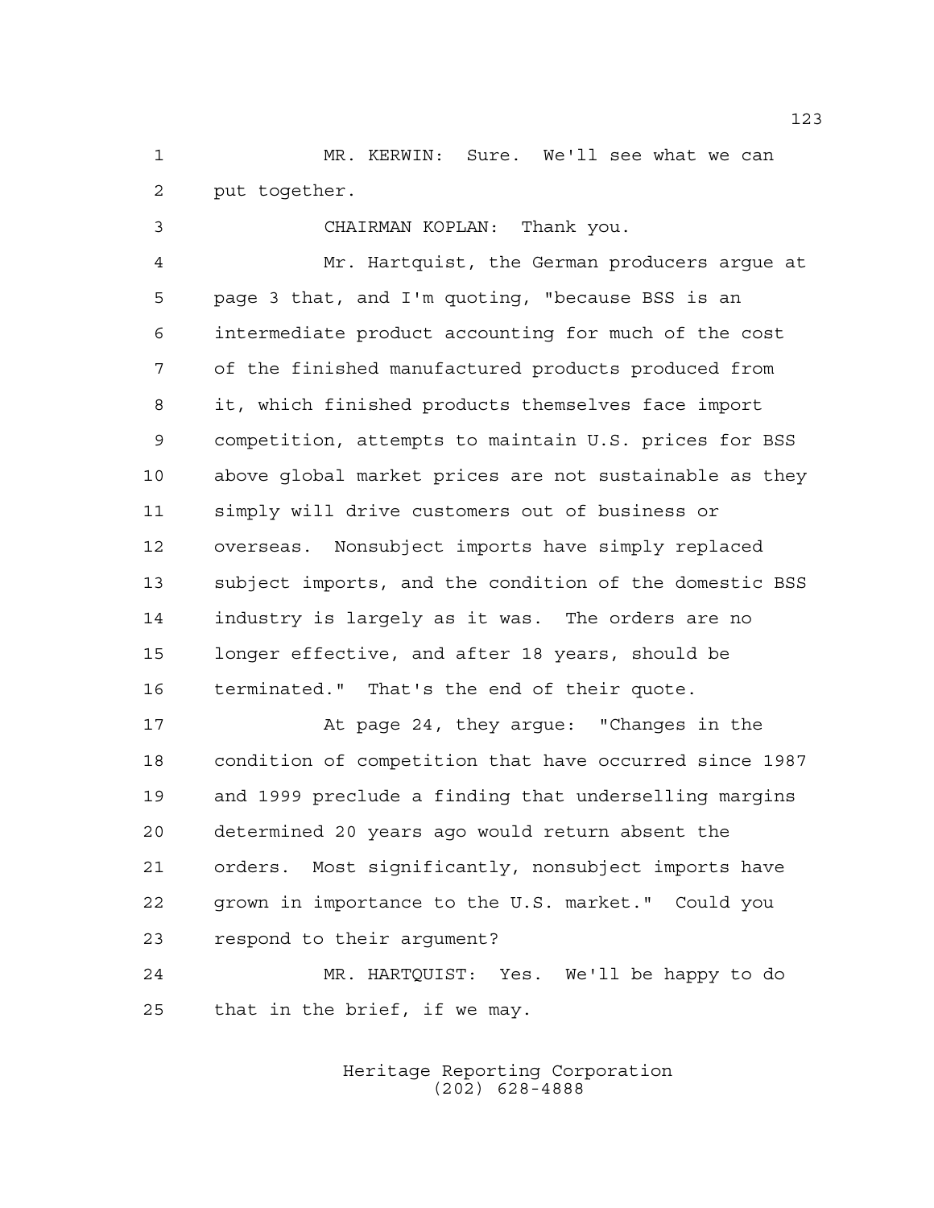MR. KERWIN: Sure. We'll see what we can put together.

CHAIRMAN KOPLAN: Thank you.

Mr. Hartquist, the German producers argue at page 3 that, and I'm quoting, "because BSS is an intermediate product accounting for much of the cost of the finished manufactured products produced from it, which finished products themselves face import competition, attempts to maintain U.S. prices for BSS above global market prices are not sustainable as they simply will drive customers out of business or overseas. Nonsubject imports have simply replaced subject imports, and the condition of the domestic BSS industry is largely as it was. The orders are no longer effective, and after 18 years, should be terminated." That's the end of their quote.

At page 24, they argue: "Changes in the condition of competition that have occurred since 1987 and 1999 preclude a finding that underselling margins determined 20 years ago would return absent the orders. Most significantly, nonsubject imports have grown in importance to the U.S. market." Could you respond to their argument?

MR. HARTQUIST: Yes. We'll be happy to do that in the brief, if we may.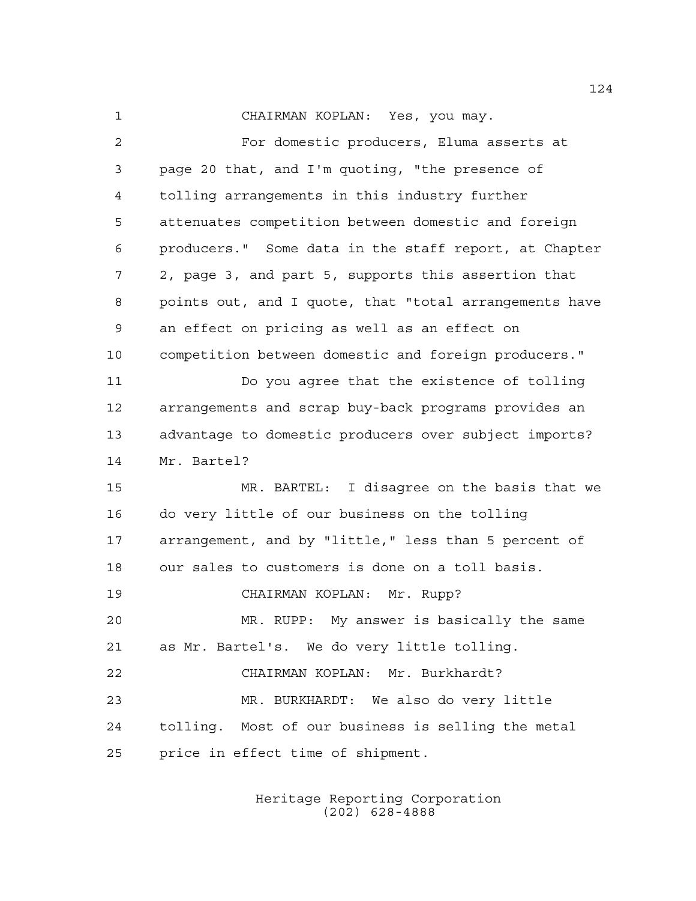CHAIRMAN KOPLAN: Yes, you may.

For domestic producers, Eluma asserts at page 20 that, and I'm quoting, "the presence of tolling arrangements in this industry further attenuates competition between domestic and foreign producers." Some data in the staff report, at Chapter 2, page 3, and part 5, supports this assertion that points out, and I quote, that "total arrangements have an effect on pricing as well as an effect on competition between domestic and foreign producers."

Do you agree that the existence of tolling arrangements and scrap buy-back programs provides an advantage to domestic producers over subject imports? Mr. Bartel?

MR. BARTEL: I disagree on the basis that we do very little of our business on the tolling arrangement, and by "little," less than 5 percent of our sales to customers is done on a toll basis.

CHAIRMAN KOPLAN: Mr. Rupp?

MR. RUPP: My answer is basically the same as Mr. Bartel's. We do very little tolling.

CHAIRMAN KOPLAN: Mr. Burkhardt?

MR. BURKHARDT: We also do very little tolling. Most of our business is selling the metal price in effect time of shipment.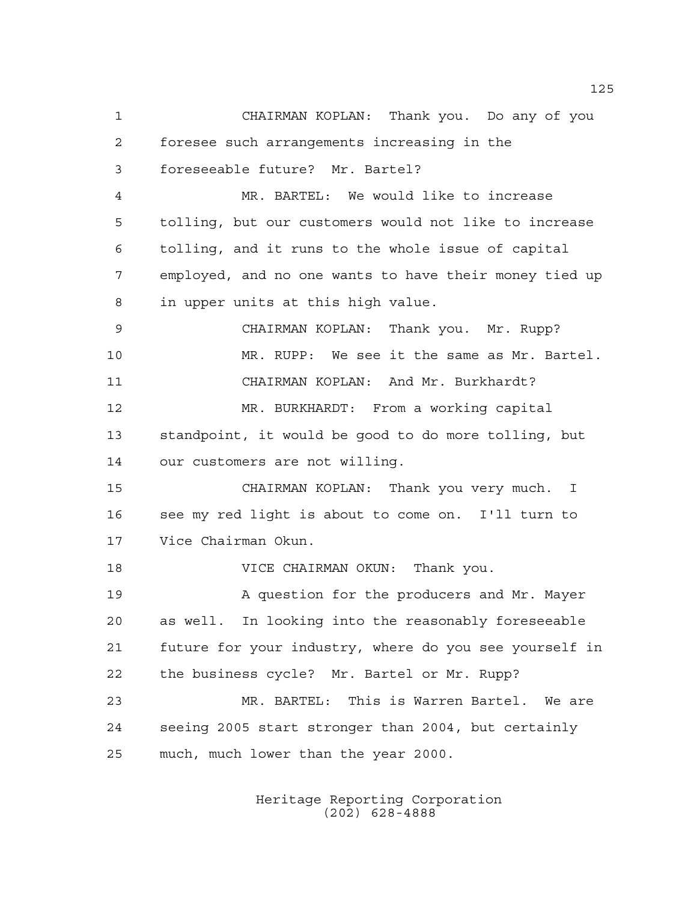CHAIRMAN KOPLAN: Thank you. Do any of you foresee such arrangements increasing in the foreseeable future? Mr. Bartel?

MR. BARTEL: We would like to increase tolling, but our customers would not like to increase tolling, and it runs to the whole issue of capital employed, and no one wants to have their money tied up in upper units at this high value.

CHAIRMAN KOPLAN: Thank you. Mr. Rupp?

MR. RUPP: We see it the same as Mr. Bartel.

CHAIRMAN KOPLAN: And Mr. Burkhardt?

MR. BURKHARDT: From a working capital standpoint, it would be good to do more tolling, but our customers are not willing.

CHAIRMAN KOPLAN: Thank you very much. I see my red light is about to come on. I'll turn to Vice Chairman Okun.

VICE CHAIRMAN OKUN: Thank you.

A question for the producers and Mr. Mayer as well. In looking into the reasonably foreseeable future for your industry, where do you see yourself in the business cycle? Mr. Bartel or Mr. Rupp?

MR. BARTEL: This is Warren Bartel. We are seeing 2005 start stronger than 2004, but certainly much, much lower than the year 2000.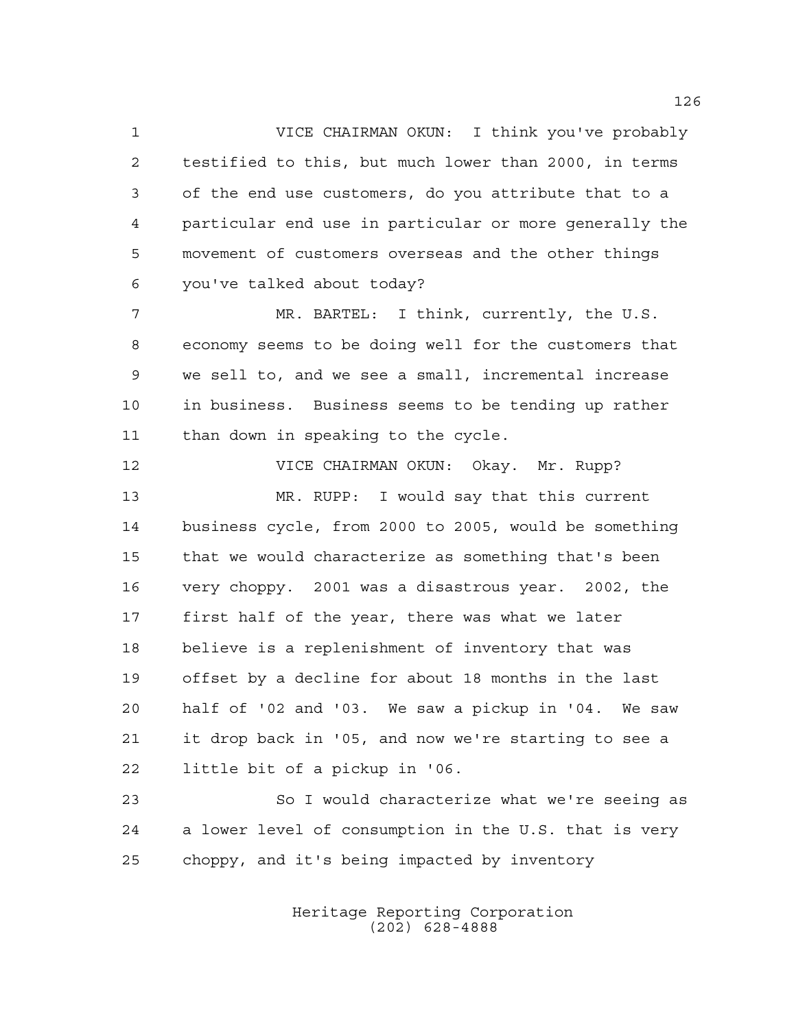VICE CHAIRMAN OKUN: I think you've probably testified to this, but much lower than 2000, in terms of the end use customers, do you attribute that to a particular end use in particular or more generally the movement of customers overseas and the other things you've talked about today?

MR. BARTEL: I think, currently, the U.S. economy seems to be doing well for the customers that we sell to, and we see a small, incremental increase in business. Business seems to be tending up rather than down in speaking to the cycle.

VICE CHAIRMAN OKUN: Okay. Mr. Rupp?

MR. RUPP: I would say that this current business cycle, from 2000 to 2005, would be something that we would characterize as something that's been very choppy. 2001 was a disastrous year. 2002, the first half of the year, there was what we later believe is a replenishment of inventory that was offset by a decline for about 18 months in the last half of '02 and '03. We saw a pickup in '04. We saw it drop back in '05, and now we're starting to see a little bit of a pickup in '06.

So I would characterize what we're seeing as a lower level of consumption in the U.S. that is very choppy, and it's being impacted by inventory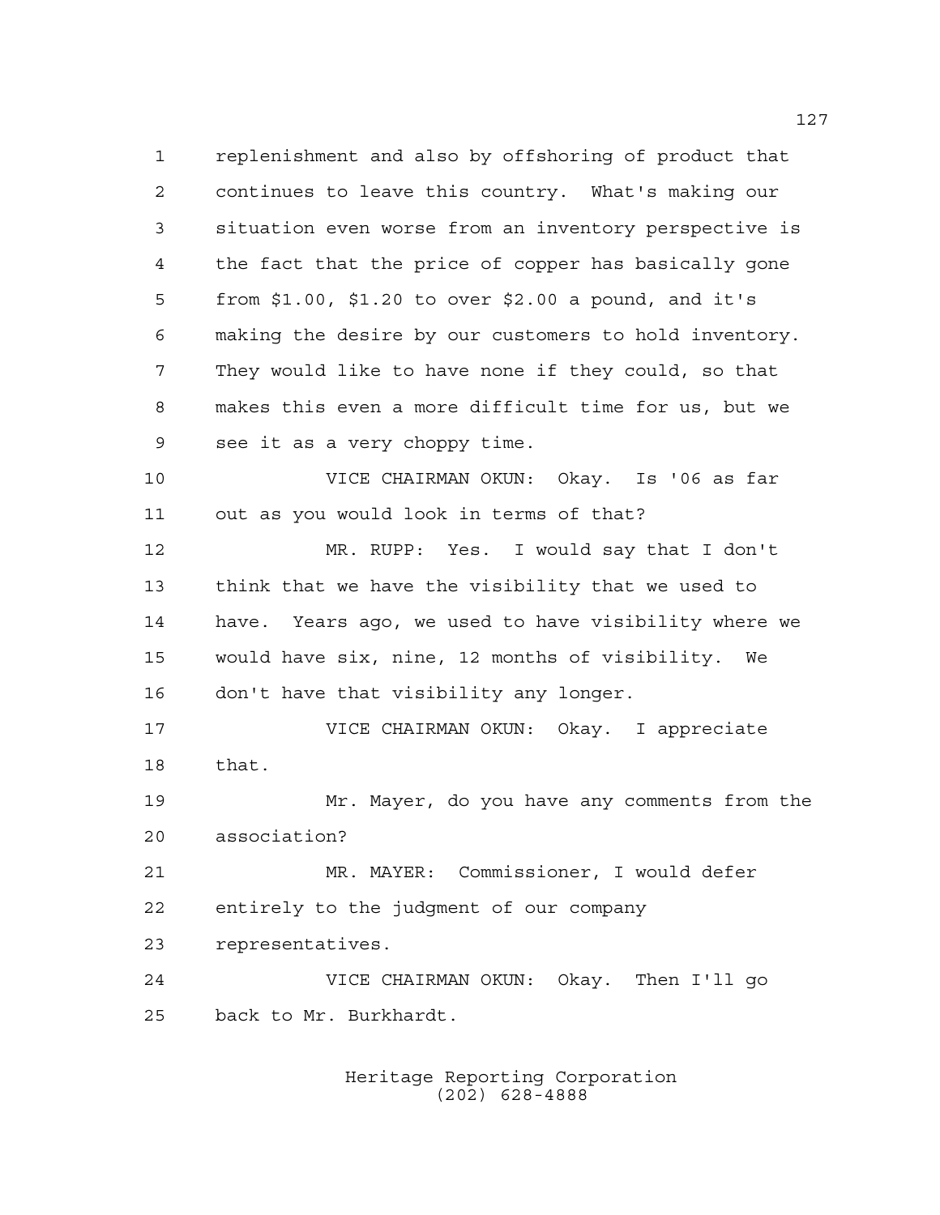replenishment and also by offshoring of product that continues to leave this country. What's making our situation even worse from an inventory perspective is the fact that the price of copper has basically gone from $1.00, $1.20 to over $2.00 a pound, and it's making the desire by our customers to hold inventory. They would like to have none if they could, so that makes this even a more difficult time for us, but we see it as a very choppy time.

VICE CHAIRMAN OKUN: Okay. Is '06 as far out as you would look in terms of that?

MR. RUPP: Yes. I would say that I don't think that we have the visibility that we used to have. Years ago, we used to have visibility where we would have six, nine, 12 months of visibility. We don't have that visibility any longer.

VICE CHAIRMAN OKUN: Okay. I appreciate that.

Mr. Mayer, do you have any comments from the association?

MR. MAYER: Commissioner, I would defer entirely to the judgment of our company representatives.

VICE CHAIRMAN OKUN: Okay. Then I'll go back to Mr. Burkhardt.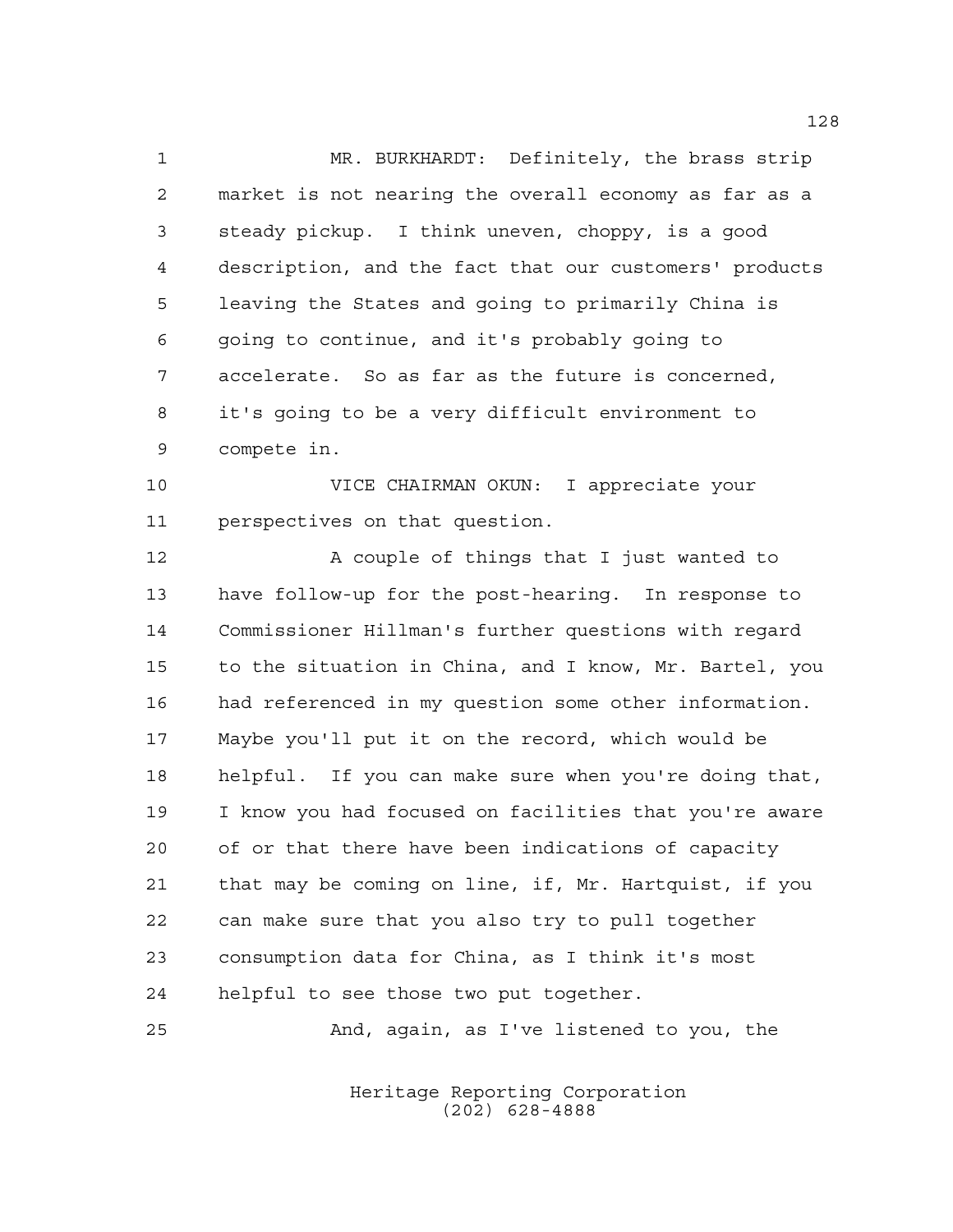MR. BURKHARDT: Definitely, the brass strip market is not nearing the overall economy as far as a steady pickup. I think uneven, choppy, is a good description, and the fact that our customers' products leaving the States and going to primarily China is going to continue, and it's probably going to accelerate. So as far as the future is concerned, it's going to be a very difficult environment to compete in.

VICE CHAIRMAN OKUN: I appreciate your perspectives on that question.

A couple of things that I just wanted to have follow-up for the post-hearing. In response to Commissioner Hillman's further questions with regard to the situation in China, and I know, Mr. Bartel, you had referenced in my question some other information. Maybe you'll put it on the record, which would be helpful. If you can make sure when you're doing that, I know you had focused on facilities that you're aware of or that there have been indications of capacity that may be coming on line, if, Mr. Hartquist, if you can make sure that you also try to pull together consumption data for China, as I think it's most helpful to see those two put together.

And, again, as I've listened to you, the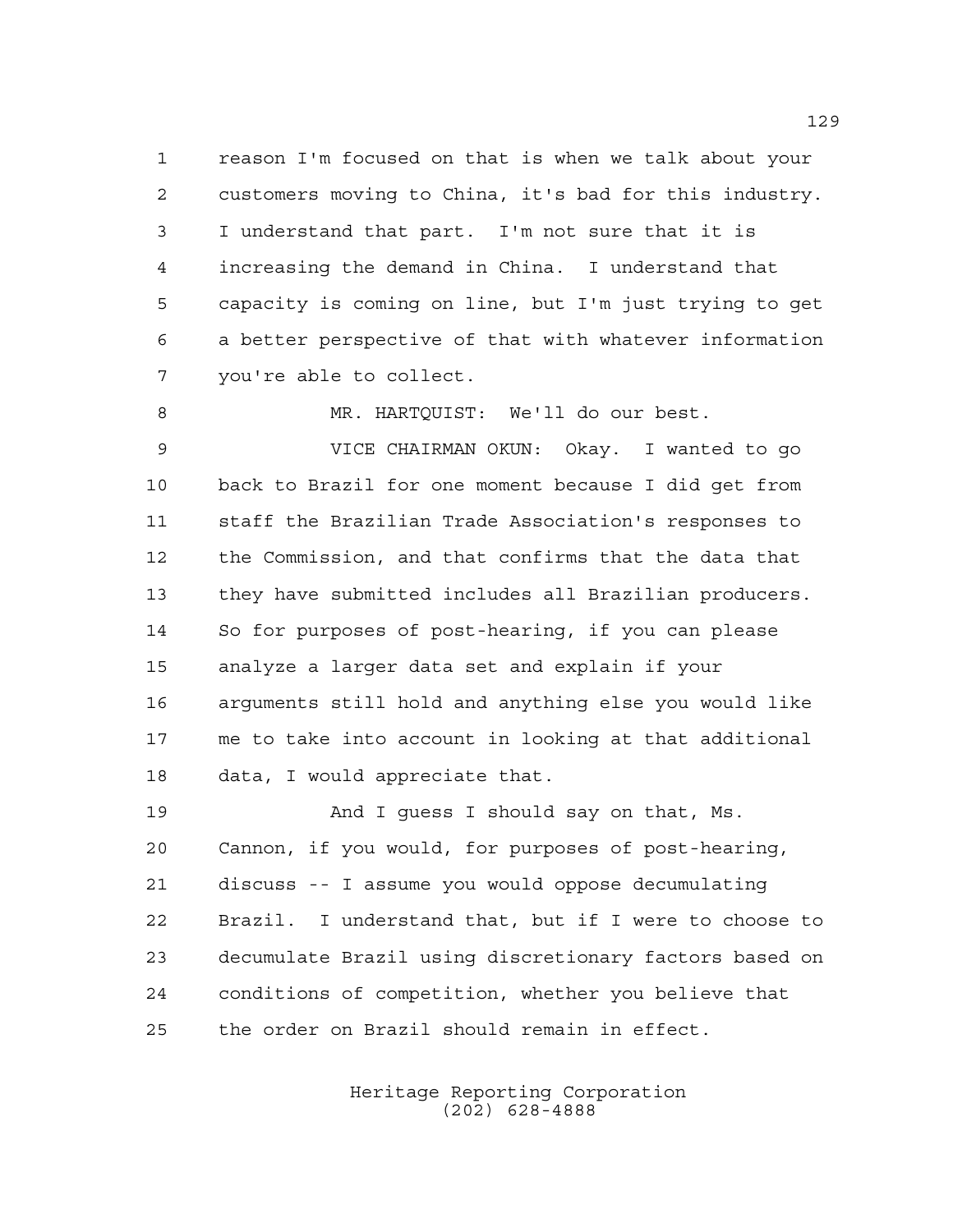reason I'm focused on that is when we talk about your customers moving to China, it's bad for this industry. I understand that part. I'm not sure that it is increasing the demand in China. I understand that capacity is coming on line, but I'm just trying to get a better perspective of that with whatever information you're able to collect.

MR. HARTQUIST: We'll do our best.

VICE CHAIRMAN OKUN: Okay. I wanted to go back to Brazil for one moment because I did get from staff the Brazilian Trade Association's responses to the Commission, and that confirms that the data that they have submitted includes all Brazilian producers. So for purposes of post-hearing, if you can please analyze a larger data set and explain if your arguments still hold and anything else you would like me to take into account in looking at that additional data, I would appreciate that.

And I guess I should say on that, Ms. Cannon, if you would, for purposes of post-hearing, discuss -- I assume you would oppose decumulating Brazil. I understand that, but if I were to choose to decumulate Brazil using discretionary factors based on conditions of competition, whether you believe that the order on Brazil should remain in effect.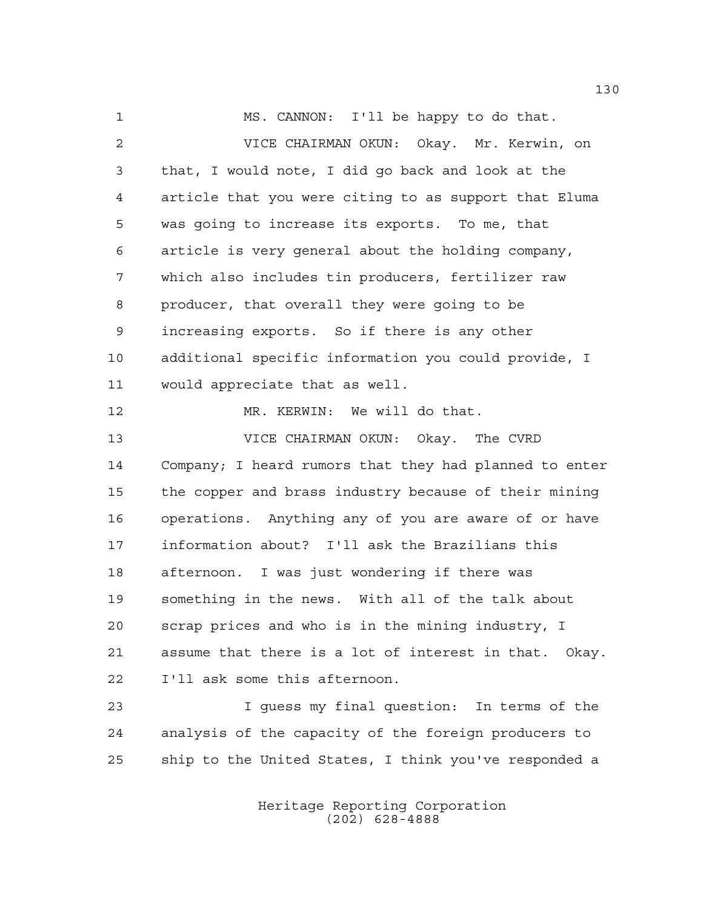MS. CANNON: I'll be happy to do that.

VICE CHAIRMAN OKUN: Okay. Mr. Kerwin, on that, I would note, I did go back and look at the article that you were citing to as support that Eluma was going to increase its exports. To me, that article is very general about the holding company, which also includes tin producers, fertilizer raw producer, that overall they were going to be increasing exports. So if there is any other additional specific information you could provide, I would appreciate that as well.

MR. KERWIN: We will do that.

VICE CHAIRMAN OKUN: Okay. The CVRD Company; I heard rumors that they had planned to enter the copper and brass industry because of their mining operations. Anything any of you are aware of or have information about? I'll ask the Brazilians this afternoon. I was just wondering if there was something in the news. With all of the talk about scrap prices and who is in the mining industry, I assume that there is a lot of interest in that. Okay. I'll ask some this afternoon.

I guess my final question: In terms of the analysis of the capacity of the foreign producers to ship to the United States, I think you've responded a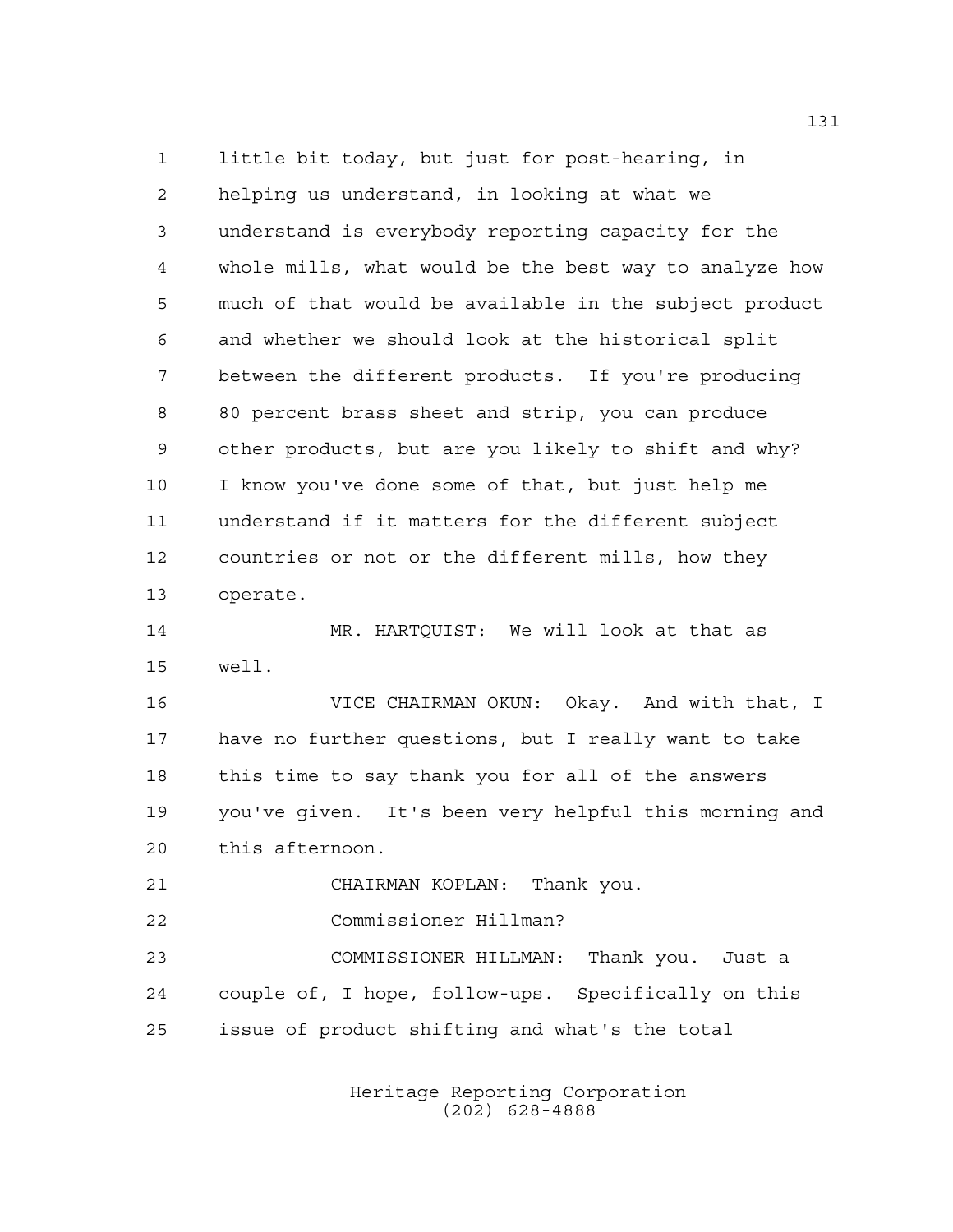little bit today, but just for post-hearing, in helping us understand, in looking at what we understand is everybody reporting capacity for the whole mills, what would be the best way to analyze how much of that would be available in the subject product and whether we should look at the historical split between the different products. If you're producing 80 percent brass sheet and strip, you can produce other products, but are you likely to shift and why? I know you've done some of that, but just help me understand if it matters for the different subject countries or not or the different mills, how they operate.

MR. HARTQUIST: We will look at that as well.

VICE CHAIRMAN OKUN: Okay. And with that, I have no further questions, but I really want to take this time to say thank you for all of the answers you've given. It's been very helpful this morning and this afternoon.

CHAIRMAN KOPLAN: Thank you.

Commissioner Hillman?

COMMISSIONER HILLMAN: Thank you. Just a couple of, I hope, follow-ups. Specifically on this issue of product shifting and what's the total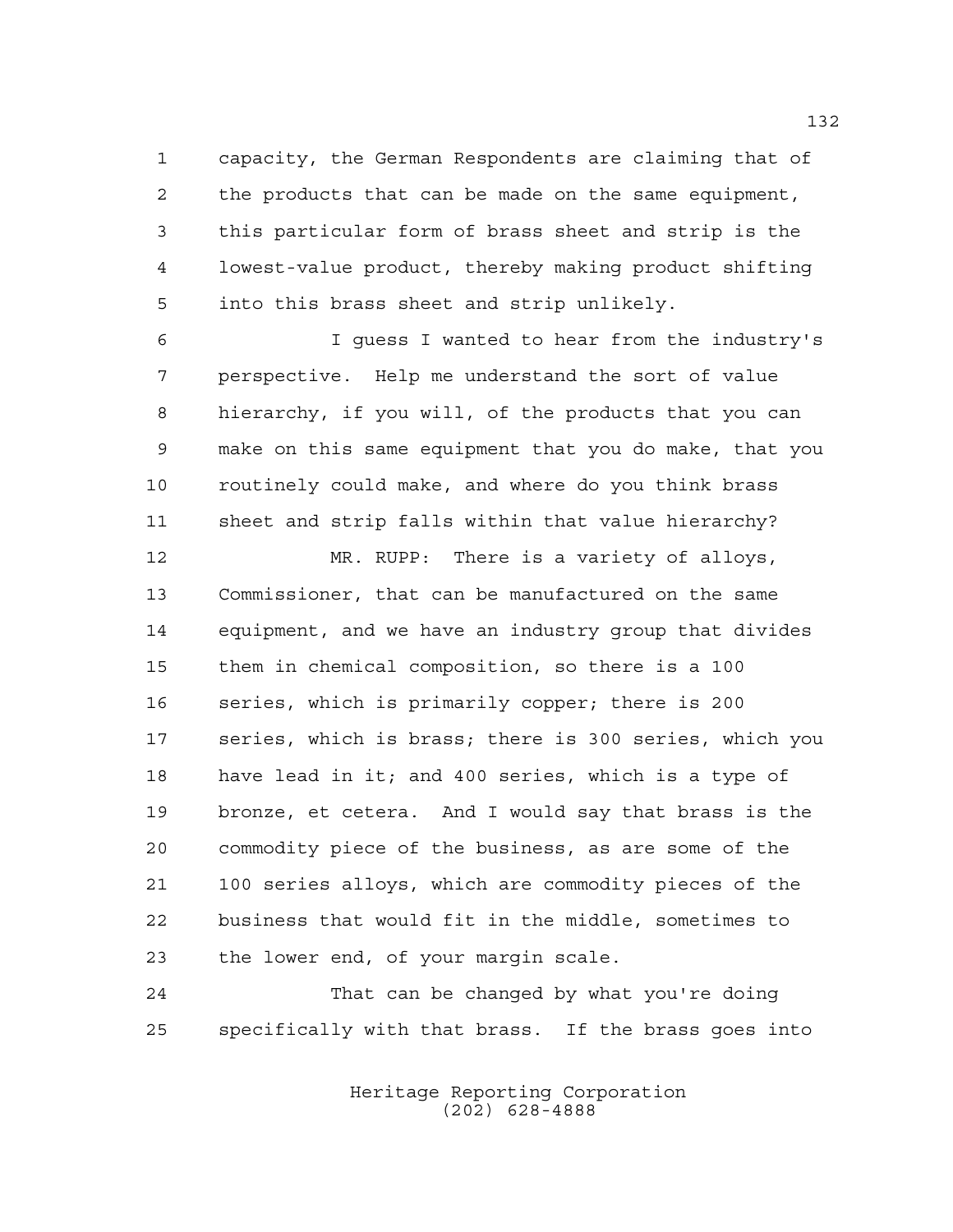capacity, the German Respondents are claiming that of the products that can be made on the same equipment, this particular form of brass sheet and strip is the lowest-value product, thereby making product shifting into this brass sheet and strip unlikely.

I guess I wanted to hear from the industry's perspective. Help me understand the sort of value hierarchy, if you will, of the products that you can make on this same equipment that you do make, that you routinely could make, and where do you think brass sheet and strip falls within that value hierarchy?

MR. RUPP: There is a variety of alloys, Commissioner, that can be manufactured on the same equipment, and we have an industry group that divides them in chemical composition, so there is a 100 series, which is primarily copper; there is 200 series, which is brass; there is 300 series, which you have lead in it; and 400 series, which is a type of bronze, et cetera. And I would say that brass is the commodity piece of the business, as are some of the 100 series alloys, which are commodity pieces of the business that would fit in the middle, sometimes to the lower end, of your margin scale.

That can be changed by what you're doing specifically with that brass. If the brass goes into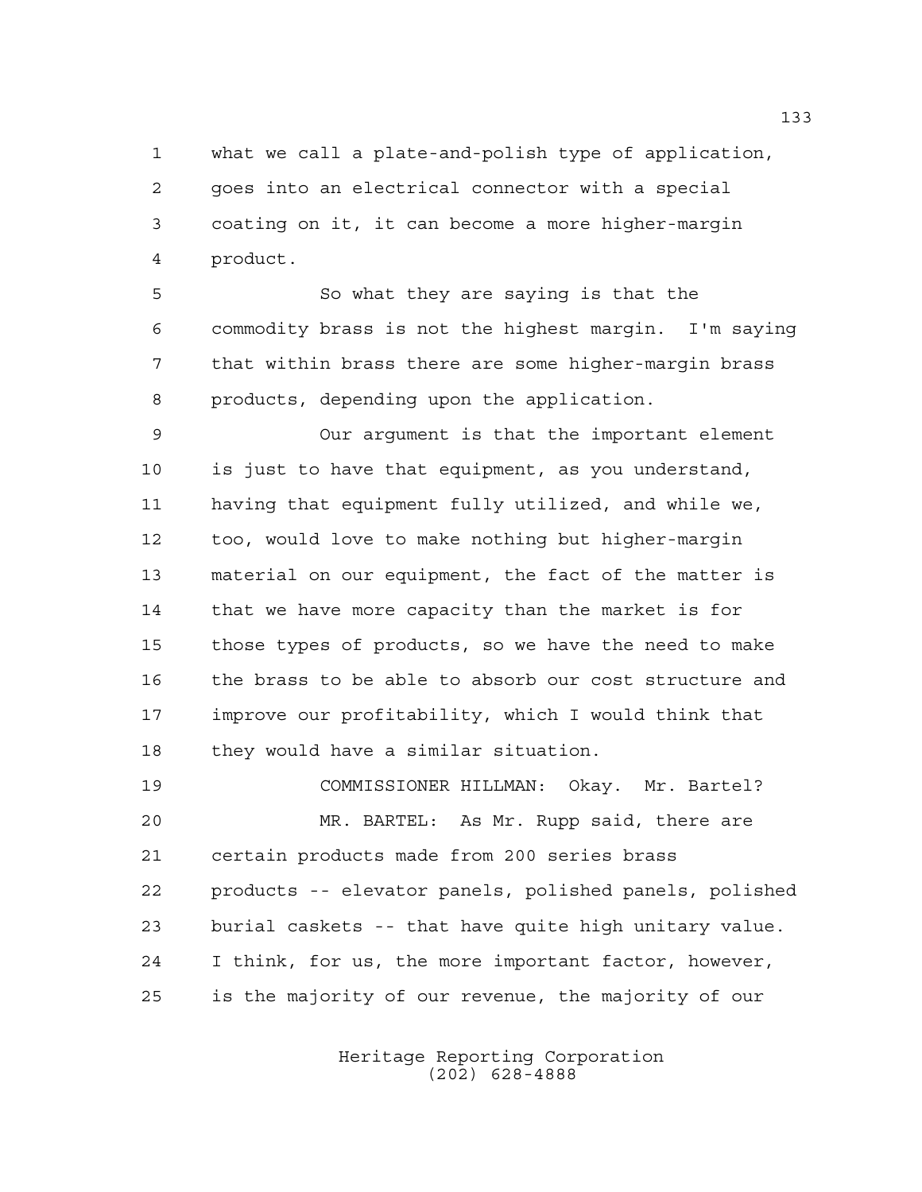what we call a plate-and-polish type of application, goes into an electrical connector with a special coating on it, it can become a more higher-margin product.

So what they are saying is that the commodity brass is not the highest margin. I'm saying that within brass there are some higher-margin brass products, depending upon the application.

Our argument is that the important element is just to have that equipment, as you understand, having that equipment fully utilized, and while we, too, would love to make nothing but higher-margin material on our equipment, the fact of the matter is that we have more capacity than the market is for those types of products, so we have the need to make the brass to be able to absorb our cost structure and improve our profitability, which I would think that they would have a similar situation.

COMMISSIONER HILLMAN: Okay. Mr. Bartel?

MR. BARTEL: As Mr. Rupp said, there are certain products made from 200 series brass products -- elevator panels, polished panels, polished burial caskets -- that have quite high unitary value. I think, for us, the more important factor, however, is the majority of our revenue, the majority of our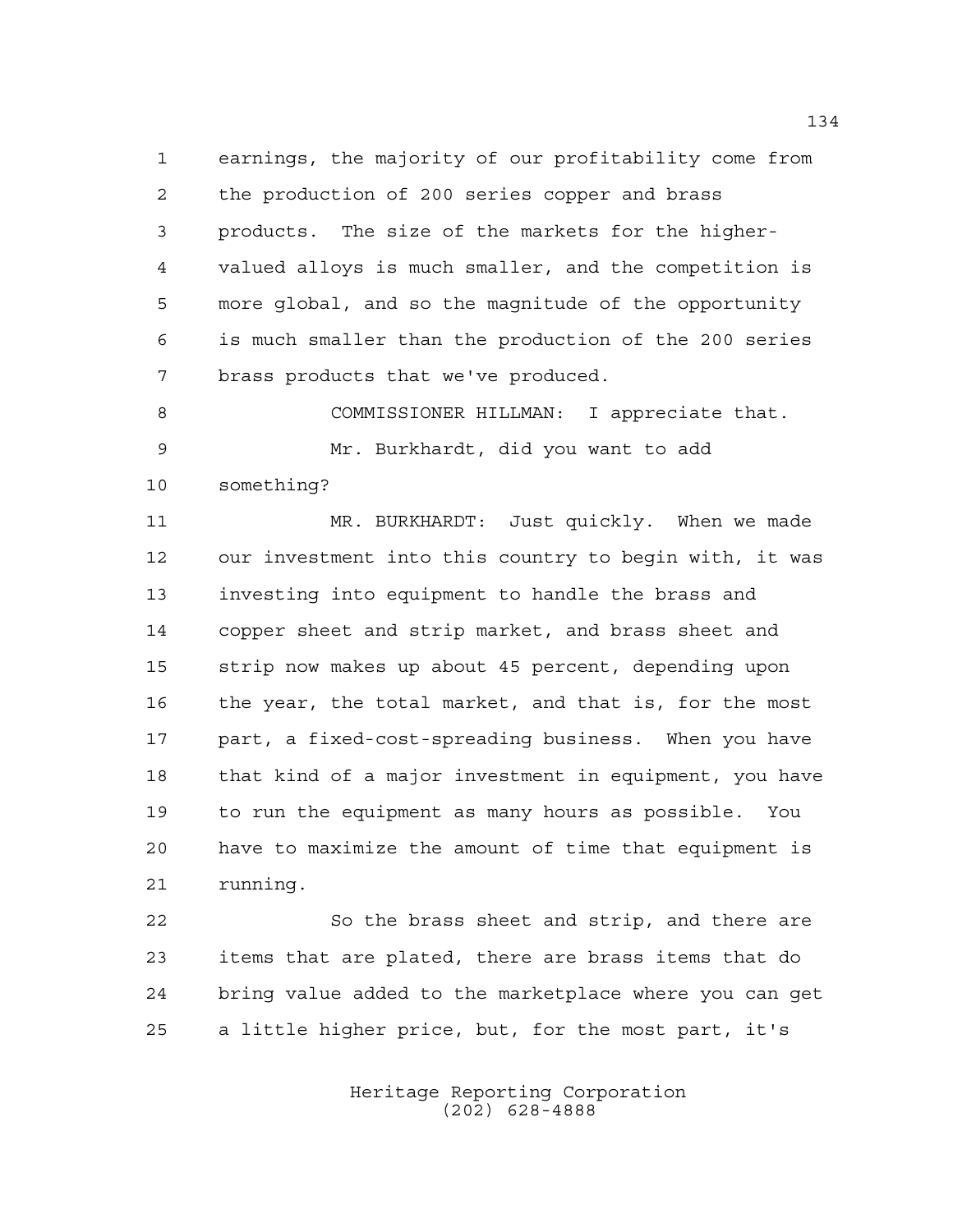earnings, the majority of our profitability come from the production of 200 series copper and brass products. The size of the markets for the higher-valued alloys is much smaller, and the competition is more global, and so the magnitude of the opportunity is much smaller than the production of the 200 series brass products that we've produced.

COMMISSIONER HILLMAN: I appreciate that.

Mr. Burkhardt, did you want to add something?

MR. BURKHARDT: Just quickly. When we made our investment into this country to begin with, it was investing into equipment to handle the brass and copper sheet and strip market, and brass sheet and strip now makes up about 45 percent, depending upon the year, the total market, and that is, for the most part, a fixed-cost-spreading business. When you have that kind of a major investment in equipment, you have to run the equipment as many hours as possible. You have to maximize the amount of time that equipment is running.

So the brass sheet and strip, and there are items that are plated, there are brass items that do bring value added to the marketplace where you can get a little higher price, but, for the most part, it's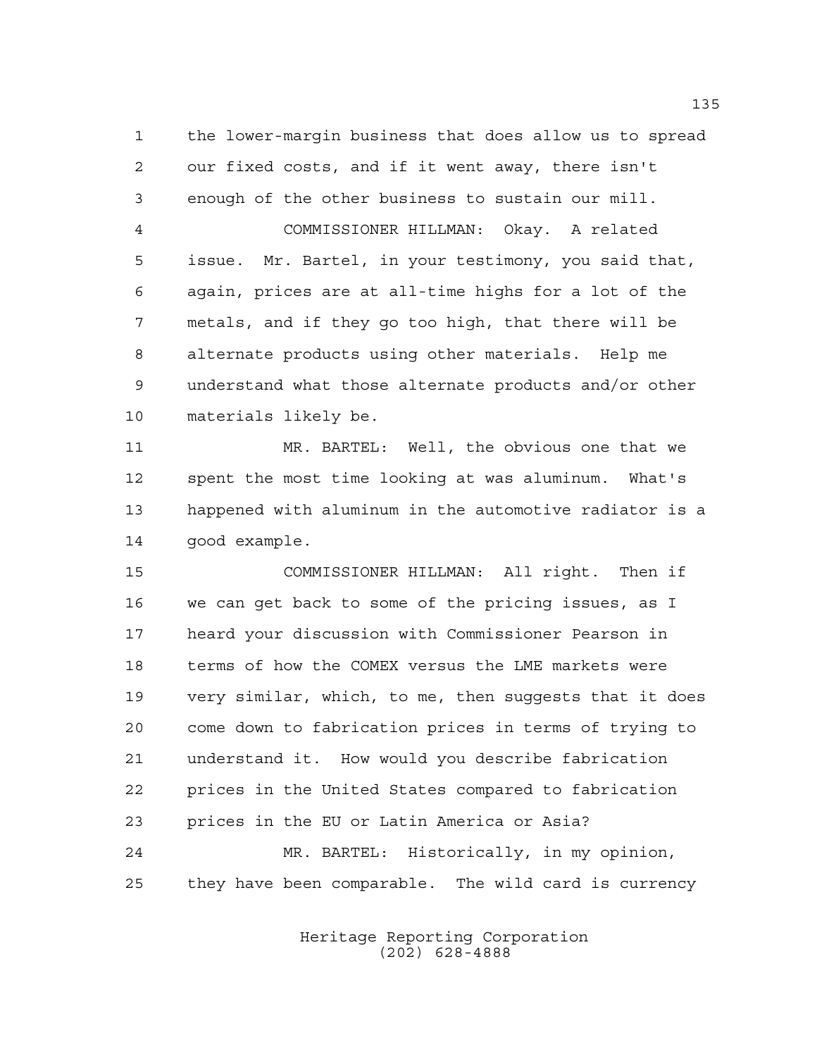the lower-margin business that does allow us to spread our fixed costs, and if it went away, there isn't enough of the other business to sustain our mill.

COMMISSIONER HILLMAN: Okay. A related issue. Mr. Bartel, in your testimony, you said that, again, prices are at all-time highs for a lot of the metals, and if they go too high, that there will be alternate products using other materials. Help me understand what those alternate products and/or other materials likely be.

MR. BARTEL: Well, the obvious one that we spent the most time looking at was aluminum. What's happened with aluminum in the automotive radiator is a good example.

COMMISSIONER HILLMAN: All right. Then if we can get back to some of the pricing issues, as I heard your discussion with Commissioner Pearson in terms of how the COMEX versus the LME markets were very similar, which, to me, then suggests that it does come down to fabrication prices in terms of trying to understand it. How would you describe fabrication prices in the United States compared to fabrication prices in the EU or Latin America or Asia?

MR. BARTEL: Historically, in my opinion, they have been comparable. The wild card is currency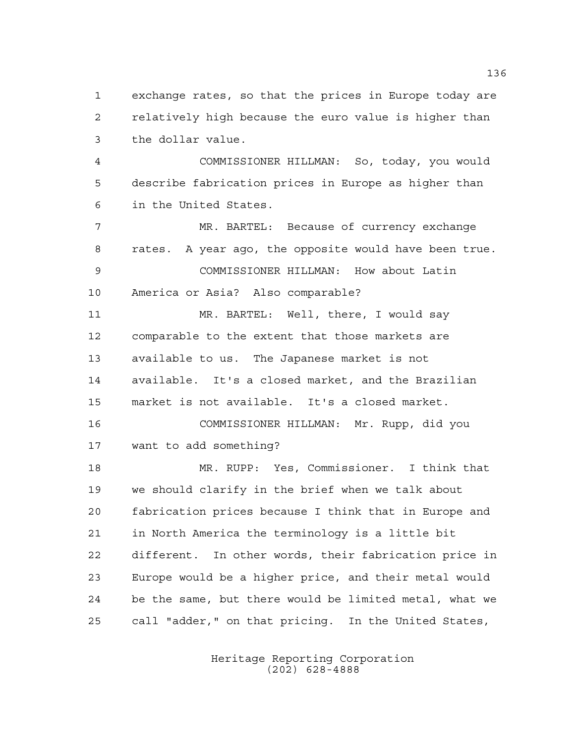exchange rates, so that the prices in Europe today are relatively high because the euro value is higher than the dollar value.

COMMISSIONER HILLMAN: So, today, you would describe fabrication prices in Europe as higher than in the United States.

MR. BARTEL: Because of currency exchange rates. A year ago, the opposite would have been true.

COMMISSIONER HILLMAN: How about Latin America or Asia? Also comparable?

MR. BARTEL: Well, there, I would say comparable to the extent that those markets are available to us. The Japanese market is not available. It's a closed market, and the Brazilian market is not available. It's a closed market.

COMMISSIONER HILLMAN: Mr. Rupp, did you want to add something?

MR. RUPP: Yes, Commissioner. I think that we should clarify in the brief when we talk about fabrication prices because I think that in Europe and in North America the terminology is a little bit different. In other words, their fabrication price in Europe would be a higher price, and their metal would be the same, but there would be limited metal, what we call "adder," on that pricing. In the United States,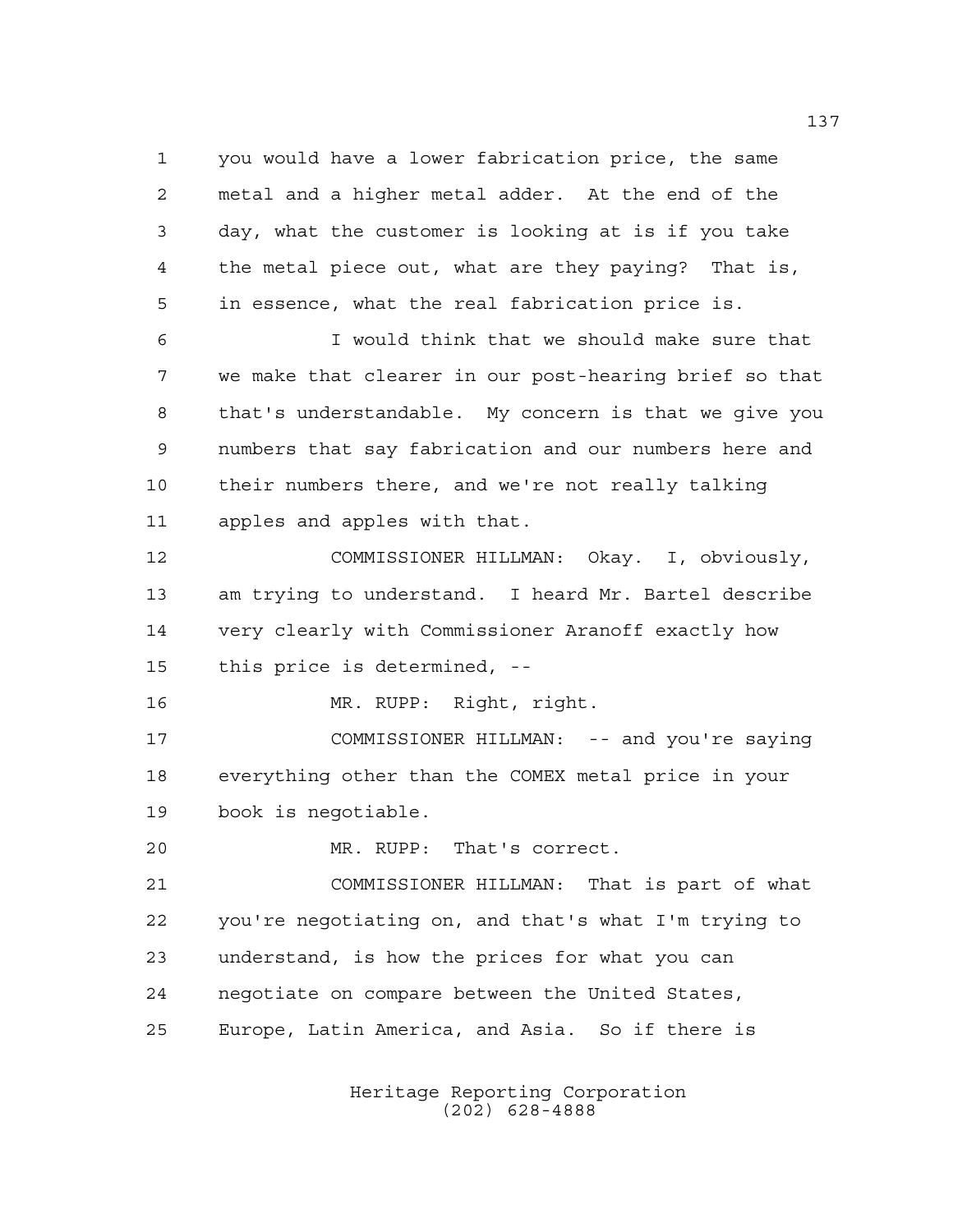you would have a lower fabrication price, the same metal and a higher metal adder. At the end of the day, what the customer is looking at is if you take the metal piece out, what are they paying? That is, in essence, what the real fabrication price is.

I would think that we should make sure that we make that clearer in our post-hearing brief so that that's understandable. My concern is that we give you numbers that say fabrication and our numbers here and their numbers there, and we're not really talking apples and apples with that.

COMMISSIONER HILLMAN: Okay. I, obviously, am trying to understand. I heard Mr. Bartel describe very clearly with Commissioner Aranoff exactly how this price is determined, --

MR. RUPP: Right, right.

COMMISSIONER HILLMAN: -- and you're saying everything other than the COMEX metal price in your book is negotiable.

MR. RUPP: That's correct.

COMMISSIONER HILLMAN: That is part of what you're negotiating on, and that's what I'm trying to understand, is how the prices for what you can negotiate on compare between the United States, Europe, Latin America, and Asia. So if there is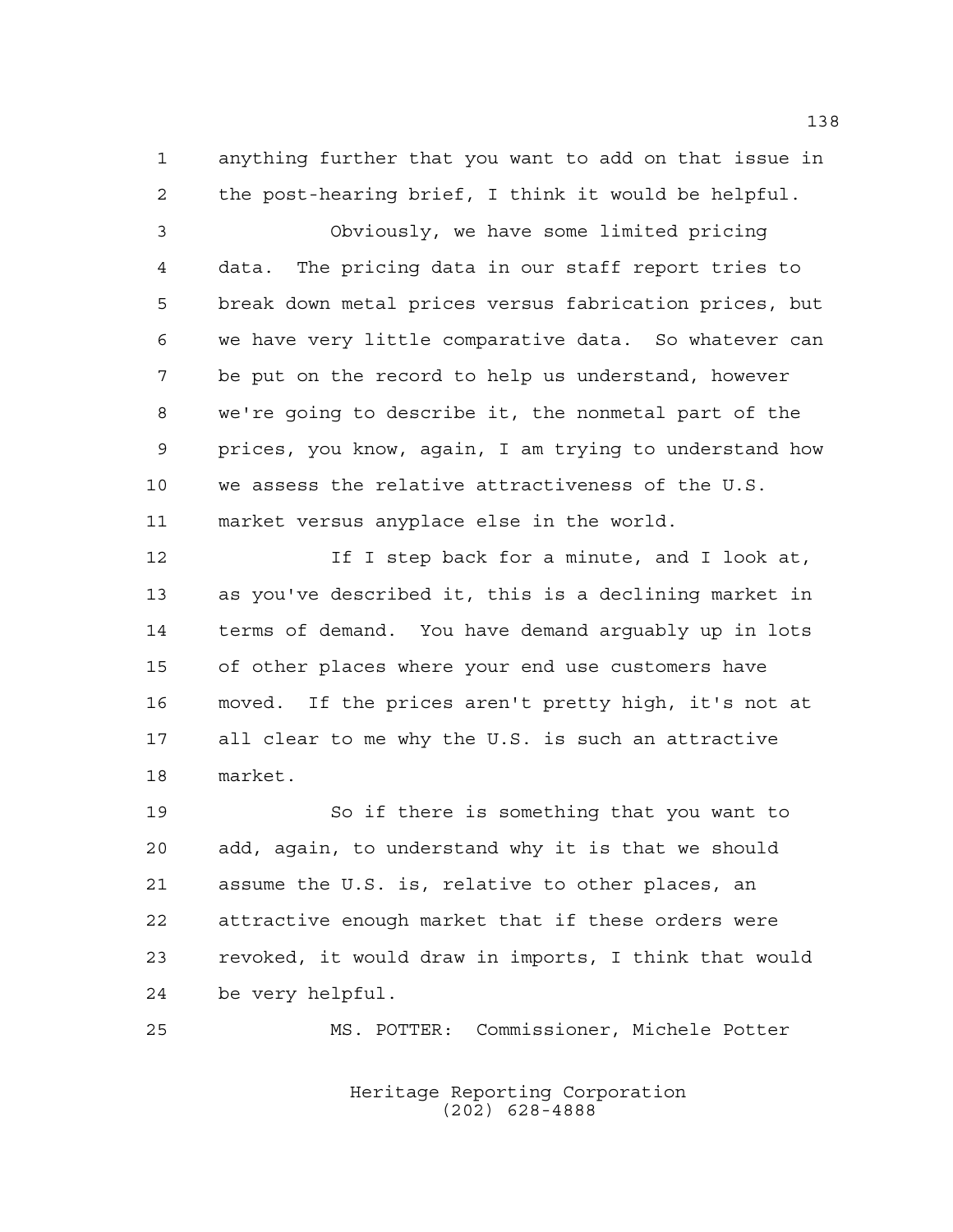anything further that you want to add on that issue in the post-hearing brief, I think it would be helpful.

Obviously, we have some limited pricing data. The pricing data in our staff report tries to break down metal prices versus fabrication prices, but we have very little comparative data. So whatever can be put on the record to help us understand, however we're going to describe it, the nonmetal part of the prices, you know, again, I am trying to understand how we assess the relative attractiveness of the U.S. market versus anyplace else in the world.

If I step back for a minute, and I look at, as you've described it, this is a declining market in terms of demand. You have demand arguably up in lots of other places where your end use customers have moved. If the prices aren't pretty high, it's not at all clear to me why the U.S. is such an attractive market.

So if there is something that you want to add, again, to understand why it is that we should assume the U.S. is, relative to other places, an attractive enough market that if these orders were revoked, it would draw in imports, I think that would be very helpful.

MS. POTTER: Commissioner, Michele Potter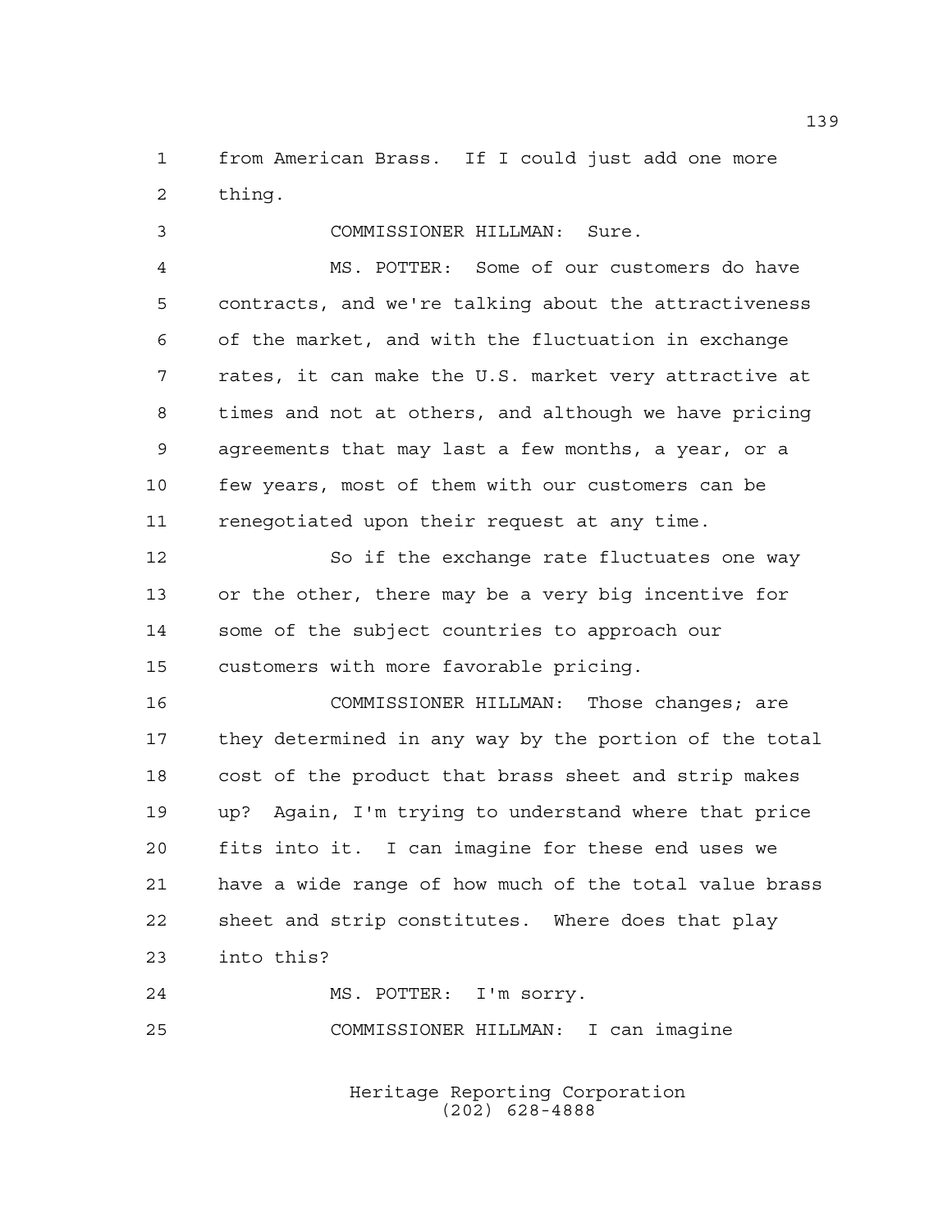from American Brass. If I could just add one more thing.

COMMISSIONER HILLMAN: Sure.

MS. POTTER: Some of our customers do have contracts, and we're talking about the attractiveness of the market, and with the fluctuation in exchange rates, it can make the U.S. market very attractive at times and not at others, and although we have pricing agreements that may last a few months, a year, or a few years, most of them with our customers can be renegotiated upon their request at any time.

So if the exchange rate fluctuates one way or the other, there may be a very big incentive for some of the subject countries to approach our customers with more favorable pricing.

COMMISSIONER HILLMAN: Those changes; are they determined in any way by the portion of the total cost of the product that brass sheet and strip makes up? Again, I'm trying to understand where that price fits into it. I can imagine for these end uses we have a wide range of how much of the total value brass sheet and strip constitutes. Where does that play into this?

MS. POTTER: I'm sorry.

COMMISSIONER HILLMAN: I can imagine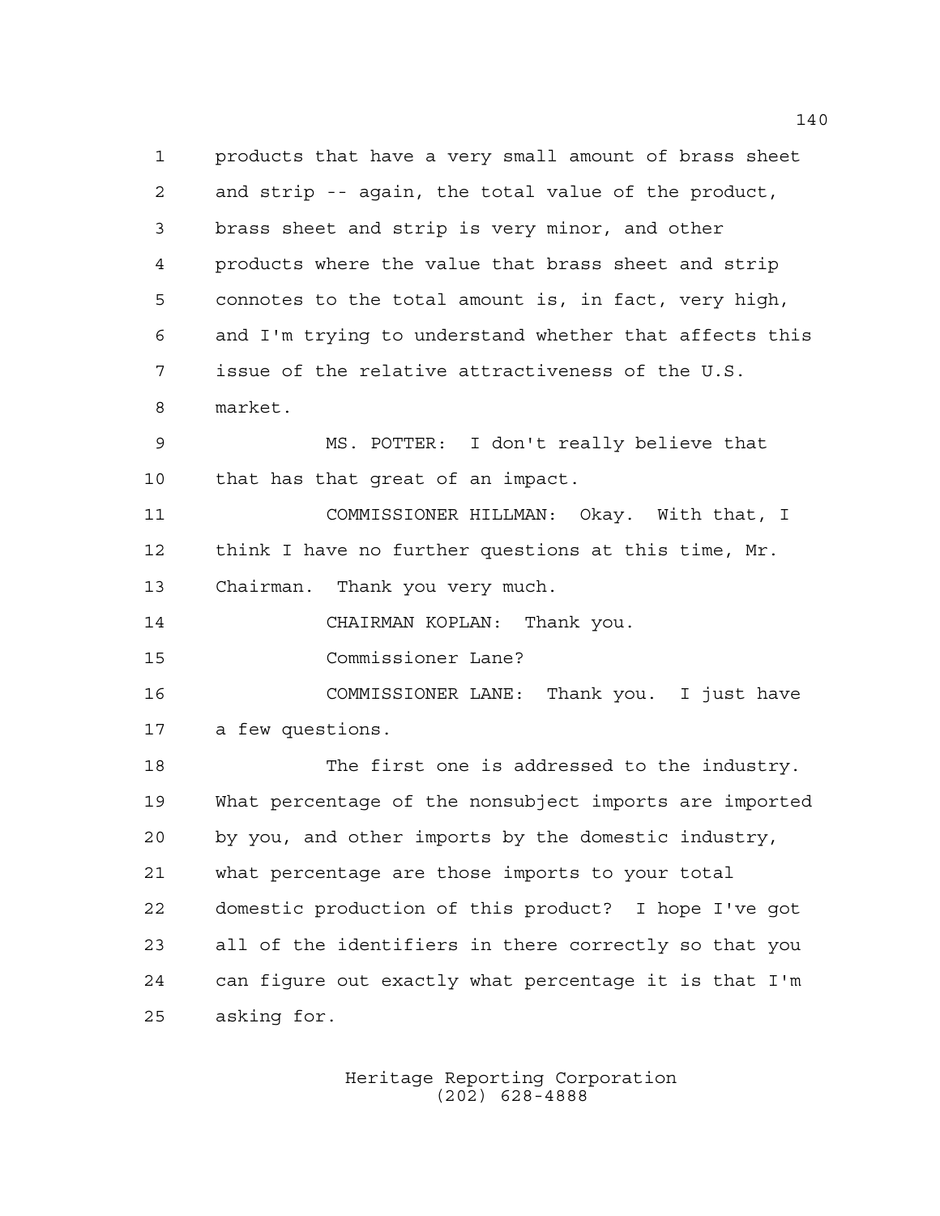products that have a very small amount of brass sheet and strip -- again, the total value of the product, brass sheet and strip is very minor, and other products where the value that brass sheet and strip connotes to the total amount is, in fact, very high, and I'm trying to understand whether that affects this issue of the relative attractiveness of the U.S. market.

MS. POTTER: I don't really believe that that has that great of an impact.

COMMISSIONER HILLMAN: Okay. With that, I think I have no further questions at this time, Mr. Chairman. Thank you very much.

CHAIRMAN KOPLAN: Thank you.

Commissioner Lane?

COMMISSIONER LANE: Thank you. I just have a few questions.

The first one is addressed to the industry. What percentage of the nonsubject imports are imported by you, and other imports by the domestic industry, what percentage are those imports to your total domestic production of this product? I hope I've got all of the identifiers in there correctly so that you can figure out exactly what percentage it is that I'm asking for.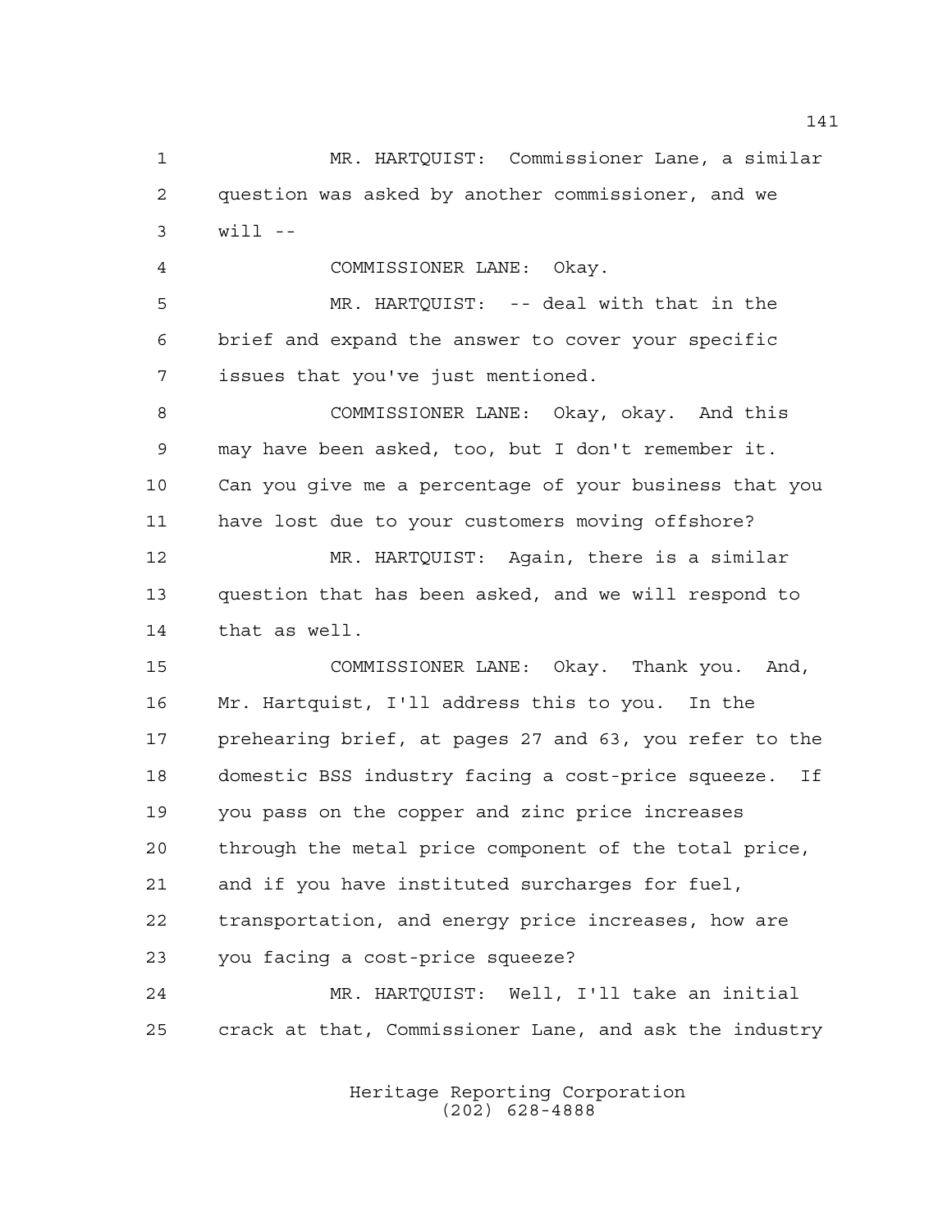MR. HARTQUIST: Commissioner Lane, a similar question was asked by another commissioner, and we will --

COMMISSIONER LANE: Okay.

MR. HARTQUIST: -- deal with that in the brief and expand the answer to cover your specific issues that you've just mentioned.

COMMISSIONER LANE: Okay, okay. And this may have been asked, too, but I don't remember it. Can you give me a percentage of your business that you have lost due to your customers moving offshore?

MR. HARTQUIST: Again, there is a similar question that has been asked, and we will respond to that as well.

COMMISSIONER LANE: Okay. Thank you. And, Mr. Hartquist, I'll address this to you. In the prehearing brief, at pages 27 and 63, you refer to the domestic BSS industry facing a cost-price squeeze. If you pass on the copper and zinc price increases through the metal price component of the total price, and if you have instituted surcharges for fuel, transportation, and energy price increases, how are you facing a cost-price squeeze?

MR. HARTQUIST: Well, I'll take an initial crack at that, Commissioner Lane, and ask the industry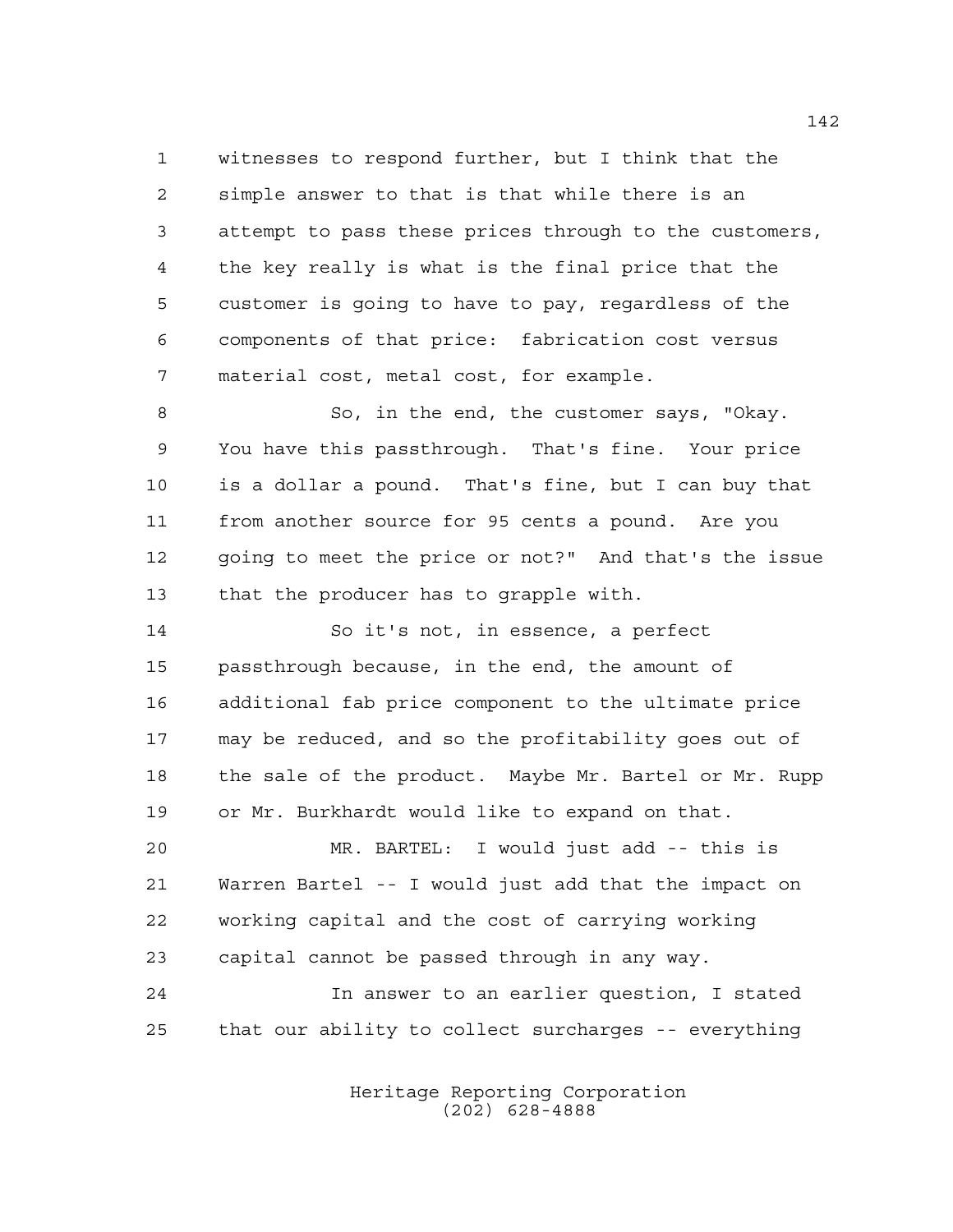witnesses to respond further, but I think that the simple answer to that is that while there is an attempt to pass these prices through to the customers, the key really is what is the final price that the customer is going to have to pay, regardless of the components of that price: fabrication cost versus material cost, metal cost, for example.

So, in the end, the customer says, "Okay. You have this passthrough. That's fine. Your price is a dollar a pound. That's fine, but I can buy that from another source for 95 cents a pound. Are you going to meet the price or not?" And that's the issue that the producer has to grapple with.

So it's not, in essence, a perfect passthrough because, in the end, the amount of additional fab price component to the ultimate price may be reduced, and so the profitability goes out of the sale of the product. Maybe Mr. Bartel or Mr. Rupp or Mr. Burkhardt would like to expand on that.

MR. BARTEL: I would just add -- this is Warren Bartel -- I would just add that the impact on working capital and the cost of carrying working capital cannot be passed through in any way.

In answer to an earlier question, I stated that our ability to collect surcharges -- everything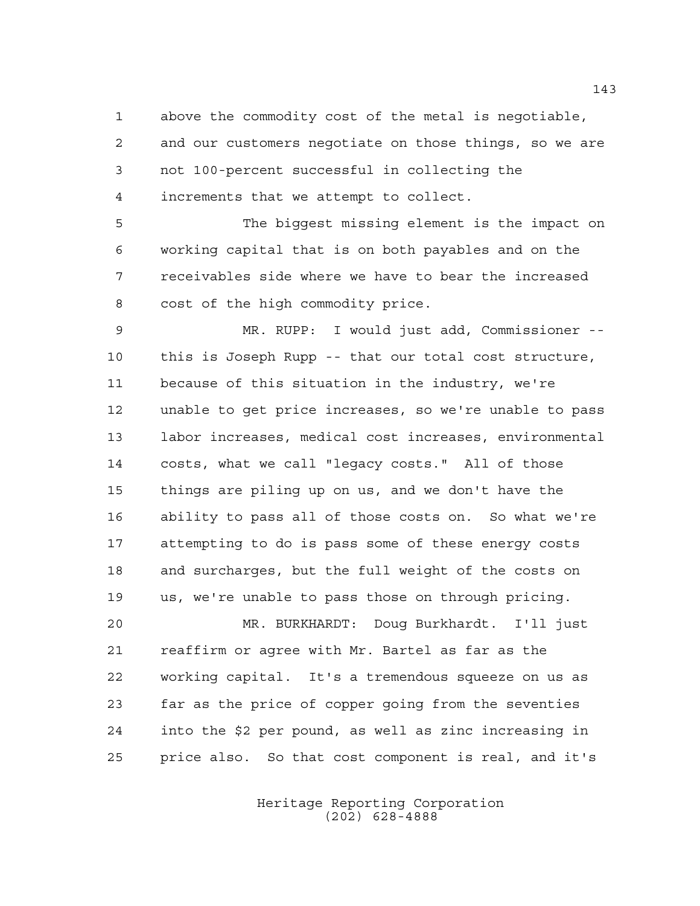above the commodity cost of the metal is negotiable, and our customers negotiate on those things, so we are not 100-percent successful in collecting the increments that we attempt to collect.

The biggest missing element is the impact on working capital that is on both payables and on the receivables side where we have to bear the increased cost of the high commodity price.

MR. RUPP: I would just add, Commissioner -- this is Joseph Rupp -- that our total cost structure, because of this situation in the industry, we're unable to get price increases, so we're unable to pass labor increases, medical cost increases, environmental costs, what we call "legacy costs." All of those things are piling up on us, and we don't have the ability to pass all of those costs on. So what we're attempting to do is pass some of these energy costs and surcharges, but the full weight of the costs on us, we're unable to pass those on through pricing.

MR. BURKHARDT: Doug Burkhardt. I'll just reaffirm or agree with Mr. Bartel as far as the working capital. It's a tremendous squeeze on us as far as the price of copper going from the seventies into the $2 per pound, as well as zinc increasing in price also. So that cost component is real, and it's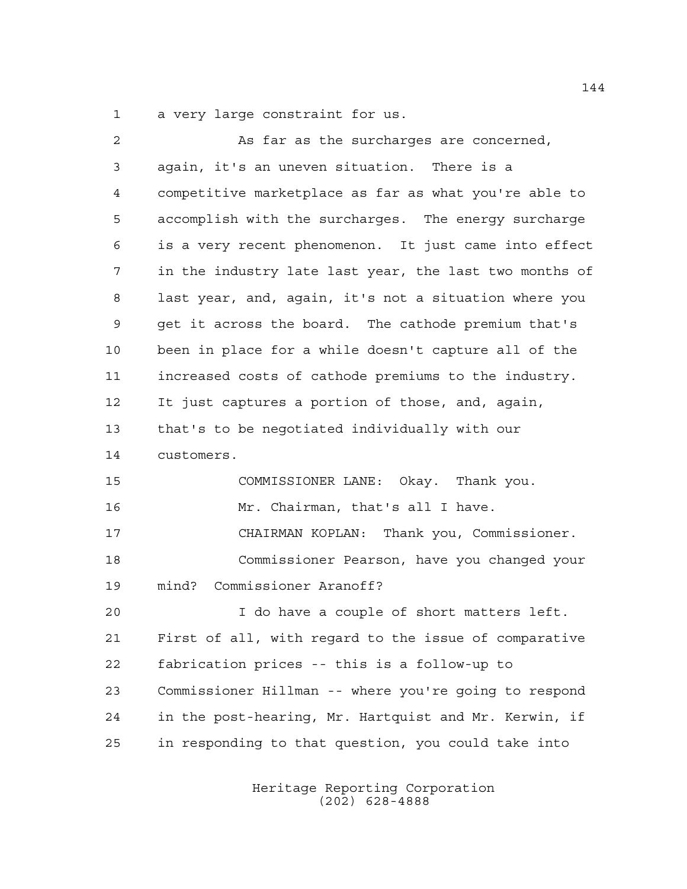a very large constraint for us.

As far as the surcharges are concerned, again, it's an uneven situation. There is a competitive marketplace as far as what you're able to accomplish with the surcharges. The energy surcharge is a very recent phenomenon. It just came into effect in the industry late last year, the last two months of last year, and, again, it's not a situation where you get it across the board. The cathode premium that's been in place for a while doesn't capture all of the increased costs of cathode premiums to the industry. It just captures a portion of those, and, again, that's to be negotiated individually with our customers.

COMMISSIONER LANE: Okay. Thank you.

Mr. Chairman, that's all I have.

CHAIRMAN KOPLAN: Thank you, Commissioner.

Commissioner Pearson, have you changed your mind? Commissioner Aranoff?

I do have a couple of short matters left. First of all, with regard to the issue of comparative fabrication prices -- this is a follow-up to Commissioner Hillman -- where you're going to respond in the post-hearing, Mr. Hartquist and Mr. Kerwin, if in responding to that question, you could take into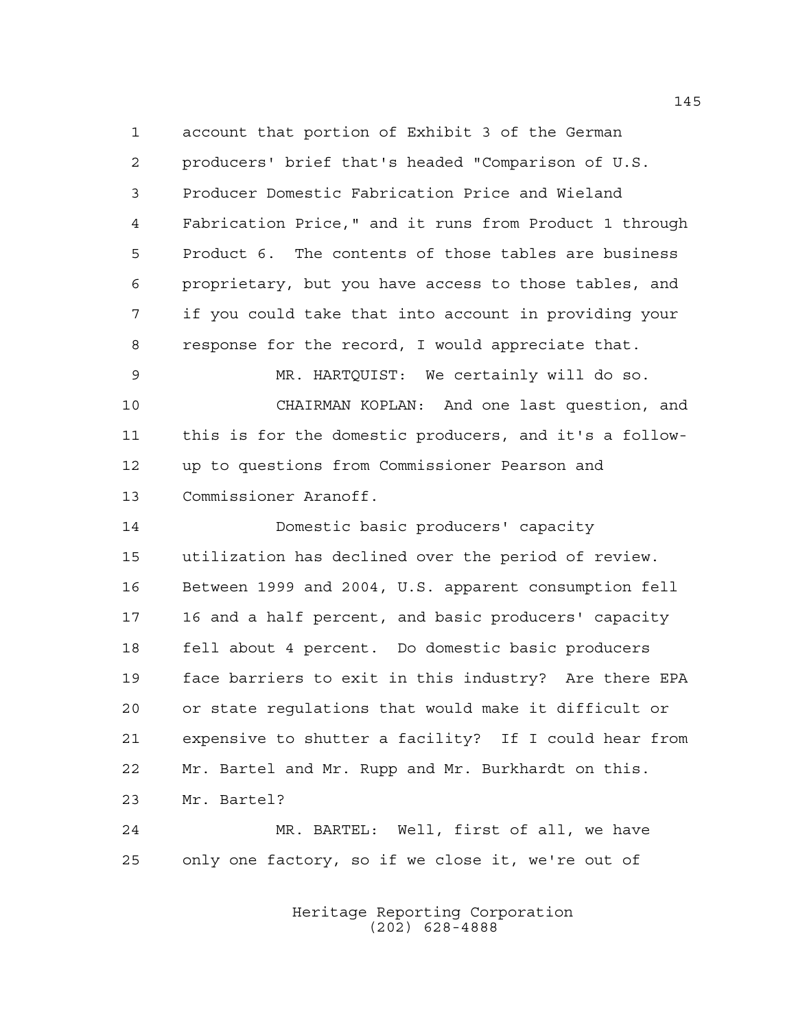account that portion of Exhibit 3 of the German producers' brief that's headed "Comparison of U.S. Producer Domestic Fabrication Price and Wieland Fabrication Price," and it runs from Product 1 through Product 6. The contents of those tables are business proprietary, but you have access to those tables, and if you could take that into account in providing your response for the record, I would appreciate that.

MR. HARTQUIST: We certainly will do so.

CHAIRMAN KOPLAN: And one last question, and this is for the domestic producers, and it's a follow-up to questions from Commissioner Pearson and Commissioner Aranoff.

Domestic basic producers' capacity utilization has declined over the period of review. Between 1999 and 2004, U.S. apparent consumption fell 16 and a half percent, and basic producers' capacity fell about 4 percent. Do domestic basic producers face barriers to exit in this industry? Are there EPA or state regulations that would make it difficult or expensive to shutter a facility? If I could hear from Mr. Bartel and Mr. Rupp and Mr. Burkhardt on this. Mr. Bartel?

MR. BARTEL: Well, first of all, we have only one factory, so if we close it, we're out of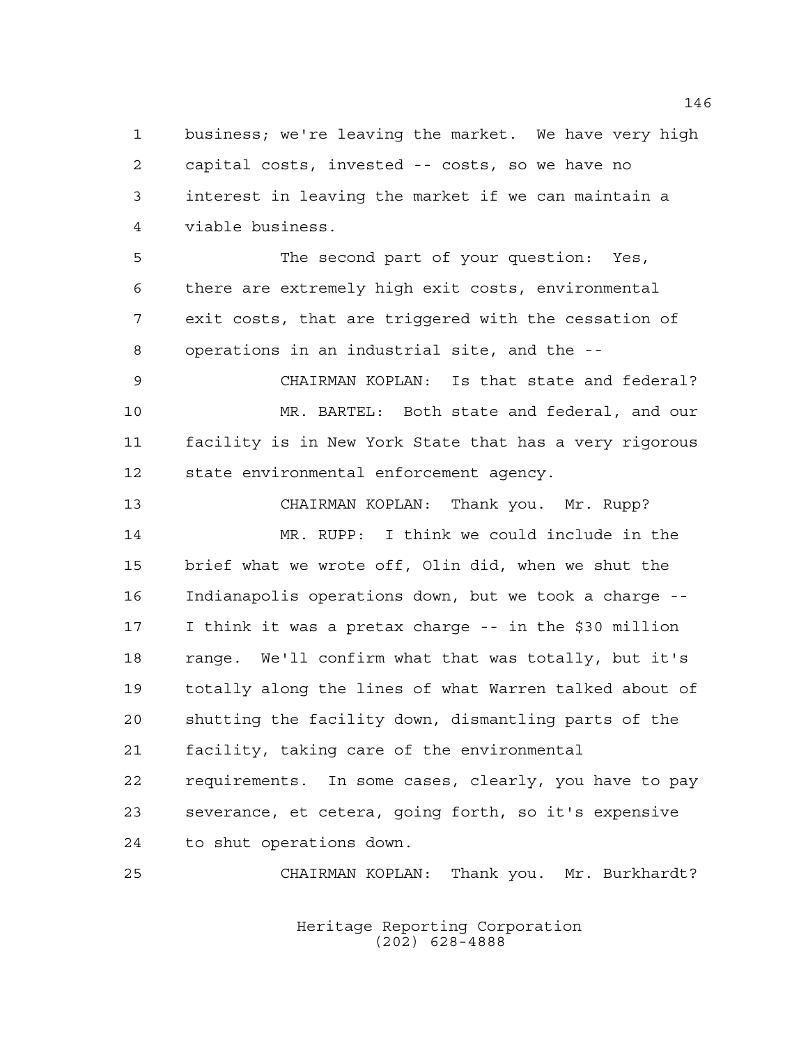business; we're leaving the market. We have very high capital costs, invested -- costs, so we have no interest in leaving the market if we can maintain a viable business.

The second part of your question: Yes, there are extremely high exit costs, environmental exit costs, that are triggered with the cessation of operations in an industrial site, and the --

CHAIRMAN KOPLAN: Is that state and federal?

MR. BARTEL: Both state and federal, and our facility is in New York State that has a very rigorous state environmental enforcement agency.

CHAIRMAN KOPLAN: Thank you. Mr. Rupp?

MR. RUPP: I think we could include in the brief what we wrote off, Olin did, when we shut the Indianapolis operations down, but we took a charge -- I think it was a pretax charge -- in the $30 million range. We'll confirm what that was totally, but it's totally along the lines of what Warren talked about of shutting the facility down, dismantling parts of the facility, taking care of the environmental requirements. In some cases, clearly, you have to pay severance, et cetera, going forth, so it's expensive to shut operations down.

CHAIRMAN KOPLAN: Thank you. Mr. Burkhardt?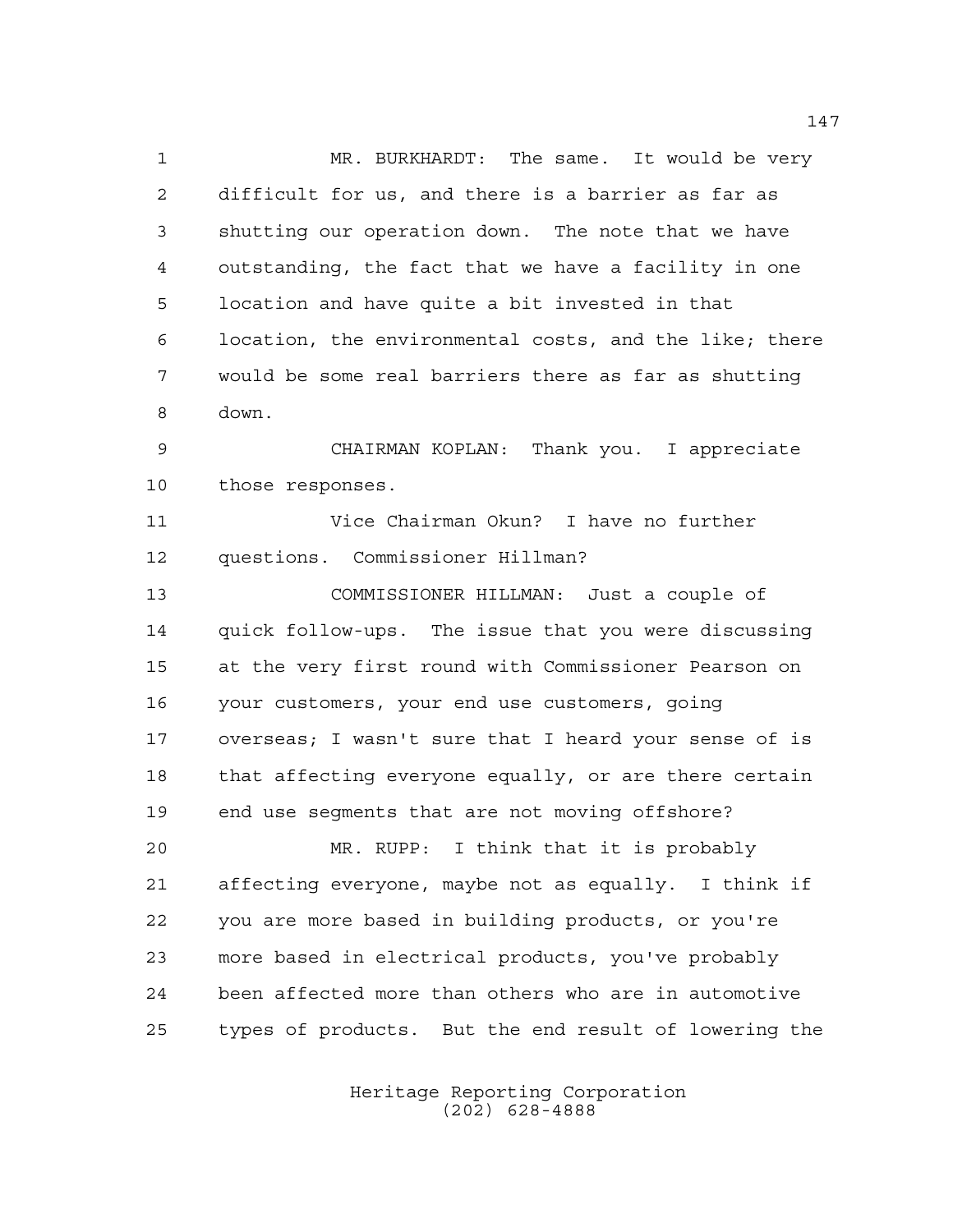MR. BURKHARDT: The same. It would be very difficult for us, and there is a barrier as far as shutting our operation down. The note that we have outstanding, the fact that we have a facility in one location and have quite a bit invested in that location, the environmental costs, and the like; there would be some real barriers there as far as shutting down.

CHAIRMAN KOPLAN: Thank you. I appreciate those responses.

Vice Chairman Okun? I have no further questions. Commissioner Hillman?

COMMISSIONER HILLMAN: Just a couple of quick follow-ups. The issue that you were discussing at the very first round with Commissioner Pearson on your customers, your end use customers, going overseas; I wasn't sure that I heard your sense of is that affecting everyone equally, or are there certain end use segments that are not moving offshore?

MR. RUPP: I think that it is probably affecting everyone, maybe not as equally. I think if you are more based in building products, or you're more based in electrical products, you've probably been affected more than others who are in automotive types of products. But the end result of lowering the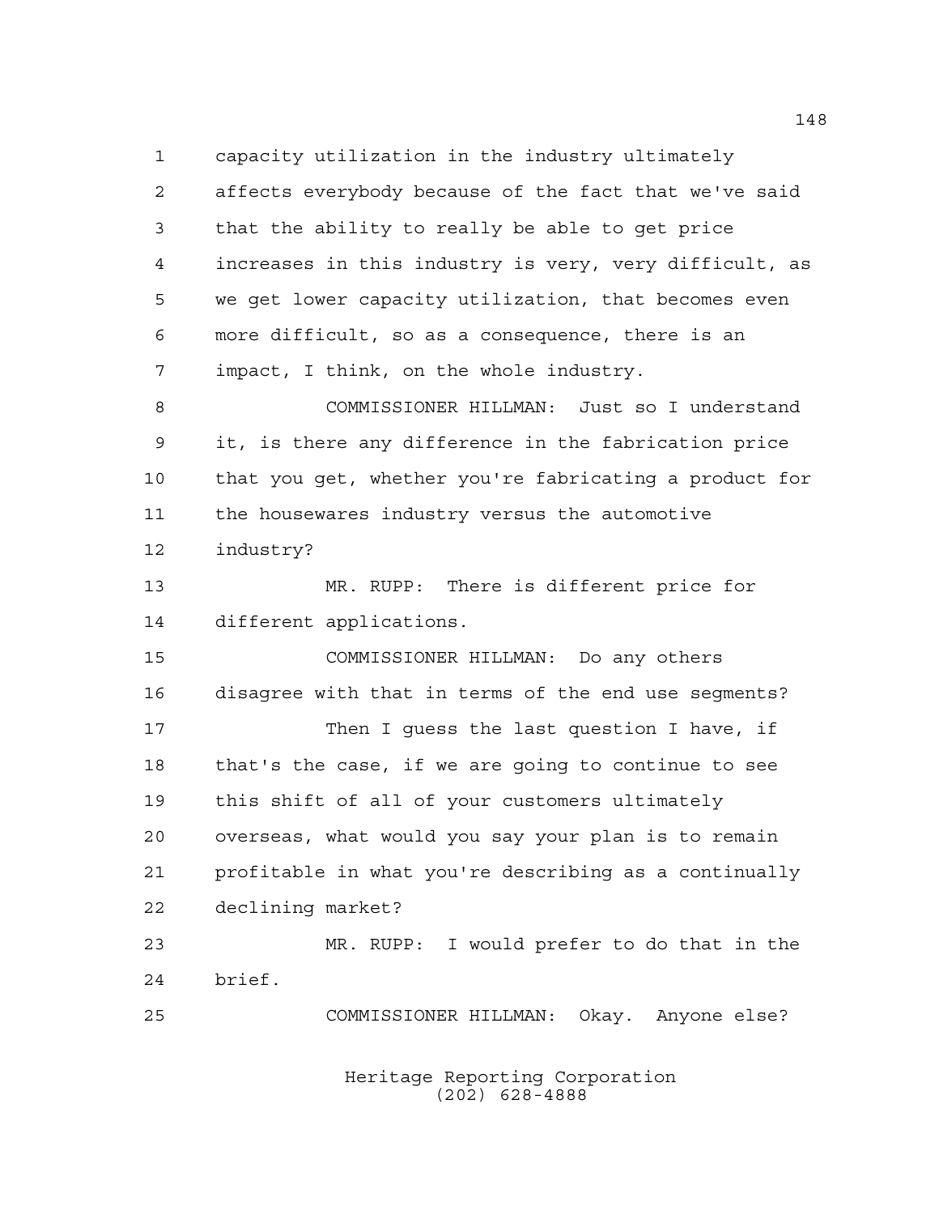capacity utilization in the industry ultimately affects everybody because of the fact that we've said that the ability to really be able to get price increases in this industry is very, very difficult, as we get lower capacity utilization, that becomes even more difficult, so as a consequence, there is an impact, I think, on the whole industry.

COMMISSIONER HILLMAN: Just so I understand it, is there any difference in the fabrication price that you get, whether you're fabricating a product for the housewares industry versus the automotive industry?

MR. RUPP: There is different price for different applications.

COMMISSIONER HILLMAN: Do any others disagree with that in terms of the end use segments?

Then I guess the last question I have, if that's the case, if we are going to continue to see this shift of all of your customers ultimately overseas, what would you say your plan is to remain profitable in what you're describing as a continually declining market?

MR. RUPP: I would prefer to do that in the brief.

COMMISSIONER HILLMAN: Okay. Anyone else?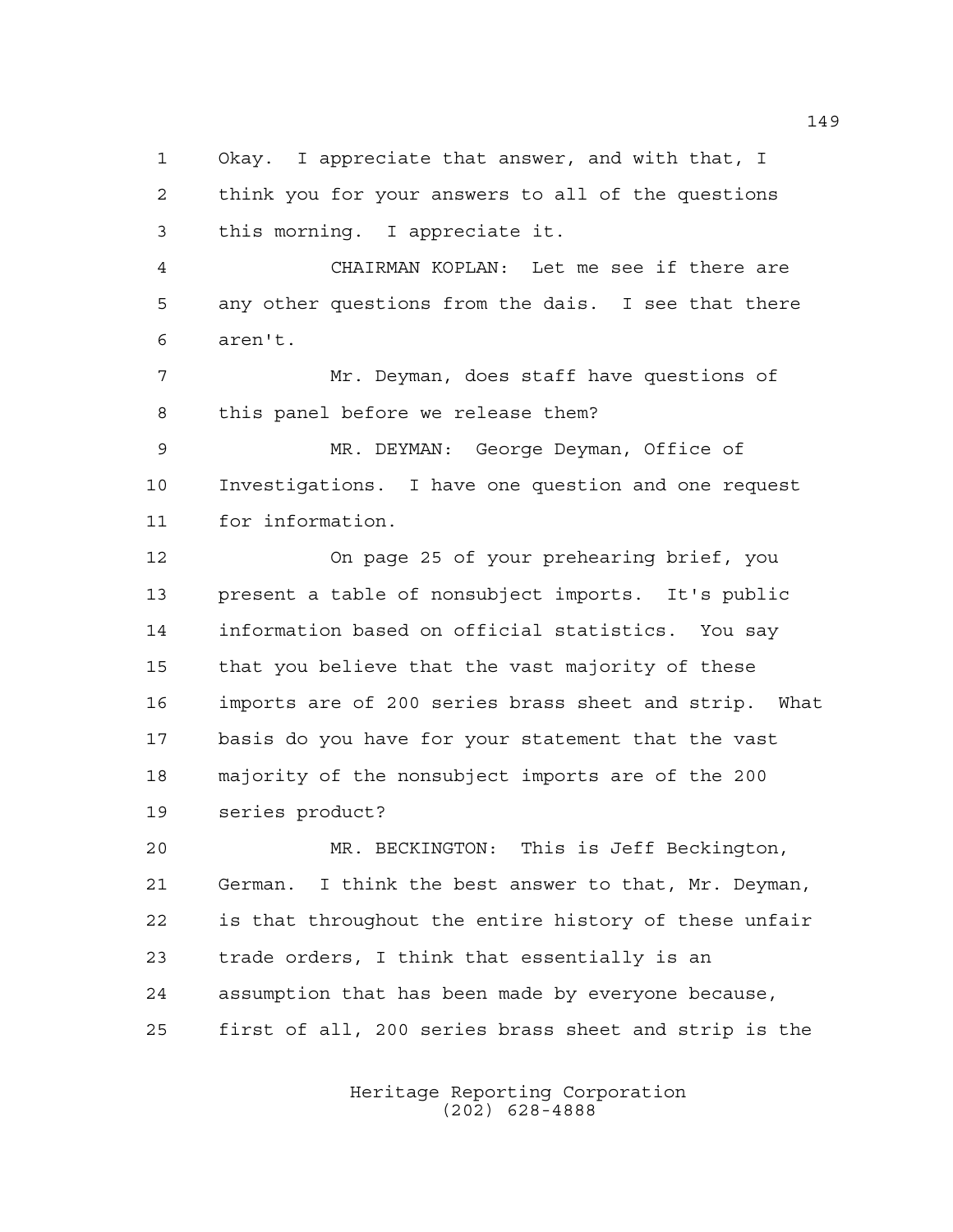Okay. I appreciate that answer, and with that, I think you for your answers to all of the questions this morning. I appreciate it.

CHAIRMAN KOPLAN: Let me see if there are any other questions from the dais. I see that there aren't.

Mr. Deyman, does staff have questions of this panel before we release them?

MR. DEYMAN: George Deyman, Office of Investigations. I have one question and one request for information.

On page 25 of your prehearing brief, you present a table of nonsubject imports. It's public information based on official statistics. You say that you believe that the vast majority of these imports are of 200 series brass sheet and strip. What basis do you have for your statement that the vast majority of the nonsubject imports are of the 200 series product?

MR. BECKINGTON: This is Jeff Beckington, German. I think the best answer to that, Mr. Deyman, is that throughout the entire history of these unfair trade orders, I think that essentially is an assumption that has been made by everyone because, first of all, 200 series brass sheet and strip is the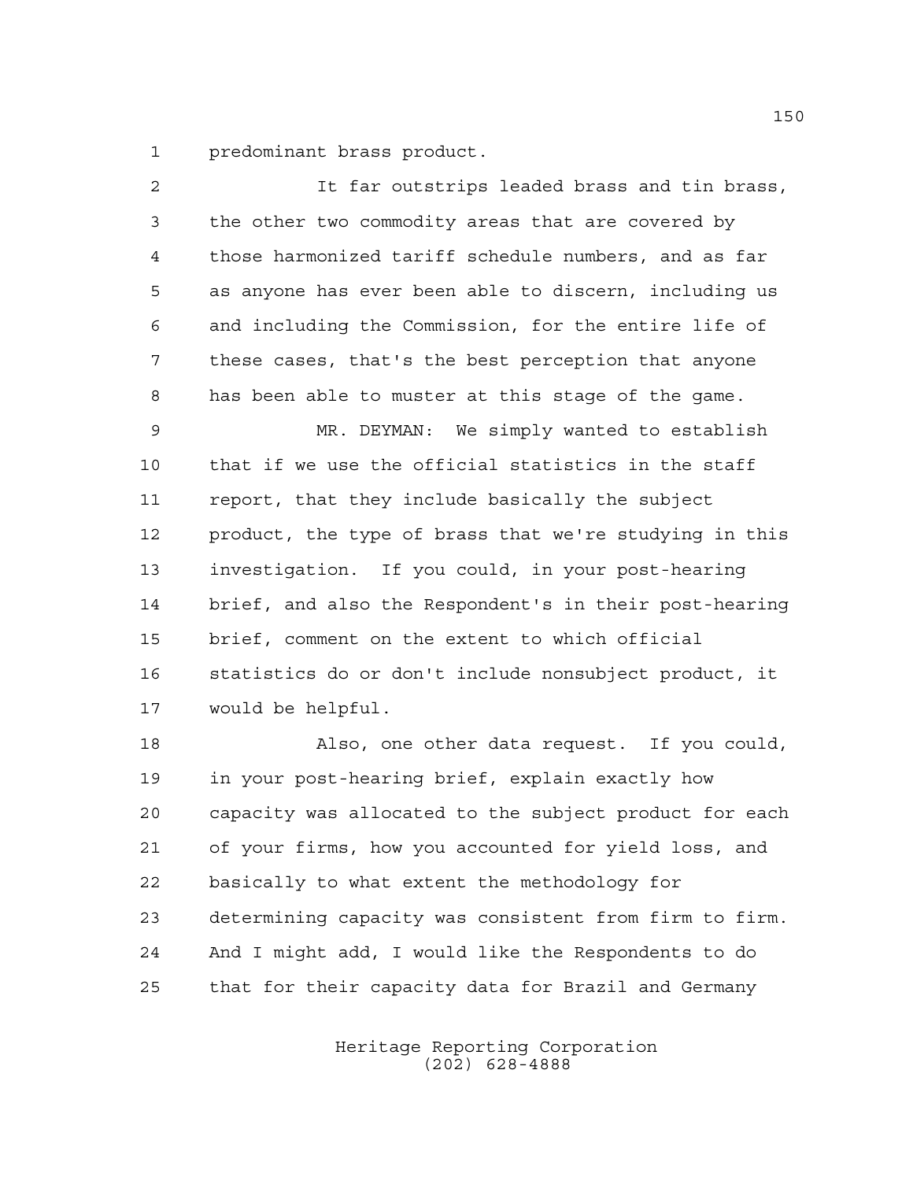predominant brass product.

It far outstrips leaded brass and tin brass, the other two commodity areas that are covered by those harmonized tariff schedule numbers, and as far as anyone has ever been able to discern, including us and including the Commission, for the entire life of these cases, that's the best perception that anyone has been able to muster at this stage of the game.

MR. DEYMAN: We simply wanted to establish that if we use the official statistics in the staff report, that they include basically the subject product, the type of brass that we're studying in this investigation. If you could, in your post-hearing brief, and also the Respondent's in their post-hearing brief, comment on the extent to which official statistics do or don't include nonsubject product, it would be helpful.

Also, one other data request. If you could, in your post-hearing brief, explain exactly how capacity was allocated to the subject product for each of your firms, how you accounted for yield loss, and basically to what extent the methodology for determining capacity was consistent from firm to firm. And I might add, I would like the Respondents to do that for their capacity data for Brazil and Germany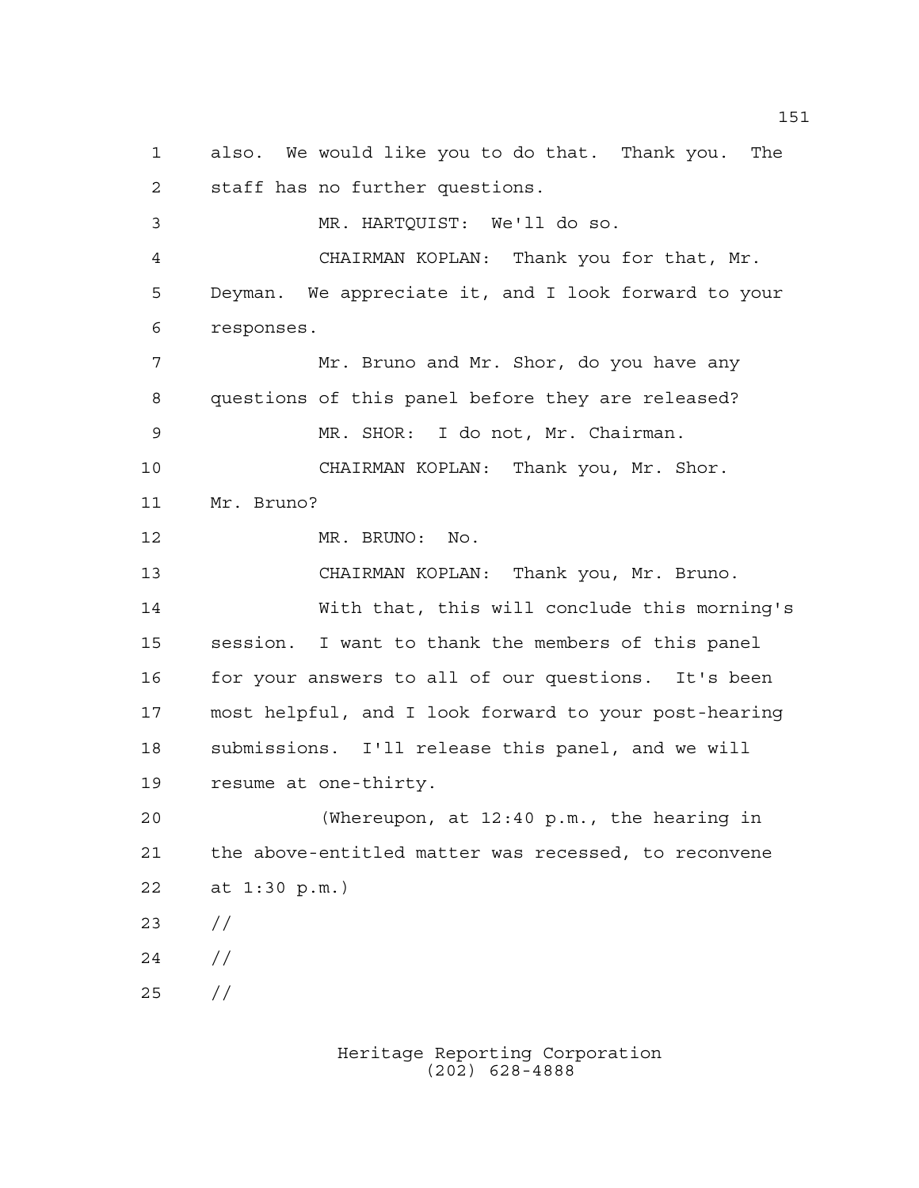also. We would like you to do that. Thank you. The staff has no further questions.

MR. HARTQUIST: We'll do so.

CHAIRMAN KOPLAN: Thank you for that, Mr. Deyman. We appreciate it, and I look forward to your responses.

Mr. Bruno and Mr. Shor, do you have any questions of this panel before they are released?

MR. SHOR: I do not, Mr. Chairman.

CHAIRMAN KOPLAN: Thank you, Mr. Shor. Mr. Bruno?

MR. BRUNO: No.

CHAIRMAN KOPLAN: Thank you, Mr. Bruno.

With that, this will conclude this morning's session. I want to thank the members of this panel for your answers to all of our questions. It's been most helpful, and I look forward to your post-hearing submissions. I'll release this panel, and we will resume at one-thirty.

(Whereupon, at 12:40 p.m., the hearing in the above-entitled matter was recessed, to reconvene at 1:30 p.m.)

//

//

//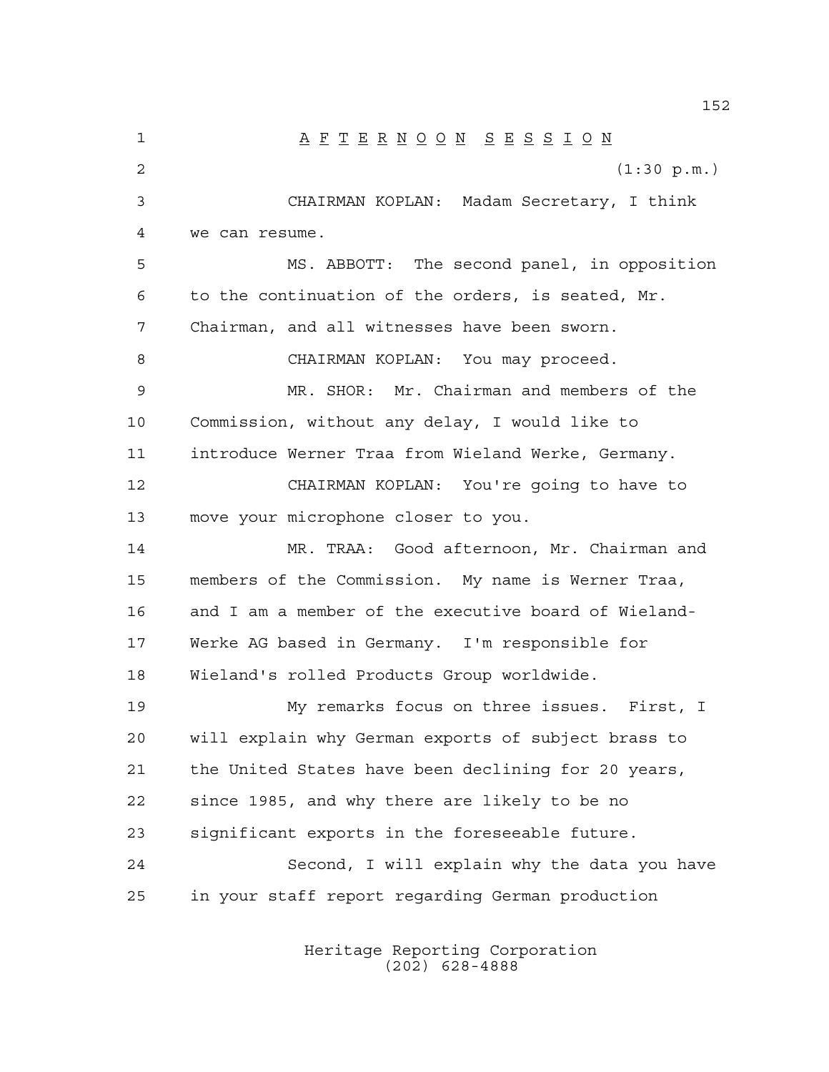A F T E R N O O N   S E S S I O N

(1:30 p.m.)

CHAIRMAN KOPLAN: Madam Secretary, I think we can resume.

MS. ABBOTT: The second panel, in opposition to the continuation of the orders, is seated, Mr. Chairman, and all witnesses have been sworn.

CHAIRMAN KOPLAN: You may proceed.

MR. SHOR: Mr. Chairman and members of the Commission, without any delay, I would like to introduce Werner Traa from Wieland Werke, Germany.

CHAIRMAN KOPLAN: You're going to have to move your microphone closer to you.

MR. TRAA: Good afternoon, Mr. Chairman and members of the Commission. My name is Werner Traa, and I am a member of the executive board of Wieland-Werke AG based in Germany. I'm responsible for Wieland's rolled Products Group worldwide.

My remarks focus on three issues. First, I will explain why German exports of subject brass to the United States have been declining for 20 years, since 1985, and why there are likely to be no significant exports in the foreseeable future.

Second, I will explain why the data you have in your staff report regarding German production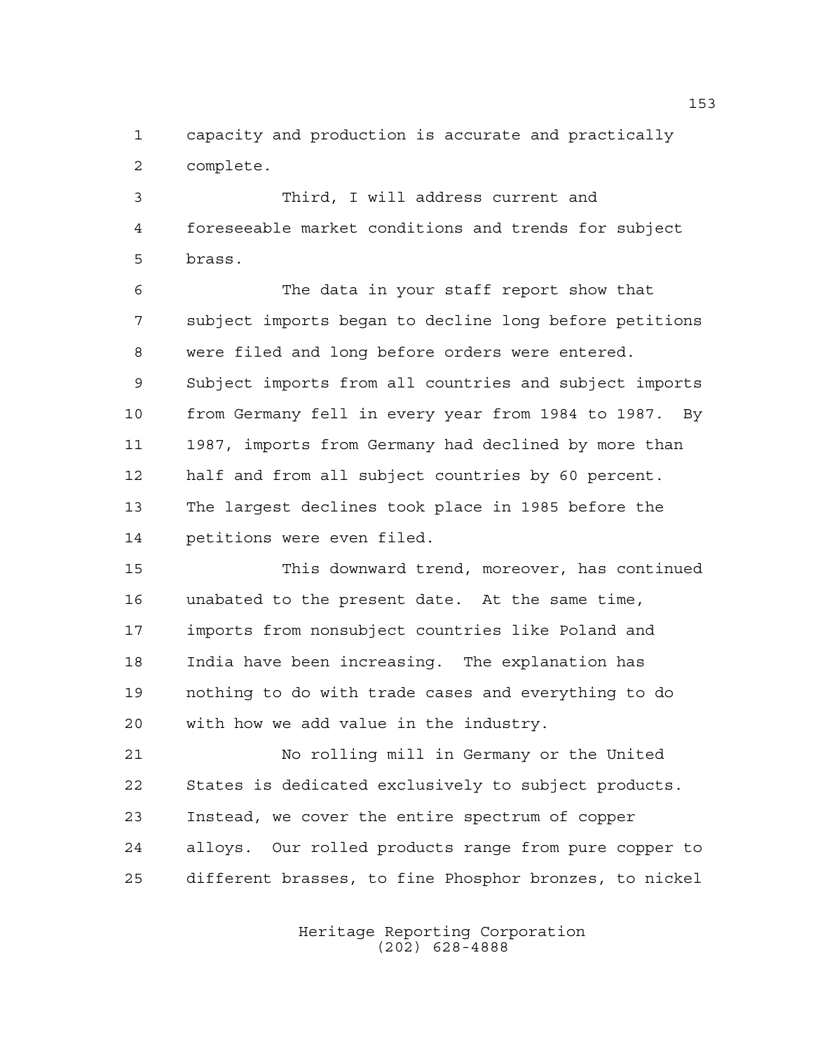capacity and production is accurate and practically complete.

Third, I will address current and foreseeable market conditions and trends for subject brass.

The data in your staff report show that subject imports began to decline long before petitions were filed and long before orders were entered. Subject imports from all countries and subject imports from Germany fell in every year from 1984 to 1987. By 1987, imports from Germany had declined by more than half and from all subject countries by 60 percent. The largest declines took place in 1985 before the petitions were even filed.

This downward trend, moreover, has continued unabated to the present date. At the same time, imports from nonsubject countries like Poland and India have been increasing. The explanation has nothing to do with trade cases and everything to do with how we add value in the industry.

No rolling mill in Germany or the United States is dedicated exclusively to subject products. Instead, we cover the entire spectrum of copper alloys. Our rolled products range from pure copper to different brasses, to fine Phosphor bronzes, to nickel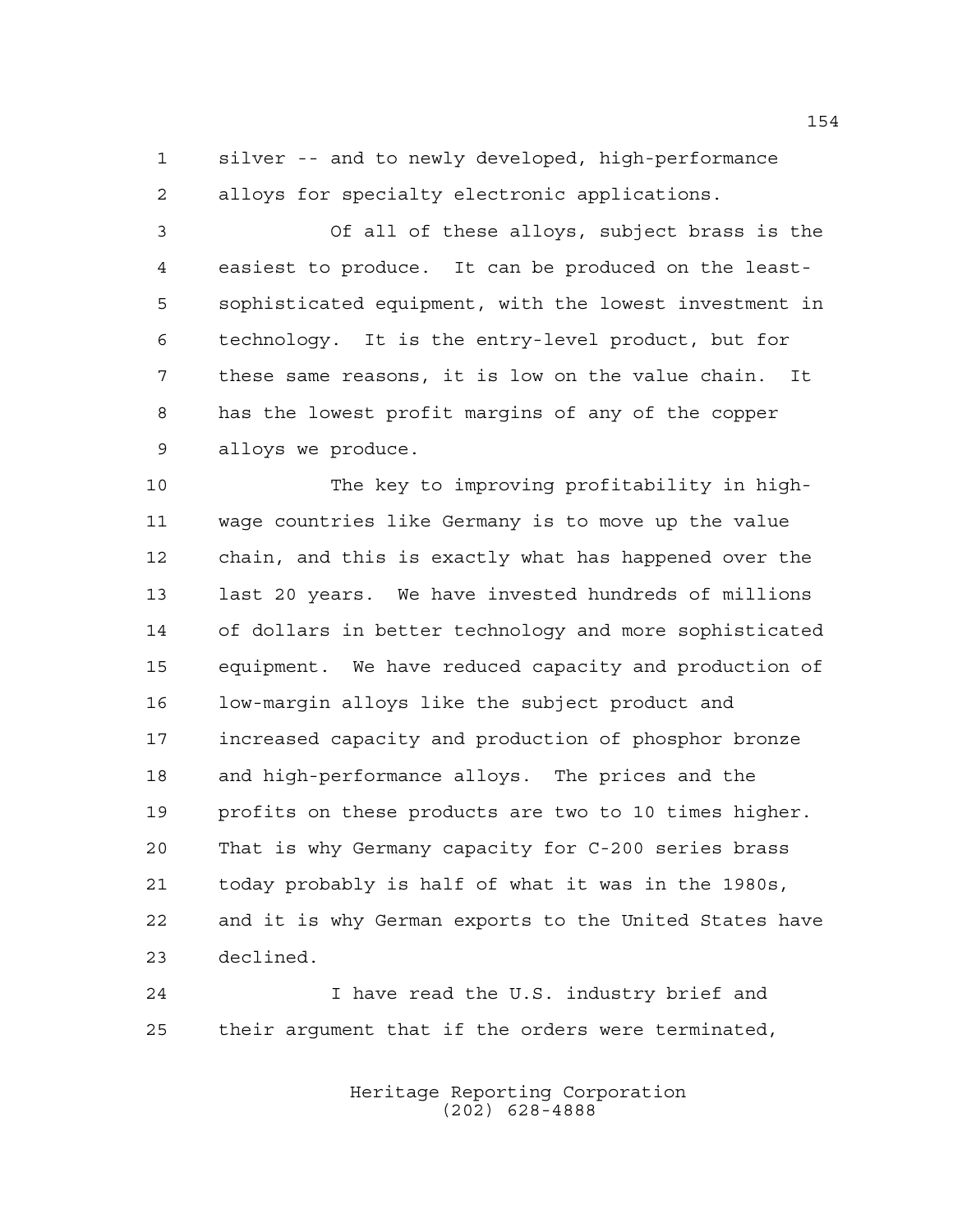silver -- and to newly developed, high-performance alloys for specialty electronic applications.

Of all of these alloys, subject brass is the easiest to produce. It can be produced on the least-sophisticated equipment, with the lowest investment in technology. It is the entry-level product, but for these same reasons, it is low on the value chain. It has the lowest profit margins of any of the copper alloys we produce.

The key to improving profitability in high-wage countries like Germany is to move up the value chain, and this is exactly what has happened over the last 20 years. We have invested hundreds of millions of dollars in better technology and more sophisticated equipment. We have reduced capacity and production of low-margin alloys like the subject product and increased capacity and production of phosphor bronze and high-performance alloys. The prices and the profits on these products are two to 10 times higher. That is why Germany capacity for C-200 series brass today probably is half of what it was in the 1980s, and it is why German exports to the United States have declined.

I have read the U.S. industry brief and their argument that if the orders were terminated,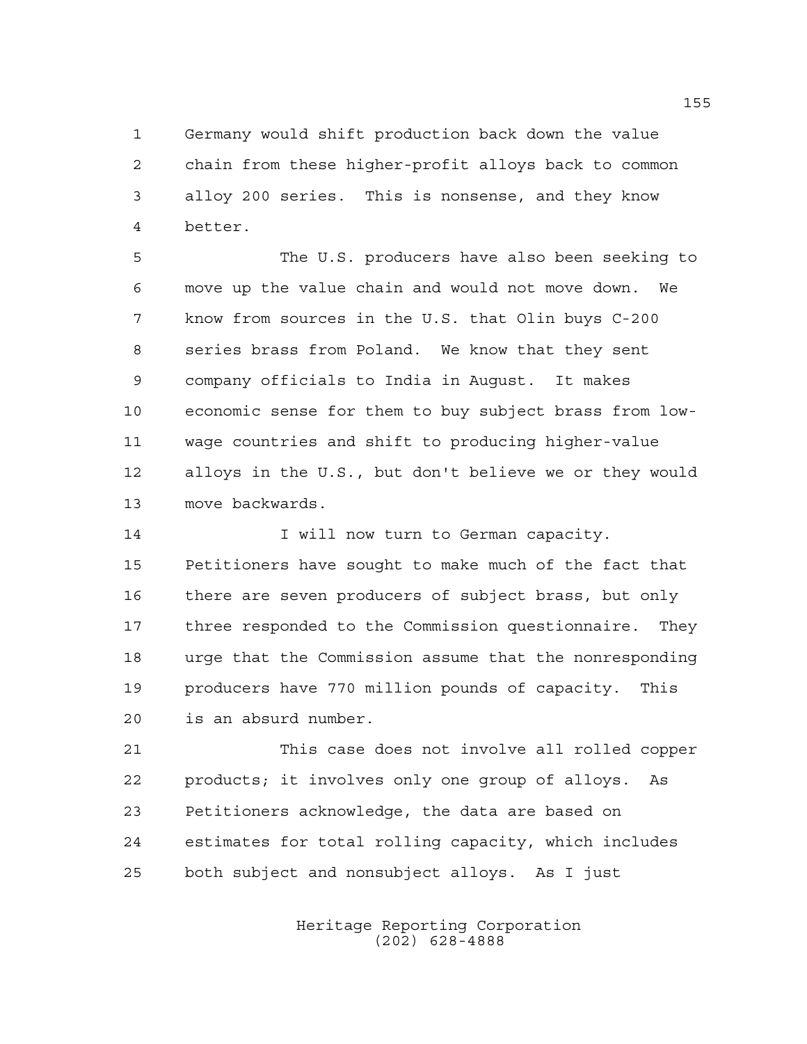Germany would shift production back down the value chain from these higher-profit alloys back to common alloy 200 series. This is nonsense, and they know better.

The U.S. producers have also been seeking to move up the value chain and would not move down. We know from sources in the U.S. that Olin buys C-200 series brass from Poland. We know that they sent company officials to India in August. It makes economic sense for them to buy subject brass from low-wage countries and shift to producing higher-value alloys in the U.S., but don't believe we or they would move backwards.

I will now turn to German capacity. Petitioners have sought to make much of the fact that there are seven producers of subject brass, but only three responded to the Commission questionnaire. They urge that the Commission assume that the nonresponding producers have 770 million pounds of capacity. This is an absurd number.

This case does not involve all rolled copper products; it involves only one group of alloys. As Petitioners acknowledge, the data are based on estimates for total rolling capacity, which includes both subject and nonsubject alloys. As I just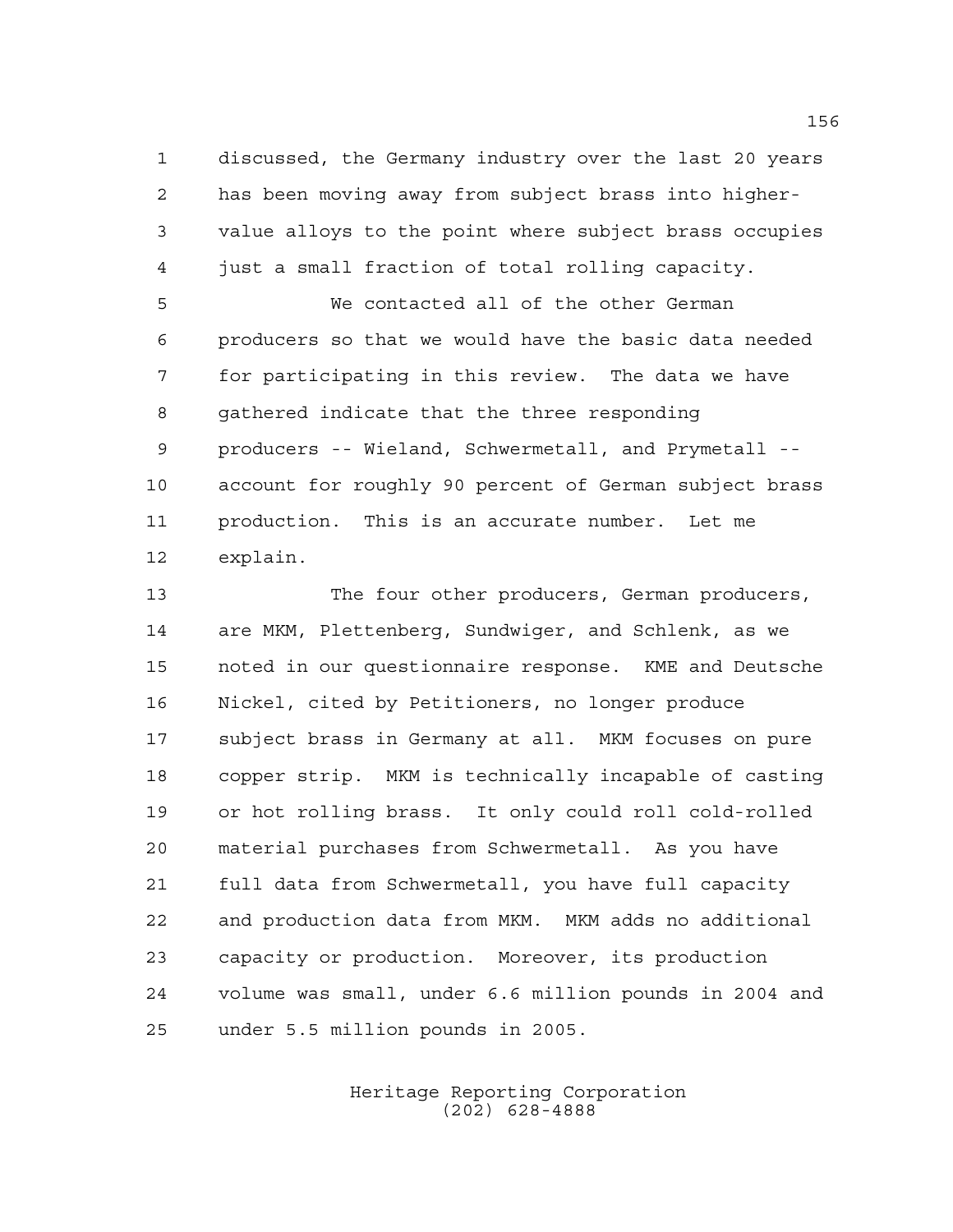discussed, the Germany industry over the last 20 years has been moving away from subject brass into higher-value alloys to the point where subject brass occupies just a small fraction of total rolling capacity.

We contacted all of the other German producers so that we would have the basic data needed for participating in this review. The data we have gathered indicate that the three responding producers -- Wieland, Schwermetall, and Prymetall -- account for roughly 90 percent of German subject brass production. This is an accurate number. Let me explain.

The four other producers, German producers, are MKM, Plettenberg, Sundwiger, and Schlenk, as we noted in our questionnaire response. KME and Deutsche Nickel, cited by Petitioners, no longer produce subject brass in Germany at all. MKM focuses on pure copper strip. MKM is technically incapable of casting or hot rolling brass. It only could roll cold-rolled material purchases from Schwermetall. As you have full data from Schwermetall, you have full capacity and production data from MKM. MKM adds no additional capacity or production. Moreover, its production volume was small, under 6.6 million pounds in 2004 and under 5.5 million pounds in 2005.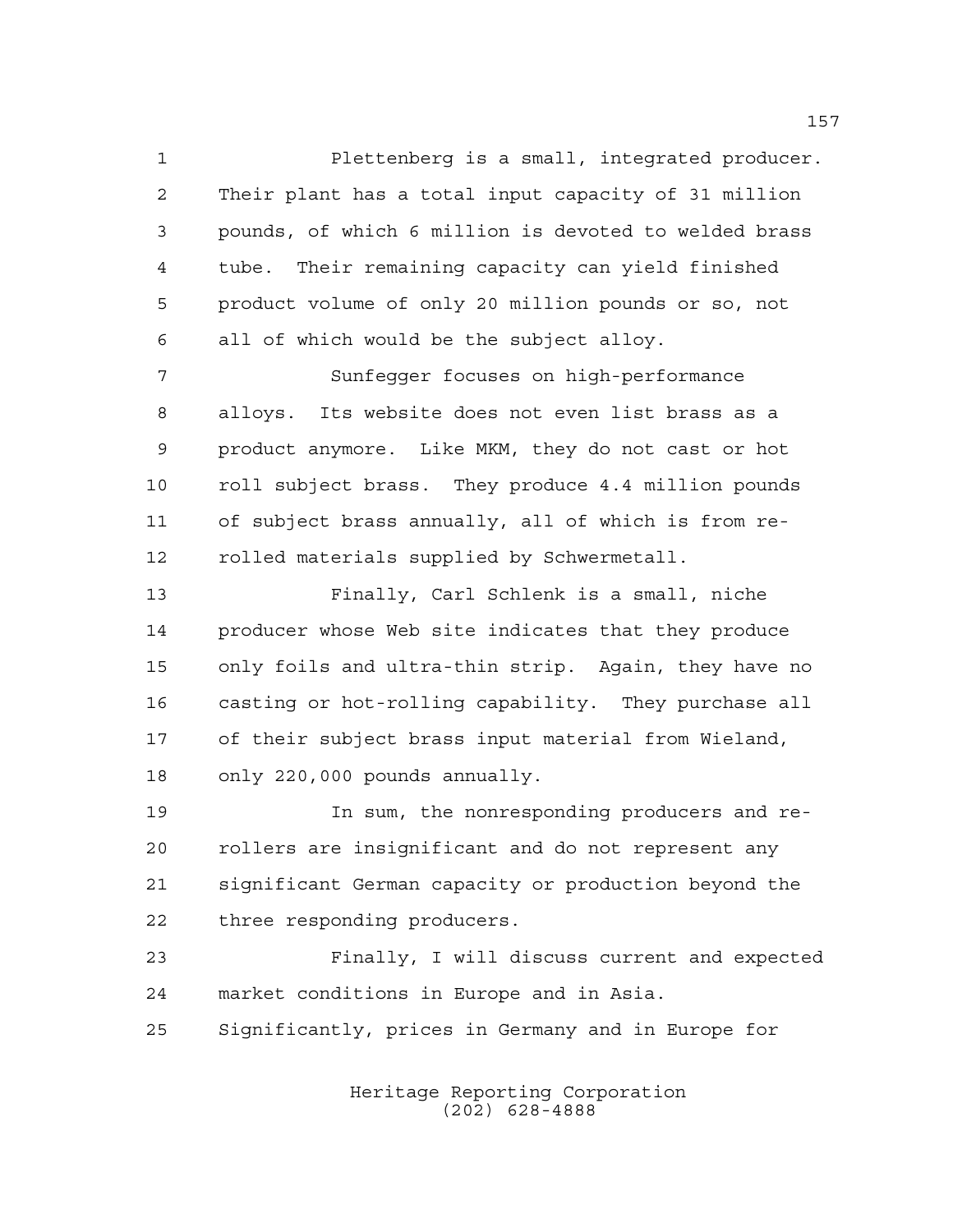Plettenberg is a small, integrated producer. Their plant has a total input capacity of 31 million pounds, of which 6 million is devoted to welded brass tube. Their remaining capacity can yield finished product volume of only 20 million pounds or so, not all of which would be the subject alloy.

Sunfegger focuses on high-performance alloys. Its website does not even list brass as a product anymore. Like MKM, they do not cast or hot roll subject brass. They produce 4.4 million pounds of subject brass annually, all of which is from re-rolled materials supplied by Schwermetall.

Finally, Carl Schlenk is a small, niche producer whose Web site indicates that they produce only foils and ultra-thin strip. Again, they have no casting or hot-rolling capability. They purchase all of their subject brass input material from Wieland, only 220,000 pounds annually.

In sum, the nonresponding producers and re-rollers are insignificant and do not represent any significant German capacity or production beyond the three responding producers.

Finally, I will discuss current and expected market conditions in Europe and in Asia. Significantly, prices in Germany and in Europe for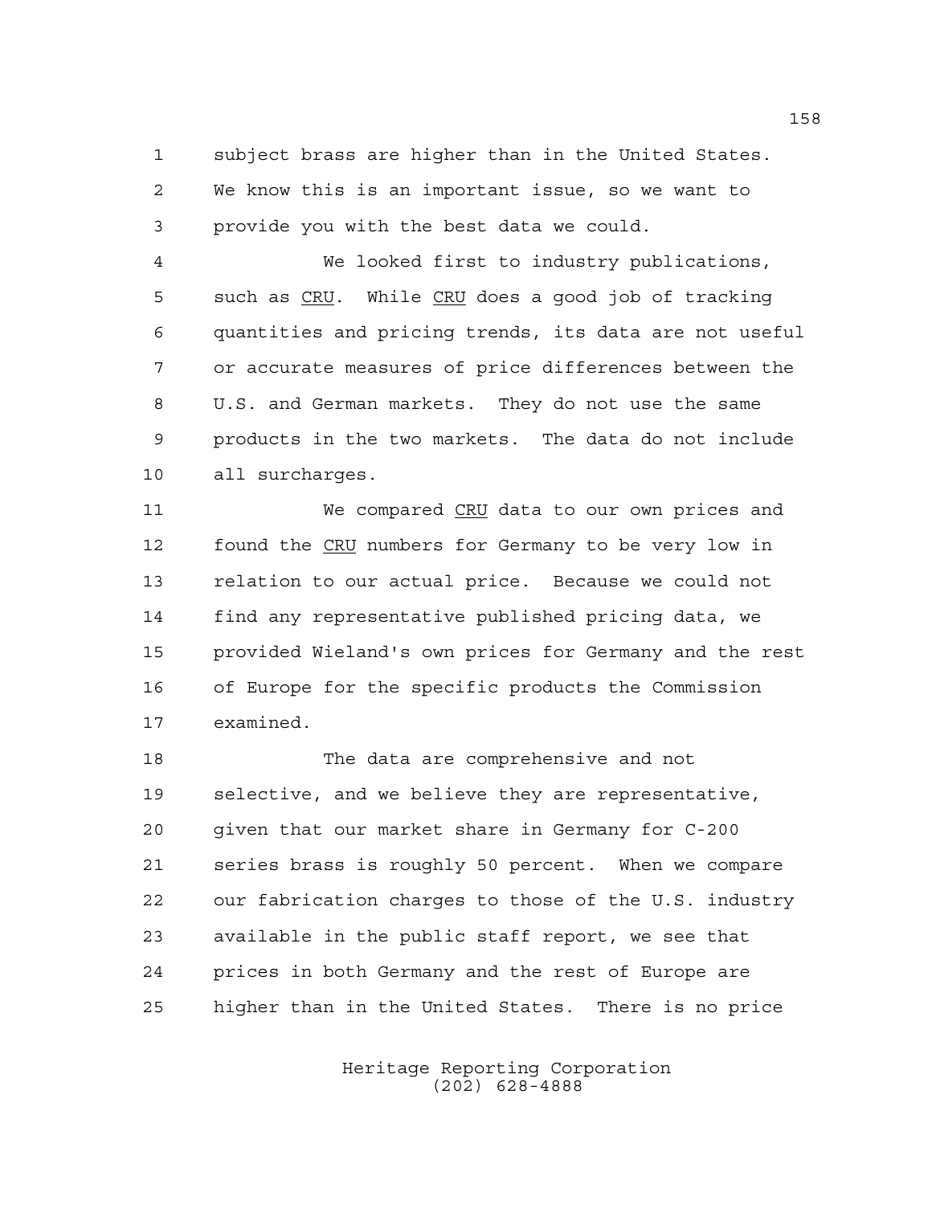subject brass are higher than in the United States. We know this is an important issue, so we want to provide you with the best data we could.

We looked first to industry publications, such as CRU. While CRU does a good job of tracking quantities and pricing trends, its data are not useful or accurate measures of price differences between the U.S. and German markets. They do not use the same products in the two markets. The data do not include all surcharges.

We compared CRU data to our own prices and found the CRU numbers for Germany to be very low in relation to our actual price. Because we could not find any representative published pricing data, we provided Wieland's own prices for Germany and the rest of Europe for the specific products the Commission examined.

The data are comprehensive and not selective, and we believe they are representative, given that our market share in Germany for C-200 series brass is roughly 50 percent. When we compare our fabrication charges to those of the U.S. industry available in the public staff report, we see that prices in both Germany and the rest of Europe are higher than in the United States. There is no price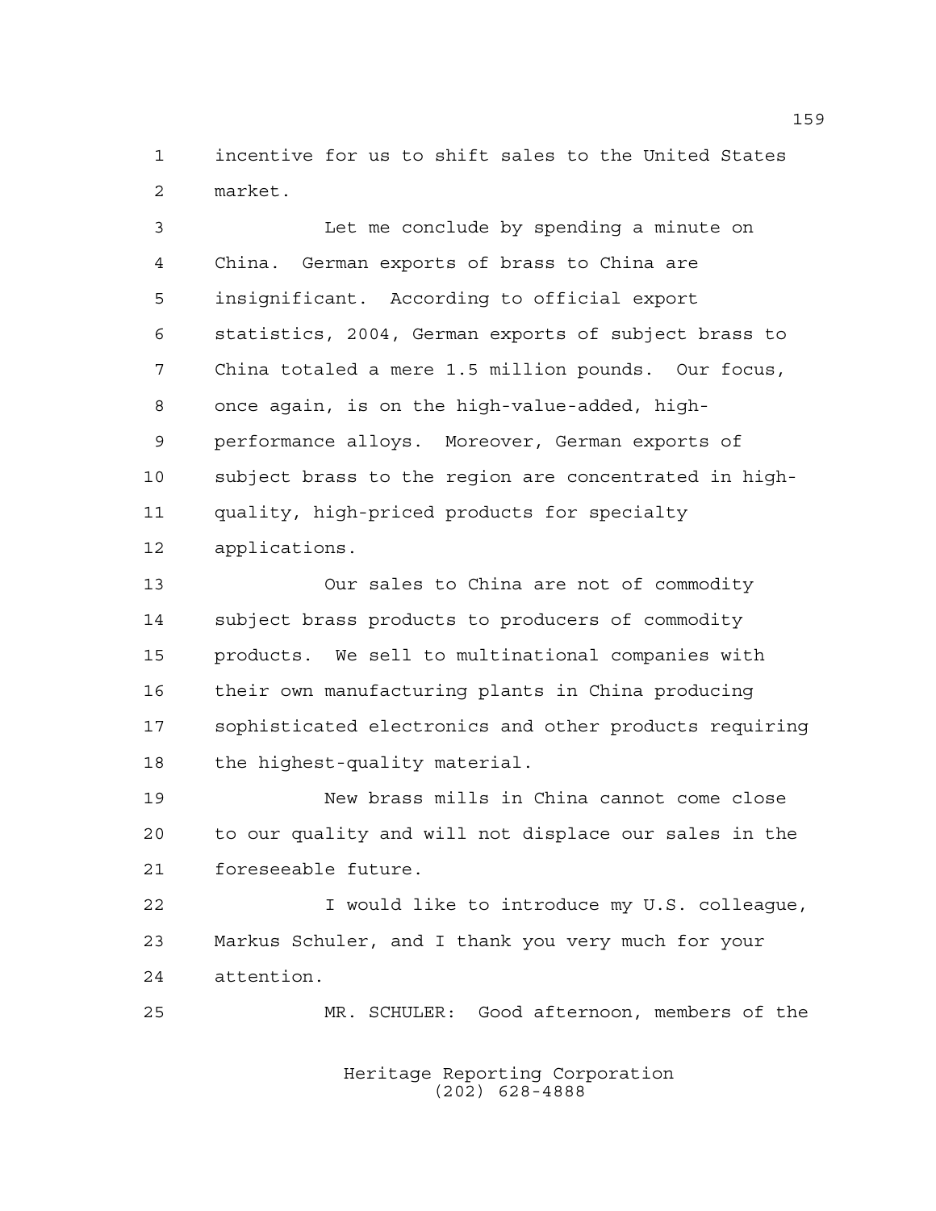incentive for us to shift sales to the United States market.

Let me conclude by spending a minute on China. German exports of brass to China are insignificant. According to official export statistics, 2004, German exports of subject brass to China totaled a mere 1.5 million pounds. Our focus, once again, is on the high-value-added, high-performance alloys. Moreover, German exports of subject brass to the region are concentrated in high-quality, high-priced products for specialty applications.

Our sales to China are not of commodity subject brass products to producers of commodity products. We sell to multinational companies with their own manufacturing plants in China producing sophisticated electronics and other products requiring the highest-quality material.

New brass mills in China cannot come close to our quality and will not displace our sales in the foreseeable future.

I would like to introduce my U.S. colleague, Markus Schuler, and I thank you very much for your attention.

MR. SCHULER: Good afternoon, members of the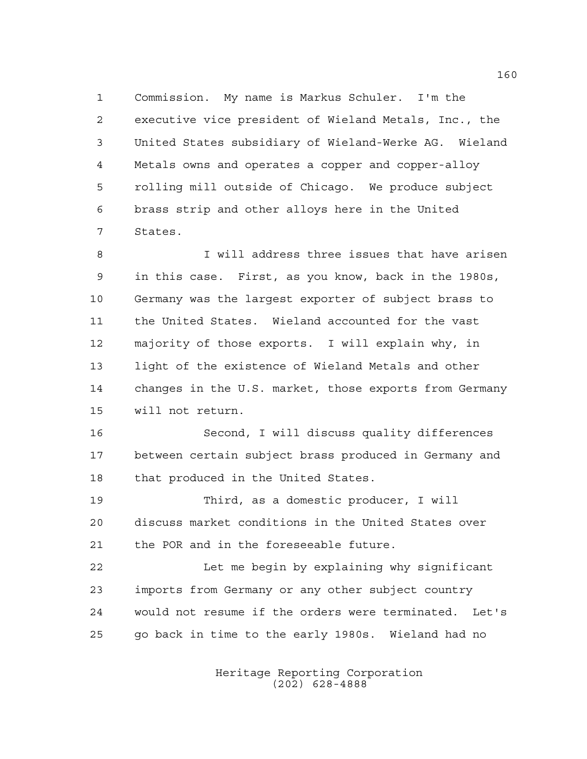Commission. My name is Markus Schuler. I'm the executive vice president of Wieland Metals, Inc., the United States subsidiary of Wieland-Werke AG. Wieland Metals owns and operates a copper and copper-alloy rolling mill outside of Chicago. We produce subject brass strip and other alloys here in the United States.

I will address three issues that have arisen in this case. First, as you know, back in the 1980s, Germany was the largest exporter of subject brass to the United States. Wieland accounted for the vast majority of those exports. I will explain why, in light of the existence of Wieland Metals and other changes in the U.S. market, those exports from Germany will not return.

Second, I will discuss quality differences between certain subject brass produced in Germany and that produced in the United States.

Third, as a domestic producer, I will discuss market conditions in the United States over the POR and in the foreseeable future.

Let me begin by explaining why significant imports from Germany or any other subject country would not resume if the orders were terminated. Let's go back in time to the early 1980s. Wieland had no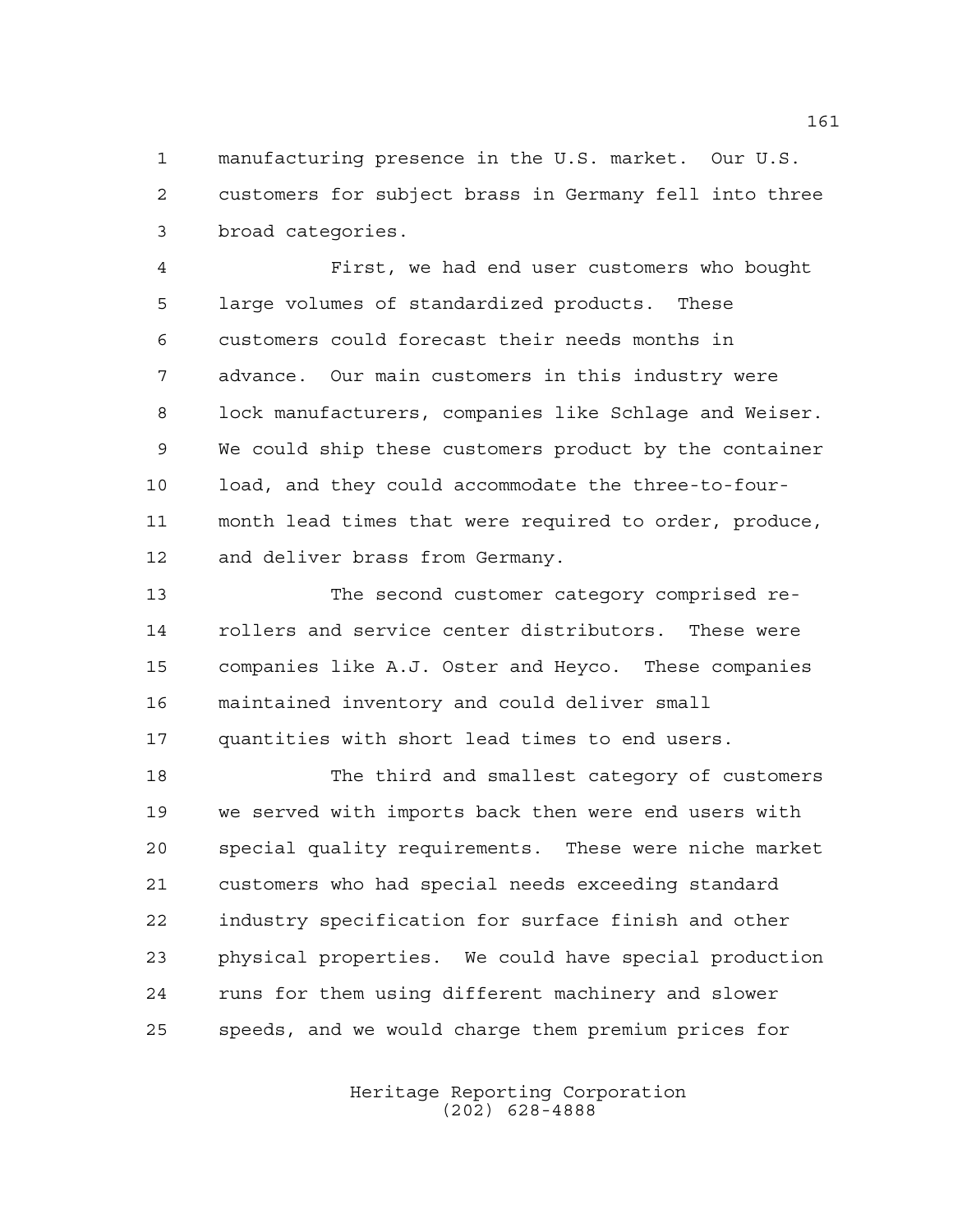manufacturing presence in the U.S. market. Our U.S. customers for subject brass in Germany fell into three broad categories.

First, we had end user customers who bought large volumes of standardized products. These customers could forecast their needs months in advance. Our main customers in this industry were lock manufacturers, companies like Schlage and Weiser. We could ship these customers product by the container load, and they could accommodate the three-to-four-month lead times that were required to order, produce, and deliver brass from Germany.

The second customer category comprised re-rollers and service center distributors. These were companies like A.J. Oster and Heyco. These companies maintained inventory and could deliver small quantities with short lead times to end users.

The third and smallest category of customers we served with imports back then were end users with special quality requirements. These were niche market customers who had special needs exceeding standard industry specification for surface finish and other physical properties. We could have special production runs for them using different machinery and slower speeds, and we would charge them premium prices for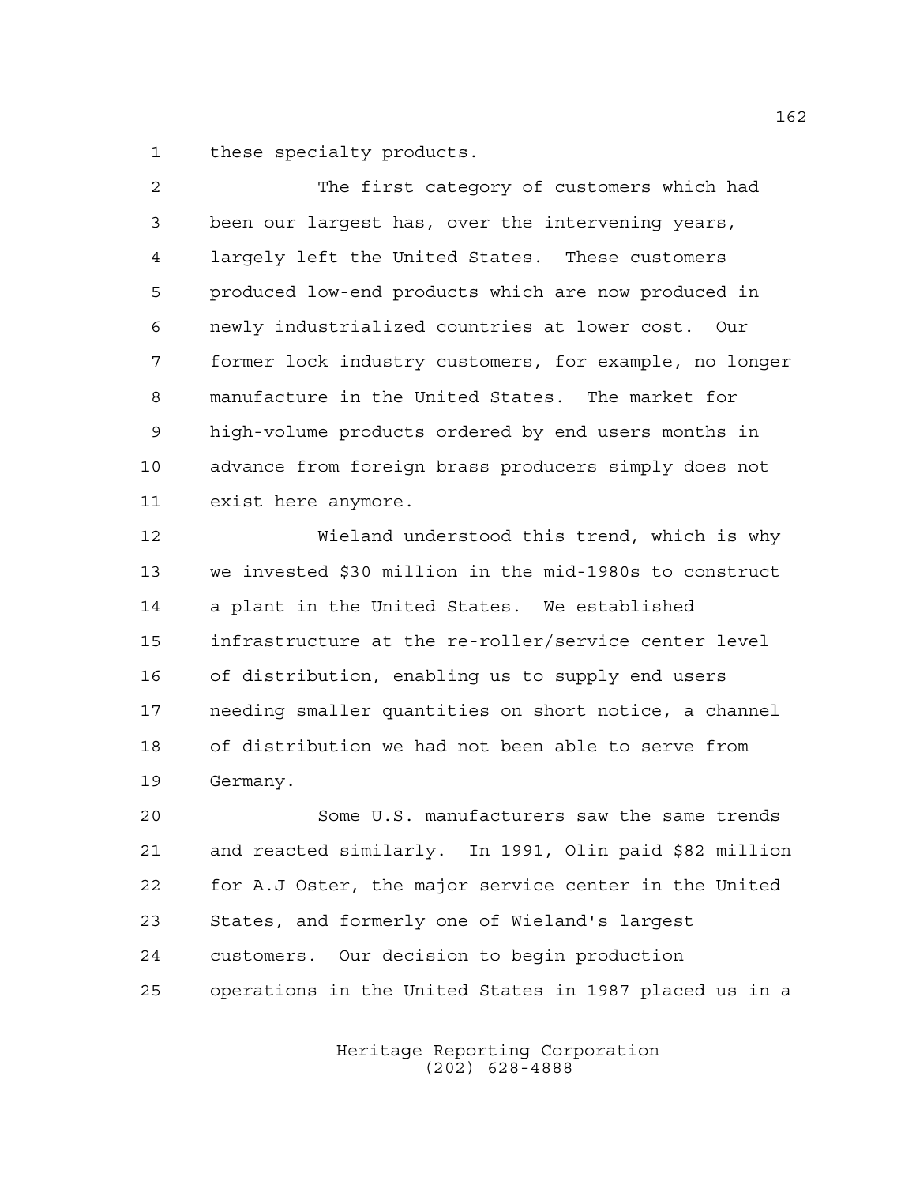these specialty products.

The first category of customers which had been our largest has, over the intervening years, largely left the United States. These customers produced low-end products which are now produced in newly industrialized countries at lower cost. Our former lock industry customers, for example, no longer manufacture in the United States. The market for high-volume products ordered by end users months in advance from foreign brass producers simply does not exist here anymore.

Wieland understood this trend, which is why we invested $30 million in the mid-1980s to construct a plant in the United States. We established infrastructure at the re-roller/service center level of distribution, enabling us to supply end users needing smaller quantities on short notice, a channel of distribution we had not been able to serve from Germany.

Some U.S. manufacturers saw the same trends and reacted similarly. In 1991, Olin paid $82 million for A.J Oster, the major service center in the United States, and formerly one of Wieland's largest customers. Our decision to begin production operations in the United States in 1987 placed us in a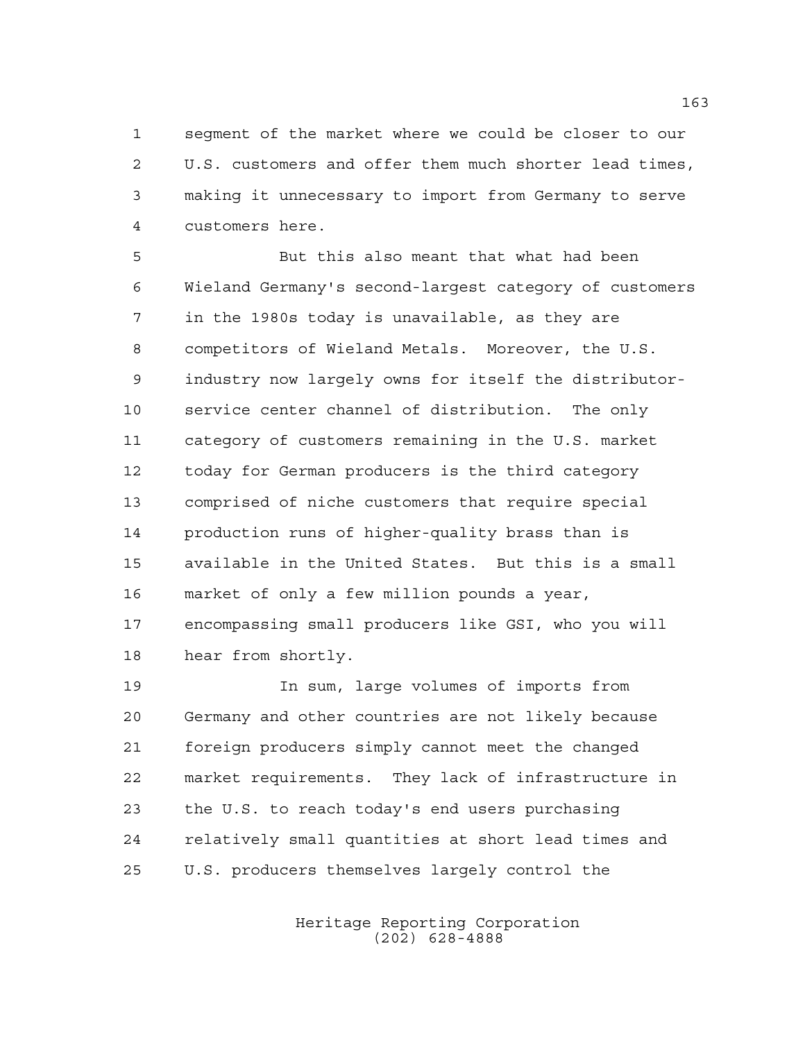segment of the market where we could be closer to our U.S. customers and offer them much shorter lead times, making it unnecessary to import from Germany to serve customers here.

But this also meant that what had been Wieland Germany's second-largest category of customers in the 1980s today is unavailable, as they are competitors of Wieland Metals. Moreover, the U.S. industry now largely owns for itself the distributor-service center channel of distribution. The only category of customers remaining in the U.S. market today for German producers is the third category comprised of niche customers that require special production runs of higher-quality brass than is available in the United States. But this is a small market of only a few million pounds a year, encompassing small producers like GSI, who you will hear from shortly.

In sum, large volumes of imports from Germany and other countries are not likely because foreign producers simply cannot meet the changed market requirements. They lack of infrastructure in the U.S. to reach today's end users purchasing relatively small quantities at short lead times and U.S. producers themselves largely control the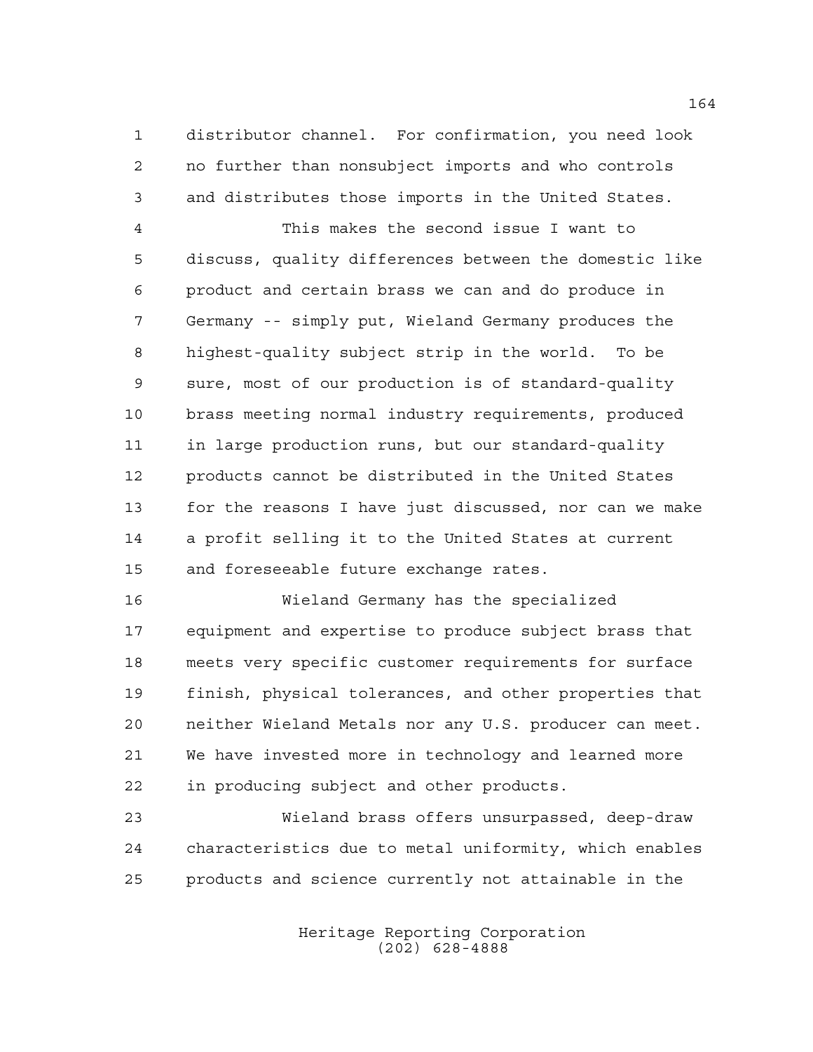distributor channel. For confirmation, you need look no further than nonsubject imports and who controls and distributes those imports in the United States.

This makes the second issue I want to discuss, quality differences between the domestic like product and certain brass we can and do produce in Germany -- simply put, Wieland Germany produces the highest-quality subject strip in the world. To be sure, most of our production is of standard-quality brass meeting normal industry requirements, produced in large production runs, but our standard-quality products cannot be distributed in the United States for the reasons I have just discussed, nor can we make a profit selling it to the United States at current and foreseeable future exchange rates.

Wieland Germany has the specialized equipment and expertise to produce subject brass that meets very specific customer requirements for surface finish, physical tolerances, and other properties that neither Wieland Metals nor any U.S. producer can meet. We have invested more in technology and learned more in producing subject and other products.

Wieland brass offers unsurpassed, deep-draw characteristics due to metal uniformity, which enables products and science currently not attainable in the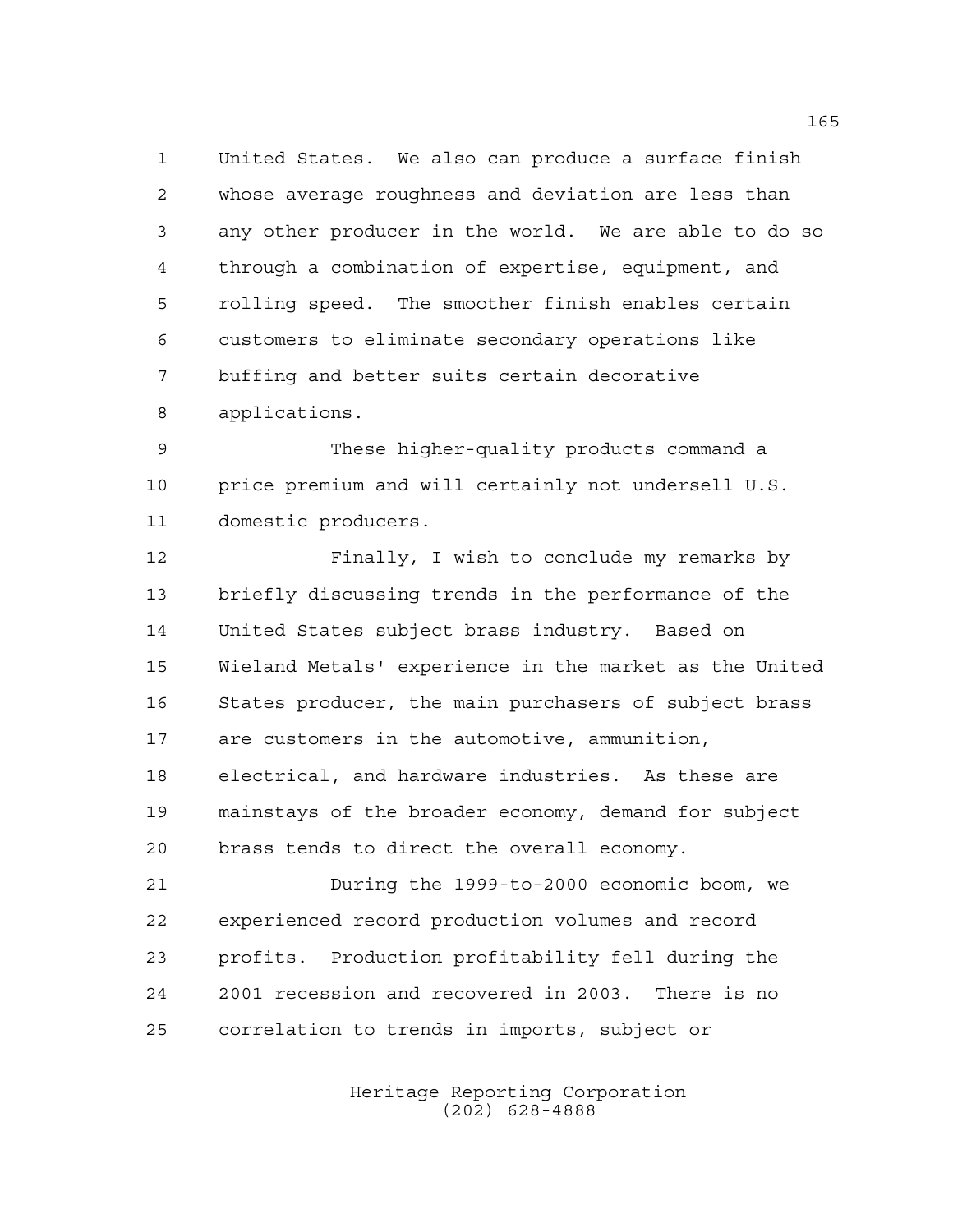United States. We also can produce a surface finish whose average roughness and deviation are less than any other producer in the world. We are able to do so through a combination of expertise, equipment, and rolling speed. The smoother finish enables certain customers to eliminate secondary operations like buffing and better suits certain decorative applications.

These higher-quality products command a price premium and will certainly not undersell U.S. domestic producers.

Finally, I wish to conclude my remarks by briefly discussing trends in the performance of the United States subject brass industry. Based on Wieland Metals' experience in the market as the United States producer, the main purchasers of subject brass are customers in the automotive, ammunition, electrical, and hardware industries. As these are mainstays of the broader economy, demand for subject brass tends to direct the overall economy.

During the 1999-to-2000 economic boom, we experienced record production volumes and record profits. Production profitability fell during the 2001 recession and recovered in 2003. There is no correlation to trends in imports, subject or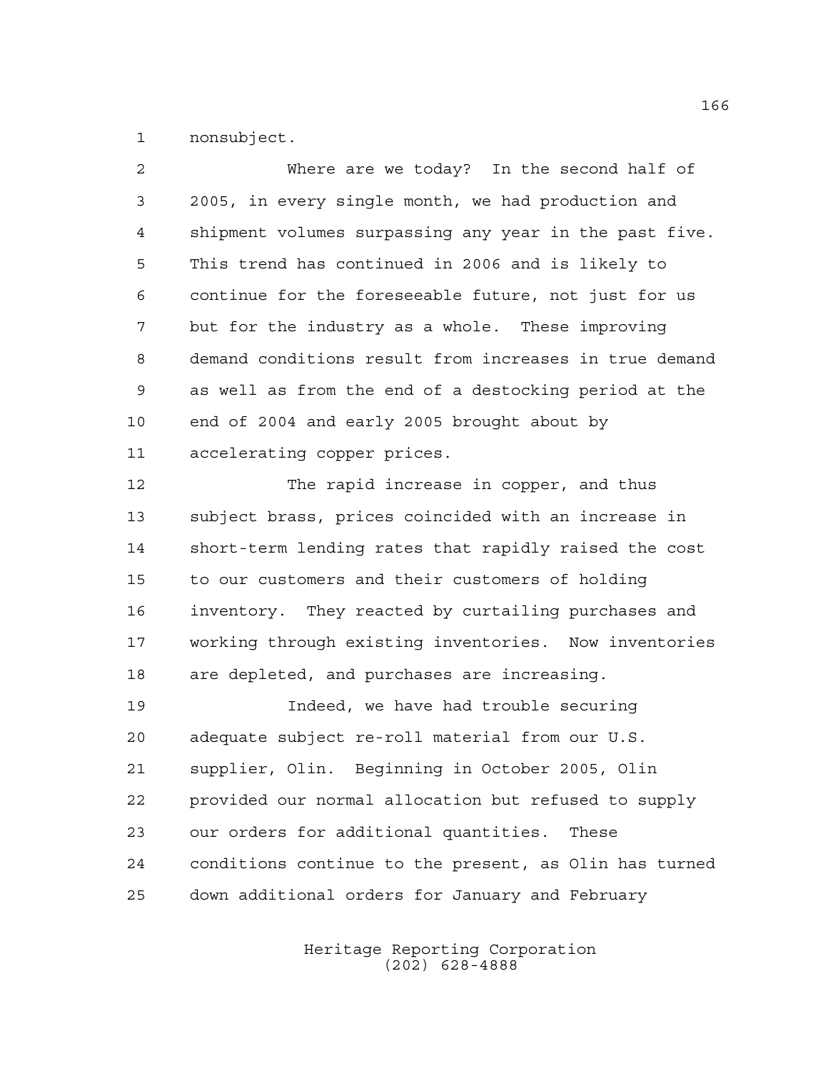nonsubject.

Where are we today? In the second half of 2005, in every single month, we had production and shipment volumes surpassing any year in the past five. This trend has continued in 2006 and is likely to continue for the foreseeable future, not just for us but for the industry as a whole. These improving demand conditions result from increases in true demand as well as from the end of a destocking period at the end of 2004 and early 2005 brought about by accelerating copper prices.

The rapid increase in copper, and thus subject brass, prices coincided with an increase in short-term lending rates that rapidly raised the cost to our customers and their customers of holding inventory. They reacted by curtailing purchases and working through existing inventories. Now inventories are depleted, and purchases are increasing.

Indeed, we have had trouble securing adequate subject re-roll material from our U.S. supplier, Olin. Beginning in October 2005, Olin provided our normal allocation but refused to supply our orders for additional quantities. These conditions continue to the present, as Olin has turned down additional orders for January and February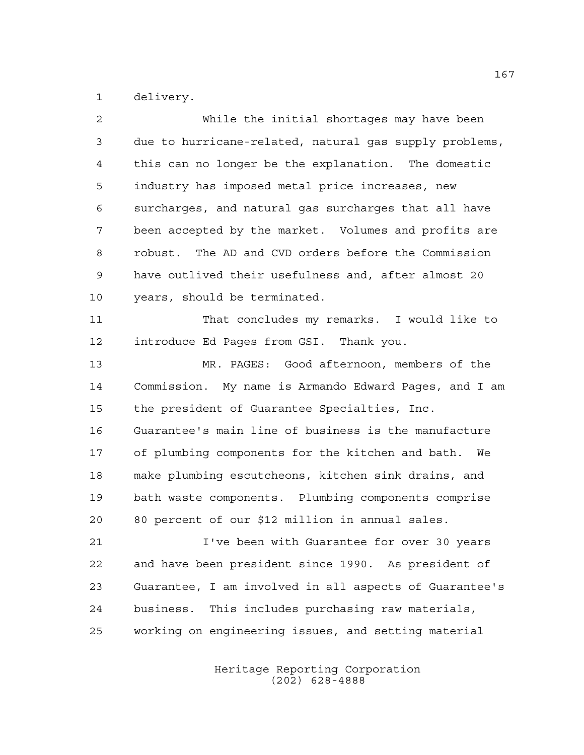delivery.

While the initial shortages may have been due to hurricane-related, natural gas supply problems, this can no longer be the explanation. The domestic industry has imposed metal price increases, new surcharges, and natural gas surcharges that all have been accepted by the market. Volumes and profits are robust. The AD and CVD orders before the Commission have outlived their usefulness and, after almost 20 years, should be terminated.

That concludes my remarks. I would like to introduce Ed Pages from GSI. Thank you.

MR. PAGES: Good afternoon, members of the Commission. My name is Armando Edward Pages, and I am the president of Guarantee Specialties, Inc. Guarantee's main line of business is the manufacture of plumbing components for the kitchen and bath. We make plumbing escutcheons, kitchen sink drains, and bath waste components. Plumbing components comprise 80 percent of our $12 million in annual sales.

I've been with Guarantee for over 30 years and have been president since 1990. As president of Guarantee, I am involved in all aspects of Guarantee's business. This includes purchasing raw materials, working on engineering issues, and setting material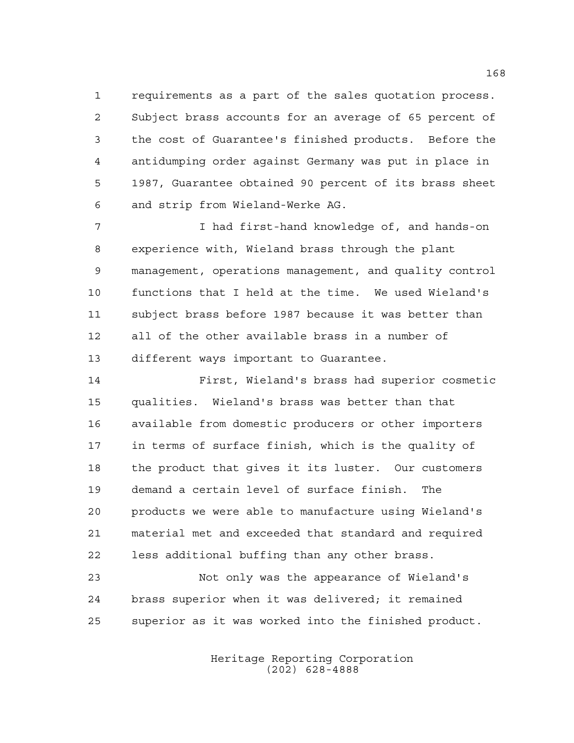requirements as a part of the sales quotation process. Subject brass accounts for an average of 65 percent of the cost of Guarantee's finished products. Before the antidumping order against Germany was put in place in 1987, Guarantee obtained 90 percent of its brass sheet and strip from Wieland-Werke AG.

I had first-hand knowledge of, and hands-on experience with, Wieland brass through the plant management, operations management, and quality control functions that I held at the time. We used Wieland's subject brass before 1987 because it was better than all of the other available brass in a number of different ways important to Guarantee.

First, Wieland's brass had superior cosmetic qualities. Wieland's brass was better than that available from domestic producers or other importers in terms of surface finish, which is the quality of the product that gives it its luster. Our customers demand a certain level of surface finish. The products we were able to manufacture using Wieland's material met and exceeded that standard and required less additional buffing than any other brass.

Not only was the appearance of Wieland's brass superior when it was delivered; it remained superior as it was worked into the finished product.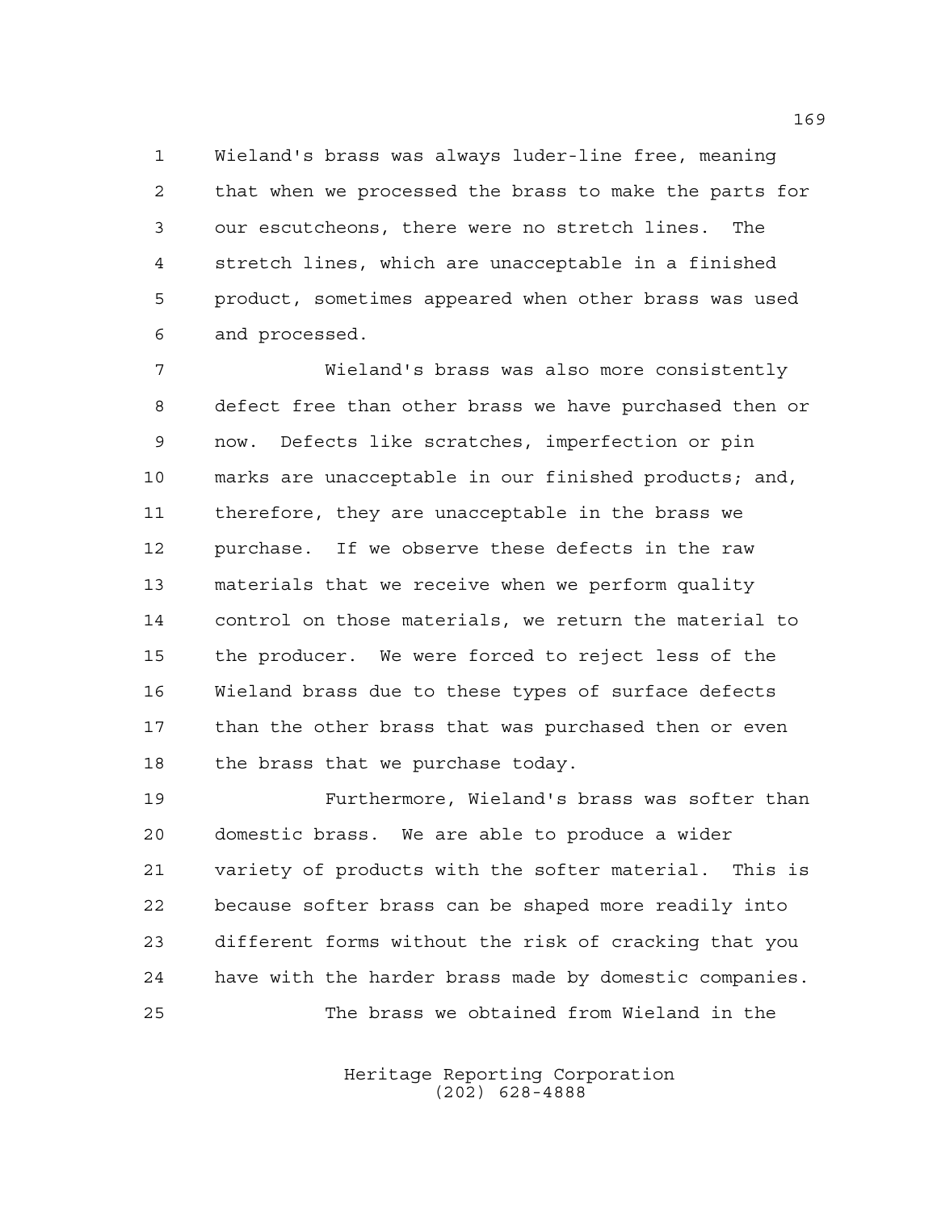Wieland's brass was always luder-line free, meaning that when we processed the brass to make the parts for our escutcheons, there were no stretch lines. The stretch lines, which are unacceptable in a finished product, sometimes appeared when other brass was used and processed.

Wieland's brass was also more consistently defect free than other brass we have purchased then or now. Defects like scratches, imperfection or pin marks are unacceptable in our finished products; and, therefore, they are unacceptable in the brass we purchase. If we observe these defects in the raw materials that we receive when we perform quality control on those materials, we return the material to the producer. We were forced to reject less of the Wieland brass due to these types of surface defects than the other brass that was purchased then or even the brass that we purchase today.

Furthermore, Wieland's brass was softer than domestic brass. We are able to produce a wider variety of products with the softer material. This is because softer brass can be shaped more readily into different forms without the risk of cracking that you have with the harder brass made by domestic companies.

The brass we obtained from Wieland in the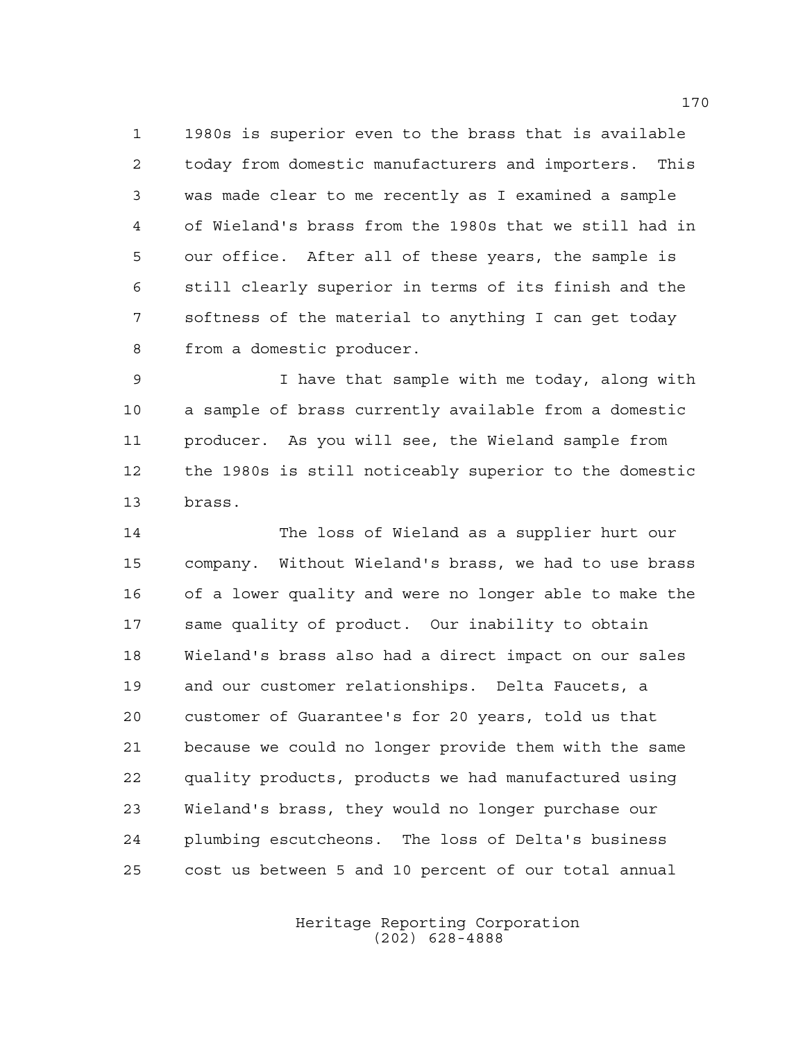1980s is superior even to the brass that is available today from domestic manufacturers and importers. This was made clear to me recently as I examined a sample of Wieland's brass from the 1980s that we still had in our office. After all of these years, the sample is still clearly superior in terms of its finish and the softness of the material to anything I can get today from a domestic producer.

I have that sample with me today, along with a sample of brass currently available from a domestic producer. As you will see, the Wieland sample from the 1980s is still noticeably superior to the domestic brass.

The loss of Wieland as a supplier hurt our company. Without Wieland's brass, we had to use brass of a lower quality and were no longer able to make the same quality of product. Our inability to obtain Wieland's brass also had a direct impact on our sales and our customer relationships. Delta Faucets, a customer of Guarantee's for 20 years, told us that because we could no longer provide them with the same quality products, products we had manufactured using Wieland's brass, they would no longer purchase our plumbing escutcheons. The loss of Delta's business cost us between 5 and 10 percent of our total annual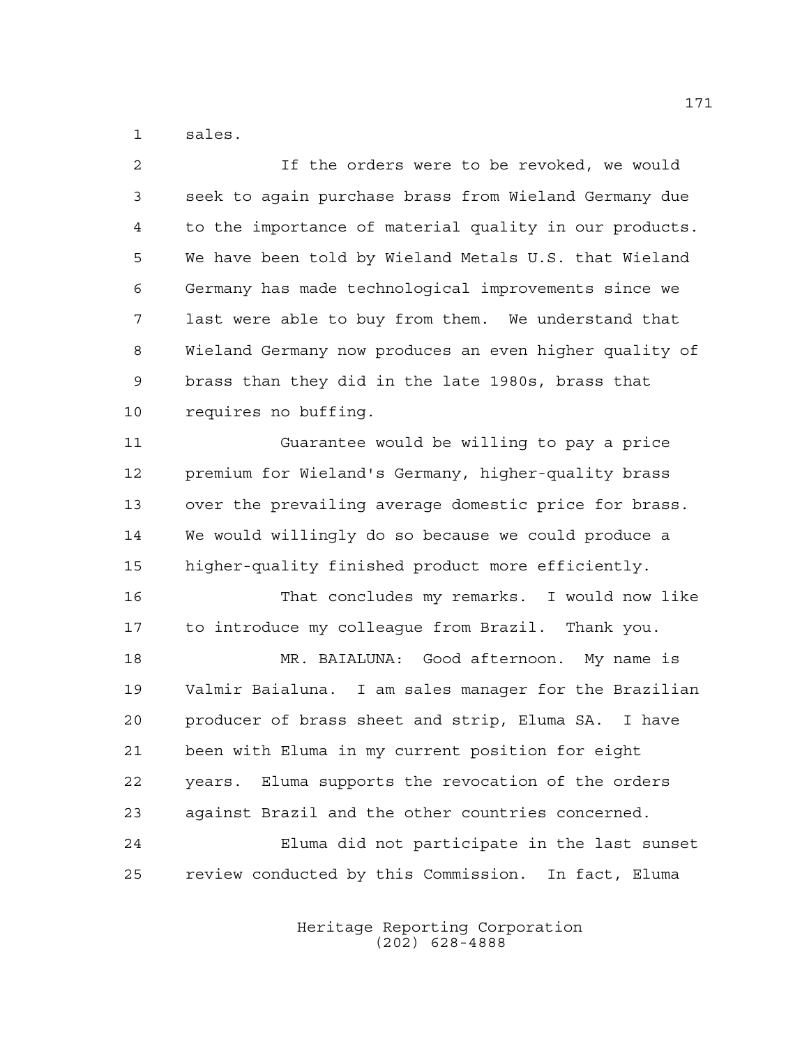sales.

If the orders were to be revoked, we would seek to again purchase brass from Wieland Germany due to the importance of material quality in our products. We have been told by Wieland Metals U.S. that Wieland Germany has made technological improvements since we last were able to buy from them. We understand that Wieland Germany now produces an even higher quality of brass than they did in the late 1980s, brass that requires no buffing.

Guarantee would be willing to pay a price premium for Wieland's Germany, higher-quality brass over the prevailing average domestic price for brass. We would willingly do so because we could produce a higher-quality finished product more efficiently.

That concludes my remarks. I would now like to introduce my colleague from Brazil. Thank you.

MR. BAIALUNA: Good afternoon. My name is Valmir Baialuna. I am sales manager for the Brazilian producer of brass sheet and strip, Eluma SA. I have been with Eluma in my current position for eight years. Eluma supports the revocation of the orders against Brazil and the other countries concerned.

Eluma did not participate in the last sunset review conducted by this Commission. In fact, Eluma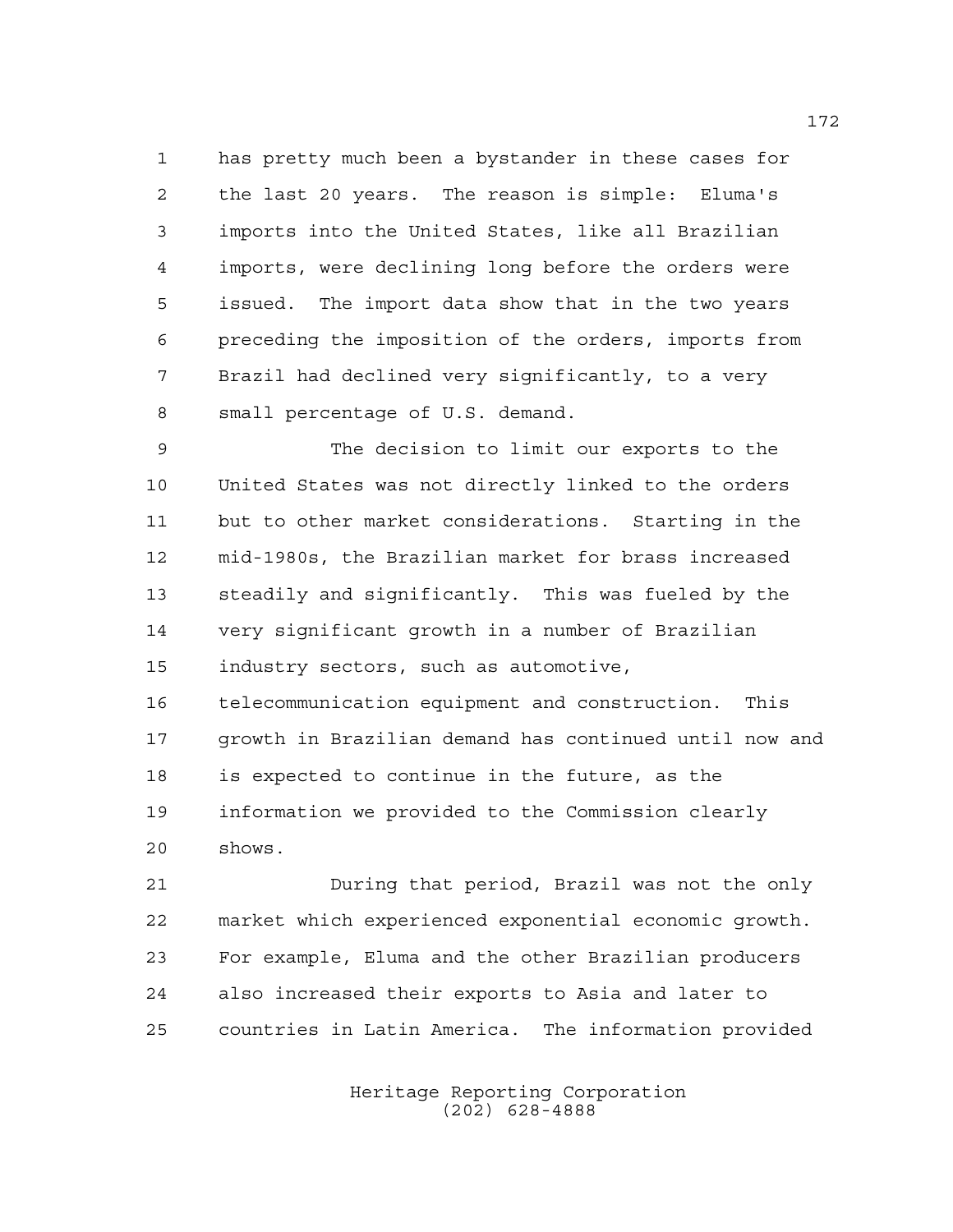has pretty much been a bystander in these cases for the last 20 years. The reason is simple: Eluma's imports into the United States, like all Brazilian imports, were declining long before the orders were issued. The import data show that in the two years preceding the imposition of the orders, imports from Brazil had declined very significantly, to a very small percentage of U.S. demand.

The decision to limit our exports to the United States was not directly linked to the orders but to other market considerations. Starting in the mid-1980s, the Brazilian market for brass increased steadily and significantly. This was fueled by the very significant growth in a number of Brazilian industry sectors, such as automotive, telecommunication equipment and construction. This growth in Brazilian demand has continued until now and is expected to continue in the future, as the information we provided to the Commission clearly shows.

During that period, Brazil was not the only market which experienced exponential economic growth. For example, Eluma and the other Brazilian producers also increased their exports to Asia and later to countries in Latin America. The information provided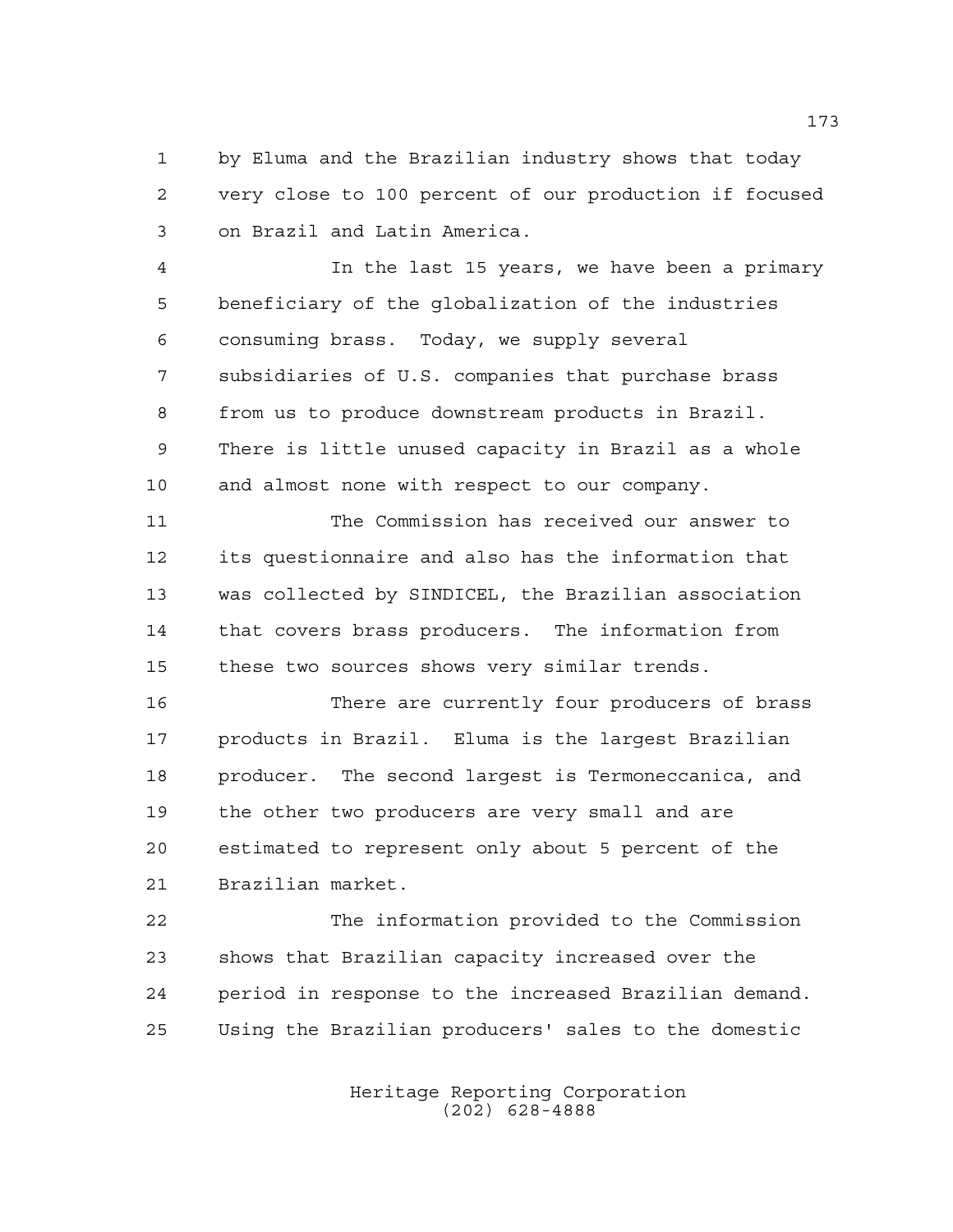by Eluma and the Brazilian industry shows that today very close to 100 percent of our production if focused on Brazil and Latin America.

In the last 15 years, we have been a primary beneficiary of the globalization of the industries consuming brass. Today, we supply several subsidiaries of U.S. companies that purchase brass from us to produce downstream products in Brazil. There is little unused capacity in Brazil as a whole and almost none with respect to our company.

The Commission has received our answer to its questionnaire and also has the information that was collected by SINDICEL, the Brazilian association that covers brass producers. The information from these two sources shows very similar trends.

There are currently four producers of brass products in Brazil. Eluma is the largest Brazilian producer. The second largest is Termoneccanica, and the other two producers are very small and are estimated to represent only about 5 percent of the Brazilian market.

The information provided to the Commission shows that Brazilian capacity increased over the period in response to the increased Brazilian demand. Using the Brazilian producers' sales to the domestic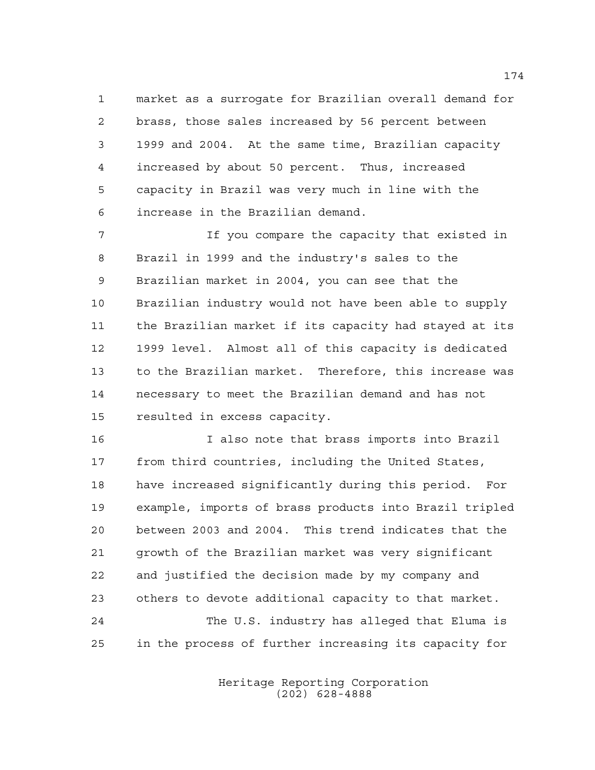market as a surrogate for Brazilian overall demand for brass, those sales increased by 56 percent between 1999 and 2004. At the same time, Brazilian capacity increased by about 50 percent. Thus, increased capacity in Brazil was very much in line with the increase in the Brazilian demand.

If you compare the capacity that existed in Brazil in 1999 and the industry's sales to the Brazilian market in 2004, you can see that the Brazilian industry would not have been able to supply the Brazilian market if its capacity had stayed at its 1999 level. Almost all of this capacity is dedicated to the Brazilian market. Therefore, this increase was necessary to meet the Brazilian demand and has not resulted in excess capacity.

I also note that brass imports into Brazil from third countries, including the United States, have increased significantly during this period. For example, imports of brass products into Brazil tripled between 2003 and 2004. This trend indicates that the growth of the Brazilian market was very significant and justified the decision made by my company and others to devote additional capacity to that market.

The U.S. industry has alleged that Eluma is in the process of further increasing its capacity for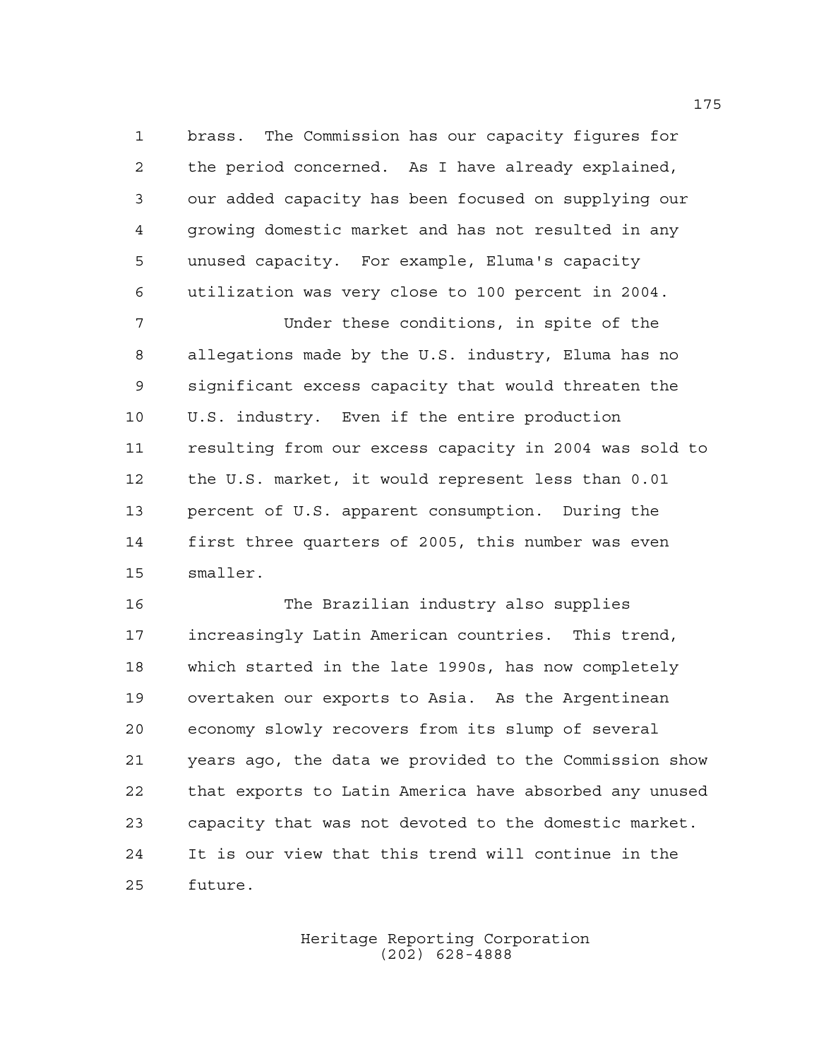brass. The Commission has our capacity figures for the period concerned. As I have already explained, our added capacity has been focused on supplying our growing domestic market and has not resulted in any unused capacity. For example, Eluma's capacity utilization was very close to 100 percent in 2004.

Under these conditions, in spite of the allegations made by the U.S. industry, Eluma has no significant excess capacity that would threaten the U.S. industry. Even if the entire production resulting from our excess capacity in 2004 was sold to the U.S. market, it would represent less than 0.01 percent of U.S. apparent consumption. During the first three quarters of 2005, this number was even smaller.

The Brazilian industry also supplies increasingly Latin American countries. This trend, which started in the late 1990s, has now completely overtaken our exports to Asia. As the Argentinean economy slowly recovers from its slump of several years ago, the data we provided to the Commission show that exports to Latin America have absorbed any unused capacity that was not devoted to the domestic market. It is our view that this trend will continue in the future.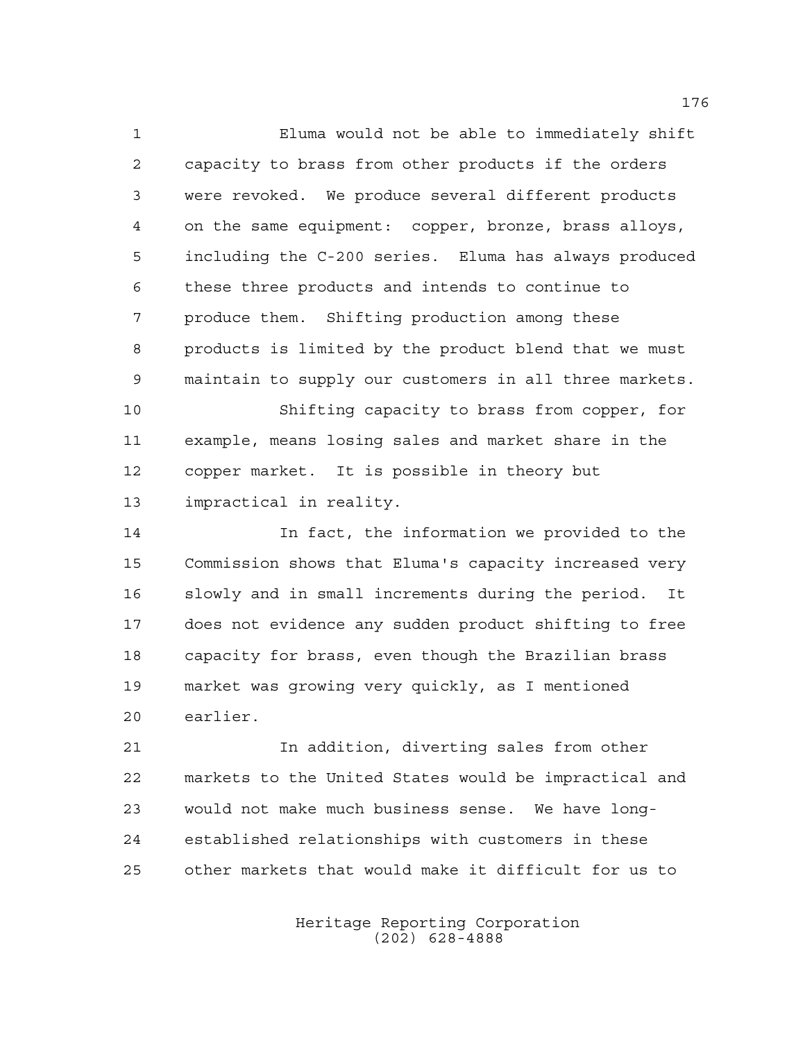Eluma would not be able to immediately shift capacity to brass from other products if the orders were revoked. We produce several different products on the same equipment: copper, bronze, brass alloys, including the C-200 series. Eluma has always produced these three products and intends to continue to produce them. Shifting production among these products is limited by the product blend that we must maintain to supply our customers in all three markets.

Shifting capacity to brass from copper, for example, means losing sales and market share in the copper market. It is possible in theory but impractical in reality.

In fact, the information we provided to the Commission shows that Eluma's capacity increased very slowly and in small increments during the period. It does not evidence any sudden product shifting to free capacity for brass, even though the Brazilian brass market was growing very quickly, as I mentioned earlier.

In addition, diverting sales from other markets to the United States would be impractical and would not make much business sense. We have long-established relationships with customers in these other markets that would make it difficult for us to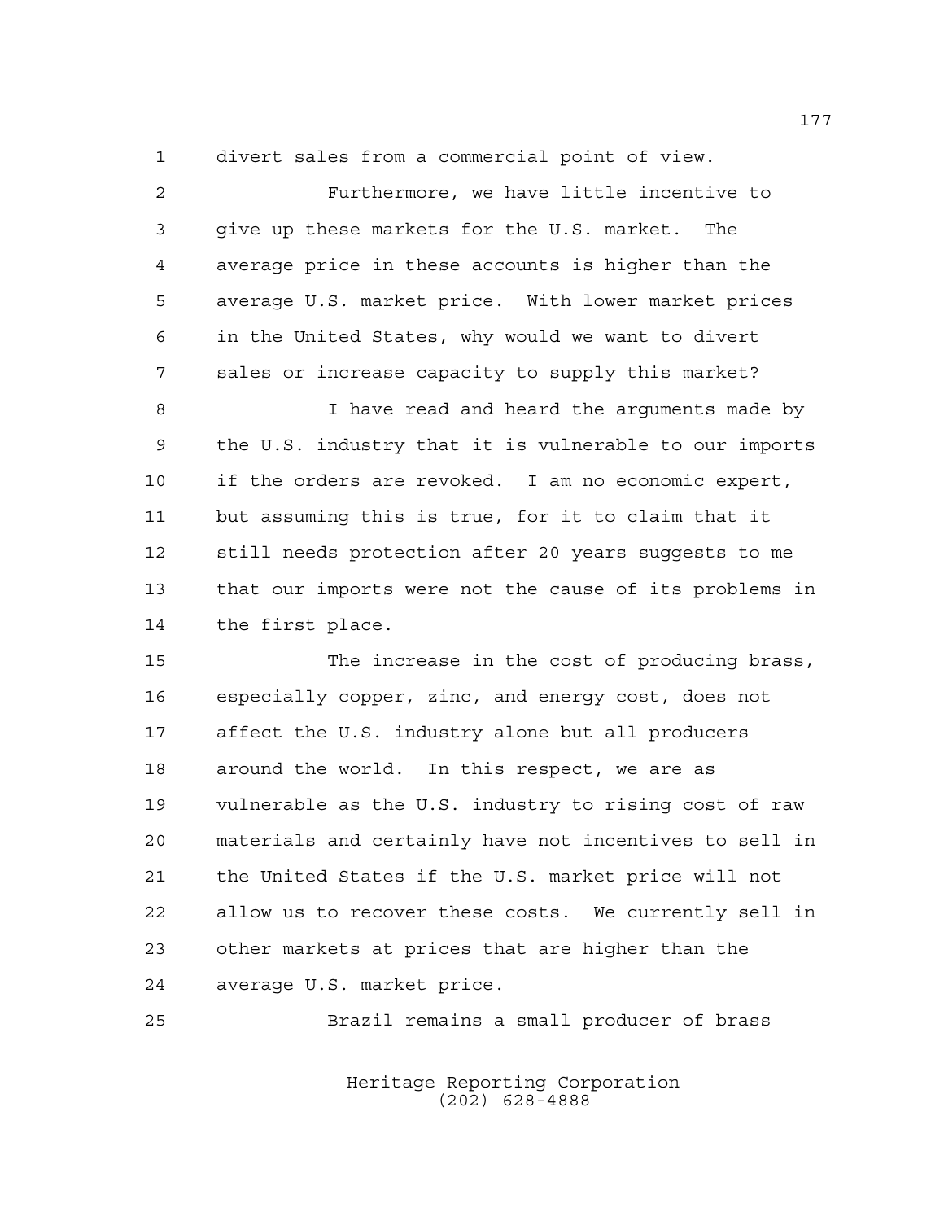divert sales from a commercial point of view.

Furthermore, we have little incentive to give up these markets for the U.S. market. The average price in these accounts is higher than the average U.S. market price. With lower market prices in the United States, why would we want to divert sales or increase capacity to supply this market?

I have read and heard the arguments made by the U.S. industry that it is vulnerable to our imports if the orders are revoked. I am no economic expert, but assuming this is true, for it to claim that it still needs protection after 20 years suggests to me that our imports were not the cause of its problems in the first place.

The increase in the cost of producing brass, especially copper, zinc, and energy cost, does not affect the U.S. industry alone but all producers around the world. In this respect, we are as vulnerable as the U.S. industry to rising cost of raw materials and certainly have not incentives to sell in the United States if the U.S. market price will not allow us to recover these costs. We currently sell in other markets at prices that are higher than the average U.S. market price.

Brazil remains a small producer of brass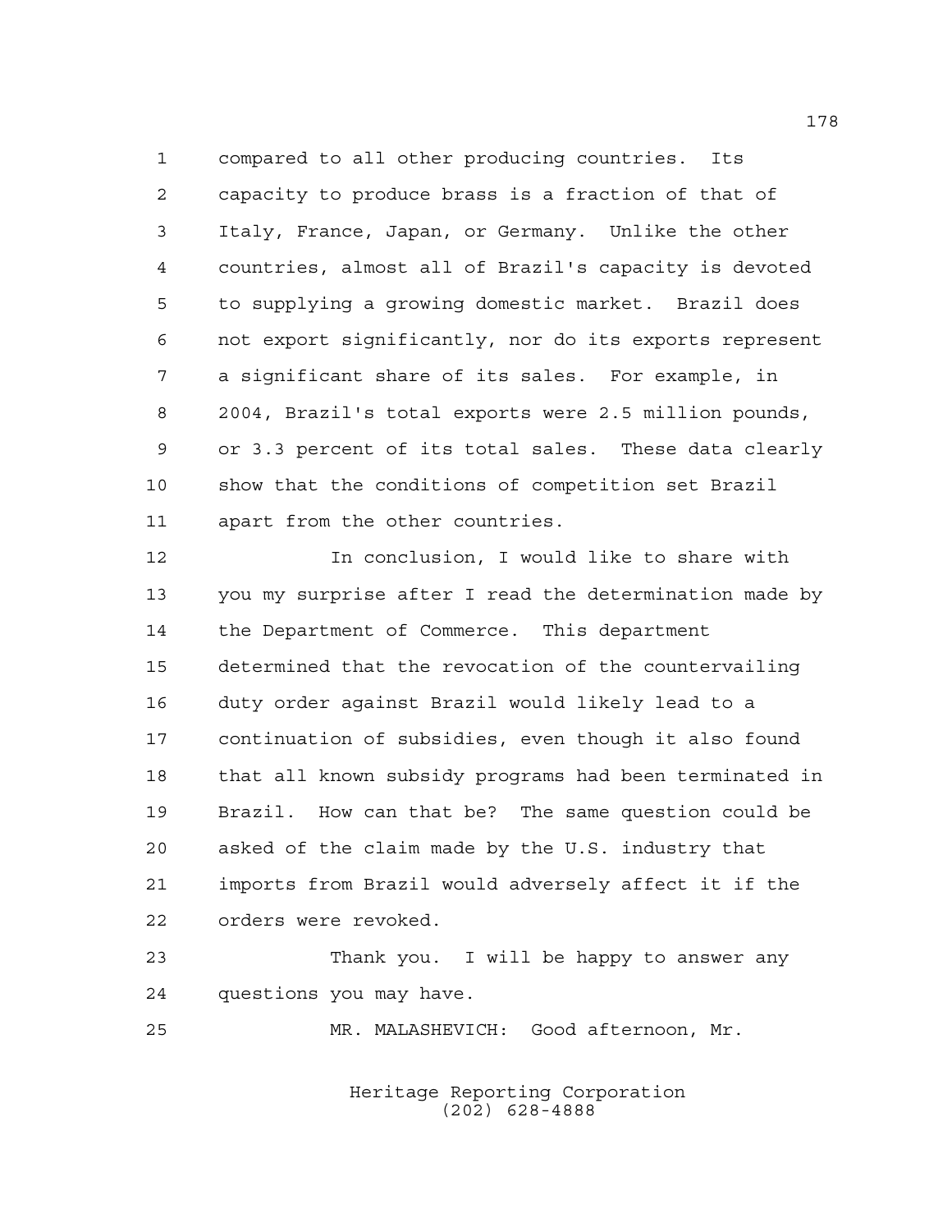compared to all other producing countries. Its capacity to produce brass is a fraction of that of Italy, France, Japan, or Germany. Unlike the other countries, almost all of Brazil's capacity is devoted to supplying a growing domestic market. Brazil does not export significantly, nor do its exports represent a significant share of its sales. For example, in 2004, Brazil's total exports were 2.5 million pounds, or 3.3 percent of its total sales. These data clearly show that the conditions of competition set Brazil apart from the other countries.

In conclusion, I would like to share with you my surprise after I read the determination made by the Department of Commerce. This department determined that the revocation of the countervailing duty order against Brazil would likely lead to a continuation of subsidies, even though it also found that all known subsidy programs had been terminated in Brazil. How can that be? The same question could be asked of the claim made by the U.S. industry that imports from Brazil would adversely affect it if the orders were revoked.

Thank you. I will be happy to answer any questions you may have.

MR. MALASHEVICH: Good afternoon, Mr.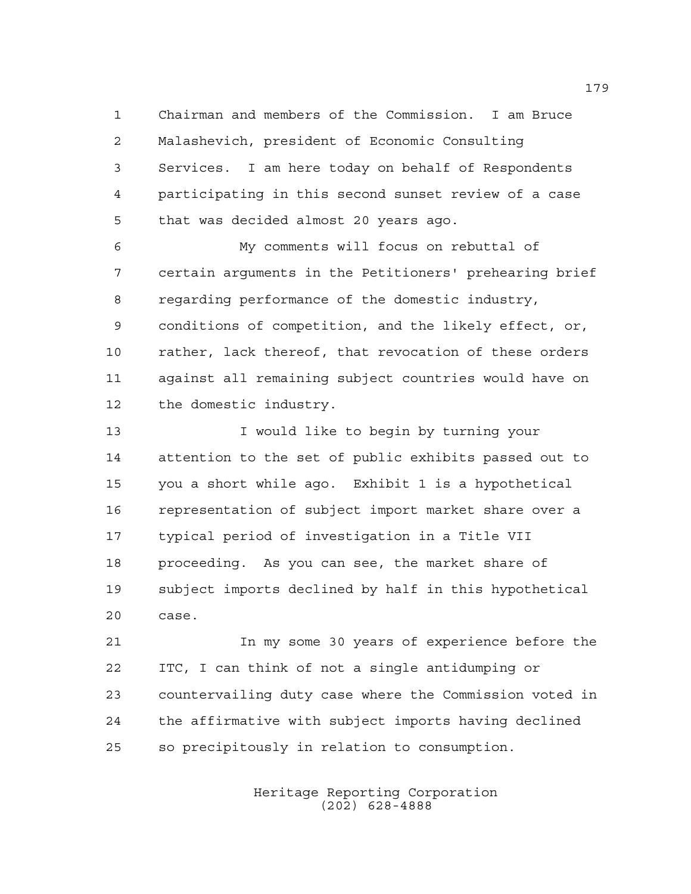Chairman and members of the Commission. I am Bruce Malashevich, president of Economic Consulting Services. I am here today on behalf of Respondents participating in this second sunset review of a case that was decided almost 20 years ago.

My comments will focus on rebuttal of certain arguments in the Petitioners' prehearing brief regarding performance of the domestic industry, conditions of competition, and the likely effect, or, rather, lack thereof, that revocation of these orders against all remaining subject countries would have on the domestic industry.

I would like to begin by turning your attention to the set of public exhibits passed out to you a short while ago. Exhibit 1 is a hypothetical representation of subject import market share over a typical period of investigation in a Title VII proceeding. As you can see, the market share of subject imports declined by half in this hypothetical case.

In my some 30 years of experience before the ITC, I can think of not a single antidumping or countervailing duty case where the Commission voted in the affirmative with subject imports having declined so precipitously in relation to consumption.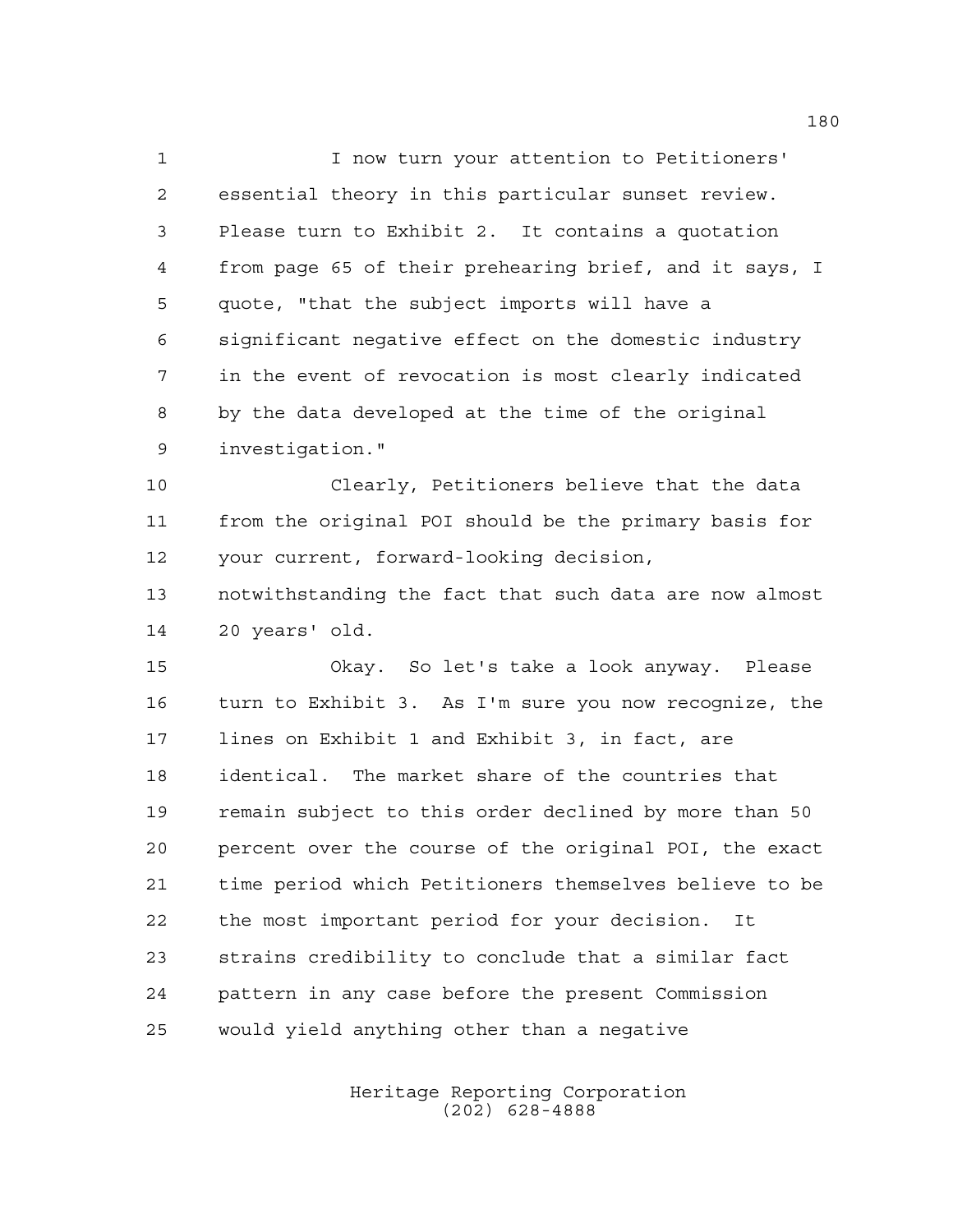I now turn your attention to Petitioners' essential theory in this particular sunset review. Please turn to Exhibit 2. It contains a quotation from page 65 of their prehearing brief, and it says, I quote, "that the subject imports will have a significant negative effect on the domestic industry in the event of revocation is most clearly indicated by the data developed at the time of the original investigation."

Clearly, Petitioners believe that the data from the original POI should be the primary basis for your current, forward-looking decision, notwithstanding the fact that such data are now almost 20 years' old.

Okay. So let's take a look anyway. Please turn to Exhibit 3. As I'm sure you now recognize, the lines on Exhibit 1 and Exhibit 3, in fact, are identical. The market share of the countries that remain subject to this order declined by more than 50 percent over the course of the original POI, the exact time period which Petitioners themselves believe to be the most important period for your decision. It strains credibility to conclude that a similar fact pattern in any case before the present Commission would yield anything other than a negative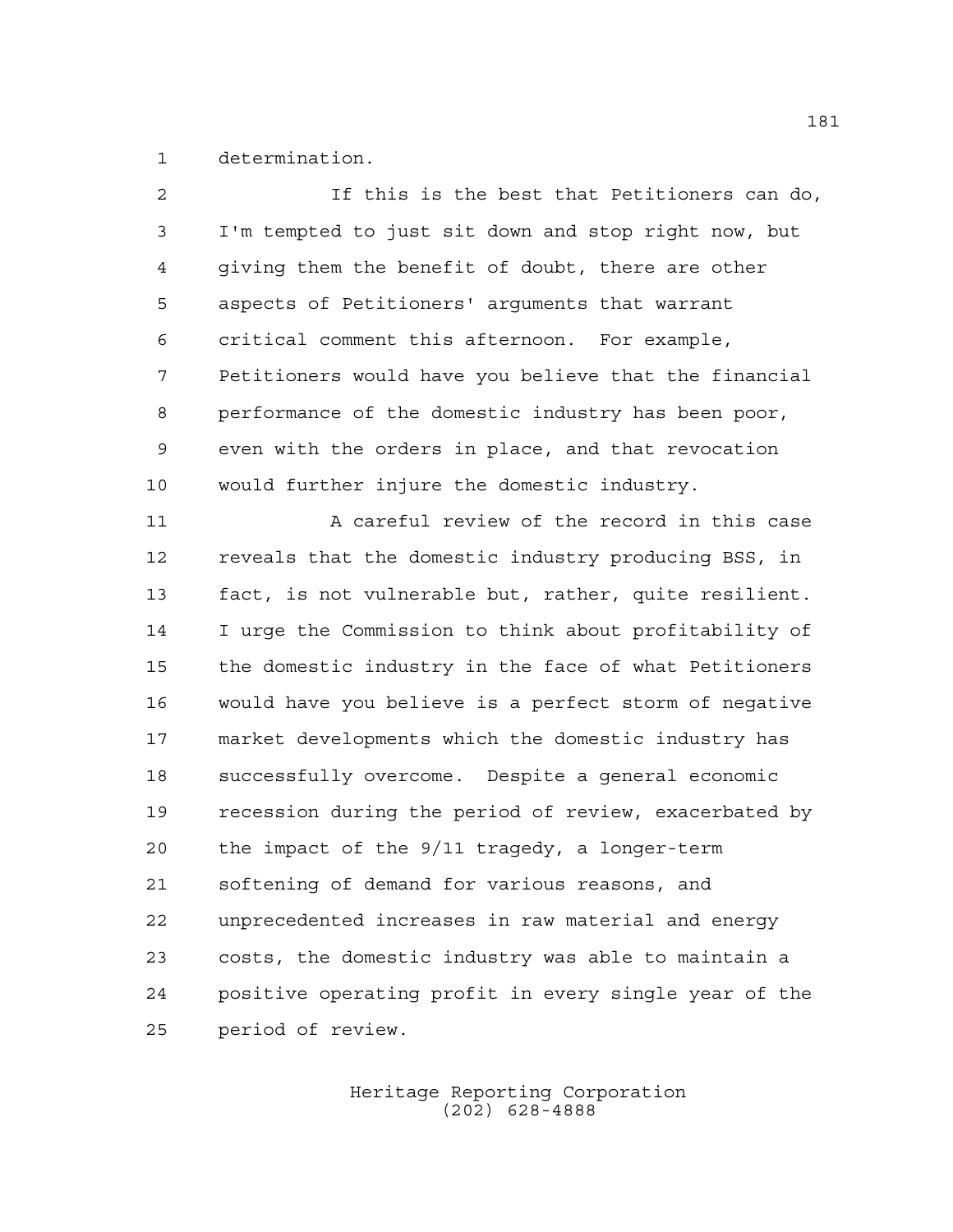determination.

If this is the best that Petitioners can do, I'm tempted to just sit down and stop right now, but giving them the benefit of doubt, there are other aspects of Petitioners' arguments that warrant critical comment this afternoon. For example, Petitioners would have you believe that the financial performance of the domestic industry has been poor, even with the orders in place, and that revocation would further injure the domestic industry.

A careful review of the record in this case reveals that the domestic industry producing BSS, in fact, is not vulnerable but, rather, quite resilient. I urge the Commission to think about profitability of the domestic industry in the face of what Petitioners would have you believe is a perfect storm of negative market developments which the domestic industry has successfully overcome. Despite a general economic recession during the period of review, exacerbated by the impact of the 9/11 tragedy, a longer-term softening of demand for various reasons, and unprecedented increases in raw material and energy costs, the domestic industry was able to maintain a positive operating profit in every single year of the period of review.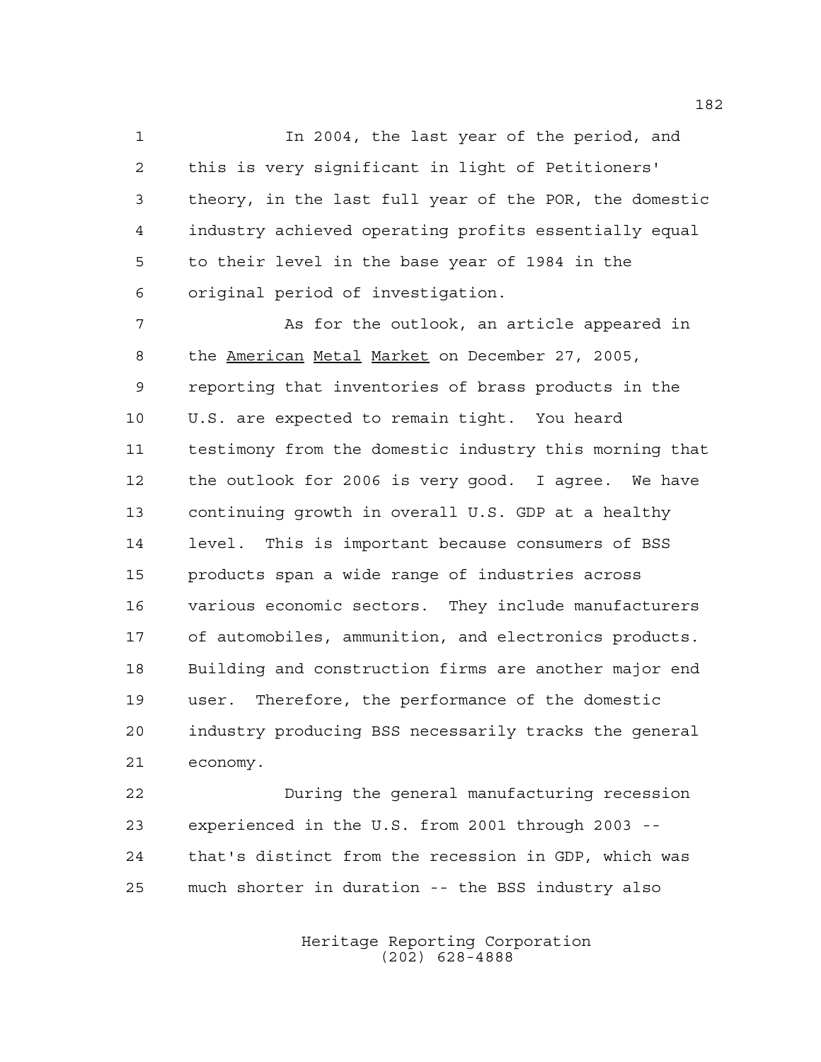In 2004, the last year of the period, and this is very significant in light of Petitioners' theory, in the last full year of the POR, the domestic industry achieved operating profits essentially equal to their level in the base year of 1984 in the original period of investigation.

As for the outlook, an article appeared in the _American Metal Market_ on December 27, 2005, reporting that inventories of brass products in the U.S. are expected to remain tight. You heard testimony from the domestic industry this morning that the outlook for 2006 is very good. I agree. We have continuing growth in overall U.S. GDP at a healthy level. This is important because consumers of BSS products span a wide range of industries across various economic sectors. They include manufacturers of automobiles, ammunition, and electronics products. Building and construction firms are another major end user. Therefore, the performance of the domestic industry producing BSS necessarily tracks the general economy.

During the general manufacturing recession experienced in the U.S. from 2001 through 2003 -- that's distinct from the recession in GDP, which was much shorter in duration -- the BSS industry also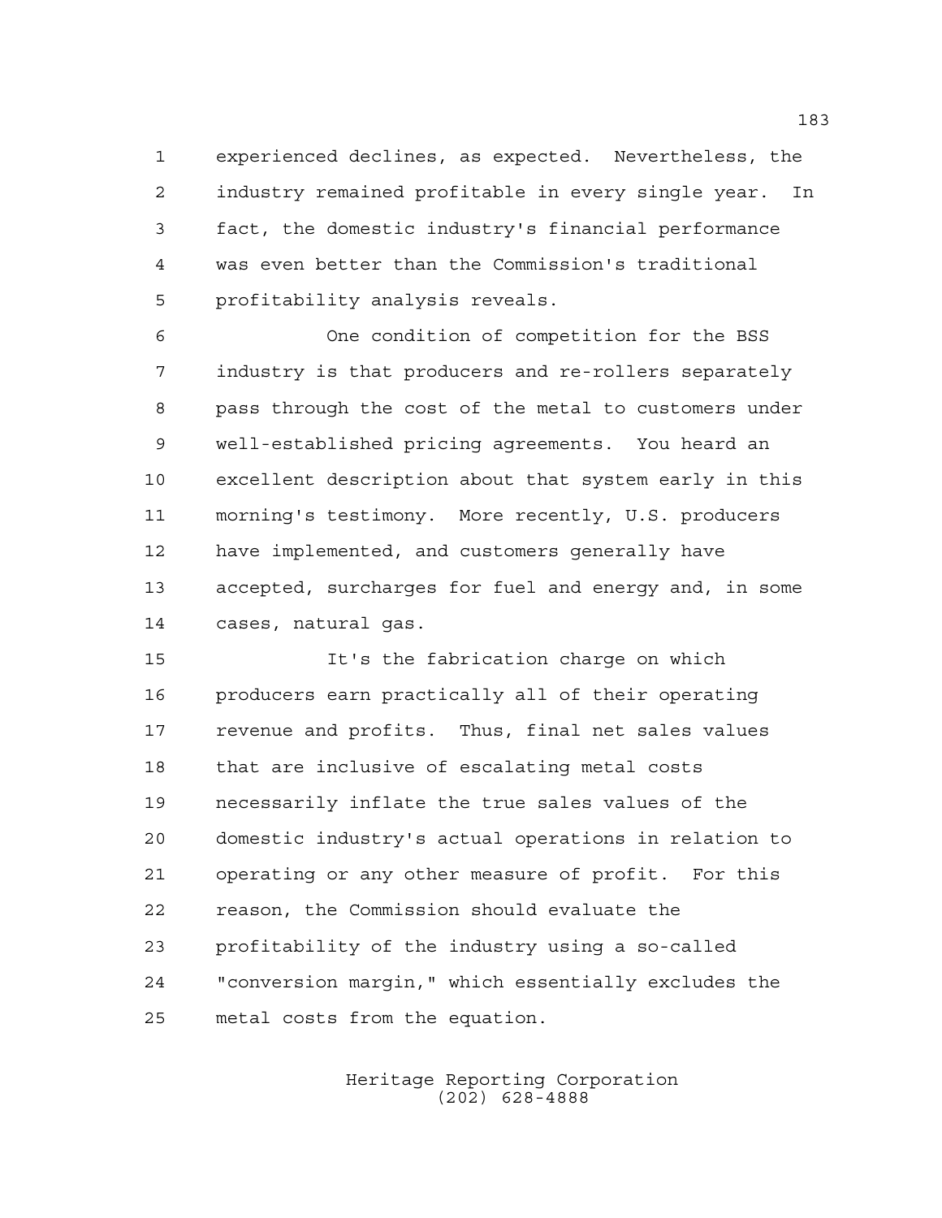experienced declines, as expected. Nevertheless, the industry remained profitable in every single year. In fact, the domestic industry's financial performance was even better than the Commission's traditional profitability analysis reveals.

One condition of competition for the BSS industry is that producers and re-rollers separately pass through the cost of the metal to customers under well-established pricing agreements. You heard an excellent description about that system early in this morning's testimony. More recently, U.S. producers have implemented, and customers generally have accepted, surcharges for fuel and energy and, in some cases, natural gas.

It's the fabrication charge on which producers earn practically all of their operating revenue and profits. Thus, final net sales values that are inclusive of escalating metal costs necessarily inflate the true sales values of the domestic industry's actual operations in relation to operating or any other measure of profit. For this reason, the Commission should evaluate the profitability of the industry using a so-called "conversion margin," which essentially excludes the metal costs from the equation.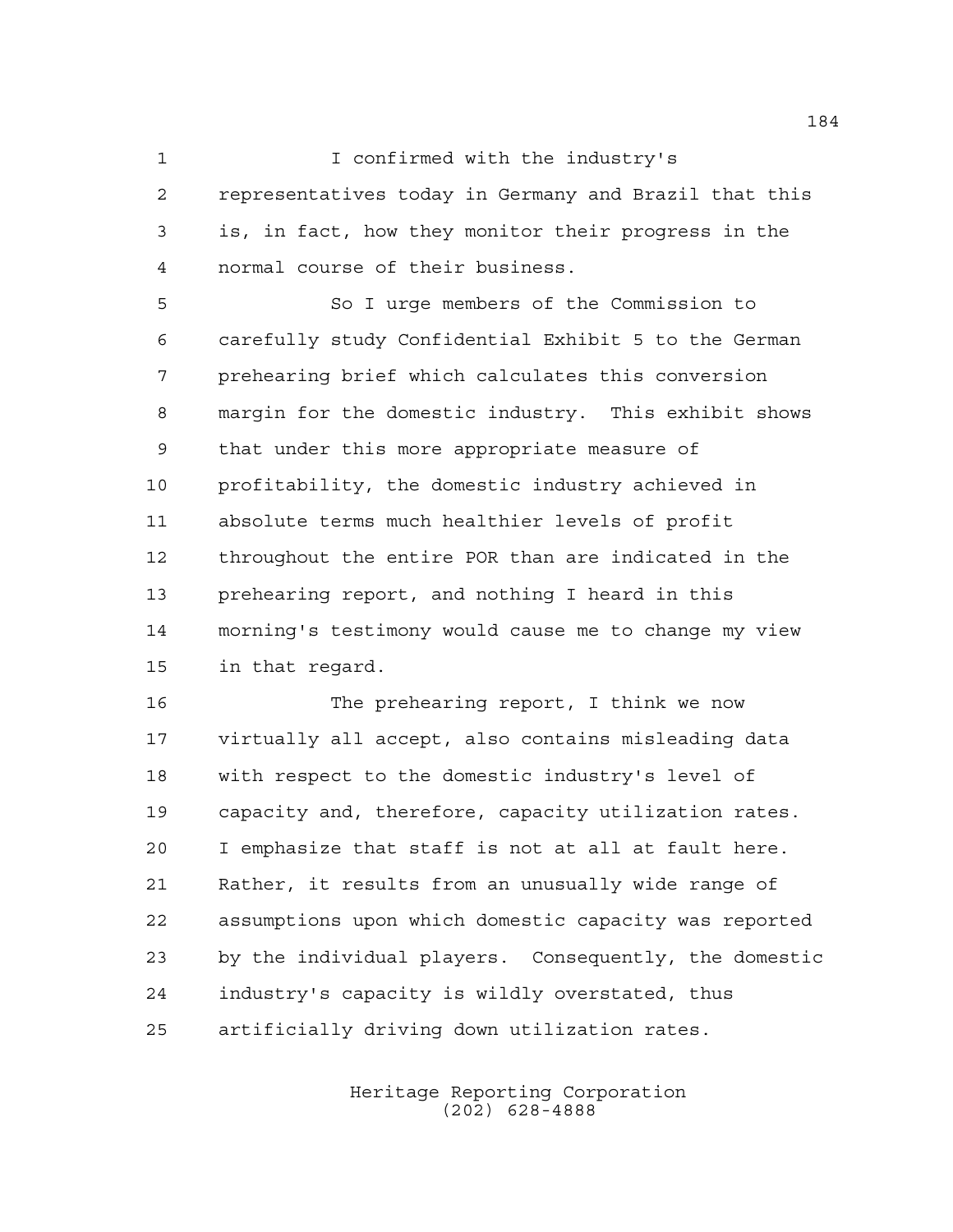I confirmed with the industry's representatives today in Germany and Brazil that this is, in fact, how they monitor their progress in the normal course of their business.

So I urge members of the Commission to carefully study Confidential Exhibit 5 to the German prehearing brief which calculates this conversion margin for the domestic industry. This exhibit shows that under this more appropriate measure of profitability, the domestic industry achieved in absolute terms much healthier levels of profit throughout the entire POR than are indicated in the prehearing report, and nothing I heard in this morning's testimony would cause me to change my view in that regard.

The prehearing report, I think we now virtually all accept, also contains misleading data with respect to the domestic industry's level of capacity and, therefore, capacity utilization rates. I emphasize that staff is not at all at fault here. Rather, it results from an unusually wide range of assumptions upon which domestic capacity was reported by the individual players. Consequently, the domestic industry's capacity is wildly overstated, thus artificially driving down utilization rates.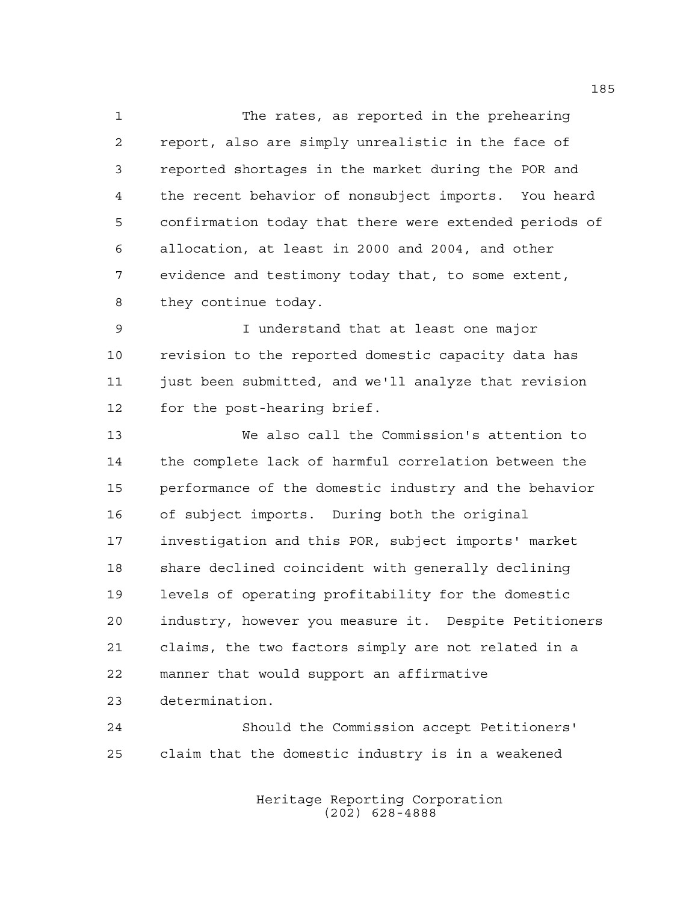The rates, as reported in the prehearing report, also are simply unrealistic in the face of reported shortages in the market during the POR and the recent behavior of nonsubject imports. You heard confirmation today that there were extended periods of allocation, at least in 2000 and 2004, and other evidence and testimony today that, to some extent, they continue today.

I understand that at least one major revision to the reported domestic capacity data has just been submitted, and we'll analyze that revision for the post-hearing brief.

We also call the Commission's attention to the complete lack of harmful correlation between the performance of the domestic industry and the behavior of subject imports. During both the original investigation and this POR, subject imports' market share declined coincident with generally declining levels of operating profitability for the domestic industry, however you measure it. Despite Petitioners claims, the two factors simply are not related in a manner that would support an affirmative determination.

Should the Commission accept Petitioners' claim that the domestic industry is in a weakened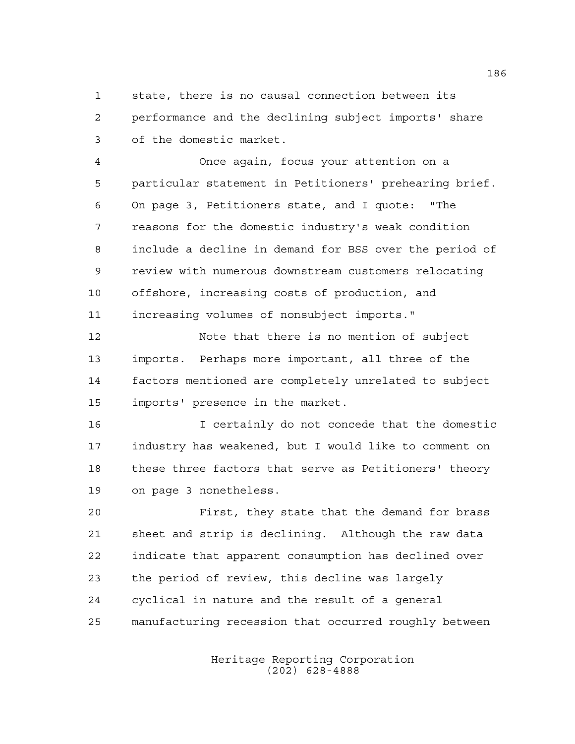state, there is no causal connection between its performance and the declining subject imports' share of the domestic market.

Once again, focus your attention on a particular statement in Petitioners' prehearing brief. On page 3, Petitioners state, and I quote: "The reasons for the domestic industry's weak condition include a decline in demand for BSS over the period of review with numerous downstream customers relocating offshore, increasing costs of production, and increasing volumes of nonsubject imports."

Note that there is no mention of subject imports. Perhaps more important, all three of the factors mentioned are completely unrelated to subject imports' presence in the market.

I certainly do not concede that the domestic industry has weakened, but I would like to comment on these three factors that serve as Petitioners' theory on page 3 nonetheless.

First, they state that the demand for brass sheet and strip is declining. Although the raw data indicate that apparent consumption has declined over the period of review, this decline was largely cyclical in nature and the result of a general manufacturing recession that occurred roughly between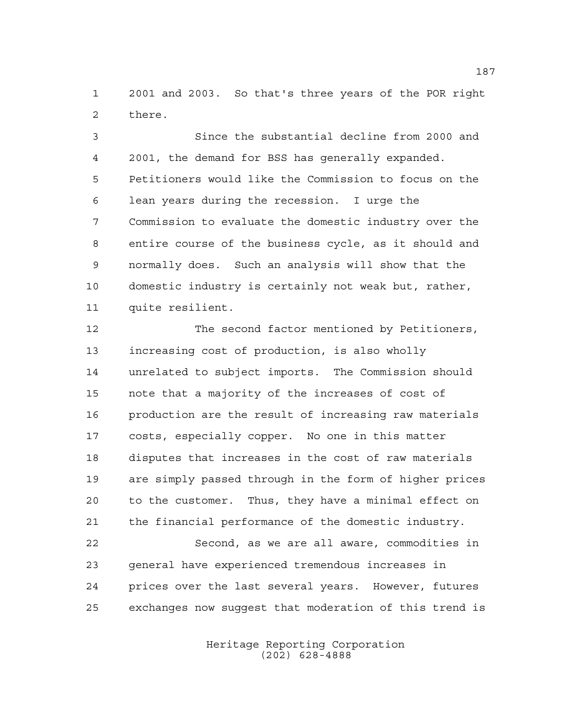2001 and 2003. So that's three years of the POR right there.

Since the substantial decline from 2000 and 2001, the demand for BSS has generally expanded. Petitioners would like the Commission to focus on the lean years during the recession. I urge the Commission to evaluate the domestic industry over the entire course of the business cycle, as it should and normally does. Such an analysis will show that the domestic industry is certainly not weak but, rather, quite resilient.

The second factor mentioned by Petitioners, increasing cost of production, is also wholly unrelated to subject imports. The Commission should note that a majority of the increases of cost of production are the result of increasing raw materials costs, especially copper. No one in this matter disputes that increases in the cost of raw materials are simply passed through in the form of higher prices to the customer. Thus, they have a minimal effect on the financial performance of the domestic industry.

Second, as we are all aware, commodities in general have experienced tremendous increases in prices over the last several years. However, futures exchanges now suggest that moderation of this trend is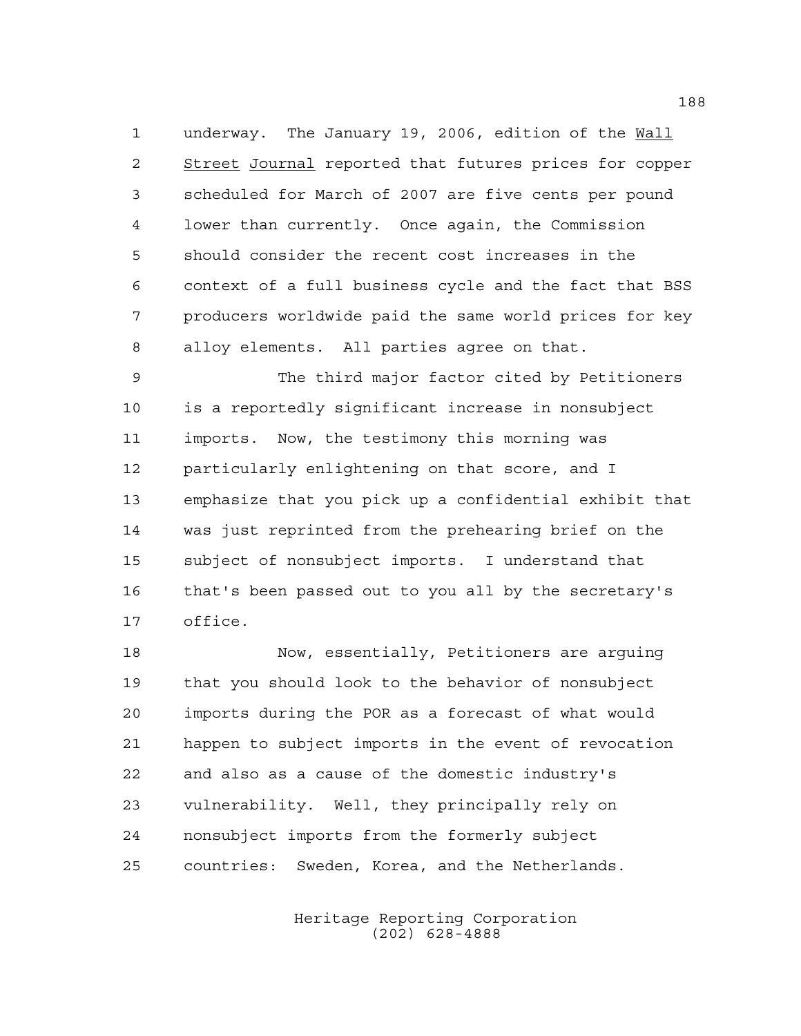underway. The January 19, 2006, edition of the Wall Street Journal reported that futures prices for copper scheduled for March of 2007 are five cents per pound lower than currently. Once again, the Commission should consider the recent cost increases in the context of a full business cycle and the fact that BSS producers worldwide paid the same world prices for key alloy elements. All parties agree on that.

The third major factor cited by Petitioners is a reportedly significant increase in nonsubject imports. Now, the testimony this morning was particularly enlightening on that score, and I emphasize that you pick up a confidential exhibit that was just reprinted from the prehearing brief on the subject of nonsubject imports. I understand that that's been passed out to you all by the secretary's office.

Now, essentially, Petitioners are arguing that you should look to the behavior of nonsubject imports during the POR as a forecast of what would happen to subject imports in the event of revocation and also as a cause of the domestic industry's vulnerability. Well, they principally rely on nonsubject imports from the formerly subject countries: Sweden, Korea, and the Netherlands.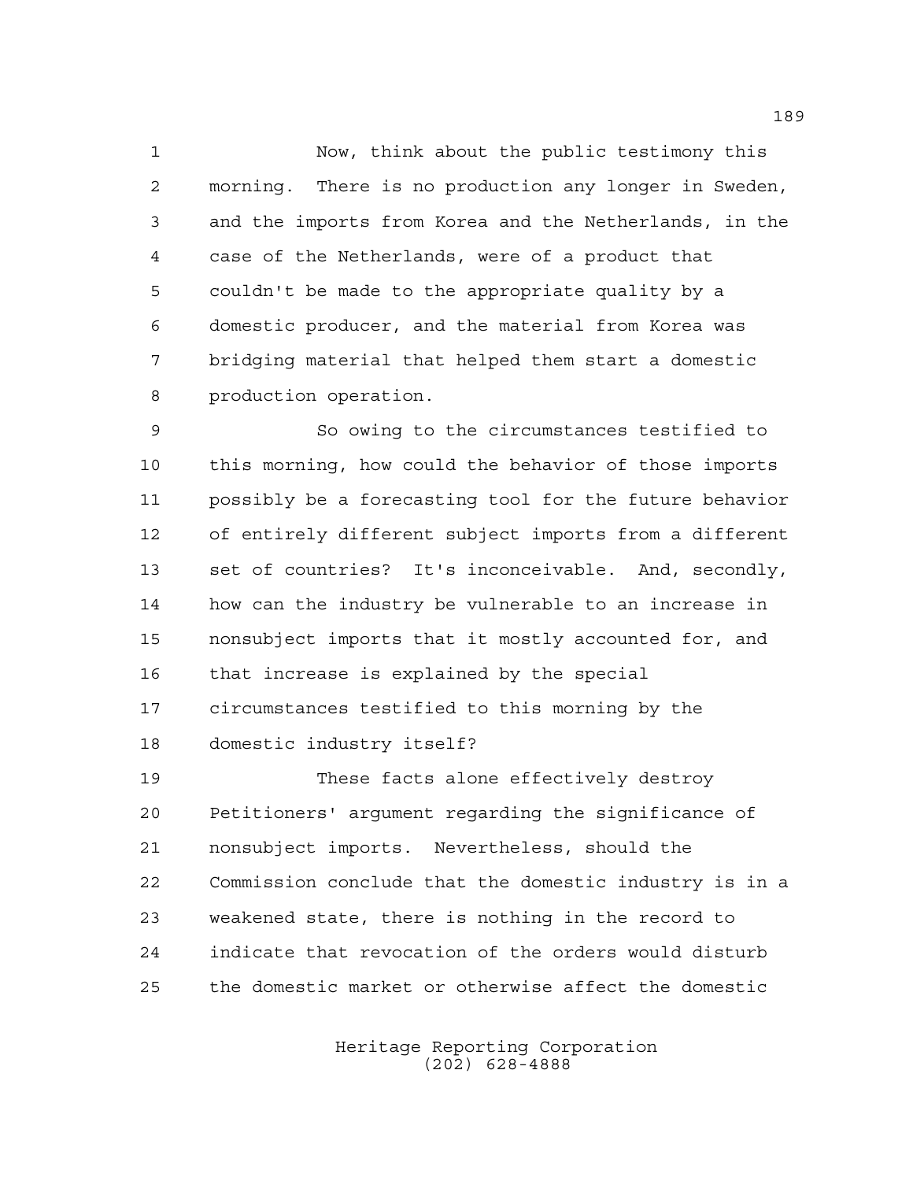Now, think about the public testimony this morning. There is no production any longer in Sweden, and the imports from Korea and the Netherlands, in the case of the Netherlands, were of a product that couldn't be made to the appropriate quality by a domestic producer, and the material from Korea was bridging material that helped them start a domestic production operation.

So owing to the circumstances testified to this morning, how could the behavior of those imports possibly be a forecasting tool for the future behavior of entirely different subject imports from a different set of countries? It's inconceivable. And, secondly, how can the industry be vulnerable to an increase in nonsubject imports that it mostly accounted for, and that increase is explained by the special circumstances testified to this morning by the domestic industry itself?

These facts alone effectively destroy Petitioners' argument regarding the significance of nonsubject imports. Nevertheless, should the Commission conclude that the domestic industry is in a weakened state, there is nothing in the record to indicate that revocation of the orders would disturb the domestic market or otherwise affect the domestic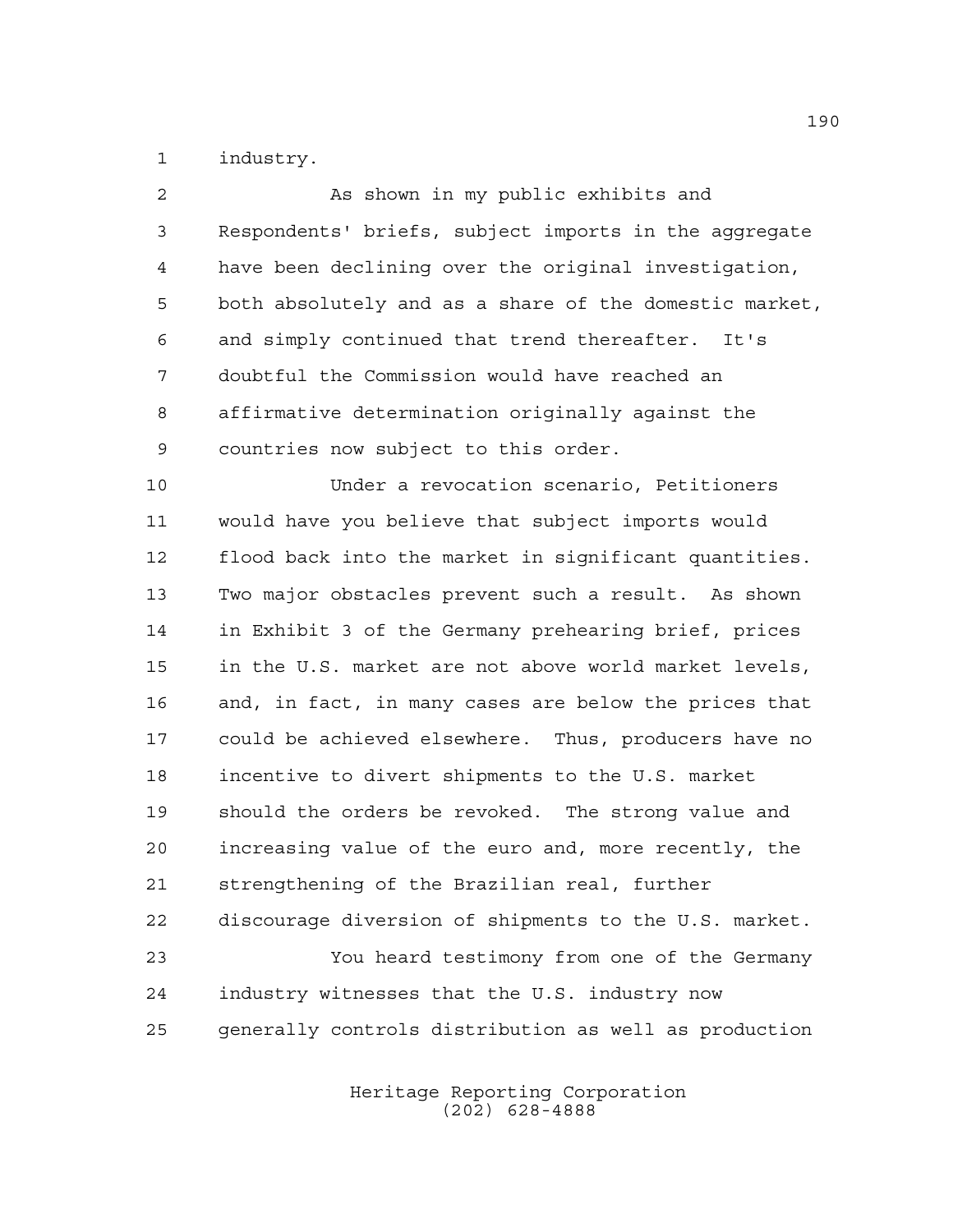industry.

As shown in my public exhibits and Respondents' briefs, subject imports in the aggregate have been declining over the original investigation, both absolutely and as a share of the domestic market, and simply continued that trend thereafter. It's doubtful the Commission would have reached an affirmative determination originally against the countries now subject to this order.

Under a revocation scenario, Petitioners would have you believe that subject imports would flood back into the market in significant quantities. Two major obstacles prevent such a result. As shown in Exhibit 3 of the Germany prehearing brief, prices in the U.S. market are not above world market levels, and, in fact, in many cases are below the prices that could be achieved elsewhere. Thus, producers have no incentive to divert shipments to the U.S. market should the orders be revoked. The strong value and increasing value of the euro and, more recently, the strengthening of the Brazilian real, further discourage diversion of shipments to the U.S. market.

You heard testimony from one of the Germany industry witnesses that the U.S. industry now generally controls distribution as well as production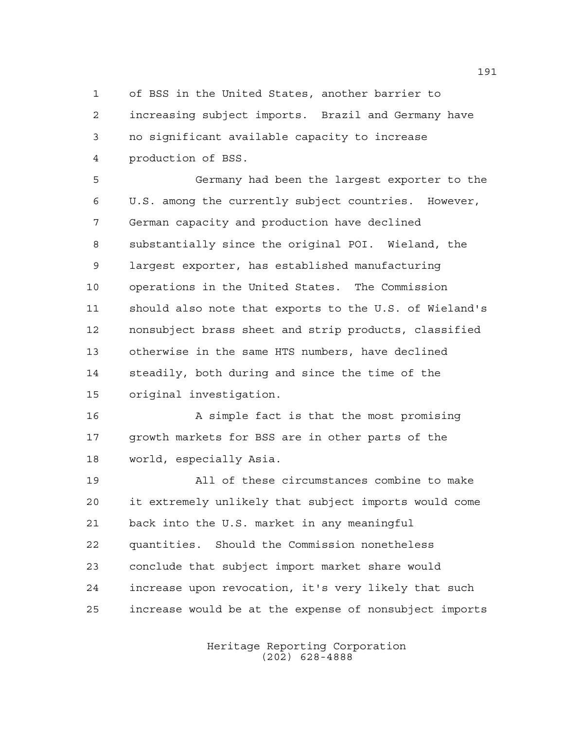of BSS in the United States, another barrier to increasing subject imports. Brazil and Germany have no significant available capacity to increase production of BSS.

Germany had been the largest exporter to the U.S. among the currently subject countries. However, German capacity and production have declined substantially since the original POI. Wieland, the largest exporter, has established manufacturing operations in the United States. The Commission should also note that exports to the U.S. of Wieland's nonsubject brass sheet and strip products, classified otherwise in the same HTS numbers, have declined steadily, both during and since the time of the original investigation.

A simple fact is that the most promising growth markets for BSS are in other parts of the world, especially Asia.

All of these circumstances combine to make it extremely unlikely that subject imports would come back into the U.S. market in any meaningful quantities. Should the Commission nonetheless conclude that subject import market share would increase upon revocation, it's very likely that such increase would be at the expense of nonsubject imports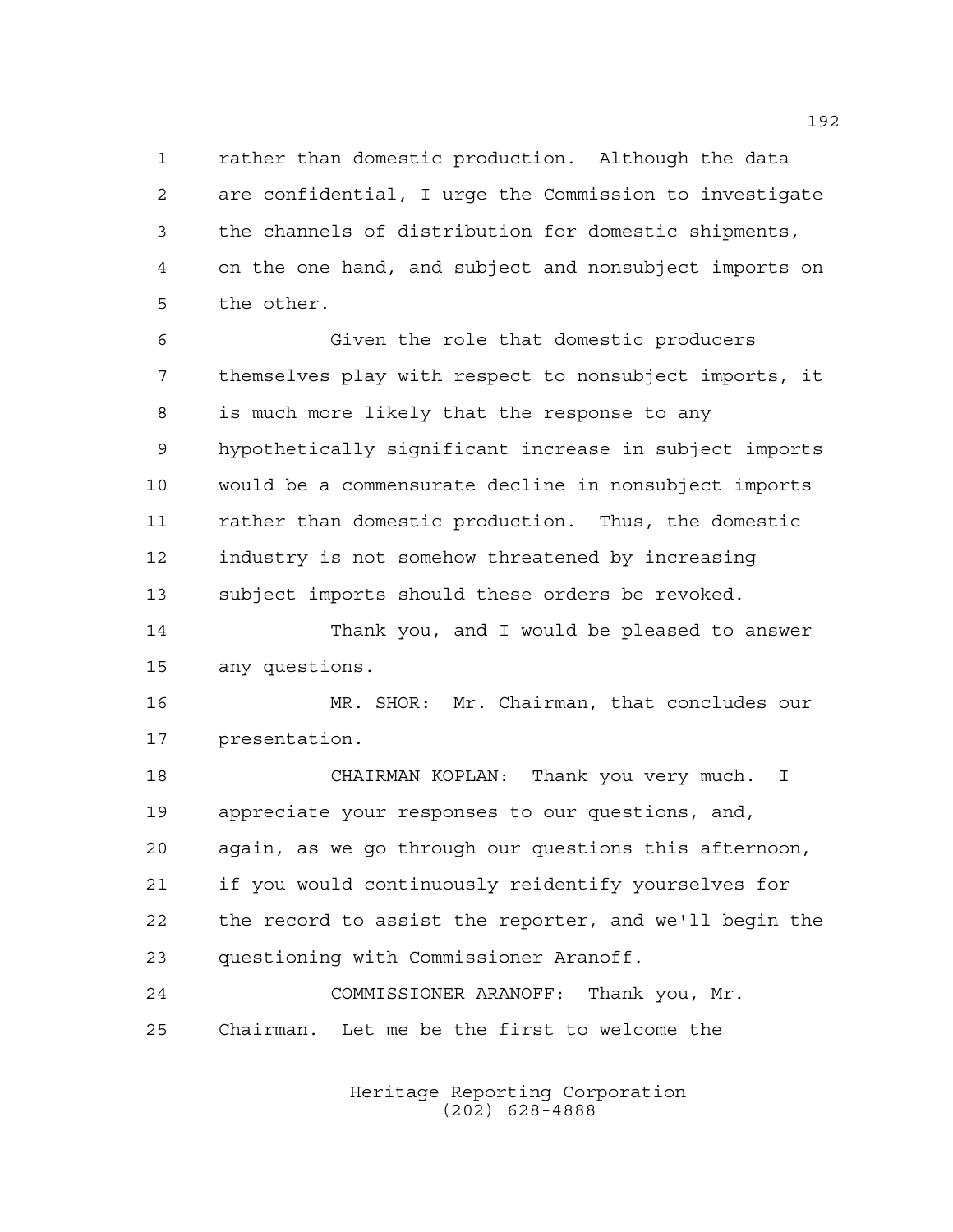rather than domestic production. Although the data are confidential, I urge the Commission to investigate the channels of distribution for domestic shipments, on the one hand, and subject and nonsubject imports on the other.

Given the role that domestic producers themselves play with respect to nonsubject imports, it is much more likely that the response to any hypothetically significant increase in subject imports would be a commensurate decline in nonsubject imports rather than domestic production. Thus, the domestic industry is not somehow threatened by increasing subject imports should these orders be revoked.

Thank you, and I would be pleased to answer any questions.

MR. SHOR: Mr. Chairman, that concludes our presentation.

CHAIRMAN KOPLAN: Thank you very much. I appreciate your responses to our questions, and, again, as we go through our questions this afternoon, if you would continuously reidentify yourselves for the record to assist the reporter, and we'll begin the questioning with Commissioner Aranoff.

COMMISSIONER ARANOFF: Thank you, Mr. Chairman. Let me be the first to welcome the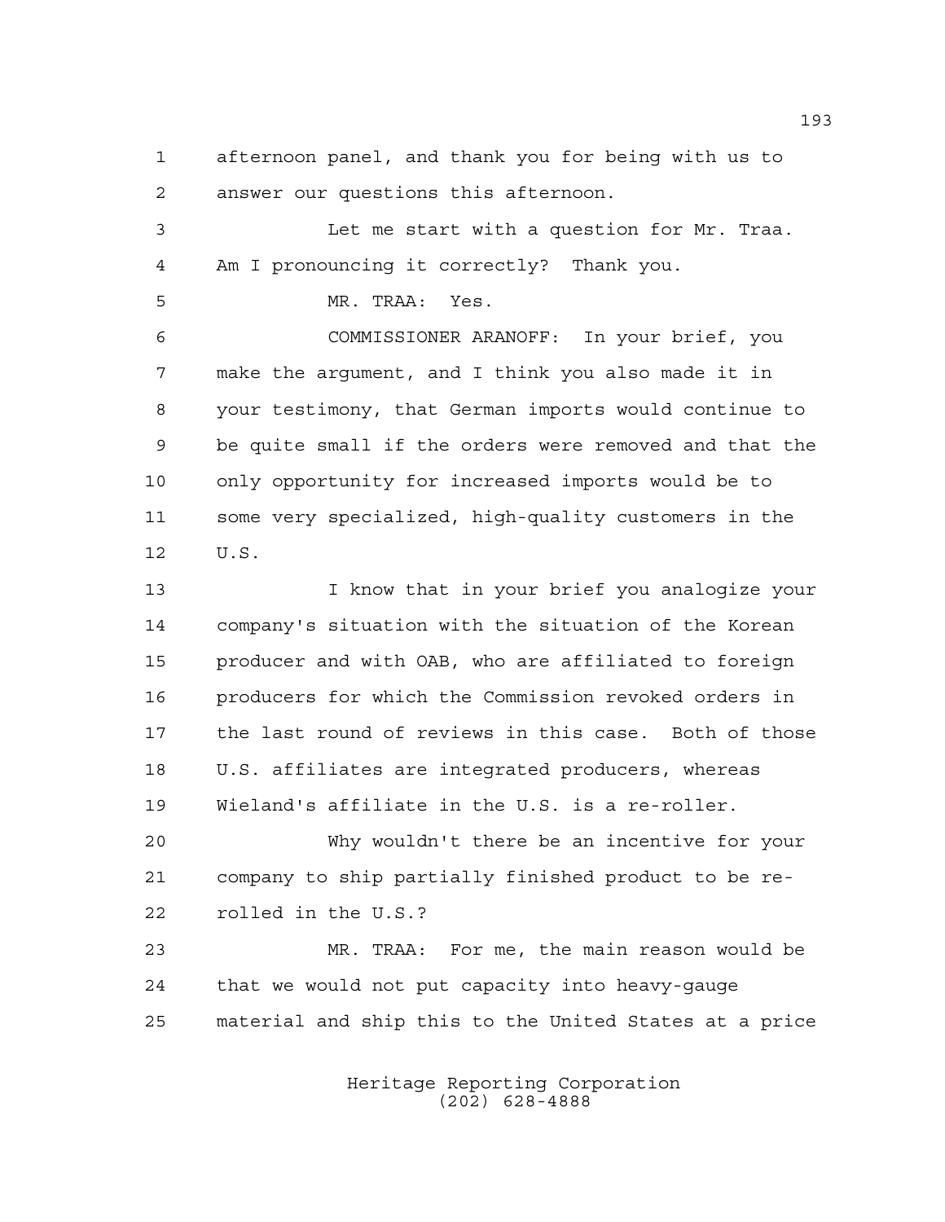afternoon panel, and thank you for being with us to answer our questions this afternoon.

Let me start with a question for Mr. Traa. Am I pronouncing it correctly? Thank you.

MR. TRAA: Yes.

COMMISSIONER ARANOFF: In your brief, you make the argument, and I think you also made it in your testimony, that German imports would continue to be quite small if the orders were removed and that the only opportunity for increased imports would be to some very specialized, high-quality customers in the U.S.

I know that in your brief you analogize your company's situation with the situation of the Korean producer and with OAB, who are affiliated to foreign producers for which the Commission revoked orders in the last round of reviews in this case. Both of those U.S. affiliates are integrated producers, whereas Wieland's affiliate in the U.S. is a re-roller.

Why wouldn't there be an incentive for your company to ship partially finished product to be re-rolled in the U.S.?

MR. TRAA: For me, the main reason would be that we would not put capacity into heavy-gauge material and ship this to the United States at a price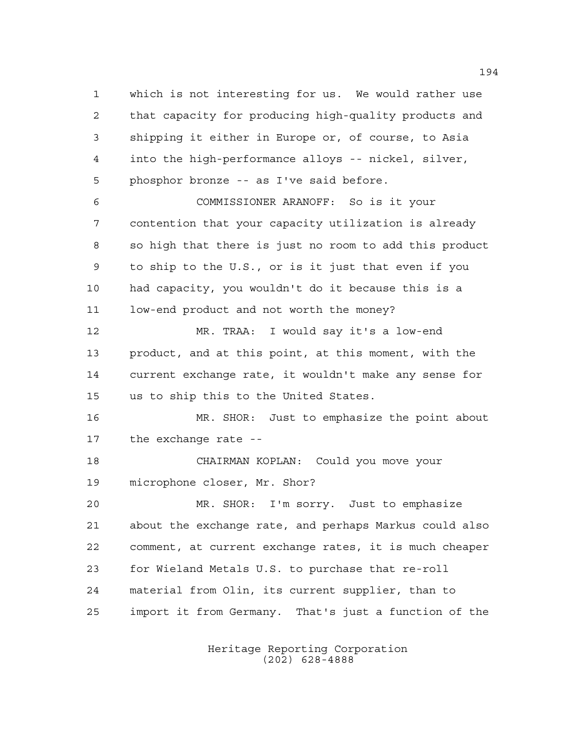which is not interesting for us. We would rather use that capacity for producing high-quality products and shipping it either in Europe or, of course, to Asia into the high-performance alloys -- nickel, silver, phosphor bronze -- as I've said before.

COMMISSIONER ARANOFF: So is it your contention that your capacity utilization is already so high that there is just no room to add this product to ship to the U.S., or is it just that even if you had capacity, you wouldn't do it because this is a low-end product and not worth the money?

MR. TRAA: I would say it's a low-end product, and at this point, at this moment, with the current exchange rate, it wouldn't make any sense for us to ship this to the United States.

MR. SHOR: Just to emphasize the point about the exchange rate --

CHAIRMAN KOPLAN: Could you move your microphone closer, Mr. Shor?

MR. SHOR: I'm sorry. Just to emphasize about the exchange rate, and perhaps Markus could also comment, at current exchange rates, it is much cheaper for Wieland Metals U.S. to purchase that re-roll material from Olin, its current supplier, than to import it from Germany. That's just a function of the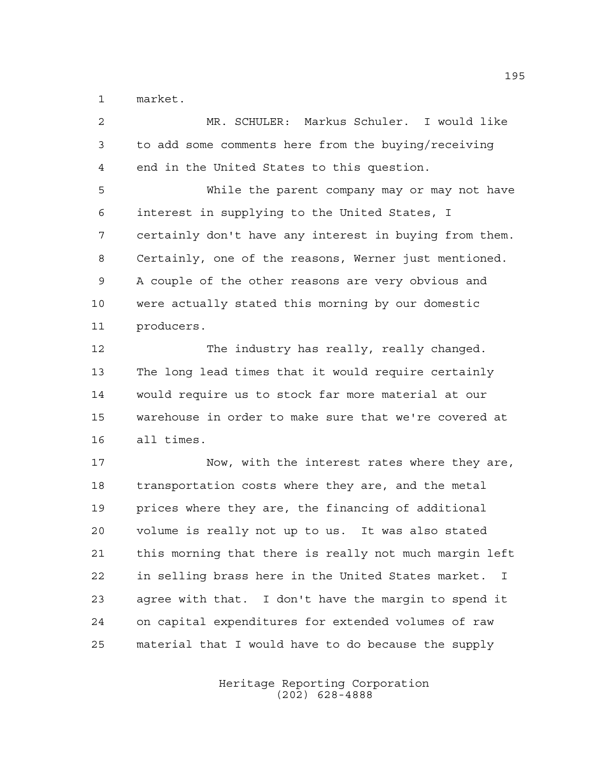market.

MR. SCHULER: Markus Schuler. I would like to add some comments here from the buying/receiving end in the United States to this question.

While the parent company may or may not have interest in supplying to the United States, I certainly don't have any interest in buying from them. Certainly, one of the reasons, Werner just mentioned. A couple of the other reasons are very obvious and were actually stated this morning by our domestic producers.

The industry has really, really changed. The long lead times that it would require certainly would require us to stock far more material at our warehouse in order to make sure that we're covered at all times.

Now, with the interest rates where they are, transportation costs where they are, and the metal prices where they are, the financing of additional volume is really not up to us. It was also stated this morning that there is really not much margin left in selling brass here in the United States market. I agree with that. I don't have the margin to spend it on capital expenditures for extended volumes of raw material that I would have to do because the supply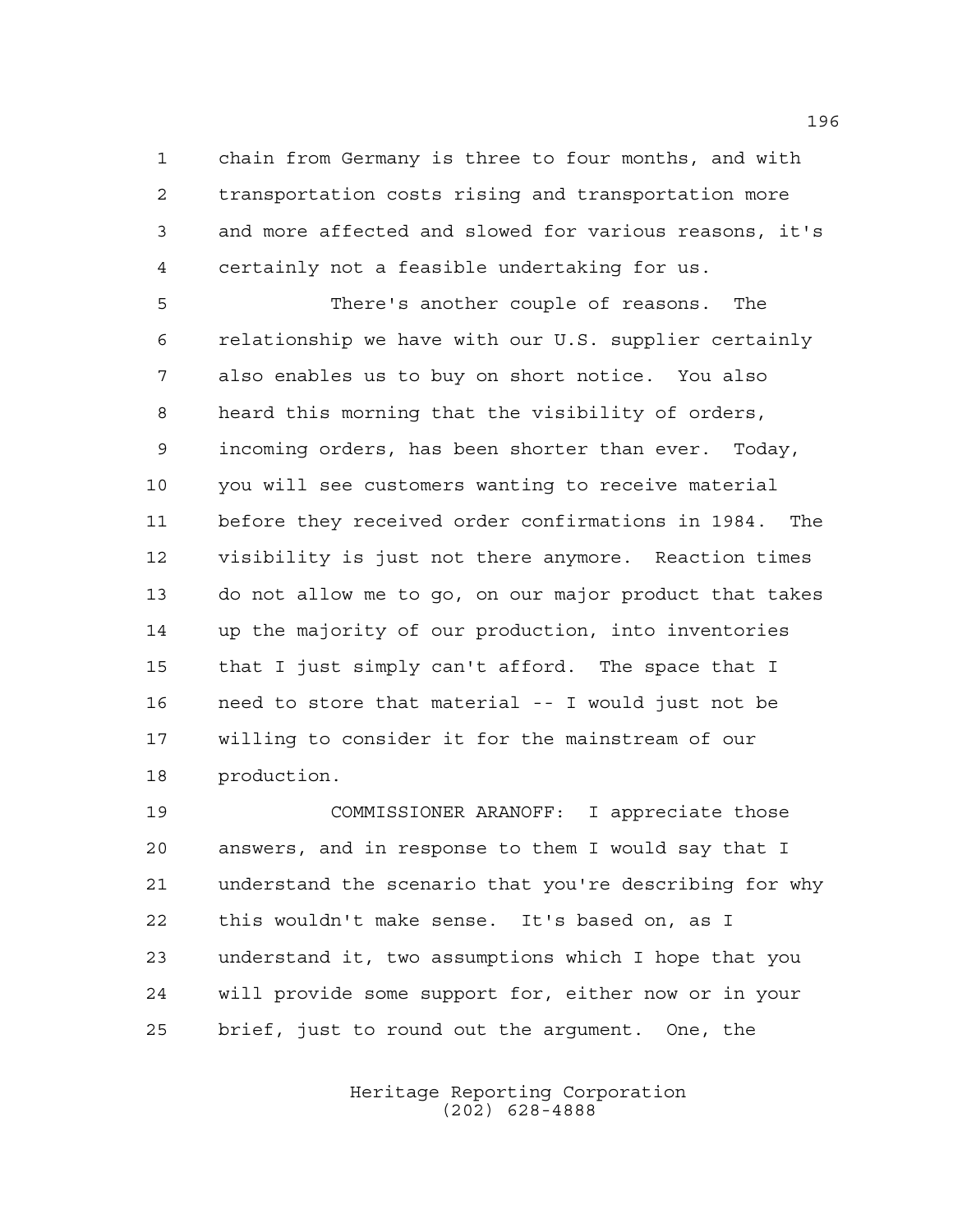chain from Germany is three to four months, and with transportation costs rising and transportation more and more affected and slowed for various reasons, it's certainly not a feasible undertaking for us.

There's another couple of reasons. The relationship we have with our U.S. supplier certainly also enables us to buy on short notice. You also heard this morning that the visibility of orders, incoming orders, has been shorter than ever. Today, you will see customers wanting to receive material before they received order confirmations in 1984. The visibility is just not there anymore. Reaction times do not allow me to go, on our major product that takes up the majority of our production, into inventories that I just simply can't afford. The space that I need to store that material -- I would just not be willing to consider it for the mainstream of our production.

COMMISSIONER ARANOFF: I appreciate those answers, and in response to them I would say that I understand the scenario that you're describing for why this wouldn't make sense. It's based on, as I understand it, two assumptions which I hope that you will provide some support for, either now or in your brief, just to round out the argument. One, the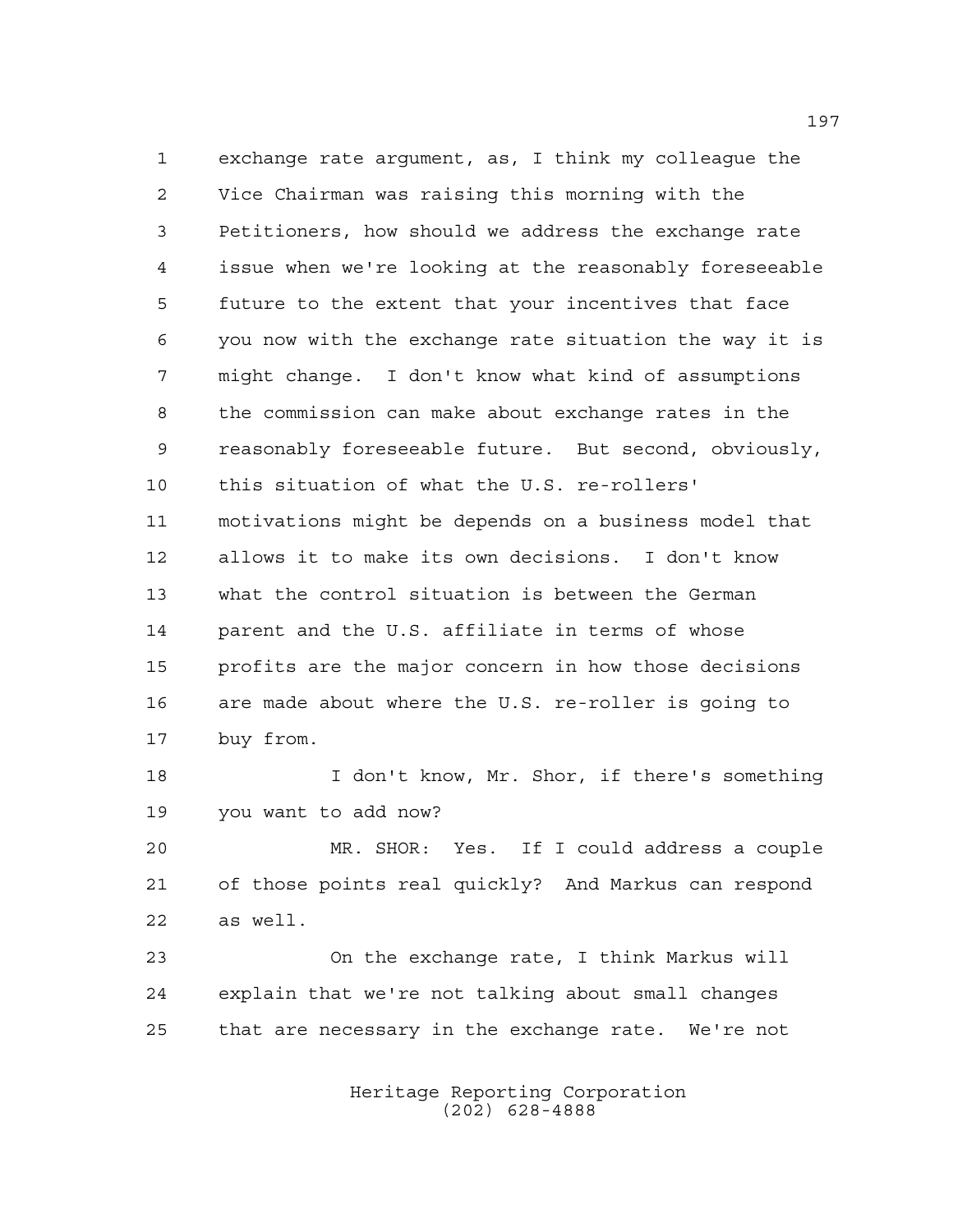exchange rate argument, as, I think my colleague the Vice Chairman was raising this morning with the Petitioners, how should we address the exchange rate issue when we're looking at the reasonably foreseeable future to the extent that your incentives that face you now with the exchange rate situation the way it is might change. I don't know what kind of assumptions the commission can make about exchange rates in the reasonably foreseeable future. But second, obviously, this situation of what the U.S. re-rollers' motivations might be depends on a business model that allows it to make its own decisions. I don't know what the control situation is between the German parent and the U.S. affiliate in terms of whose profits are the major concern in how those decisions are made about where the U.S. re-roller is going to buy from.

I don't know, Mr. Shor, if there's something you want to add now?

MR. SHOR: Yes. If I could address a couple of those points real quickly? And Markus can respond as well.

On the exchange rate, I think Markus will explain that we're not talking about small changes that are necessary in the exchange rate. We're not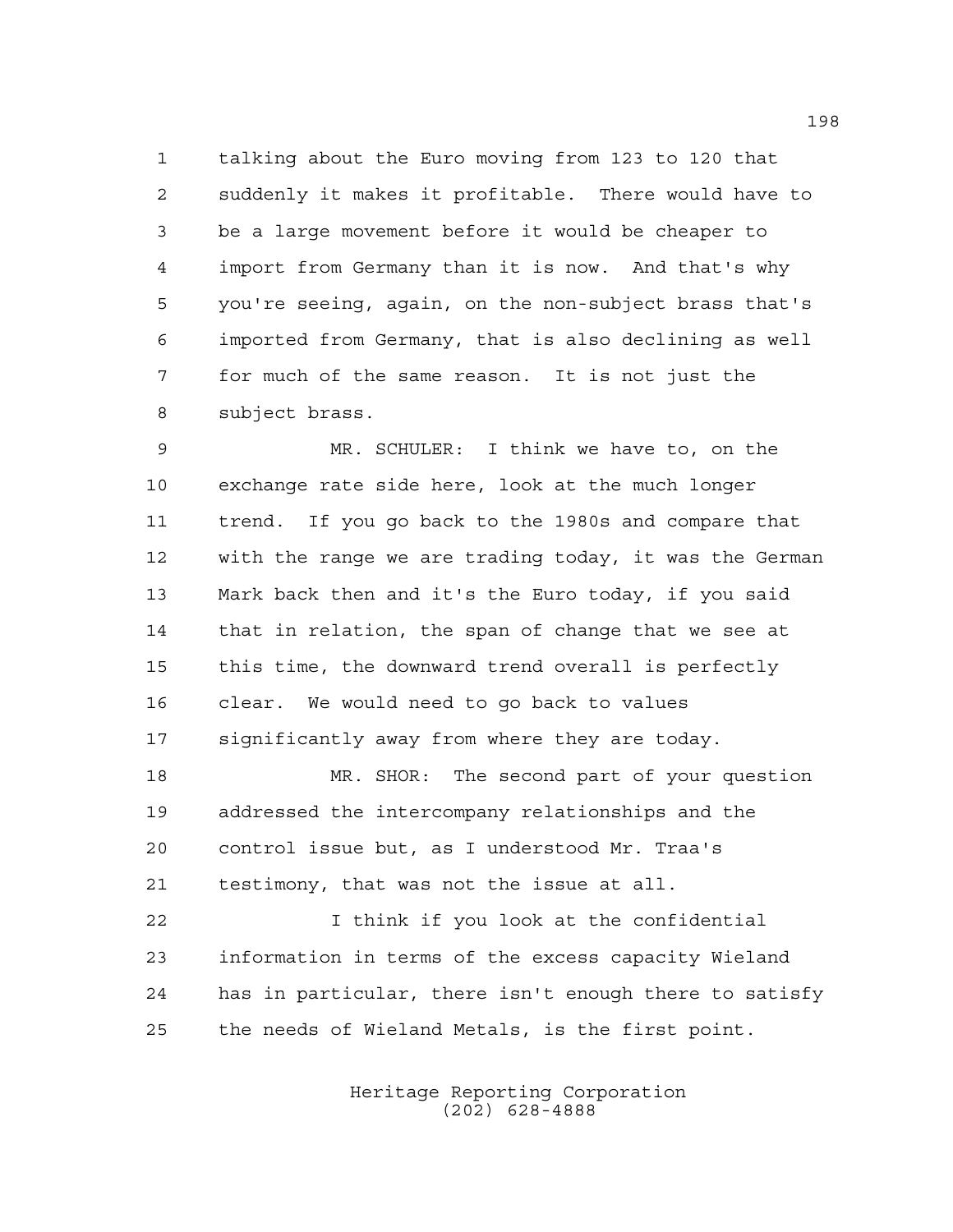talking about the Euro moving from 123 to 120 that suddenly it makes it profitable. There would have to be a large movement before it would be cheaper to import from Germany than it is now. And that's why you're seeing, again, on the non-subject brass that's imported from Germany, that is also declining as well for much of the same reason. It is not just the subject brass.

MR. SCHULER: I think we have to, on the exchange rate side here, look at the much longer trend. If you go back to the 1980s and compare that with the range we are trading today, it was the German Mark back then and it's the Euro today, if you said that in relation, the span of change that we see at this time, the downward trend overall is perfectly clear. We would need to go back to values significantly away from where they are today.

MR. SHOR: The second part of your question addressed the intercompany relationships and the control issue but, as I understood Mr. Traa's testimony, that was not the issue at all.

I think if you look at the confidential information in terms of the excess capacity Wieland has in particular, there isn't enough there to satisfy the needs of Wieland Metals, is the first point.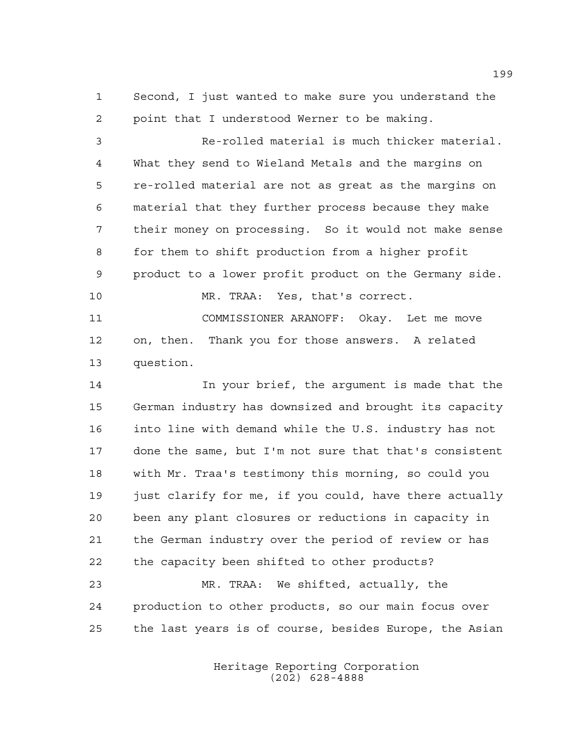Second, I just wanted to make sure you understand the point that I understood Werner to be making.

Re-rolled material is much thicker material. What they send to Wieland Metals and the margins on re-rolled material are not as great as the margins on material that they further process because they make their money on processing. So it would not make sense for them to shift production from a higher profit product to a lower profit product on the Germany side.

MR. TRAA: Yes, that's correct.

COMMISSIONER ARANOFF: Okay. Let me move on, then. Thank you for those answers. A related question.

In your brief, the argument is made that the German industry has downsized and brought its capacity into line with demand while the U.S. industry has not done the same, but I'm not sure that that's consistent with Mr. Traa's testimony this morning, so could you just clarify for me, if you could, have there actually been any plant closures or reductions in capacity in the German industry over the period of review or has the capacity been shifted to other products?

MR. TRAA: We shifted, actually, the production to other products, so our main focus over the last years is of course, besides Europe, the Asian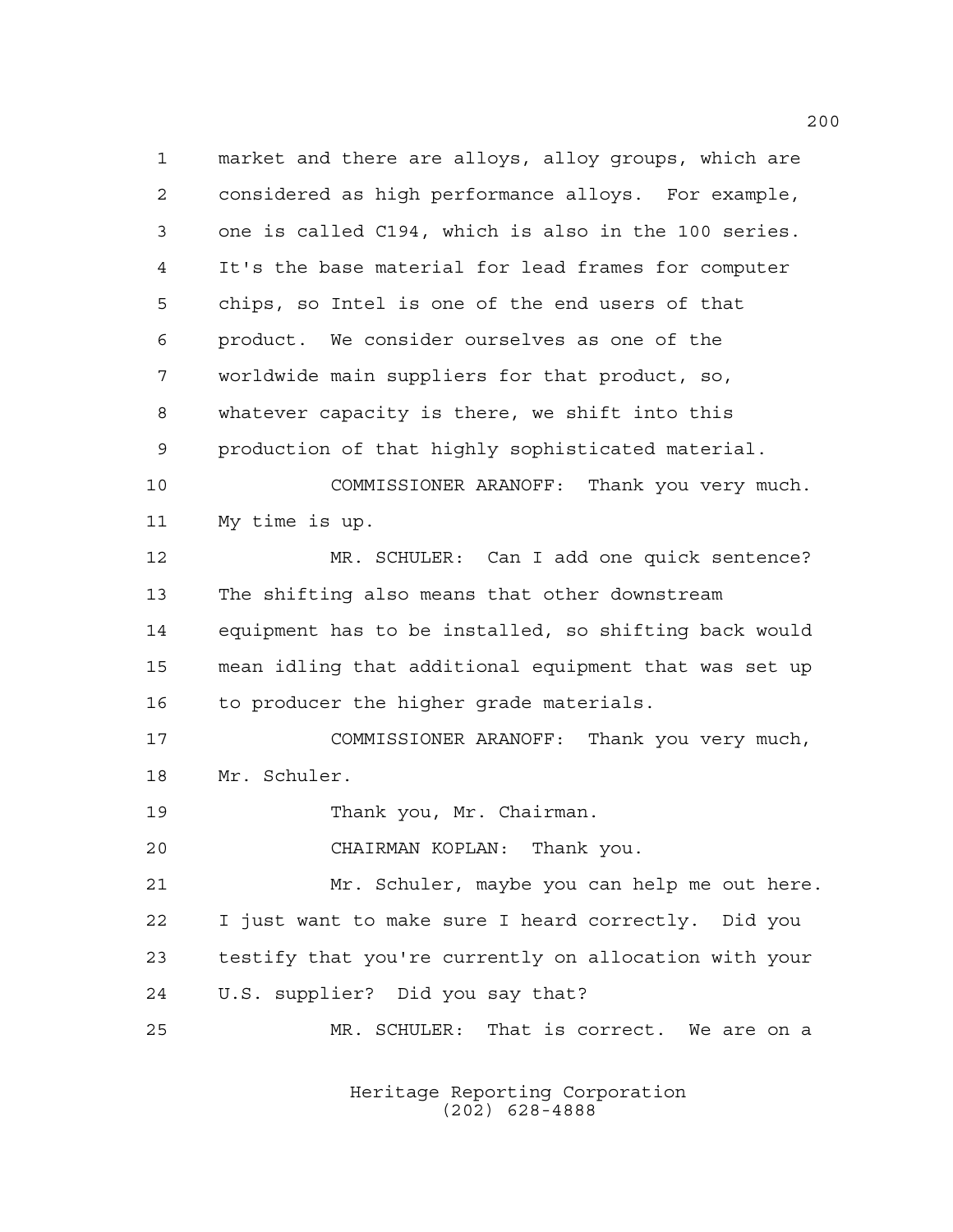market and there are alloys, alloy groups, which are considered as high performance alloys. For example, one is called C194, which is also in the 100 series. It's the base material for lead frames for computer chips, so Intel is one of the end users of that product. We consider ourselves as one of the worldwide main suppliers for that product, so, whatever capacity is there, we shift into this production of that highly sophisticated material.

COMMISSIONER ARANOFF: Thank you very much. My time is up.

MR. SCHULER: Can I add one quick sentence? The shifting also means that other downstream equipment has to be installed, so shifting back would mean idling that additional equipment that was set up to producer the higher grade materials.

COMMISSIONER ARANOFF: Thank you very much, Mr. Schuler.

Thank you, Mr. Chairman.

CHAIRMAN KOPLAN: Thank you.

Mr. Schuler, maybe you can help me out here. I just want to make sure I heard correctly. Did you testify that you're currently on allocation with your U.S. supplier? Did you say that?

MR. SCHULER: That is correct. We are on a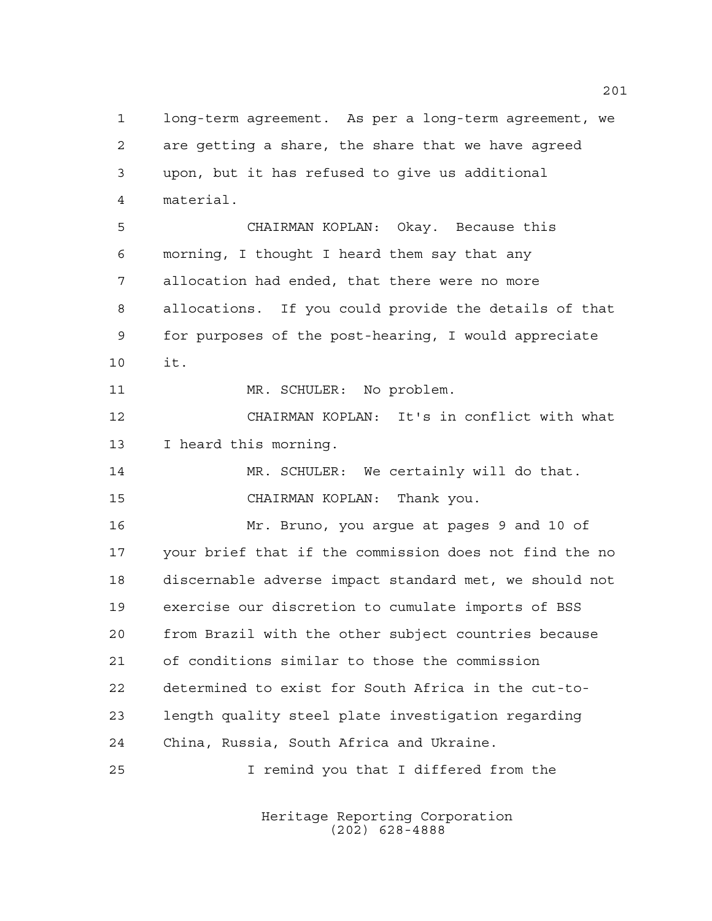long-term agreement. As per a long-term agreement, we are getting a share, the share that we have agreed upon, but it has refused to give us additional material.

CHAIRMAN KOPLAN: Okay. Because this morning, I thought I heard them say that any allocation had ended, that there were no more allocations. If you could provide the details of that for purposes of the post-hearing, I would appreciate it.

MR. SCHULER: No problem.

CHAIRMAN KOPLAN: It's in conflict with what I heard this morning.

MR. SCHULER: We certainly will do that.

CHAIRMAN KOPLAN: Thank you.

Mr. Bruno, you argue at pages 9 and 10 of your brief that if the commission does not find the no discernable adverse impact standard met, we should not exercise our discretion to cumulate imports of BSS from Brazil with the other subject countries because of conditions similar to those the commission determined to exist for South Africa in the cut-to-length quality steel plate investigation regarding China, Russia, South Africa and Ukraine.

I remind you that I differed from the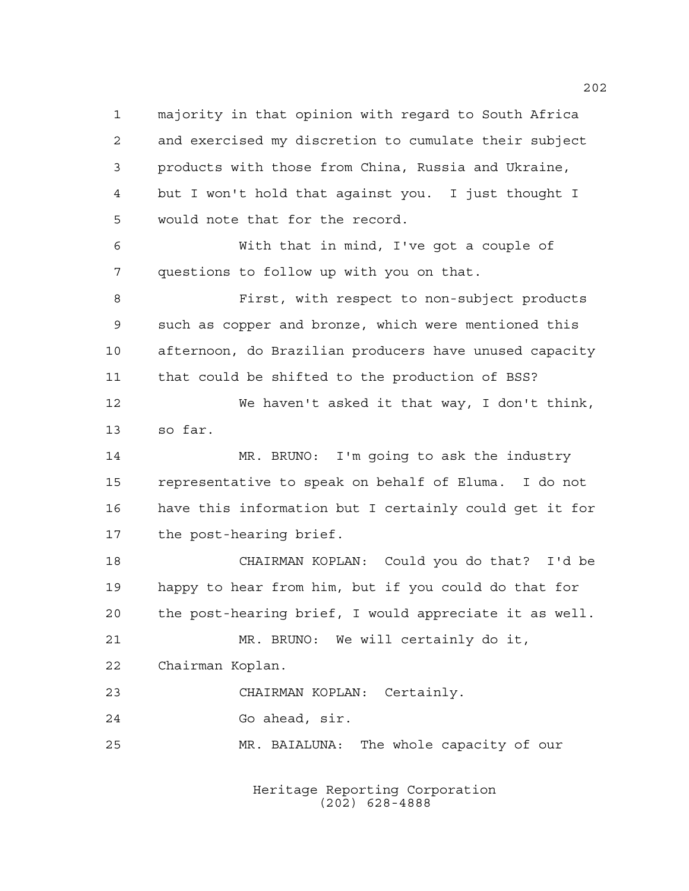majority in that opinion with regard to South Africa and exercised my discretion to cumulate their subject products with those from China, Russia and Ukraine, but I won't hold that against you. I just thought I would note that for the record.

With that in mind, I've got a couple of questions to follow up with you on that.

First, with respect to non-subject products such as copper and bronze, which were mentioned this afternoon, do Brazilian producers have unused capacity that could be shifted to the production of BSS?

We haven't asked it that way, I don't think, so far.

MR. BRUNO: I'm going to ask the industry representative to speak on behalf of Eluma. I do not have this information but I certainly could get it for the post-hearing brief.

CHAIRMAN KOPLAN: Could you do that? I'd be happy to hear from him, but if you could do that for the post-hearing brief, I would appreciate it as well.

MR. BRUNO: We will certainly do it, Chairman Koplan.

CHAIRMAN KOPLAN: Certainly.

Go ahead, sir.

MR. BAIALUNA: The whole capacity of our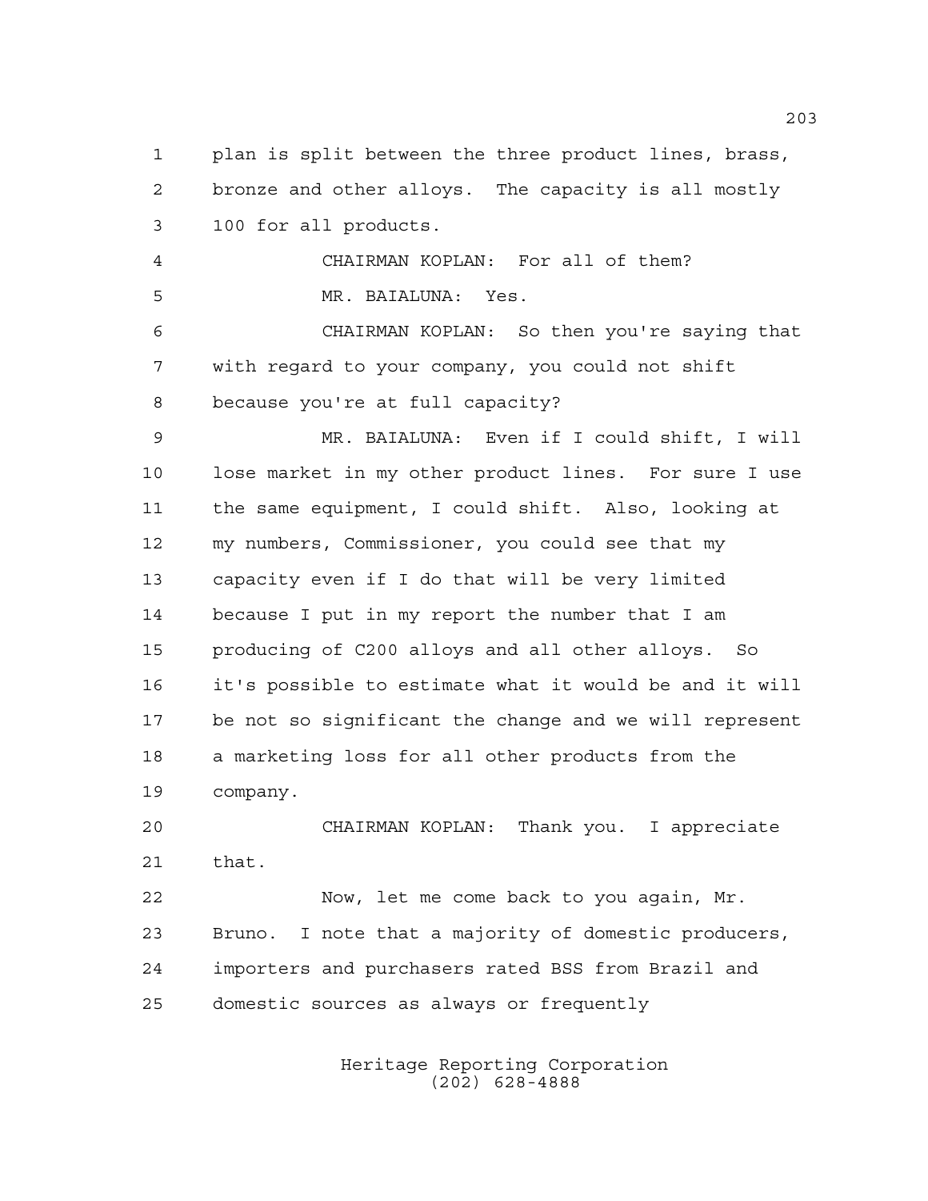plan is split between the three product lines, brass, bronze and other alloys. The capacity is all mostly 100 for all products.

CHAIRMAN KOPLAN: For all of them?

MR. BAIALUNA: Yes.

CHAIRMAN KOPLAN: So then you're saying that with regard to your company, you could not shift because you're at full capacity?

MR. BAIALUNA: Even if I could shift, I will lose market in my other product lines. For sure I use the same equipment, I could shift. Also, looking at my numbers, Commissioner, you could see that my capacity even if I do that will be very limited because I put in my report the number that I am producing of C200 alloys and all other alloys. So it's possible to estimate what it would be and it will be not so significant the change and we will represent a marketing loss for all other products from the company.

CHAIRMAN KOPLAN: Thank you. I appreciate that.

Now, let me come back to you again, Mr. Bruno. I note that a majority of domestic producers, importers and purchasers rated BSS from Brazil and domestic sources as always or frequently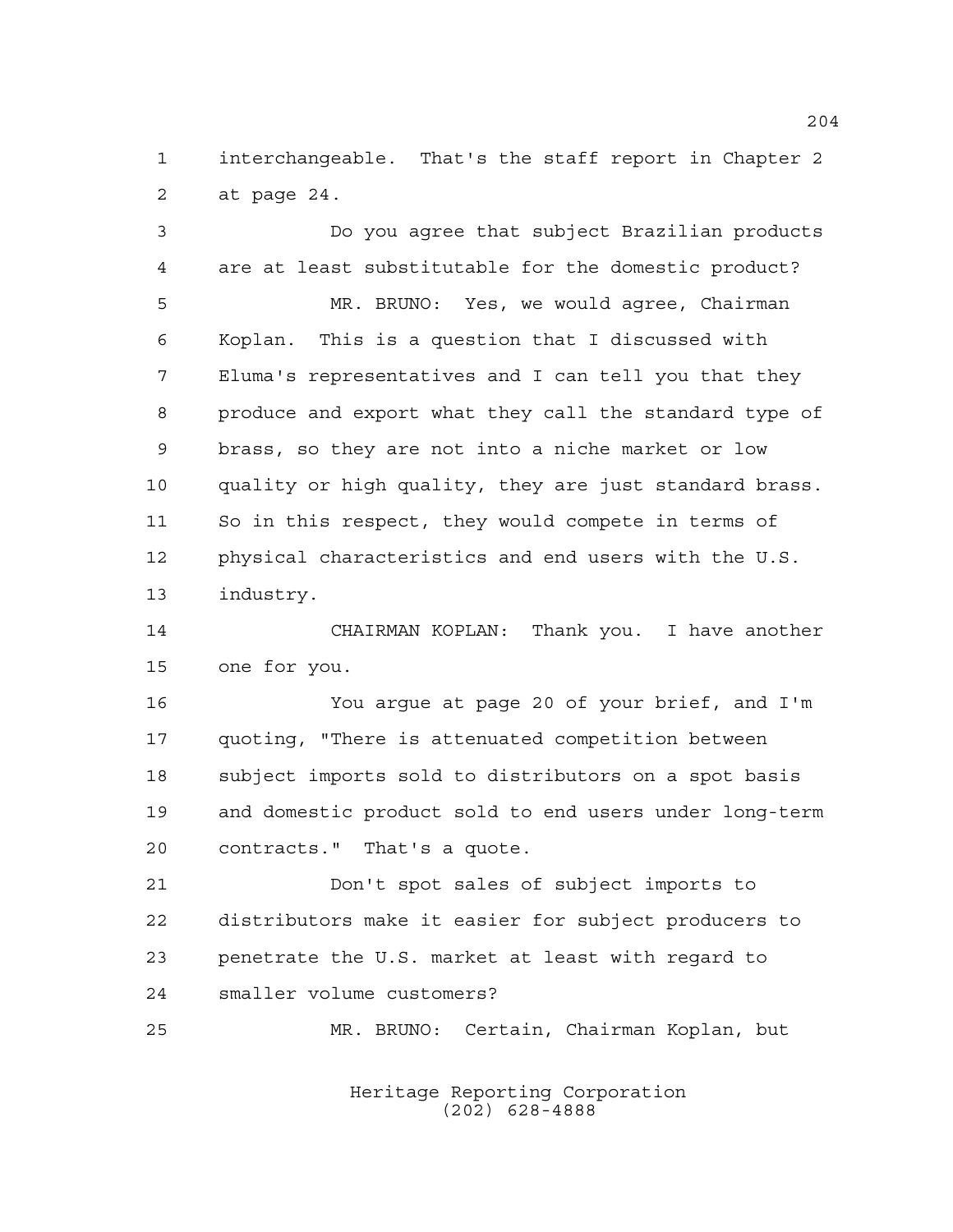interchangeable. That's the staff report in Chapter 2 at page 24.

Do you agree that subject Brazilian products are at least substitutable for the domestic product?

MR. BRUNO: Yes, we would agree, Chairman Koplan. This is a question that I discussed with Eluma's representatives and I can tell you that they produce and export what they call the standard type of brass, so they are not into a niche market or low quality or high quality, they are just standard brass. So in this respect, they would compete in terms of physical characteristics and end users with the U.S. industry.

CHAIRMAN KOPLAN: Thank you. I have another one for you.

You argue at page 20 of your brief, and I'm quoting, "There is attenuated competition between subject imports sold to distributors on a spot basis and domestic product sold to end users under long-term contracts." That's a quote.

Don't spot sales of subject imports to distributors make it easier for subject producers to penetrate the U.S. market at least with regard to smaller volume customers?

MR. BRUNO: Certain, Chairman Koplan, but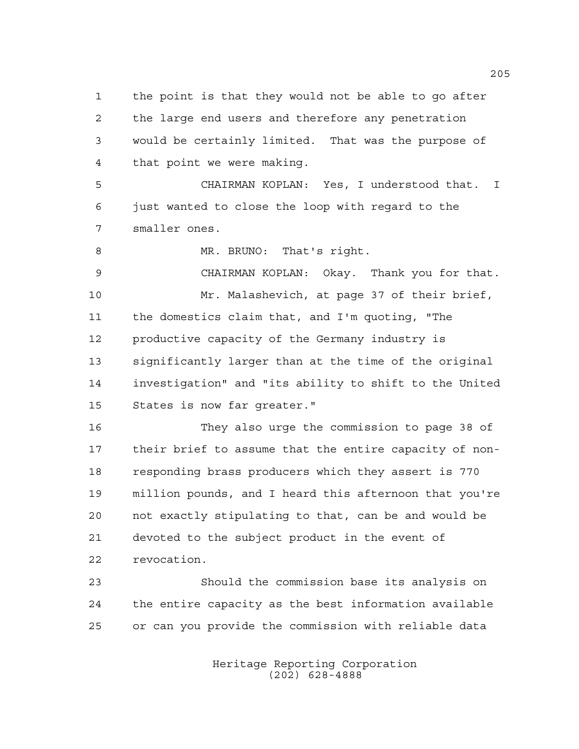the point is that they would not be able to go after the large end users and therefore any penetration would be certainly limited. That was the purpose of that point we were making.

CHAIRMAN KOPLAN: Yes, I understood that. I just wanted to close the loop with regard to the smaller ones.

MR. BRUNO: That's right.

CHAIRMAN KOPLAN: Okay. Thank you for that.

Mr. Malashevich, at page 37 of their brief, the domestics claim that, and I'm quoting, "The productive capacity of the Germany industry is significantly larger than at the time of the original investigation" and "its ability to shift to the United States is now far greater."

They also urge the commission to page 38 of their brief to assume that the entire capacity of non-responding brass producers which they assert is 770 million pounds, and I heard this afternoon that you're not exactly stipulating to that, can be and would be devoted to the subject product in the event of revocation.

Should the commission base its analysis on the entire capacity as the best information available or can you provide the commission with reliable data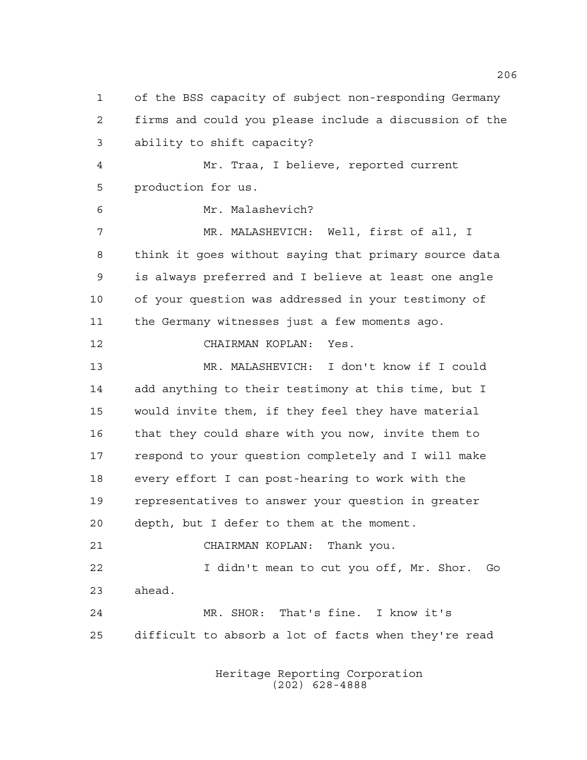of the BSS capacity of subject non-responding Germany firms and could you please include a discussion of the ability to shift capacity?

Mr. Traa, I believe, reported current production for us.

Mr. Malashevich?

MR. MALASHEVICH: Well, first of all, I think it goes without saying that primary source data is always preferred and I believe at least one angle of your question was addressed in your testimony of the Germany witnesses just a few moments ago.

CHAIRMAN KOPLAN: Yes.

MR. MALASHEVICH: I don't know if I could add anything to their testimony at this time, but I would invite them, if they feel they have material that they could share with you now, invite them to respond to your question completely and I will make every effort I can post-hearing to work with the representatives to answer your question in greater depth, but I defer to them at the moment.

CHAIRMAN KOPLAN: Thank you.

I didn't mean to cut you off, Mr. Shor. Go ahead.

MR. SHOR: That's fine. I know it's difficult to absorb a lot of facts when they're read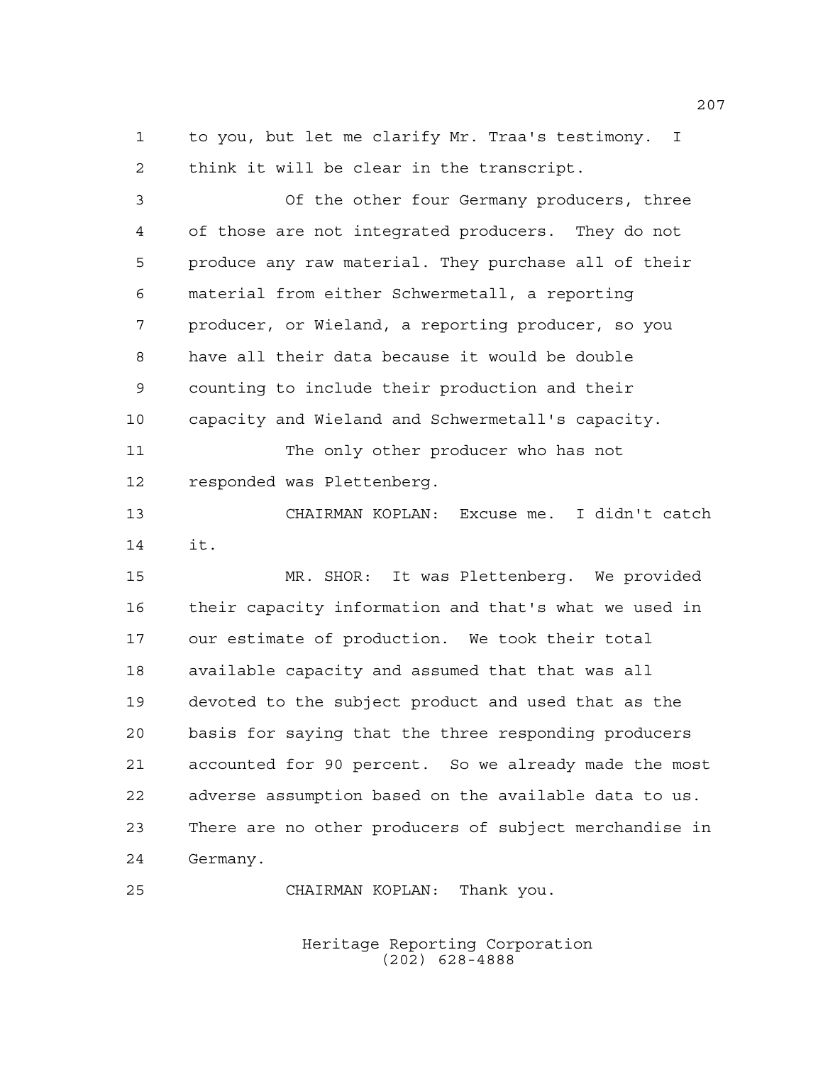to you, but let me clarify Mr. Traa's testimony. I think it will be clear in the transcript.

Of the other four Germany producers, three of those are not integrated producers. They do not produce any raw material. They purchase all of their material from either Schwermetall, a reporting producer, or Wieland, a reporting producer, so you have all their data because it would be double counting to include their production and their capacity and Wieland and Schwermetall's capacity.

The only other producer who has not responded was Plettenberg.

CHAIRMAN KOPLAN: Excuse me. I didn't catch it.

MR. SHOR: It was Plettenberg. We provided their capacity information and that's what we used in our estimate of production. We took their total available capacity and assumed that that was all devoted to the subject product and used that as the basis for saying that the three responding producers accounted for 90 percent. So we already made the most adverse assumption based on the available data to us. There are no other producers of subject merchandise in Germany.

CHAIRMAN KOPLAN: Thank you.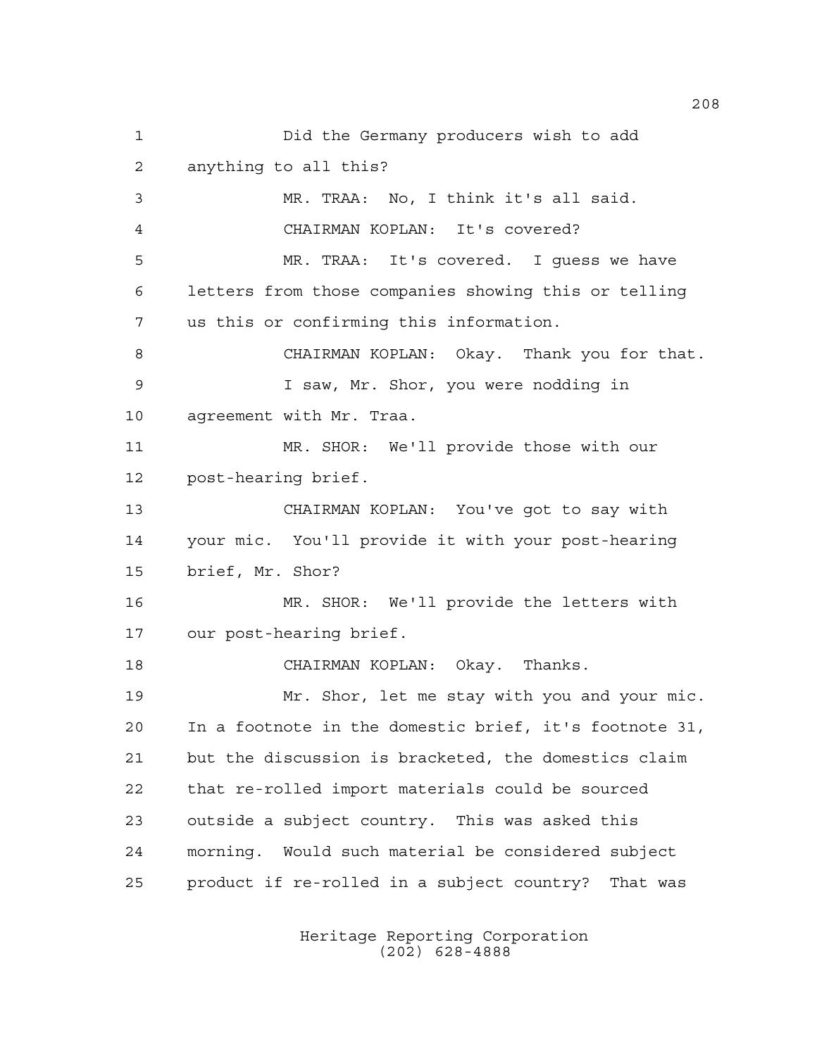Did the Germany producers wish to add anything to all this?

MR. TRAA: No, I think it's all said.

CHAIRMAN KOPLAN: It's covered?

MR. TRAA: It's covered. I guess we have letters from those companies showing this or telling us this or confirming this information.

CHAIRMAN KOPLAN: Okay. Thank you for that.

I saw, Mr. Shor, you were nodding in agreement with Mr. Traa.

MR. SHOR: We'll provide those with our post-hearing brief.

CHAIRMAN KOPLAN: You've got to say with your mic. You'll provide it with your post-hearing brief, Mr. Shor?

MR. SHOR: We'll provide the letters with our post-hearing brief.

CHAIRMAN KOPLAN: Okay. Thanks.

Mr. Shor, let me stay with you and your mic. In a footnote in the domestic brief, it's footnote 31, but the discussion is bracketed, the domestics claim that re-rolled import materials could be sourced outside a subject country. This was asked this morning. Would such material be considered subject product if re-rolled in a subject country? That was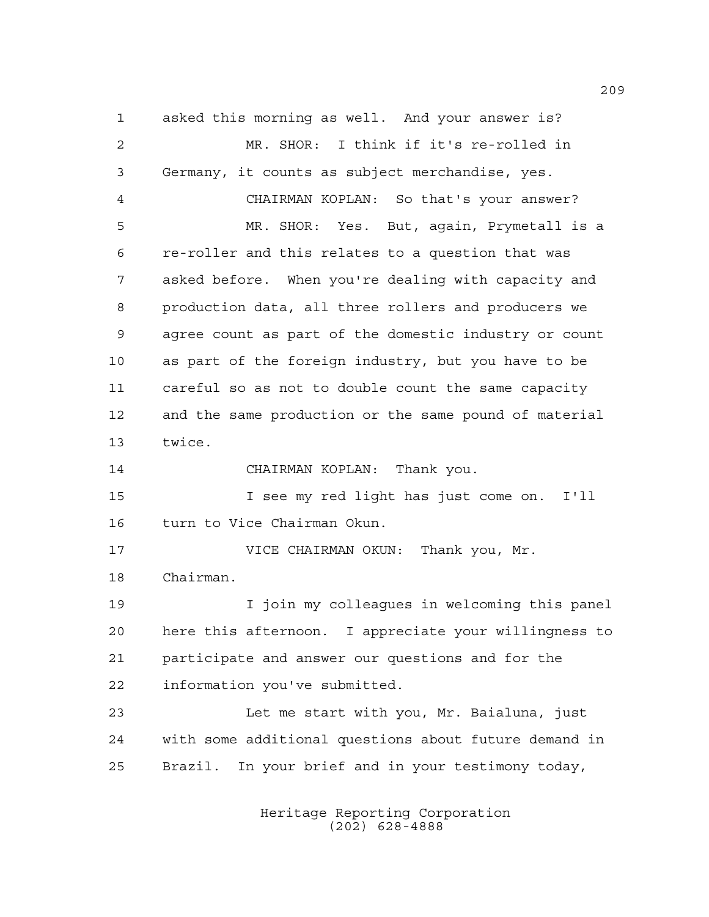asked this morning as well. And your answer is?

MR. SHOR: I think if it's re-rolled in Germany, it counts as subject merchandise, yes.

CHAIRMAN KOPLAN: So that's your answer?

MR. SHOR: Yes. But, again, Prymetall is a re-roller and this relates to a question that was asked before. When you're dealing with capacity and production data, all three rollers and producers we agree count as part of the domestic industry or count as part of the foreign industry, but you have to be careful so as not to double count the same capacity and the same production or the same pound of material twice.

CHAIRMAN KOPLAN: Thank you.

I see my red light has just come on. I'll turn to Vice Chairman Okun.

VICE CHAIRMAN OKUN: Thank you, Mr. Chairman.

I join my colleagues in welcoming this panel here this afternoon. I appreciate your willingness to participate and answer our questions and for the information you've submitted.

Let me start with you, Mr. Baialuna, just with some additional questions about future demand in Brazil. In your brief and in your testimony today,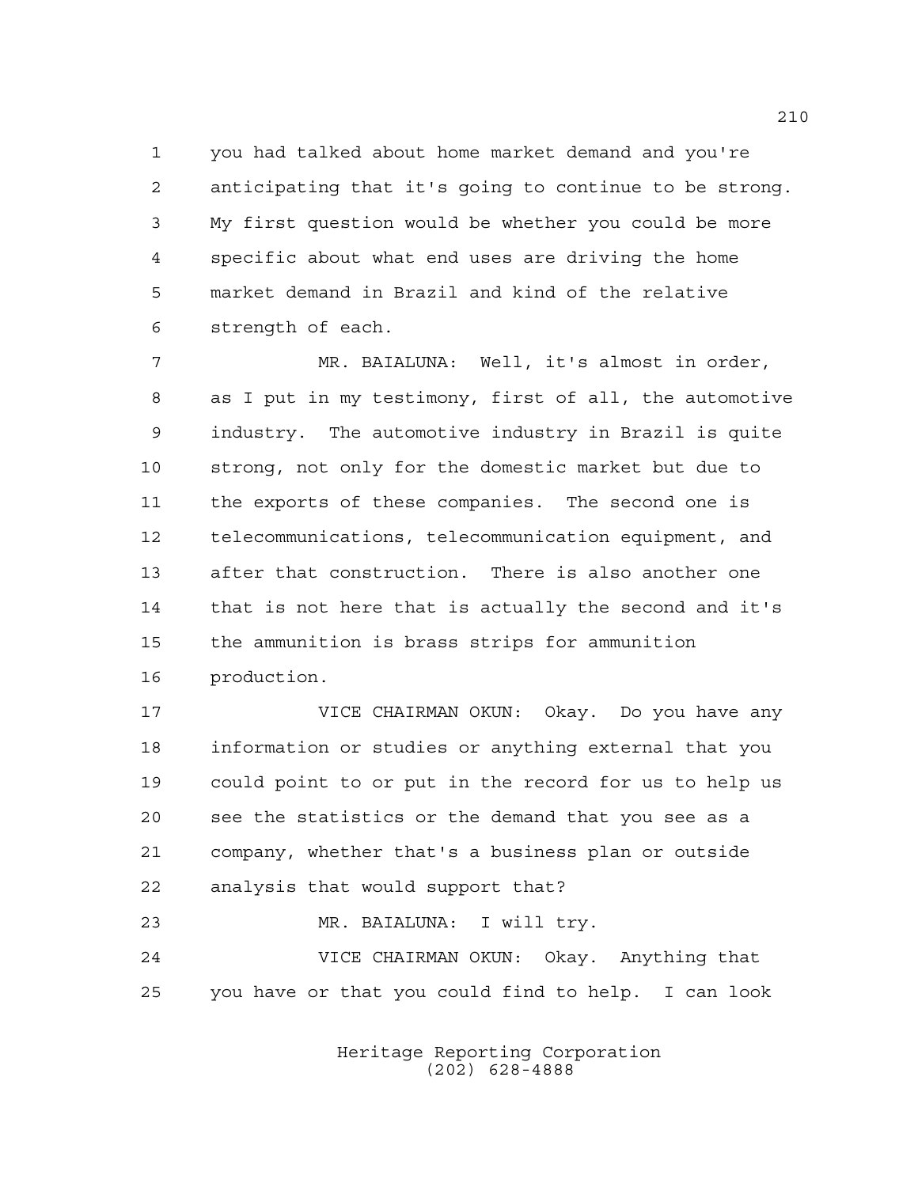you had talked about home market demand and you're anticipating that it's going to continue to be strong. My first question would be whether you could be more specific about what end uses are driving the home market demand in Brazil and kind of the relative strength of each.

MR. BAIALUNA: Well, it's almost in order, as I put in my testimony, first of all, the automotive industry. The automotive industry in Brazil is quite strong, not only for the domestic market but due to the exports of these companies. The second one is telecommunications, telecommunication equipment, and after that construction. There is also another one that is not here that is actually the second and it's the ammunition is brass strips for ammunition production.

VICE CHAIRMAN OKUN: Okay. Do you have any information or studies or anything external that you could point to or put in the record for us to help us see the statistics or the demand that you see as a company, whether that's a business plan or outside analysis that would support that?

MR. BAIALUNA: I will try.

VICE CHAIRMAN OKUN: Okay. Anything that you have or that you could find to help. I can look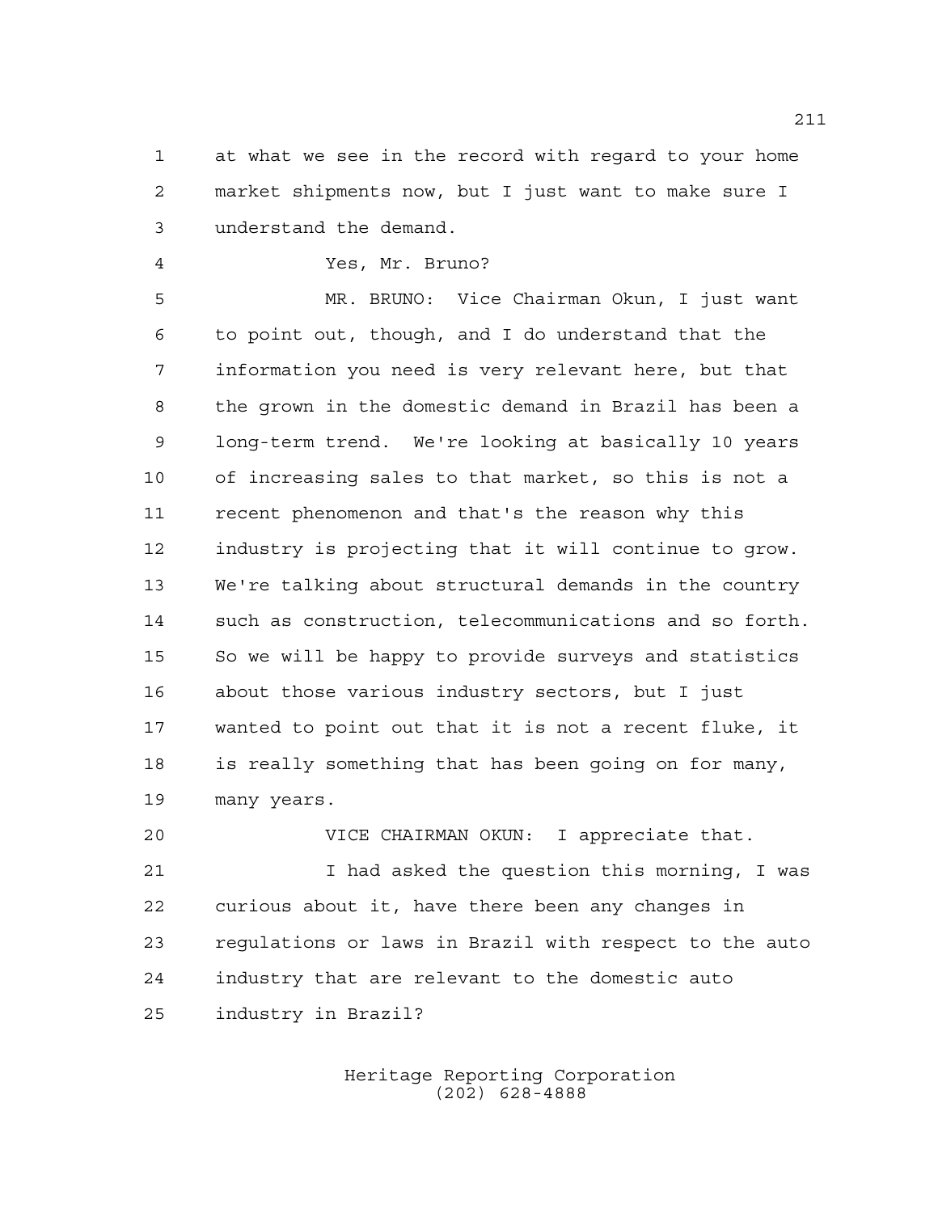at what we see in the record with regard to your home market shipments now, but I just want to make sure I understand the demand.

Yes, Mr. Bruno?

MR. BRUNO: Vice Chairman Okun, I just want to point out, though, and I do understand that the information you need is very relevant here, but that the grown in the domestic demand in Brazil has been a long-term trend. We're looking at basically 10 years of increasing sales to that market, so this is not a recent phenomenon and that's the reason why this industry is projecting that it will continue to grow. We're talking about structural demands in the country such as construction, telecommunications and so forth. So we will be happy to provide surveys and statistics about those various industry sectors, but I just wanted to point out that it is not a recent fluke, it is really something that has been going on for many, many years.

VICE CHAIRMAN OKUN: I appreciate that.

I had asked the question this morning, I was curious about it, have there been any changes in regulations or laws in Brazil with respect to the auto industry that are relevant to the domestic auto industry in Brazil?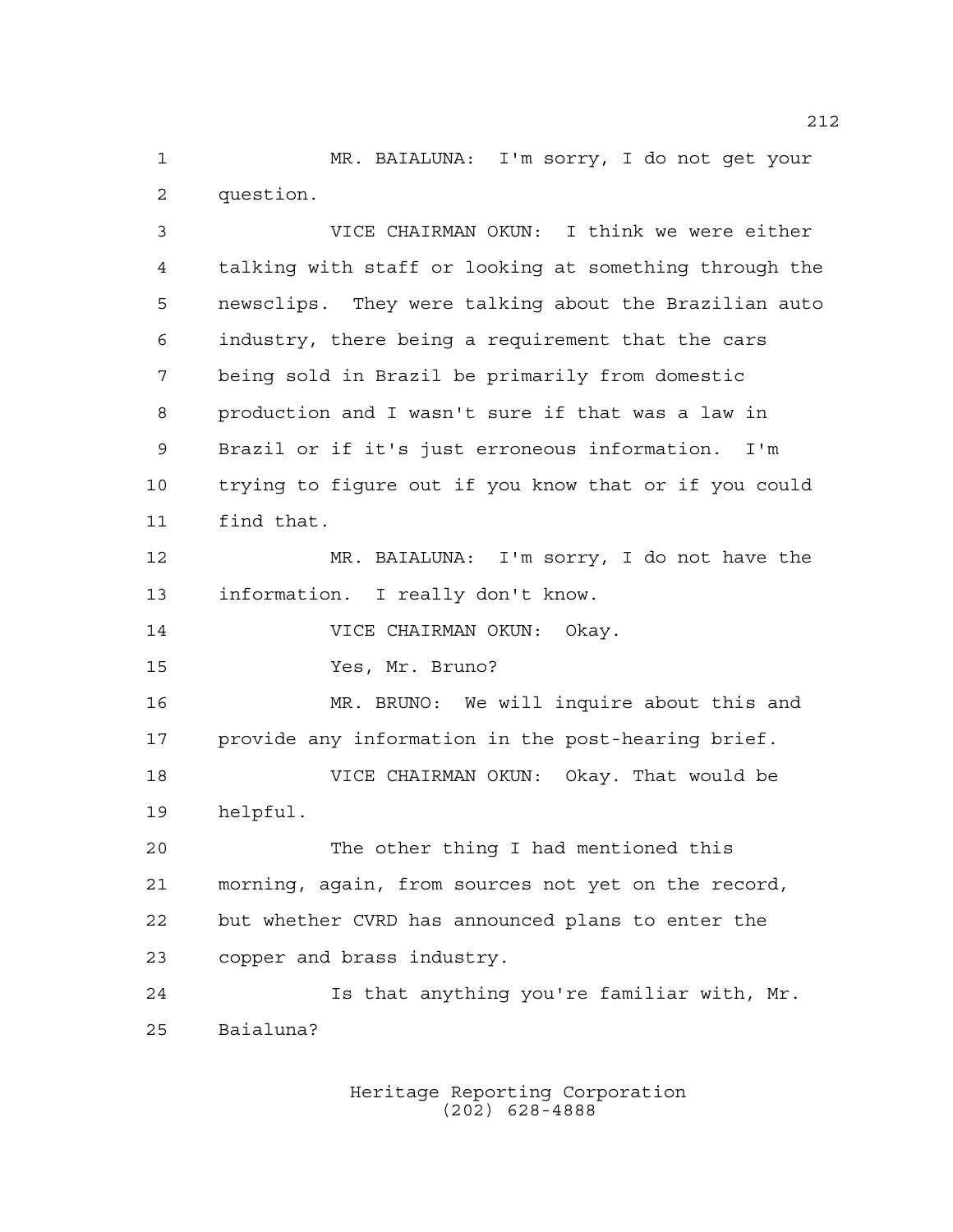MR. BAIALUNA: I'm sorry, I do not get your question.

VICE CHAIRMAN OKUN: I think we were either talking with staff or looking at something through the newsclips. They were talking about the Brazilian auto industry, there being a requirement that the cars being sold in Brazil be primarily from domestic production and I wasn't sure if that was a law in Brazil or if it's just erroneous information. I'm trying to figure out if you know that or if you could find that.

MR. BAIALUNA: I'm sorry, I do not have the information. I really don't know.

VICE CHAIRMAN OKUN: Okay.

Yes, Mr. Bruno?

MR. BRUNO: We will inquire about this and provide any information in the post-hearing brief.

VICE CHAIRMAN OKUN: Okay. That would be helpful.

The other thing I had mentioned this morning, again, from sources not yet on the record, but whether CVRD has announced plans to enter the copper and brass industry.

Is that anything you're familiar with, Mr. Baialuna?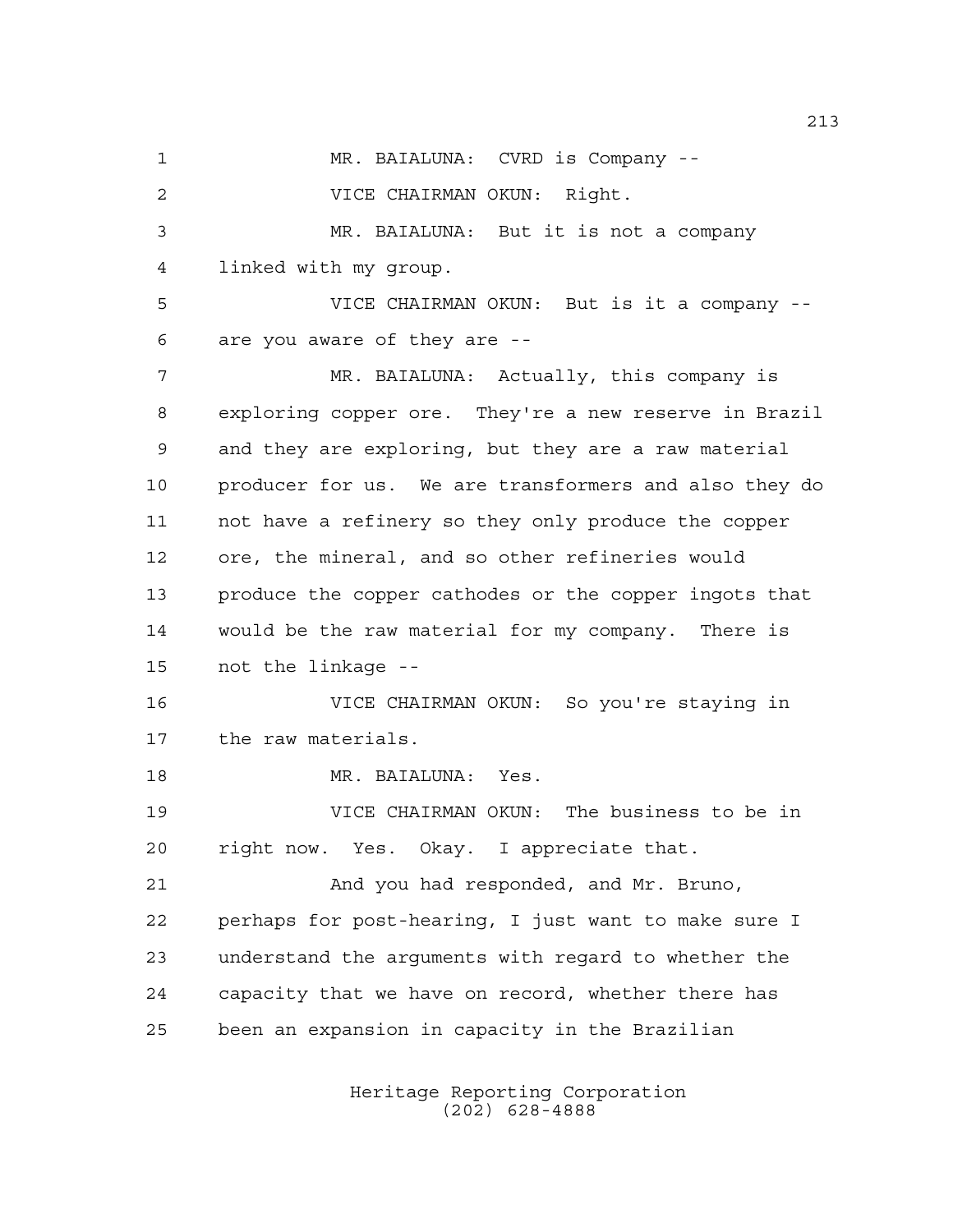MR. BAIALUNA: CVRD is Company --

VICE CHAIRMAN OKUN: Right.

MR. BAIALUNA: But it is not a company linked with my group.

VICE CHAIRMAN OKUN: But is it a company -- are you aware of they are --

MR. BAIALUNA: Actually, this company is exploring copper ore. They're a new reserve in Brazil and they are exploring, but they are a raw material producer for us. We are transformers and also they do not have a refinery so they only produce the copper ore, the mineral, and so other refineries would produce the copper cathodes or the copper ingots that would be the raw material for my company. There is not the linkage --

VICE CHAIRMAN OKUN: So you're staying in the raw materials.

MR. BAIALUNA: Yes.

VICE CHAIRMAN OKUN: The business to be in right now. Yes. Okay. I appreciate that.

And you had responded, and Mr. Bruno, perhaps for post-hearing, I just want to make sure I understand the arguments with regard to whether the capacity that we have on record, whether there has been an expansion in capacity in the Brazilian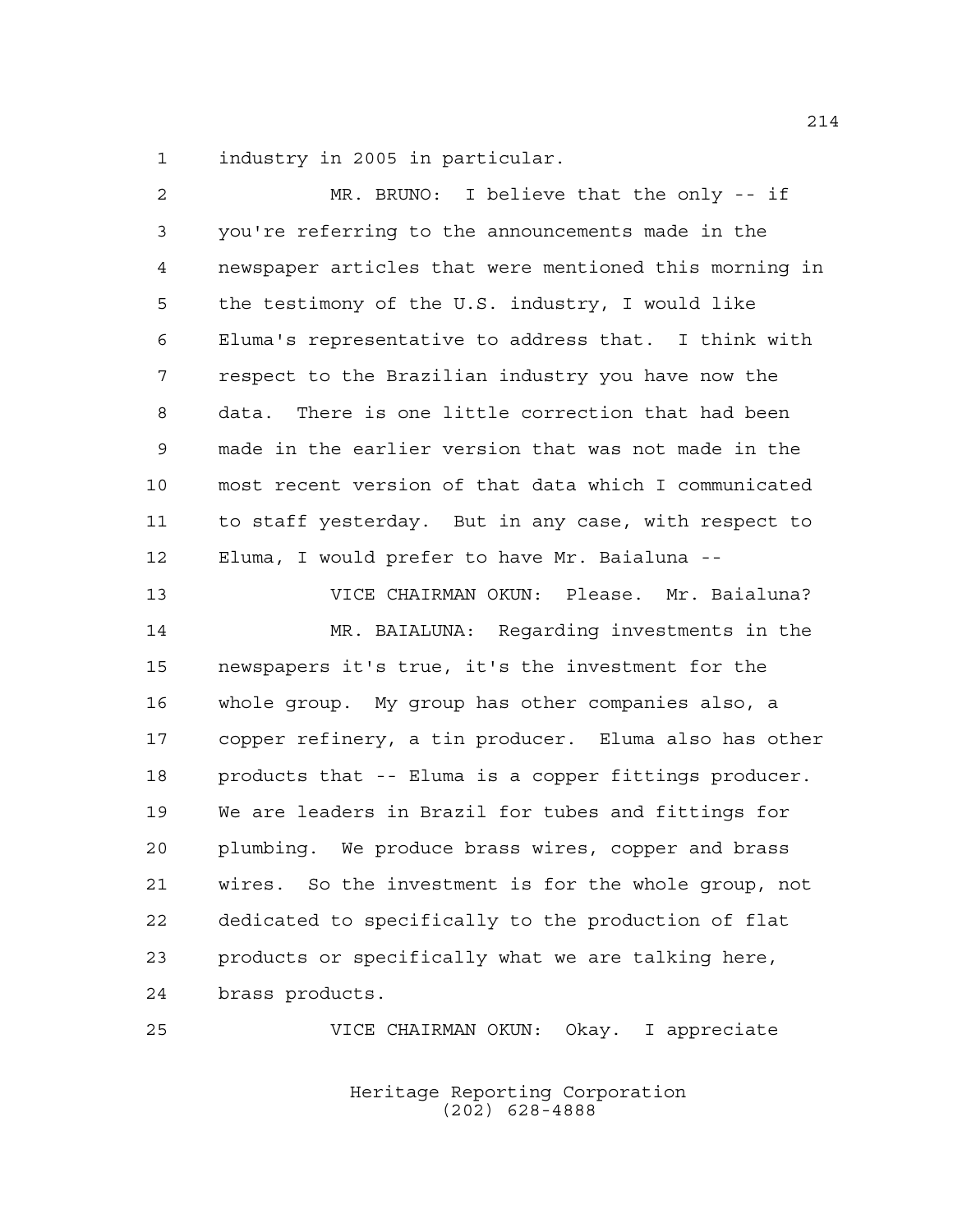industry in 2005 in particular.

MR. BRUNO: I believe that the only -- if you're referring to the announcements made in the newspaper articles that were mentioned this morning in the testimony of the U.S. industry, I would like Eluma's representative to address that. I think with respect to the Brazilian industry you have now the data. There is one little correction that had been made in the earlier version that was not made in the most recent version of that data which I communicated to staff yesterday. But in any case, with respect to Eluma, I would prefer to have Mr. Baialuna --

VICE CHAIRMAN OKUN: Please. Mr. Baialuna?

MR. BAIALUNA: Regarding investments in the newspapers it's true, it's the investment for the whole group. My group has other companies also, a copper refinery, a tin producer. Eluma also has other products that -- Eluma is a copper fittings producer. We are leaders in Brazil for tubes and fittings for plumbing. We produce brass wires, copper and brass wires. So the investment is for the whole group, not dedicated to specifically to the production of flat products or specifically what we are talking here, brass products.

VICE CHAIRMAN OKUN: Okay. I appreciate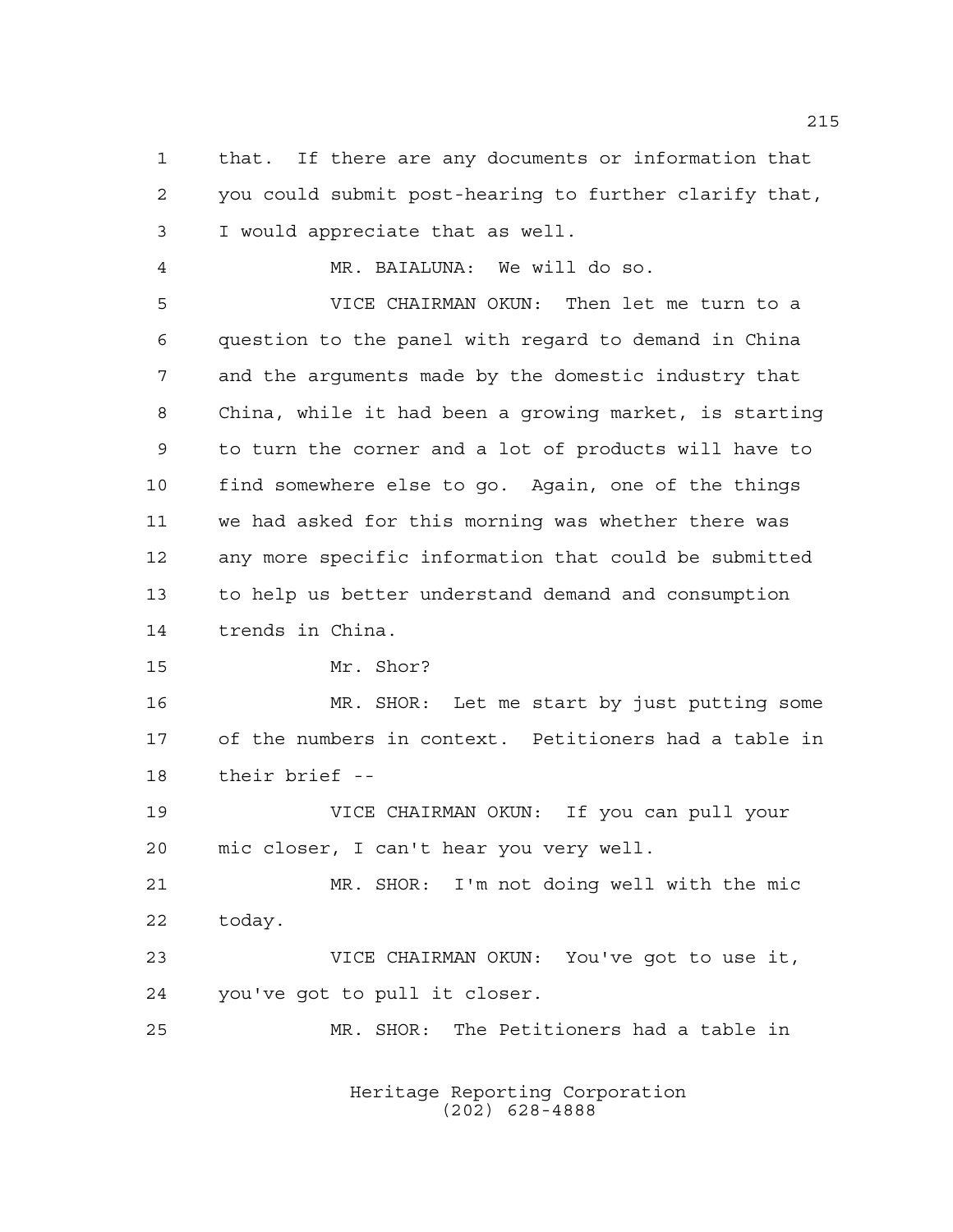that. If there are any documents or information that you could submit post-hearing to further clarify that, I would appreciate that as well.

MR. BAIALUNA: We will do so.

VICE CHAIRMAN OKUN: Then let me turn to a question to the panel with regard to demand in China and the arguments made by the domestic industry that China, while it had been a growing market, is starting to turn the corner and a lot of products will have to find somewhere else to go. Again, one of the things we had asked for this morning was whether there was any more specific information that could be submitted to help us better understand demand and consumption trends in China.

Mr. Shor?

MR. SHOR: Let me start by just putting some of the numbers in context. Petitioners had a table in their brief --

VICE CHAIRMAN OKUN: If you can pull your mic closer, I can't hear you very well.

MR. SHOR: I'm not doing well with the mic today.

VICE CHAIRMAN OKUN: You've got to use it, you've got to pull it closer.

MR. SHOR: The Petitioners had a table in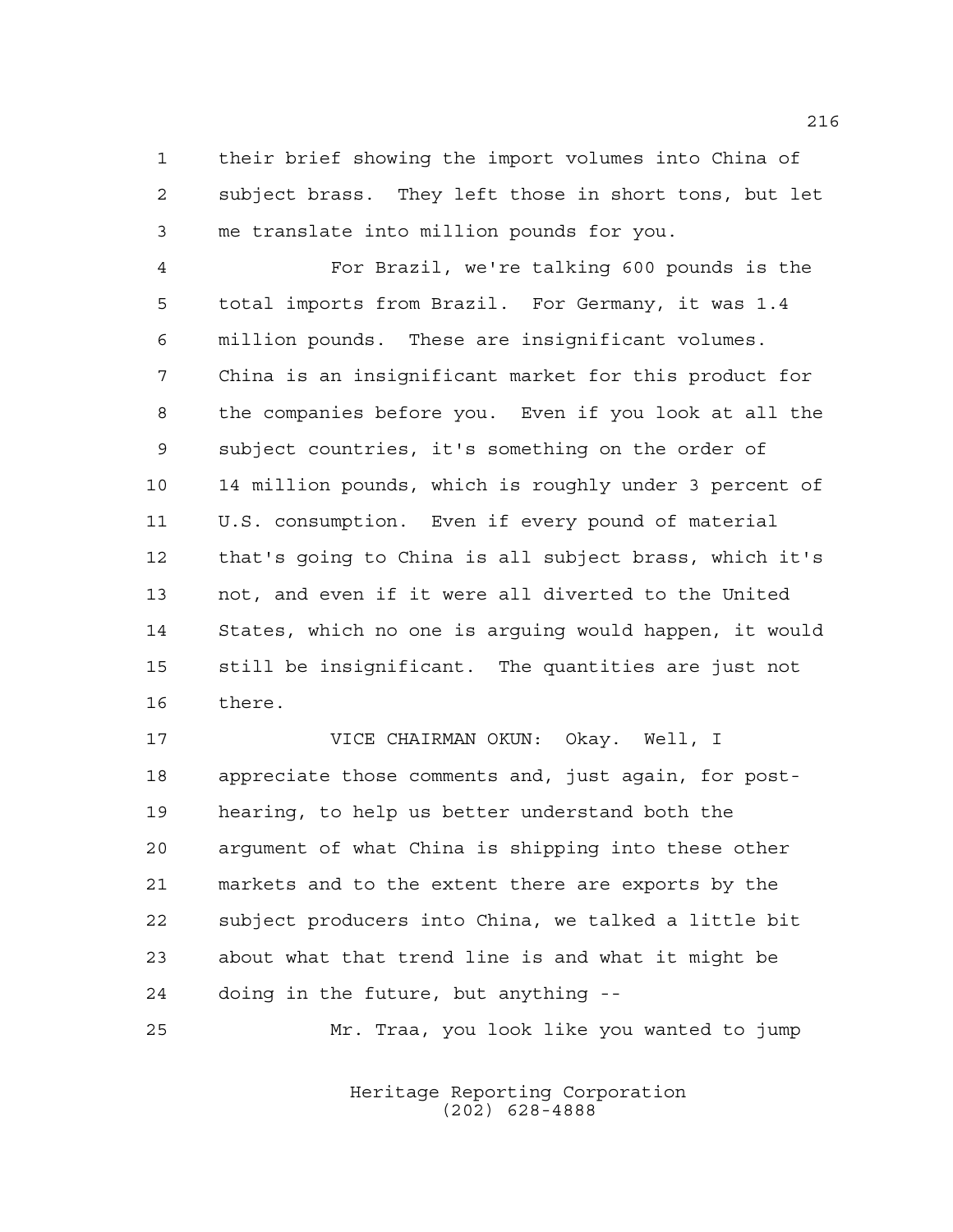their brief showing the import volumes into China of subject brass. They left those in short tons, but let me translate into million pounds for you.

For Brazil, we're talking 600 pounds is the total imports from Brazil. For Germany, it was 1.4 million pounds. These are insignificant volumes. China is an insignificant market for this product for the companies before you. Even if you look at all the subject countries, it's something on the order of 14 million pounds, which is roughly under 3 percent of U.S. consumption. Even if every pound of material that's going to China is all subject brass, which it's not, and even if it were all diverted to the United States, which no one is arguing would happen, it would still be insignificant. The quantities are just not there.

VICE CHAIRMAN OKUN: Okay. Well, I appreciate those comments and, just again, for post-hearing, to help us better understand both the argument of what China is shipping into these other markets and to the extent there are exports by the subject producers into China, we talked a little bit about what that trend line is and what it might be doing in the future, but anything --

Mr. Traa, you look like you wanted to jump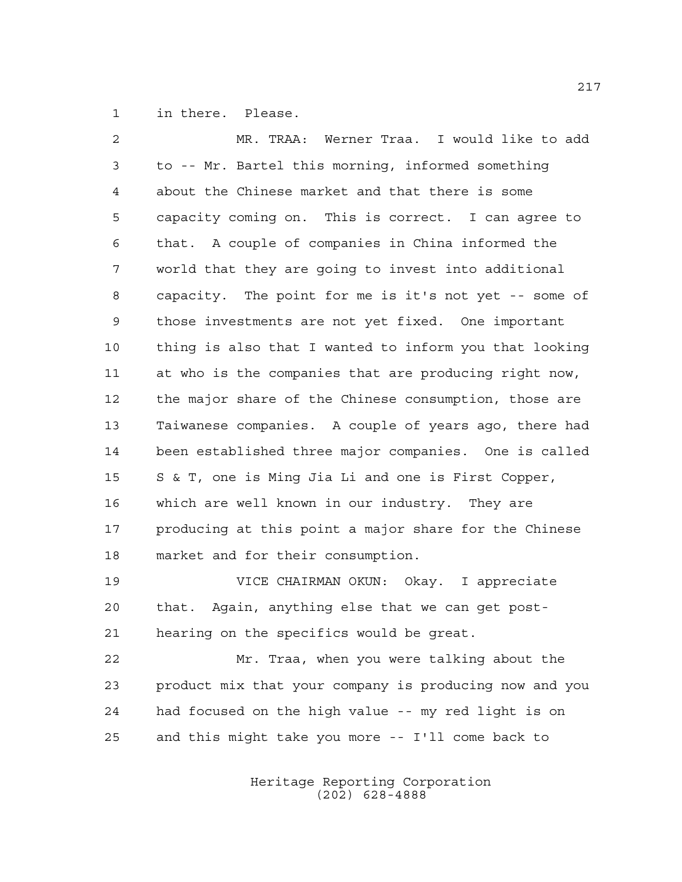in there. Please.

MR. TRAA: Werner Traa. I would like to add to -- Mr. Bartel this morning, informed something about the Chinese market and that there is some capacity coming on. This is correct. I can agree to that. A couple of companies in China informed the world that they are going to invest into additional capacity. The point for me is it's not yet -- some of those investments are not yet fixed. One important thing is also that I wanted to inform you that looking at who is the companies that are producing right now, the major share of the Chinese consumption, those are Taiwanese companies. A couple of years ago, there had been established three major companies. One is called S & T, one is Ming Jia Li and one is First Copper, which are well known in our industry. They are producing at this point a major share for the Chinese market and for their consumption.

VICE CHAIRMAN OKUN: Okay. I appreciate that. Again, anything else that we can get post-hearing on the specifics would be great.

Mr. Traa, when you were talking about the product mix that your company is producing now and you had focused on the high value -- my red light is on and this might take you more -- I'll come back to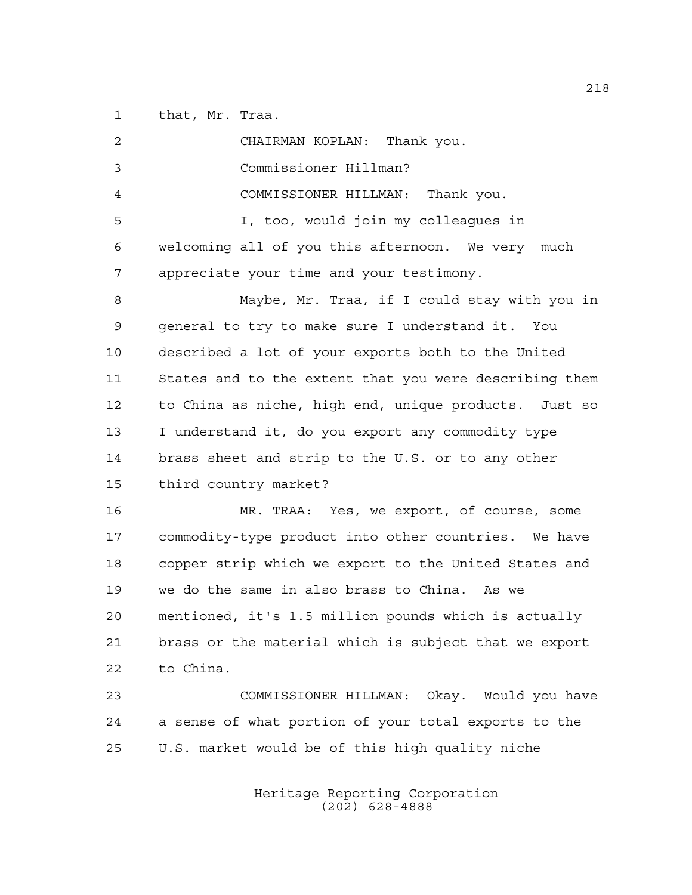that, Mr. Traa.

CHAIRMAN KOPLAN: Thank you.

Commissioner Hillman?

COMMISSIONER HILLMAN: Thank you.

I, too, would join my colleagues in welcoming all of you this afternoon. We very much appreciate your time and your testimony.

Maybe, Mr. Traa, if I could stay with you in general to try to make sure I understand it. You described a lot of your exports both to the United States and to the extent that you were describing them to China as niche, high end, unique products. Just so I understand it, do you export any commodity type brass sheet and strip to the U.S. or to any other third country market?

MR. TRAA: Yes, we export, of course, some commodity-type product into other countries. We have copper strip which we export to the United States and we do the same in also brass to China. As we mentioned, it's 1.5 million pounds which is actually brass or the material which is subject that we export to China.

COMMISSIONER HILLMAN: Okay. Would you have a sense of what portion of your total exports to the U.S. market would be of this high quality niche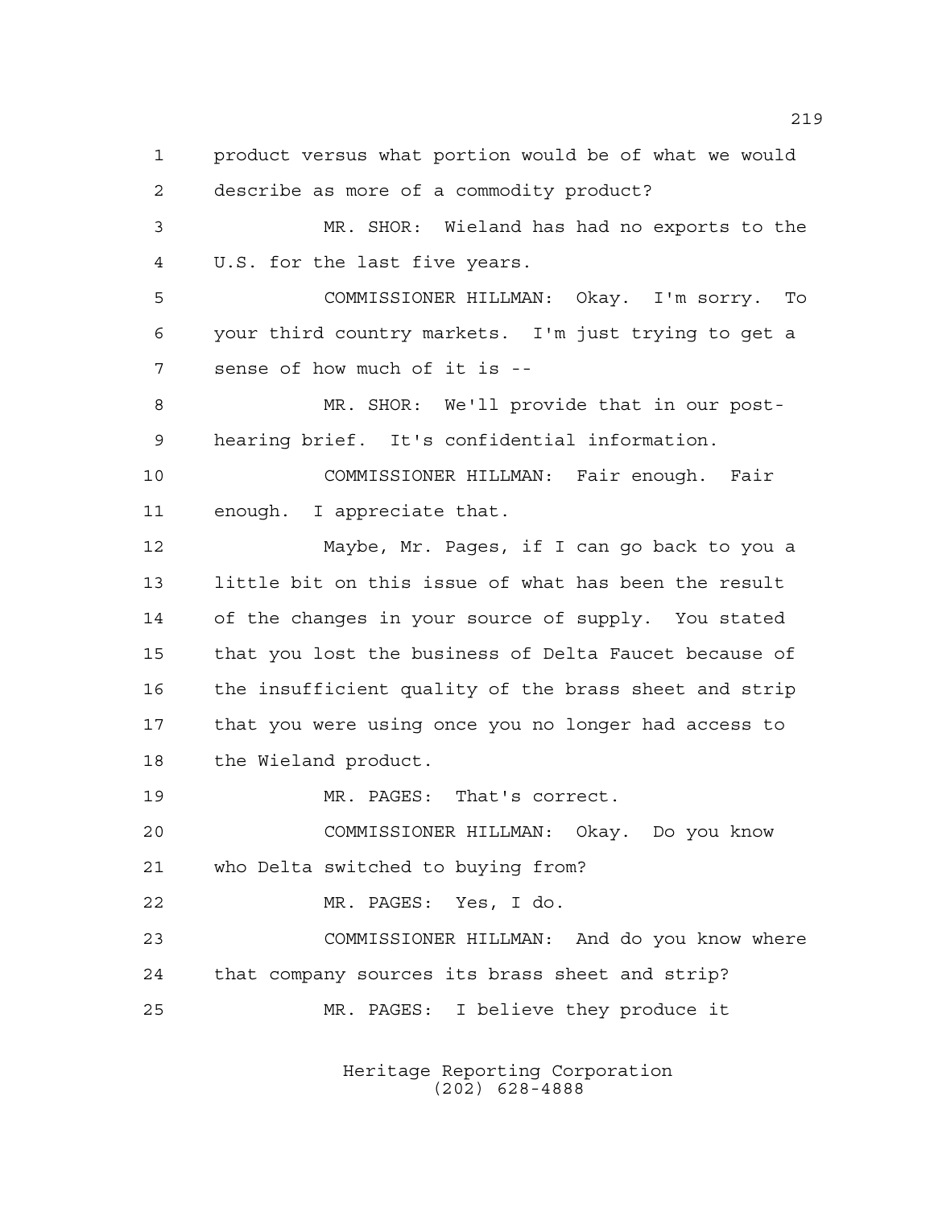product versus what portion would be of what we would describe as more of a commodity product?

MR. SHOR: Wieland has had no exports to the U.S. for the last five years.

COMMISSIONER HILLMAN: Okay. I'm sorry. To your third country markets. I'm just trying to get a sense of how much of it is --

MR. SHOR: We'll provide that in our post-hearing brief. It's confidential information.

COMMISSIONER HILLMAN: Fair enough. Fair enough. I appreciate that.

Maybe, Mr. Pages, if I can go back to you a little bit on this issue of what has been the result of the changes in your source of supply. You stated that you lost the business of Delta Faucet because of the insufficient quality of the brass sheet and strip that you were using once you no longer had access to the Wieland product.

MR. PAGES: That's correct.

COMMISSIONER HILLMAN: Okay. Do you know who Delta switched to buying from?

MR. PAGES: Yes, I do.

COMMISSIONER HILLMAN: And do you know where that company sources its brass sheet and strip?

MR. PAGES: I believe they produce it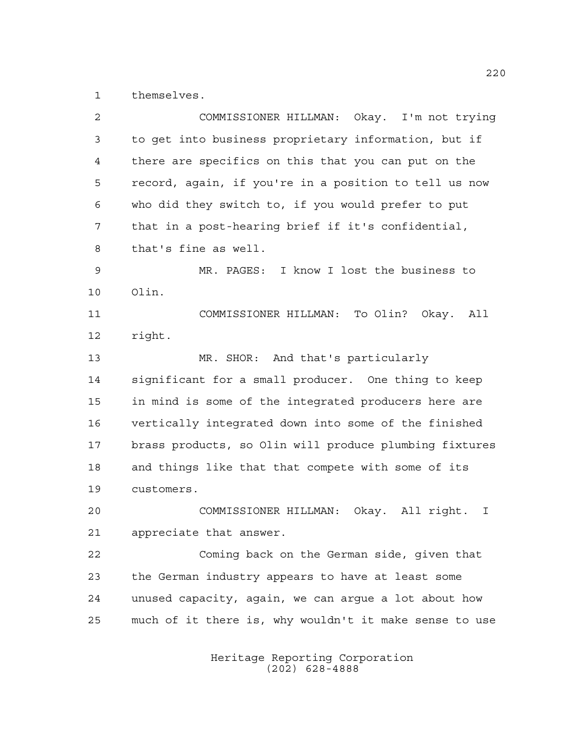themselves.

COMMISSIONER HILLMAN: Okay. I'm not trying to get into business proprietary information, but if there are specifics on this that you can put on the record, again, if you're in a position to tell us now who did they switch to, if you would prefer to put that in a post-hearing brief if it's confidential, that's fine as well.

MR. PAGES: I know I lost the business to Olin.

COMMISSIONER HILLMAN: To Olin? Okay. All right.

MR. SHOR: And that's particularly significant for a small producer. One thing to keep in mind is some of the integrated producers here are vertically integrated down into some of the finished brass products, so Olin will produce plumbing fixtures and things like that that compete with some of its customers.

COMMISSIONER HILLMAN: Okay. All right. I appreciate that answer.

Coming back on the German side, given that the German industry appears to have at least some unused capacity, again, we can argue a lot about how much of it there is, why wouldn't it make sense to use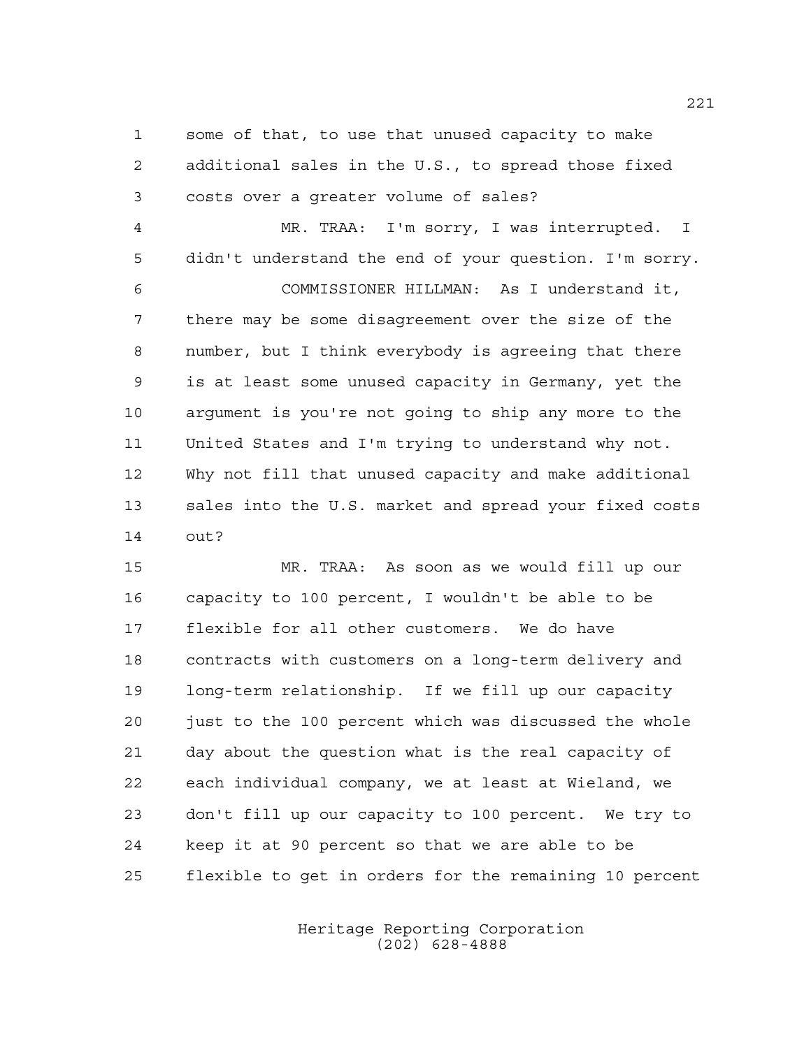some of that, to use that unused capacity to make additional sales in the U.S., to spread those fixed costs over a greater volume of sales?

MR. TRAA: I'm sorry, I was interrupted. I didn't understand the end of your question. I'm sorry.

COMMISSIONER HILLMAN: As I understand it, there may be some disagreement over the size of the number, but I think everybody is agreeing that there is at least some unused capacity in Germany, yet the argument is you're not going to ship any more to the United States and I'm trying to understand why not. Why not fill that unused capacity and make additional sales into the U.S. market and spread your fixed costs out?

MR. TRAA: As soon as we would fill up our capacity to 100 percent, I wouldn't be able to be flexible for all other customers. We do have contracts with customers on a long-term delivery and long-term relationship. If we fill up our capacity just to the 100 percent which was discussed the whole day about the question what is the real capacity of each individual company, we at least at Wieland, we don't fill up our capacity to 100 percent. We try to keep it at 90 percent so that we are able to be flexible to get in orders for the remaining 10 percent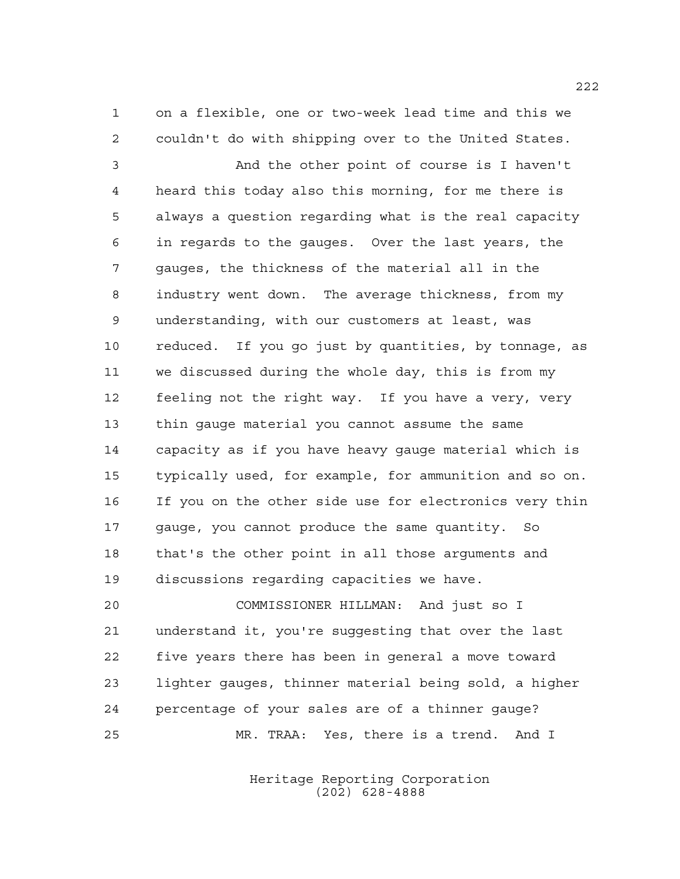on a flexible, one or two-week lead time and this we couldn't do with shipping over to the United States.

And the other point of course is I haven't heard this today also this morning, for me there is always a question regarding what is the real capacity in regards to the gauges. Over the last years, the gauges, the thickness of the material all in the industry went down. The average thickness, from my understanding, with our customers at least, was reduced. If you go just by quantities, by tonnage, as we discussed during the whole day, this is from my feeling not the right way. If you have a very, very thin gauge material you cannot assume the same capacity as if you have heavy gauge material which is typically used, for example, for ammunition and so on. If you on the other side use for electronics very thin gauge, you cannot produce the same quantity. So that's the other point in all those arguments and discussions regarding capacities we have.

COMMISSIONER HILLMAN: And just so I understand it, you're suggesting that over the last five years there has been in general a move toward lighter gauges, thinner material being sold, a higher percentage of your sales are of a thinner gauge?

MR. TRAA: Yes, there is a trend. And I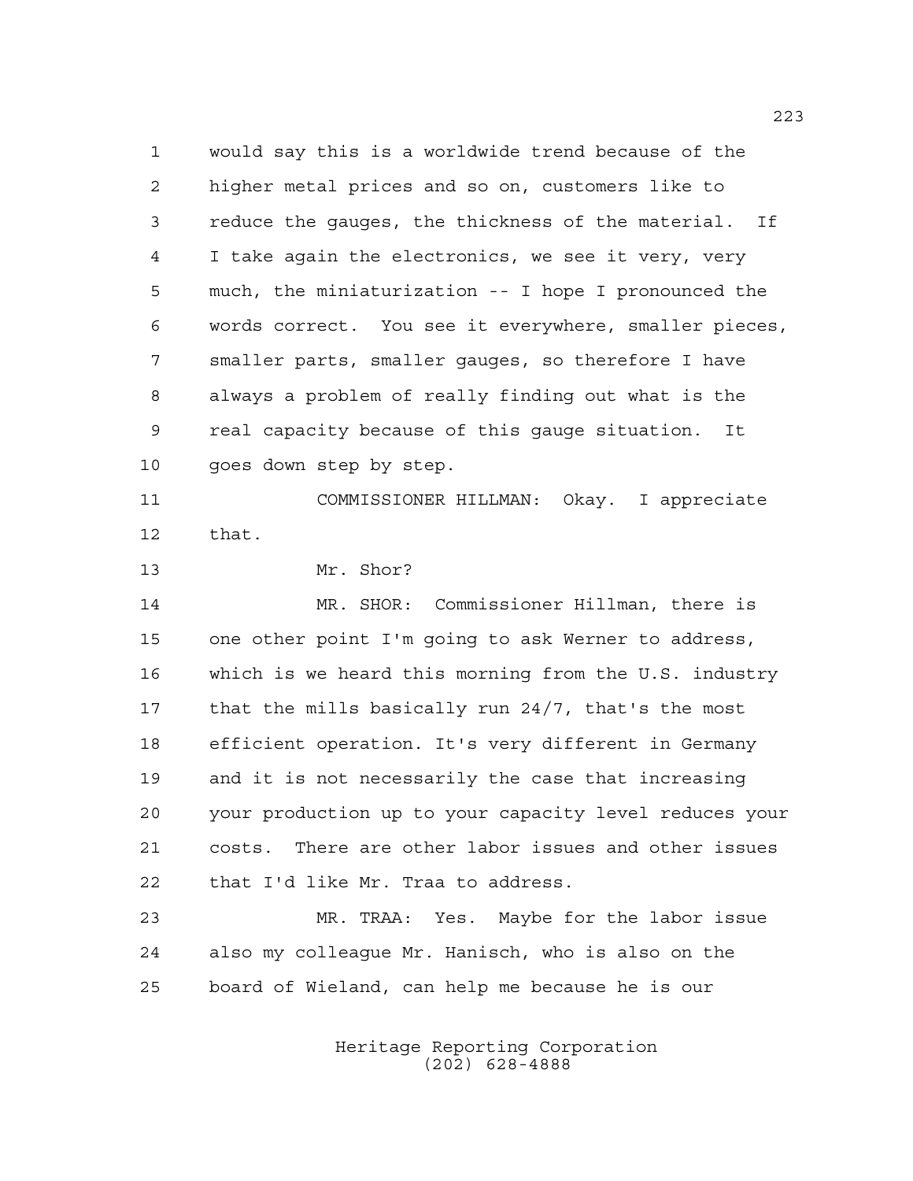would say this is a worldwide trend because of the higher metal prices and so on, customers like to reduce the gauges, the thickness of the material. If I take again the electronics, we see it very, very much, the miniaturization -- I hope I pronounced the words correct. You see it everywhere, smaller pieces, smaller parts, smaller gauges, so therefore I have always a problem of really finding out what is the real capacity because of this gauge situation. It goes down step by step.

COMMISSIONER HILLMAN: Okay. I appreciate that.

Mr. Shor?

MR. SHOR: Commissioner Hillman, there is one other point I'm going to ask Werner to address, which is we heard this morning from the U.S. industry that the mills basically run 24/7, that's the most efficient operation. It's very different in Germany and it is not necessarily the case that increasing your production up to your capacity level reduces your costs. There are other labor issues and other issues that I'd like Mr. Traa to address.

MR. TRAA: Yes. Maybe for the labor issue also my colleague Mr. Hanisch, who is also on the board of Wieland, can help me because he is our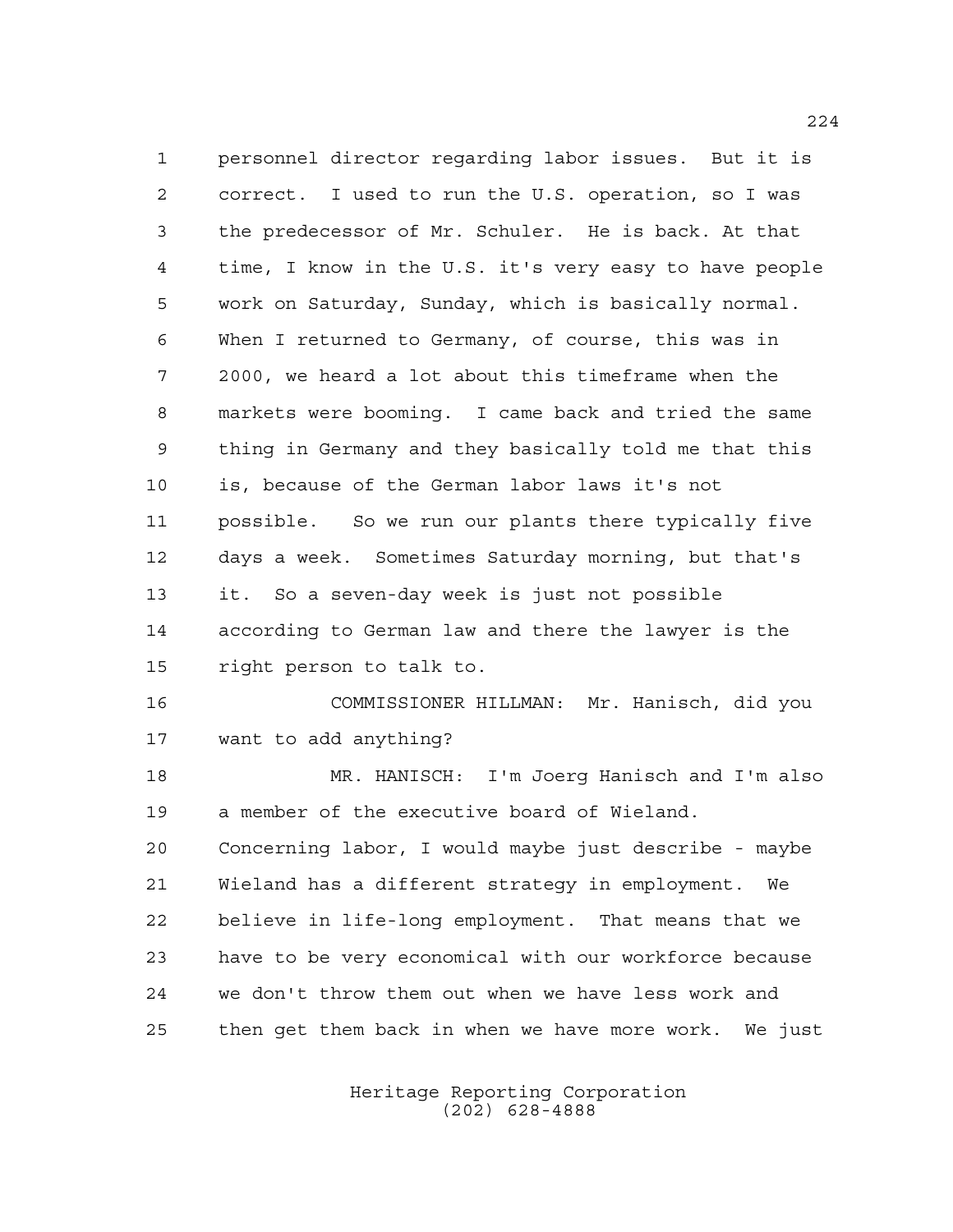personnel director regarding labor issues. But it is correct. I used to run the U.S. operation, so I was the predecessor of Mr. Schuler. He is back. At that time, I know in the U.S. it's very easy to have people work on Saturday, Sunday, which is basically normal. When I returned to Germany, of course, this was in 2000, we heard a lot about this timeframe when the markets were booming. I came back and tried the same thing in Germany and they basically told me that this is, because of the German labor laws it's not possible. So we run our plants there typically five days a week. Sometimes Saturday morning, but that's it. So a seven-day week is just not possible according to German law and there the lawyer is the right person to talk to.

COMMISSIONER HILLMAN: Mr. Hanisch, did you want to add anything?

MR. HANISCH: I'm Joerg Hanisch and I'm also a member of the executive board of Wieland. Concerning labor, I would maybe just describe - maybe Wieland has a different strategy in employment. We believe in life-long employment. That means that we have to be very economical with our workforce because we don't throw them out when we have less work and then get them back in when we have more work. We just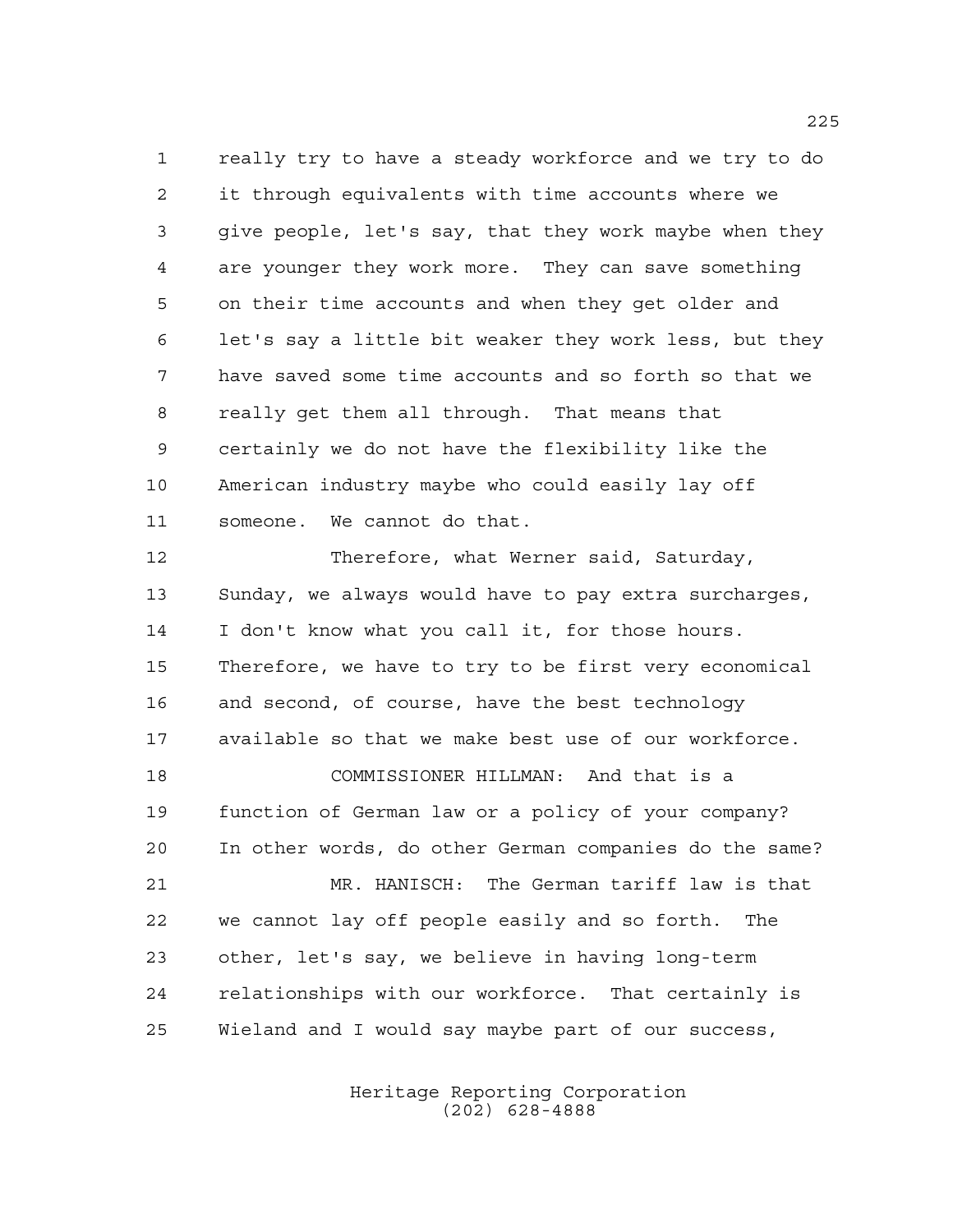really try to have a steady workforce and we try to do it through equivalents with time accounts where we give people, let's say, that they work maybe when they are younger they work more. They can save something on their time accounts and when they get older and let's say a little bit weaker they work less, but they have saved some time accounts and so forth so that we really get them all through. That means that certainly we do not have the flexibility like the American industry maybe who could easily lay off someone. We cannot do that.

Therefore, what Werner said, Saturday, Sunday, we always would have to pay extra surcharges, I don't know what you call it, for those hours. Therefore, we have to try to be first very economical and second, of course, have the best technology available so that we make best use of our workforce.

COMMISSIONER HILLMAN: And that is a function of German law or a policy of your company? In other words, do other German companies do the same?

MR. HANISCH: The German tariff law is that we cannot lay off people easily and so forth. The other, let's say, we believe in having long-term relationships with our workforce. That certainly is Wieland and I would say maybe part of our success,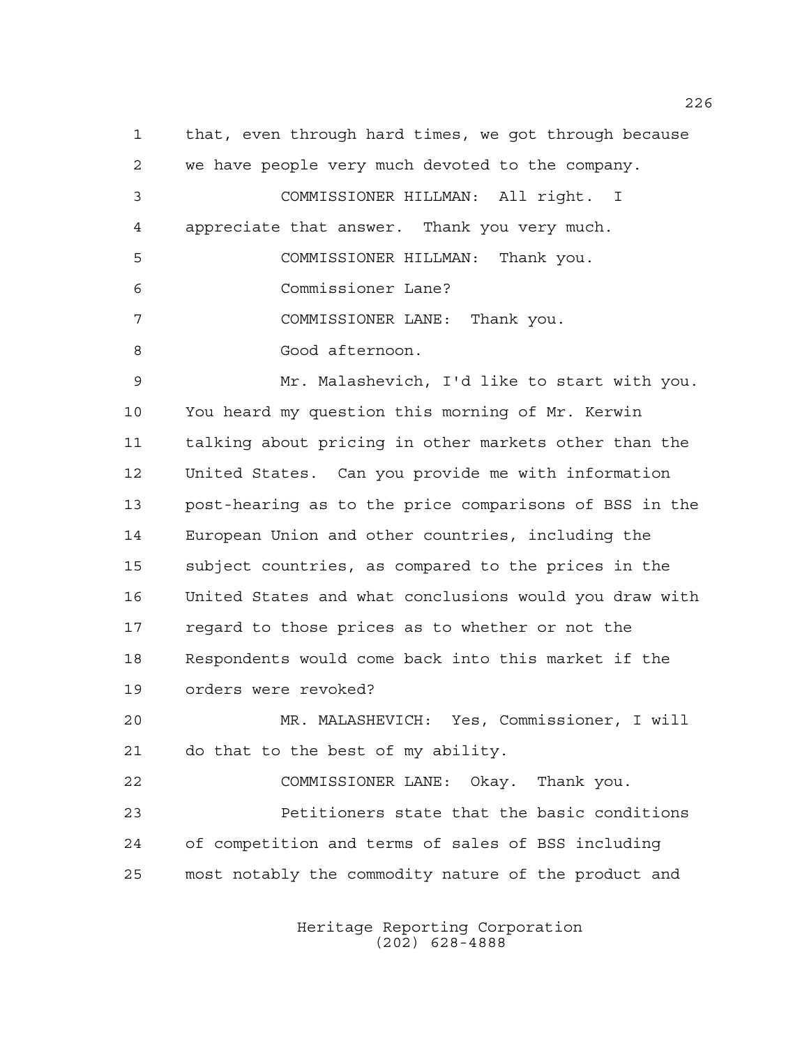that, even through hard times, we got through because we have people very much devoted to the company.

COMMISSIONER HILLMAN: All right. I appreciate that answer. Thank you very much.

COMMISSIONER HILLMAN: Thank you.

Commissioner Lane?

COMMISSIONER LANE: Thank you.

Good afternoon.

Mr. Malashevich, I'd like to start with you. You heard my question this morning of Mr. Kerwin talking about pricing in other markets other than the United States. Can you provide me with information post-hearing as to the price comparisons of BSS in the European Union and other countries, including the subject countries, as compared to the prices in the United States and what conclusions would you draw with regard to those prices as to whether or not the Respondents would come back into this market if the orders were revoked?

MR. MALASHEVICH: Yes, Commissioner, I will do that to the best of my ability.

COMMISSIONER LANE: Okay. Thank you.

Petitioners state that the basic conditions of competition and terms of sales of BSS including most notably the commodity nature of the product and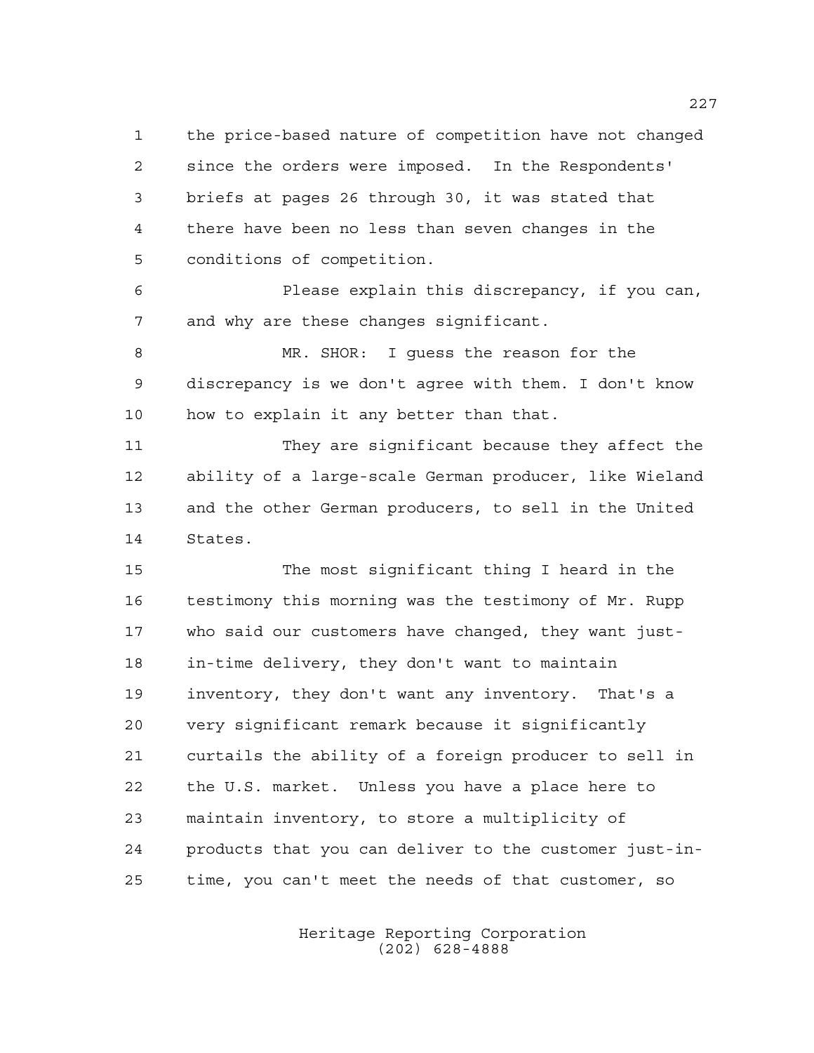the price-based nature of competition have not changed since the orders were imposed. In the Respondents' briefs at pages 26 through 30, it was stated that there have been no less than seven changes in the conditions of competition.

Please explain this discrepancy, if you can, and why are these changes significant.

MR. SHOR: I guess the reason for the discrepancy is we don't agree with them. I don't know how to explain it any better than that.

They are significant because they affect the ability of a large-scale German producer, like Wieland and the other German producers, to sell in the United States.

The most significant thing I heard in the testimony this morning was the testimony of Mr. Rupp who said our customers have changed, they want just-in-time delivery, they don't want to maintain inventory, they don't want any inventory. That's a very significant remark because it significantly curtails the ability of a foreign producer to sell in the U.S. market. Unless you have a place here to maintain inventory, to store a multiplicity of products that you can deliver to the customer just-in-time, you can't meet the needs of that customer, so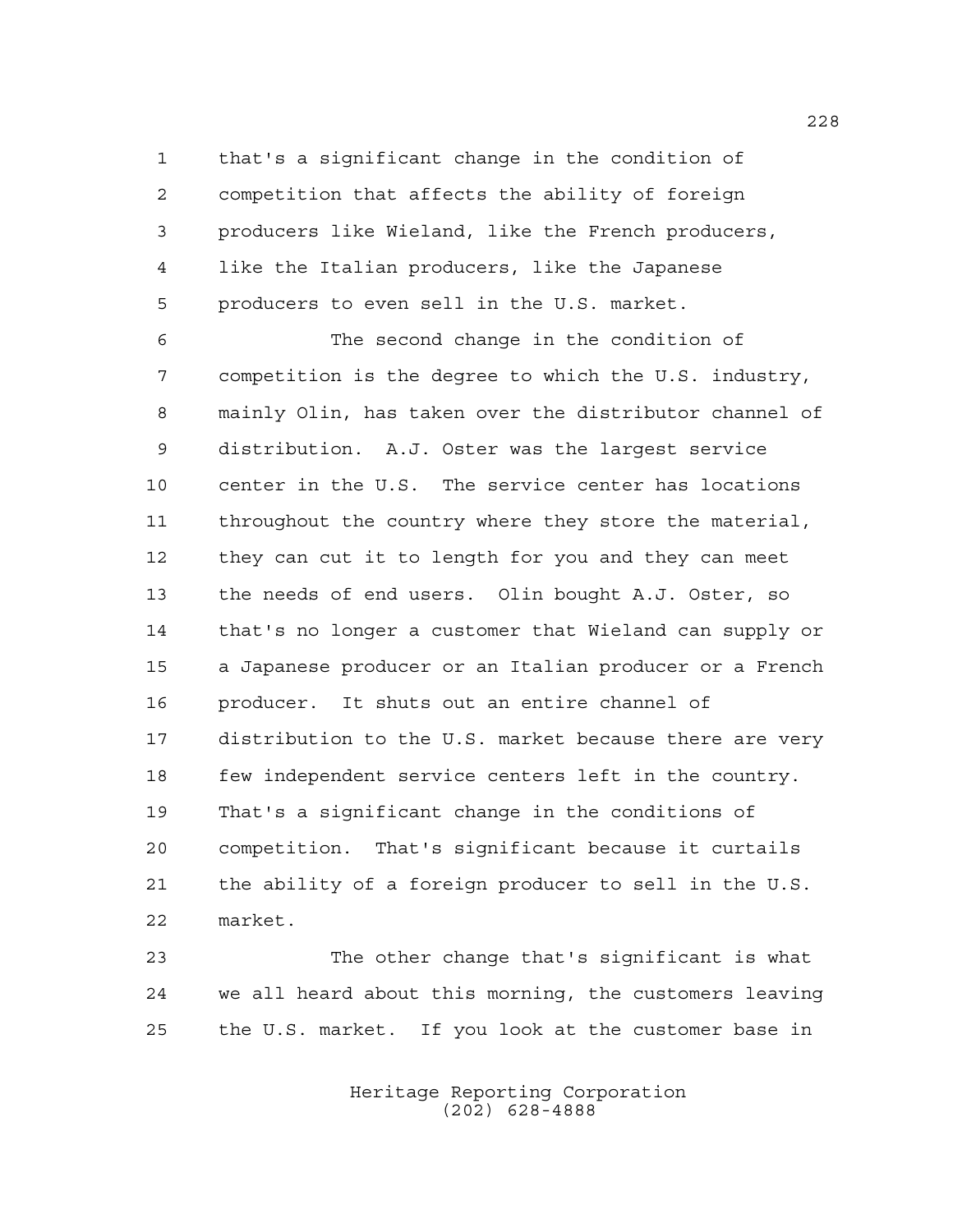that's a significant change in the condition of competition that affects the ability of foreign producers like Wieland, like the French producers, like the Italian producers, like the Japanese producers to even sell in the U.S. market.

The second change in the condition of competition is the degree to which the U.S. industry, mainly Olin, has taken over the distributor channel of distribution. A.J. Oster was the largest service center in the U.S. The service center has locations throughout the country where they store the material, they can cut it to length for you and they can meet the needs of end users. Olin bought A.J. Oster, so that's no longer a customer that Wieland can supply or a Japanese producer or an Italian producer or a French producer. It shuts out an entire channel of distribution to the U.S. market because there are very few independent service centers left in the country. That's a significant change in the conditions of competition. That's significant because it curtails the ability of a foreign producer to sell in the U.S. market.

The other change that's significant is what we all heard about this morning, the customers leaving the U.S. market. If you look at the customer base in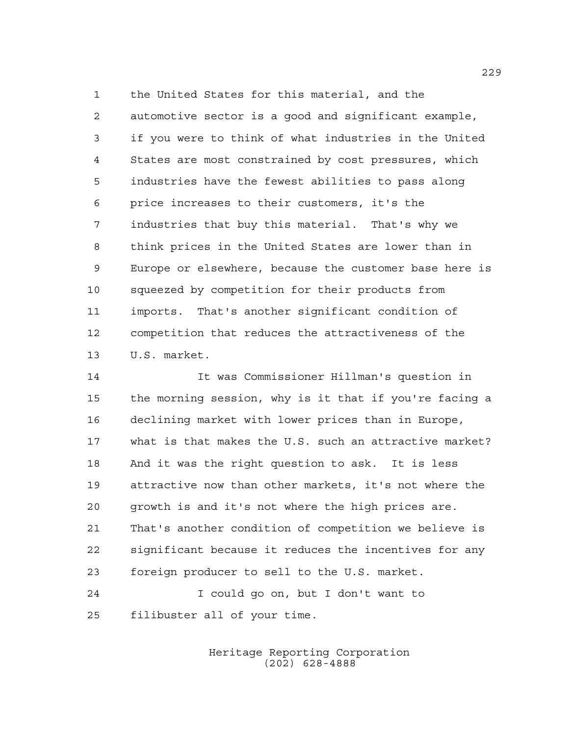the United States for this material, and the automotive sector is a good and significant example, if you were to think of what industries in the United States are most constrained by cost pressures, which industries have the fewest abilities to pass along price increases to their customers, it's the industries that buy this material. That's why we think prices in the United States are lower than in Europe or elsewhere, because the customer base here is squeezed by competition for their products from imports. That's another significant condition of competition that reduces the attractiveness of the U.S. market.

It was Commissioner Hillman's question in the morning session, why is it that if you're facing a declining market with lower prices than in Europe, what is that makes the U.S. such an attractive market? And it was the right question to ask. It is less attractive now than other markets, it's not where the growth is and it's not where the high prices are. That's another condition of competition we believe is significant because it reduces the incentives for any foreign producer to sell to the U.S. market.

I could go on, but I don't want to filibuster all of your time.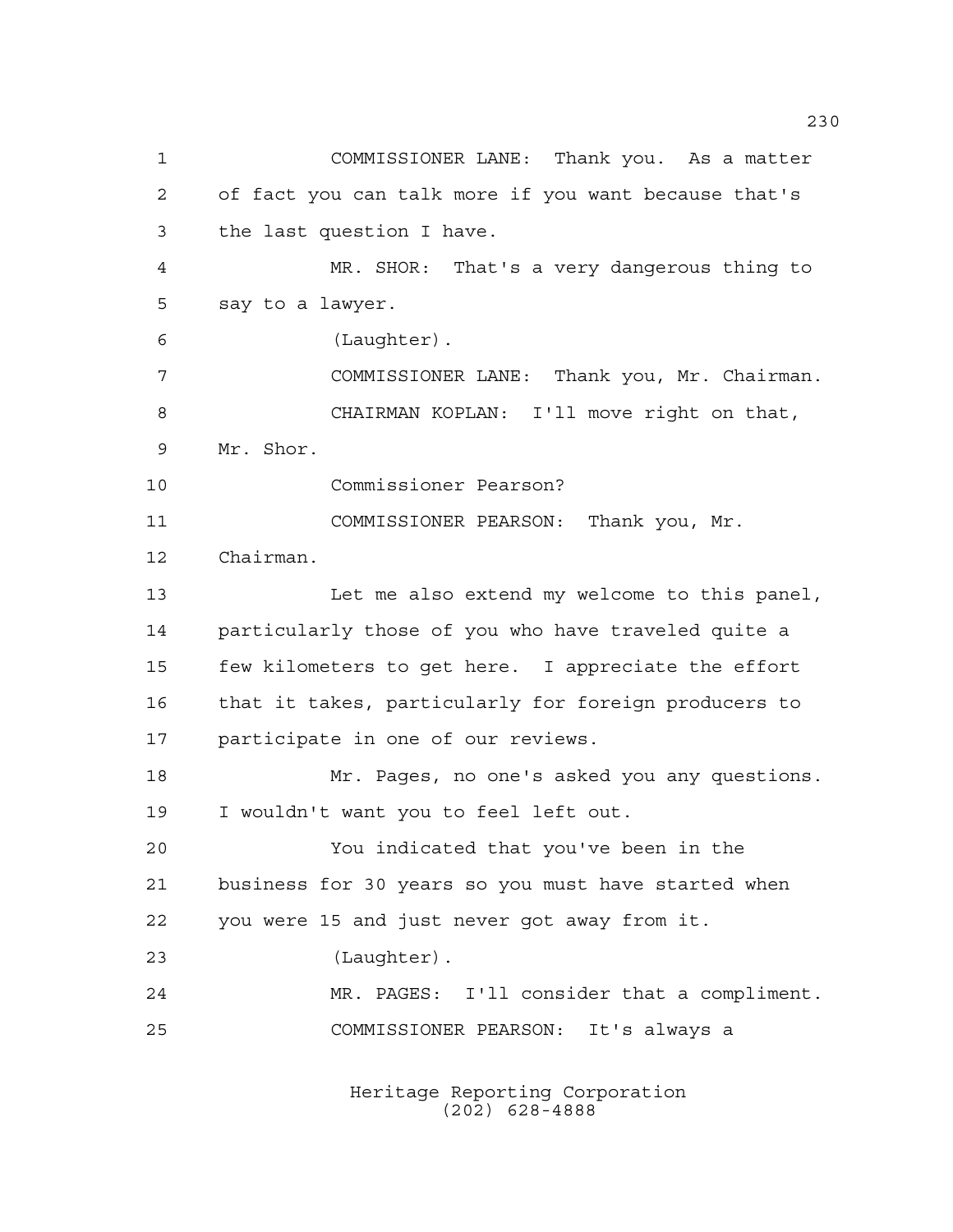COMMISSIONER LANE: Thank you. As a matter of fact you can talk more if you want because that's the last question I have.

MR. SHOR: That's a very dangerous thing to say to a lawyer.

(Laughter).

COMMISSIONER LANE: Thank you, Mr. Chairman.

CHAIRMAN KOPLAN: I'll move right on that, Mr. Shor.

Commissioner Pearson?

COMMISSIONER PEARSON: Thank you, Mr. Chairman.

Let me also extend my welcome to this panel, particularly those of you who have traveled quite a few kilometers to get here. I appreciate the effort that it takes, particularly for foreign producers to participate in one of our reviews.

Mr. Pages, no one's asked you any questions. I wouldn't want you to feel left out.

You indicated that you've been in the business for 30 years so you must have started when you were 15 and just never got away from it.

(Laughter).

MR. PAGES: I'll consider that a compliment.

COMMISSIONER PEARSON: It's always a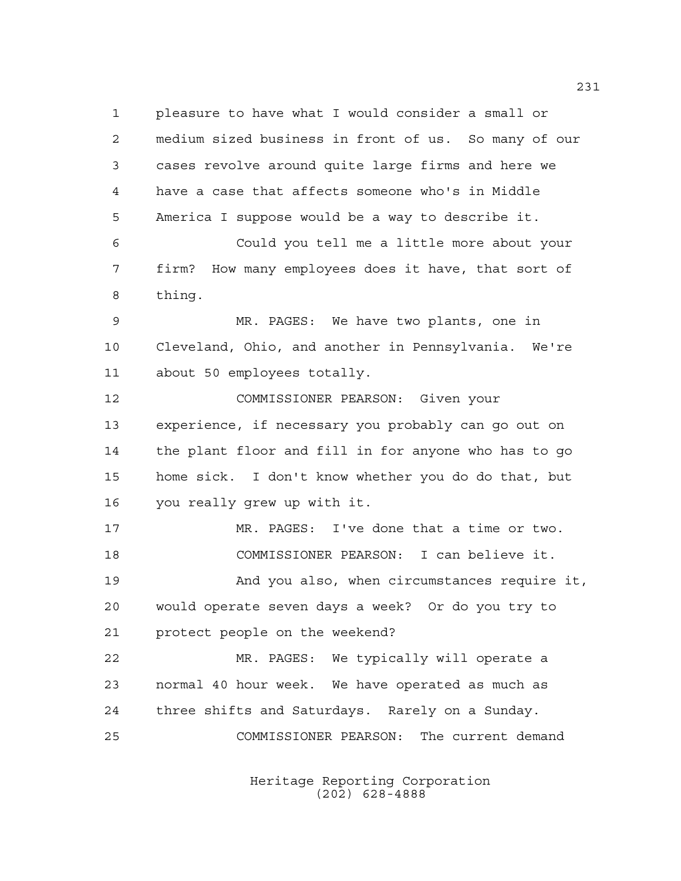pleasure to have what I would consider a small or medium sized business in front of us. So many of our cases revolve around quite large firms and here we have a case that affects someone who's in Middle America I suppose would be a way to describe it.

Could you tell me a little more about your firm? How many employees does it have, that sort of thing.

MR. PAGES: We have two plants, one in Cleveland, Ohio, and another in Pennsylvania. We're about 50 employees totally.

COMMISSIONER PEARSON: Given your experience, if necessary you probably can go out on the plant floor and fill in for anyone who has to go home sick. I don't know whether you do do that, but you really grew up with it.

MR. PAGES: I've done that a time or two.

COMMISSIONER PEARSON: I can believe it.

And you also, when circumstances require it, would operate seven days a week? Or do you try to protect people on the weekend?

MR. PAGES: We typically will operate a normal 40 hour week. We have operated as much as three shifts and Saturdays. Rarely on a Sunday.

COMMISSIONER PEARSON: The current demand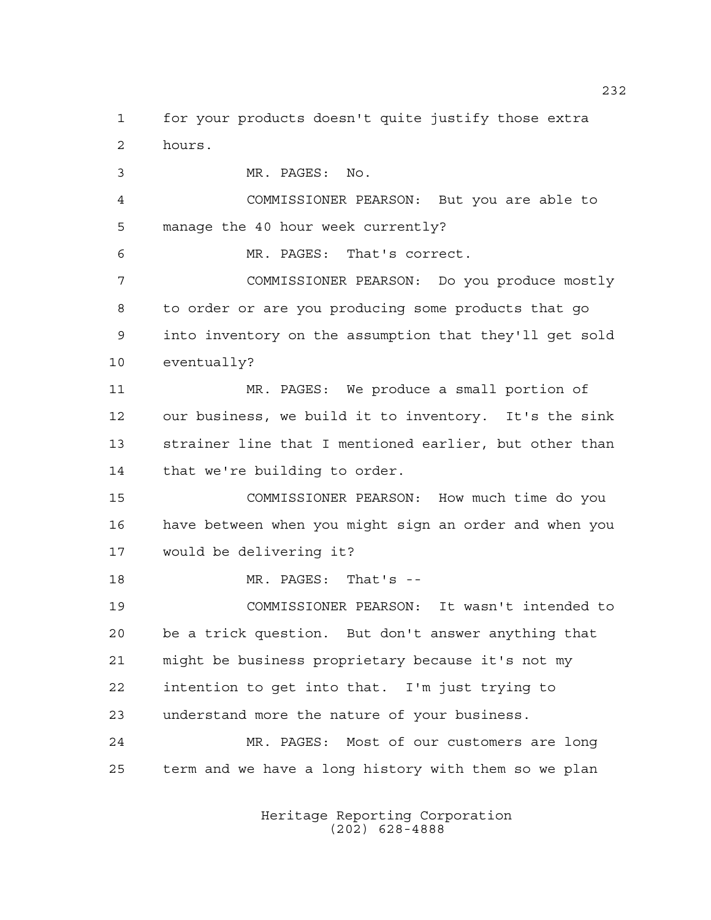for your products doesn't quite justify those extra hours.

MR. PAGES: No.

COMMISSIONER PEARSON: But you are able to manage the 40 hour week currently?

MR. PAGES: That's correct.

COMMISSIONER PEARSON: Do you produce mostly to order or are you producing some products that go into inventory on the assumption that they'll get sold eventually?

MR. PAGES: We produce a small portion of our business, we build it to inventory. It's the sink strainer line that I mentioned earlier, but other than that we're building to order.

COMMISSIONER PEARSON: How much time do you have between when you might sign an order and when you would be delivering it?

MR. PAGES: That's --

COMMISSIONER PEARSON: It wasn't intended to be a trick question. But don't answer anything that might be business proprietary because it's not my intention to get into that. I'm just trying to understand more the nature of your business.

MR. PAGES: Most of our customers are long term and we have a long history with them so we plan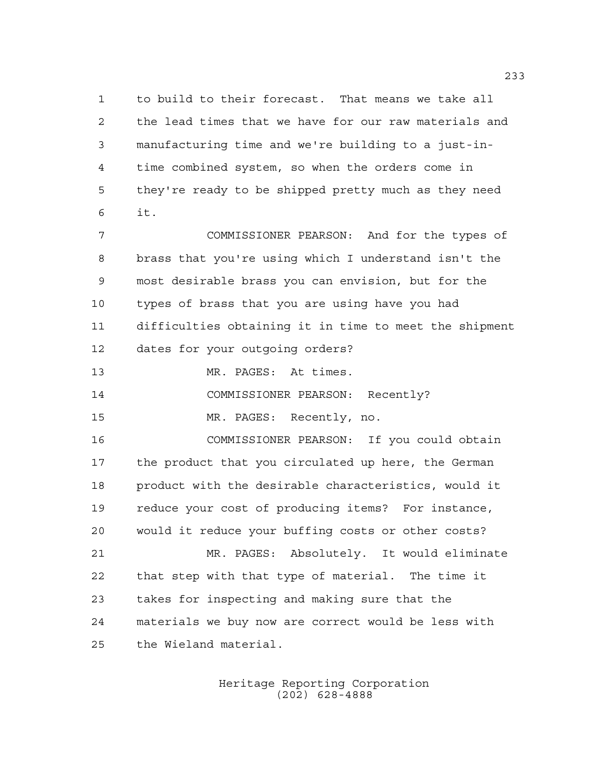to build to their forecast. That means we take all the lead times that we have for our raw materials and manufacturing time and we're building to a just-in-time combined system, so when the orders come in they're ready to be shipped pretty much as they need it.

COMMISSIONER PEARSON: And for the types of brass that you're using which I understand isn't the most desirable brass you can envision, but for the types of brass that you are using have you had difficulties obtaining it in time to meet the shipment dates for your outgoing orders?

MR. PAGES: At times.

COMMISSIONER PEARSON: Recently?

MR. PAGES: Recently, no.

COMMISSIONER PEARSON: If you could obtain the product that you circulated up here, the German product with the desirable characteristics, would it reduce your cost of producing items? For instance, would it reduce your buffing costs or other costs?

MR. PAGES: Absolutely. It would eliminate that step with that type of material. The time it takes for inspecting and making sure that the materials we buy now are correct would be less with the Wieland material.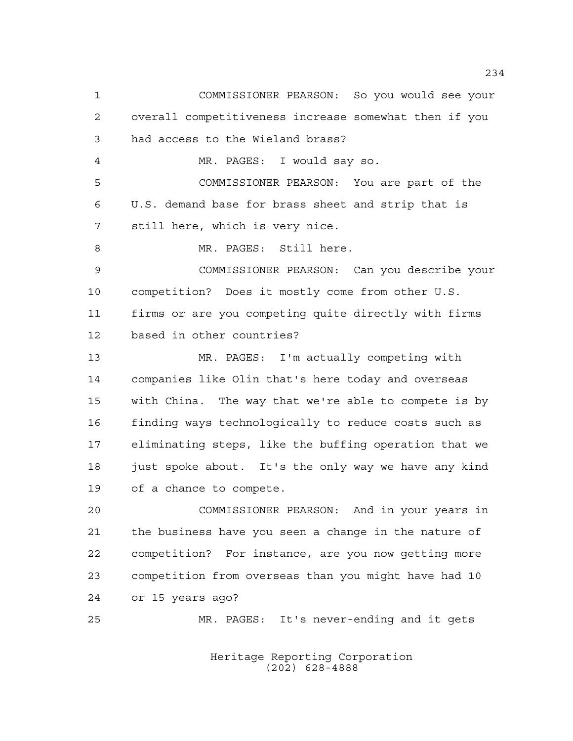COMMISSIONER PEARSON: So you would see your overall competitiveness increase somewhat then if you had access to the Wieland brass?

MR. PAGES: I would say so.

COMMISSIONER PEARSON: You are part of the U.S. demand base for brass sheet and strip that is still here, which is very nice.

MR. PAGES: Still here.

COMMISSIONER PEARSON: Can you describe your competition? Does it mostly come from other U.S. firms or are you competing quite directly with firms based in other countries?

MR. PAGES: I'm actually competing with companies like Olin that's here today and overseas with China. The way that we're able to compete is by finding ways technologically to reduce costs such as eliminating steps, like the buffing operation that we just spoke about. It's the only way we have any kind of a chance to compete.

COMMISSIONER PEARSON: And in your years in the business have you seen a change in the nature of competition? For instance, are you now getting more competition from overseas than you might have had 10 or 15 years ago?

MR. PAGES: It's never-ending and it gets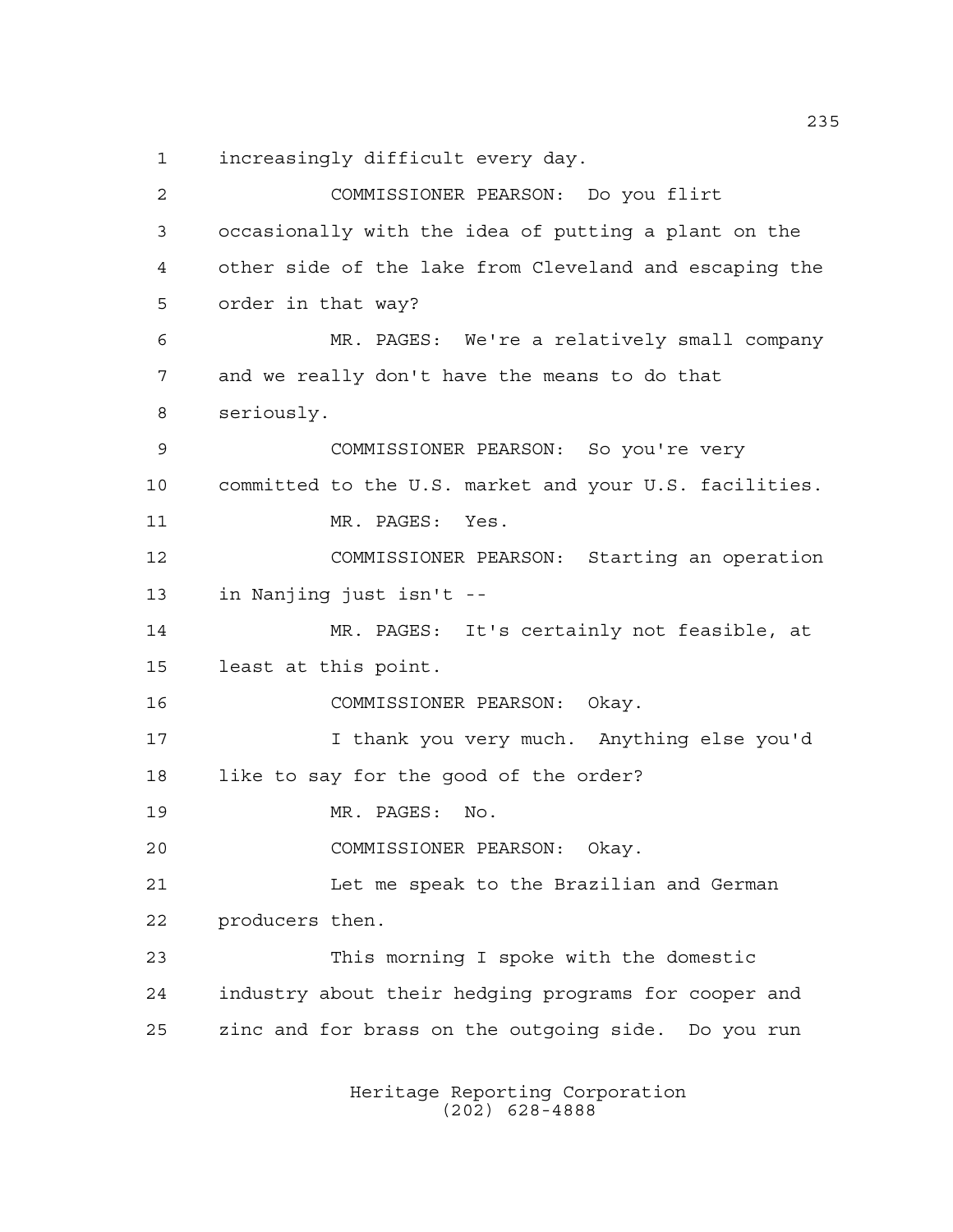increasingly difficult every day.

COMMISSIONER PEARSON: Do you flirt occasionally with the idea of putting a plant on the other side of the lake from Cleveland and escaping the order in that way?

MR. PAGES: We're a relatively small company and we really don't have the means to do that seriously.

COMMISSIONER PEARSON: So you're very committed to the U.S. market and your U.S. facilities.

MR. PAGES: Yes.

COMMISSIONER PEARSON: Starting an operation in Nanjing just isn't --

MR. PAGES: It's certainly not feasible, at least at this point.

COMMISSIONER PEARSON: Okay.

I thank you very much. Anything else you'd like to say for the good of the order?

MR. PAGES: No.

COMMISSIONER PEARSON: Okay.

Let me speak to the Brazilian and German producers then.

This morning I spoke with the domestic industry about their hedging programs for cooper and zinc and for brass on the outgoing side. Do you run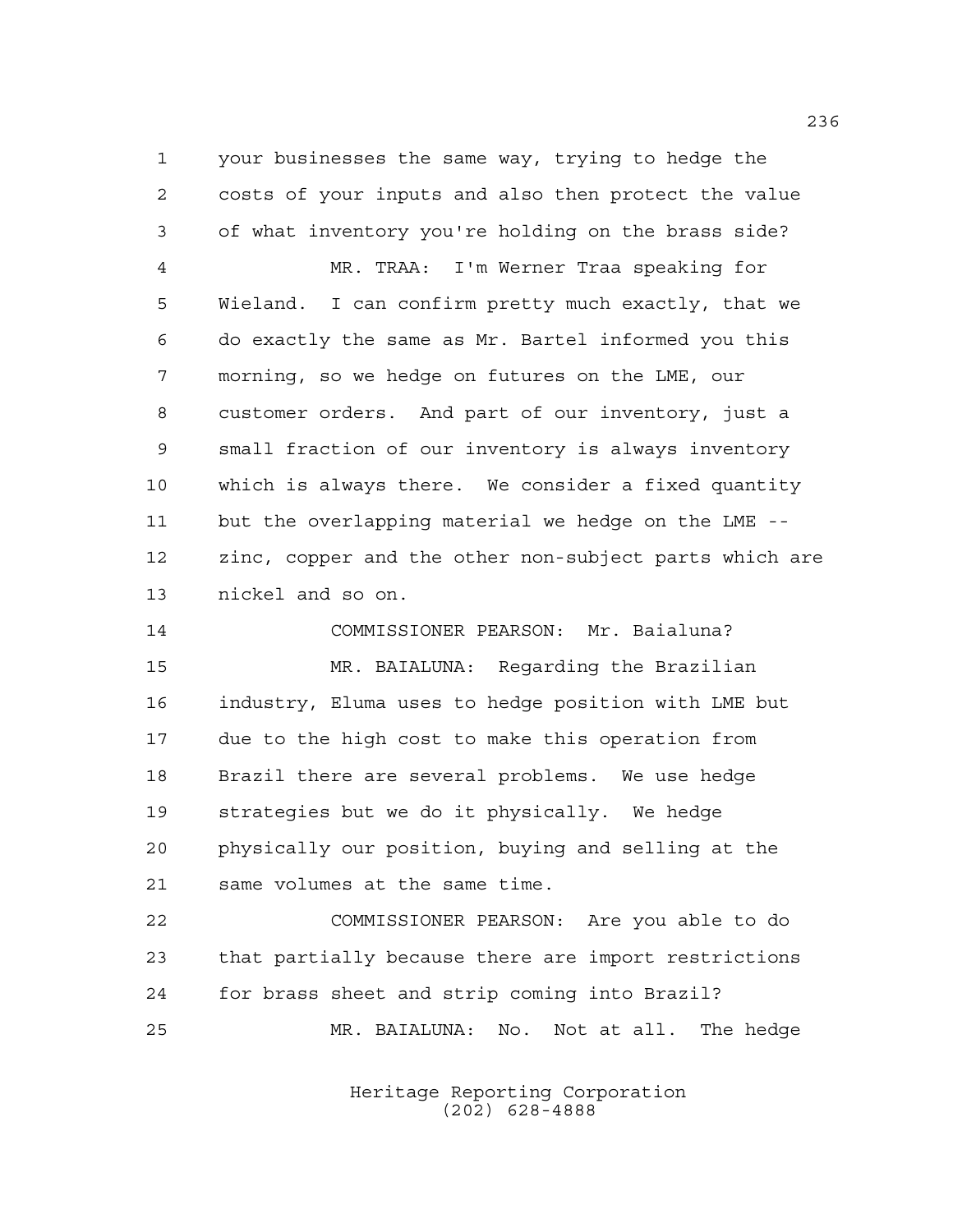your businesses the same way, trying to hedge the costs of your inputs and also then protect the value of what inventory you're holding on the brass side?

MR. TRAA: I'm Werner Traa speaking for Wieland. I can confirm pretty much exactly, that we do exactly the same as Mr. Bartel informed you this morning, so we hedge on futures on the LME, our customer orders. And part of our inventory, just a small fraction of our inventory is always inventory which is always there. We consider a fixed quantity but the overlapping material we hedge on the LME -- zinc, copper and the other non-subject parts which are nickel and so on.

COMMISSIONER PEARSON: Mr. Baialuna?

MR. BAIALUNA: Regarding the Brazilian industry, Eluma uses to hedge position with LME but due to the high cost to make this operation from Brazil there are several problems. We use hedge strategies but we do it physically. We hedge physically our position, buying and selling at the same volumes at the same time.

COMMISSIONER PEARSON: Are you able to do that partially because there are import restrictions for brass sheet and strip coming into Brazil?

MR. BAIALUNA: No. Not at all. The hedge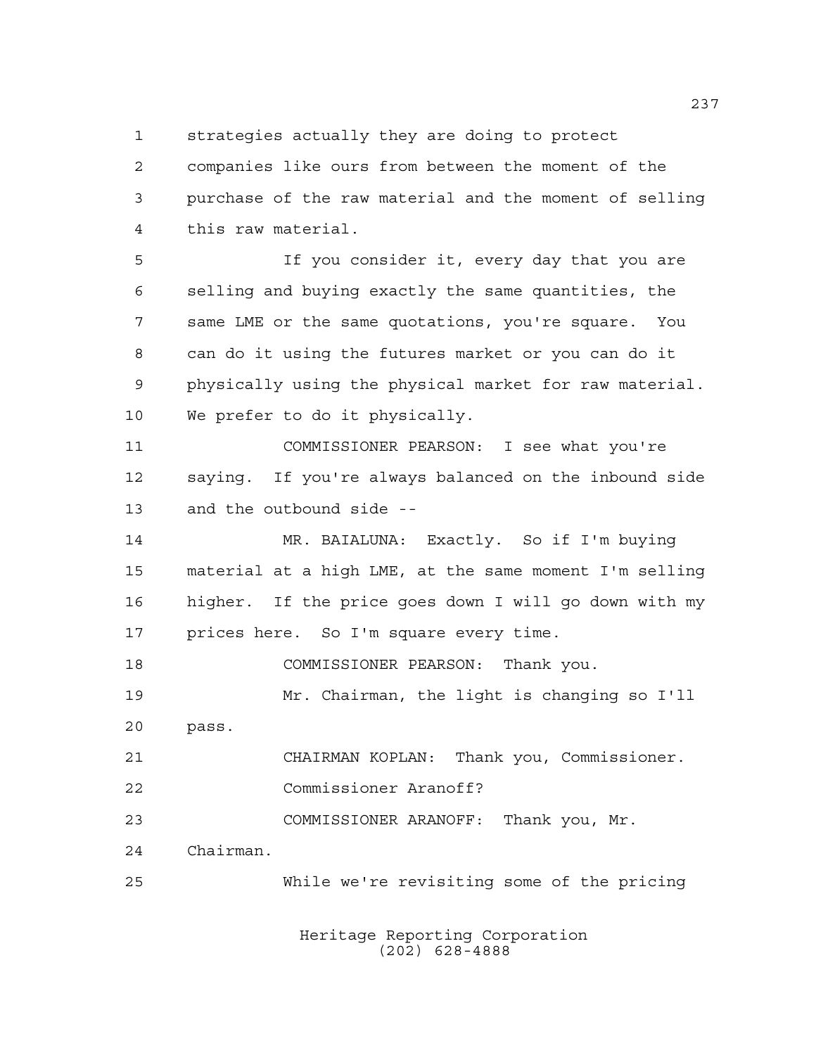strategies actually they are doing to protect companies like ours from between the moment of the purchase of the raw material and the moment of selling this raw material.

If you consider it, every day that you are selling and buying exactly the same quantities, the same LME or the same quotations, you're square. You can do it using the futures market or you can do it physically using the physical market for raw material. We prefer to do it physically.

COMMISSIONER PEARSON: I see what you're saying. If you're always balanced on the inbound side and the outbound side --

MR. BAIALUNA: Exactly. So if I'm buying material at a high LME, at the same moment I'm selling higher. If the price goes down I will go down with my prices here. So I'm square every time.

COMMISSIONER PEARSON: Thank you.

Mr. Chairman, the light is changing so I'll pass.

CHAIRMAN KOPLAN: Thank you, Commissioner.

Commissioner Aranoff?

COMMISSIONER ARANOFF: Thank you, Mr. Chairman.

While we're revisiting some of the pricing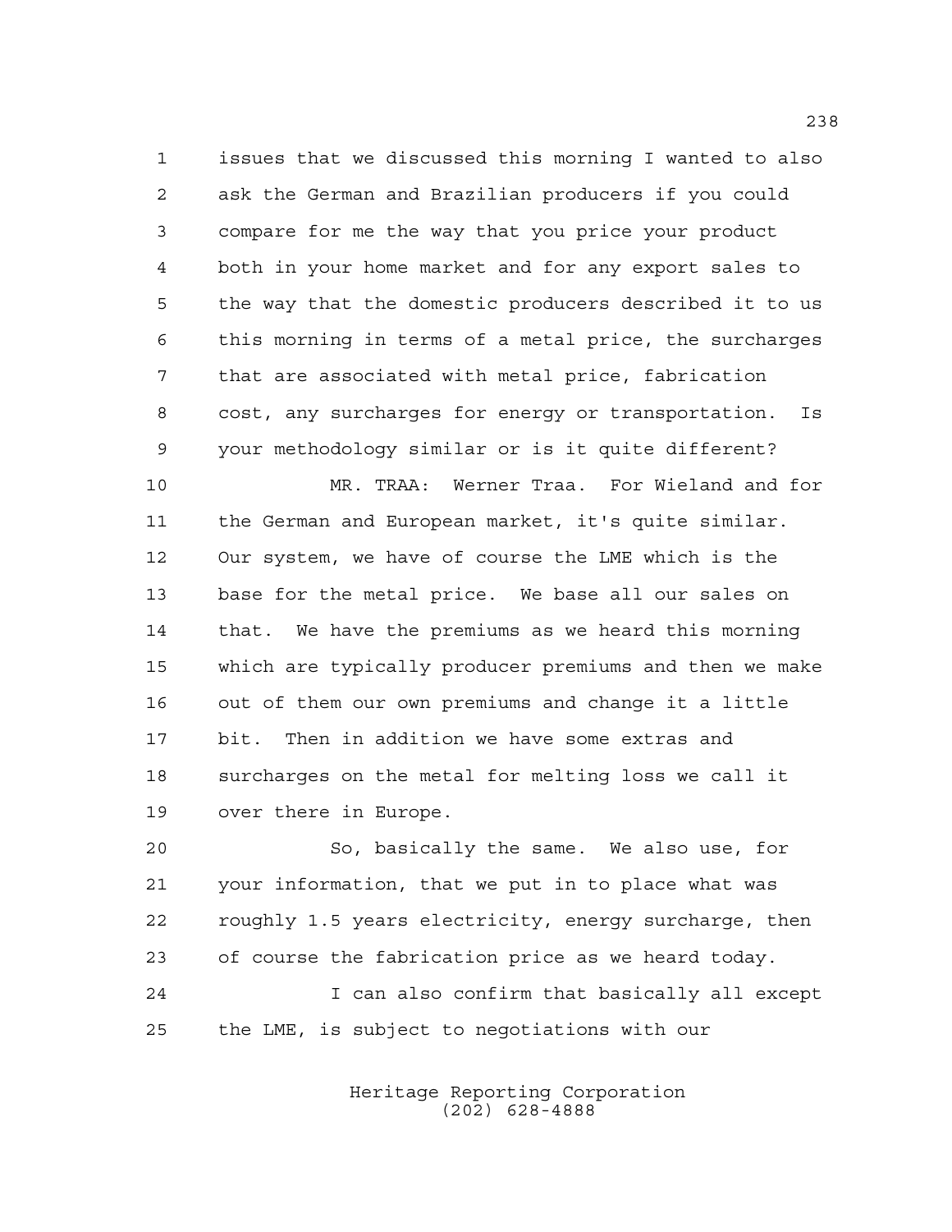issues that we discussed this morning I wanted to also ask the German and Brazilian producers if you could compare for me the way that you price your product both in your home market and for any export sales to the way that the domestic producers described it to us this morning in terms of a metal price, the surcharges that are associated with metal price, fabrication cost, any surcharges for energy or transportation. Is your methodology similar or is it quite different?

MR. TRAA: Werner Traa. For Wieland and for the German and European market, it's quite similar. Our system, we have of course the LME which is the base for the metal price. We base all our sales on that. We have the premiums as we heard this morning which are typically producer premiums and then we make out of them our own premiums and change it a little bit. Then in addition we have some extras and surcharges on the metal for melting loss we call it over there in Europe.

So, basically the same. We also use, for your information, that we put in to place what was roughly 1.5 years electricity, energy surcharge, then of course the fabrication price as we heard today.

I can also confirm that basically all except the LME, is subject to negotiations with our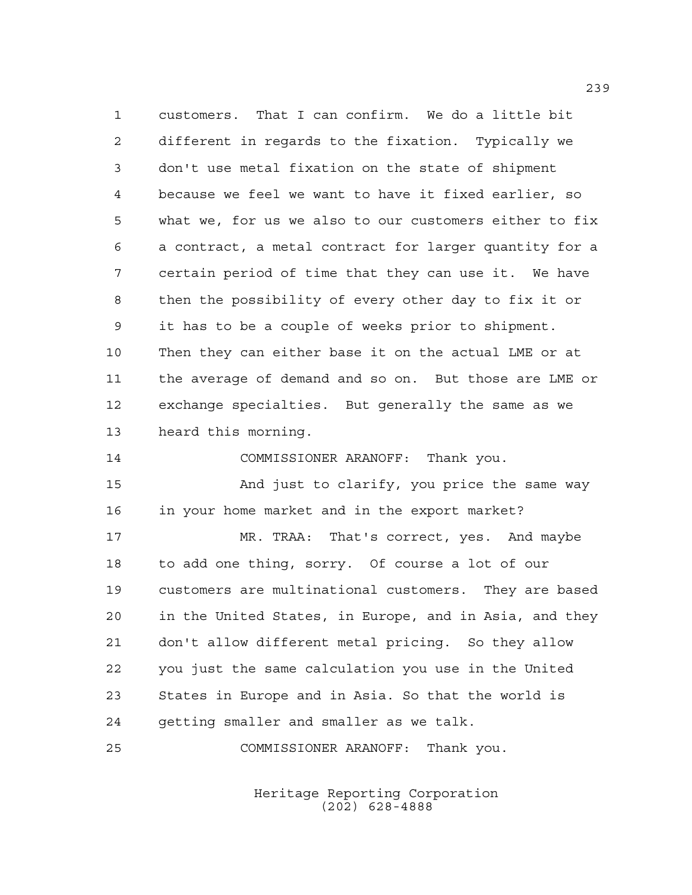customers. That I can confirm. We do a little bit different in regards to the fixation. Typically we don't use metal fixation on the state of shipment because we feel we want to have it fixed earlier, so what we, for us we also to our customers either to fix a contract, a metal contract for larger quantity for a certain period of time that they can use it. We have then the possibility of every other day to fix it or it has to be a couple of weeks prior to shipment. Then they can either base it on the actual LME or at the average of demand and so on. But those are LME or exchange specialties. But generally the same as we heard this morning.

COMMISSIONER ARANOFF: Thank you.

And just to clarify, you price the same way in your home market and in the export market?

MR. TRAA: That's correct, yes. And maybe to add one thing, sorry. Of course a lot of our customers are multinational customers. They are based in the United States, in Europe, and in Asia, and they don't allow different metal pricing. So they allow you just the same calculation you use in the United States in Europe and in Asia. So that the world is getting smaller and smaller as we talk.

COMMISSIONER ARANOFF: Thank you.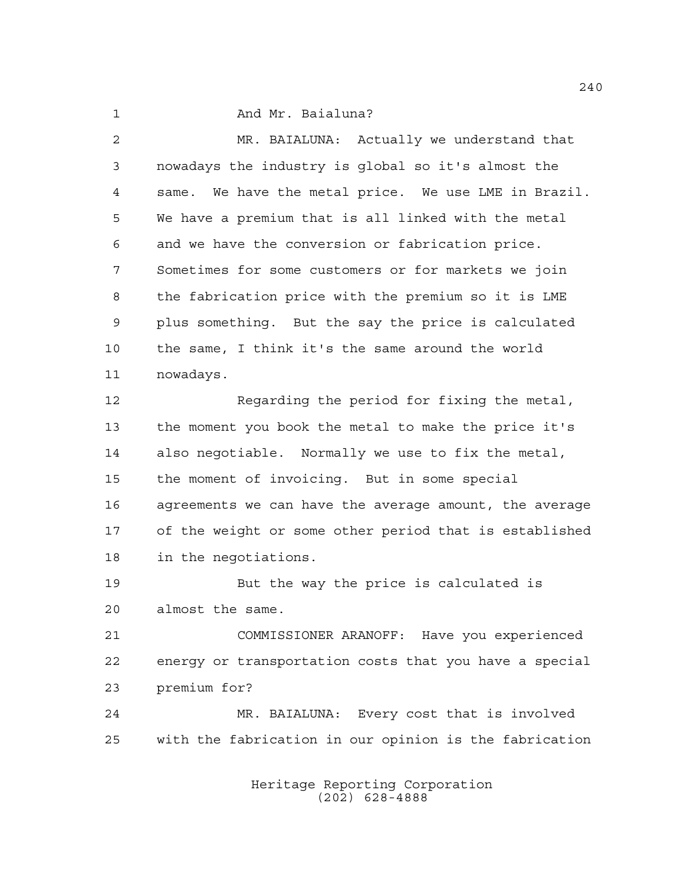And Mr. Baialuna?

MR. BAIALUNA: Actually we understand that nowadays the industry is global so it's almost the same. We have the metal price. We use LME in Brazil. We have a premium that is all linked with the metal and we have the conversion or fabrication price. Sometimes for some customers or for markets we join the fabrication price with the premium so it is LME plus something. But the say the price is calculated the same, I think it's the same around the world nowadays.

Regarding the period for fixing the metal, the moment you book the metal to make the price it's also negotiable. Normally we use to fix the metal, the moment of invoicing. But in some special agreements we can have the average amount, the average of the weight or some other period that is established in the negotiations.

But the way the price is calculated is almost the same.

COMMISSIONER ARANOFF: Have you experienced energy or transportation costs that you have a special premium for?

MR. BAIALUNA: Every cost that is involved with the fabrication in our opinion is the fabrication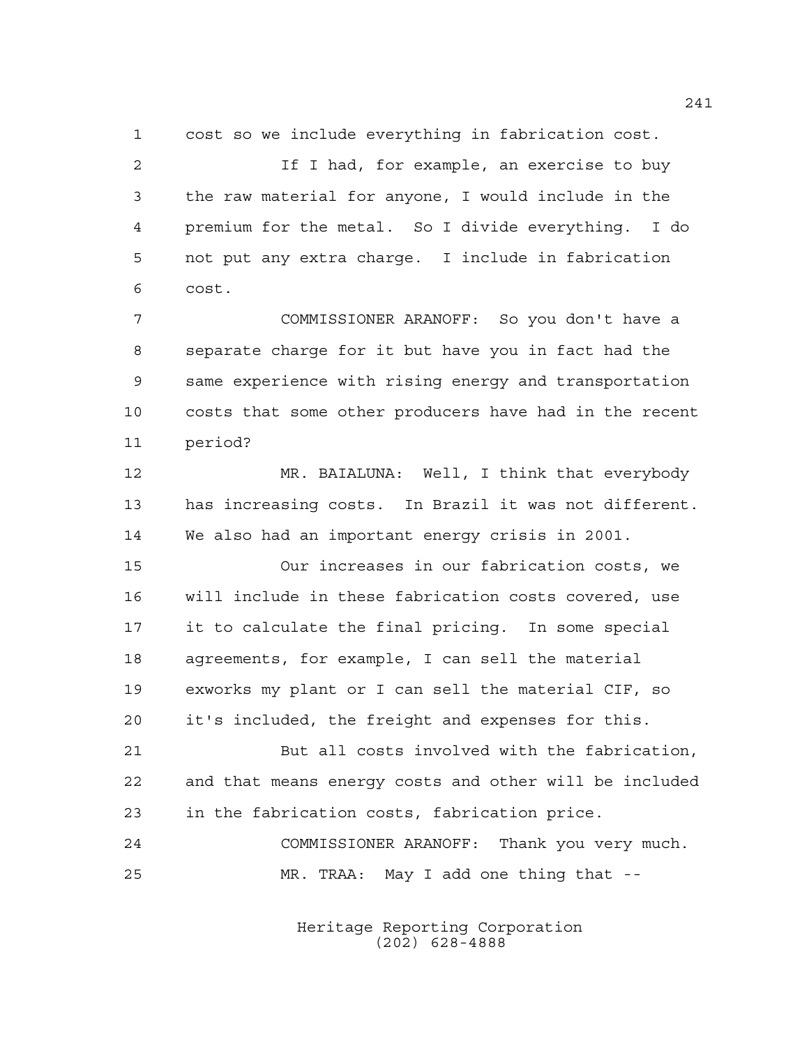cost so we include everything in fabrication cost.

If I had, for example, an exercise to buy the raw material for anyone, I would include in the premium for the metal. So I divide everything. I do not put any extra charge. I include in fabrication cost.

COMMISSIONER ARANOFF: So you don't have a separate charge for it but have you in fact had the same experience with rising energy and transportation costs that some other producers have had in the recent period?

MR. BAIALUNA: Well, I think that everybody has increasing costs. In Brazil it was not different. We also had an important energy crisis in 2001.

Our increases in our fabrication costs, we will include in these fabrication costs covered, use it to calculate the final pricing. In some special agreements, for example, I can sell the material exworks my plant or I can sell the material CIF, so it's included, the freight and expenses for this.

But all costs involved with the fabrication, and that means energy costs and other will be included in the fabrication costs, fabrication price.

COMMISSIONER ARANOFF: Thank you very much.

MR. TRAA: May I add one thing that --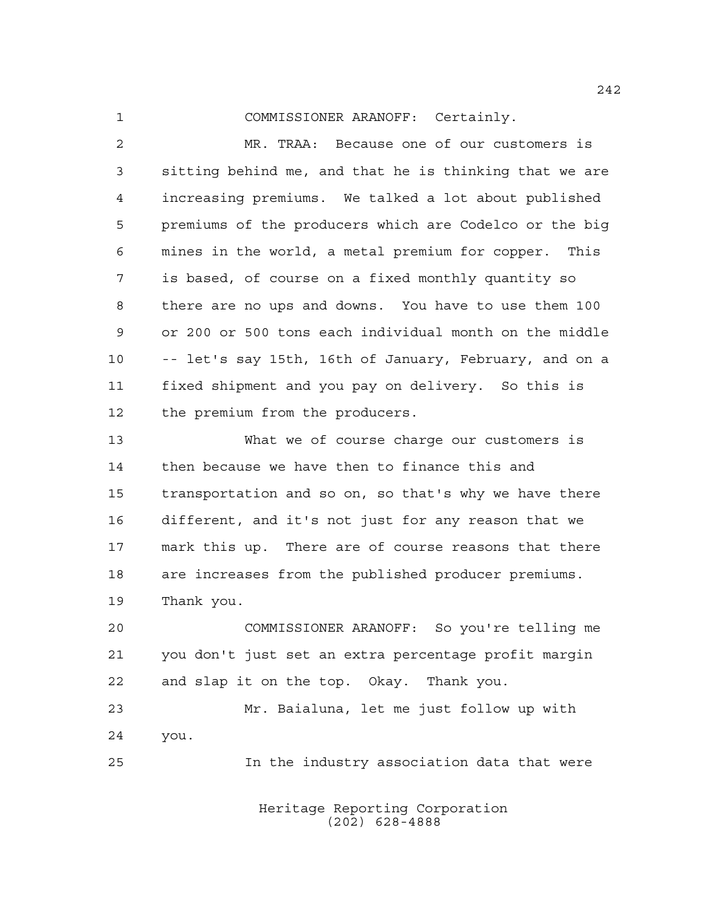COMMISSIONER ARANOFF: Certainly.

MR. TRAA: Because one of our customers is sitting behind me, and that he is thinking that we are increasing premiums. We talked a lot about published premiums of the producers which are Codelco or the big mines in the world, a metal premium for copper. This is based, of course on a fixed monthly quantity so there are no ups and downs. You have to use them 100 or 200 or 500 tons each individual month on the middle -- let's say 15th, 16th of January, February, and on a fixed shipment and you pay on delivery. So this is the premium from the producers.

What we of course charge our customers is then because we have then to finance this and transportation and so on, so that's why we have there different, and it's not just for any reason that we mark this up. There are of course reasons that there are increases from the published producer premiums. Thank you.

COMMISSIONER ARANOFF: So you're telling me you don't just set an extra percentage profit margin and slap it on the top. Okay. Thank you.

Mr. Baialuna, let me just follow up with you.

In the industry association data that were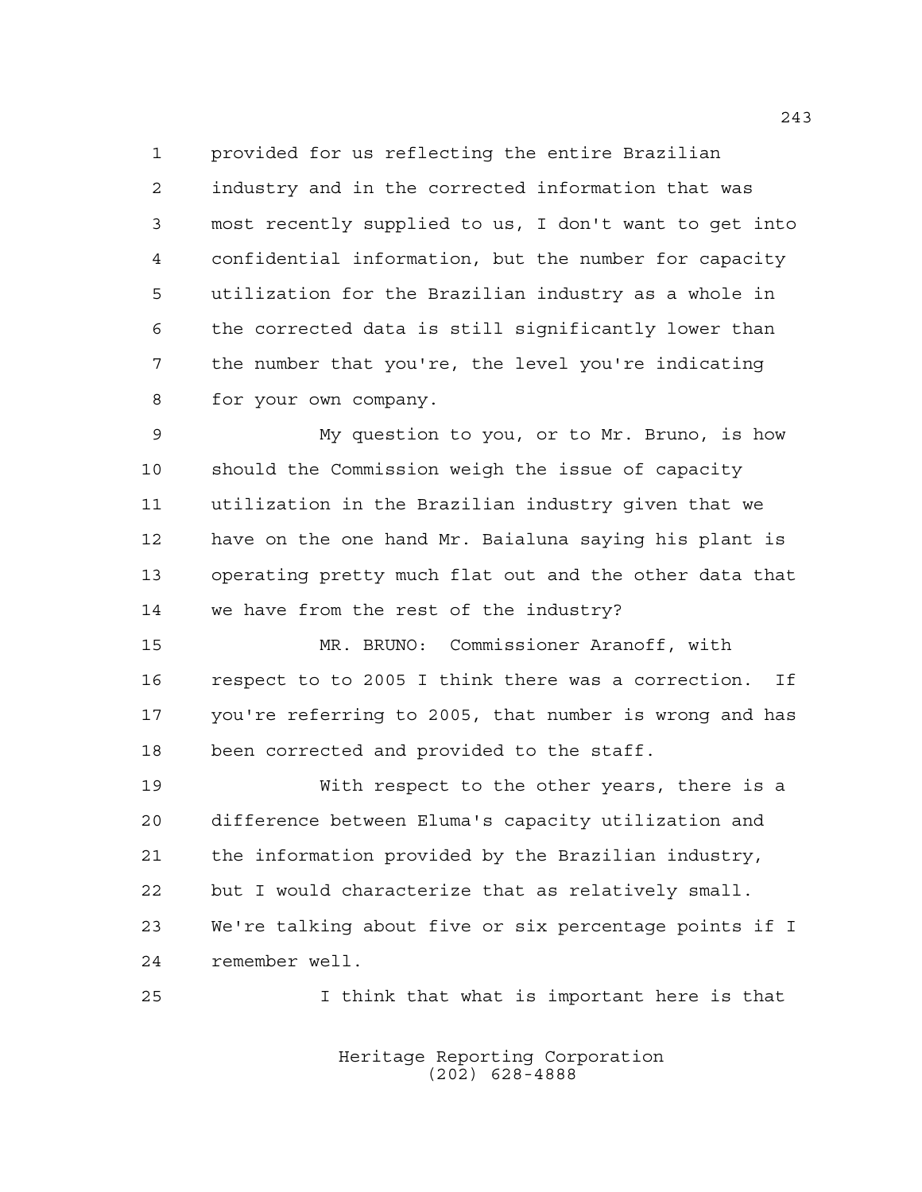provided for us reflecting the entire Brazilian industry and in the corrected information that was most recently supplied to us, I don't want to get into confidential information, but the number for capacity utilization for the Brazilian industry as a whole in the corrected data is still significantly lower than the number that you're, the level you're indicating for your own company.

My question to you, or to Mr. Bruno, is how should the Commission weigh the issue of capacity utilization in the Brazilian industry given that we have on the one hand Mr. Baialuna saying his plant is operating pretty much flat out and the other data that we have from the rest of the industry?

MR. BRUNO: Commissioner Aranoff, with respect to to 2005 I think there was a correction. If you're referring to 2005, that number is wrong and has been corrected and provided to the staff.

With respect to the other years, there is a difference between Eluma's capacity utilization and the information provided by the Brazilian industry, but I would characterize that as relatively small. We're talking about five or six percentage points if I remember well.

I think that what is important here is that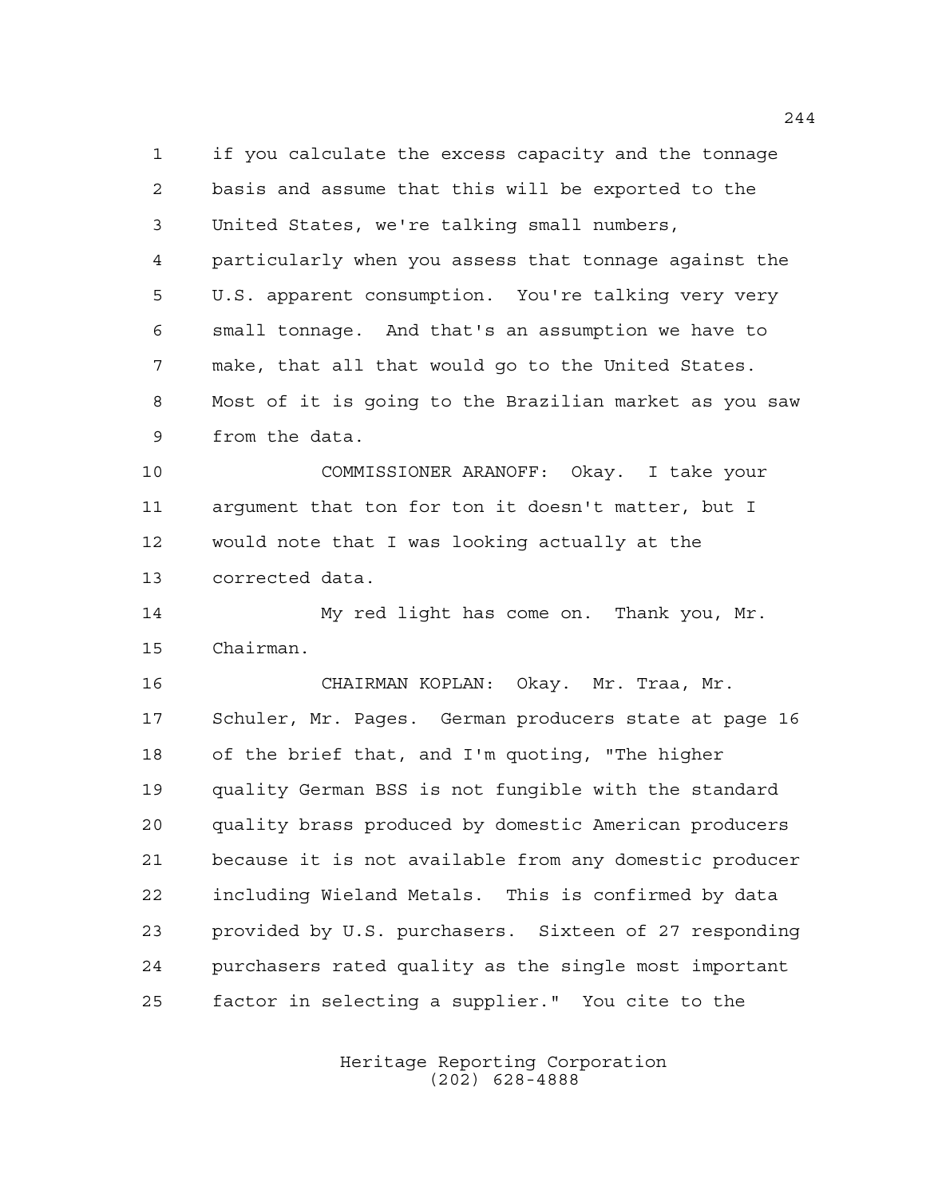if you calculate the excess capacity and the tonnage basis and assume that this will be exported to the United States, we're talking small numbers, particularly when you assess that tonnage against the U.S. apparent consumption. You're talking very very small tonnage. And that's an assumption we have to make, that all that would go to the United States. Most of it is going to the Brazilian market as you saw from the data.

COMMISSIONER ARANOFF: Okay. I take your argument that ton for ton it doesn't matter, but I would note that I was looking actually at the corrected data.

My red light has come on. Thank you, Mr. Chairman.

CHAIRMAN KOPLAN: Okay. Mr. Traa, Mr. Schuler, Mr. Pages. German producers state at page 16 of the brief that, and I'm quoting, "The higher quality German BSS is not fungible with the standard quality brass produced by domestic American producers because it is not available from any domestic producer including Wieland Metals. This is confirmed by data provided by U.S. purchasers. Sixteen of 27 responding purchasers rated quality as the single most important factor in selecting a supplier." You cite to the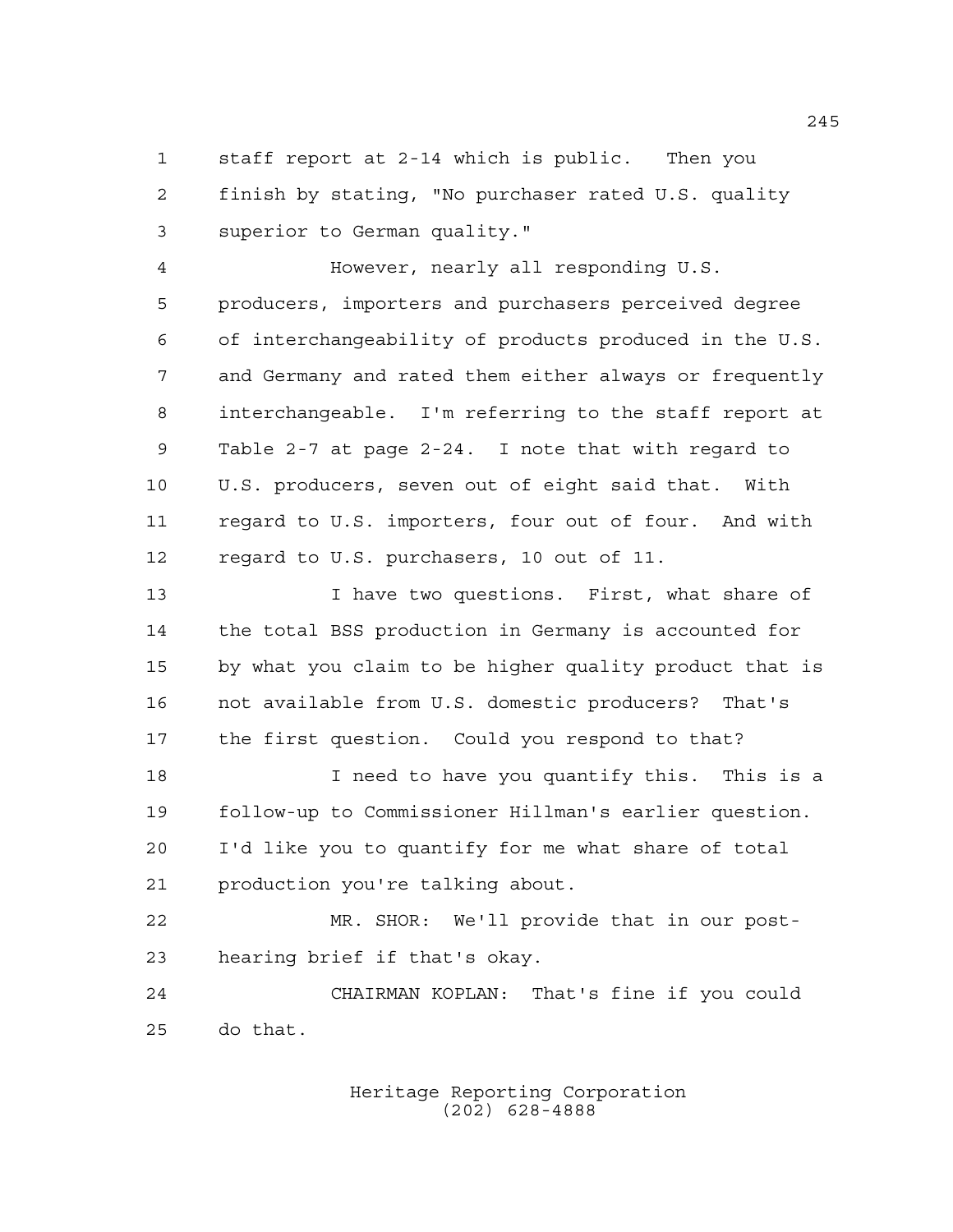staff report at 2-14 which is public. Then you finish by stating, "No purchaser rated U.S. quality superior to German quality."

However, nearly all responding U.S. producers, importers and purchasers perceived degree of interchangeability of products produced in the U.S. and Germany and rated them either always or frequently interchangeable. I'm referring to the staff report at Table 2-7 at page 2-24. I note that with regard to U.S. producers, seven out of eight said that. With regard to U.S. importers, four out of four. And with regard to U.S. purchasers, 10 out of 11.

I have two questions. First, what share of the total BSS production in Germany is accounted for by what you claim to be higher quality product that is not available from U.S. domestic producers? That's the first question. Could you respond to that?

I need to have you quantify this. This is a follow-up to Commissioner Hillman's earlier question. I'd like you to quantify for me what share of total production you're talking about.

MR. SHOR: We'll provide that in our post-hearing brief if that's okay.

CHAIRMAN KOPLAN: That's fine if you could do that.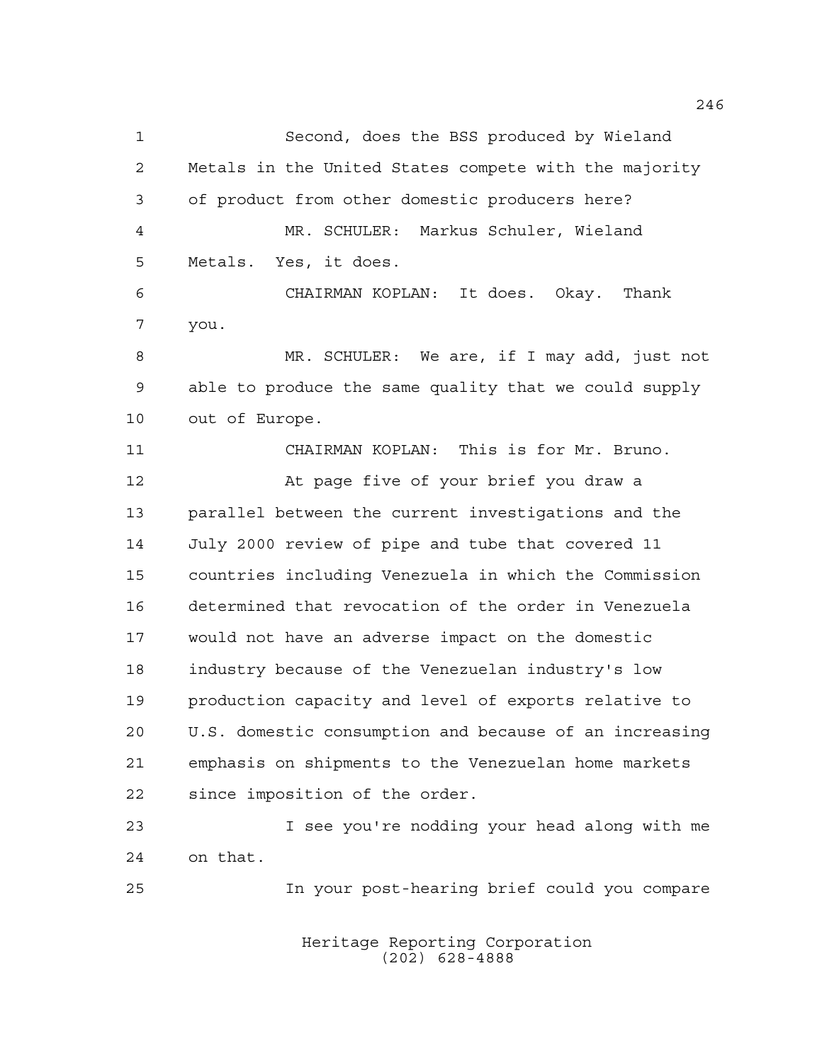Second, does the BSS produced by Wieland Metals in the United States compete with the majority of product from other domestic producers here?

MR. SCHULER: Markus Schuler, Wieland Metals. Yes, it does.

CHAIRMAN KOPLAN: It does. Okay. Thank you.

MR. SCHULER: We are, if I may add, just not able to produce the same quality that we could supply out of Europe.

CHAIRMAN KOPLAN: This is for Mr. Bruno.

At page five of your brief you draw a parallel between the current investigations and the July 2000 review of pipe and tube that covered 11 countries including Venezuela in which the Commission determined that revocation of the order in Venezuela would not have an adverse impact on the domestic industry because of the Venezuelan industry's low production capacity and level of exports relative to U.S. domestic consumption and because of an increasing emphasis on shipments to the Venezuelan home markets since imposition of the order.

I see you're nodding your head along with me on that.

In your post-hearing brief could you compare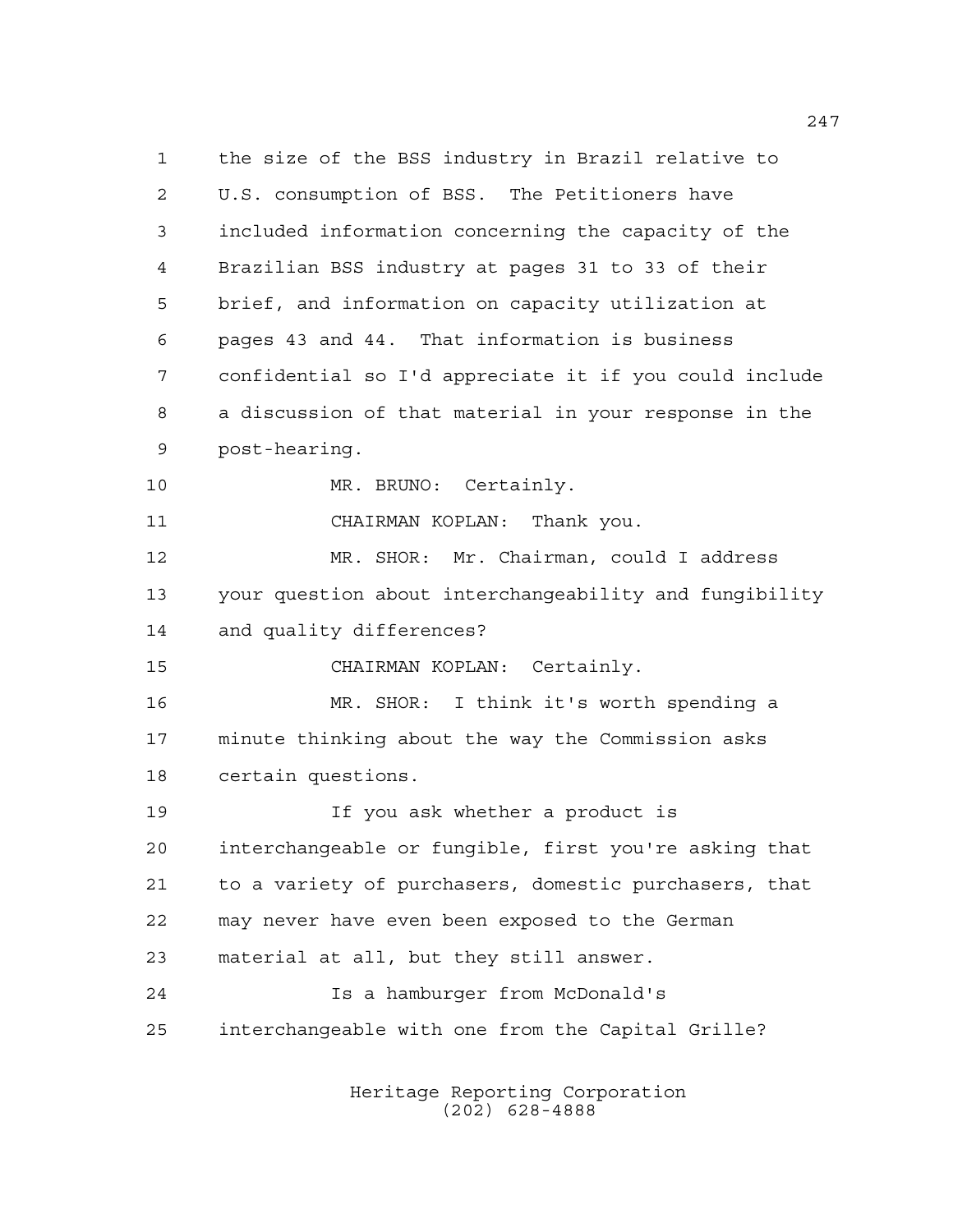the size of the BSS industry in Brazil relative to U.S. consumption of BSS. The Petitioners have included information concerning the capacity of the Brazilian BSS industry at pages 31 to 33 of their brief, and information on capacity utilization at pages 43 and 44. That information is business confidential so I'd appreciate it if you could include a discussion of that material in your response in the post-hearing.

MR. BRUNO: Certainly.

CHAIRMAN KOPLAN: Thank you.

MR. SHOR: Mr. Chairman, could I address your question about interchangeability and fungibility and quality differences?

CHAIRMAN KOPLAN: Certainly.

MR. SHOR: I think it's worth spending a minute thinking about the way the Commission asks certain questions.

If you ask whether a product is interchangeable or fungible, first you're asking that to a variety of purchasers, domestic purchasers, that may never have even been exposed to the German material at all, but they still answer.

Is a hamburger from McDonald's interchangeable with one from the Capital Grille?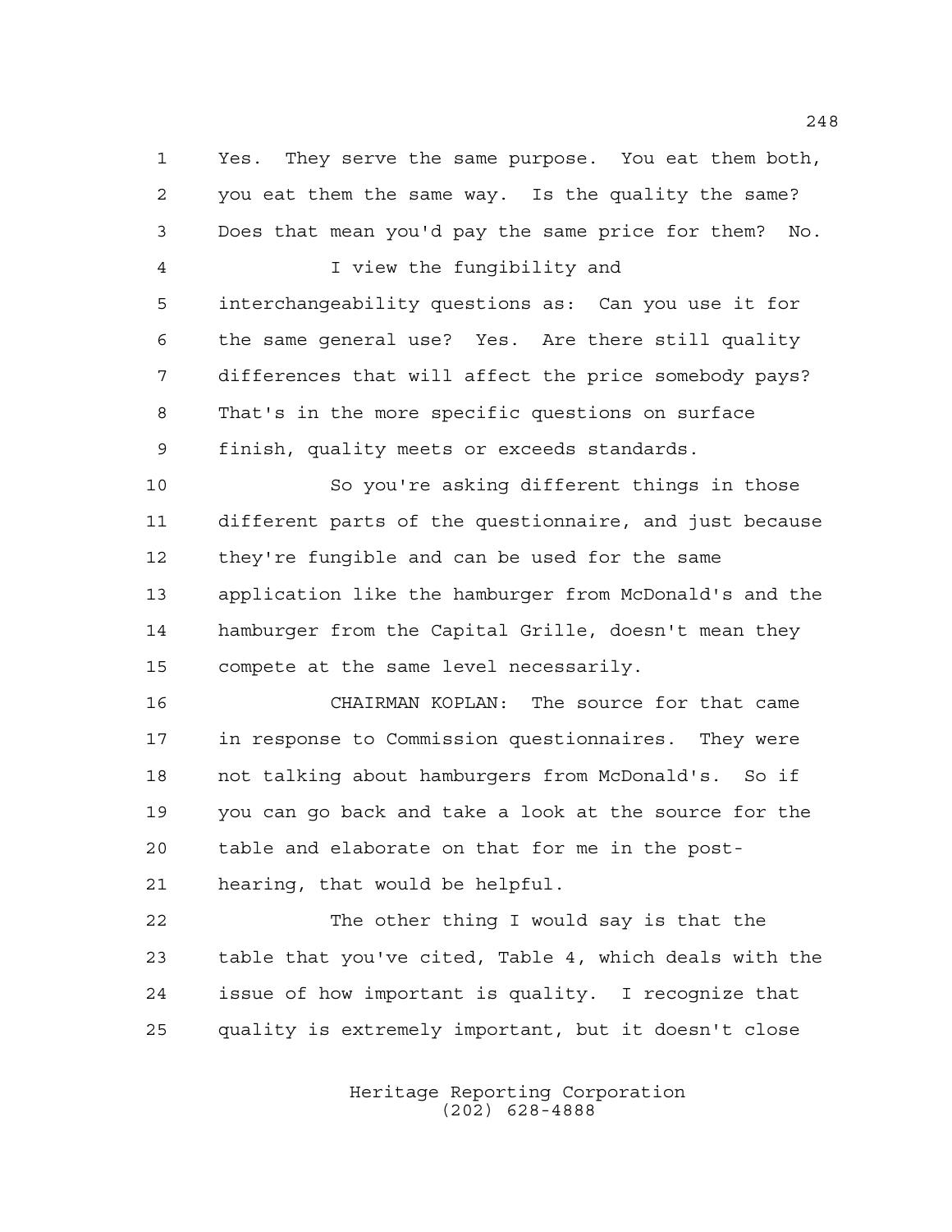Yes. They serve the same purpose. You eat them both, you eat them the same way. Is the quality the same? Does that mean you'd pay the same price for them? No.

I view the fungibility and interchangeability questions as: Can you use it for the same general use? Yes. Are there still quality differences that will affect the price somebody pays? That's in the more specific questions on surface finish, quality meets or exceeds standards.

So you're asking different things in those different parts of the questionnaire, and just because they're fungible and can be used for the same application like the hamburger from McDonald's and the hamburger from the Capital Grille, doesn't mean they compete at the same level necessarily.

CHAIRMAN KOPLAN: The source for that came in response to Commission questionnaires. They were not talking about hamburgers from McDonald's. So if you can go back and take a look at the source for the table and elaborate on that for me in the post-hearing, that would be helpful.

The other thing I would say is that the table that you've cited, Table 4, which deals with the issue of how important is quality. I recognize that quality is extremely important, but it doesn't close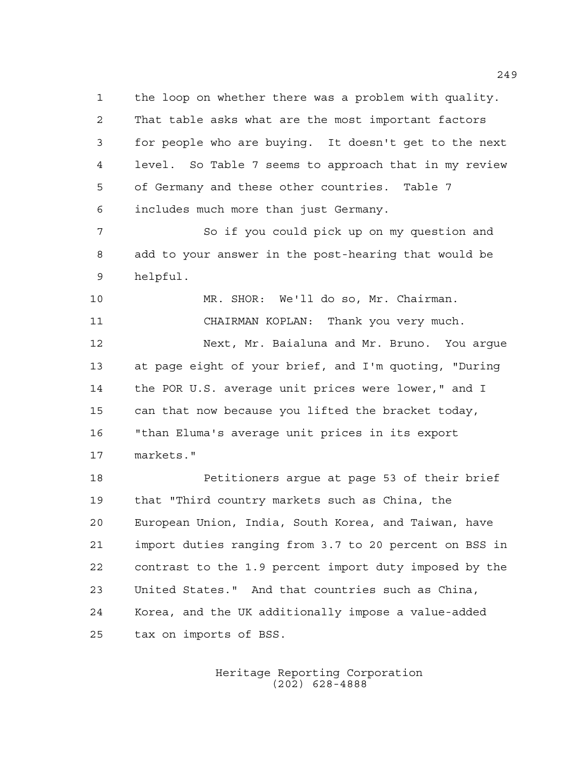the loop on whether there was a problem with quality. That table asks what are the most important factors for people who are buying. It doesn't get to the next level. So Table 7 seems to approach that in my review of Germany and these other countries. Table 7 includes much more than just Germany.

So if you could pick up on my question and add to your answer in the post-hearing that would be helpful.

MR. SHOR: We'll do so, Mr. Chairman.

CHAIRMAN KOPLAN: Thank you very much.

Next, Mr. Baialuna and Mr. Bruno. You argue at page eight of your brief, and I'm quoting, "During the POR U.S. average unit prices were lower," and I can that now because you lifted the bracket today, "than Eluma's average unit prices in its export markets."

Petitioners argue at page 53 of their brief that "Third country markets such as China, the European Union, India, South Korea, and Taiwan, have import duties ranging from 3.7 to 20 percent on BSS in contrast to the 1.9 percent import duty imposed by the United States." And that countries such as China, Korea, and the UK additionally impose a value-added tax on imports of BSS.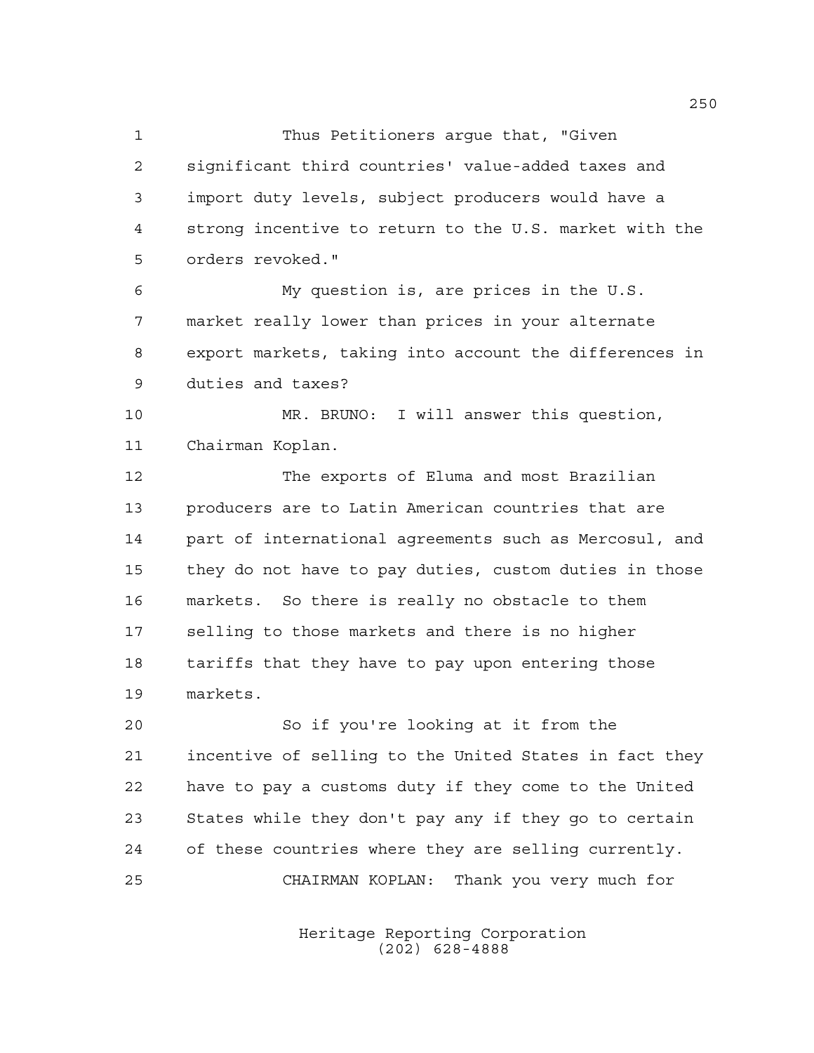Thus Petitioners argue that, "Given significant third countries' value-added taxes and import duty levels, subject producers would have a strong incentive to return to the U.S. market with the orders revoked."

My question is, are prices in the U.S. market really lower than prices in your alternate export markets, taking into account the differences in duties and taxes?

MR. BRUNO: I will answer this question, Chairman Koplan.

The exports of Eluma and most Brazilian producers are to Latin American countries that are part of international agreements such as Mercosul, and they do not have to pay duties, custom duties in those markets. So there is really no obstacle to them selling to those markets and there is no higher tariffs that they have to pay upon entering those markets.

So if you're looking at it from the incentive of selling to the United States in fact they have to pay a customs duty if they come to the United States while they don't pay any if they go to certain of these countries where they are selling currently.

CHAIRMAN KOPLAN: Thank you very much for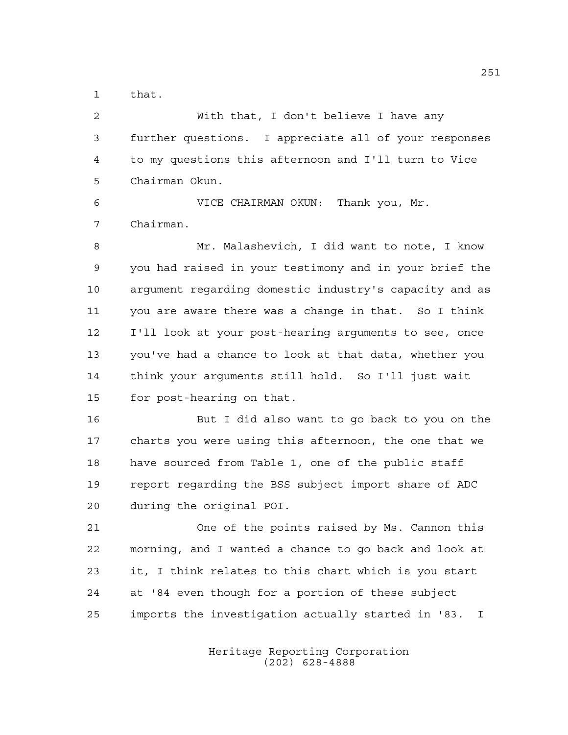that.

With that, I don't believe I have any further questions. I appreciate all of your responses to my questions this afternoon and I'll turn to Vice Chairman Okun.

VICE CHAIRMAN OKUN: Thank you, Mr. Chairman.

Mr. Malashevich, I did want to note, I know you had raised in your testimony and in your brief the argument regarding domestic industry's capacity and as you are aware there was a change in that. So I think I'll look at your post-hearing arguments to see, once you've had a chance to look at that data, whether you think your arguments still hold. So I'll just wait for post-hearing on that.

But I did also want to go back to you on the charts you were using this afternoon, the one that we have sourced from Table 1, one of the public staff report regarding the BSS subject import share of ADC during the original POI.

One of the points raised by Ms. Cannon this morning, and I wanted a chance to go back and look at it, I think relates to this chart which is you start at '84 even though for a portion of these subject imports the investigation actually started in '83. I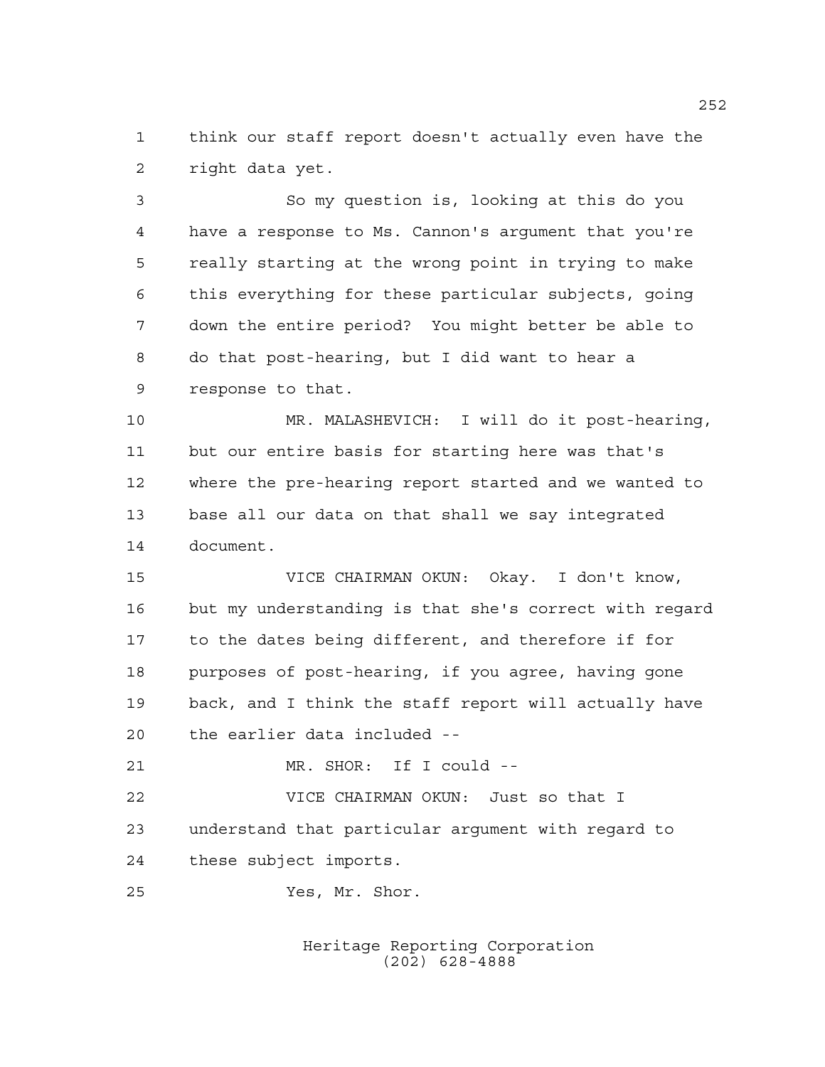think our staff report doesn't actually even have the right data yet.

So my question is, looking at this do you have a response to Ms. Cannon's argument that you're really starting at the wrong point in trying to make this everything for these particular subjects, going down the entire period? You might better be able to do that post-hearing, but I did want to hear a response to that.

MR. MALASHEVICH: I will do it post-hearing, but our entire basis for starting here was that's where the pre-hearing report started and we wanted to base all our data on that shall we say integrated document.

VICE CHAIRMAN OKUN: Okay. I don't know, but my understanding is that she's correct with regard to the dates being different, and therefore if for purposes of post-hearing, if you agree, having gone back, and I think the staff report will actually have the earlier data included --

MR. SHOR: If I could --

VICE CHAIRMAN OKUN: Just so that I understand that particular argument with regard to these subject imports.

Yes, Mr. Shor.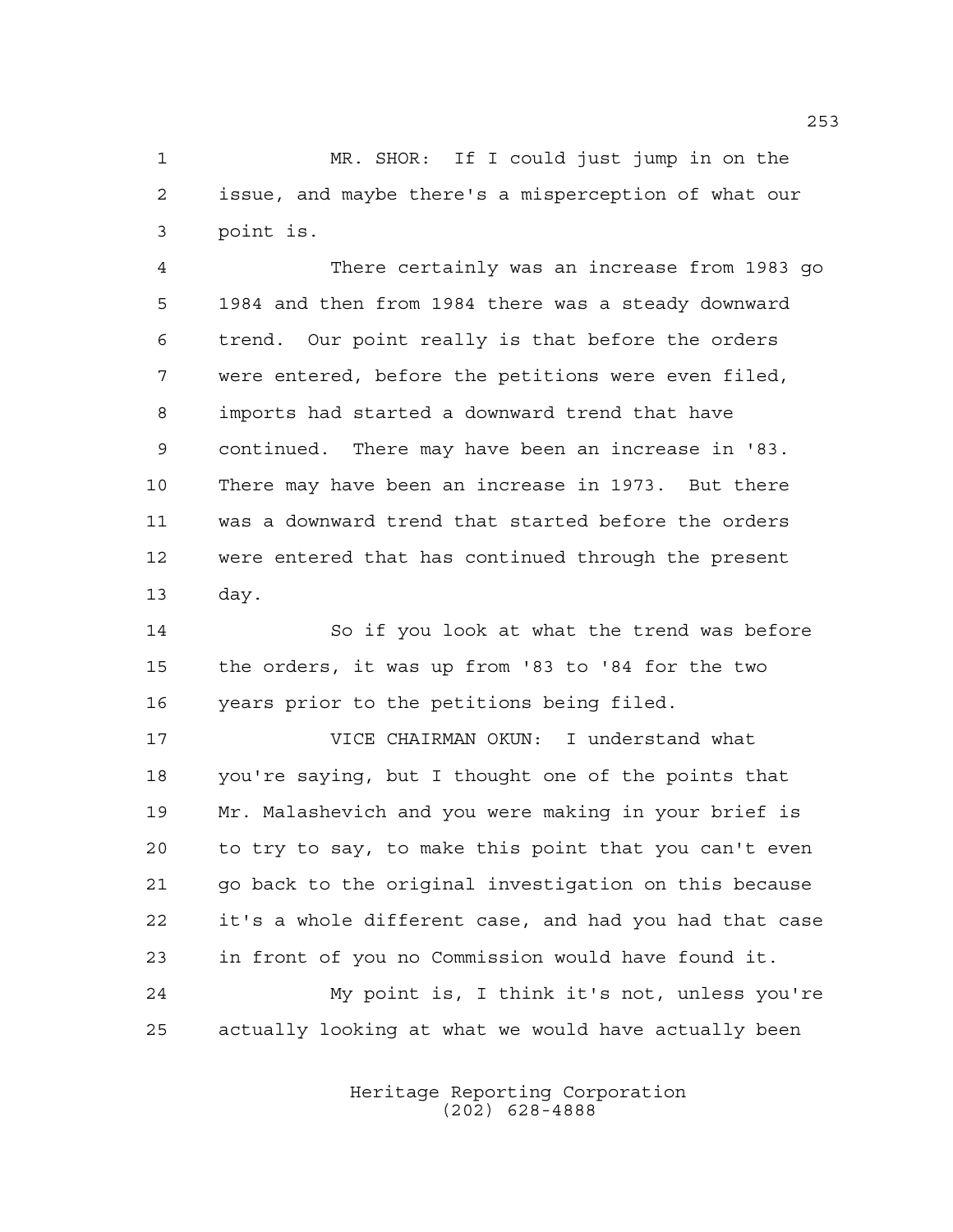MR. SHOR: If I could just jump in on the issue, and maybe there's a misperception of what our point is.

There certainly was an increase from 1983 go 1984 and then from 1984 there was a steady downward trend. Our point really is that before the orders were entered, before the petitions were even filed, imports had started a downward trend that have continued. There may have been an increase in '83. There may have been an increase in 1973. But there was a downward trend that started before the orders were entered that has continued through the present day.

So if you look at what the trend was before the orders, it was up from '83 to '84 for the two years prior to the petitions being filed.

VICE CHAIRMAN OKUN: I understand what you're saying, but I thought one of the points that Mr. Malashevich and you were making in your brief is to try to say, to make this point that you can't even go back to the original investigation on this because it's a whole different case, and had you had that case in front of you no Commission would have found it.

My point is, I think it's not, unless you're actually looking at what we would have actually been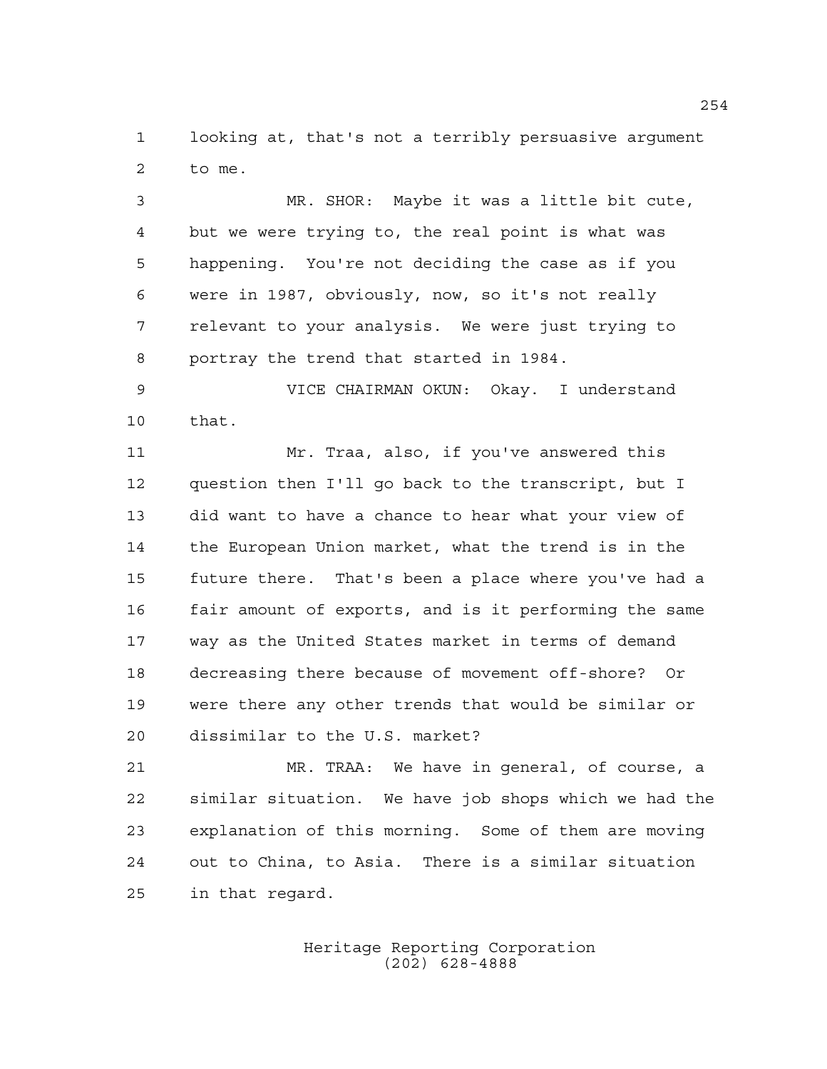looking at, that's not a terribly persuasive argument to me.

MR. SHOR: Maybe it was a little bit cute, but we were trying to, the real point is what was happening. You're not deciding the case as if you were in 1987, obviously, now, so it's not really relevant to your analysis. We were just trying to portray the trend that started in 1984.

VICE CHAIRMAN OKUN: Okay. I understand that.

Mr. Traa, also, if you've answered this question then I'll go back to the transcript, but I did want to have a chance to hear what your view of the European Union market, what the trend is in the future there. That's been a place where you've had a fair amount of exports, and is it performing the same way as the United States market in terms of demand decreasing there because of movement off-shore? Or were there any other trends that would be similar or dissimilar to the U.S. market?

MR. TRAA: We have in general, of course, a similar situation. We have job shops which we had the explanation of this morning. Some of them are moving out to China, to Asia. There is a similar situation in that regard.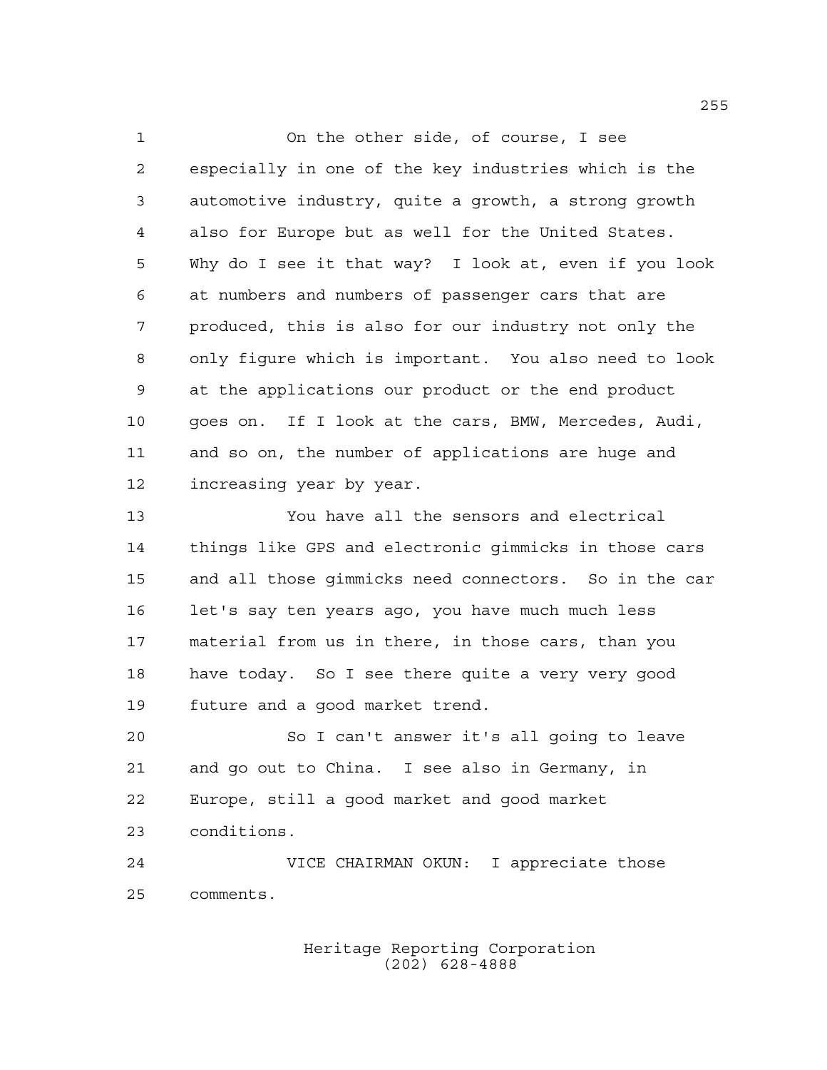On the other side, of course, I see especially in one of the key industries which is the automotive industry, quite a growth, a strong growth also for Europe but as well for the United States. Why do I see it that way? I look at, even if you look at numbers and numbers of passenger cars that are produced, this is also for our industry not only the only figure which is important. You also need to look at the applications our product or the end product goes on. If I look at the cars, BMW, Mercedes, Audi, and so on, the number of applications are huge and increasing year by year.

You have all the sensors and electrical things like GPS and electronic gimmicks in those cars and all those gimmicks need connectors. So in the car let's say ten years ago, you have much much less material from us in there, in those cars, than you have today. So I see there quite a very very good future and a good market trend.

So I can't answer it's all going to leave and go out to China. I see also in Germany, in Europe, still a good market and good market conditions.

VICE CHAIRMAN OKUN: I appreciate those comments.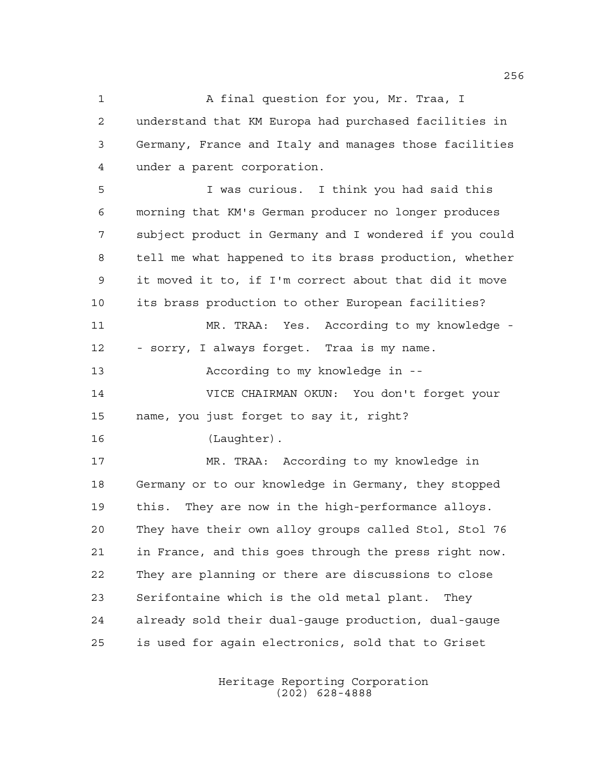A final question for you, Mr. Traa, I understand that KM Europa had purchased facilities in Germany, France and Italy and manages those facilities under a parent corporation.

I was curious. I think you had said this morning that KM's German producer no longer produces subject product in Germany and I wondered if you could tell me what happened to its brass production, whether it moved it to, if I'm correct about that did it move its brass production to other European facilities?

MR. TRAA: Yes. According to my knowledge - - sorry, I always forget. Traa is my name.

According to my knowledge in --

VICE CHAIRMAN OKUN: You don't forget your name, you just forget to say it, right?

(Laughter).

MR. TRAA: According to my knowledge in Germany or to our knowledge in Germany, they stopped this. They are now in the high-performance alloys. They have their own alloy groups called Stol, Stol 76 in France, and this goes through the press right now. They are planning or there are discussions to close Serifontaine which is the old metal plant. They already sold their dual-gauge production, dual-gauge is used for again electronics, sold that to Griset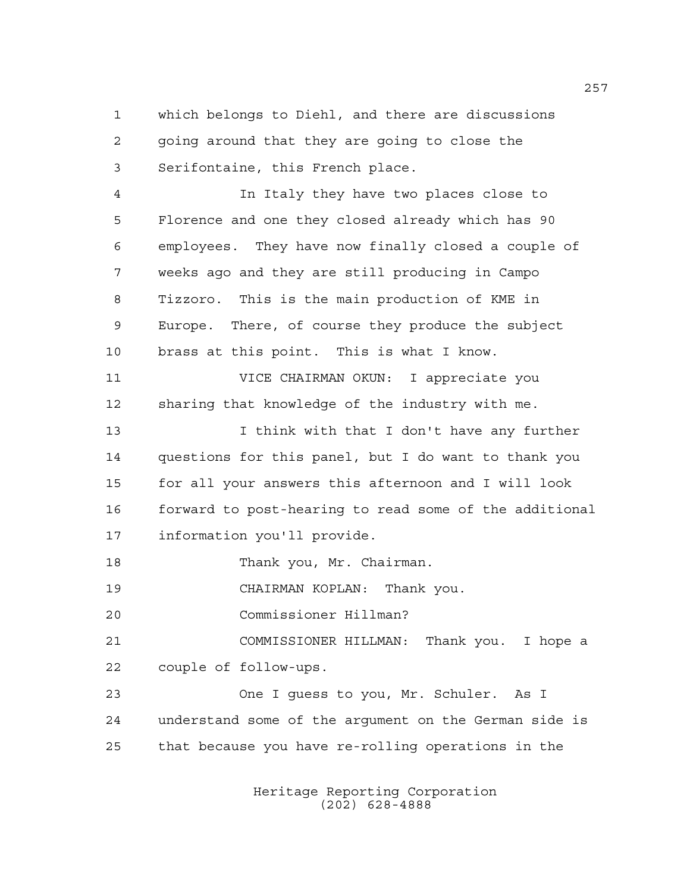which belongs to Diehl, and there are discussions going around that they are going to close the Serifontaine, this French place.

In Italy they have two places close to Florence and one they closed already which has 90 employees. They have now finally closed a couple of weeks ago and they are still producing in Campo Tizzoro. This is the main production of KME in Europe. There, of course they produce the subject brass at this point. This is what I know.

VICE CHAIRMAN OKUN: I appreciate you sharing that knowledge of the industry with me.

I think with that I don't have any further questions for this panel, but I do want to thank you for all your answers this afternoon and I will look forward to post-hearing to read some of the additional information you'll provide.

Thank you, Mr. Chairman.

CHAIRMAN KOPLAN: Thank you.

Commissioner Hillman?

COMMISSIONER HILLMAN: Thank you. I hope a couple of follow-ups.

One I guess to you, Mr. Schuler. As I understand some of the argument on the German side is that because you have re-rolling operations in the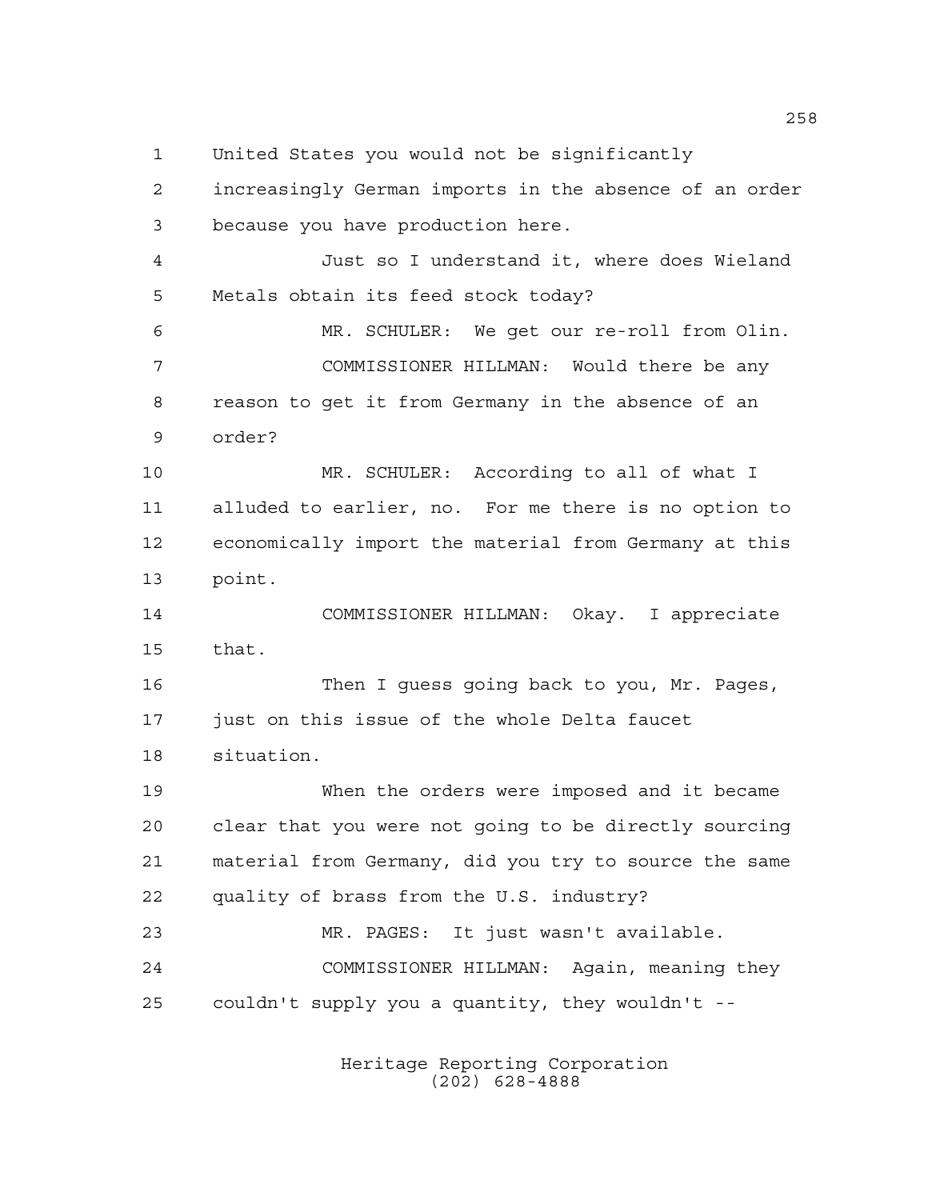United States you would not be significantly increasingly German imports in the absence of an order because you have production here.

Just so I understand it, where does Wieland Metals obtain its feed stock today?

MR. SCHULER: We get our re-roll from Olin.

COMMISSIONER HILLMAN: Would there be any reason to get it from Germany in the absence of an order?

MR. SCHULER: According to all of what I alluded to earlier, no. For me there is no option to economically import the material from Germany at this point.

COMMISSIONER HILLMAN: Okay. I appreciate that.

Then I guess going back to you, Mr. Pages, just on this issue of the whole Delta faucet situation.

When the orders were imposed and it became clear that you were not going to be directly sourcing material from Germany, did you try to source the same quality of brass from the U.S. industry?

MR. PAGES: It just wasn't available.

COMMISSIONER HILLMAN: Again, meaning they couldn't supply you a quantity, they wouldn't --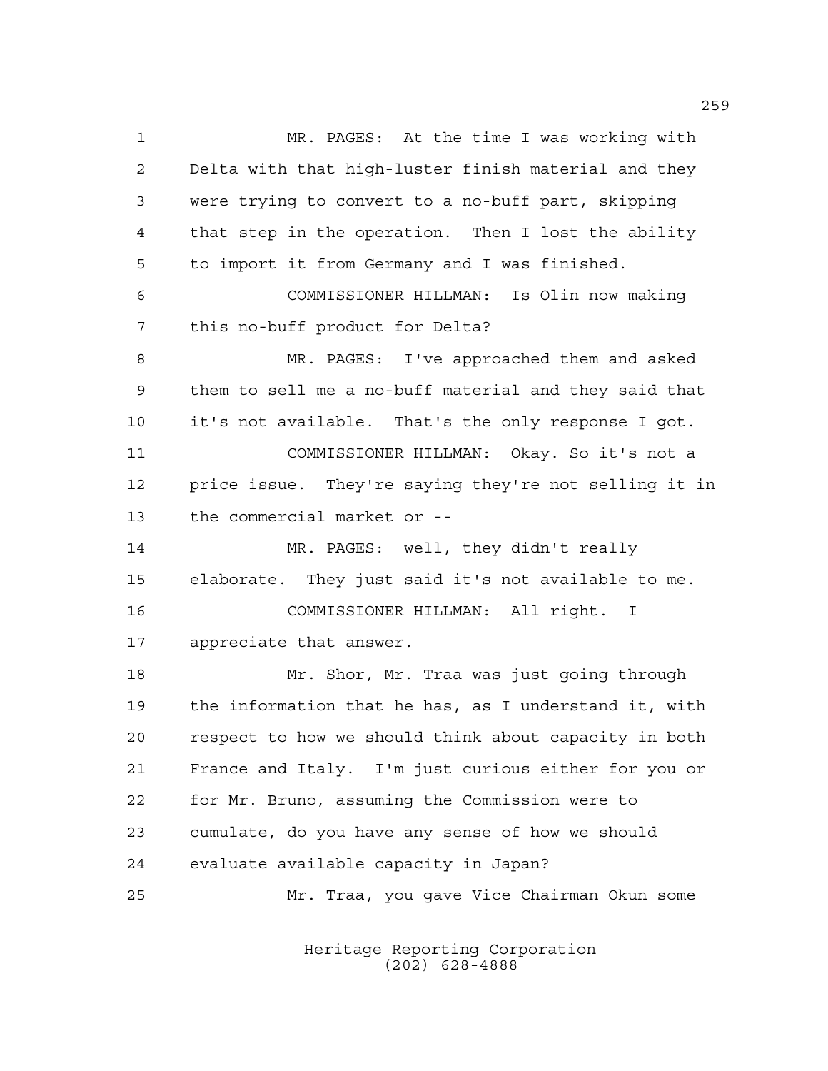MR. PAGES: At the time I was working with Delta with that high-luster finish material and they were trying to convert to a no-buff part, skipping that step in the operation. Then I lost the ability to import it from Germany and I was finished.

COMMISSIONER HILLMAN: Is Olin now making this no-buff product for Delta?

MR. PAGES: I've approached them and asked them to sell me a no-buff material and they said that it's not available. That's the only response I got.

COMMISSIONER HILLMAN: Okay. So it's not a price issue. They're saying they're not selling it in the commercial market or --

MR. PAGES: well, they didn't really elaborate. They just said it's not available to me.

COMMISSIONER HILLMAN: All right. I appreciate that answer.

Mr. Shor, Mr. Traa was just going through the information that he has, as I understand it, with respect to how we should think about capacity in both France and Italy. I'm just curious either for you or for Mr. Bruno, assuming the Commission were to cumulate, do you have any sense of how we should evaluate available capacity in Japan?

Mr. Traa, you gave Vice Chairman Okun some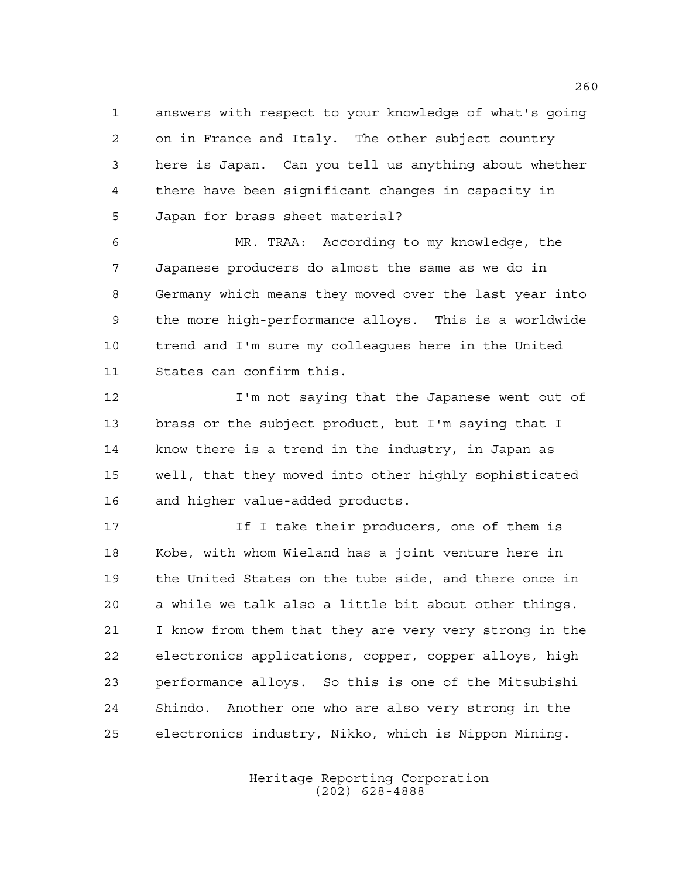answers with respect to your knowledge of what's going on in France and Italy. The other subject country here is Japan. Can you tell us anything about whether there have been significant changes in capacity in Japan for brass sheet material?

MR. TRAA: According to my knowledge, the Japanese producers do almost the same as we do in Germany which means they moved over the last year into the more high-performance alloys. This is a worldwide trend and I'm sure my colleagues here in the United States can confirm this.

I'm not saying that the Japanese went out of brass or the subject product, but I'm saying that I know there is a trend in the industry, in Japan as well, that they moved into other highly sophisticated and higher value-added products.

If I take their producers, one of them is Kobe, with whom Wieland has a joint venture here in the United States on the tube side, and there once in a while we talk also a little bit about other things. I know from them that they are very very strong in the electronics applications, copper, copper alloys, high performance alloys. So this is one of the Mitsubishi Shindo. Another one who are also very strong in the electronics industry, Nikko, which is Nippon Mining.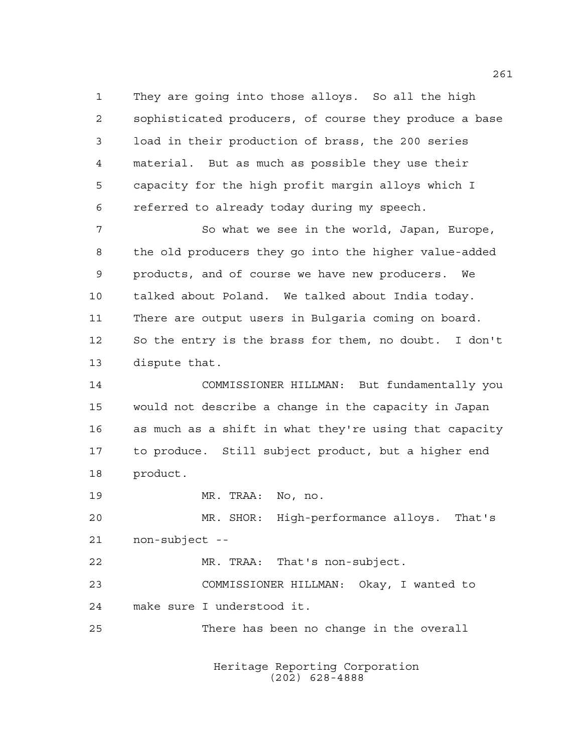They are going into those alloys. So all the high sophisticated producers, of course they produce a base load in their production of brass, the 200 series material. But as much as possible they use their capacity for the high profit margin alloys which I referred to already today during my speech.

So what we see in the world, Japan, Europe, the old producers they go into the higher value-added products, and of course we have new producers. We talked about Poland. We talked about India today. There are output users in Bulgaria coming on board. So the entry is the brass for them, no doubt. I don't dispute that.

COMMISSIONER HILLMAN: But fundamentally you would not describe a change in the capacity in Japan as much as a shift in what they're using that capacity to produce. Still subject product, but a higher end product.

MR. TRAA: No, no.

MR. SHOR: High-performance alloys. That's non-subject --

MR. TRAA: That's non-subject.

COMMISSIONER HILLMAN: Okay, I wanted to make sure I understood it.

There has been no change in the overall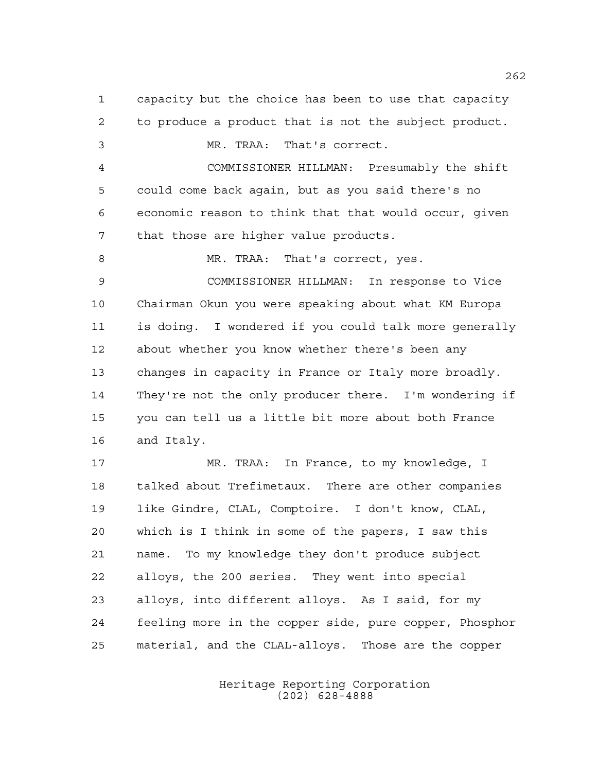capacity but the choice has been to use that capacity to produce a product that is not the subject product.

MR. TRAA: That's correct.

COMMISSIONER HILLMAN: Presumably the shift could come back again, but as you said there's no economic reason to think that that would occur, given that those are higher value products.

MR. TRAA: That's correct, yes.

COMMISSIONER HILLMAN: In response to Vice Chairman Okun you were speaking about what KM Europa is doing. I wondered if you could talk more generally about whether you know whether there's been any changes in capacity in France or Italy more broadly. They're not the only producer there. I'm wondering if you can tell us a little bit more about both France and Italy.

MR. TRAA: In France, to my knowledge, I talked about Trefimetaux. There are other companies like Gindre, CLAL, Comptoire. I don't know, CLAL, which is I think in some of the papers, I saw this name. To my knowledge they don't produce subject alloys, the 200 series. They went into special alloys, into different alloys. As I said, for my feeling more in the copper side, pure copper, Phosphor material, and the CLAL-alloys. Those are the copper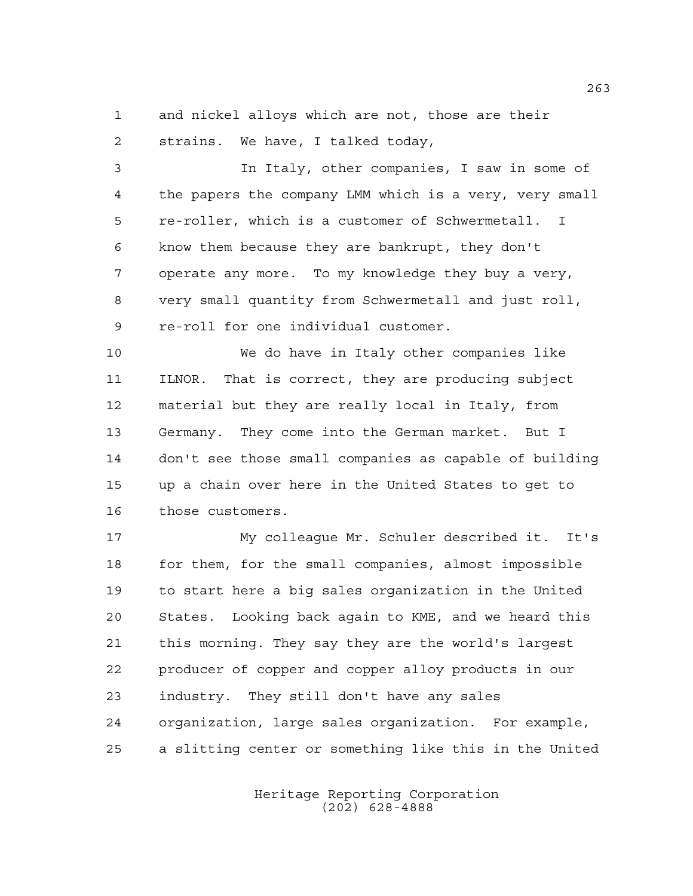and nickel alloys which are not, those are their strains. We have, I talked today,

In Italy, other companies, I saw in some of the papers the company LMM which is a very, very small re-roller, which is a customer of Schwermetall. I know them because they are bankrupt, they don't operate any more. To my knowledge they buy a very, very small quantity from Schwermetall and just roll, re-roll for one individual customer.

We do have in Italy other companies like ILNOR. That is correct, they are producing subject material but they are really local in Italy, from Germany. They come into the German market. But I don't see those small companies as capable of building up a chain over here in the United States to get to those customers.

My colleague Mr. Schuler described it. It's for them, for the small companies, almost impossible to start here a big sales organization in the United States. Looking back again to KME, and we heard this this morning. They say they are the world's largest producer of copper and copper alloy products in our industry. They still don't have any sales organization, large sales organization. For example, a slitting center or something like this in the United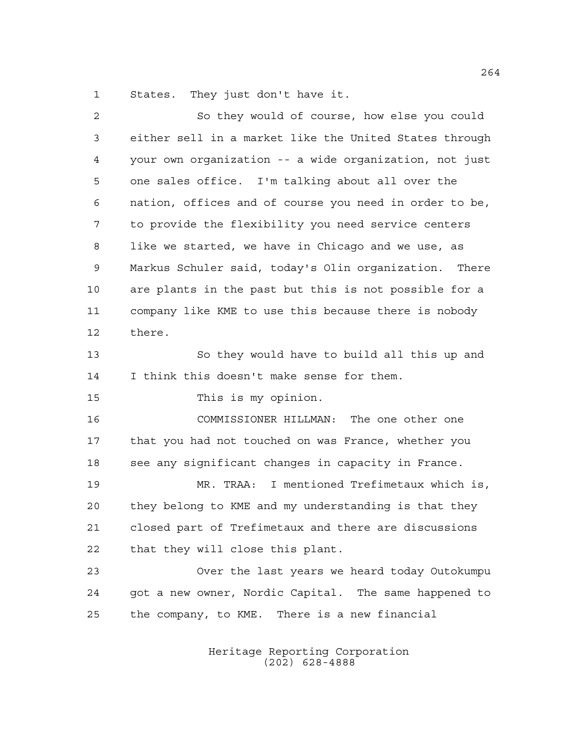States. They just don't have it.

So they would of course, how else you could either sell in a market like the United States through your own organization -- a wide organization, not just one sales office. I'm talking about all over the nation, offices and of course you need in order to be, to provide the flexibility you need service centers like we started, we have in Chicago and we use, as Markus Schuler said, today's Olin organization. There are plants in the past but this is not possible for a company like KME to use this because there is nobody there.

So they would have to build all this up and I think this doesn't make sense for them.

This is my opinion.

COMMISSIONER HILLMAN: The one other one that you had not touched on was France, whether you see any significant changes in capacity in France.

MR. TRAA: I mentioned Trefimetaux which is, they belong to KME and my understanding is that they closed part of Trefimetaux and there are discussions that they will close this plant.

Over the last years we heard today Outokumpu got a new owner, Nordic Capital. The same happened to the company, to KME. There is a new financial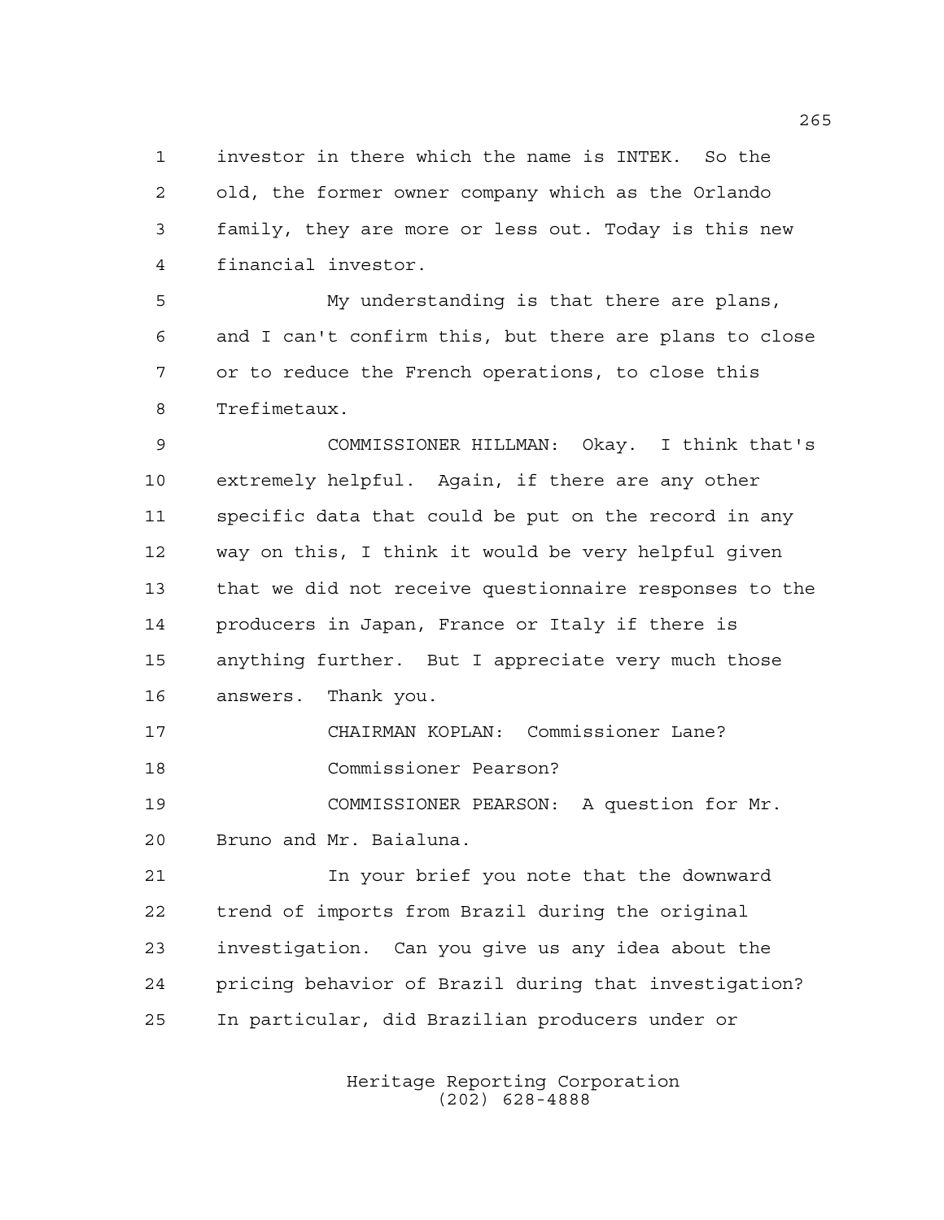investor in there which the name is INTEK. So the old, the former owner company which as the Orlando family, they are more or less out. Today is this new financial investor.

My understanding is that there are plans, and I can't confirm this, but there are plans to close or to reduce the French operations, to close this Trefimetaux.

COMMISSIONER HILLMAN: Okay. I think that's extremely helpful. Again, if there are any other specific data that could be put on the record in any way on this, I think it would be very helpful given that we did not receive questionnaire responses to the producers in Japan, France or Italy if there is anything further. But I appreciate very much those answers. Thank you.

CHAIRMAN KOPLAN: Commissioner Lane?

Commissioner Pearson?

COMMISSIONER PEARSON: A question for Mr. Bruno and Mr. Baialuna.

In your brief you note that the downward trend of imports from Brazil during the original investigation. Can you give us any idea about the pricing behavior of Brazil during that investigation? In particular, did Brazilian producers under or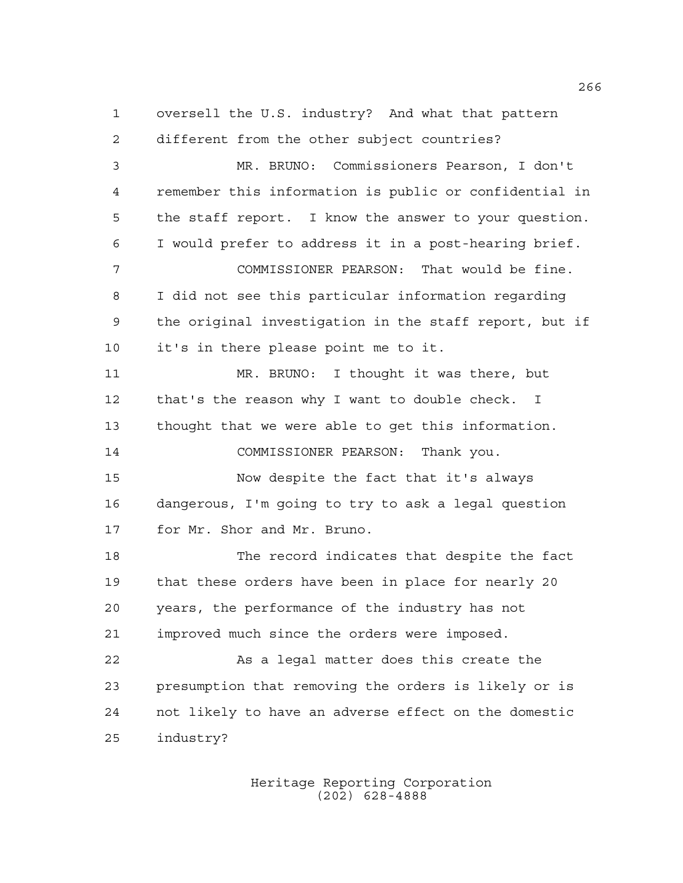oversell the U.S. industry? And what that pattern different from the other subject countries?

MR. BRUNO: Commissioners Pearson, I don't remember this information is public or confidential in the staff report. I know the answer to your question. I would prefer to address it in a post-hearing brief.

COMMISSIONER PEARSON: That would be fine. I did not see this particular information regarding the original investigation in the staff report, but if it's in there please point me to it.

MR. BRUNO: I thought it was there, but that's the reason why I want to double check. I thought that we were able to get this information.

COMMISSIONER PEARSON: Thank you.

Now despite the fact that it's always dangerous, I'm going to try to ask a legal question for Mr. Shor and Mr. Bruno.

The record indicates that despite the fact that these orders have been in place for nearly 20 years, the performance of the industry has not improved much since the orders were imposed.

As a legal matter does this create the presumption that removing the orders is likely or is not likely to have an adverse effect on the domestic industry?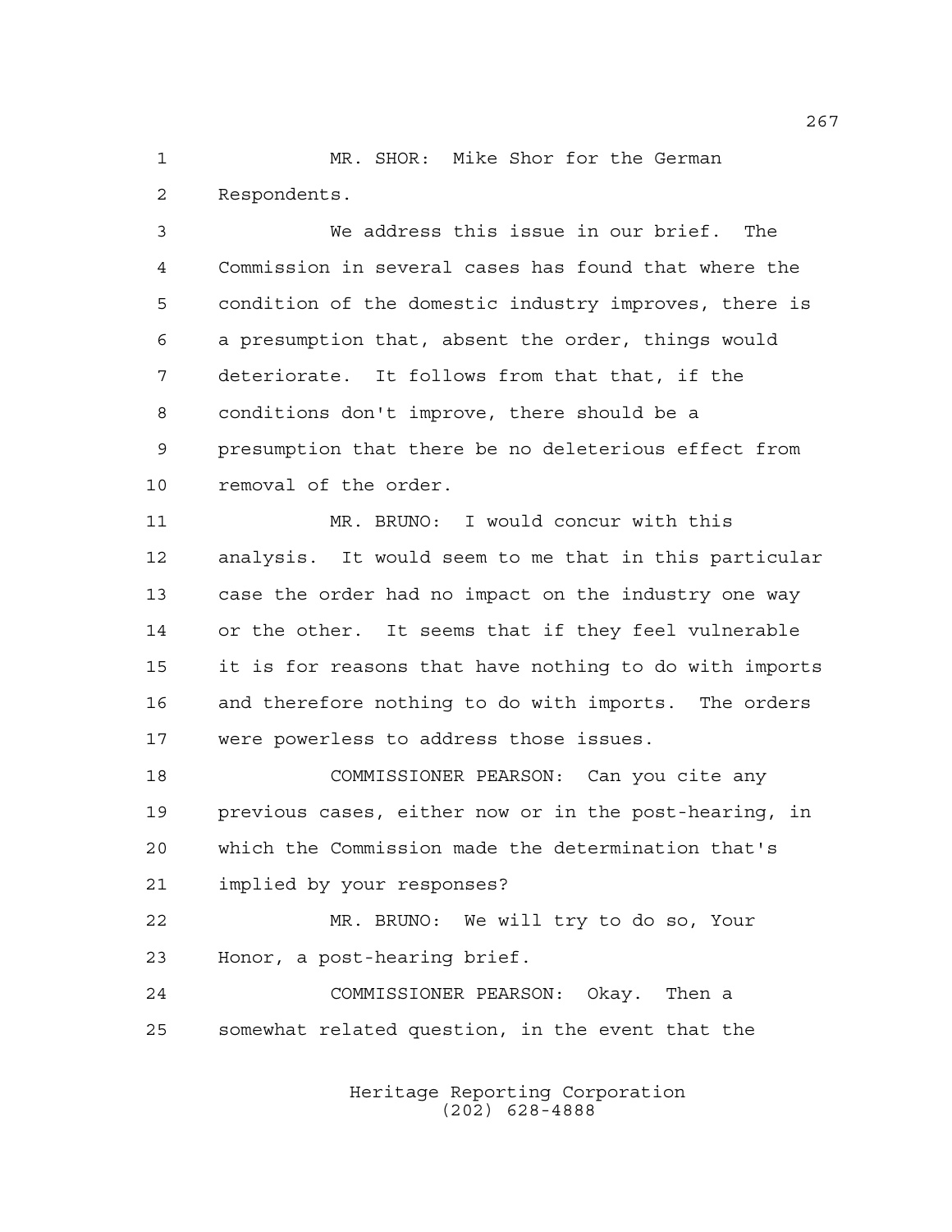MR. SHOR: Mike Shor for the German Respondents.

We address this issue in our brief. The Commission in several cases has found that where the condition of the domestic industry improves, there is a presumption that, absent the order, things would deteriorate. It follows from that that, if the conditions don't improve, there should be a presumption that there be no deleterious effect from removal of the order.

MR. BRUNO: I would concur with this analysis. It would seem to me that in this particular case the order had no impact on the industry one way or the other. It seems that if they feel vulnerable it is for reasons that have nothing to do with imports and therefore nothing to do with imports. The orders were powerless to address those issues.

COMMISSIONER PEARSON: Can you cite any previous cases, either now or in the post-hearing, in which the Commission made the determination that's implied by your responses?

MR. BRUNO: We will try to do so, Your Honor, a post-hearing brief.

COMMISSIONER PEARSON: Okay. Then a somewhat related question, in the event that the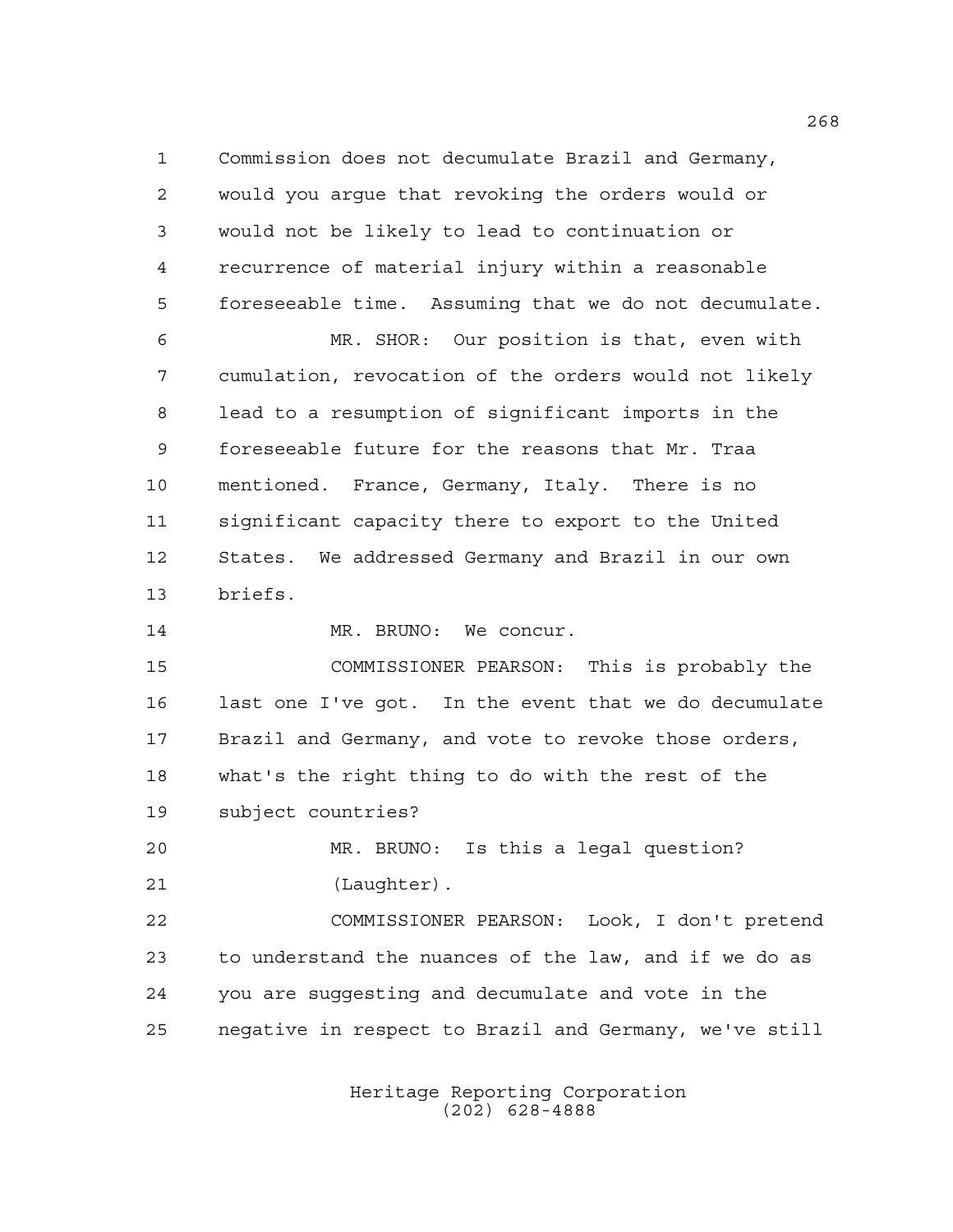Commission does not decumulate Brazil and Germany, would you argue that revoking the orders would or would not be likely to lead to continuation or recurrence of material injury within a reasonable foreseeable time. Assuming that we do not decumulate.

MR. SHOR: Our position is that, even with cumulation, revocation of the orders would not likely lead to a resumption of significant imports in the foreseeable future for the reasons that Mr. Traa mentioned. France, Germany, Italy. There is no significant capacity there to export to the United States. We addressed Germany and Brazil in our own briefs.

MR. BRUNO: We concur.

COMMISSIONER PEARSON: This is probably the last one I've got. In the event that we do decumulate Brazil and Germany, and vote to revoke those orders, what's the right thing to do with the rest of the subject countries?

MR. BRUNO: Is this a legal question?

(Laughter).

COMMISSIONER PEARSON: Look, I don't pretend to understand the nuances of the law, and if we do as you are suggesting and decumulate and vote in the negative in respect to Brazil and Germany, we've still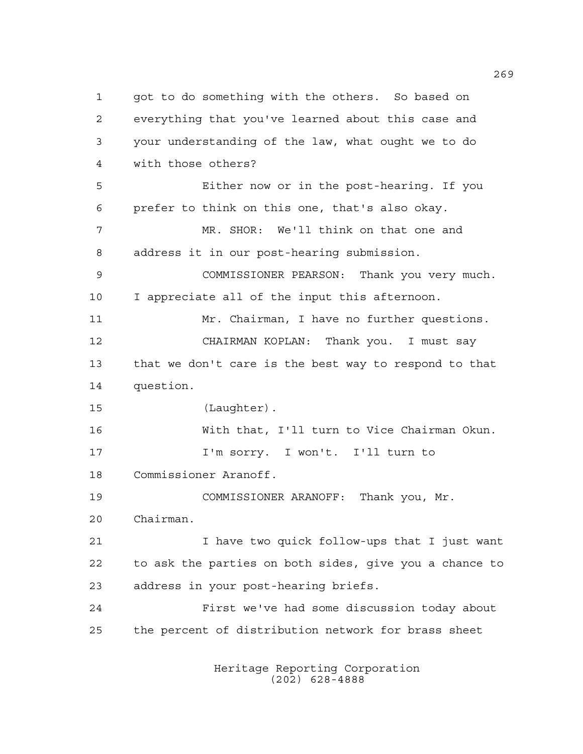got to do something with the others. So based on everything that you've learned about this case and your understanding of the law, what ought we to do with those others?

Either now or in the post-hearing. If you prefer to think on this one, that's also okay.

MR. SHOR: We'll think on that one and address it in our post-hearing submission.

COMMISSIONER PEARSON: Thank you very much. I appreciate all of the input this afternoon.

Mr. Chairman, I have no further questions.

CHAIRMAN KOPLAN: Thank you. I must say that we don't care is the best way to respond to that question.

(Laughter).

With that, I'll turn to Vice Chairman Okun.

I'm sorry. I won't. I'll turn to Commissioner Aranoff.

COMMISSIONER ARANOFF: Thank you, Mr. Chairman.

I have two quick follow-ups that I just want to ask the parties on both sides, give you a chance to address in your post-hearing briefs.

First we've had some discussion today about the percent of distribution network for brass sheet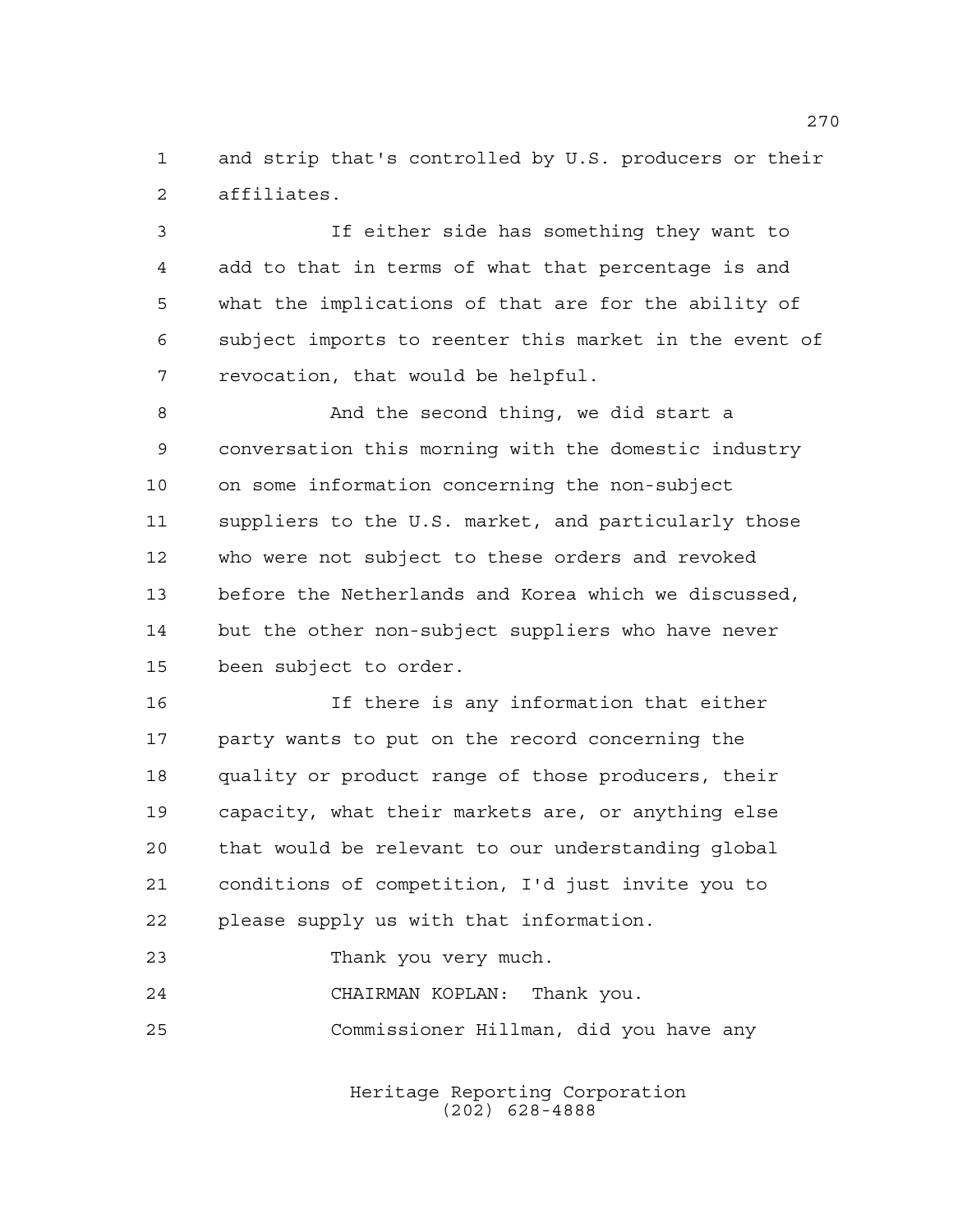and strip that's controlled by U.S. producers or their affiliates.

If either side has something they want to add to that in terms of what that percentage is and what the implications of that are for the ability of subject imports to reenter this market in the event of revocation, that would be helpful.

And the second thing, we did start a conversation this morning with the domestic industry on some information concerning the non-subject suppliers to the U.S. market, and particularly those who were not subject to these orders and revoked before the Netherlands and Korea which we discussed, but the other non-subject suppliers who have never been subject to order.

If there is any information that either party wants to put on the record concerning the quality or product range of those producers, their capacity, what their markets are, or anything else that would be relevant to our understanding global conditions of competition, I'd just invite you to please supply us with that information.

Thank you very much.

CHAIRMAN KOPLAN: Thank you.

Commissioner Hillman, did you have any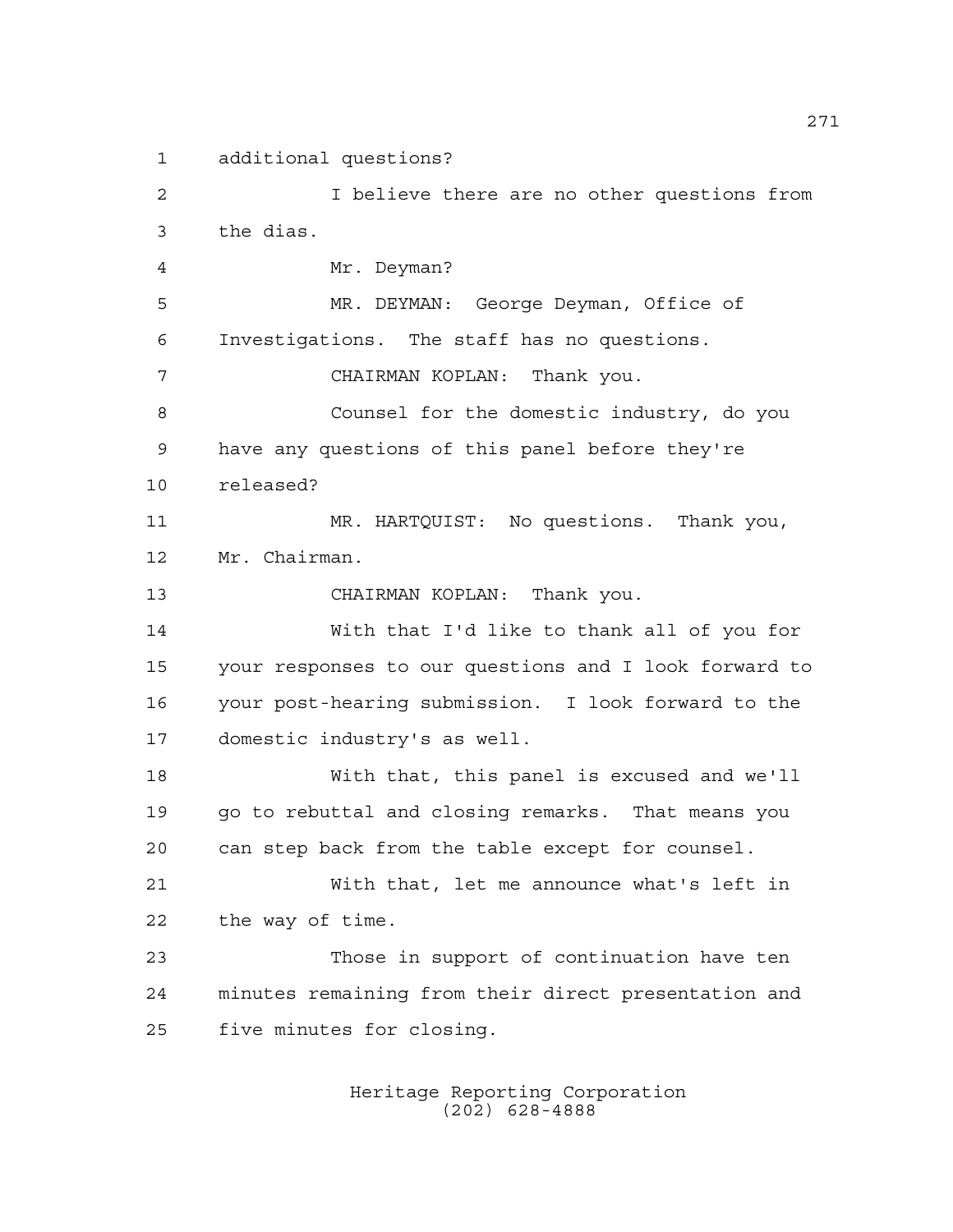additional questions?

I believe there are no other questions from the dias.

Mr. Deyman?

MR. DEYMAN: George Deyman, Office of Investigations. The staff has no questions.

CHAIRMAN KOPLAN: Thank you.

Counsel for the domestic industry, do you have any questions of this panel before they're released?

MR. HARTQUIST: No questions. Thank you, Mr. Chairman.

CHAIRMAN KOPLAN: Thank you.

With that I'd like to thank all of you for your responses to our questions and I look forward to your post-hearing submission. I look forward to the domestic industry's as well.

With that, this panel is excused and we'll go to rebuttal and closing remarks. That means you can step back from the table except for counsel.

With that, let me announce what's left in the way of time.

Those in support of continuation have ten minutes remaining from their direct presentation and five minutes for closing.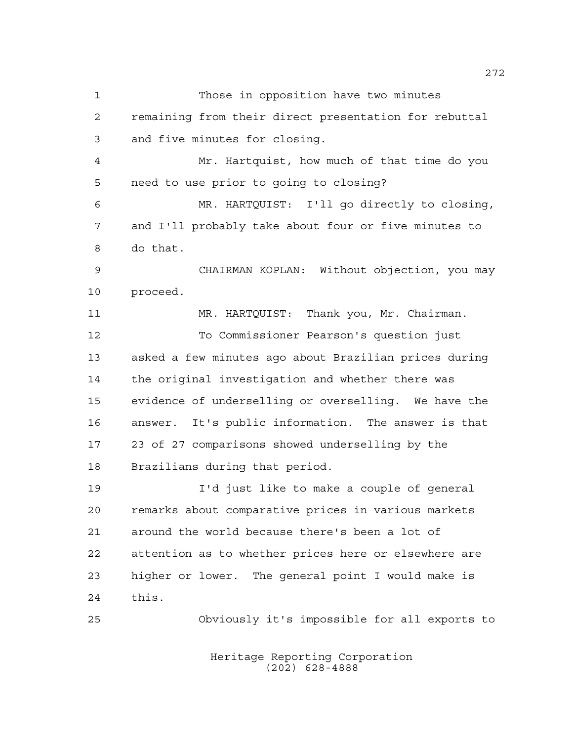Those in opposition have two minutes remaining from their direct presentation for rebuttal and five minutes for closing.

Mr. Hartquist, how much of that time do you need to use prior to going to closing?

MR. HARTQUIST: I'll go directly to closing, and I'll probably take about four or five minutes to do that.

CHAIRMAN KOPLAN: Without objection, you may proceed.

MR. HARTQUIST: Thank you, Mr. Chairman.

To Commissioner Pearson's question just asked a few minutes ago about Brazilian prices during the original investigation and whether there was evidence of underselling or overselling. We have the answer. It's public information. The answer is that 23 of 27 comparisons showed underselling by the Brazilians during that period.

I'd just like to make a couple of general remarks about comparative prices in various markets around the world because there's been a lot of attention as to whether prices here or elsewhere are higher or lower. The general point I would make is this.

Obviously it's impossible for all exports to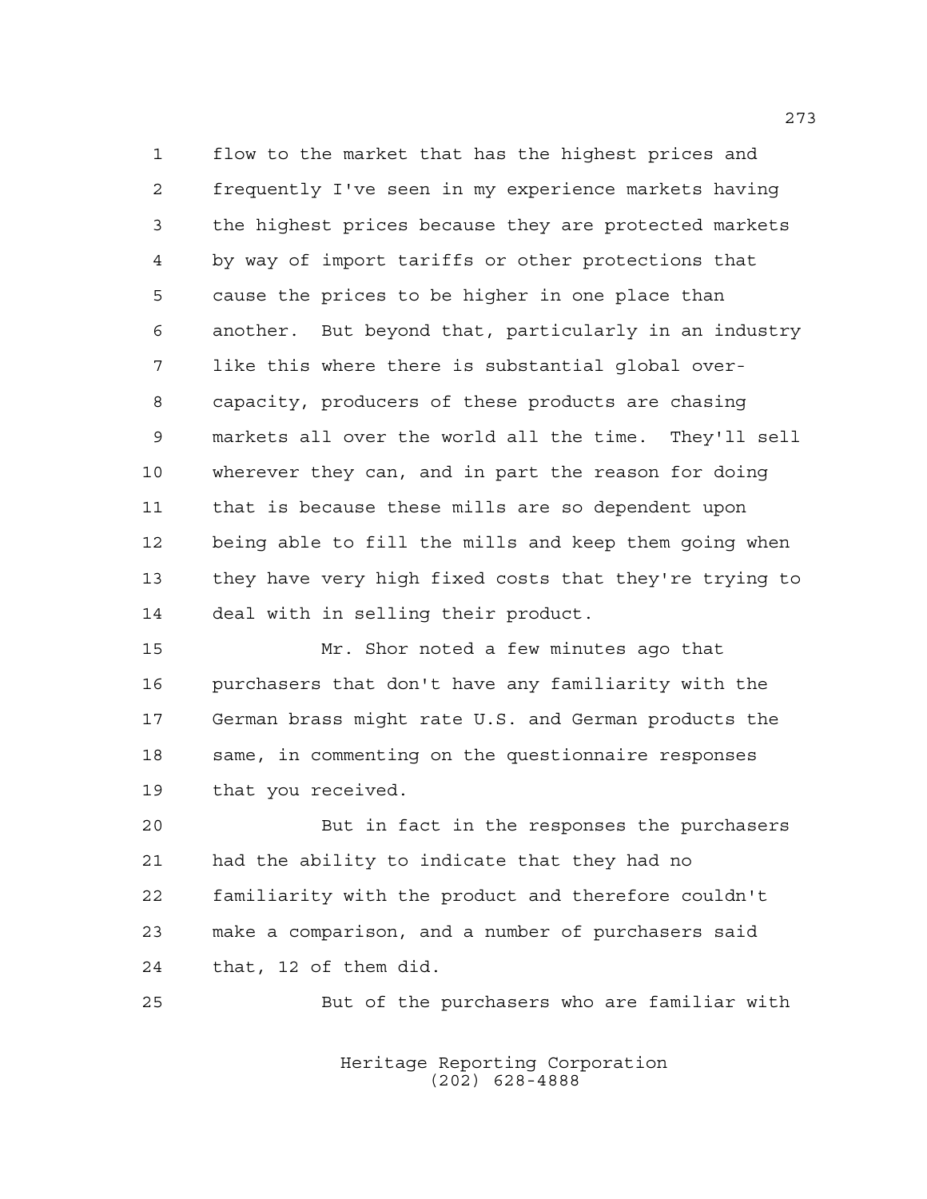flow to the market that has the highest prices and frequently I've seen in my experience markets having the highest prices because they are protected markets by way of import tariffs or other protections that cause the prices to be higher in one place than another. But beyond that, particularly in an industry like this where there is substantial global over-capacity, producers of these products are chasing markets all over the world all the time. They'll sell wherever they can, and in part the reason for doing that is because these mills are so dependent upon being able to fill the mills and keep them going when they have very high fixed costs that they're trying to deal with in selling their product.

Mr. Shor noted a few minutes ago that purchasers that don't have any familiarity with the German brass might rate U.S. and German products the same, in commenting on the questionnaire responses that you received.

But in fact in the responses the purchasers had the ability to indicate that they had no familiarity with the product and therefore couldn't make a comparison, and a number of purchasers said that, 12 of them did.

But of the purchasers who are familiar with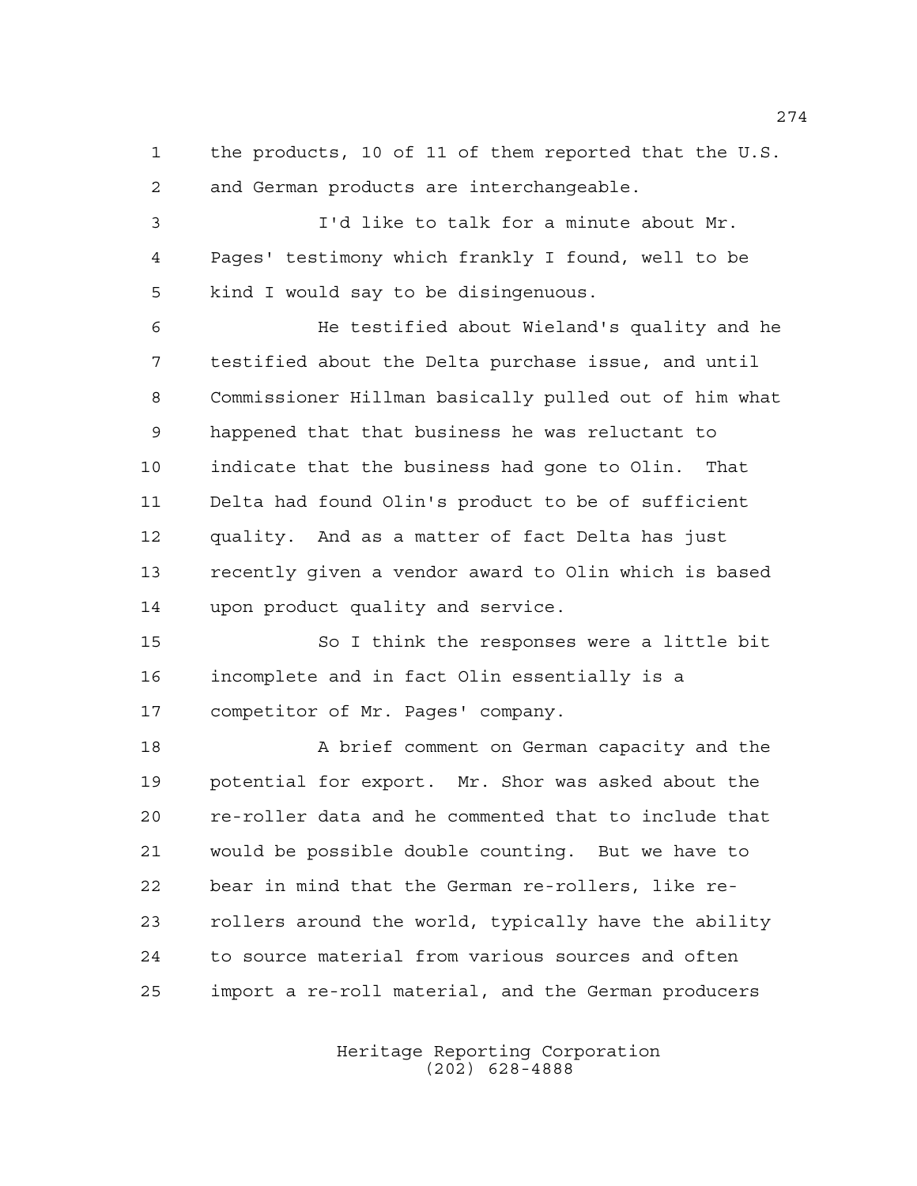the products, 10 of 11 of them reported that the U.S. and German products are interchangeable.

I'd like to talk for a minute about Mr. Pages' testimony which frankly I found, well to be kind I would say to be disingenuous.

He testified about Wieland's quality and he testified about the Delta purchase issue, and until Commissioner Hillman basically pulled out of him what happened that that business he was reluctant to indicate that the business had gone to Olin. That Delta had found Olin's product to be of sufficient quality. And as a matter of fact Delta has just recently given a vendor award to Olin which is based upon product quality and service.

So I think the responses were a little bit incomplete and in fact Olin essentially is a competitor of Mr. Pages' company.

A brief comment on German capacity and the potential for export. Mr. Shor was asked about the re-roller data and he commented that to include that would be possible double counting. But we have to bear in mind that the German re-rollers, like re-rollers around the world, typically have the ability to source material from various sources and often import a re-roll material, and the German producers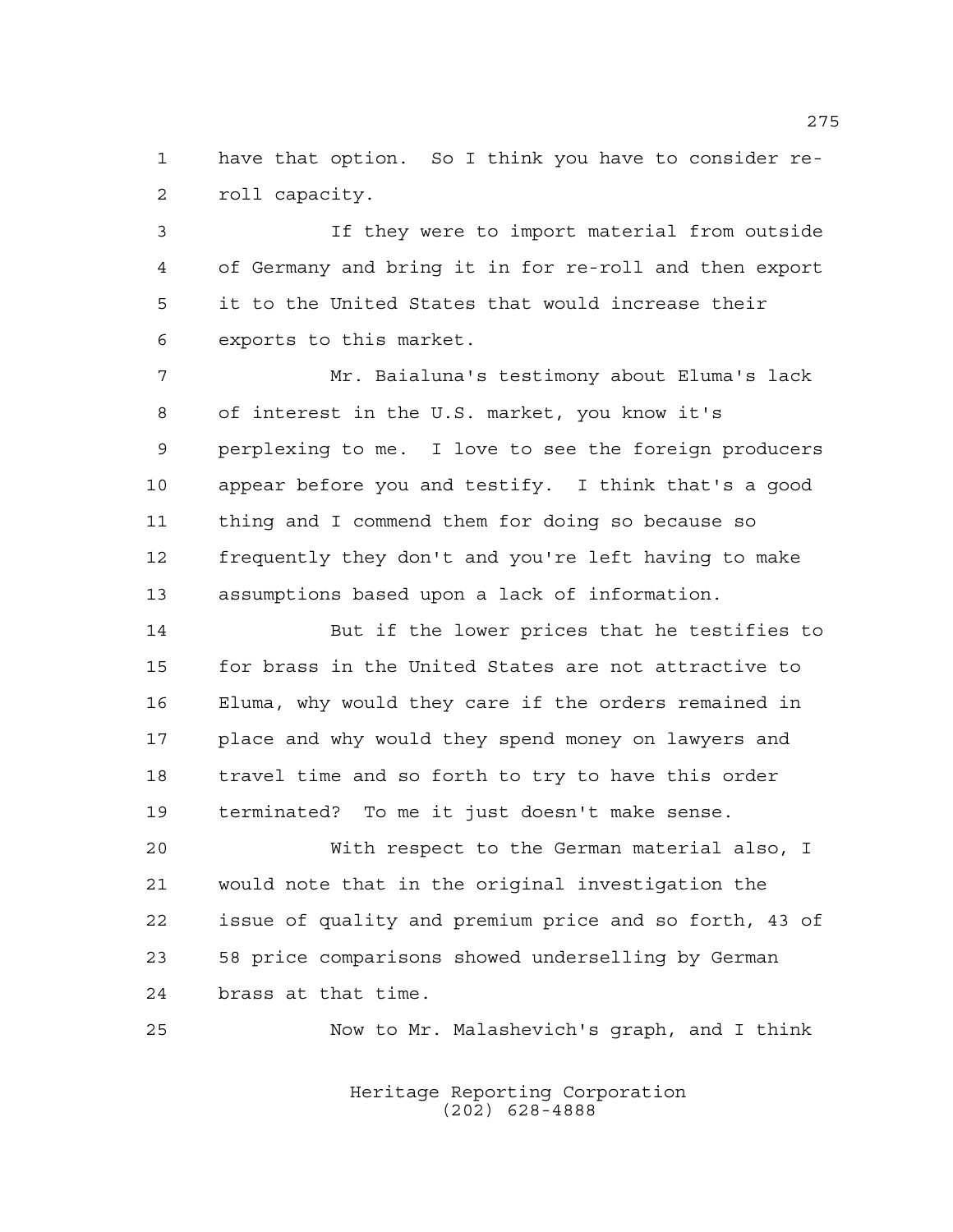have that option. So I think you have to consider re-roll capacity.

If they were to import material from outside of Germany and bring it in for re-roll and then export it to the United States that would increase their exports to this market.

Mr. Baialuna's testimony about Eluma's lack of interest in the U.S. market, you know it's perplexing to me. I love to see the foreign producers appear before you and testify. I think that's a good thing and I commend them for doing so because so frequently they don't and you're left having to make assumptions based upon a lack of information.

But if the lower prices that he testifies to for brass in the United States are not attractive to Eluma, why would they care if the orders remained in place and why would they spend money on lawyers and travel time and so forth to try to have this order terminated? To me it just doesn't make sense.

With respect to the German material also, I would note that in the original investigation the issue of quality and premium price and so forth, 43 of 58 price comparisons showed underselling by German brass at that time.

Now to Mr. Malashevich's graph, and I think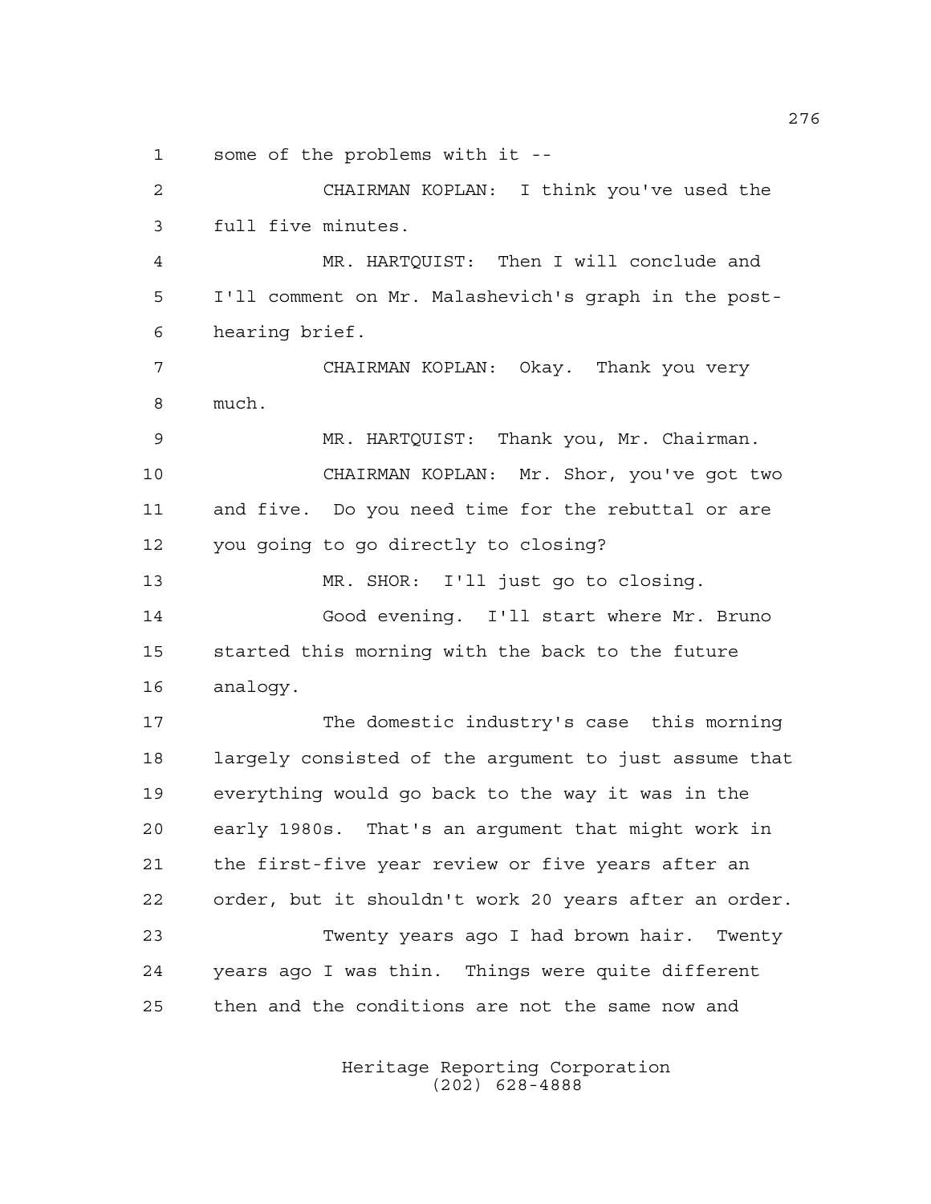some of the problems with it --

CHAIRMAN KOPLAN: I think you've used the full five minutes.

MR. HARTQUIST: Then I will conclude and I'll comment on Mr. Malashevich's graph in the post-hearing brief.

CHAIRMAN KOPLAN: Okay. Thank you very much.

MR. HARTQUIST: Thank you, Mr. Chairman.

CHAIRMAN KOPLAN: Mr. Shor, you've got two and five. Do you need time for the rebuttal or are you going to go directly to closing?

MR. SHOR: I'll just go to closing.

Good evening. I'll start where Mr. Bruno started this morning with the back to the future analogy.

The domestic industry's case this morning largely consisted of the argument to just assume that everything would go back to the way it was in the early 1980s. That's an argument that might work in the first-five year review or five years after an order, but it shouldn't work 20 years after an order.

Twenty years ago I had brown hair. Twenty years ago I was thin. Things were quite different then and the conditions are not the same now and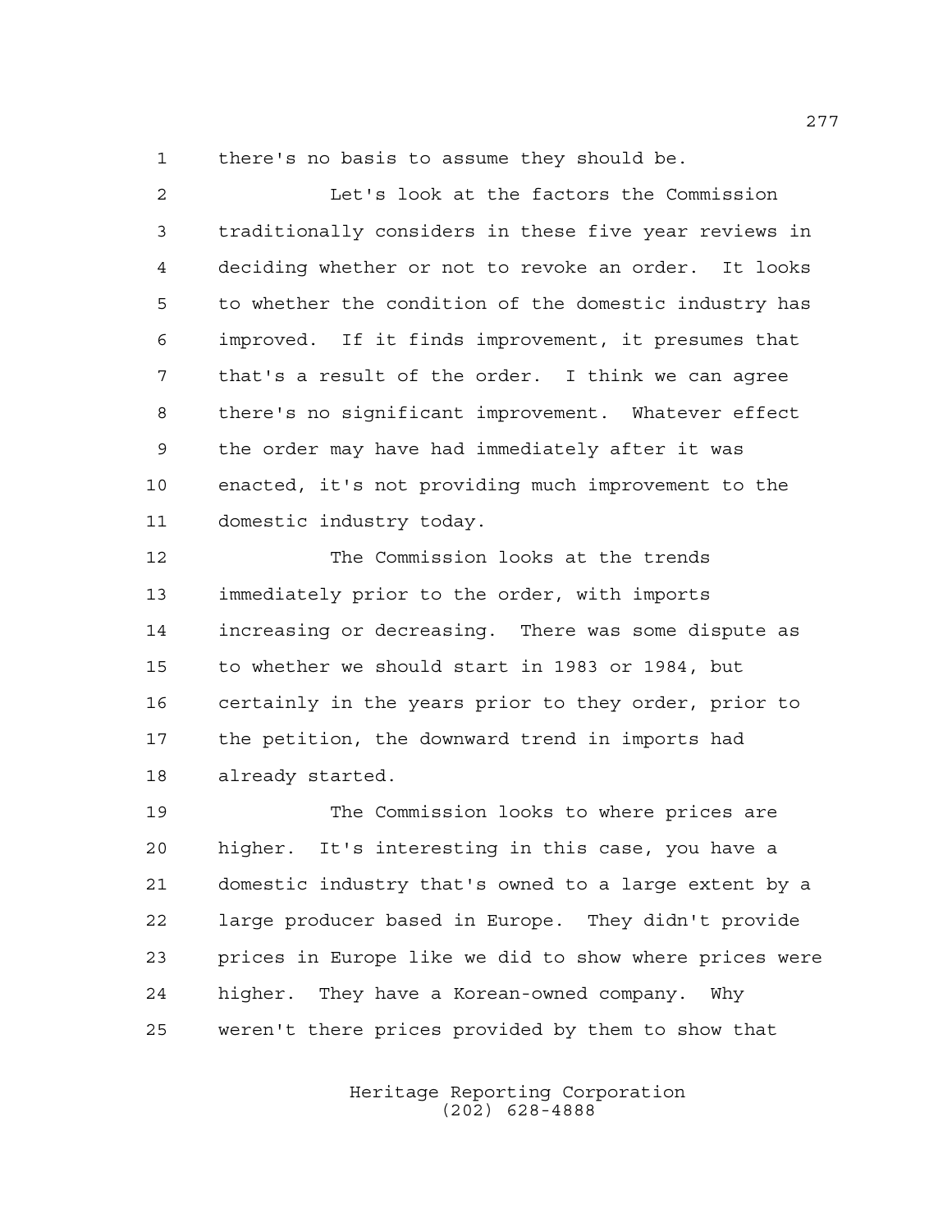there's no basis to assume they should be.

Let's look at the factors the Commission traditionally considers in these five year reviews in deciding whether or not to revoke an order. It looks to whether the condition of the domestic industry has improved. If it finds improvement, it presumes that that's a result of the order. I think we can agree there's no significant improvement. Whatever effect the order may have had immediately after it was enacted, it's not providing much improvement to the domestic industry today.

The Commission looks at the trends immediately prior to the order, with imports increasing or decreasing. There was some dispute as to whether we should start in 1983 or 1984, but certainly in the years prior to they order, prior to the petition, the downward trend in imports had already started.

The Commission looks to where prices are higher. It's interesting in this case, you have a domestic industry that's owned to a large extent by a large producer based in Europe. They didn't provide prices in Europe like we did to show where prices were higher. They have a Korean-owned company. Why weren't there prices provided by them to show that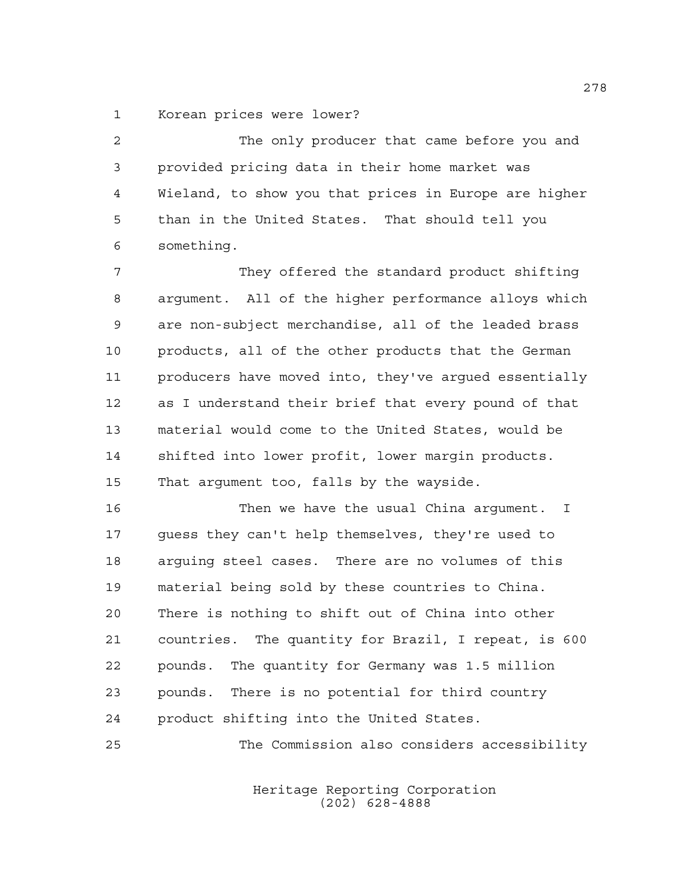Korean prices were lower?

The only producer that came before you and provided pricing data in their home market was Wieland, to show you that prices in Europe are higher than in the United States. That should tell you something.

They offered the standard product shifting argument. All of the higher performance alloys which are non-subject merchandise, all of the leaded brass products, all of the other products that the German producers have moved into, they've argued essentially as I understand their brief that every pound of that material would come to the United States, would be shifted into lower profit, lower margin products. That argument too, falls by the wayside.

Then we have the usual China argument. I guess they can't help themselves, they're used to arguing steel cases. There are no volumes of this material being sold by these countries to China. There is nothing to shift out of China into other countries. The quantity for Brazil, I repeat, is 600 pounds. The quantity for Germany was 1.5 million pounds. There is no potential for third country product shifting into the United States.

The Commission also considers accessibility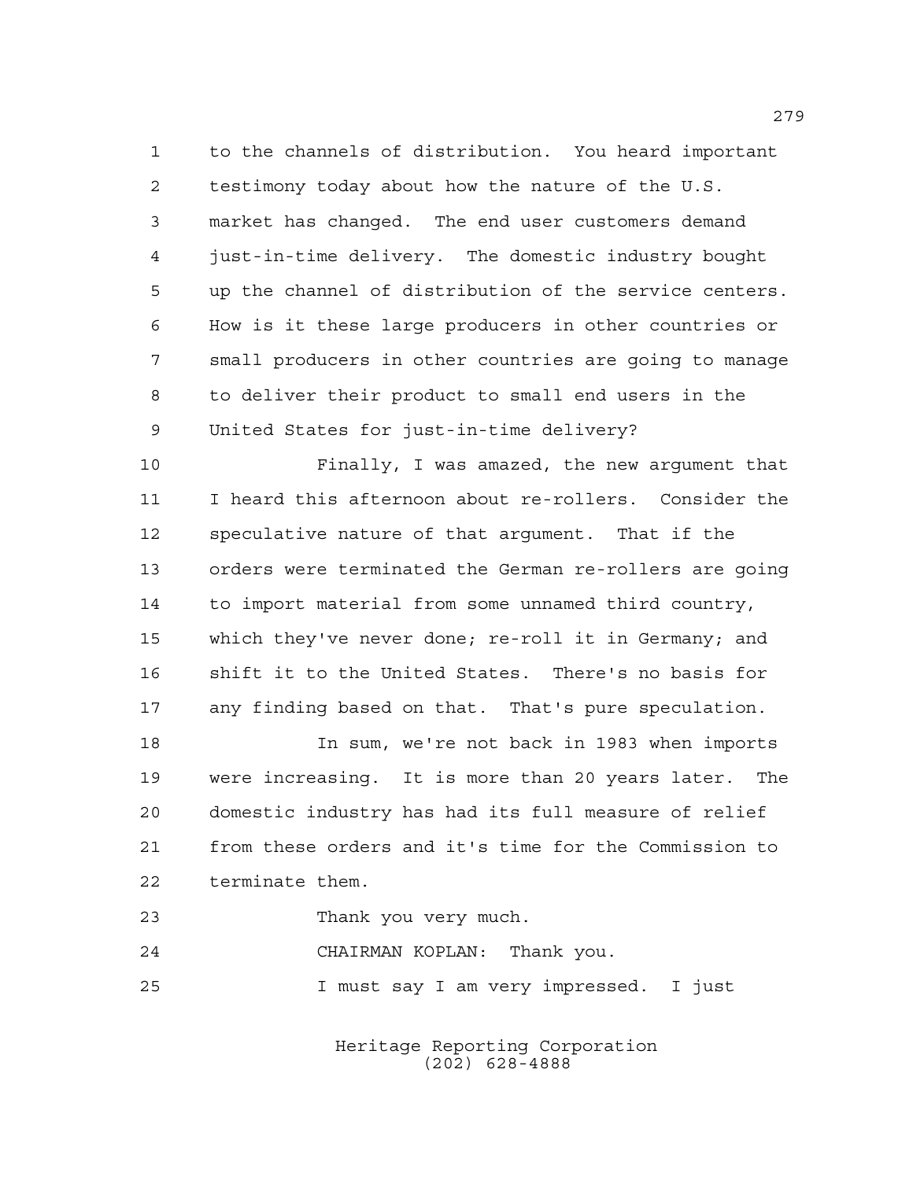to the channels of distribution. You heard important testimony today about how the nature of the U.S. market has changed. The end user customers demand just-in-time delivery. The domestic industry bought up the channel of distribution of the service centers. How is it these large producers in other countries or small producers in other countries are going to manage to deliver their product to small end users in the United States for just-in-time delivery?

Finally, I was amazed, the new argument that I heard this afternoon about re-rollers. Consider the speculative nature of that argument. That if the orders were terminated the German re-rollers are going to import material from some unnamed third country, which they've never done; re-roll it in Germany; and shift it to the United States. There's no basis for any finding based on that. That's pure speculation.

In sum, we're not back in 1983 when imports were increasing. It is more than 20 years later. The domestic industry has had its full measure of relief from these orders and it's time for the Commission to terminate them.

Thank you very much.

CHAIRMAN KOPLAN: Thank you.

I must say I am very impressed. I just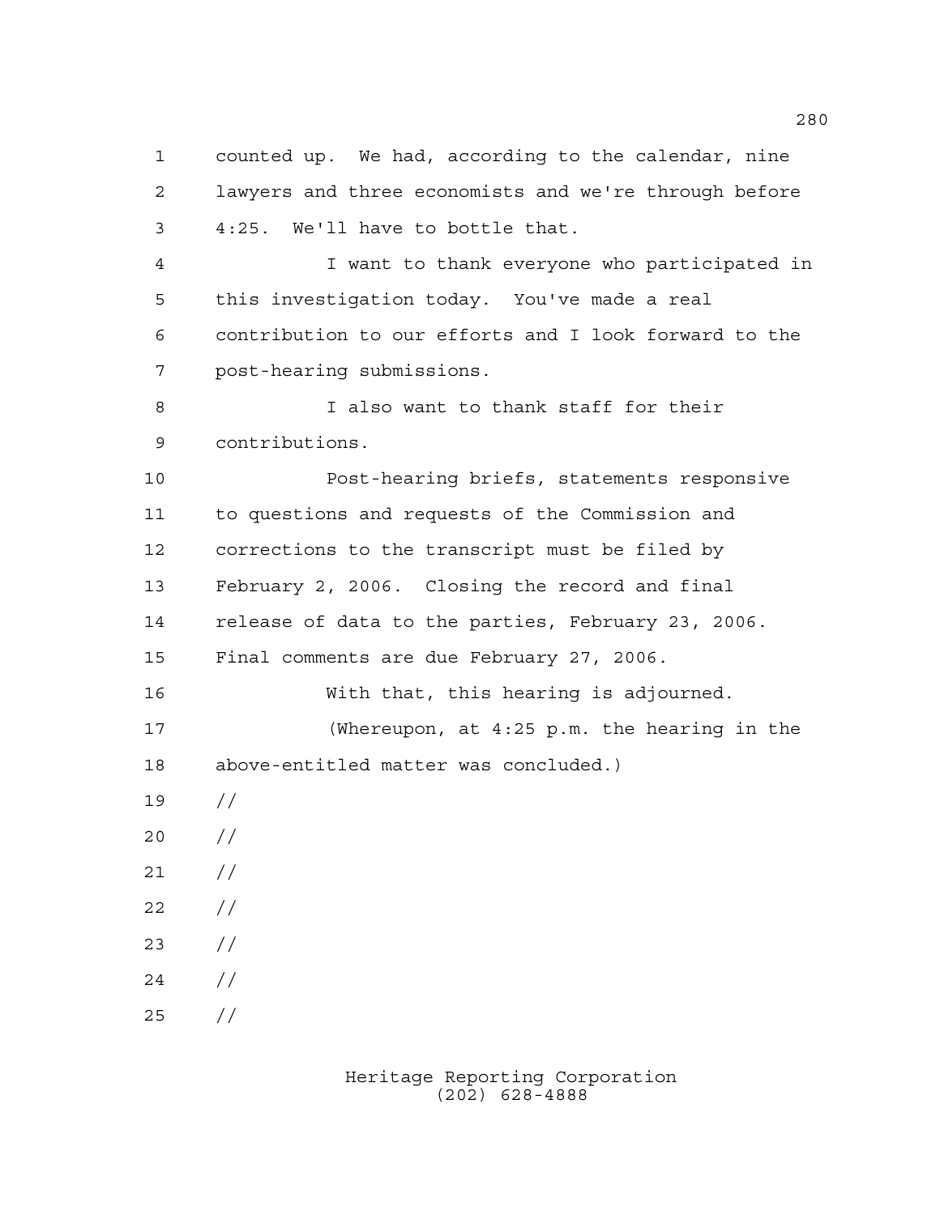counted up. We had, according to the calendar, nine lawyers and three economists and we're through before 4:25. We'll have to bottle that.

I want to thank everyone who participated in this investigation today. You've made a real contribution to our efforts and I look forward to the post-hearing submissions.

I also want to thank staff for their contributions.

Post-hearing briefs, statements responsive to questions and requests of the Commission and corrections to the transcript must be filed by February 2, 2006. Closing the record and final release of data to the parties, February 23, 2006. Final comments are due February 27, 2006.

With that, this hearing is adjourned.

(Whereupon, at 4:25 p.m. the hearing in the above-entitled matter was concluded.)

//

//

//

//

//

//

//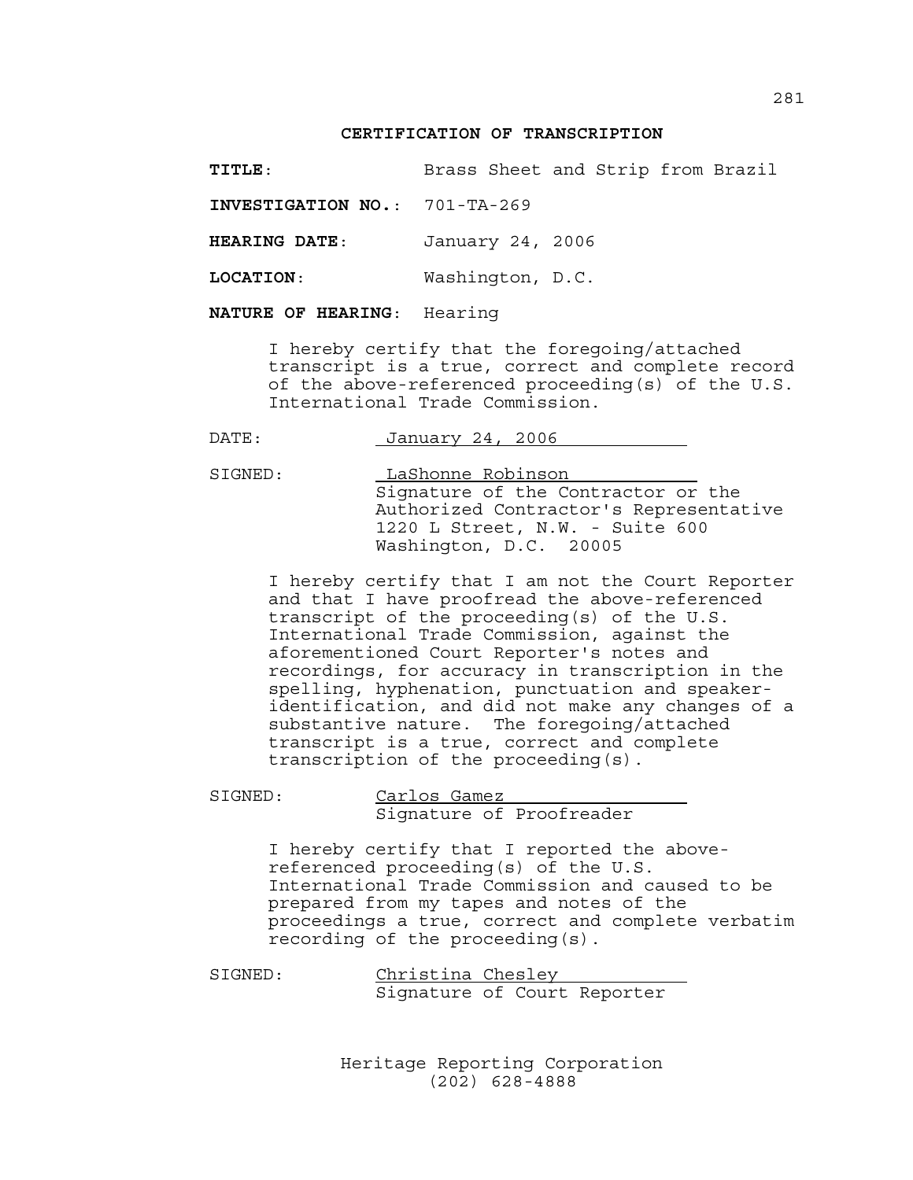# CERTIFICATION OF TRANSCRIPTION

**TITLE**: Brass Sheet and Strip from Brazil

**INVESTIGATION NO.**: 701-TA-269

**HEARING DATE**: January 24, 2006

**LOCATION**: Washington, D.C.

**NATURE OF HEARING**: Hearing

I hereby certify that the foregoing/attached transcript is a true, correct and complete record of the above-referenced proceeding(s) of the U.S. International Trade Commission.

DATE: January 24, 2006

SIGNED: LaShonne Robinson
Signature of the Contractor or the Authorized Contractor's Representative
1220 L Street, N.W. - Suite 600
Washington, D.C. 20005

I hereby certify that I am not the Court Reporter and that I have proofread the above-referenced transcript of the proceeding(s) of the U.S. International Trade Commission, against the aforementioned Court Reporter's notes and recordings, for accuracy in transcription in the spelling, hyphenation, punctuation and speaker-identification, and did not make any changes of a substantive nature. The foregoing/attached transcript is a true, correct and complete transcription of the proceeding(s).

SIGNED: Carlos Gamez
Signature of Proofreader

I hereby certify that I reported the above-referenced proceeding(s) of the U.S. International Trade Commission and caused to be prepared from my tapes and notes of the proceedings a true, correct and complete verbatim recording of the proceeding(s).

SIGNED: Christina Chesley
Signature of Court Reporter